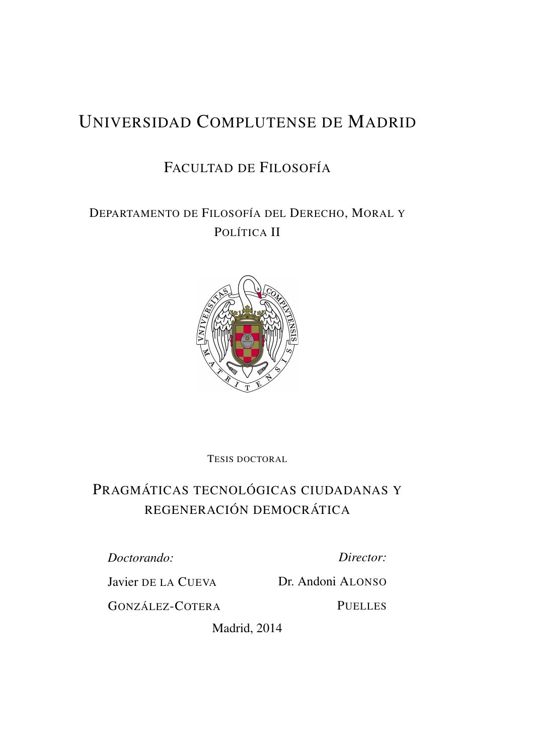# UNIVERSIDAD COMPLUTENSE DE MADRID

## FACULTAD DE FILOSOFÍA

### DEPARTAMENTO DE FILOSOFÍA DEL DERECHO, MORAL Y POLÍTICA II

TESIS DOCTORAL

# PRAGMÁTICAS TECNOLÓGICAS CIUDADANAS Y REGENERACIÓN DEMOCRÁTICA

*Doctorando:*

Javier DE LA CUEVA GONZÁLEZ-COTERA

*Director:*

Dr. Andoni ALONSO PUELLES

Madrid, 2014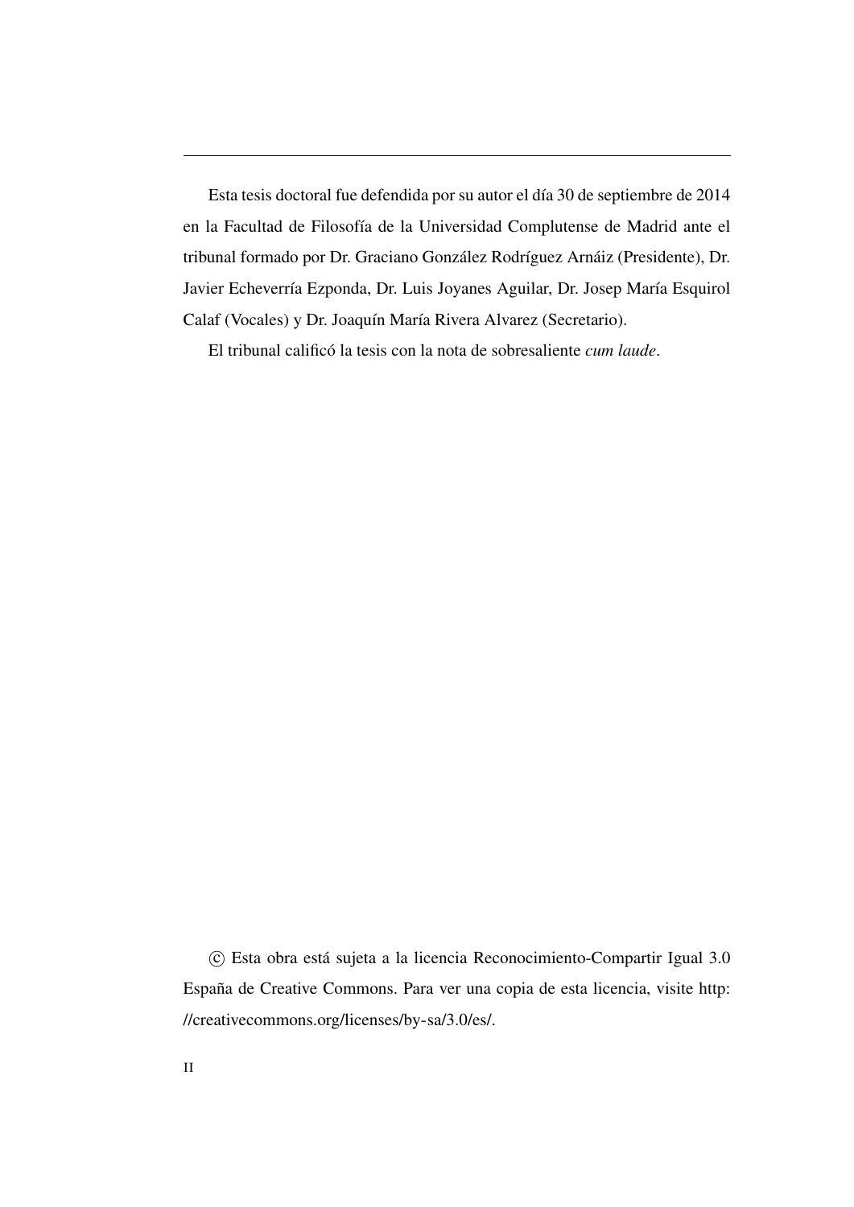Esta tesis doctoral fue defendida por su autor el día 30 de septiembre de 2014 en la Facultad de Filosofía de la Universidad Complutense de Madrid ante el tribunal formado por Dr. Graciano González Rodríguez Arnáiz (Presidente), Dr. Javier Echeverría Ezponda, Dr. Luis Joyanes Aguilar, Dr. Josep María Esquirol Calaf (Vocales) y Dr. Joaquín María Rivera Alvarez (Secretario).

El tribunal calificó la tesis con la nota de sobresaliente *cum laude*.

© Esta obra está sujeta a la licencia Reconocimiento-Compartir Igual 3.0 España de Creative Commons. Para ver una copia de esta licencia, visite http://creativecommons.org/licenses/by-sa/3.0/es/.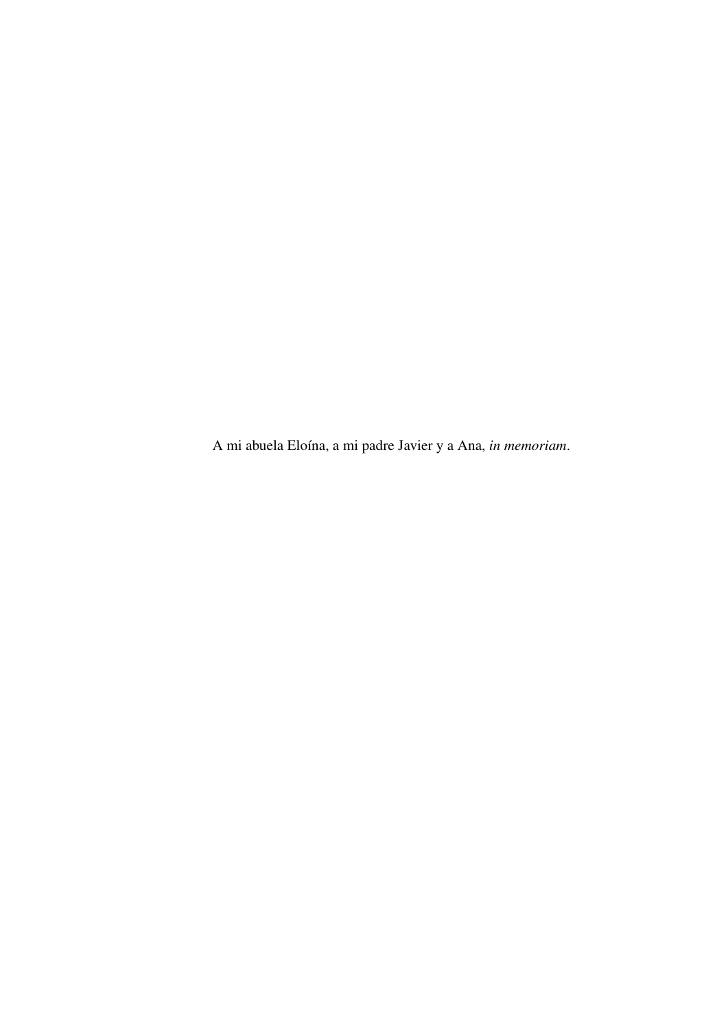A mi abuela Eloína, a mi padre Javier y a Ana, *in memoriam*.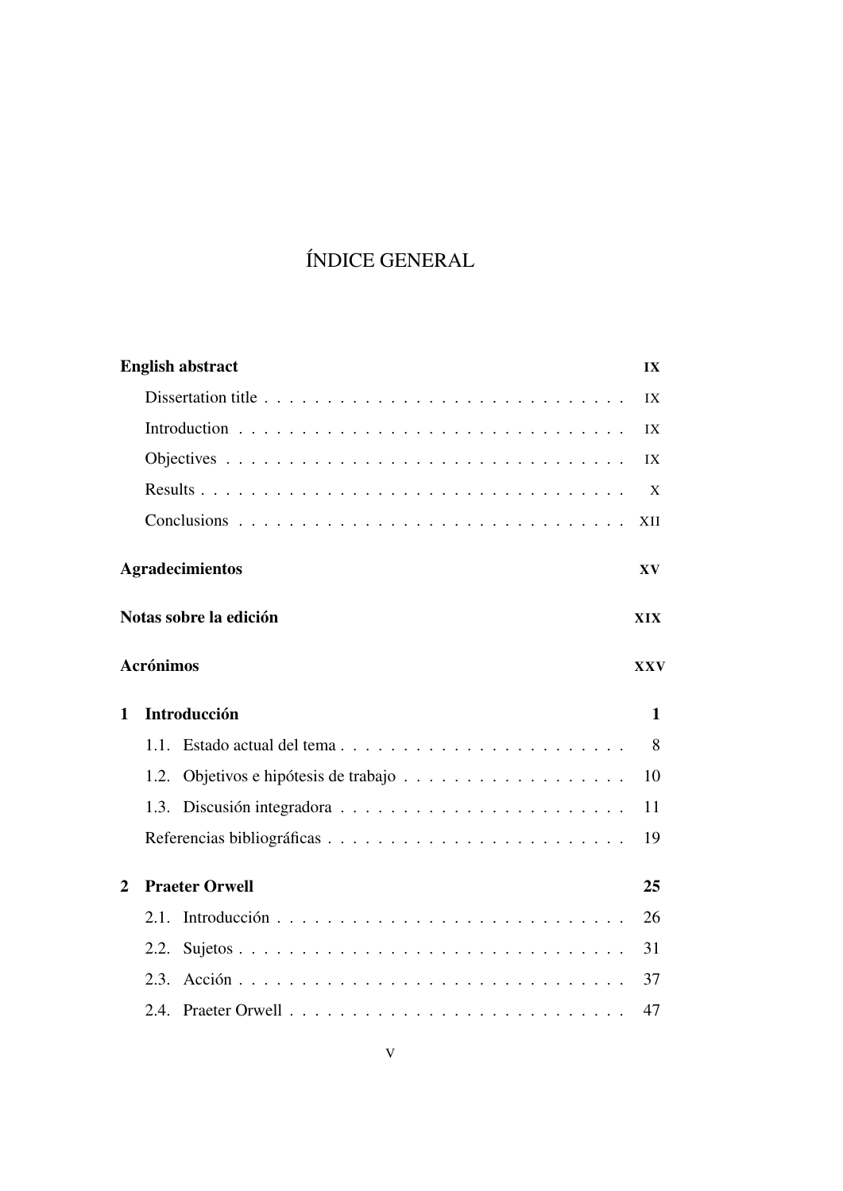# ÍNDICE GENERAL

**English abstract** IX

- Dissertation title . . . . . . . . . . . . . . . . . . . . . . . . . . . . . IX
- Introduction . . . . . . . . . . . . . . . . . . . . . . . . . . . . . . . IX
- Objectives . . . . . . . . . . . . . . . . . . . . . . . . . . . . . . . . IX
- Results . . . . . . . . . . . . . . . . . . . . . . . . . . . . . . . . . . X
- Conclusions . . . . . . . . . . . . . . . . . . . . . . . . . . . . . . . XII

**Agradecimientos** XV

**Notas sobre la edición** XIX

**Acrónimos** XXV

**1 Introducción** 1

- 1.1. Estado actual del tema . . . . . . . . . . . . . . . . . . . . . . . . 8
- 1.2. Objetivos e hipótesis de trabajo . . . . . . . . . . . . . . . . . . . 10
- 1.3. Discusión integradora . . . . . . . . . . . . . . . . . . . . . . . . 11
- Referencias bibliográficas . . . . . . . . . . . . . . . . . . . . . . . . . 19

**2 Praeter Orwell** 25

- 2.1. Introducción . . . . . . . . . . . . . . . . . . . . . . . . . . . . . 26
- 2.2. Sujetos . . . . . . . . . . . . . . . . . . . . . . . . . . . . . . . . 31
- 2.3. Acción . . . . . . . . . . . . . . . . . . . . . . . . . . . . . . . . 37
- 2.4. Praeter Orwell . . . . . . . . . . . . . . . . . . . . . . . . . . . . 47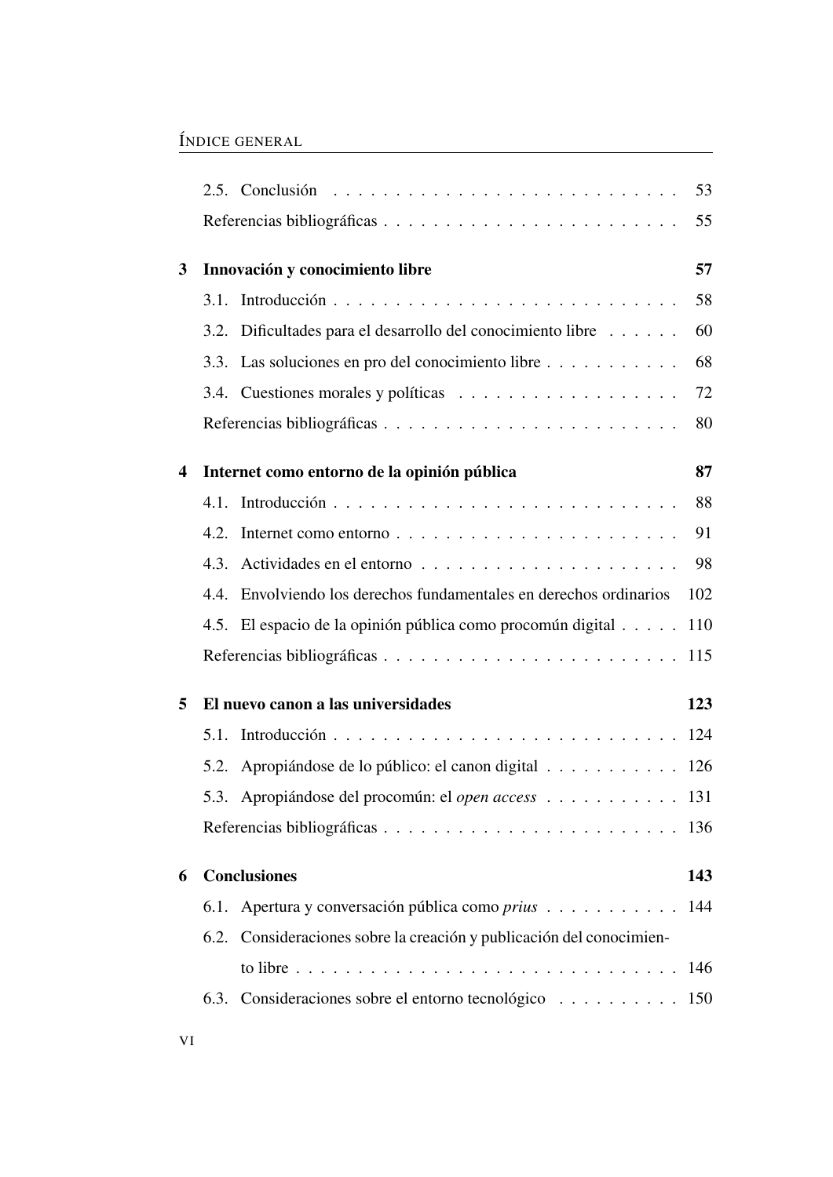2.5. Conclusión . . . . . . . . . . . . . . . . . . . . . . . . . . . . 53

Referencias bibliográficas . . . . . . . . . . . . . . . . . . . . . . . . 55

**3 Innovación y conocimiento libre** **57**

3.1. Introducción . . . . . . . . . . . . . . . . . . . . . . . . . . . . 58

3.2. Dificultades para el desarrollo del conocimiento libre . . . . . . 60

3.3. Las soluciones en pro del conocimiento libre . . . . . . . . . . . 68

3.4. Cuestiones morales y políticas . . . . . . . . . . . . . . . . . . 72

Referencias bibliográficas . . . . . . . . . . . . . . . . . . . . . . . . 80

**4 Internet como entorno de la opinión pública** **87**

4.1. Introducción . . . . . . . . . . . . . . . . . . . . . . . . . . . . 88

4.2. Internet como entorno . . . . . . . . . . . . . . . . . . . . . . . 91

4.3. Actividades en el entorno . . . . . . . . . . . . . . . . . . . . . 98

4.4. Envolviendo los derechos fundamentales en derechos ordinarios 102

4.5. El espacio de la opinión pública como procomún digital . . . . . 110

Referencias bibliográficas . . . . . . . . . . . . . . . . . . . . . . . . 115

**5 El nuevo canon a las universidades** **123**

5.1. Introducción . . . . . . . . . . . . . . . . . . . . . . . . . . . . 124

5.2. Apropiándose de lo público: el canon digital . . . . . . . . . . . 126

5.3. Apropiándose del procomún: el *open access* . . . . . . . . . . . 131

Referencias bibliográficas . . . . . . . . . . . . . . . . . . . . . . . . 136

**6 Conclusiones** **143**

6.1. Apertura y conversación pública como *prius* . . . . . . . . . . . 144

6.2. Consideraciones sobre la creación y publicación del conocimiento libre . . . . . . . . . . . . . . . . . . . . . . . . . . . . . . . 146

6.3. Consideraciones sobre el entorno tecnológico . . . . . . . . . . 150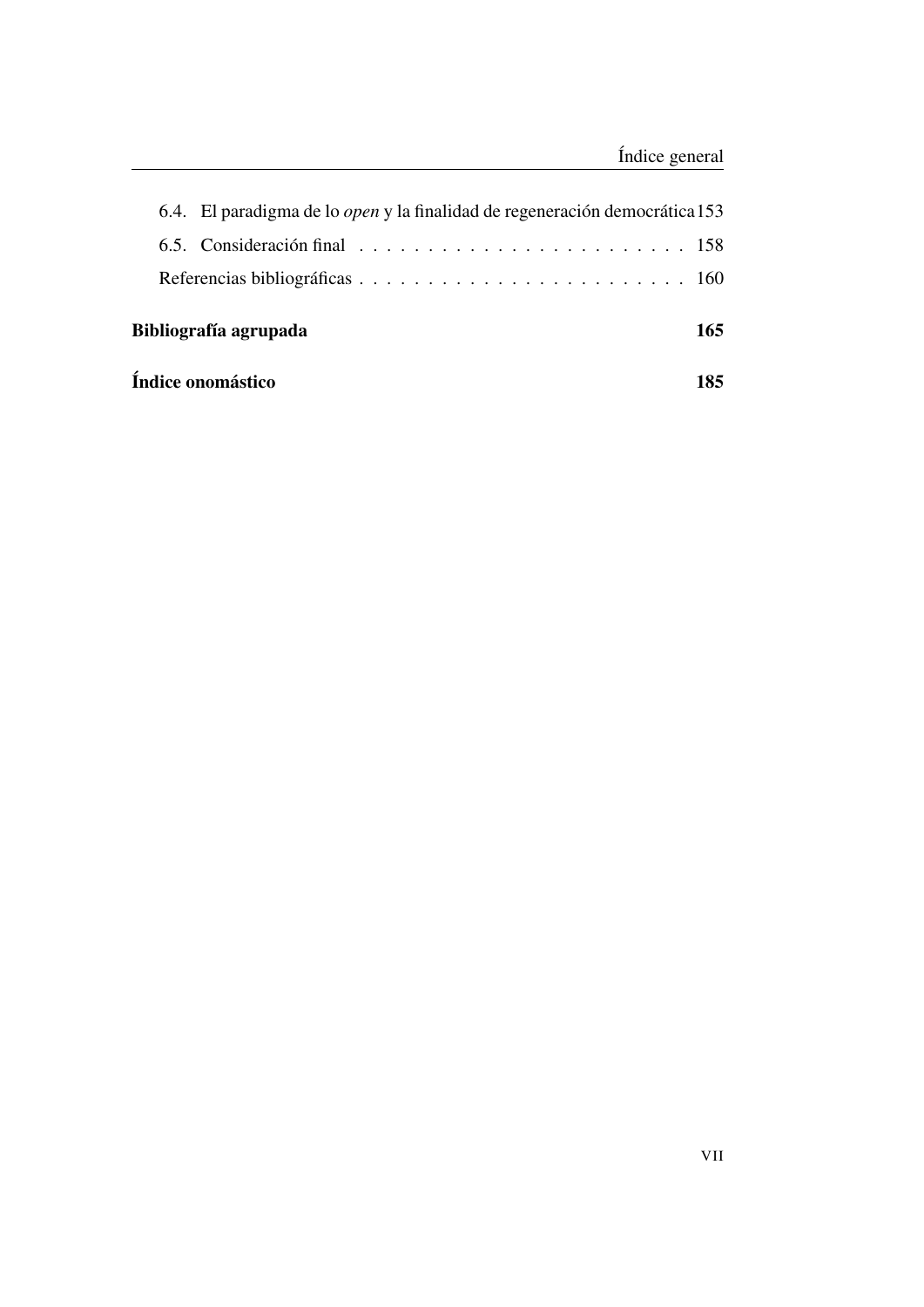6.4. El paradigma de lo *open* y la finalidad de regeneración democrática 153

6.5. Consideración final . . . . . . . . . . . . . . . . . . . . . . . . 158

Referencias bibliográficas . . . . . . . . . . . . . . . . . . . . . . . . 160

**Bibliografía agrupada** **165**

**Índice onomástico** **185**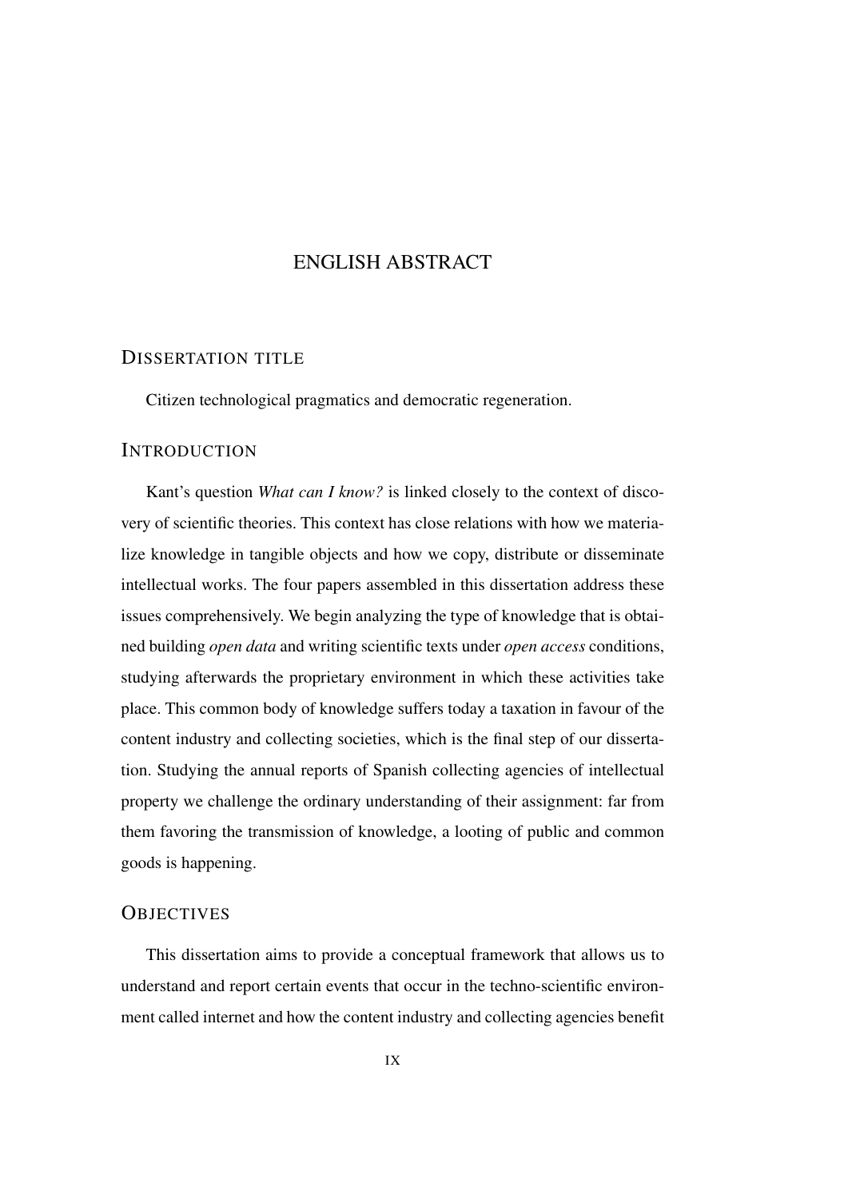# ENGLISH ABSTRACT

## Dissertation title

Citizen technological pragmatics and democratic regeneration.

## Introduction

Kant's question *What can I know?* is linked closely to the context of discovery of scientific theories. This context has close relations with how we materialize knowledge in tangible objects and how we copy, distribute or disseminate intellectual works. The four papers assembled in this dissertation address these issues comprehensively. We begin analyzing the type of knowledge that is obtained building *open data* and writing scientific texts under *open access* conditions, studying afterwards the proprietary environment in which these activities take place. This common body of knowledge suffers today a taxation in favour of the content industry and collecting societies, which is the final step of our dissertation. Studying the annual reports of Spanish collecting agencies of intellectual property we challenge the ordinary understanding of their assignment: far from them favoring the transmission of knowledge, a looting of public and common goods is happening.

## Objectives

This dissertation aims to provide a conceptual framework that allows us to understand and report certain events that occur in the techno-scientific environment called internet and how the content industry and collecting agencies benefit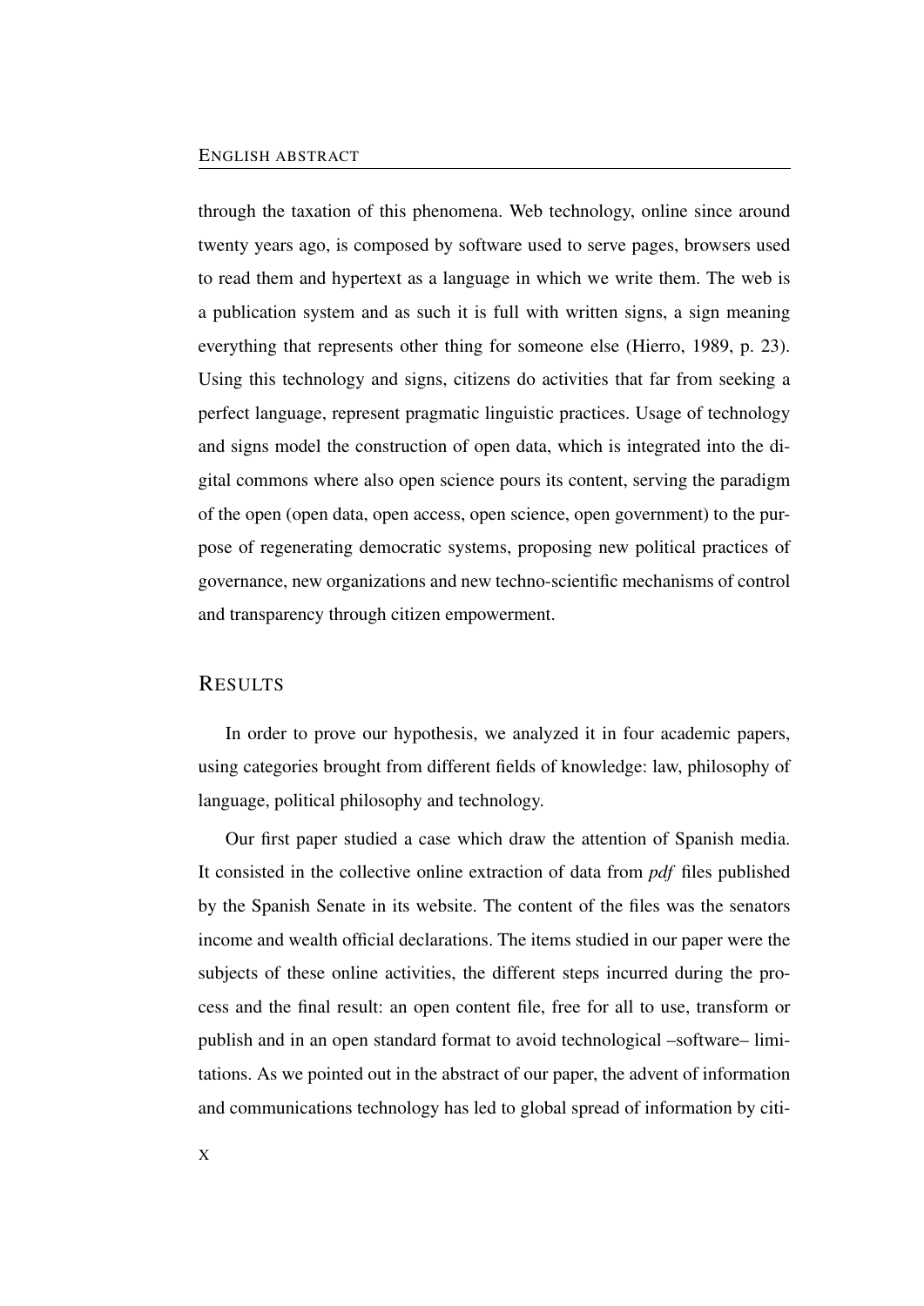through the taxation of this phenomena. Web technology, online since around twenty years ago, is composed by software used to serve pages, browsers used to read them and hypertext as a language in which we write them. The web is a publication system and as such it is full with written signs, a sign meaning everything that represents other thing for someone else (Hierro, 1989, p. 23). Using this technology and signs, citizens do activities that far from seeking a perfect language, represent pragmatic linguistic practices. Usage of technology and signs model the construction of open data, which is integrated into the digital commons where also open science pours its content, serving the paradigm of the open (open data, open access, open science, open government) to the purpose of regenerating democratic systems, proposing new political practices of governance, new organizations and new techno-scientific mechanisms of control and transparency through citizen empowerment.

## RESULTS

In order to prove our hypothesis, we analyzed it in four academic papers, using categories brought from different fields of knowledge: law, philosophy of language, political philosophy and technology.

Our first paper studied a case which draw the attention of Spanish media. It consisted in the collective online extraction of data from *pdf* files published by the Spanish Senate in its website. The content of the files was the senators income and wealth official declarations. The items studied in our paper were the subjects of these online activities, the different steps incurred during the process and the final result: an open content file, free for all to use, transform or publish and in an open standard format to avoid technological –software– limitations. As we pointed out in the abstract of our paper, the advent of information and communications technology has led to global spread of information by citi-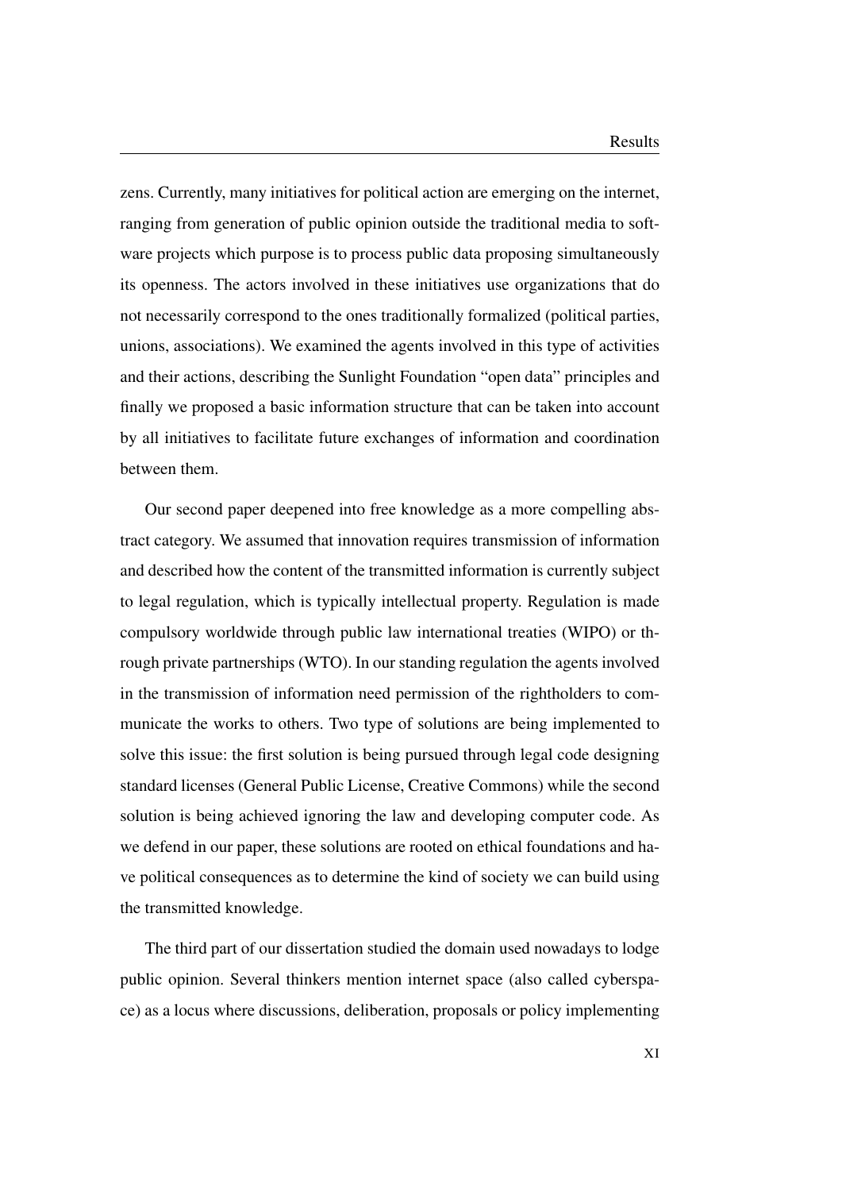zens. Currently, many initiatives for political action are emerging on the internet, ranging from generation of public opinion outside the traditional media to software projects which purpose is to process public data proposing simultaneously its openness. The actors involved in these initiatives use organizations that do not necessarily correspond to the ones traditionally formalized (political parties, unions, associations). We examined the agents involved in this type of activities and their actions, describing the Sunlight Foundation "open data" principles and finally we proposed a basic information structure that can be taken into account by all initiatives to facilitate future exchanges of information and coordination between them.

Our second paper deepened into free knowledge as a more compelling abstract category. We assumed that innovation requires transmission of information and described how the content of the transmitted information is currently subject to legal regulation, which is typically intellectual property. Regulation is made compulsory worldwide through public law international treaties (WIPO) or through private partnerships (WTO). In our standing regulation the agents involved in the transmission of information need permission of the rightholders to communicate the works to others. Two type of solutions are being implemented to solve this issue: the first solution is being pursued through legal code designing standard licenses (General Public License, Creative Commons) while the second solution is being achieved ignoring the law and developing computer code. As we defend in our paper, these solutions are rooted on ethical foundations and have political consequences as to determine the kind of society we can build using the transmitted knowledge.

The third part of our dissertation studied the domain used nowadays to lodge public opinion. Several thinkers mention internet space (also called cyberspace) as a locus where discussions, deliberation, proposals or policy implementing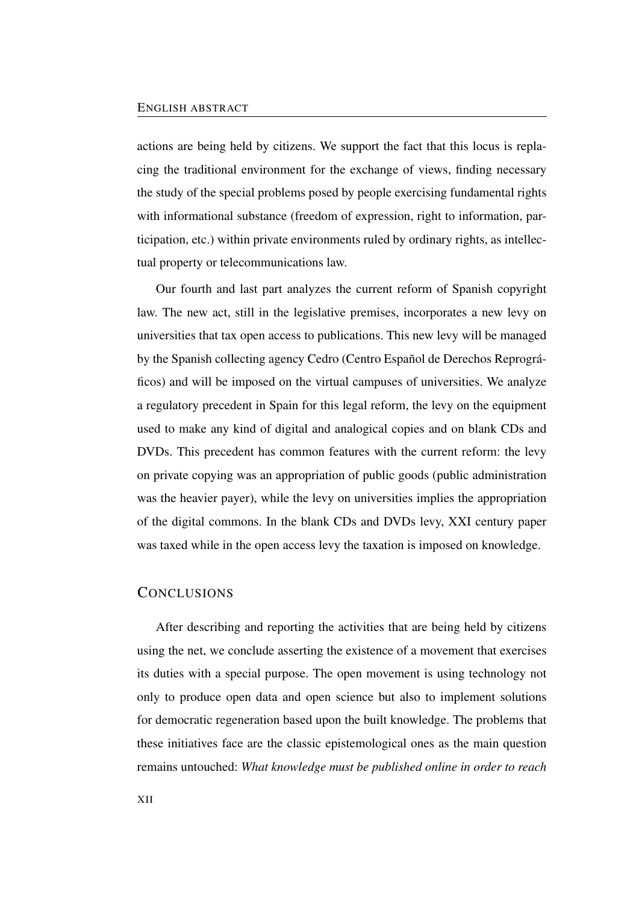actions are being held by citizens. We support the fact that this locus is replacing the traditional environment for the exchange of views, finding necessary the study of the special problems posed by people exercising fundamental rights with informational substance (freedom of expression, right to information, participation, etc.) within private environments ruled by ordinary rights, as intellectual property or telecommunications law.

Our fourth and last part analyzes the current reform of Spanish copyright law. The new act, still in the legislative premises, incorporates a new levy on universities that tax open access to publications. This new levy will be managed by the Spanish collecting agency Cedro (Centro Español de Derechos Reprográficos) and will be imposed on the virtual campuses of universities. We analyze a regulatory precedent in Spain for this legal reform, the levy on the equipment used to make any kind of digital and analogical copies and on blank CDs and DVDs. This precedent has common features with the current reform: the levy on private copying was an appropriation of public goods (public administration was the heavier payer), while the levy on universities implies the appropriation of the digital commons. In the blank CDs and DVDs levy, XXI century paper was taxed while in the open access levy the taxation is imposed on knowledge.

## Conclusions

After describing and reporting the activities that are being held by citizens using the net, we conclude asserting the existence of a movement that exercises its duties with a special purpose. The open movement is using technology not only to produce open data and open science but also to implement solutions for democratic regeneration based upon the built knowledge. The problems that these initiatives face are the classic epistemological ones as the main question remains untouched: *What knowledge must be published online in order to reach*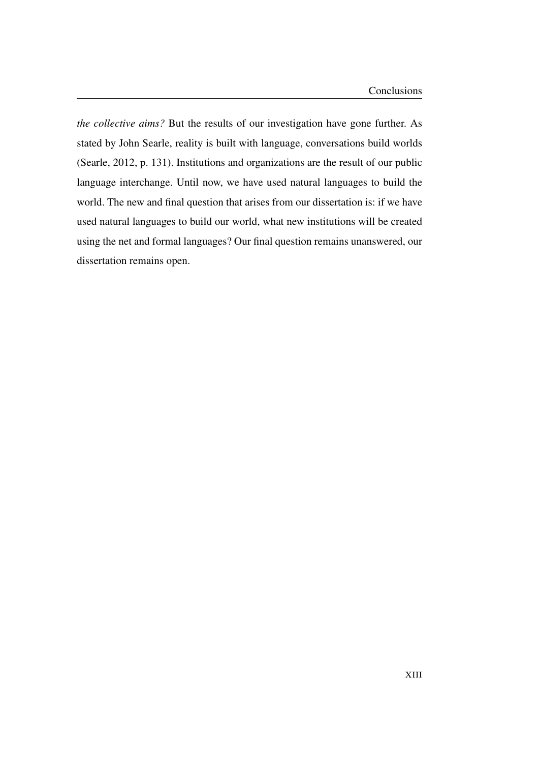*the collective aims?* But the results of our investigation have gone further. As stated by John Searle, reality is built with language, conversations build worlds (Searle, 2012, p. 131). Institutions and organizations are the result of our public language interchange. Until now, we have used natural languages to build the world. The new and final question that arises from our dissertation is: if we have used natural languages to build our world, what new institutions will be created using the net and formal languages? Our final question remains unanswered, our dissertation remains open.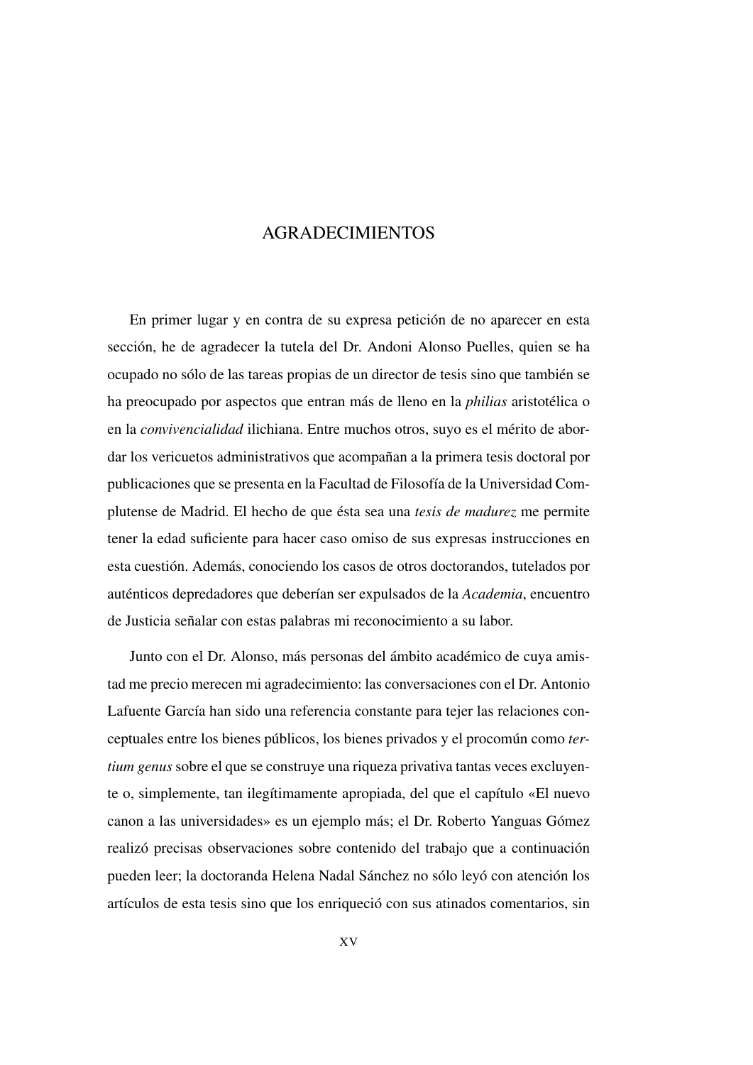# AGRADECIMIENTOS

En primer lugar y en contra de su expresa petición de no aparecer en esta sección, he de agradecer la tutela del Dr. Andoni Alonso Puelles, quien se ha ocupado no sólo de las tareas propias de un director de tesis sino que también se ha preocupado por aspectos que entran más de lleno en la *philias* aristotélica o en la *convivencialidad* ilichiana. Entre muchos otros, suyo es el mérito de abordar los vericuetos administrativos que acompañan a la primera tesis doctoral por publicaciones que se presenta en la Facultad de Filosofía de la Universidad Complutense de Madrid. El hecho de que ésta sea una *tesis de madurez* me permite tener la edad suficiente para hacer caso omiso de sus expresas instrucciones en esta cuestión. Además, conociendo los casos de otros doctorandos, tutelados por auténticos depredadores que deberían ser expulsados de la *Academia*, encuentro de Justicia señalar con estas palabras mi reconocimiento a su labor.

Junto con el Dr. Alonso, más personas del ámbito académico de cuya amistad me precio merecen mi agradecimiento: las conversaciones con el Dr. Antonio Lafuente García han sido una referencia constante para tejer las relaciones conceptuales entre los bienes públicos, los bienes privados y el procomún como *tertium genus* sobre el que se construye una riqueza privativa tantas veces excluyente o, simplemente, tan ilegítimamente apropiada, del que el capítulo «El nuevo canon a las universidades» es un ejemplo más; el Dr. Roberto Yanguas Gómez realizó precisas observaciones sobre contenido del trabajo que a continuación pueden leer; la doctoranda Helena Nadal Sánchez no sólo leyó con atención los artículos de esta tesis sino que los enriqueció con sus atinados comentarios, sin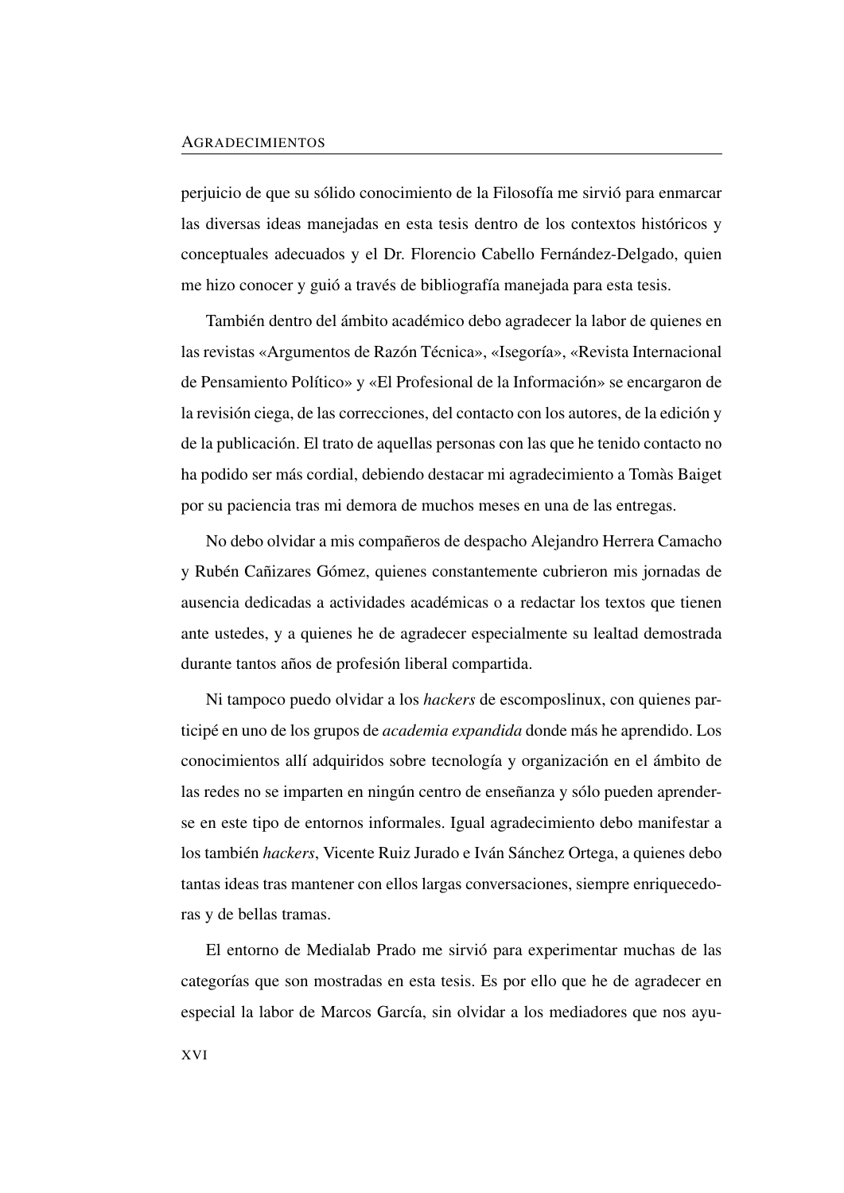perjuicio de que su sólido conocimiento de la Filosofía me sirvió para enmarcar las diversas ideas manejadas en esta tesis dentro de los contextos históricos y conceptuales adecuados y el Dr. Florencio Cabello Fernández-Delgado, quien me hizo conocer y guió a través de bibliografía manejada para esta tesis.

También dentro del ámbito académico debo agradecer la labor de quienes en las revistas «Argumentos de Razón Técnica», «Isegoría», «Revista Internacional de Pensamiento Político» y «El Profesional de la Información» se encargaron de la revisión ciega, de las correcciones, del contacto con los autores, de la edición y de la publicación. El trato de aquellas personas con las que he tenido contacto no ha podido ser más cordial, debiendo destacar mi agradecimiento a Tomàs Baiget por su paciencia tras mi demora de muchos meses en una de las entregas.

No debo olvidar a mis compañeros de despacho Alejandro Herrera Camacho y Rubén Cañizares Gómez, quienes constantemente cubrieron mis jornadas de ausencia dedicadas a actividades académicas o a redactar los textos que tienen ante ustedes, y a quienes he de agradecer especialmente su lealtad demostrada durante tantos años de profesión liberal compartida.

Ni tampoco puedo olvidar a los *hackers* de escomposlinux, con quienes participé en uno de los grupos de *academia expandida* donde más he aprendido. Los conocimientos allí adquiridos sobre tecnología y organización en el ámbito de las redes no se imparten en ningún centro de enseñanza y sólo pueden aprenderse en este tipo de entornos informales. Igual agradecimiento debo manifestar a los también *hackers*, Vicente Ruiz Jurado e Iván Sánchez Ortega, a quienes debo tantas ideas tras mantener con ellos largas conversaciones, siempre enriquecedoras y de bellas tramas.

El entorno de Medialab Prado me sirvió para experimentar muchas de las categorías que son mostradas en esta tesis. Es por ello que he de agradecer en especial la labor de Marcos García, sin olvidar a los mediadores que nos ayu-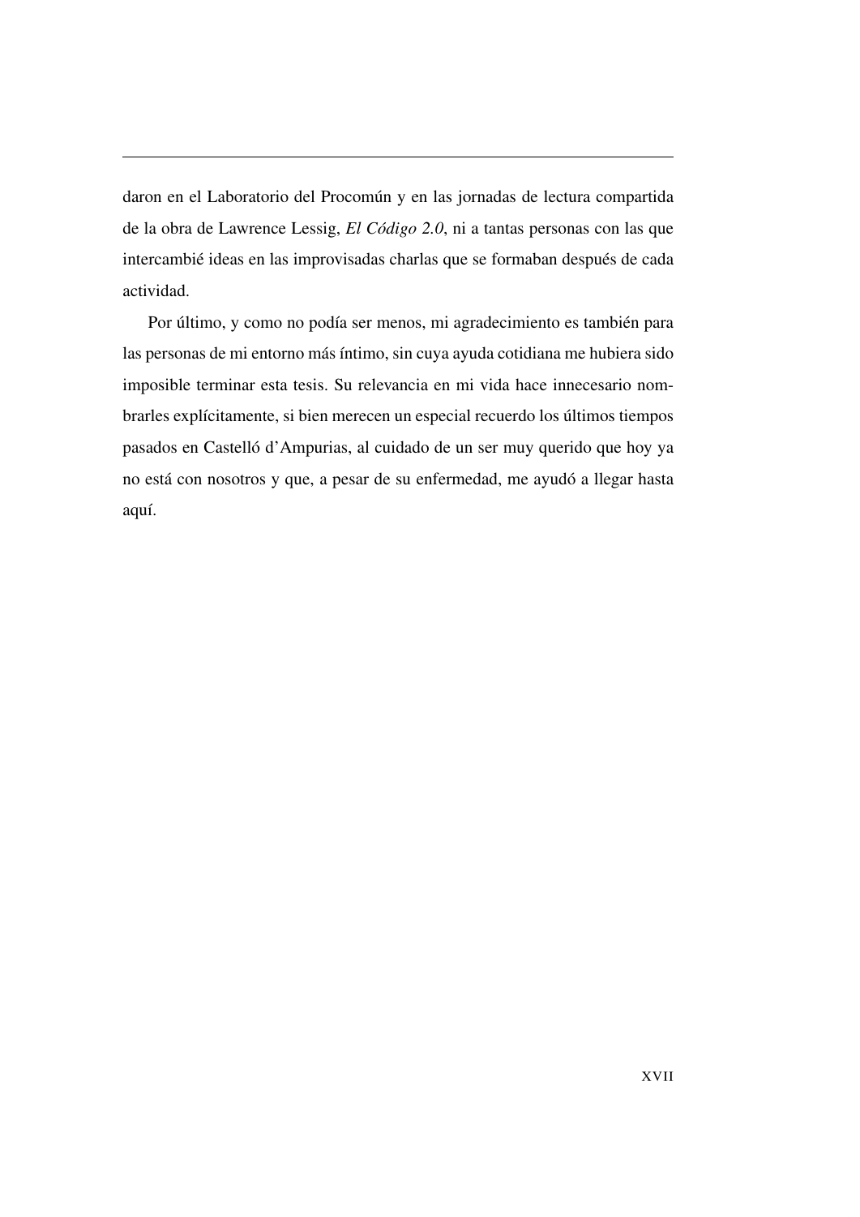daron en el Laboratorio del Procomún y en las jornadas de lectura compartida de la obra de Lawrence Lessig, *El Código 2.0*, ni a tantas personas con las que intercambié ideas en las improvisadas charlas que se formaban después de cada actividad.

Por último, y como no podía ser menos, mi agradecimiento es también para las personas de mi entorno más íntimo, sin cuya ayuda cotidiana me hubiera sido imposible terminar esta tesis. Su relevancia en mi vida hace innecesario nombrarles explícitamente, si bien merecen un especial recuerdo los últimos tiempos pasados en Castelló d'Ampurias, al cuidado de un ser muy querido que hoy ya no está con nosotros y que, a pesar de su enfermedad, me ayudó a llegar hasta aquí.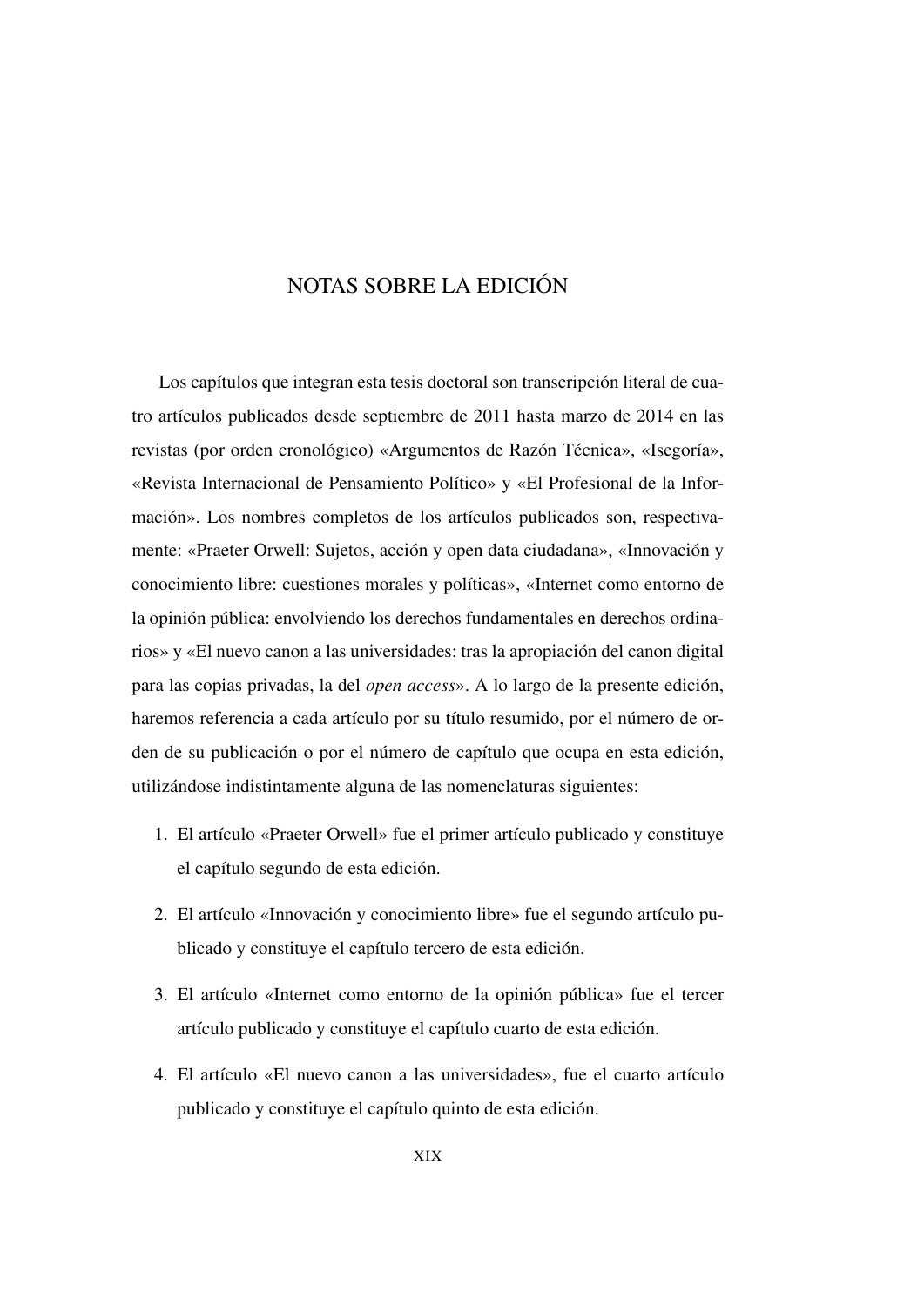# NOTAS SOBRE LA EDICIÓN

Los capítulos que integran esta tesis doctoral son transcripción literal de cuatro artículos publicados desde septiembre de 2011 hasta marzo de 2014 en las revistas (por orden cronológico) «Argumentos de Razón Técnica», «Isegoría», «Revista Internacional de Pensamiento Político» y «El Profesional de la Información». Los nombres completos de los artículos publicados son, respectivamente: «Praeter Orwell: Sujetos, acción y open data ciudadana», «Innovación y conocimiento libre: cuestiones morales y políticas», «Internet como entorno de la opinión pública: envolviendo los derechos fundamentales en derechos ordinarios» y «El nuevo canon a las universidades: tras la apropiación del canon digital para las copias privadas, la del *open access*». A lo largo de la presente edición, haremos referencia a cada artículo por su título resumido, por el número de orden de su publicación o por el número de capítulo que ocupa en esta edición, utilizándose indistintamente alguna de las nomenclaturas siguientes:

1. El artículo «Praeter Orwell» fue el primer artículo publicado y constituye el capítulo segundo de esta edición.
2. El artículo «Innovación y conocimiento libre» fue el segundo artículo publicado y constituye el capítulo tercero de esta edición.
3. El artículo «Internet como entorno de la opinión pública» fue el tercer artículo publicado y constituye el capítulo cuarto de esta edición.
4. El artículo «El nuevo canon a las universidades», fue el cuarto artículo publicado y constituye el capítulo quinto de esta edición.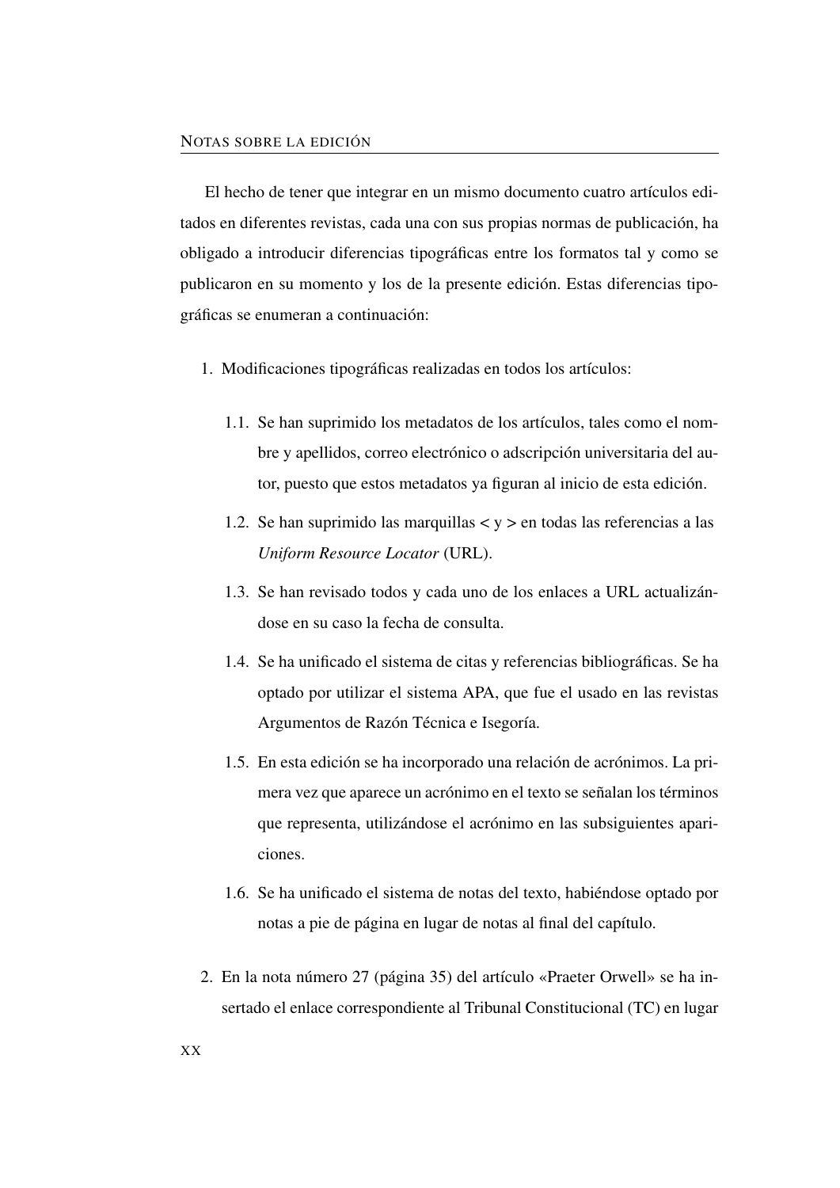El hecho de tener que integrar en un mismo documento cuatro artículos editados en diferentes revistas, cada una con sus propias normas de publicación, ha obligado a introducir diferencias tipográficas entre los formatos tal y como se publicaron en su momento y los de la presente edición. Estas diferencias tipográficas se enumeran a continuación:

1. Modificaciones tipográficas realizadas en todos los artículos:

   1.1. Se han suprimido los metadatos de los artículos, tales como el nombre y apellidos, correo electrónico o adscripción universitaria del autor, puesto que estos metadatos ya figuran al inicio de esta edición.

   1.2. Se han suprimido las marquillas < y > en todas las referencias a las *Uniform Resource Locator* (URL).

   1.3. Se han revisado todos y cada uno de los enlaces a URL actualizándose en su caso la fecha de consulta.

   1.4. Se ha unificado el sistema de citas y referencias bibliográficas. Se ha optado por utilizar el sistema APA, que fue el usado en las revistas Argumentos de Razón Técnica e Isegoría.

   1.5. En esta edición se ha incorporado una relación de acrónimos. La primera vez que aparece un acrónimo en el texto se señalan los términos que representa, utilizándose el acrónimo en las subsiguientes apariciones.

   1.6. Se ha unificado el sistema de notas del texto, habiéndose optado por notas a pie de página en lugar de notas al final del capítulo.

2. En la nota número 27 (página 35) del artículo «Praeter Orwell» se ha insertado el enlace correspondiente al Tribunal Constitucional (TC) en lugar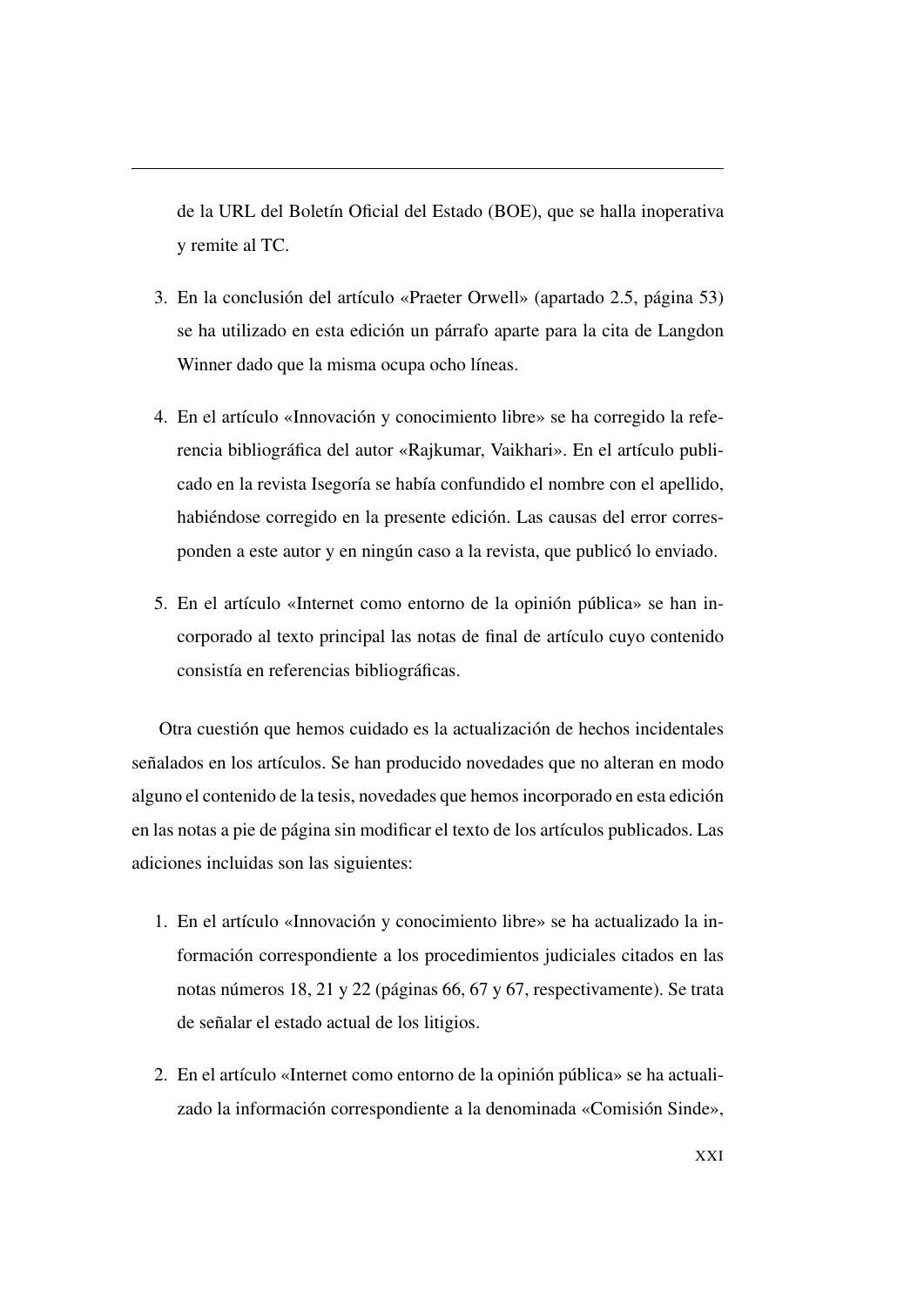de la URL del Boletín Oficial del Estado (BOE), que se halla inoperativa y remite al TC.

3. En la conclusión del artículo «Praeter Orwell» (apartado 2.5, página 53) se ha utilizado en esta edición un párrafo aparte para la cita de Langdon Winner dado que la misma ocupa ocho líneas.

4. En el artículo «Innovación y conocimiento libre» se ha corregido la referencia bibliográfica del autor «Rajkumar, Vaikhari». En el artículo publicado en la revista Isegoría se había confundido el nombre con el apellido, habiéndose corregido en la presente edición. Las causas del error corresponden a este autor y en ningún caso a la revista, que publicó lo enviado.

5. En el artículo «Internet como entorno de la opinión pública» se han incorporado al texto principal las notas de final de artículo cuyo contenido consistía en referencias bibliográficas.

Otra cuestión que hemos cuidado es la actualización de hechos incidentales señalados en los artículos. Se han producido novedades que no alteran en modo alguno el contenido de la tesis, novedades que hemos incorporado en esta edición en las notas a pie de página sin modificar el texto de los artículos publicados. Las adiciones incluidas son las siguientes:

1. En el artículo «Innovación y conocimiento libre» se ha actualizado la información correspondiente a los procedimientos judiciales citados en las notas números 18, 21 y 22 (páginas 66, 67 y 67, respectivamente). Se trata de señalar el estado actual de los litigios.

2. En el artículo «Internet como entorno de la opinión pública» se ha actualizado la información correspondiente a la denominada «Comisión Sinde»,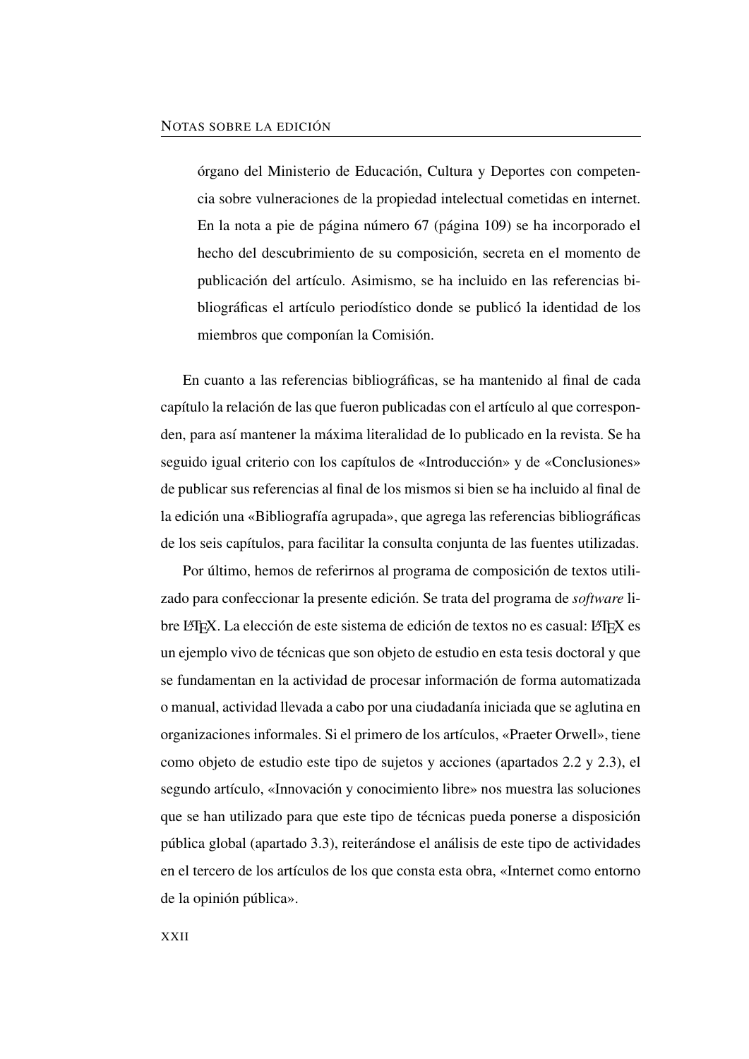> órgano del Ministerio de Educación, Cultura y Deportes con competencia sobre vulneraciones de la propiedad intelectual cometidas en internet. En la nota a pie de página número 67 (página 109) se ha incorporado el hecho del descubrimiento de su composición, secreta en el momento de publicación del artículo. Asimismo, se ha incluido en las referencias bibliográficas el artículo periodístico donde se publicó la identidad de los miembros que componían la Comisión.

En cuanto a las referencias bibliográficas, se ha mantenido al final de cada capítulo la relación de las que fueron publicadas con el artículo al que corresponden, para así mantener la máxima literalidad de lo publicado en la revista. Se ha seguido igual criterio con los capítulos de «Introducción» y de «Conclusiones» de publicar sus referencias al final de los mismos si bien se ha incluido al final de la edición una «Bibliografía agrupada», que agrega las referencias bibliográficas de los seis capítulos, para facilitar la consulta conjunta de las fuentes utilizadas.

Por último, hemos de referirnos al programa de composición de textos utilizado para confeccionar la presente edición. Se trata del programa de *software* libre LaTeX. La elección de este sistema de edición de textos no es casual: LaTeX es un ejemplo vivo de técnicas que son objeto de estudio en esta tesis doctoral y que se fundamentan en la actividad de procesar información de forma automatizada o manual, actividad llevada a cabo por una ciudadanía iniciada que se aglutina en organizaciones informales. Si el primero de los artículos, «Praeter Orwell», tiene como objeto de estudio este tipo de sujetos y acciones (apartados 2.2 y 2.3), el segundo artículo, «Innovación y conocimiento libre» nos muestra las soluciones que se han utilizado para que este tipo de técnicas pueda ponerse a disposición pública global (apartado 3.3), reiterándose el análisis de este tipo de actividades en el tercero de los artículos de los que consta esta obra, «Internet como entorno de la opinión pública».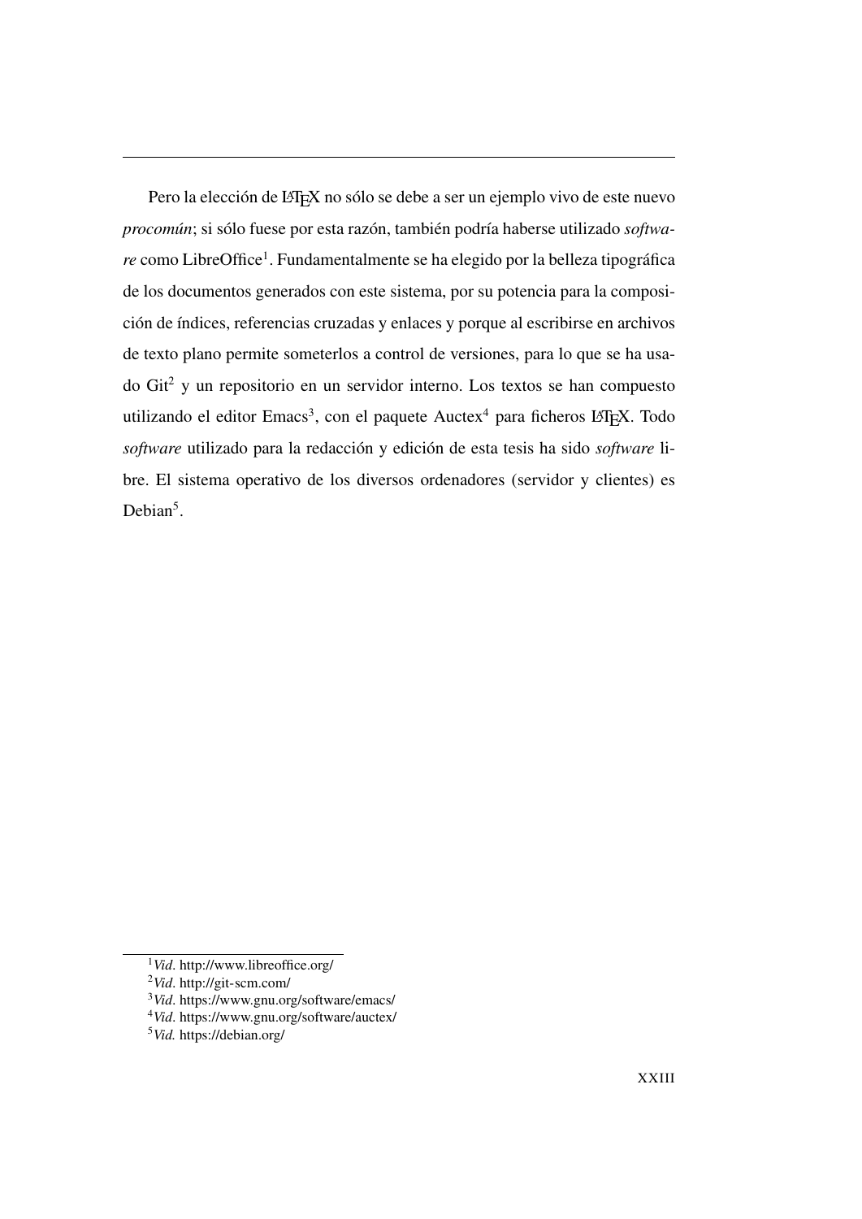Pero la elección de LaTeX no sólo se debe a ser un ejemplo vivo de este nuevo *procomún*; si sólo fuese por esta razón, también podría haberse utilizado *software* como LibreOffice[1]. Fundamentalmente se ha elegido por la belleza tipográfica de los documentos generados con este sistema, por su potencia para la composición de índices, referencias cruzadas y enlaces y porque al escribirse en archivos de texto plano permite someterlos a control de versiones, para lo que se ha usado Git[2] y un repositorio en un servidor interno. Los textos se han compuesto utilizando el editor Emacs[3], con el paquete Auctex[4] para ficheros LaTeX. Todo *software* utilizado para la redacción y edición de esta tesis ha sido *software* libre. El sistema operativo de los diversos ordenadores (servidor y clientes) es Debian[5].

[1] *Vid*. http://www.libreoffice.org/

[2] *Vid*. http://git-scm.com/

[3] *Vid*. https://www.gnu.org/software/emacs/

[4] *Vid*. https://www.gnu.org/software/auctex/

[5] *Vid.* https://debian.org/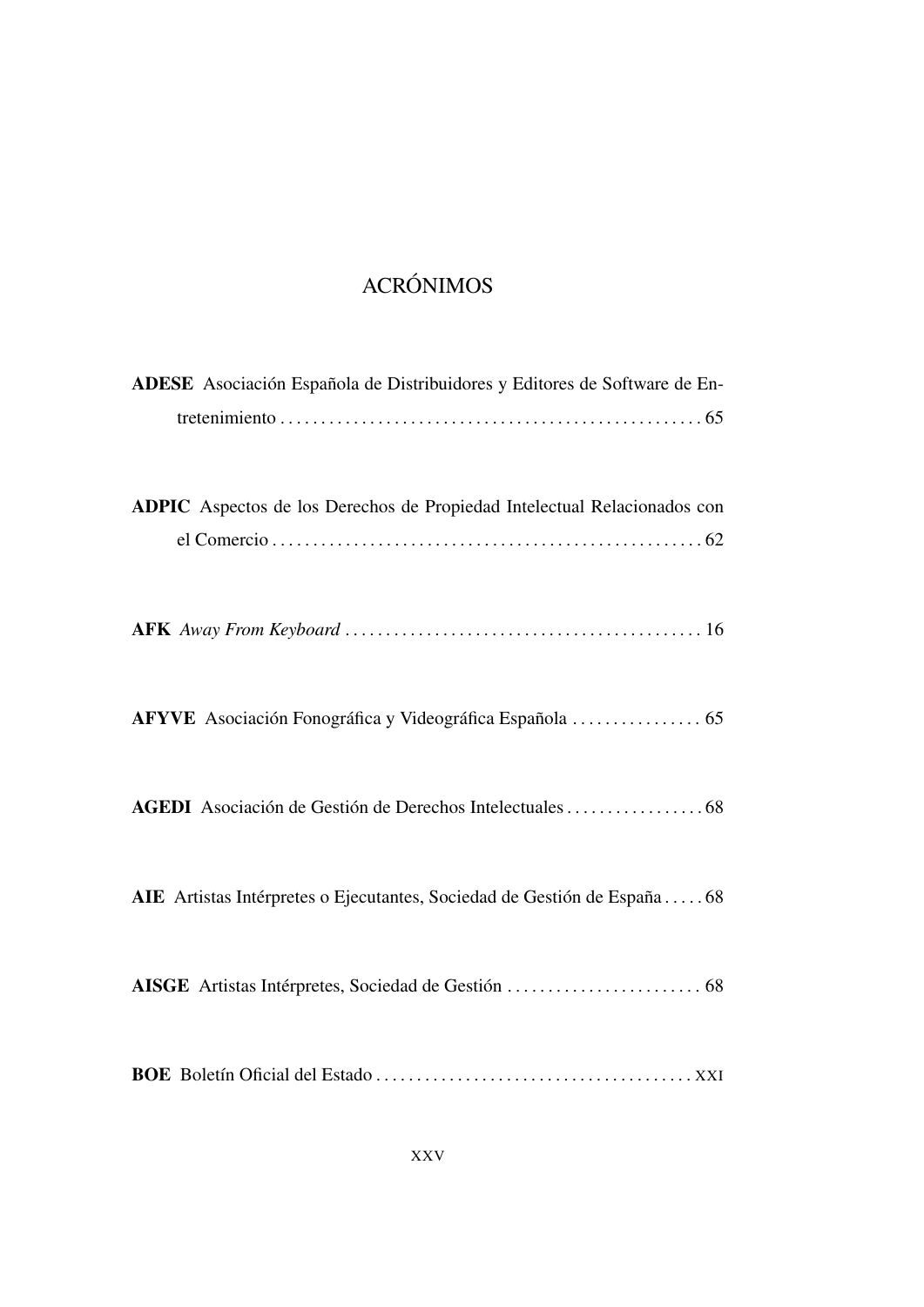# ACRÓNIMOS

**ADESE** Asociación Española de Distribuidores y Editores de Software de Entretenimiento . . . . . . . . . . . . . . . . . . . . . . . . . . . . . . . . . . . . . . . . . . . . . . . . . . . 65

**ADPIC** Aspectos de los Derechos de Propiedad Intelectual Relacionados con el Comercio . . . . . . . . . . . . . . . . . . . . . . . . . . . . . . . . . . . . . . . . . . . . . . . . . . . 62

**AFK** *Away From Keyboard* . . . . . . . . . . . . . . . . . . . . . . . . . . . . . . . . . . . . . . . . . . . 16

**AFYVE** Asociación Fonográfica y Videográfica Española . . . . . . . . . . . . . . . . 65

**AGEDI** Asociación de Gestión de Derechos Intelectuales . . . . . . . . . . . . . . . . . 68

**AIE** Artistas Intérpretes o Ejecutantes, Sociedad de Gestión de España . . . . . 68

**AISGE** Artistas Intérpretes, Sociedad de Gestión . . . . . . . . . . . . . . . . . . . . . . . . 68

**BOE** Boletín Oficial del Estado . . . . . . . . . . . . . . . . . . . . . . . . . . . . . . . . . . . . . . xxi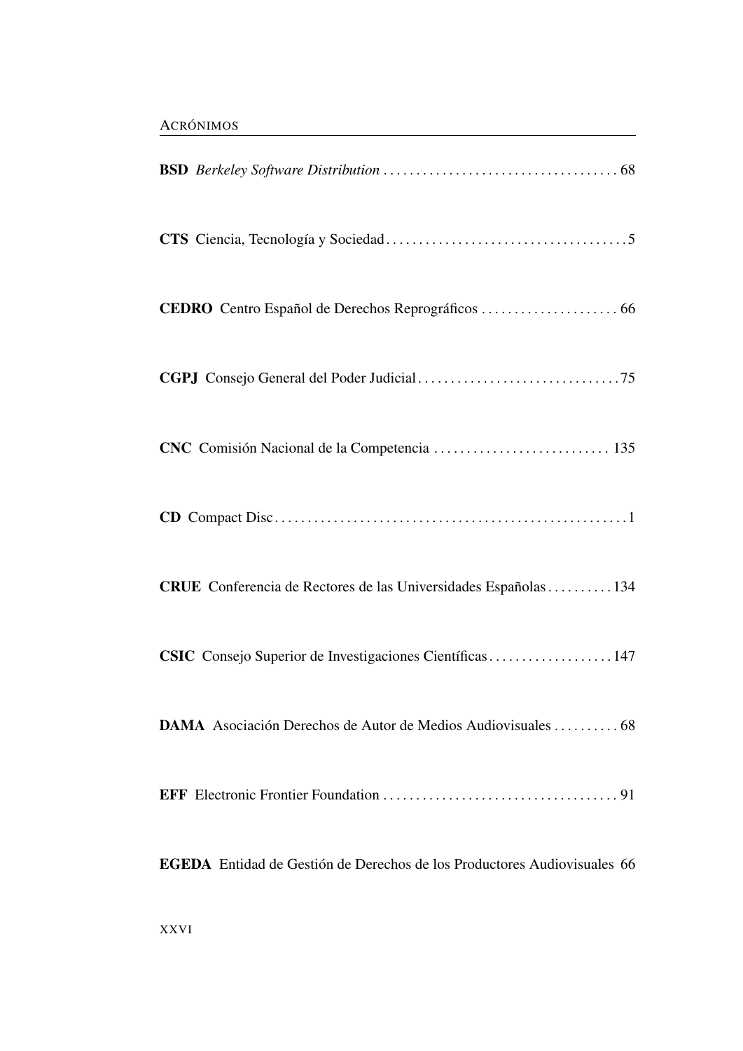**BSD** *Berkeley Software Distribution* . . . . . . . . . . . . . . . . . . . . . . . . . . . . . . . . . . . . 68

**CTS** Ciencia, Tecnología y Sociedad . . . . . . . . . . . . . . . . . . . . . . . . . . . . . . . . . . . . . 5

**CEDRO** Centro Español de Derechos Reprográficos . . . . . . . . . . . . . . . . . . . . . 66

**CGPJ** Consejo General del Poder Judicial . . . . . . . . . . . . . . . . . . . . . . . . . . . . . . . 75

**CNC** Comisión Nacional de la Competencia . . . . . . . . . . . . . . . . . . . . . . . . . . . 135

**CD** Compact Disc . . . . . . . . . . . . . . . . . . . . . . . . . . . . . . . . . . . . . . . . . . . . . . . . . . . . . . 1

**CRUE** Conferencia de Rectores de las Universidades Españolas . . . . . . . . . . 134

**CSIC** Consejo Superior de Investigaciones Científicas . . . . . . . . . . . . . . . . . . . 147

**DAMA** Asociación Derechos de Autor de Medios Audiovisuales . . . . . . . . . . 68

**EFF** Electronic Frontier Foundation . . . . . . . . . . . . . . . . . . . . . . . . . . . . . . . . . . . . 91

**EGEDA** Entidad de Gestión de Derechos de los Productores Audiovisuales 66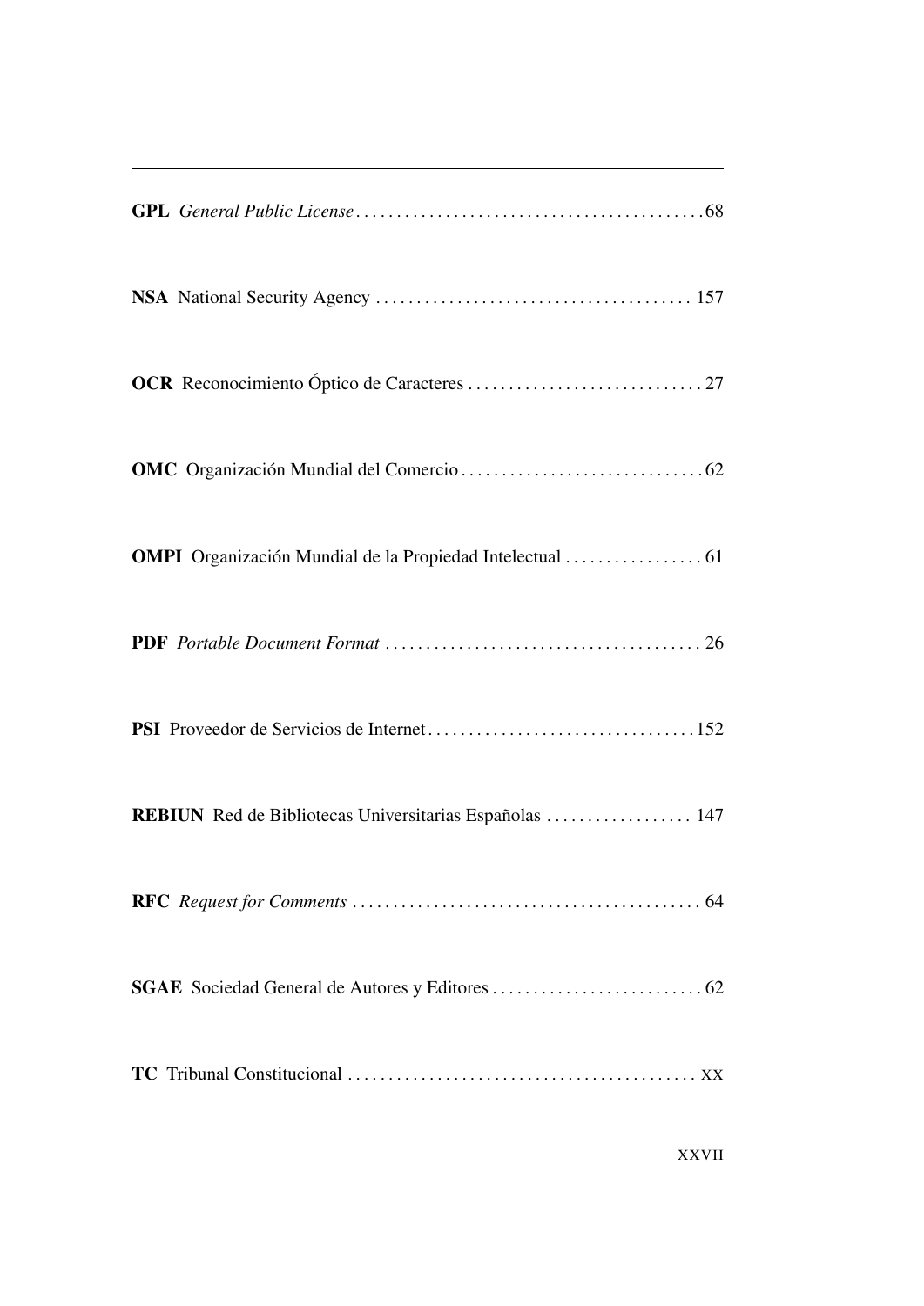**GPL** *General Public License* . . . . . . . . . . . . . . . . . . . . . . . . . . . . . . . . . . . . . . . . . . 68

**NSA** National Security Agency . . . . . . . . . . . . . . . . . . . . . . . . . . . . . . . . . . . . . . 157

**OCR** Reconocimiento Óptico de Caracteres . . . . . . . . . . . . . . . . . . . . . . . . . . . . . 27

**OMC** Organización Mundial del Comercio . . . . . . . . . . . . . . . . . . . . . . . . . . . . . . 62

**OMPI** Organización Mundial de la Propiedad Intelectual . . . . . . . . . . . . . . . . . 61

**PDF** *Portable Document Format* . . . . . . . . . . . . . . . . . . . . . . . . . . . . . . . . . . . . . . 26

**PSI** Proveedor de Servicios de Internet . . . . . . . . . . . . . . . . . . . . . . . . . . . . . . . . 152

**REBIUN** Red de Bibliotecas Universitarias Españolas . . . . . . . . . . . . . . . . . . 147

**RFC** *Request for Comments* . . . . . . . . . . . . . . . . . . . . . . . . . . . . . . . . . . . . . . . . . . 64

**SGAE** Sociedad General de Autores y Editores . . . . . . . . . . . . . . . . . . . . . . . . . . 62

**TC** Tribunal Constitucional . . . . . . . . . . . . . . . . . . . . . . . . . . . . . . . . . . . . . . . . . . xx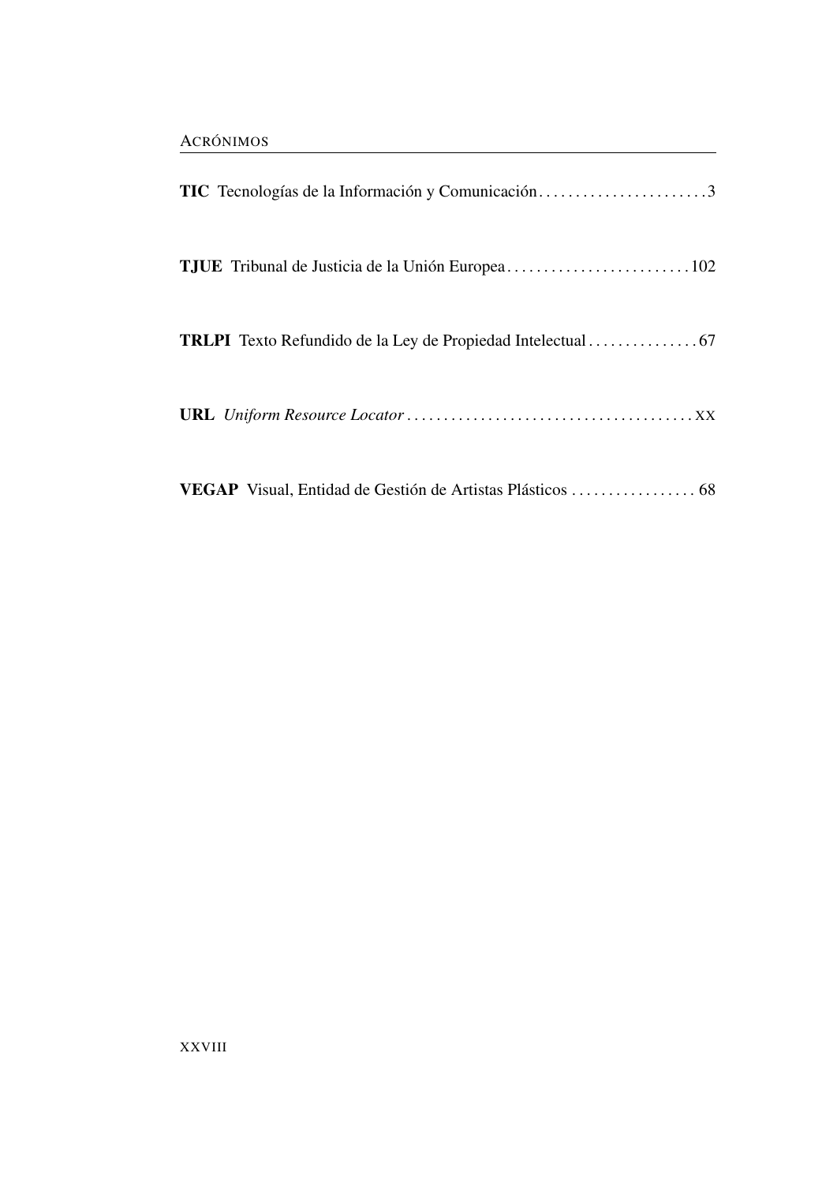**TIC** Tecnologías de la Información y Comunicación . . . . . . . . . . . . . . . . . . . . . . . 3

**TJUE** Tribunal de Justicia de la Unión Europea . . . . . . . . . . . . . . . . . . . . . . . . . 102

**TRLPI** Texto Refundido de la Ley de Propiedad Intelectual . . . . . . . . . . . . . . . 67

**URL** *Uniform Resource Locator* . . . . . . . . . . . . . . . . . . . . . . . . . . . . . . . . . . . . . . . xx

**VEGAP** Visual, Entidad de Gestión de Artistas Plásticos . . . . . . . . . . . . . . . . . 68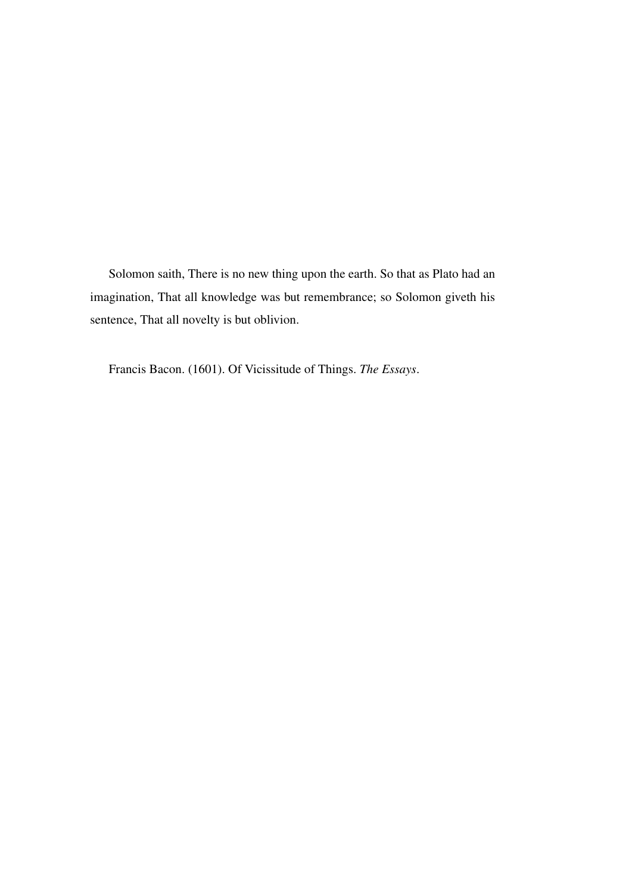Solomon saith, There is no new thing upon the earth. So that as Plato had an imagination, That all knowledge was but remembrance; so Solomon giveth his sentence, That all novelty is but oblivion.

Francis Bacon. (1601). Of Vicissitude of Things. *The Essays*.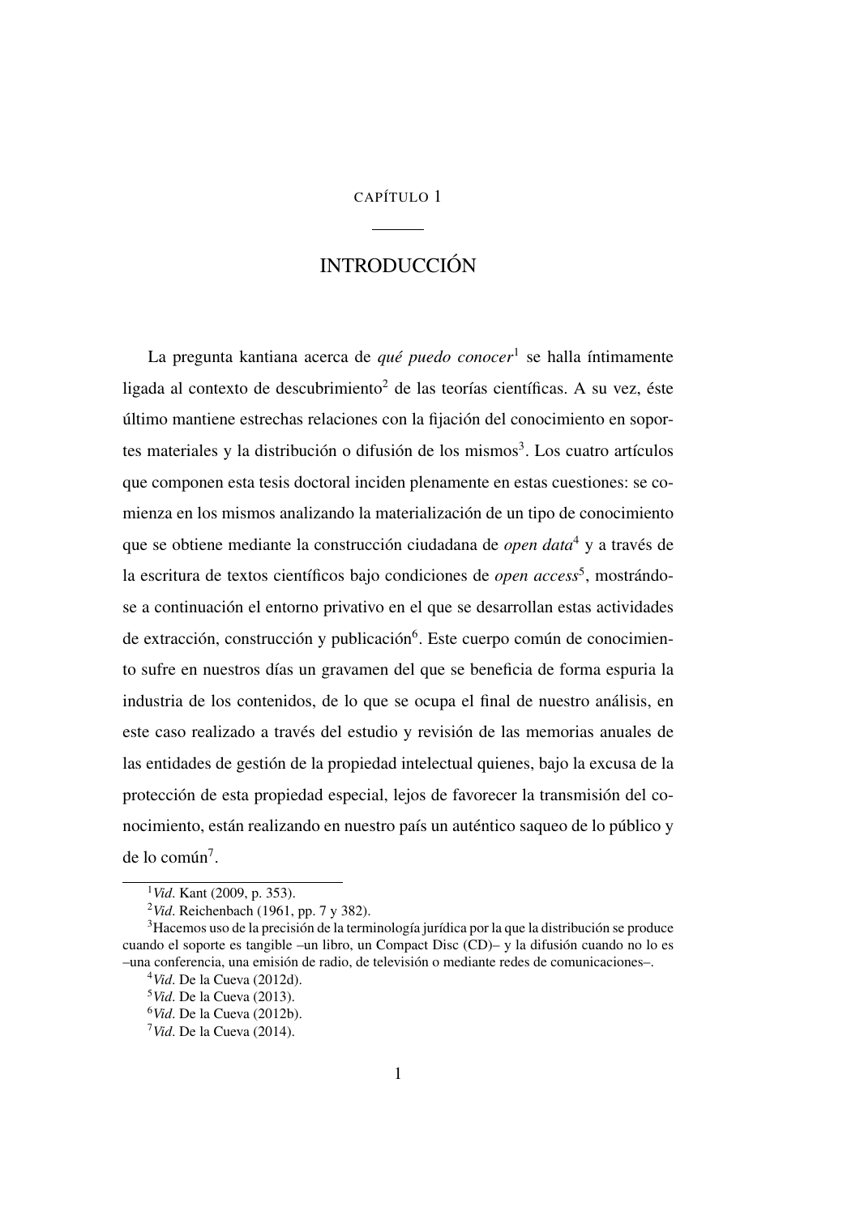# CAPÍTULO 1

# INTRODUCCIÓN

La pregunta kantiana acerca de *qué puedo conocer*[1] se halla íntimamente ligada al contexto de descubrimiento[2] de las teorías científicas. A su vez, éste último mantiene estrechas relaciones con la fijación del conocimiento en soportes materiales y la distribución o difusión de los mismos[3]. Los cuatro artículos que componen esta tesis doctoral inciden plenamente en estas cuestiones: se comienza en los mismos analizando la materialización de un tipo de conocimiento que se obtiene mediante la construcción ciudadana de *open data*[4] y a través de la escritura de textos científicos bajo condiciones de *open access*[5], mostrándose a continuación el entorno privativo en el que se desarrollan estas actividades de extracción, construcción y publicación[6]. Este cuerpo común de conocimiento sufre en nuestros días un gravamen del que se beneficia de forma espuria la industria de los contenidos, de lo que se ocupa el final de nuestro análisis, en este caso realizado a través del estudio y revisión de las memorias anuales de las entidades de gestión de la propiedad intelectual quienes, bajo la excusa de la protección de esta propiedad especial, lejos de favorecer la transmisión del conocimiento, están realizando en nuestro país un auténtico saqueo de lo público y de lo común[7].

---

[1] *Vid*. Kant (2009, p. 353).

[2] *Vid*. Reichenbach (1961, pp. 7 y 382).

[3] Hacemos uso de la precisión de la terminología jurídica por la que la distribución se produce cuando el soporte es tangible –un libro, un Compact Disc (CD)– y la difusión cuando no lo es –una conferencia, una emisión de radio, de televisión o mediante redes de comunicaciones–.

[4] *Vid*. De la Cueva (2012d).

[5] *Vid*. De la Cueva (2013).

[6] *Vid*. De la Cueva (2012b).

[7] *Vid*. De la Cueva (2014).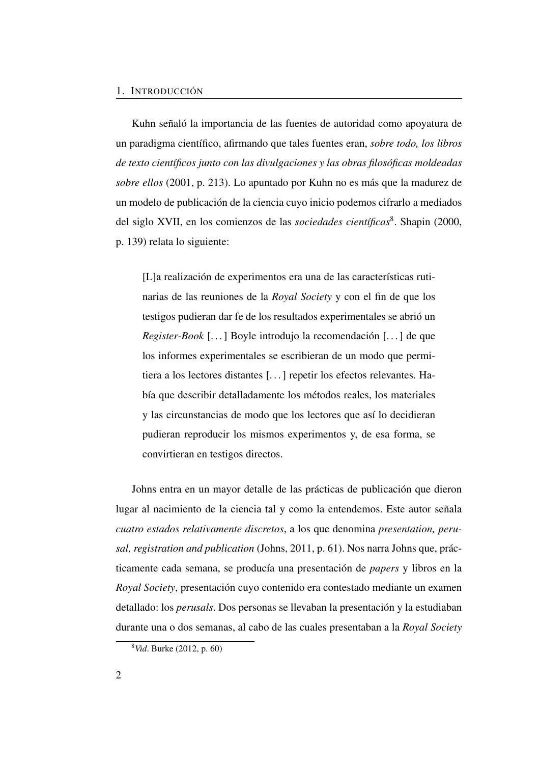Kuhn señaló la importancia de las fuentes de autoridad como apoyatura de un paradigma científico, afirmando que tales fuentes eran, *sobre todo, los libros de texto científicos junto con las divulgaciones y las obras filosóficas moldeadas sobre ellos* (2001, p. 213). Lo apuntado por Kuhn no es más que la madurez de un modelo de publicación de la ciencia cuyo inicio podemos cifrarlo a mediados del siglo XVII, en los comienzos de las *sociedades científicas*[8]. Shapin (2000, p. 139) relata lo siguiente:

> [L]a realización de experimentos era una de las características rutinarias de las reuniones de la *Royal Society* y con el fin de que los testigos pudieran dar fe de los resultados experimentales se abrió un *Register-Book* [...] Boyle introdujo la recomendación [...] de que los informes experimentales se escribieran de un modo que permitiera a los lectores distantes [...] repetir los efectos relevantes. Había que describir detalladamente los métodos reales, los materiales y las circunstancias de modo que los lectores que así lo decidieran pudieran reproducir los mismos experimentos y, de esa forma, se convirtieran en testigos directos.

Johns entra en un mayor detalle de las prácticas de publicación que dieron lugar al nacimiento de la ciencia tal y como la entendemos. Este autor señala *cuatro estados relativamente discretos*, a los que denomina *presentation, perusal, registration and publication* (Johns, 2011, p. 61). Nos narra Johns que, prácticamente cada semana, se producía una presentación de *papers* y libros en la *Royal Society*, presentación cuyo contenido era contestado mediante un examen detallado: los *perusals*. Dos personas se llevaban la presentación y la estudiaban durante una o dos semanas, al cabo de las cuales presentaban a la *Royal Society*

[8] *Vid*. Burke (2012, p. 60)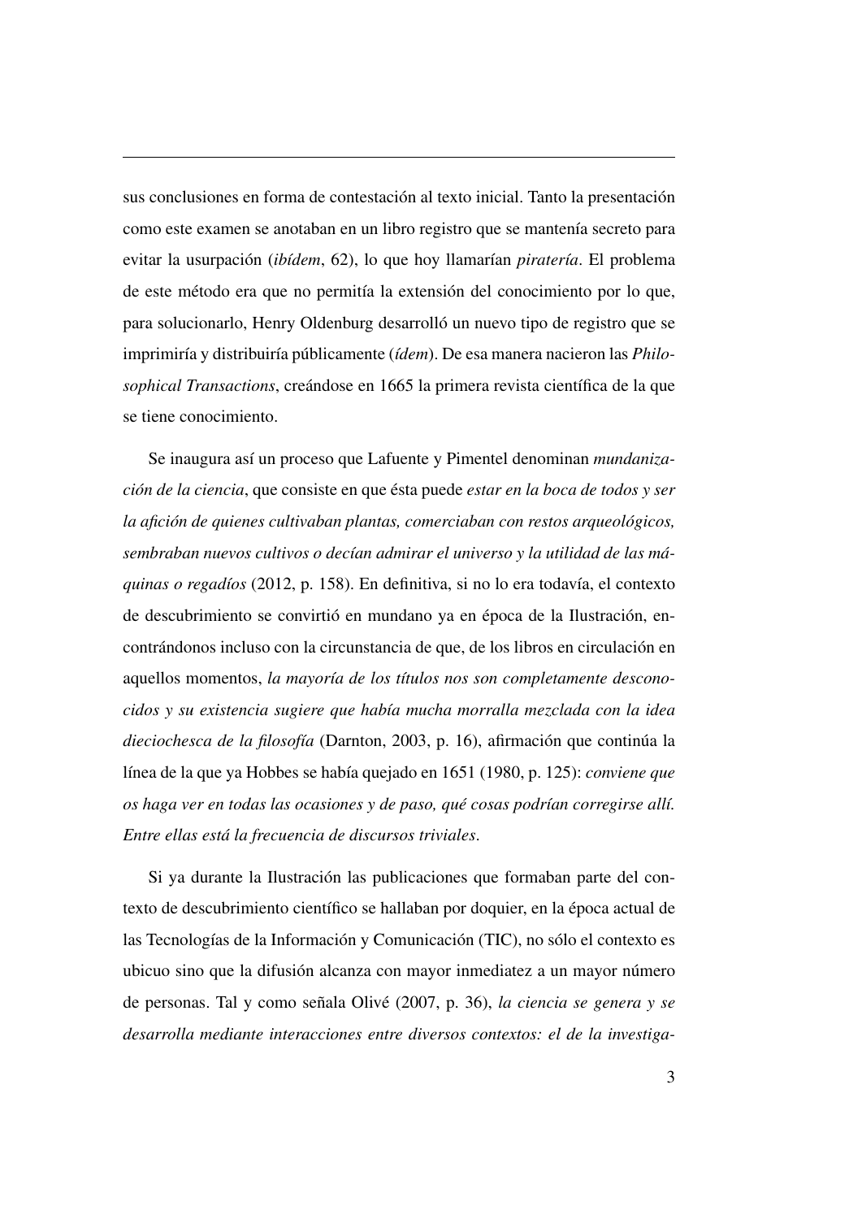sus conclusiones en forma de contestación al texto inicial. Tanto la presentación como este examen se anotaban en un libro registro que se mantenía secreto para evitar la usurpación (*ibídem*, 62), lo que hoy llamarían *piratería*. El problema de este método era que no permitía la extensión del conocimiento por lo que, para solucionarlo, Henry Oldenburg desarrolló un nuevo tipo de registro que se imprimiría y distribuiría públicamente (*ídem*). De esa manera nacieron las *Philosophical Transactions*, creándose en 1665 la primera revista científica de la que se tiene conocimiento.

Se inaugura así un proceso que Lafuente y Pimentel denominan *mundanización de la ciencia*, que consiste en que ésta puede *estar en la boca de todos y ser la afición de quienes cultivaban plantas, comerciaban con restos arqueológicos, sembraban nuevos cultivos o decían admirar el universo y la utilidad de las máquinas o regadíos* (2012, p. 158). En definitiva, si no lo era todavía, el contexto de descubrimiento se convirtió en mundano ya en época de la Ilustración, encontrándonos incluso con la circunstancia de que, de los libros en circulación en aquellos momentos, *la mayoría de los títulos nos son completamente desconocidos y su existencia sugiere que había mucha morralla mezclada con la idea dieciochesca de la filosofía* (Darnton, 2003, p. 16), afirmación que continúa la línea de la que ya Hobbes se había quejado en 1651 (1980, p. 125): *conviene que os haga ver en todas las ocasiones y de paso, qué cosas podrían corregirse allí. Entre ellas está la frecuencia de discursos triviales*.

Si ya durante la Ilustración las publicaciones que formaban parte del contexto de descubrimiento científico se hallaban por doquier, en la época actual de las Tecnologías de la Información y Comunicación (TIC), no sólo el contexto es ubicuo sino que la difusión alcanza con mayor inmediatez a un mayor número de personas. Tal y como señala Olivé (2007, p. 36), *la ciencia se genera y se desarrolla mediante interacciones entre diversos contextos: el de la investiga-*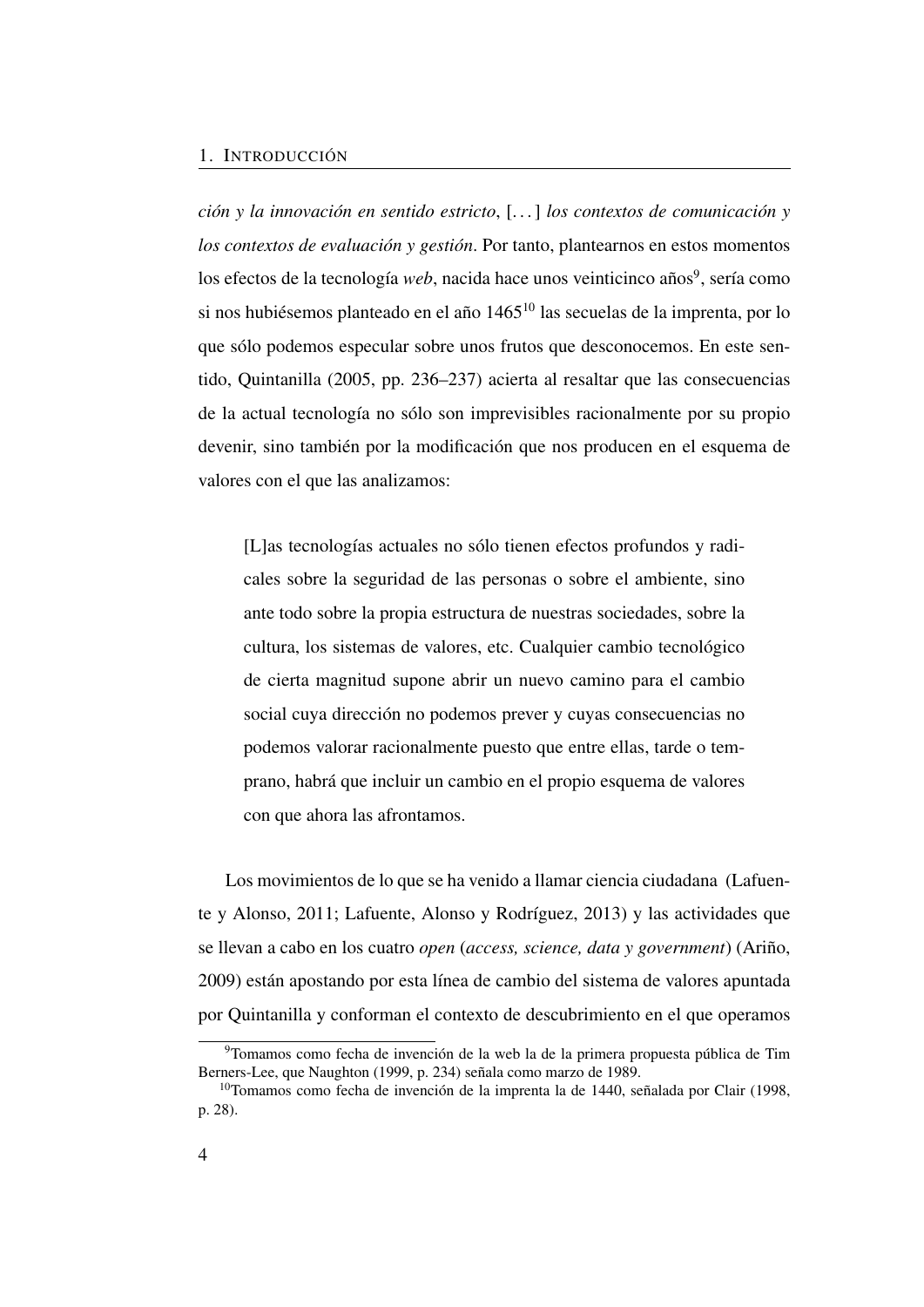*ción y la innovación en sentido estricto*, [. . . ] *los contextos de comunicación y los contextos de evaluación y gestión*. Por tanto, plantearnos en estos momentos los efectos de la tecnología *web*, nacida hace unos veinticinco años[9], sería como si nos hubiésemos planteado en el año 1465[10] las secuelas de la imprenta, por lo que sólo podemos especular sobre unos frutos que desconocemos. En este sentido, Quintanilla (2005, pp. 236–237) acierta al resaltar que las consecuencias de la actual tecnología no sólo son imprevisibles racionalmente por su propio devenir, sino también por la modificación que nos producen en el esquema de valores con el que las analizamos:

> [L]as tecnologías actuales no sólo tienen efectos profundos y radicales sobre la seguridad de las personas o sobre el ambiente, sino ante todo sobre la propia estructura de nuestras sociedades, sobre la cultura, los sistemas de valores, etc. Cualquier cambio tecnológico de cierta magnitud supone abrir un nuevo camino para el cambio social cuya dirección no podemos prever y cuyas consecuencias no podemos valorar racionalmente puesto que entre ellas, tarde o temprano, habrá que incluir un cambio en el propio esquema de valores con que ahora las afrontamos.

Los movimientos de lo que se ha venido a llamar ciencia ciudadana (Lafuente y Alonso, 2011; Lafuente, Alonso y Rodríguez, 2013) y las actividades que se llevan a cabo en los cuatro *open* (*access, science, data y government*) (Ariño, 2009) están apostando por esta línea de cambio del sistema de valores apuntada por Quintanilla y conforman el contexto de descubrimiento en el que operamos

[9]Tomamos como fecha de invención de la web la de la primera propuesta pública de Tim Berners-Lee, que Naughton (1999, p. 234) señala como marzo de 1989.

[10]Tomamos como fecha de invención de la imprenta la de 1440, señalada por Clair (1998, p. 28).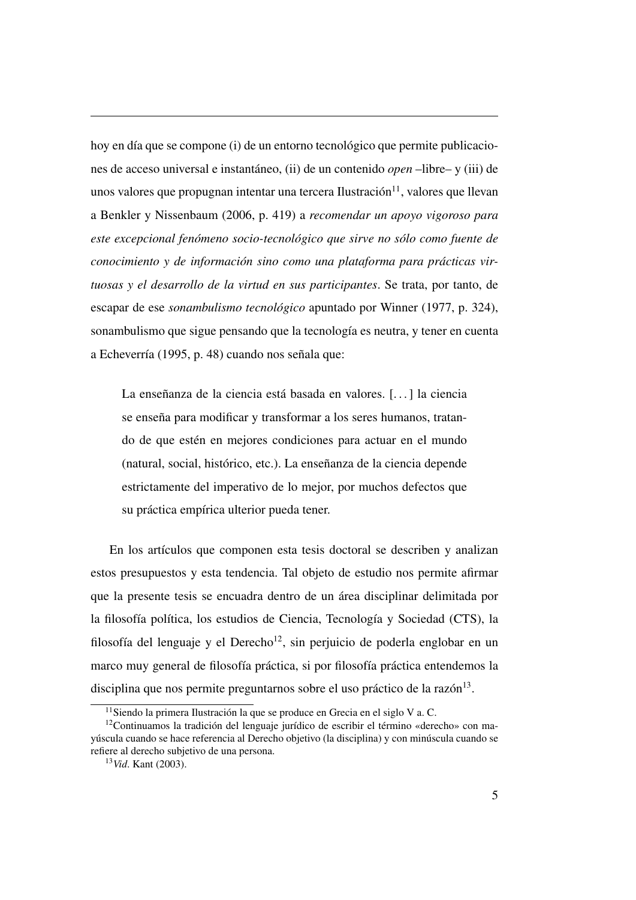hoy en día que se compone (i) de un entorno tecnológico que permite publicaciones de acceso universal e instantáneo, (ii) de un contenido *open* –libre– y (iii) de unos valores que propugnan intentar una tercera Ilustración[11], valores que llevan a Benkler y Nissenbaum (2006, p. 419) a *recomendar un apoyo vigoroso para este excepcional fenómeno socio-tecnológico que sirve no sólo como fuente de conocimiento y de información sino como una plataforma para prácticas virtuosas y el desarrollo de la virtud en sus participantes*. Se trata, por tanto, de escapar de ese *sonambulismo tecnológico* apuntado por Winner (1977, p. 324), sonambulismo que sigue pensando que la tecnología es neutra, y tener en cuenta a Echeverría (1995, p. 48) cuando nos señala que:

> La enseñanza de la ciencia está basada en valores. [. . . ] la ciencia se enseña para modificar y transformar a los seres humanos, tratando de que estén en mejores condiciones para actuar en el mundo (natural, social, histórico, etc.). La enseñanza de la ciencia depende estrictamente del imperativo de lo mejor, por muchos defectos que su práctica empírica ulterior pueda tener.

En los artículos que componen esta tesis doctoral se describen y analizan estos presupuestos y esta tendencia. Tal objeto de estudio nos permite afirmar que la presente tesis se encuadra dentro de un área disciplinar delimitada por la filosofía política, los estudios de Ciencia, Tecnología y Sociedad (CTS), la filosofía del lenguaje y el Derecho[12], sin perjuicio de poderla englobar en un marco muy general de filosofía práctica, si por filosofía práctica entendemos la disciplina que nos permite preguntarnos sobre el uso práctico de la razón[13].

[11] Siendo la primera Ilustración la que se produce en Grecia en el siglo V a. C.

[12] Continuamos la tradición del lenguaje jurídico de escribir el término «derecho» con mayúscula cuando se hace referencia al Derecho objetivo (la disciplina) y con minúscula cuando se refiere al derecho subjetivo de una persona.

[13] *Vid*. Kant (2003).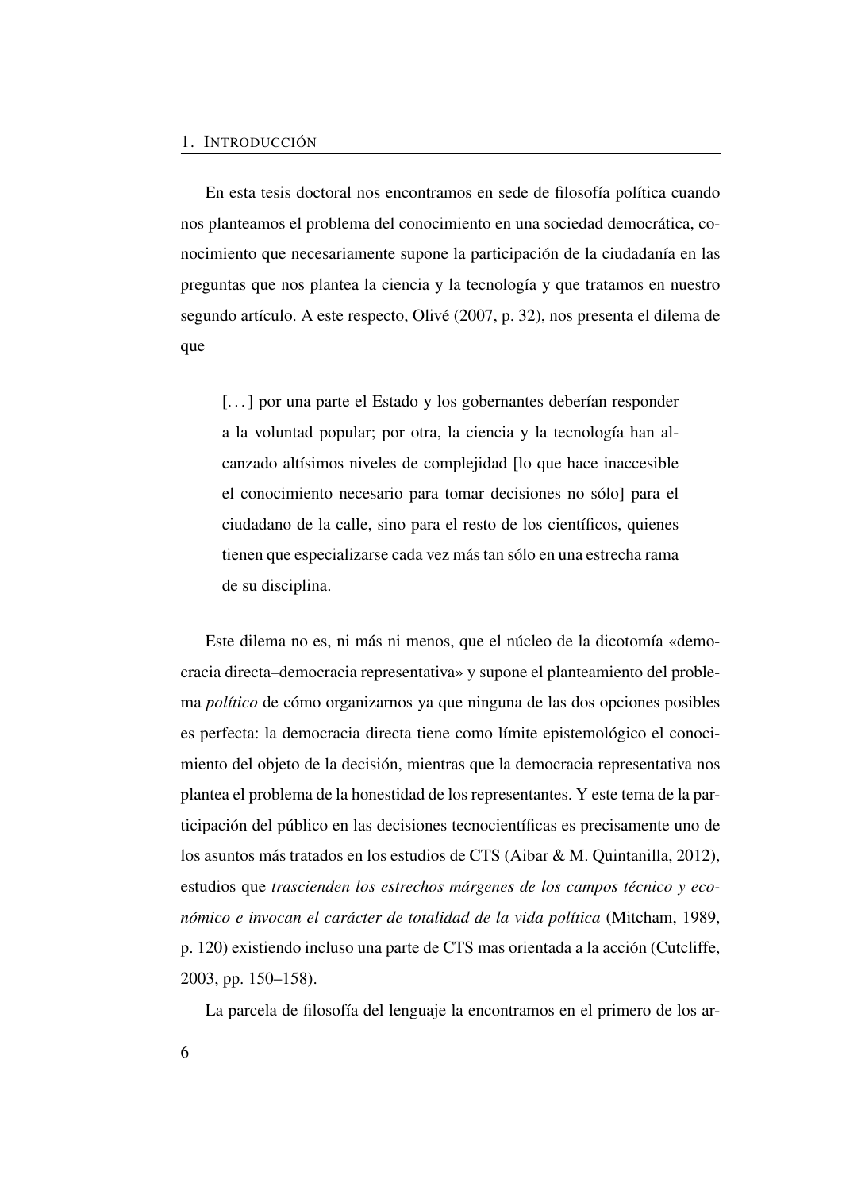En esta tesis doctoral nos encontramos en sede de filosofía política cuando nos planteamos el problema del conocimiento en una sociedad democrática, conocimiento que necesariamente supone la participación de la ciudadanía en las preguntas que nos plantea la ciencia y la tecnología y que tratamos en nuestro segundo artículo. A este respecto, Olivé (2007, p. 32), nos presenta el dilema de que

> [...] por una parte el Estado y los gobernantes deberían responder a la voluntad popular; por otra, la ciencia y la tecnología han alcanzado altísimos niveles de complejidad [lo que hace inaccesible el conocimiento necesario para tomar decisiones no sólo] para el ciudadano de la calle, sino para el resto de los científicos, quienes tienen que especializarse cada vez más tan sólo en una estrecha rama de su disciplina.

Este dilema no es, ni más ni menos, que el núcleo de la dicotomía «democracia directa–democracia representativa» y supone el planteamiento del problema *político* de cómo organizarnos ya que ninguna de las dos opciones posibles es perfecta: la democracia directa tiene como límite epistemológico el conocimiento del objeto de la decisión, mientras que la democracia representativa nos plantea el problema de la honestidad de los representantes. Y este tema de la participación del público en las decisiones tecnocientíficas es precisamente uno de los asuntos más tratados en los estudios de CTS (Aibar & M. Quintanilla, 2012), estudios que *trascienden los estrechos márgenes de los campos técnico y económico e invocan el carácter de totalidad de la vida política* (Mitcham, 1989, p. 120) existiendo incluso una parte de CTS mas orientada a la acción (Cutcliffe, 2003, pp. 150–158).

La parcela de filosofía del lenguaje la encontramos en el primero de los ar-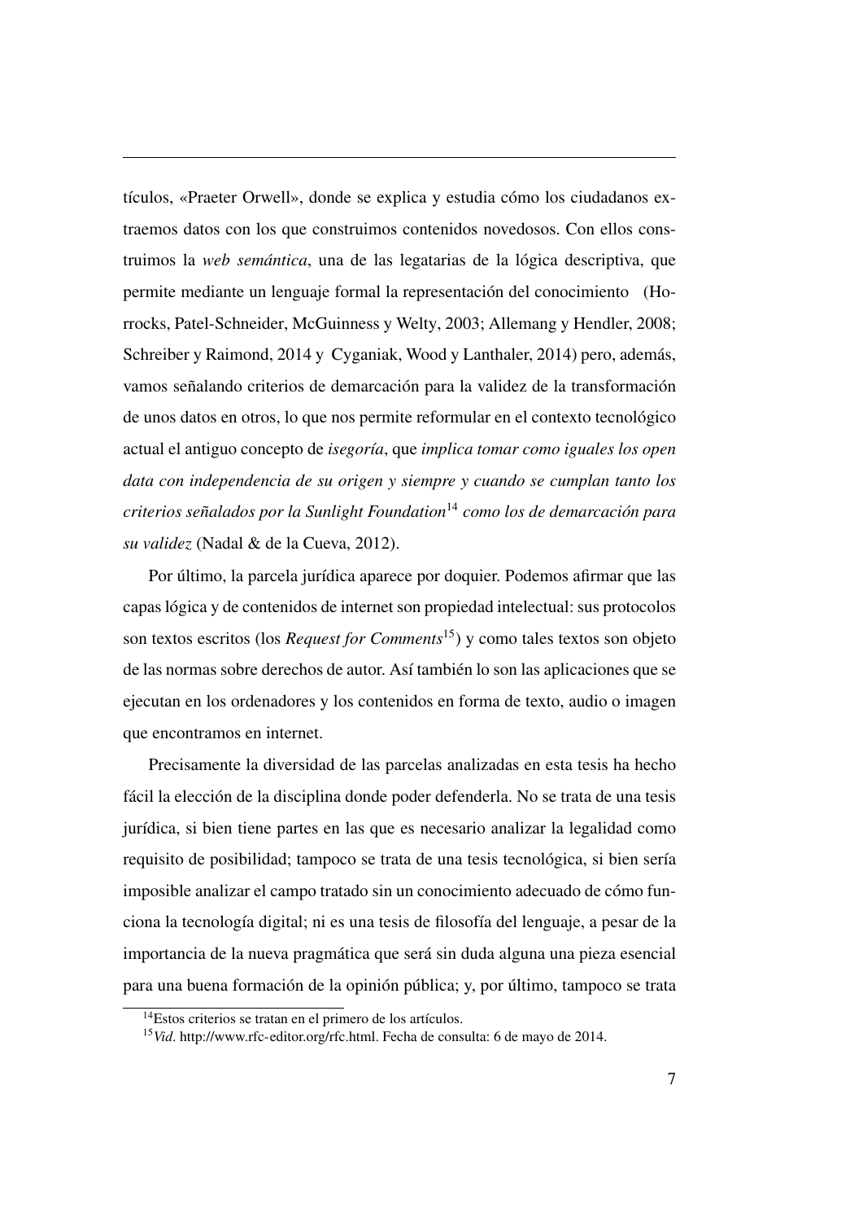tículos, «Praeter Orwell», donde se explica y estudia cómo los ciudadanos extraemos datos con los que construimos contenidos novedosos. Con ellos construimos la *web semántica*, una de las legatarias de la lógica descriptiva, que permite mediante un lenguaje formal la representación del conocimiento (Horrocks, Patel-Schneider, McGuinness y Welty, 2003; Allemang y Hendler, 2008; Schreiber y Raimond, 2014 y Cyganiak, Wood y Lanthaler, 2014) pero, además, vamos señalando criterios de demarcación para la validez de la transformación de unos datos en otros, lo que nos permite reformular en el contexto tecnológico actual el antiguo concepto de *isegoría*, que *implica tomar como iguales los open data con independencia de su origen y siempre y cuando se cumplan tanto los criterios señalados por la Sunlight Foundation*[14] *como los de demarcación para su validez* (Nadal & de la Cueva, 2012).

Por último, la parcela jurídica aparece por doquier. Podemos afirmar que las capas lógica y de contenidos de internet son propiedad intelectual: sus protocolos son textos escritos (los *Request for Comments*[15]) y como tales textos son objeto de las normas sobre derechos de autor. Así también lo son las aplicaciones que se ejecutan en los ordenadores y los contenidos en forma de texto, audio o imagen que encontramos en internet.

Precisamente la diversidad de las parcelas analizadas en esta tesis ha hecho fácil la elección de la disciplina donde poder defenderla. No se trata de una tesis jurídica, si bien tiene partes en las que es necesario analizar la legalidad como requisito de posibilidad; tampoco se trata de una tesis tecnológica, si bien sería imposible analizar el campo tratado sin un conocimiento adecuado de cómo funciona la tecnología digital; ni es una tesis de filosofía del lenguaje, a pesar de la importancia de la nueva pragmática que será sin duda alguna una pieza esencial para una buena formación de la opinión pública; y, por último, tampoco se trata

[14] Estos criterios se tratan en el primero de los artículos.

[15] *Vid*. http://www.rfc-editor.org/rfc.html. Fecha de consulta: 6 de mayo de 2014.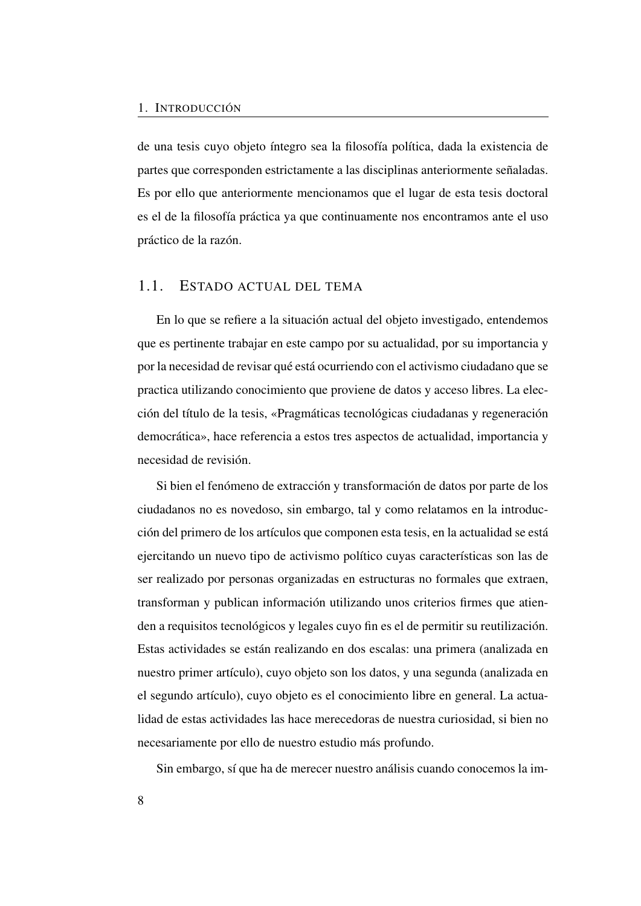de una tesis cuyo objeto íntegro sea la filosofía política, dada la existencia de partes que corresponden estrictamente a las disciplinas anteriormente señaladas. Es por ello que anteriormente mencionamos que el lugar de esta tesis doctoral es el de la filosofía práctica ya que continuamente nos encontramos ante el uso práctico de la razón.

## 1.1. Estado actual del tema

En lo que se refiere a la situación actual del objeto investigado, entendemos que es pertinente trabajar en este campo por su actualidad, por su importancia y por la necesidad de revisar qué está ocurriendo con el activismo ciudadano que se practica utilizando conocimiento que proviene de datos y acceso libres. La elección del título de la tesis, «Pragmáticas tecnológicas ciudadanas y regeneración democrática», hace referencia a estos tres aspectos de actualidad, importancia y necesidad de revisión.

Si bien el fenómeno de extracción y transformación de datos por parte de los ciudadanos no es novedoso, sin embargo, tal y como relatamos en la introducción del primero de los artículos que componen esta tesis, en la actualidad se está ejercitando un nuevo tipo de activismo político cuyas características son las de ser realizado por personas organizadas en estructuras no formales que extraen, transforman y publican información utilizando unos criterios firmes que atienden a requisitos tecnológicos y legales cuyo fin es el de permitir su reutilización. Estas actividades se están realizando en dos escalas: una primera (analizada en nuestro primer artículo), cuyo objeto son los datos, y una segunda (analizada en el segundo artículo), cuyo objeto es el conocimiento libre en general. La actualidad de estas actividades las hace merecedoras de nuestra curiosidad, si bien no necesariamente por ello de nuestro estudio más profundo.

Sin embargo, sí que ha de merecer nuestro análisis cuando conocemos la im-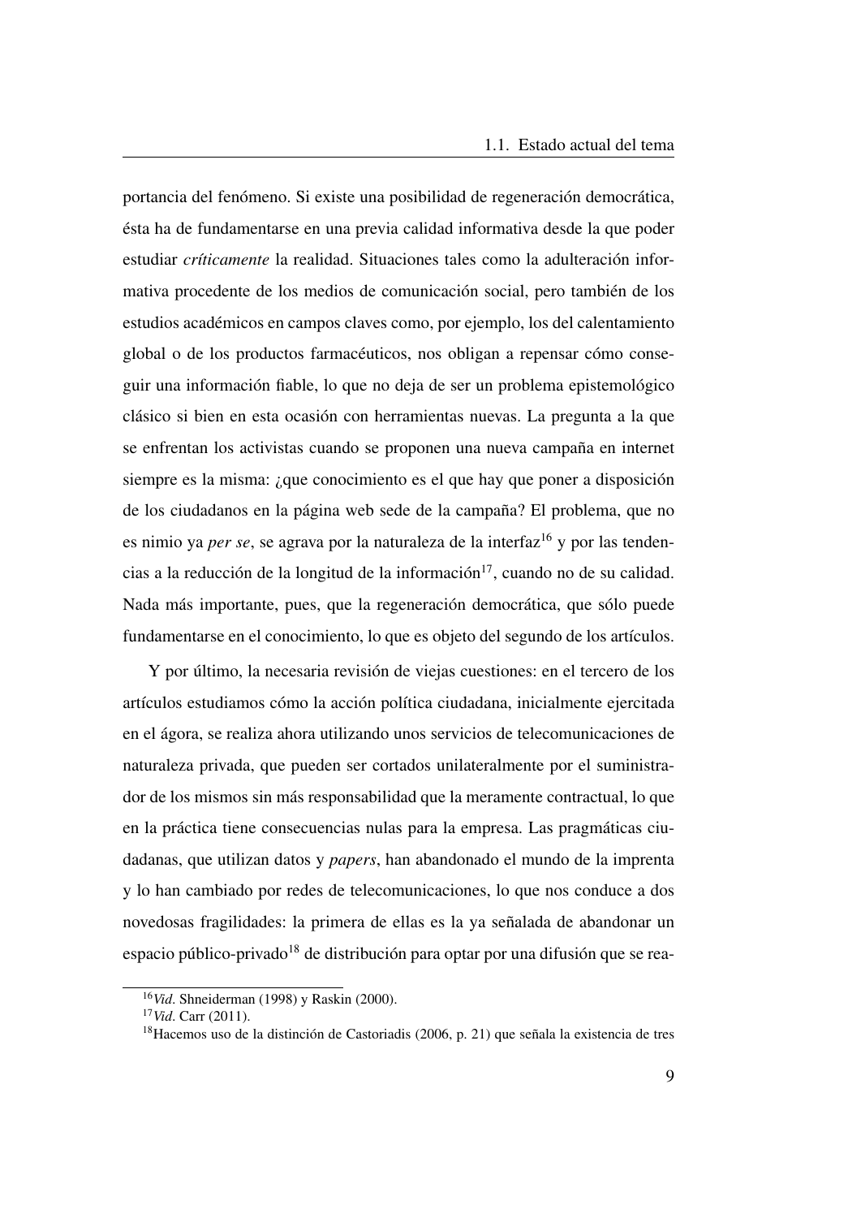portancia del fenómeno. Si existe una posibilidad de regeneración democrática, ésta ha de fundamentarse en una previa calidad informativa desde la que poder estudiar *críticamente* la realidad. Situaciones tales como la adulteración informativa procedente de los medios de comunicación social, pero también de los estudios académicos en campos claves como, por ejemplo, los del calentamiento global o de los productos farmacéuticos, nos obligan a repensar cómo conseguir una información fiable, lo que no deja de ser un problema epistemológico clásico si bien en esta ocasión con herramientas nuevas. La pregunta a la que se enfrentan los activistas cuando se proponen una nueva campaña en internet siempre es la misma: ¿que conocimiento es el que hay que poner a disposición de los ciudadanos en la página web sede de la campaña? El problema, que no es nimio ya *per se*, se agrava por la naturaleza de la interfaz[16] y por las tendencias a la reducción de la longitud de la información[17], cuando no de su calidad. Nada más importante, pues, que la regeneración democrática, que sólo puede fundamentarse en el conocimiento, lo que es objeto del segundo de los artículos.

Y por último, la necesaria revisión de viejas cuestiones: en el tercero de los artículos estudiamos cómo la acción política ciudadana, inicialmente ejercitada en el ágora, se realiza ahora utilizando unos servicios de telecomunicaciones de naturaleza privada, que pueden ser cortados unilateralmente por el suministrador de los mismos sin más responsabilidad que la meramente contractual, lo que en la práctica tiene consecuencias nulas para la empresa. Las pragmáticas ciudadanas, que utilizan datos y *papers*, han abandonado el mundo de la imprenta y lo han cambiado por redes de telecomunicaciones, lo que nos conduce a dos novedosas fragilidades: la primera de ellas es la ya señalada de abandonar un espacio público-privado[18] de distribución para optar por una difusión que se rea-

---

[16] *Vid*. Shneiderman (1998) y Raskin (2000).

[17] *Vid*. Carr (2011).

[18] Hacemos uso de la distinción de Castoriadis (2006, p. 21) que señala la existencia de tres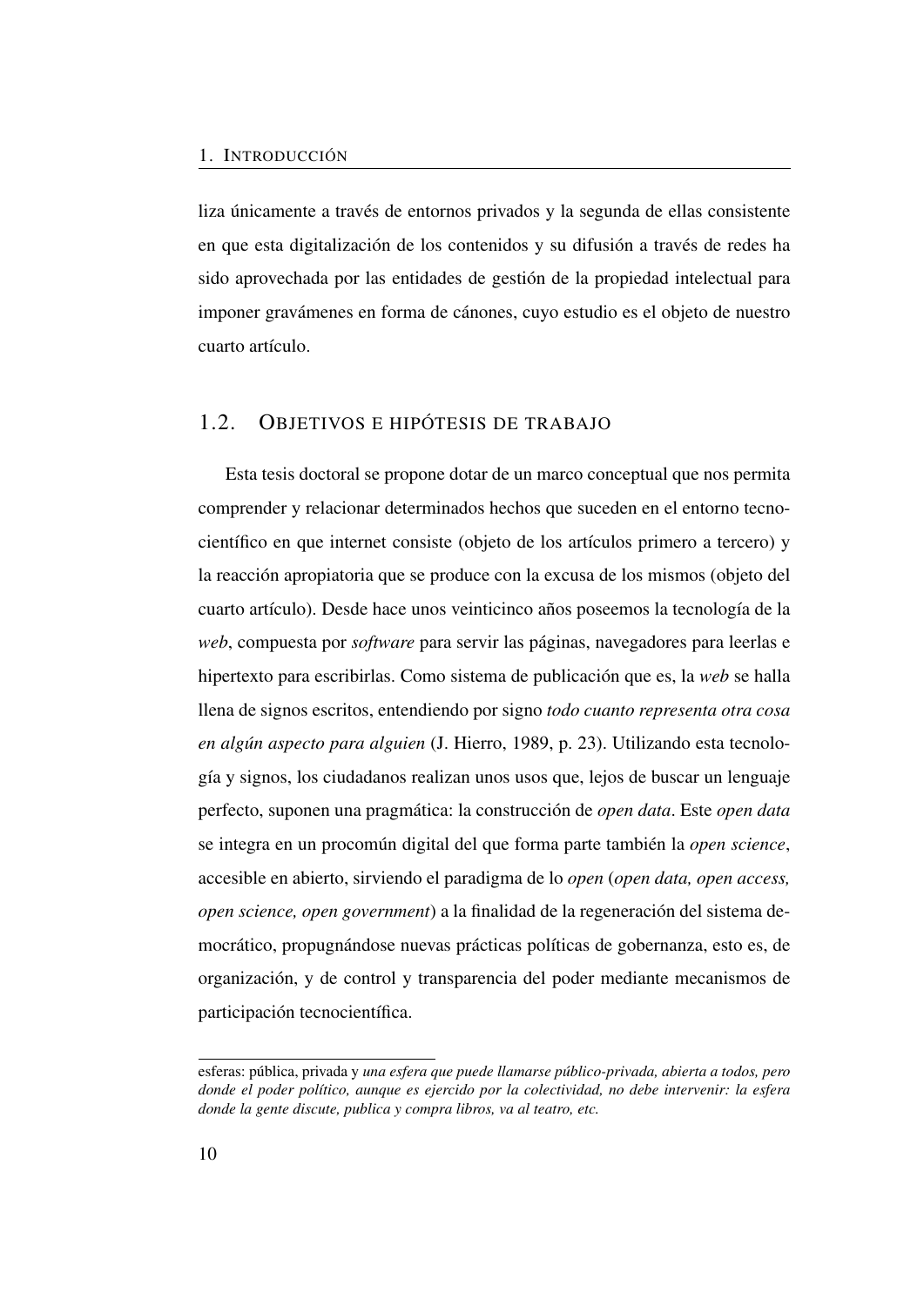liza únicamente a través de entornos privados y la segunda de ellas consistente en que esta digitalización de los contenidos y su difusión a través de redes ha sido aprovechada por las entidades de gestión de la propiedad intelectual para imponer gravámenes en forma de cánones, cuyo estudio es el objeto de nuestro cuarto artículo.

## 1.2. Objetivos e hipótesis de trabajo

Esta tesis doctoral se propone dotar de un marco conceptual que nos permita comprender y relacionar determinados hechos que suceden en el entorno tecnocientífico en que internet consiste (objeto de los artículos primero a tercero) y la reacción apropiatoria que se produce con la excusa de los mismos (objeto del cuarto artículo). Desde hace unos veinticinco años poseemos la tecnología de la *web*, compuesta por *software* para servir las páginas, navegadores para leerlas e hipertexto para escribirlas. Como sistema de publicación que es, la *web* se halla llena de signos escritos, entendiendo por signo *todo cuanto representa otra cosa en algún aspecto para alguien* (J. Hierro, 1989, p. 23). Utilizando esta tecnología y signos, los ciudadanos realizan unos usos que, lejos de buscar un lenguaje perfecto, suponen una pragmática: la construcción de *open data*. Este *open data* se integra en un procomún digital del que forma parte también la *open science*, accesible en abierto, sirviendo el paradigma de lo *open* (*open data, open access, open science, open government*) a la finalidad de la regeneración del sistema democrático, propugnándose nuevas prácticas políticas de gobernanza, esto es, de organización, y de control y transparencia del poder mediante mecanismos de participación tecnocientífica.

---

esferas: pública, privada y *una esfera que puede llamarse público-privada, abierta a todos, pero donde el poder político, aunque es ejercido por la colectividad, no debe intervenir: la esfera donde la gente discute, publica y compra libros, va al teatro, etc.*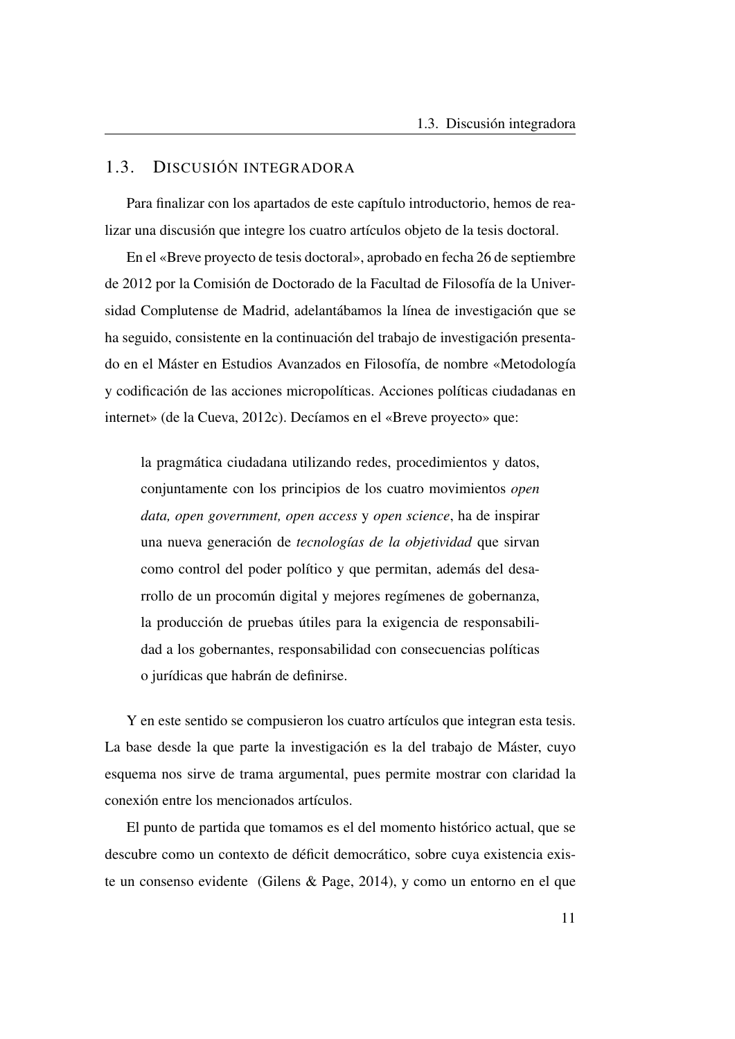## 1.3. Discusión integradora

Para finalizar con los apartados de este capítulo introductorio, hemos de realizar una discusión que integre los cuatro artículos objeto de la tesis doctoral.

En el «Breve proyecto de tesis doctoral», aprobado en fecha 26 de septiembre de 2012 por la Comisión de Doctorado de la Facultad de Filosofía de la Universidad Complutense de Madrid, adelantábamos la línea de investigación que se ha seguido, consistente en la continuación del trabajo de investigación presentado en el Máster en Estudios Avanzados en Filosofía, de nombre «Metodología y codificación de las acciones micropolíticas. Acciones políticas ciudadanas en internet» (de la Cueva, 2012c). Decíamos en el «Breve proyecto» que:

> la pragmática ciudadana utilizando redes, procedimientos y datos, conjuntamente con los principios de los cuatro movimientos *open data, open government, open access* y *open science*, ha de inspirar una nueva generación de *tecnologías de la objetividad* que sirvan como control del poder político y que permitan, además del desarrollo de un procomún digital y mejores regímenes de gobernanza, la producción de pruebas útiles para la exigencia de responsabilidad a los gobernantes, responsabilidad con consecuencias políticas o jurídicas que habrán de definirse.

Y en este sentido se compusieron los cuatro artículos que integran esta tesis. La base desde la que parte la investigación es la del trabajo de Máster, cuyo esquema nos sirve de trama argumental, pues permite mostrar con claridad la conexión entre los mencionados artículos.

El punto de partida que tomamos es el del momento histórico actual, que se descubre como un contexto de déficit democrático, sobre cuya existencia existe un consenso evidente (Gilens & Page, 2014), y como un entorno en el que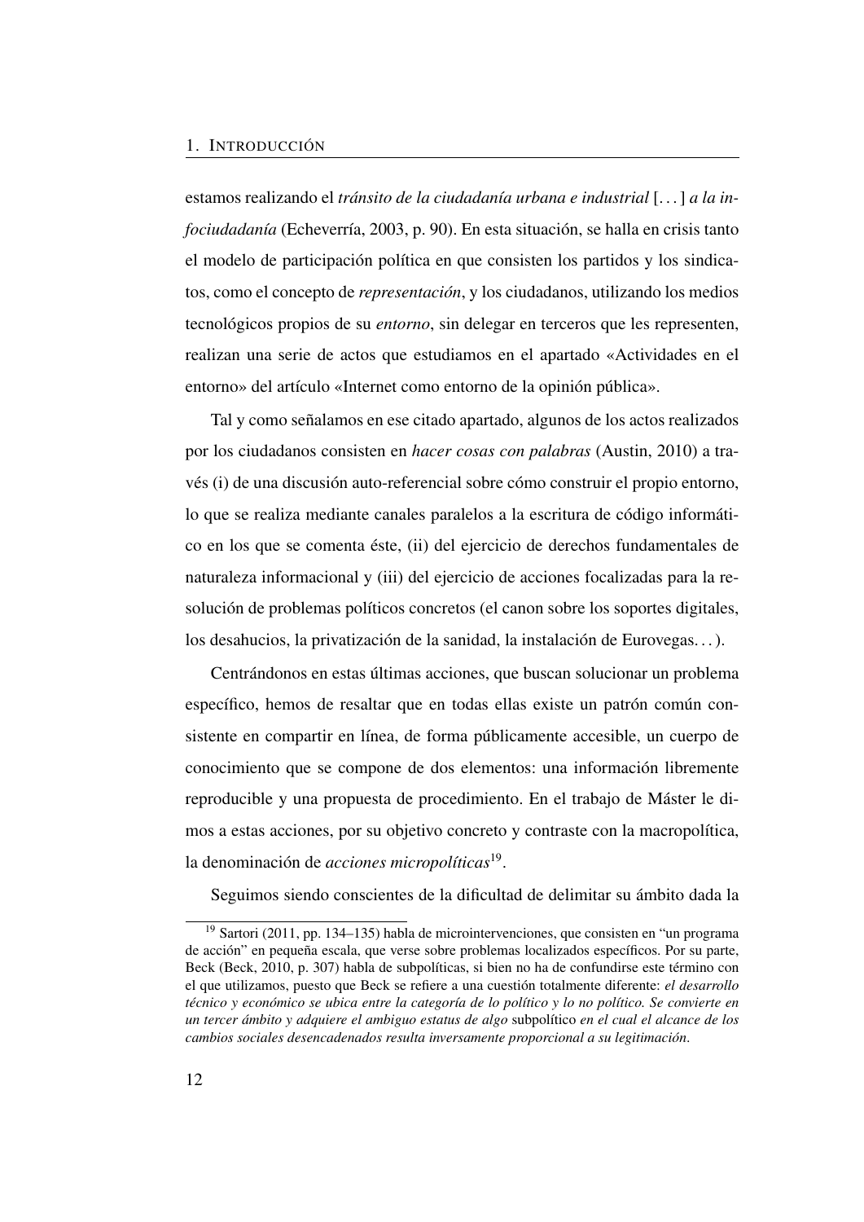estamos realizando el *tránsito de la ciudadanía urbana e industrial* [...] *a la infociudadanía* (Echeverría, 2003, p. 90). En esta situación, se halla en crisis tanto el modelo de participación política en que consisten los partidos y los sindicatos, como el concepto de *representación*, y los ciudadanos, utilizando los medios tecnológicos propios de su *entorno*, sin delegar en terceros que les representen, realizan una serie de actos que estudiamos en el apartado «Actividades en el entorno» del artículo «Internet como entorno de la opinión pública».

Tal y como señalamos en ese citado apartado, algunos de los actos realizados por los ciudadanos consisten en *hacer cosas con palabras* (Austin, 2010) a través (i) de una discusión auto-referencial sobre cómo construir el propio entorno, lo que se realiza mediante canales paralelos a la escritura de código informático en los que se comenta éste, (ii) del ejercicio de derechos fundamentales de naturaleza informacional y (iii) del ejercicio de acciones focalizadas para la resolución de problemas políticos concretos (el canon sobre los soportes digitales, los desahucios, la privatización de la sanidad, la instalación de Eurovegas...).

Centrándonos en estas últimas acciones, que buscan solucionar un problema específico, hemos de resaltar que en todas ellas existe un patrón común consistente en compartir en línea, de forma públicamente accesible, un cuerpo de conocimiento que se compone de dos elementos: una información libremente reproducible y una propuesta de procedimiento. En el trabajo de Máster le dimos a estas acciones, por su objetivo concreto y contraste con la macropolítica, la denominación de *acciones micropolíticas*[19].

Seguimos siendo conscientes de la dificultad de delimitar su ámbito dada la

---

[19] Sartori (2011, pp. 134–135) habla de microintervenciones, que consisten en "un programa de acción" en pequeña escala, que verse sobre problemas localizados específicos. Por su parte, Beck (Beck, 2010, p. 307) habla de subpolíticas, si bien no ha de confundirse este término con el que utilizamos, puesto que Beck se refiere a una cuestión totalmente diferente: *el desarrollo técnico y económico se ubica entre la categoría de lo político y lo no político. Se convierte en un tercer ámbito y adquiere el ambiguo estatus de algo* subpolítico *en el cual el alcance de los cambios sociales desencadenados resulta inversamente proporcional a su legitimación.*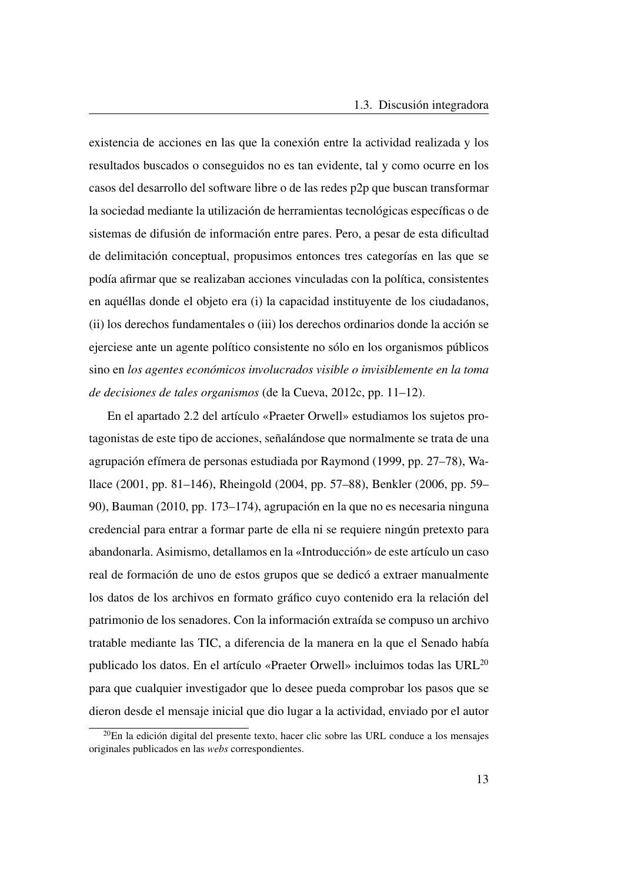existencia de acciones en las que la conexión entre la actividad realizada y los resultados buscados o conseguidos no es tan evidente, tal y como ocurre en los casos del desarrollo del software libre o de las redes p2p que buscan transformar la sociedad mediante la utilización de herramientas tecnológicas específicas o de sistemas de difusión de información entre pares. Pero, a pesar de esta dificultad de delimitación conceptual, propusimos entonces tres categorías en las que se podía afirmar que se realizaban acciones vinculadas con la política, consistentes en aquéllas donde el objeto era (i) la capacidad instituyente de los ciudadanos, (ii) los derechos fundamentales o (iii) los derechos ordinarios donde la acción se ejerciese ante un agente político consistente no sólo en los organismos públicos sino en *los agentes económicos involucrados visible o invisiblemente en la toma de decisiones de tales organismos* (de la Cueva, 2012c, pp. 11–12).

En el apartado 2.2 del artículo «Praeter Orwell» estudiamos los sujetos protagonistas de este tipo de acciones, señalándose que normalmente se trata de una agrupación efímera de personas estudiada por Raymond (1999, pp. 27–78), Wallace (2001, pp. 81–146), Rheingold (2004, pp. 57–88), Benkler (2006, pp. 59–90), Bauman (2010, pp. 173–174), agrupación en la que no es necesaria ninguna credencial para entrar a formar parte de ella ni se requiere ningún pretexto para abandonarla. Asimismo, detallamos en la «Introducción» de este artículo un caso real de formación de uno de estos grupos que se dedicó a extraer manualmente los datos de los archivos en formato gráfico cuyo contenido era la relación del patrimonio de los senadores. Con la información extraída se compuso un archivo tratable mediante las TIC, a diferencia de la manera en la que el Senado había publicado los datos. En el artículo «Praeter Orwell» incluimos todas las URL[20] para que cualquier investigador que lo desee pueda comprobar los pasos que se dieron desde el mensaje inicial que dio lugar a la actividad, enviado por el autor

[20] En la edición digital del presente texto, hacer clic sobre las URL conduce a los mensajes originales publicados en las *webs* correspondientes.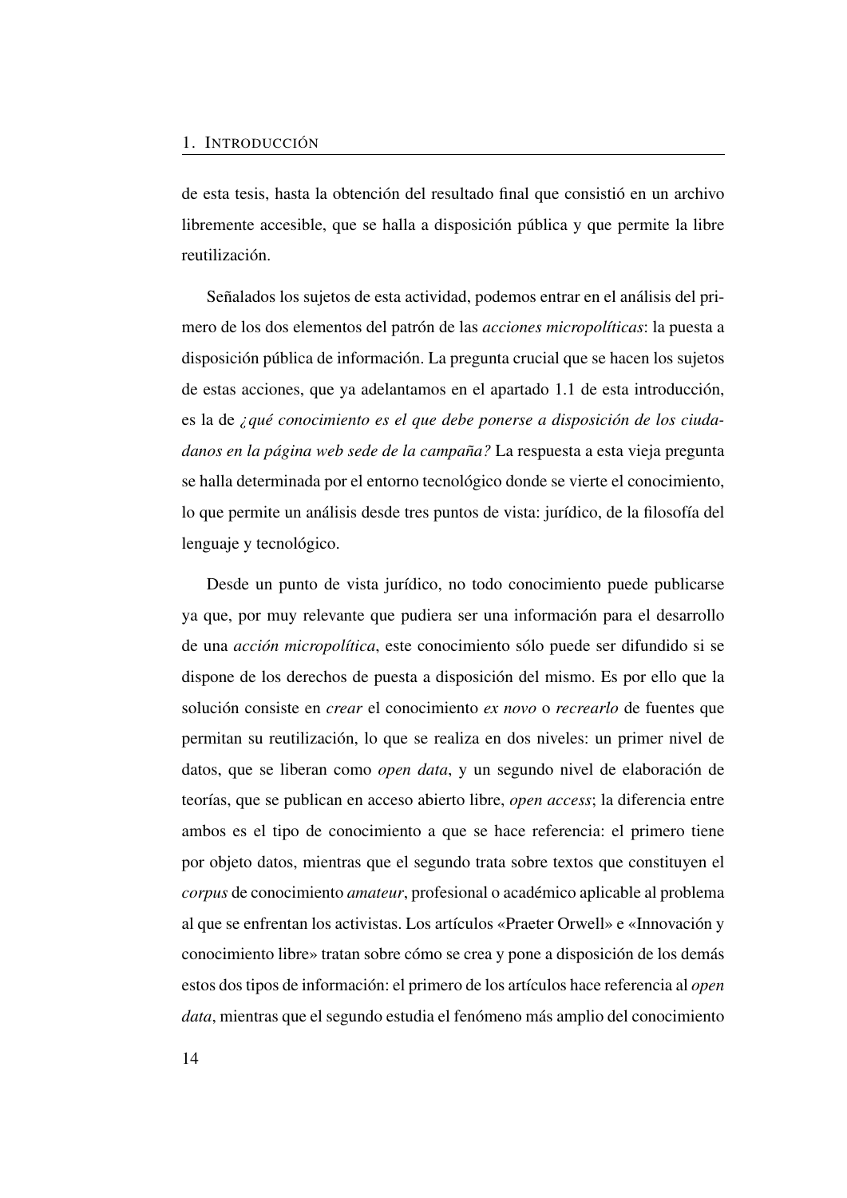de esta tesis, hasta la obtención del resultado final que consistió en un archivo libremente accesible, que se halla a disposición pública y que permite la libre reutilización.

Señalados los sujetos de esta actividad, podemos entrar en el análisis del primero de los dos elementos del patrón de las *acciones micropolíticas*: la puesta a disposición pública de información. La pregunta crucial que se hacen los sujetos de estas acciones, que ya adelantamos en el apartado 1.1 de esta introducción, es la de *¿qué conocimiento es el que debe ponerse a disposición de los ciudadanos en la página web sede de la campaña?* La respuesta a esta vieja pregunta se halla determinada por el entorno tecnológico donde se vierte el conocimiento, lo que permite un análisis desde tres puntos de vista: jurídico, de la filosofía del lenguaje y tecnológico.

Desde un punto de vista jurídico, no todo conocimiento puede publicarse ya que, por muy relevante que pudiera ser una información para el desarrollo de una *acción micropolítica*, este conocimiento sólo puede ser difundido si se dispone de los derechos de puesta a disposición del mismo. Es por ello que la solución consiste en *crear* el conocimiento *ex novo* o *recrearlo* de fuentes que permitan su reutilización, lo que se realiza en dos niveles: un primer nivel de datos, que se liberan como *open data*, y un segundo nivel de elaboración de teorías, que se publican en acceso abierto libre, *open access*; la diferencia entre ambos es el tipo de conocimiento a que se hace referencia: el primero tiene por objeto datos, mientras que el segundo trata sobre textos que constituyen el *corpus* de conocimiento *amateur*, profesional o académico aplicable al problema al que se enfrentan los activistas. Los artículos «Praeter Orwell» e «Innovación y conocimiento libre» tratan sobre cómo se crea y pone a disposición de los demás estos dos tipos de información: el primero de los artículos hace referencia al *open data*, mientras que el segundo estudia el fenómeno más amplio del conocimiento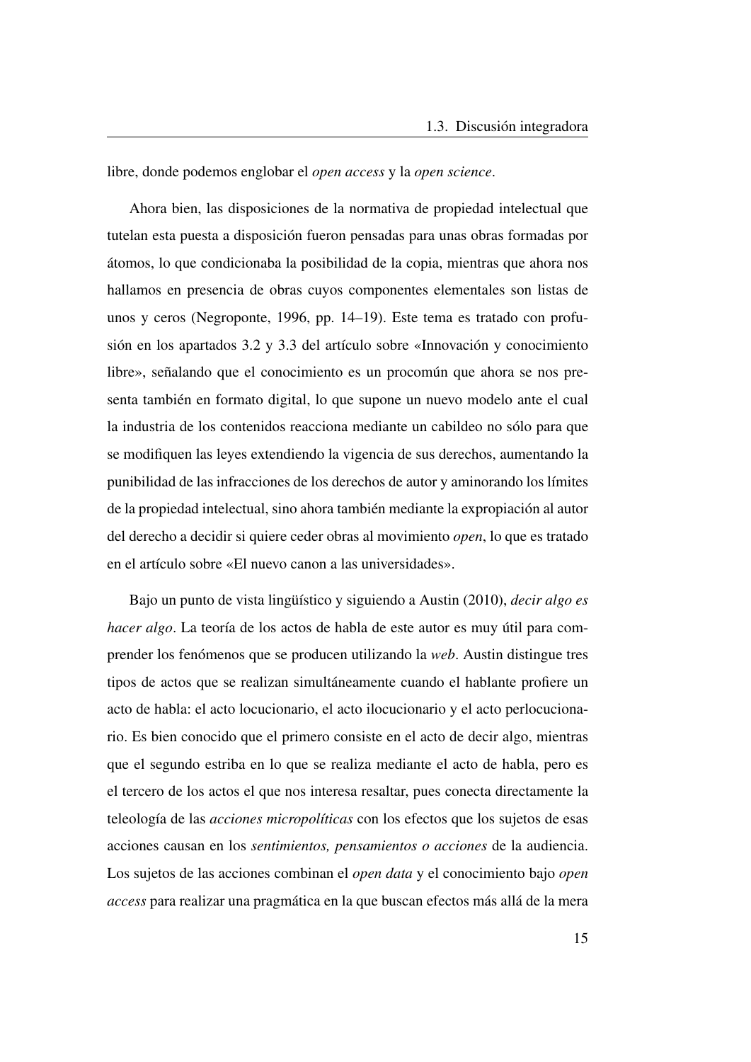libre, donde podemos englobar el *open access* y la *open science*.

Ahora bien, las disposiciones de la normativa de propiedad intelectual que tutelan esta puesta a disposición fueron pensadas para unas obras formadas por átomos, lo que condicionaba la posibilidad de la copia, mientras que ahora nos hallamos en presencia de obras cuyos componentes elementales son listas de unos y ceros (Negroponte, 1996, pp. 14–19). Este tema es tratado con profusión en los apartados 3.2 y 3.3 del artículo sobre «Innovación y conocimiento libre», señalando que el conocimiento es un procomún que ahora se nos presenta también en formato digital, lo que supone un nuevo modelo ante el cual la industria de los contenidos reacciona mediante un cabildeo no sólo para que se modifiquen las leyes extendiendo la vigencia de sus derechos, aumentando la punibilidad de las infracciones de los derechos de autor y aminorando los límites de la propiedad intelectual, sino ahora también mediante la expropiación al autor del derecho a decidir si quiere ceder obras al movimiento *open*, lo que es tratado en el artículo sobre «El nuevo canon a las universidades».

Bajo un punto de vista lingüístico y siguiendo a Austin (2010), *decir algo es hacer algo*. La teoría de los actos de habla de este autor es muy útil para comprender los fenómenos que se producen utilizando la *web*. Austin distingue tres tipos de actos que se realizan simultáneamente cuando el hablante profiere un acto de habla: el acto locucionario, el acto ilocucionario y el acto perlocucionario. Es bien conocido que el primero consiste en el acto de decir algo, mientras que el segundo estriba en lo que se realiza mediante el acto de habla, pero es el tercero de los actos el que nos interesa resaltar, pues conecta directamente la teleología de las *acciones micropolíticas* con los efectos que los sujetos de esas acciones causan en los *sentimientos, pensamientos o acciones* de la audiencia. Los sujetos de las acciones combinan el *open data* y el conocimiento bajo *open access* para realizar una pragmática en la que buscan efectos más allá de la mera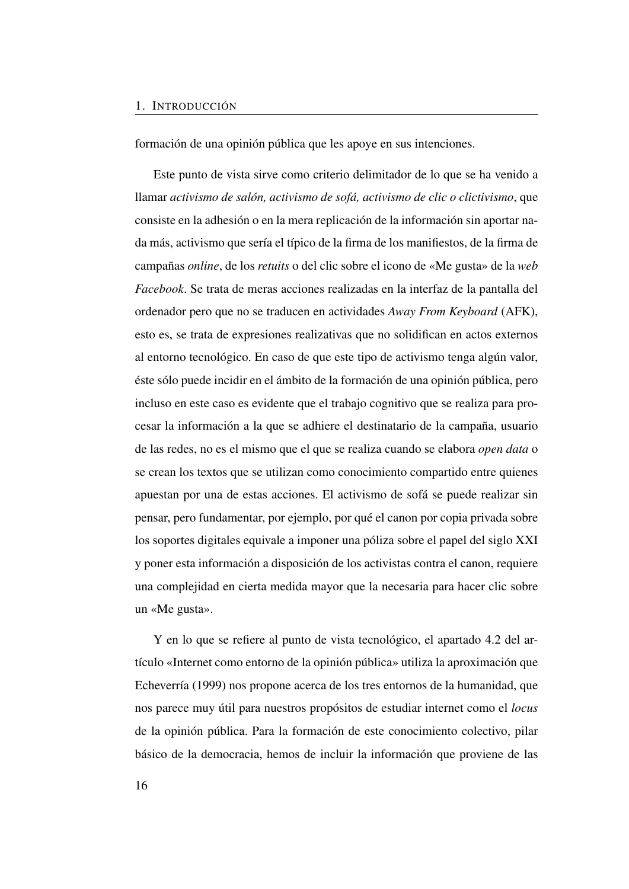formación de una opinión pública que les apoye en sus intenciones.

Este punto de vista sirve como criterio delimitador de lo que se ha venido a llamar *activismo de salón, activismo de sofá, activismo de clic o clictivismo*, que consiste en la adhesión o en la mera replicación de la información sin aportar nada más, activismo que sería el típico de la firma de los manifiestos, de la firma de campañas *online*, de los *retuits* o del clic sobre el icono de «Me gusta» de la *web Facebook*. Se trata de meras acciones realizadas en la interfaz de la pantalla del ordenador pero que no se traducen en actividades *Away From Keyboard* (AFK), esto es, se trata de expresiones realizativas que no solidifican en actos externos al entorno tecnológico. En caso de que este tipo de activismo tenga algún valor, éste sólo puede incidir en el ámbito de la formación de una opinión pública, pero incluso en este caso es evidente que el trabajo cognitivo que se realiza para procesar la información a la que se adhiere el destinatario de la campaña, usuario de las redes, no es el mismo que el que se realiza cuando se elabora *open data* o se crean los textos que se utilizan como conocimiento compartido entre quienes apuestan por una de estas acciones. El activismo de sofá se puede realizar sin pensar, pero fundamentar, por ejemplo, por qué el canon por copia privada sobre los soportes digitales equivale a imponer una póliza sobre el papel del siglo XXI y poner esta información a disposición de los activistas contra el canon, requiere una complejidad en cierta medida mayor que la necesaria para hacer clic sobre un «Me gusta».

Y en lo que se refiere al punto de vista tecnológico, el apartado 4.2 del artículo «Internet como entorno de la opinión pública» utiliza la aproximación que Echeverría (1999) nos propone acerca de los tres entornos de la humanidad, que nos parece muy útil para nuestros propósitos de estudiar internet como el *locus* de la opinión pública. Para la formación de este conocimiento colectivo, pilar básico de la democracia, hemos de incluir la información que proviene de las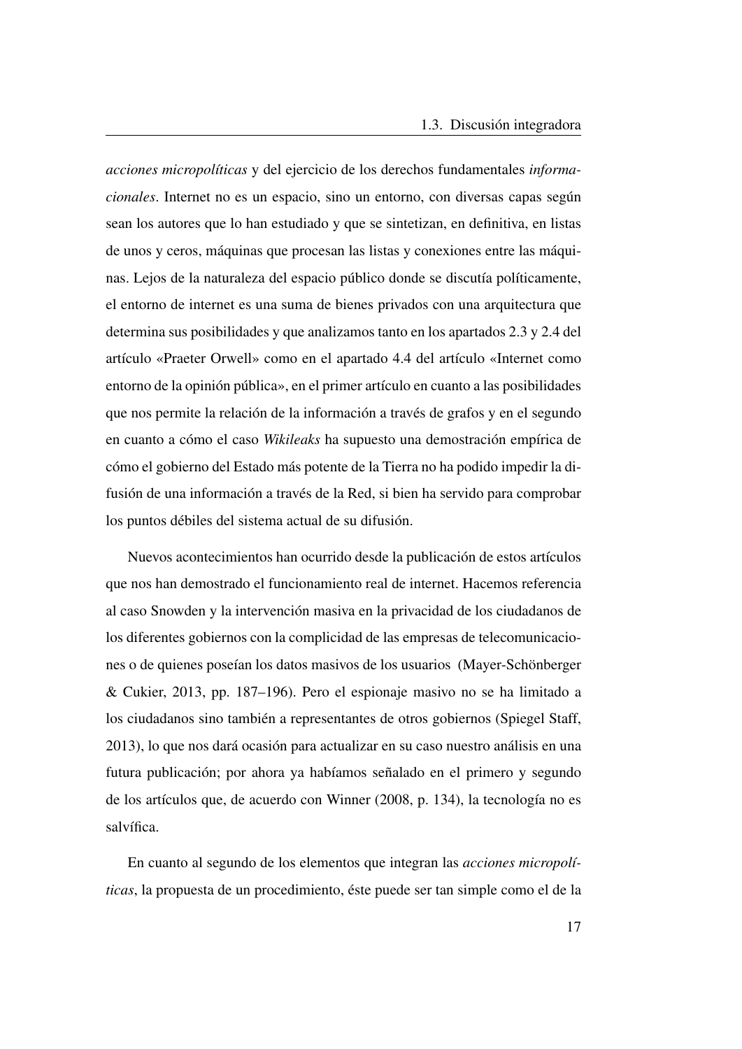*acciones micropolíticas* y del ejercicio de los derechos fundamentales *informacionales*. Internet no es un espacio, sino un entorno, con diversas capas según sean los autores que lo han estudiado y que se sintetizan, en definitiva, en listas de unos y ceros, máquinas que procesan las listas y conexiones entre las máquinas. Lejos de la naturaleza del espacio público donde se discutía políticamente, el entorno de internet es una suma de bienes privados con una arquitectura que determina sus posibilidades y que analizamos tanto en los apartados 2.3 y 2.4 del artículo «Praeter Orwell» como en el apartado 4.4 del artículo «Internet como entorno de la opinión pública», en el primer artículo en cuanto a las posibilidades que nos permite la relación de la información a través de grafos y en el segundo en cuanto a cómo el caso *Wikileaks* ha supuesto una demostración empírica de cómo el gobierno del Estado más potente de la Tierra no ha podido impedir la difusión de una información a través de la Red, si bien ha servido para comprobar los puntos débiles del sistema actual de su difusión.

Nuevos acontecimientos han ocurrido desde la publicación de estos artículos que nos han demostrado el funcionamiento real de internet. Hacemos referencia al caso Snowden y la intervención masiva en la privacidad de los ciudadanos de los diferentes gobiernos con la complicidad de las empresas de telecomunicaciones o de quienes poseían los datos masivos de los usuarios (Mayer-Schönberger & Cukier, 2013, pp. 187–196). Pero el espionaje masivo no se ha limitado a los ciudadanos sino también a representantes de otros gobiernos (Spiegel Staff, 2013), lo que nos dará ocasión para actualizar en su caso nuestro análisis en una futura publicación; por ahora ya habíamos señalado en el primero y segundo de los artículos que, de acuerdo con Winner (2008, p. 134), la tecnología no es salvífica.

En cuanto al segundo de los elementos que integran las *acciones micropolíticas*, la propuesta de un procedimiento, éste puede ser tan simple como el de la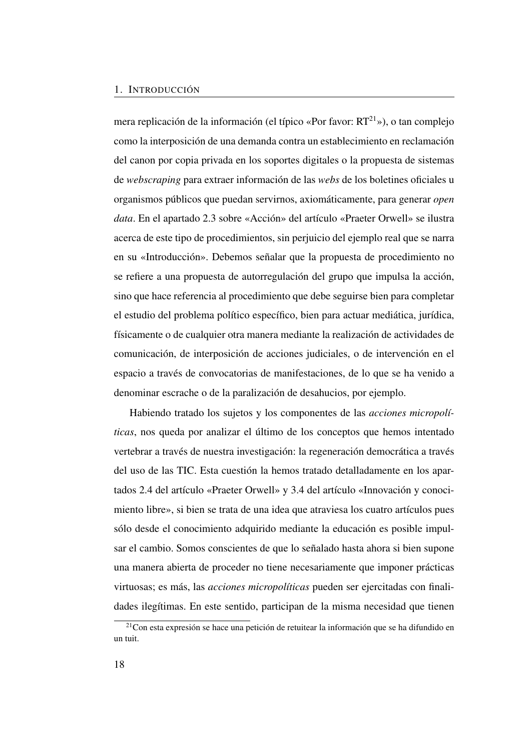mera replicación de la información (el típico «Por favor: RT[21]»), o tan complejo como la interposición de una demanda contra un establecimiento en reclamación del canon por copia privada en los soportes digitales o la propuesta de sistemas de *webscraping* para extraer información de las *webs* de los boletines oficiales u organismos públicos que puedan servirnos, axiomáticamente, para generar *open data*. En el apartado 2.3 sobre «Acción» del artículo «Praeter Orwell» se ilustra acerca de este tipo de procedimientos, sin perjuicio del ejemplo real que se narra en su «Introducción». Debemos señalar que la propuesta de procedimiento no se refiere a una propuesta de autorregulación del grupo que impulsa la acción, sino que hace referencia al procedimiento que debe seguirse bien para completar el estudio del problema político específico, bien para actuar mediática, jurídica, físicamente o de cualquier otra manera mediante la realización de actividades de comunicación, de interposición de acciones judiciales, o de intervención en el espacio a través de convocatorias de manifestaciones, de lo que se ha venido a denominar escrache o de la paralización de desahucios, por ejemplo.

Habiendo tratado los sujetos y los componentes de las *acciones micropolíticas*, nos queda por analizar el último de los conceptos que hemos intentado vertebrar a través de nuestra investigación: la regeneración democrática a través del uso de las TIC. Esta cuestión la hemos tratado detalladamente en los apartados 2.4 del artículo «Praeter Orwell» y 3.4 del artículo «Innovación y conocimiento libre», si bien se trata de una idea que atraviesa los cuatro artículos pues sólo desde el conocimiento adquirido mediante la educación es posible impulsar el cambio. Somos conscientes de que lo señalado hasta ahora si bien supone una manera abierta de proceder no tiene necesariamente que imponer prácticas virtuosas; es más, las *acciones micropolíticas* pueden ser ejercitadas con finalidades ilegítimas. En este sentido, participan de la misma necesidad que tienen

[21] Con esta expresión se hace una petición de retuitear la información que se ha difundido en un tuit.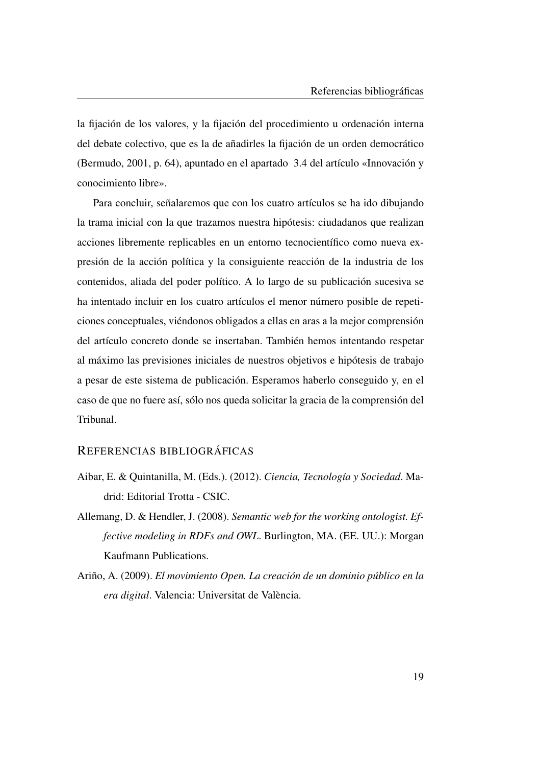la fijación de los valores, y la fijación del procedimiento u ordenación interna del debate colectivo, que es la de añadirles la fijación de un orden democrático (Bermudo, 2001, p. 64), apuntado en el apartado 3.4 del artículo «Innovación y conocimiento libre».

Para concluir, señalaremos que con los cuatro artículos se ha ido dibujando la trama inicial con la que trazamos nuestra hipótesis: ciudadanos que realizan acciones libremente replicables en un entorno tecnocientífico como nueva expresión de la acción política y la consiguiente reacción de la industria de los contenidos, aliada del poder político. A lo largo de su publicación sucesiva se ha intentado incluir en los cuatro artículos el menor número posible de repeticiones conceptuales, viéndonos obligados a ellas en aras a la mejor comprensión del artículo concreto donde se insertaban. También hemos intentando respetar al máximo las previsiones iniciales de nuestros objetivos e hipótesis de trabajo a pesar de este sistema de publicación. Esperamos haberlo conseguido y, en el caso de que no fuere así, sólo nos queda solicitar la gracia de la comprensión del Tribunal.

## REFERENCIAS BIBLIOGRÁFICAS

Aibar, E. & Quintanilla, M. (Eds.). (2012). *Ciencia, Tecnología y Sociedad*. Madrid: Editorial Trotta - CSIC.

Allemang, D. & Hendler, J. (2008). *Semantic web for the working ontologist. Effective modeling in RDFs and OWL*. Burlington, MA. (EE. UU.): Morgan Kaufmann Publications.

Ariño, A. (2009). *El movimiento Open. La creación de un dominio público en la era digital*. Valencia: Universitat de València.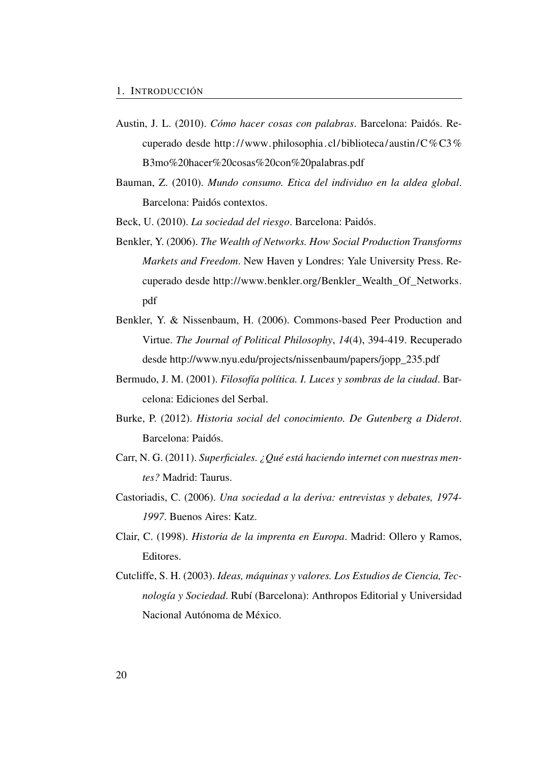Austin, J. L. (2010). *Cómo hacer cosas con palabras*. Barcelona: Paidós. Recuperado desde http://www.philosophia.cl/biblioteca/austin/C%C3%B3mo%20hacer%20cosas%20con%20palabras.pdf

Bauman, Z. (2010). *Mundo consumo. Etica del individuo en la aldea global*. Barcelona: Paidós contextos.

Beck, U. (2010). *La sociedad del riesgo*. Barcelona: Paidós.

Benkler, Y. (2006). *The Wealth of Networks. How Social Production Transforms Markets and Freedom*. New Haven y Londres: Yale University Press. Recuperado desde http://www.benkler.org/Benkler_Wealth_Of_Networks.pdf

Benkler, Y. & Nissenbaum, H. (2006). Commons-based Peer Production and Virtue. *The Journal of Political Philosophy*, *14*(4), 394-419. Recuperado desde http://www.nyu.edu/projects/nissenbaum/papers/jopp_235.pdf

Bermudo, J. M. (2001). *Filosofía política. I. Luces y sombras de la ciudad*. Barcelona: Ediciones del Serbal.

Burke, P. (2012). *Historia social del conocimiento. De Gutenberg a Diderot*. Barcelona: Paidós.

Carr, N. G. (2011). *Superficiales. ¿Qué está haciendo internet con nuestras mentes?* Madrid: Taurus.

Castoriadis, C. (2006). *Una sociedad a la deriva: entrevistas y debates, 1974-1997*. Buenos Aires: Katz.

Clair, C. (1998). *Historia de la imprenta en Europa*. Madrid: Ollero y Ramos, Editores.

Cutcliffe, S. H. (2003). *Ideas, máquinas y valores. Los Estudios de Ciencia, Tecnología y Sociedad*. Rubí (Barcelona): Anthropos Editorial y Universidad Nacional Autónoma de México.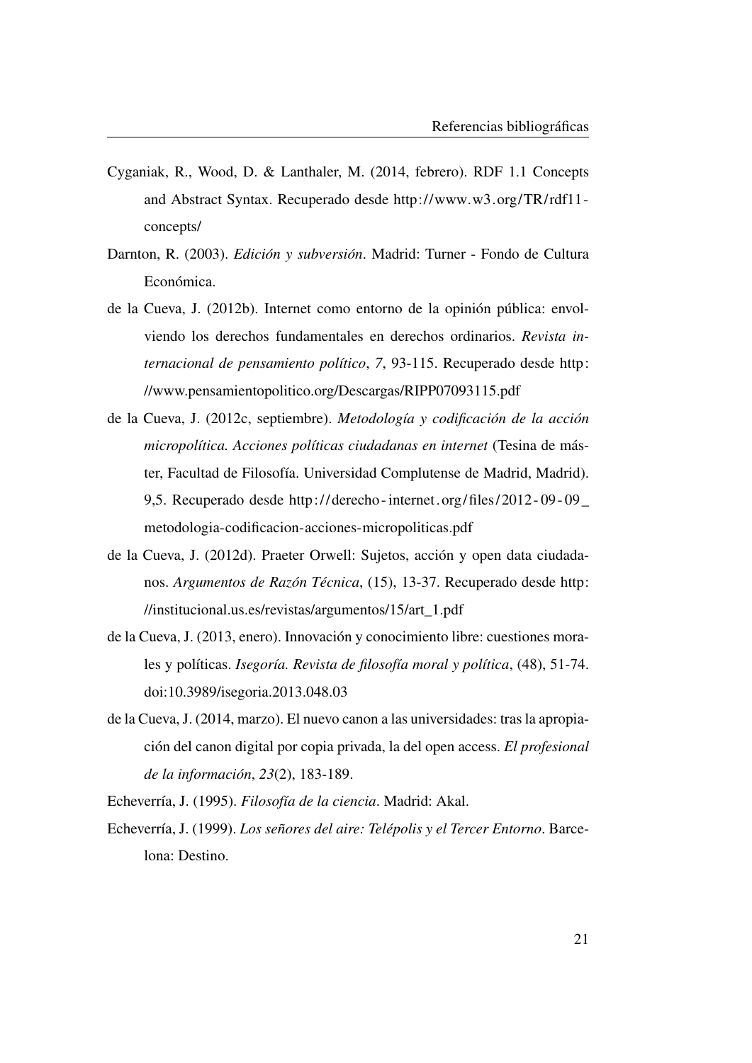Cyganiak, R., Wood, D. & Lanthaler, M. (2014, febrero). RDF 1.1 Concepts and Abstract Syntax. Recuperado desde http://www.w3.org/TR/rdf11-concepts/

Darnton, R. (2003). *Edición y subversión*. Madrid: Turner - Fondo de Cultura Económica.

de la Cueva, J. (2012b). Internet como entorno de la opinión pública: envolviendo los derechos fundamentales en derechos ordinarios. *Revista internacional de pensamiento político*, *7*, 93-115. Recuperado desde http://www.pensamientopolitico.org/Descargas/RIPP07093115.pdf

de la Cueva, J. (2012c, septiembre). *Metodología y codificación de la acción micropolítica. Acciones políticas ciudadanas en internet* (Tesina de máster, Facultad de Filosofía. Universidad Complutense de Madrid, Madrid). 9,5. Recuperado desde http://derecho-internet.org/files/2012-09-09_metodologia-codificacion-acciones-micropoliticas.pdf

de la Cueva, J. (2012d). Praeter Orwell: Sujetos, acción y open data ciudadanos. *Argumentos de Razón Técnica*, (15), 13-37. Recuperado desde http://institucional.us.es/revistas/argumentos/15/art_1.pdf

de la Cueva, J. (2013, enero). Innovación y conocimiento libre: cuestiones morales y políticas. *Isegoría. Revista de filosofía moral y política*, (48), 51-74. doi:10.3989/isegoria.2013.048.03

de la Cueva, J. (2014, marzo). El nuevo canon a las universidades: tras la apropiación del canon digital por copia privada, la del open access. *El profesional de la información*, *23*(2), 183-189.

Echeverría, J. (1995). *Filosofía de la ciencia*. Madrid: Akal.

Echeverría, J. (1999). *Los señores del aire: Telépolis y el Tercer Entorno*. Barcelona: Destino.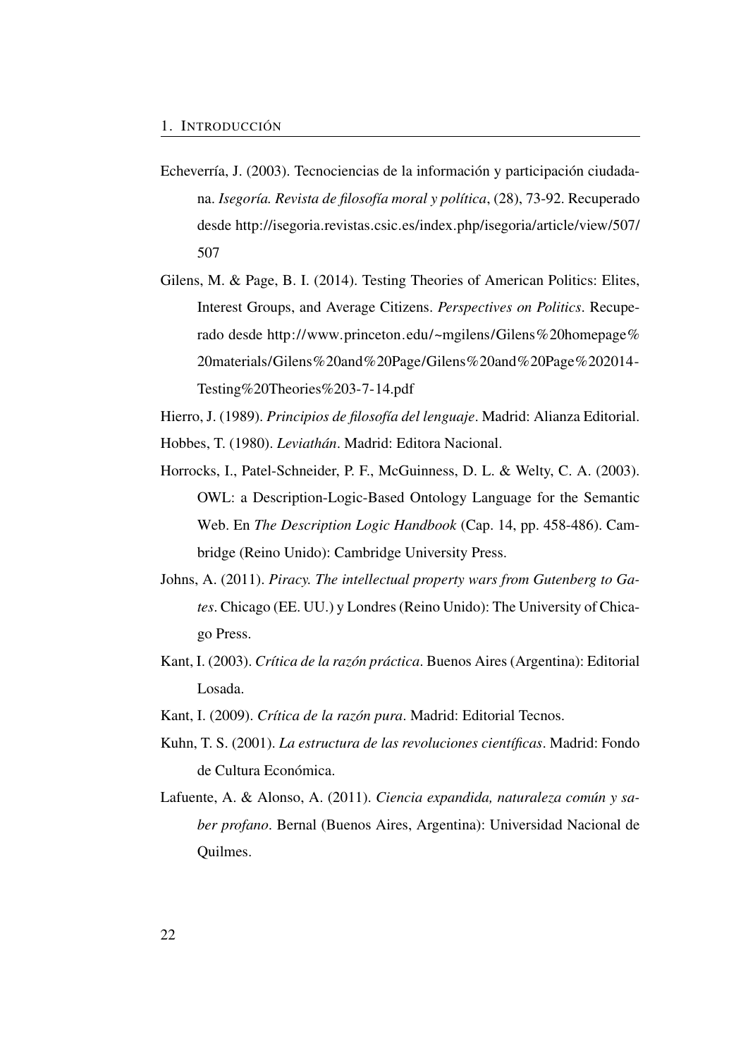Echeverría, J. (2003). Tecnociencias de la información y participación ciudadana. *Isegoría. Revista de filosofía moral y política*, (28), 73-92. Recuperado desde http://isegoria.revistas.csic.es/index.php/isegoria/article/view/507/507

Gilens, M. & Page, B. I. (2014). Testing Theories of American Politics: Elites, Interest Groups, and Average Citizens. *Perspectives on Politics*. Recuperado desde http://www.princeton.edu/~mgilens/Gilens%20homepage%20materials/Gilens%20and%20Page/Gilens%20and%20Page%202014-Testing%20Theories%203-7-14.pdf

Hierro, J. (1989). *Principios de filosofía del lenguaje*. Madrid: Alianza Editorial.

Hobbes, T. (1980). *Leviathán*. Madrid: Editora Nacional.

Horrocks, I., Patel-Schneider, P. F., McGuinness, D. L. & Welty, C. A. (2003). OWL: a Description-Logic-Based Ontology Language for the Semantic Web. En *The Description Logic Handbook* (Cap. 14, pp. 458-486). Cambridge (Reino Unido): Cambridge University Press.

Johns, A. (2011). *Piracy. The intellectual property wars from Gutenberg to Gates*. Chicago (EE. UU.) y Londres (Reino Unido): The University of Chicago Press.

Kant, I. (2003). *Crítica de la razón práctica*. Buenos Aires (Argentina): Editorial Losada.

Kant, I. (2009). *Crítica de la razón pura*. Madrid: Editorial Tecnos.

Kuhn, T. S. (2001). *La estructura de las revoluciones científicas*. Madrid: Fondo de Cultura Económica.

Lafuente, A. & Alonso, A. (2011). *Ciencia expandida, naturaleza común y saber profano*. Bernal (Buenos Aires, Argentina): Universidad Nacional de Quilmes.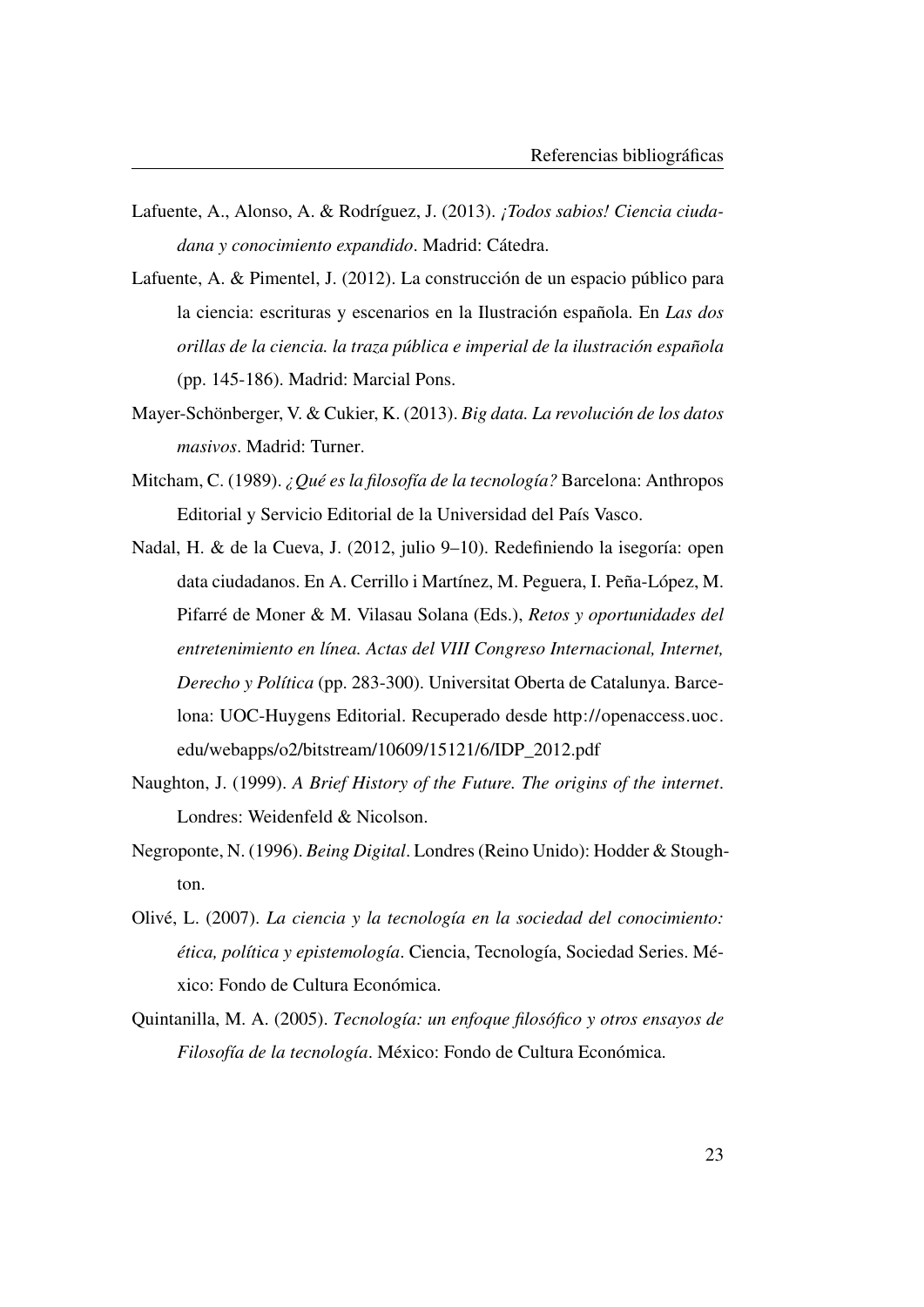Lafuente, A., Alonso, A. & Rodríguez, J. (2013). *¡Todos sabios! Ciencia ciudadana y conocimiento expandido*. Madrid: Cátedra.

Lafuente, A. & Pimentel, J. (2012). La construcción de un espacio público para la ciencia: escrituras y escenarios en la Ilustración española. En *Las dos orillas de la ciencia. la traza pública e imperial de la ilustración española* (pp. 145-186). Madrid: Marcial Pons.

Mayer-Schönberger, V. & Cukier, K. (2013). *Big data. La revolución de los datos masivos*. Madrid: Turner.

Mitcham, C. (1989). *¿Qué es la filosofía de la tecnología?* Barcelona: Anthropos Editorial y Servicio Editorial de la Universidad del País Vasco.

Nadal, H. & de la Cueva, J. (2012, julio 9–10). Redefiniendo la isegoría: open data ciudadanos. En A. Cerrillo i Martínez, M. Peguera, I. Peña-López, M. Pifarré de Moner & M. Vilasau Solana (Eds.), *Retos y oportunidades del entretenimiento en línea. Actas del VIII Congreso Internacional, Internet, Derecho y Política* (pp. 283-300). Universitat Oberta de Catalunya. Barcelona: UOC-Huygens Editorial. Recuperado desde http://openaccess.uoc.edu/webapps/o2/bitstream/10609/15121/6/IDP_2012.pdf

Naughton, J. (1999). *A Brief History of the Future. The origins of the internet*. Londres: Weidenfeld & Nicolson.

Negroponte, N. (1996). *Being Digital*. Londres (Reino Unido): Hodder & Stoughton.

Olivé, L. (2007). *La ciencia y la tecnología en la sociedad del conocimiento: ética, política y epistemología*. Ciencia, Tecnología, Sociedad Series. México: Fondo de Cultura Económica.

Quintanilla, M. A. (2005). *Tecnología: un enfoque filosófico y otros ensayos de Filosofía de la tecnología*. México: Fondo de Cultura Económica.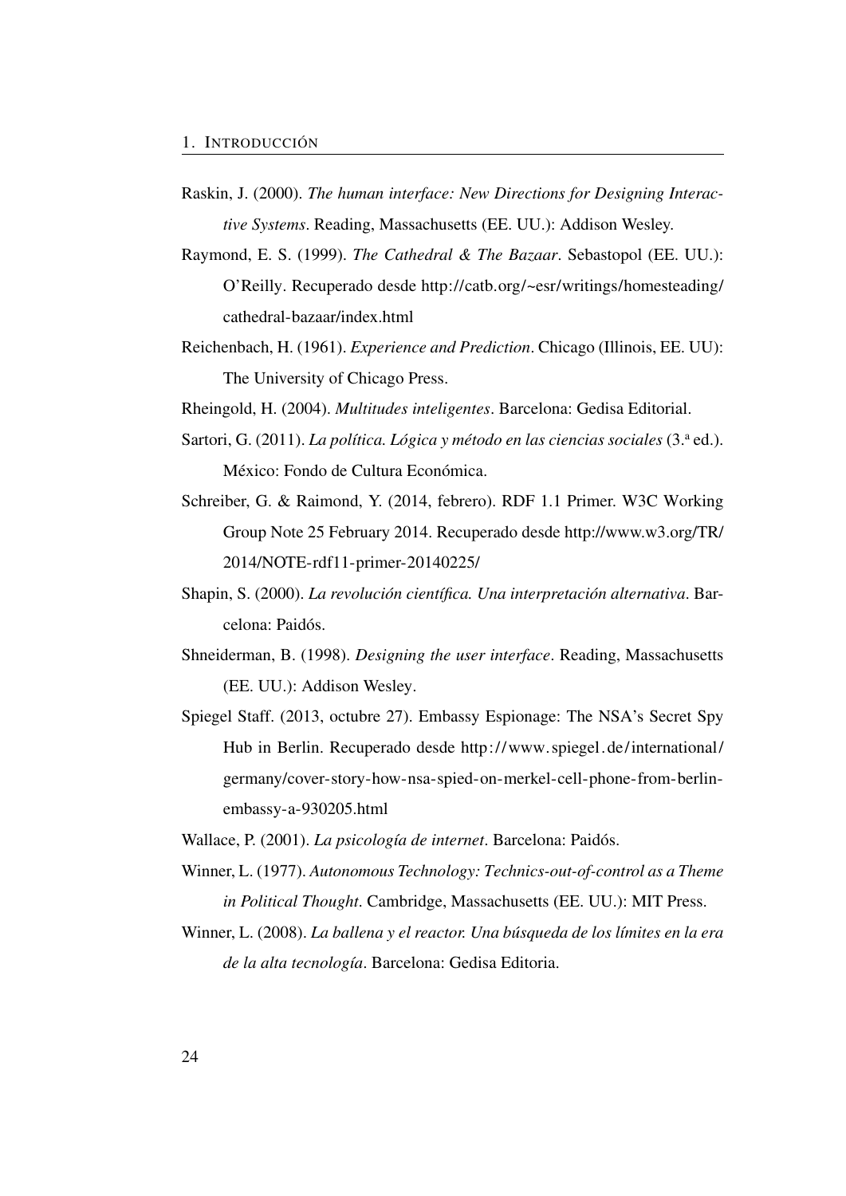Raskin, J. (2000). *The human interface: New Directions for Designing Interactive Systems*. Reading, Massachusetts (EE. UU.): Addison Wesley.

Raymond, E. S. (1999). *The Cathedral & The Bazaar*. Sebastopol (EE. UU.): O'Reilly. Recuperado desde http://catb.org/~esr/writings/homesteading/cathedral-bazaar/index.html

Reichenbach, H. (1961). *Experience and Prediction*. Chicago (Illinois, EE. UU): The University of Chicago Press.

Rheingold, H. (2004). *Multitudes inteligentes*. Barcelona: Gedisa Editorial.

Sartori, G. (2011). *La política. Lógica y método en las ciencias sociales* (3.ª ed.). México: Fondo de Cultura Económica.

Schreiber, G. & Raimond, Y. (2014, febrero). RDF 1.1 Primer. W3C Working Group Note 25 February 2014. Recuperado desde http://www.w3.org/TR/2014/NOTE-rdf11-primer-20140225/

Shapin, S. (2000). *La revolución científica. Una interpretación alternativa*. Barcelona: Paidós.

Shneiderman, B. (1998). *Designing the user interface*. Reading, Massachusetts (EE. UU.): Addison Wesley.

Spiegel Staff. (2013, octubre 27). Embassy Espionage: The NSA's Secret Spy Hub in Berlin. Recuperado desde http://www.spiegel.de/international/germany/cover-story-how-nsa-spied-on-merkel-cell-phone-from-berlin-embassy-a-930205.html

Wallace, P. (2001). *La psicología de internet*. Barcelona: Paidós.

Winner, L. (1977). *Autonomous Technology: Technics-out-of-control as a Theme in Political Thought*. Cambridge, Massachusetts (EE. UU.): MIT Press.

Winner, L. (2008). *La ballena y el reactor. Una búsqueda de los límites en la era de la alta tecnología*. Barcelona: Gedisa Editoria.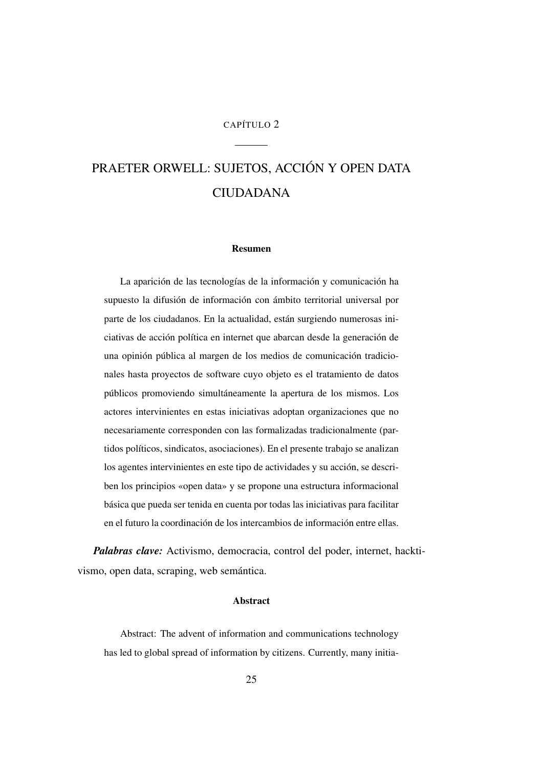CAPÍTULO 2

# PRAETER ORWELL: SUJETOS, ACCIÓN Y OPEN DATA CIUDADANA

### Resumen

La aparición de las tecnologías de la información y comunicación ha supuesto la difusión de información con ámbito territorial universal por parte de los ciudadanos. En la actualidad, están surgiendo numerosas iniciativas de acción política en internet que abarcan desde la generación de una opinión pública al margen de los medios de comunicación tradicionales hasta proyectos de software cuyo objeto es el tratamiento de datos públicos promoviendo simultáneamente la apertura de los mismos. Los actores intervinientes en estas iniciativas adoptan organizaciones que no necesariamente corresponden con las formalizadas tradicionalmente (partidos políticos, sindicatos, asociaciones). En el presente trabajo se analizan los agentes intervinientes en este tipo de actividades y su acción, se describen los principios «open data» y se propone una estructura informacional básica que pueda ser tenida en cuenta por todas las iniciativas para facilitar en el futuro la coordinación de los intercambios de información entre ellas.

***Palabras clave:*** Activismo, democracia, control del poder, internet, hacktivismo, open data, scraping, web semántica.

### Abstract

Abstract: The advent of information and communications technology has led to global spread of information by citizens. Currently, many initia-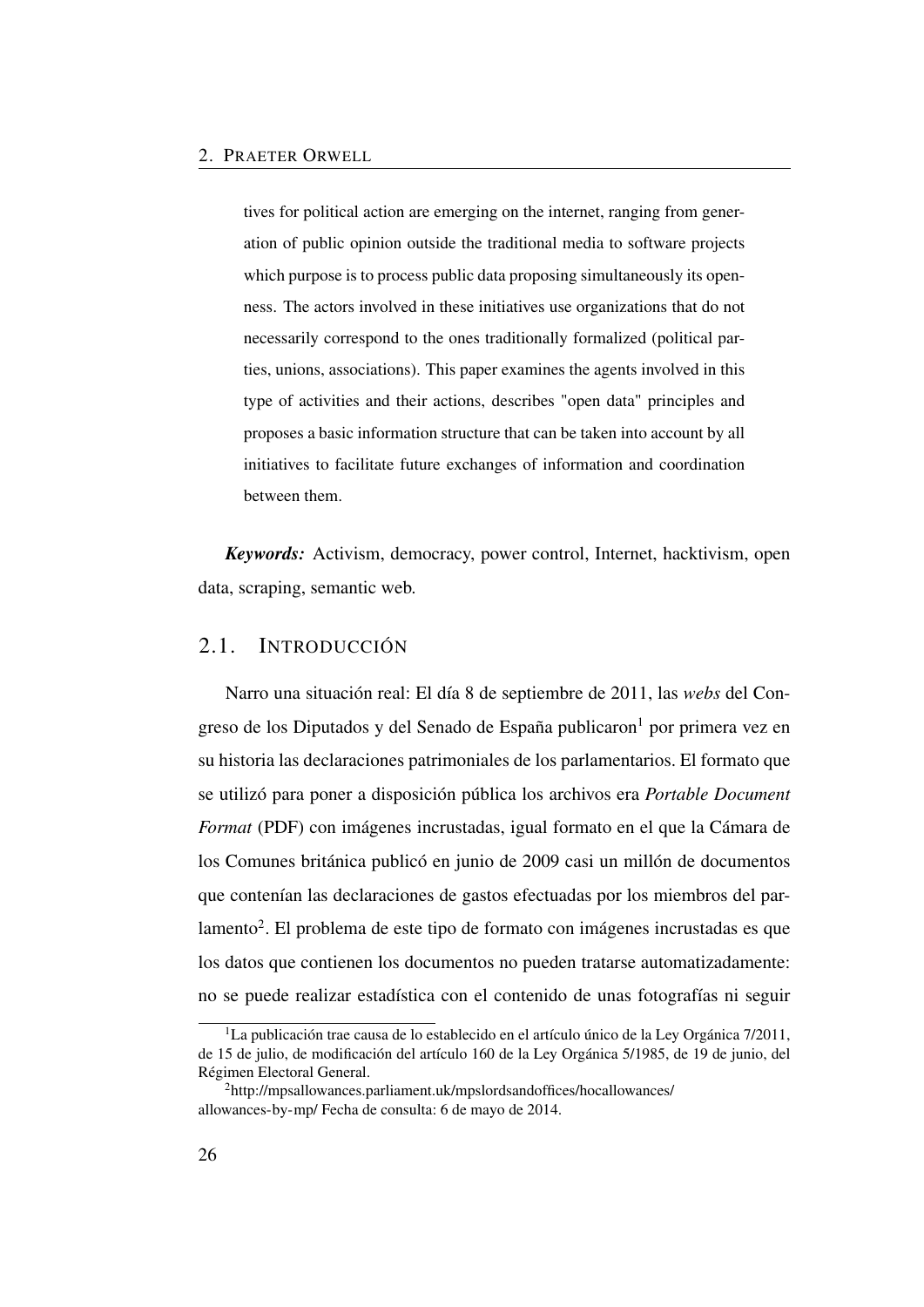tives for political action are emerging on the internet, ranging from generation of public opinion outside the traditional media to software projects which purpose is to process public data proposing simultaneously its openness. The actors involved in these initiatives use organizations that do not necessarily correspond to the ones traditionally formalized (political parties, unions, associations). This paper examines the agents involved in this type of activities and their actions, describes "open data" principles and proposes a basic information structure that can be taken into account by all initiatives to facilitate future exchanges of information and coordination between them.

***Keywords:*** Activism, democracy, power control, Internet, hacktivism, open data, scraping, semantic web.

## 2.1. Introducción

Narro una situación real: El día 8 de septiembre de 2011, las *webs* del Congreso de los Diputados y del Senado de España publicaron[1] por primera vez en su historia las declaraciones patrimoniales de los parlamentarios. El formato que se utilizó para poner a disposición pública los archivos era *Portable Document Format* (PDF) con imágenes incrustadas, igual formato en el que la Cámara de los Comunes británica publicó en junio de 2009 casi un millón de documentos que contenían las declaraciones de gastos efectuadas por los miembros del parlamento[2]. El problema de este tipo de formato con imágenes incrustadas es que los datos que contienen los documentos no pueden tratarse automatizadamente: no se puede realizar estadística con el contenido de unas fotografías ni seguir

[1] La publicación trae causa de lo establecido en el artículo único de la Ley Orgánica 7/2011, de 15 de julio, de modificación del artículo 160 de la Ley Orgánica 5/1985, de 19 de junio, del Régimen Electoral General.

[2] http://mpsallowances.parliament.uk/mpslordsandoffices/hocallowances/allowances-by-mp/ Fecha de consulta: 6 de mayo de 2014.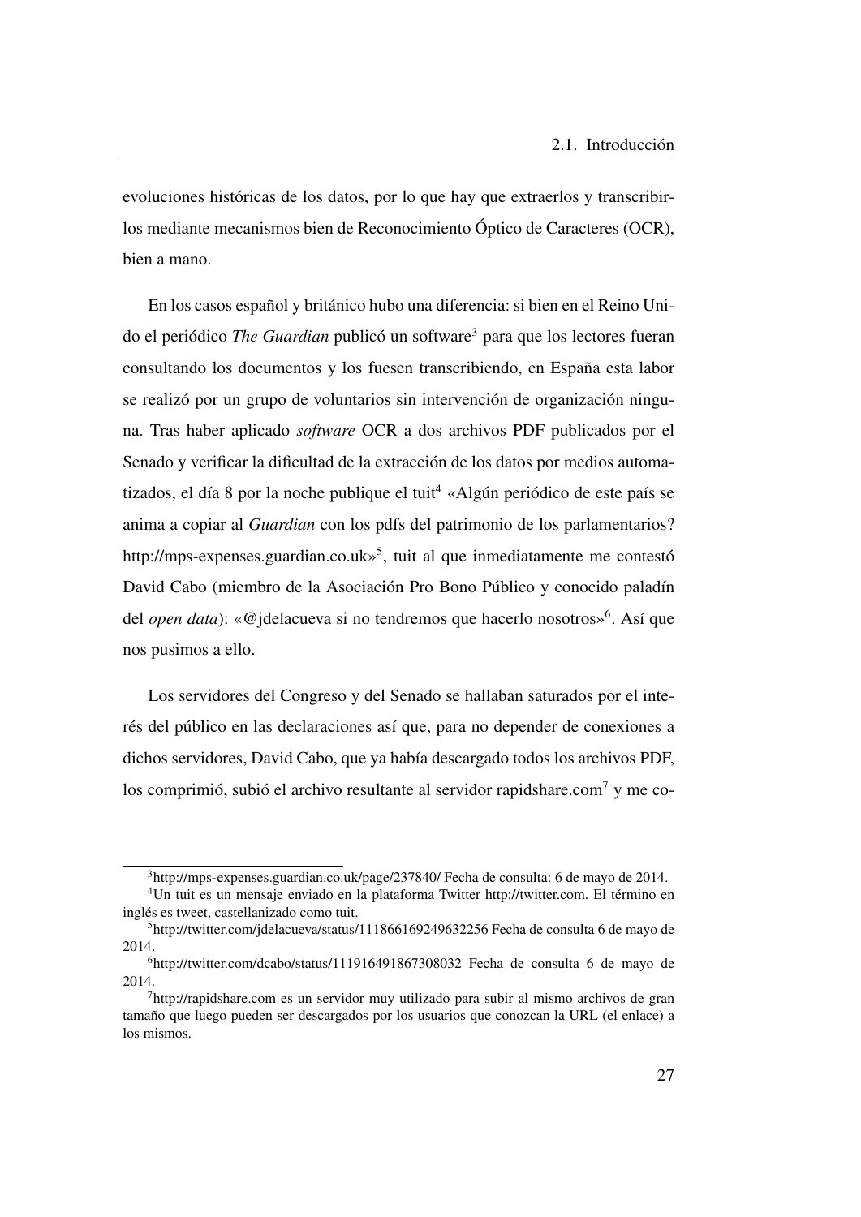evoluciones históricas de los datos, por lo que hay que extraerlos y transcribirlos mediante mecanismos bien de Reconocimiento Óptico de Caracteres (OCR), bien a mano.

En los casos español y británico hubo una diferencia: si bien en el Reino Unido el periódico *The Guardian* publicó un software[3] para que los lectores fueran consultando los documentos y los fuesen transcribiendo, en España esta labor se realizó por un grupo de voluntarios sin intervención de organización ninguna. Tras haber aplicado *software* OCR a dos archivos PDF publicados por el Senado y verificar la dificultad de la extracción de los datos por medios automatizados, el día 8 por la noche publique el tuit[4] «Algún periódico de este país se anima a copiar al *Guardian* con los pdfs del patrimonio de los parlamentarios? http://mps-expenses.guardian.co.uk»[5], tuit al que inmediatamente me contestó David Cabo (miembro de la Asociación Pro Bono Público y conocido paladín del *open data*): «@jdelacueva si no tendremos que hacerlo nosotros»[6]. Así que nos pusimos a ello.

Los servidores del Congreso y del Senado se hallaban saturados por el interés del público en las declaraciones así que, para no depender de conexiones a dichos servidores, David Cabo, que ya había descargado todos los archivos PDF, los comprimió, subió el archivo resultante al servidor rapidshare.com[7] y me co-

---

[3] http://mps-expenses.guardian.co.uk/page/237840/ Fecha de consulta: 6 de mayo de 2014.

[4] Un tuit es un mensaje enviado en la plataforma Twitter http://twitter.com. El término en inglés es tweet, castellanizado como tuit.

[5] http://twitter.com/jdelacueva/status/111866169249632256 Fecha de consulta 6 de mayo de 2014.

[6] http://twitter.com/dcabo/status/111916491867308032 Fecha de consulta 6 de mayo de 2014.

[7] http://rapidshare.com es un servidor muy utilizado para subir al mismo archivos de gran tamaño que luego pueden ser descargados por los usuarios que conozcan la URL (el enlace) a los mismos.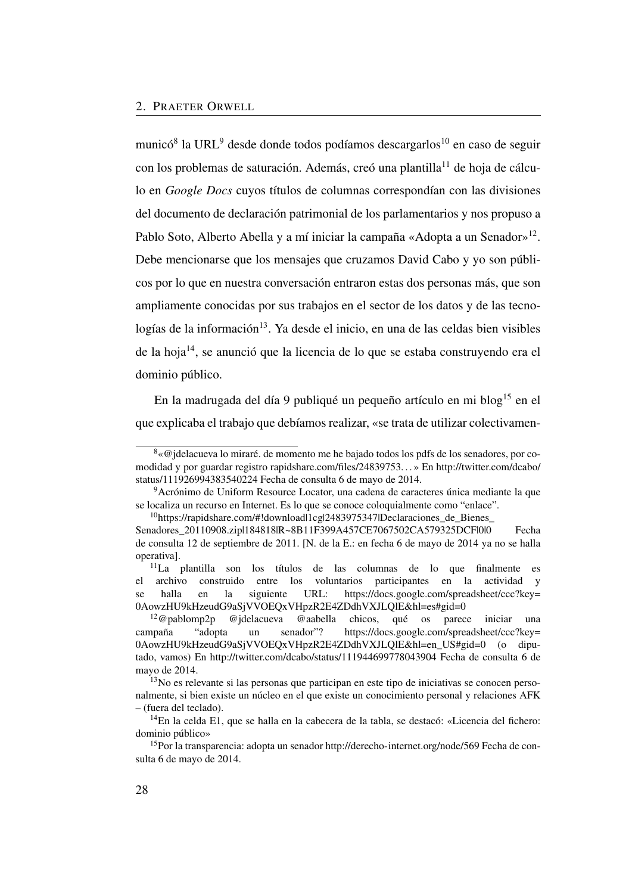municó[8] la URL[9] desde donde todos podíamos descargarlos[10] en caso de seguir con los problemas de saturación. Además, creó una plantilla[11] de hoja de cálculo en *Google Docs* cuyos títulos de columnas correspondían con las divisiones del documento de declaración patrimonial de los parlamentarios y nos propuso a Pablo Soto, Alberto Abella y a mí iniciar la campaña «Adopta a un Senador»[12]. Debe mencionarse que los mensajes que cruzamos David Cabo y yo son públicos por lo que en nuestra conversación entraron estas dos personas más, que son ampliamente conocidas por sus trabajos en el sector de los datos y de las tecnologías de la información[13]. Ya desde el inicio, en una de las celdas bien visibles de la hoja[14], se anunció que la licencia de lo que se estaba construyendo era el dominio público.

En la madrugada del día 9 publiqué un pequeño artículo en mi blog[15] en el que explicaba el trabajo que debíamos realizar, «se trata de utilizar colectivamen-

---

[8] «@jdelacueva lo miraré. de momento me he bajado todos los pdfs de los senadores, por comodidad y por guardar registro rapidshare.com/files/24839753. . . » En http://twitter.com/dcabo/status/111926994383540224 Fecha de consulta 6 de mayo de 2014.

[9] Acrónimo de Uniform Resource Locator, una cadena de caracteres única mediante la que se localiza un recurso en Internet. Es lo que se conoce coloquialmente como "enlace".

[10] https://rapidshare.com/#!download|1cg|2483975347|Declaraciones_de_Bienes_Senadores_20110908.zip|184818|R~8B11F399A457CE7067502CA579325DCF|0|0 Fecha de consulta 12 de septiembre de 2011. [N. de la E.: en fecha 6 de mayo de 2014 ya no se halla operativa].

[11] La plantilla son los títulos de las columnas de lo que finalmente es el archivo construido entre los voluntarios participantes en la actividad y se halla en la siguiente URL: https://docs.google.com/spreadsheet/ccc?key=0AowzHU9kHzeudG9aSjVVOEQxVHpzR2E4ZDdhVXJLQlE&hl=es#gid=0

[12] @pablomp2p @jdelacueva @aabella chicos, qué os parece iniciar una campaña "adopta un senador"? https://docs.google.com/spreadsheet/ccc?key=0AowzHU9kHzeudG9aSjVVOEQxVHpzR2E4ZDdhVXJLQlE&hl=en_US#gid=0 (o diputado, vamos) En http://twitter.com/dcabo/status/111944699778043904 Fecha de consulta 6 de mayo de 2014.

[13] No es relevante si las personas que participan en este tipo de iniciativas se conocen personalmente, si bien existe un núcleo en el que existe un conocimiento personal y relaciones AFK – (fuera del teclado).

[14] En la celda E1, que se halla en la cabecera de la tabla, se destacó: «Licencia del fichero: dominio público»

[15] Por la transparencia: adopta un senador http://derecho-internet.org/node/569 Fecha de consulta 6 de mayo de 2014.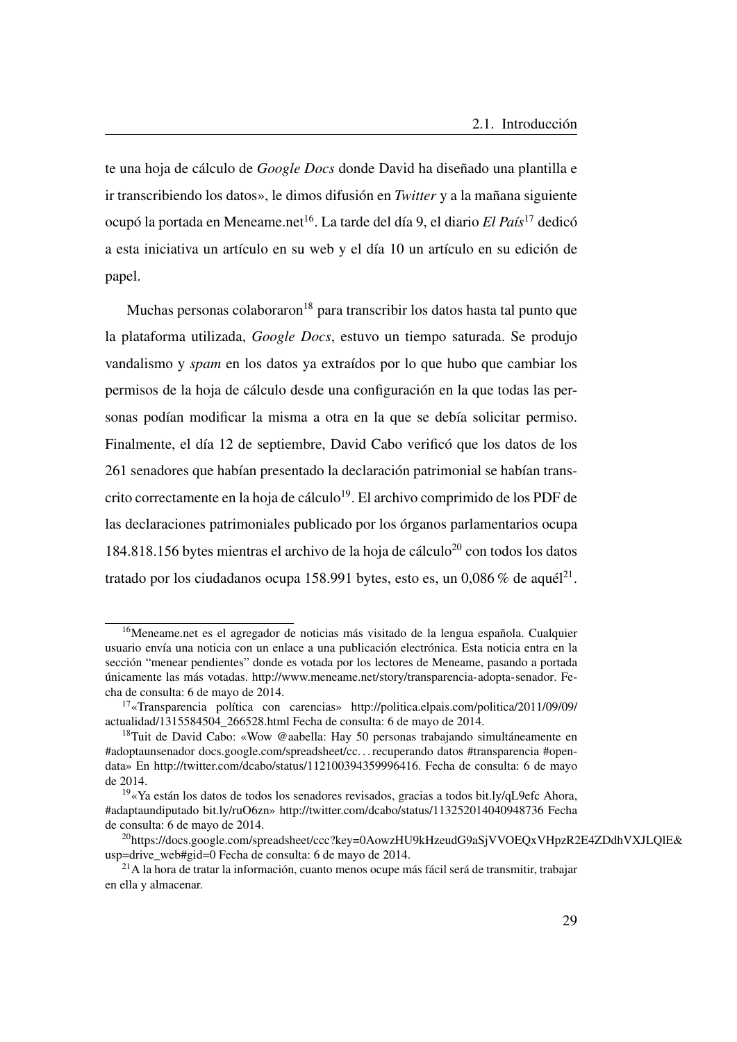te una hoja de cálculo de *Google Docs* donde David ha diseñado una plantilla e ir transcribiendo los datos», le dimos difusión en *Twitter* y a la mañana siguiente ocupó la portada en Meneame.net[16]. La tarde del día 9, el diario *El País*[17] dedicó a esta iniciativa un artículo en su web y el día 10 un artículo en su edición de papel.

Muchas personas colaboraron[18] para transcribir los datos hasta tal punto que la plataforma utilizada, *Google Docs*, estuvo un tiempo saturada. Se produjo vandalismo y *spam* en los datos ya extraídos por lo que hubo que cambiar los permisos de la hoja de cálculo desde una configuración en la que todas las personas podían modificar la misma a otra en la que se debía solicitar permiso. Finalmente, el día 12 de septiembre, David Cabo verificó que los datos de los 261 senadores que habían presentado la declaración patrimonial se habían transcrito correctamente en la hoja de cálculo[19]. El archivo comprimido de los PDF de las declaraciones patrimoniales publicado por los órganos parlamentarios ocupa 184.818.156 bytes mientras el archivo de la hoja de cálculo[20] con todos los datos tratado por los ciudadanos ocupa 158.991 bytes, esto es, un 0,086 % de aquél[21].

---

[16] Meneame.net es el agregador de noticias más visitado de la lengua española. Cualquier usuario envía una noticia con un enlace a una publicación electrónica. Esta noticia entra en la sección "menear pendientes" donde es votada por los lectores de Meneame, pasando a portada únicamente las más votadas. http://www.meneame.net/story/transparencia-adopta-senador. Fecha de consulta: 6 de mayo de 2014.

[17] «Transparencia política con carencias» http://politica.elpais.com/politica/2011/09/09/actualidad/1315584504_266528.html Fecha de consulta: 6 de mayo de 2014.

[18] Tuit de David Cabo: «Wow @aabella: Hay 50 personas trabajando simultáneamente en #adoptaunsenador docs.google.com/spreadsheet/cc. . . recuperando datos #transparencia #opendata» En http://twitter.com/dcabo/status/112100394359996416. Fecha de consulta: 6 de mayo de 2014.

[19] «Ya están los datos de todos los senadores revisados, gracias a todos bit.ly/qL9efc Ahora, #adaptaundiputado bit.ly/ruO6zn» http://twitter.com/dcabo/status/113252014040948736 Fecha de consulta: 6 de mayo de 2014.

[20] https://docs.google.com/spreadsheet/ccc?key=0AowzHU9kHzeudG9aSjVVOEQxVHpzR2E4ZDdhVXJLQlE&usp=drive_web#gid=0 Fecha de consulta: 6 de mayo de 2014.

[21] A la hora de tratar la información, cuanto menos ocupe más fácil será de transmitir, trabajar en ella y almacenar.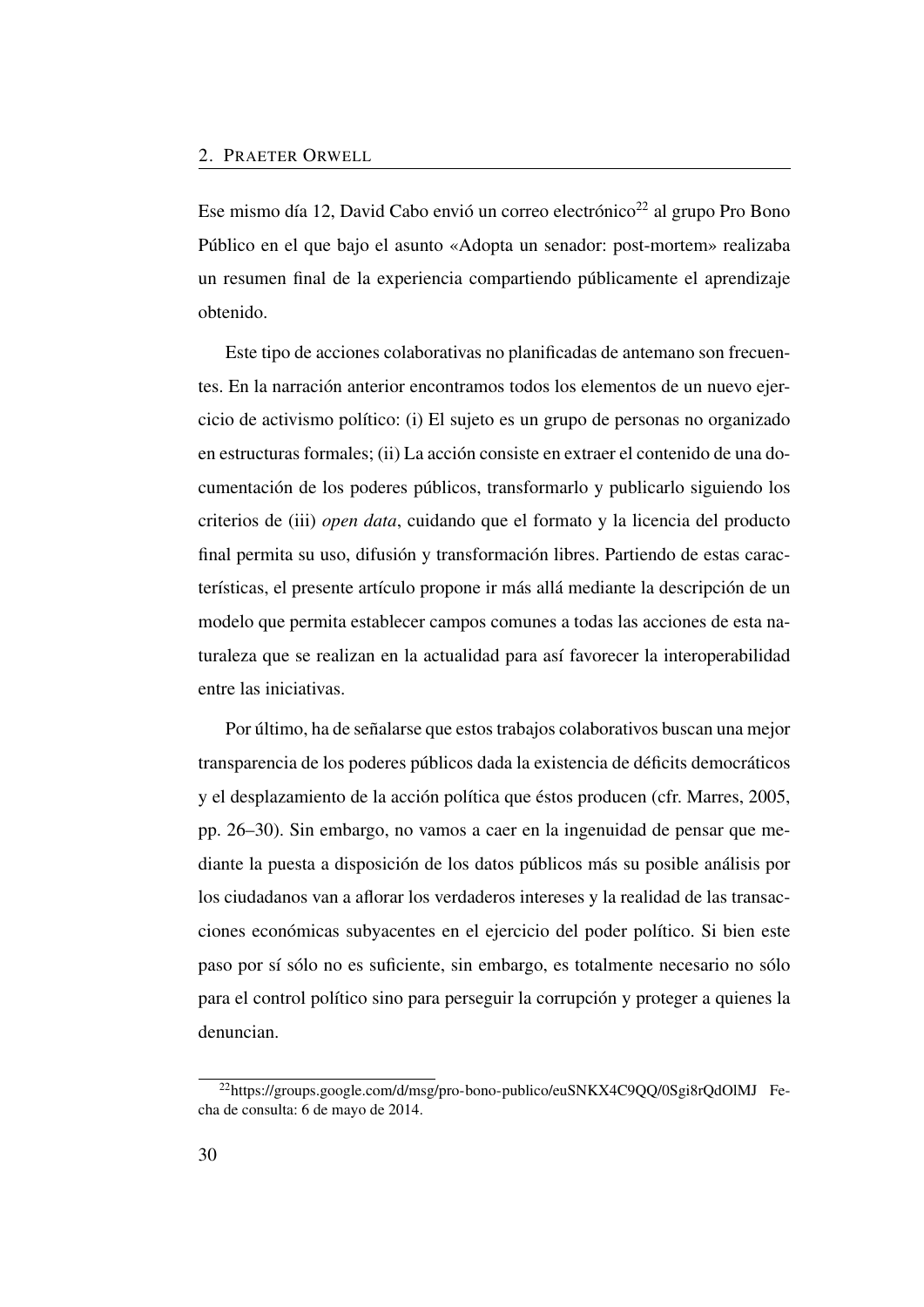Ese mismo día 12, David Cabo envió un correo electrónico[22] al grupo Pro Bono Público en el que bajo el asunto «Adopta un senador: post-mortem» realizaba un resumen final de la experiencia compartiendo públicamente el aprendizaje obtenido.

Este tipo de acciones colaborativas no planificadas de antemano son frecuentes. En la narración anterior encontramos todos los elementos de un nuevo ejercicio de activismo político: (i) El sujeto es un grupo de personas no organizado en estructuras formales; (ii) La acción consiste en extraer el contenido de una documentación de los poderes públicos, transformarlo y publicarlo siguiendo los criterios de (iii) *open data*, cuidando que el formato y la licencia del producto final permita su uso, difusión y transformación libres. Partiendo de estas características, el presente artículo propone ir más allá mediante la descripción de un modelo que permita establecer campos comunes a todas las acciones de esta naturaleza que se realizan en la actualidad para así favorecer la interoperabilidad entre las iniciativas.

Por último, ha de señalarse que estos trabajos colaborativos buscan una mejor transparencia de los poderes públicos dada la existencia de déficits democráticos y el desplazamiento de la acción política que éstos producen (cfr. Marres, 2005, pp. 26–30). Sin embargo, no vamos a caer en la ingenuidad de pensar que mediante la puesta a disposición de los datos públicos más su posible análisis por los ciudadanos van a aflorar los verdaderos intereses y la realidad de las transacciones económicas subyacentes en el ejercicio del poder político. Si bien este paso por sí sólo no es suficiente, sin embargo, es totalmente necesario no sólo para el control político sino para perseguir la corrupción y proteger a quienes la denuncian.

[22] https://groups.google.com/d/msg/pro-bono-publico/euSNKX4C9QQ/0Sgi8rQdOlMJ Fecha de consulta: 6 de mayo de 2014.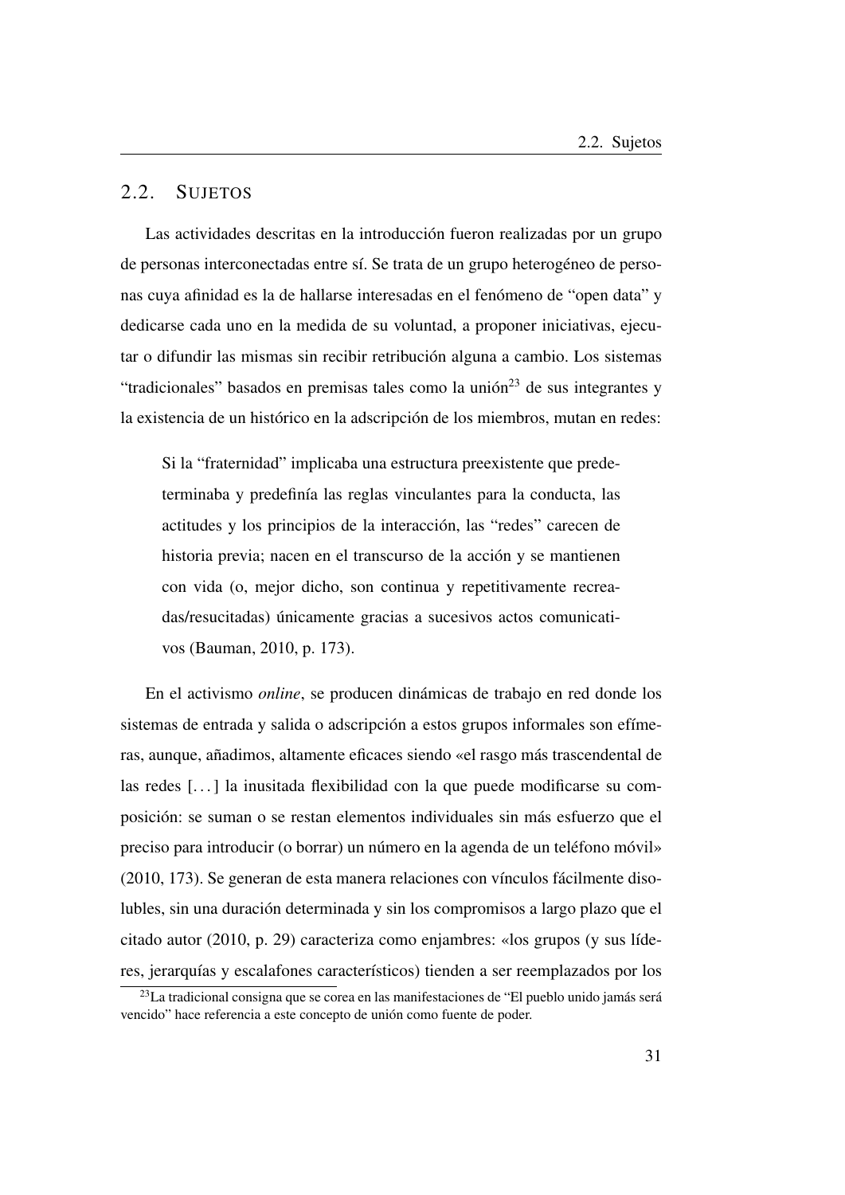## 2.2. SUJETOS

Las actividades descritas en la introducción fueron realizadas por un grupo de personas interconectadas entre sí. Se trata de un grupo heterogéneo de personas cuya afinidad es la de hallarse interesadas en el fenómeno de "open data" y dedicarse cada uno en la medida de su voluntad, a proponer iniciativas, ejecutar o difundir las mismas sin recibir retribución alguna a cambio. Los sistemas "tradicionales" basados en premisas tales como la unión[23] de sus integrantes y la existencia de un histórico en la adscripción de los miembros, mutan en redes:

> Si la "fraternidad" implicaba una estructura preexistente que predeterminaba y predefinía las reglas vinculantes para la conducta, las actitudes y los principios de la interacción, las "redes" carecen de historia previa; nacen en el transcurso de la acción y se mantienen con vida (o, mejor dicho, son continua y repetitivamente recreadas/resucitadas) únicamente gracias a sucesivos actos comunicativos (Bauman, 2010, p. 173).

En el activismo *online*, se producen dinámicas de trabajo en red donde los sistemas de entrada y salida o adscripción a estos grupos informales son efímeras, aunque, añadimos, altamente eficaces siendo «el rasgo más trascendental de las redes [...] la inusitada flexibilidad con la que puede modificarse su composición: se suman o se restan elementos individuales sin más esfuerzo que el preciso para introducir (o borrar) un número en la agenda de un teléfono móvil» (2010, 173). Se generan de esta manera relaciones con vínculos fácilmente disolubles, sin una duración determinada y sin los compromisos a largo plazo que el citado autor (2010, p. 29) caracteriza como enjambres: «los grupos (y sus líderes, jerarquías y escalafones característicos) tienden a ser reemplazados por los

---

[23] La tradicional consigna que se corea en las manifestaciones de "El pueblo unido jamás será vencido" hace referencia a este concepto de unión como fuente de poder.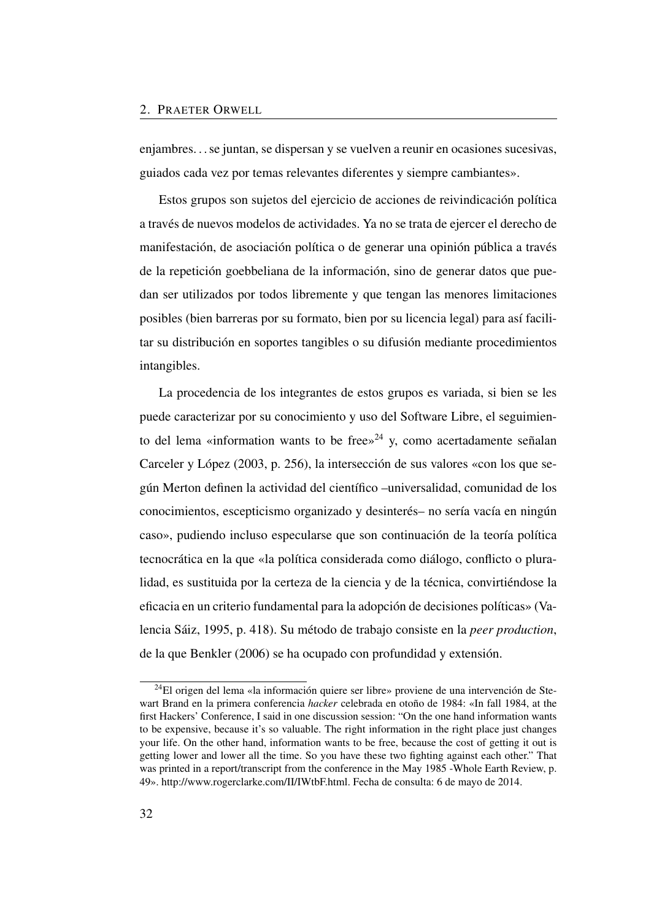enjambres… se juntan, se dispersan y se vuelven a reunir en ocasiones sucesivas, guiados cada vez por temas relevantes diferentes y siempre cambiantes».

Estos grupos son sujetos del ejercicio de acciones de reivindicación política a través de nuevos modelos de actividades. Ya no se trata de ejercer el derecho de manifestación, de asociación política o de generar una opinión pública a través de la repetición goebbeliana de la información, sino de generar datos que puedan ser utilizados por todos libremente y que tengan las menores limitaciones posibles (bien barreras por su formato, bien por su licencia legal) para así facilitar su distribución en soportes tangibles o su difusión mediante procedimientos intangibles.

La procedencia de los integrantes de estos grupos es variada, si bien se les puede caracterizar por su conocimiento y uso del Software Libre, el seguimiento del lema «information wants to be free»[24] y, como acertadamente señalan Carceler y López (2003, p. 256), la intersección de sus valores «con los que según Merton definen la actividad del científico –universalidad, comunidad de los conocimientos, escepticismo organizado y desinterés– no sería vacía en ningún caso», pudiendo incluso especularse que son continuación de la teoría política tecnocrática en la que «la política considerada como diálogo, conflicto o pluralidad, es sustituida por la certeza de la ciencia y de la técnica, convirtiéndose la eficacia en un criterio fundamental para la adopción de decisiones políticas» (Valencia Sáiz, 1995, p. 418). Su método de trabajo consiste en la *peer production*, de la que Benkler (2006) se ha ocupado con profundidad y extensión.

[24]El origen del lema «la información quiere ser libre» proviene de una intervención de Stewart Brand en la primera conferencia *hacker* celebrada en otoño de 1984: «In fall 1984, at the first Hackers' Conference, I said in one discussion session: "On the one hand information wants to be expensive, because it's so valuable. The right information in the right place just changes your life. On the other hand, information wants to be free, because the cost of getting it out is getting lower and lower all the time. So you have these two fighting against each other." That was printed in a report/transcript from the conference in the May 1985 -Whole Earth Review, p. 49». http://www.rogerclarke.com/II/IWtbF.html. Fecha de consulta: 6 de mayo de 2014.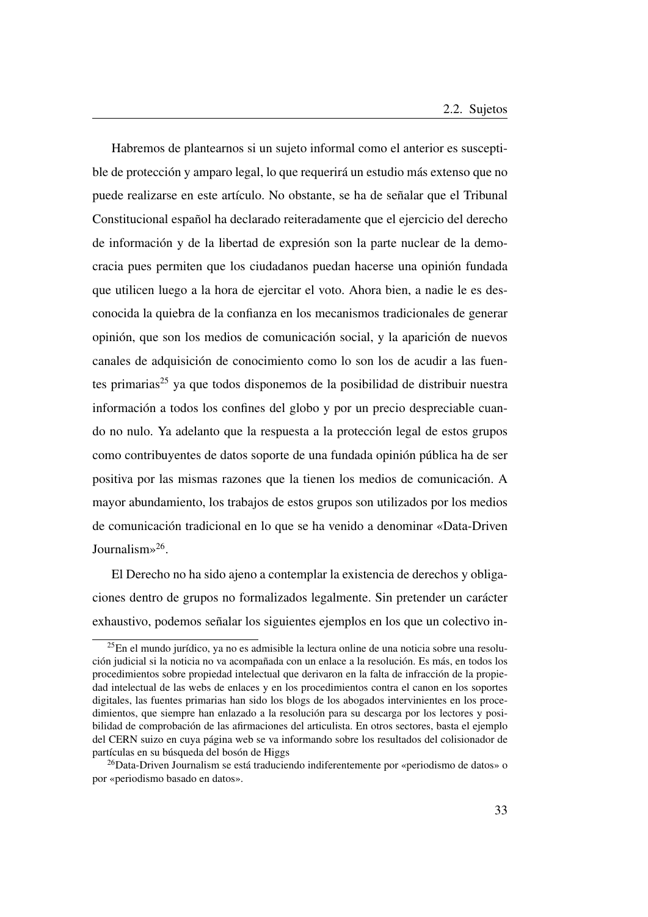Habremos de plantearnos si un sujeto informal como el anterior es susceptible de protección y amparo legal, lo que requerirá un estudio más extenso que no puede realizarse en este artículo. No obstante, se ha de señalar que el Tribunal Constitucional español ha declarado reiteradamente que el ejercicio del derecho de información y de la libertad de expresión son la parte nuclear de la democracia pues permiten que los ciudadanos puedan hacerse una opinión fundada que utilicen luego a la hora de ejercitar el voto. Ahora bien, a nadie le es desconocida la quiebra de la confianza en los mecanismos tradicionales de generar opinión, que son los medios de comunicación social, y la aparición de nuevos canales de adquisición de conocimiento como lo son los de acudir a las fuentes primarias[25] ya que todos disponemos de la posibilidad de distribuir nuestra información a todos los confines del globo y por un precio despreciable cuando no nulo. Ya adelanto que la respuesta a la protección legal de estos grupos como contribuyentes de datos soporte de una fundada opinión pública ha de ser positiva por las mismas razones que la tienen los medios de comunicación. A mayor abundamiento, los trabajos de estos grupos son utilizados por los medios de comunicación tradicional en lo que se ha venido a denominar «Data-Driven Journalism»[26].

El Derecho no ha sido ajeno a contemplar la existencia de derechos y obligaciones dentro de grupos no formalizados legalmente. Sin pretender un carácter exhaustivo, podemos señalar los siguientes ejemplos en los que un colectivo in-

---

[25] En el mundo jurídico, ya no es admisible la lectura online de una noticia sobre una resolución judicial si la noticia no va acompañada con un enlace a la resolución. Es más, en todos los procedimientos sobre propiedad intelectual que derivaron en la falta de infracción de la propiedad intelectual de las webs de enlaces y en los procedimientos contra el canon en los soportes digitales, las fuentes primarias han sido los blogs de los abogados intervinientes en los procedimientos, que siempre han enlazado a la resolución para su descarga por los lectores y posibilidad de comprobación de las afirmaciones del articulista. En otros sectores, basta el ejemplo del CERN suizo en cuya página web se va informando sobre los resultados del colisionador de partículas en su búsqueda del bosón de Higgs

[26] Data-Driven Journalism se está traduciendo indiferentemente por «periodismo de datos» o por «periodismo basado en datos».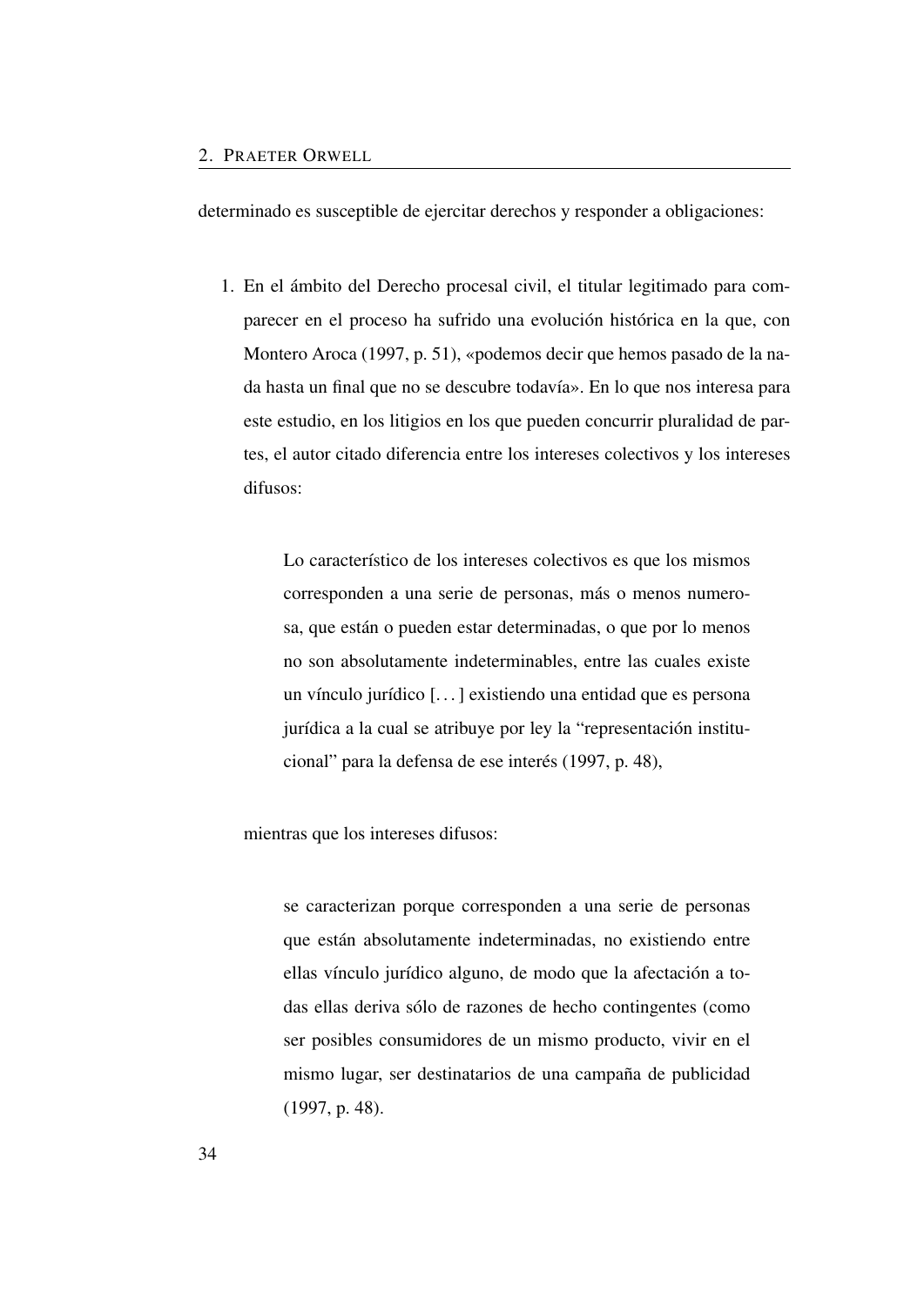determinado es susceptible de ejercitar derechos y responder a obligaciones:

1. En el ámbito del Derecho procesal civil, el titular legitimado para comparecer en el proceso ha sufrido una evolución histórica en la que, con Montero Aroca (1997, p. 51), «podemos decir que hemos pasado de la nada hasta un final que no se descubre todavía». En lo que nos interesa para este estudio, en los litigios en los que pueden concurrir pluralidad de partes, el autor citado diferencia entre los intereses colectivos y los intereses difusos:

   > Lo característico de los intereses colectivos es que los mismos corresponden a una serie de personas, más o menos numerosa, que están o pueden estar determinadas, o que por lo menos no son absolutamente indeterminables, entre las cuales existe un vínculo jurídico [...] existiendo una entidad que es persona jurídica a la cual se atribuye por ley la "representación institucional" para la defensa de ese interés (1997, p. 48),

   mientras que los intereses difusos:

   > se caracterizan porque corresponden a una serie de personas que están absolutamente indeterminadas, no existiendo entre ellas vínculo jurídico alguno, de modo que la afectación a todas ellas deriva sólo de razones de hecho contingentes (como ser posibles consumidores de un mismo producto, vivir en el mismo lugar, ser destinatarios de una campaña de publicidad (1997, p. 48).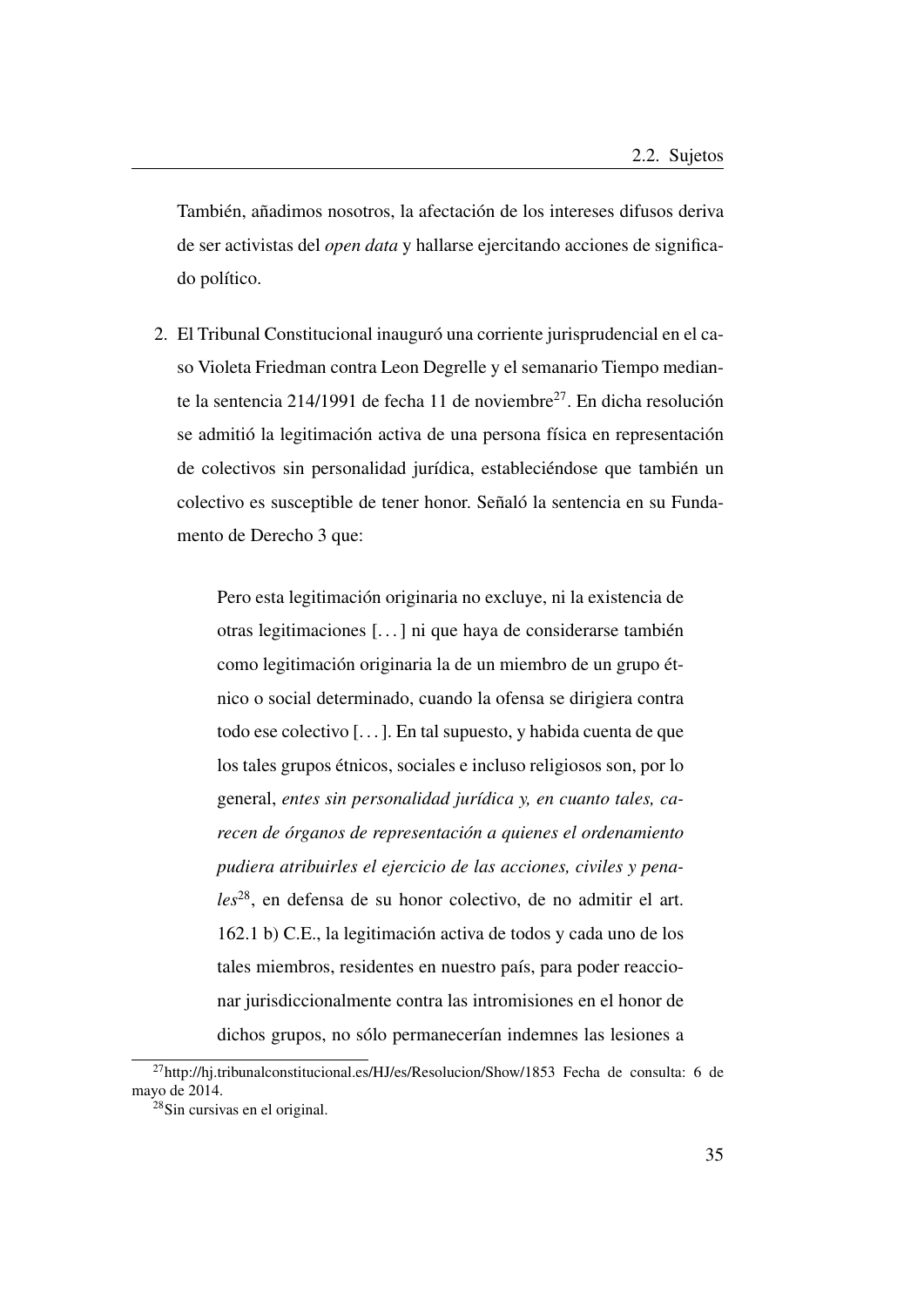También, añadimos nosotros, la afectación de los intereses difusos deriva de ser activistas del *open data* y hallarse ejercitando acciones de significado político.

2. El Tribunal Constitucional inauguró una corriente jurisprudencial en el caso Violeta Friedman contra Leon Degrelle y el semanario Tiempo mediante la sentencia 214/1991 de fecha 11 de noviembre[27]. En dicha resolución se admitió la legitimación activa de una persona física en representación de colectivos sin personalidad jurídica, estableciéndose que también un colectivo es susceptible de tener honor. Señaló la sentencia en su Fundamento de Derecho 3 que:

   > Pero esta legitimación originaria no excluye, ni la existencia de otras legitimaciones [...] ni que haya de considerarse también como legitimación originaria la de un miembro de un grupo étnico o social determinado, cuando la ofensa se dirigiera contra todo ese colectivo [...]. En tal supuesto, y habida cuenta de que los tales grupos étnicos, sociales e incluso religiosos son, por lo general, *entes sin personalidad jurídica y, en cuanto tales, carecen de órganos de representación a quienes el ordenamiento pudiera atribuirles el ejercicio de las acciones, civiles y penales*[28], en defensa de su honor colectivo, de no admitir el art. 162.1 b) C.E., la legitimación activa de todos y cada uno de los tales miembros, residentes en nuestro país, para poder reaccionar jurisdiccionalmente contra las intromisiones en el honor de dichos grupos, no sólo permanecerían indemnes las lesiones a

[27] http://hj.tribunalconstitucional.es/HJ/es/Resolucion/Show/1853 Fecha de consulta: 6 de mayo de 2014.

[28] Sin cursivas en el original.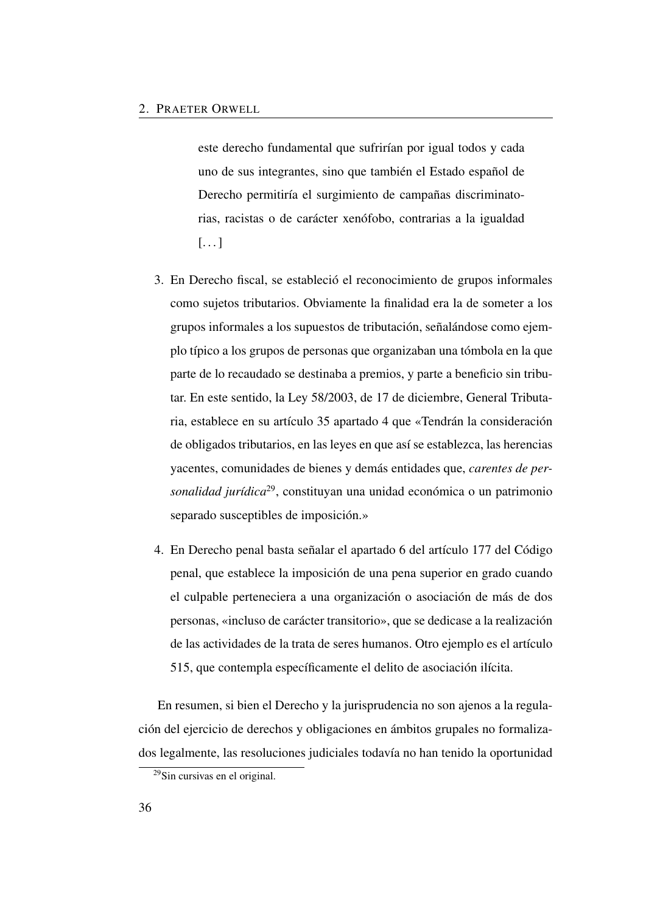> este derecho fundamental que sufrirían por igual todos y cada uno de sus integrantes, sino que también el Estado español de Derecho permitiría el surgimiento de campañas discriminatorias, racistas o de carácter xenófobo, contrarias a la igualdad [...]

3. En Derecho fiscal, se estableció el reconocimiento de grupos informales como sujetos tributarios. Obviamente la finalidad era la de someter a los grupos informales a los supuestos de tributación, señalándose como ejemplo típico a los grupos de personas que organizaban una tómbola en la que parte de lo recaudado se destinaba a premios, y parte a beneficio sin tributar. En este sentido, la Ley 58/2003, de 17 de diciembre, General Tributaria, establece en su artículo 35 apartado 4 que «Tendrán la consideración de obligados tributarios, en las leyes en que así se establezca, las herencias yacentes, comunidades de bienes y demás entidades que, *carentes de personalidad jurídica*[29], constituyan una unidad económica o un patrimonio separado susceptibles de imposición.»

4. En Derecho penal basta señalar el apartado 6 del artículo 177 del Código penal, que establece la imposición de una pena superior en grado cuando el culpable perteneciera a una organización o asociación de más de dos personas, «incluso de carácter transitorio», que se dedicase a la realización de las actividades de la trata de seres humanos. Otro ejemplo es el artículo 515, que contempla específicamente el delito de asociación ilícita.

En resumen, si bien el Derecho y la jurisprudencia no son ajenos a la regulación del ejercicio de derechos y obligaciones en ámbitos grupales no formalizados legalmente, las resoluciones judiciales todavía no han tenido la oportunidad

[29] Sin cursivas en el original.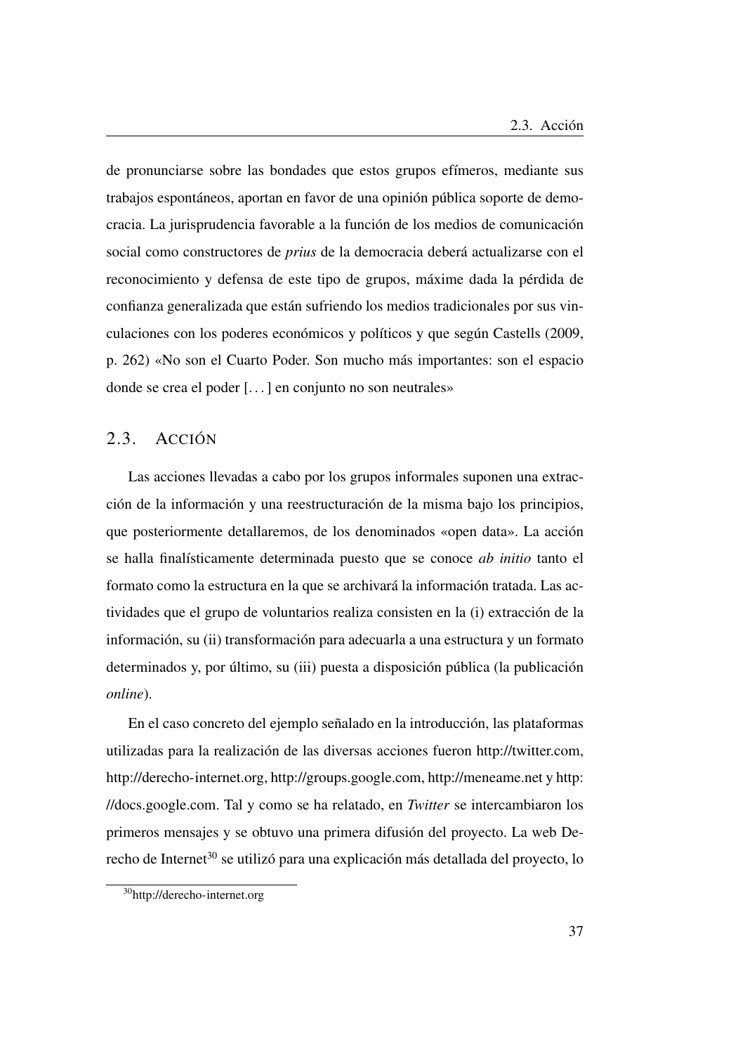de pronunciarse sobre las bondades que estos grupos efímeros, mediante sus trabajos espontáneos, aportan en favor de una opinión pública soporte de democracia. La jurisprudencia favorable a la función de los medios de comunicación social como constructores de *prius* de la democracia deberá actualizarse con el reconocimiento y defensa de este tipo de grupos, máxime dada la pérdida de confianza generalizada que están sufriendo los medios tradicionales por sus vinculaciones con los poderes económicos y políticos y que según Castells (2009, p. 262) «No son el Cuarto Poder. Son mucho más importantes: son el espacio donde se crea el poder [. . . ] en conjunto no son neutrales»

## 2.3. Acción

Las acciones llevadas a cabo por los grupos informales suponen una extracción de la información y una reestructuración de la misma bajo los principios, que posteriormente detallaremos, de los denominados «open data». La acción se halla finalísticamente determinada puesto que se conoce *ab initio* tanto el formato como la estructura en la que se archivará la información tratada. Las actividades que el grupo de voluntarios realiza consisten en la (i) extracción de la información, su (ii) transformación para adecuarla a una estructura y un formato determinados y, por último, su (iii) puesta a disposición pública (la publicación *online*).

En el caso concreto del ejemplo señalado en la introducción, las plataformas utilizadas para la realización de las diversas acciones fueron http://twitter.com, http://derecho-internet.org, http://groups.google.com, http://meneame.net y http://docs.google.com. Tal y como se ha relatado, en *Twitter* se intercambiaron los primeros mensajes y se obtuvo una primera difusión del proyecto. La web Derecho de Internet[30] se utilizó para una explicación más detallada del proyecto, lo

[30] http://derecho-internet.org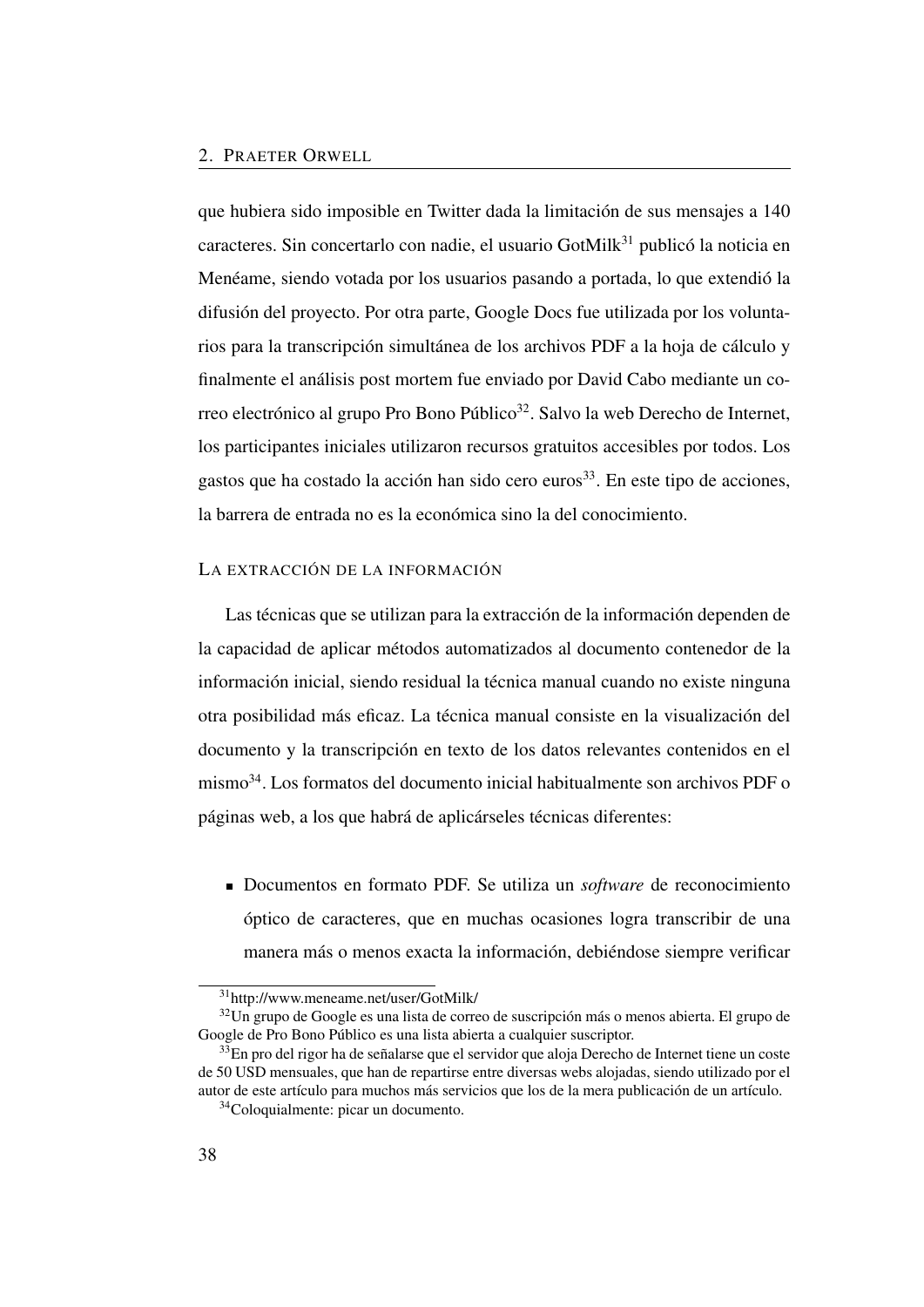que hubiera sido imposible en Twitter dada la limitación de sus mensajes a 140 caracteres. Sin concertarlo con nadie, el usuario GotMilk[31] publicó la noticia en Menéame, siendo votada por los usuarios pasando a portada, lo que extendió la difusión del proyecto. Por otra parte, Google Docs fue utilizada por los voluntarios para la transcripción simultánea de los archivos PDF a la hoja de cálculo y finalmente el análisis post mortem fue enviado por David Cabo mediante un correo electrónico al grupo Pro Bono Público[32]. Salvo la web Derecho de Internet, los participantes iniciales utilizaron recursos gratuitos accesibles por todos. Los gastos que ha costado la acción han sido cero euros[33]. En este tipo de acciones, la barrera de entrada no es la económica sino la del conocimiento.

### La extracción de la información

Las técnicas que se utilizan para la extracción de la información dependen de la capacidad de aplicar métodos automatizados al documento contenedor de la información inicial, siendo residual la técnica manual cuando no existe ninguna otra posibilidad más eficaz. La técnica manual consiste en la visualización del documento y la transcripción en texto de los datos relevantes contenidos en el mismo[34]. Los formatos del documento inicial habitualmente son archivos PDF o páginas web, a los que habrá de aplicárseles técnicas diferentes:

- Documentos en formato PDF. Se utiliza un *software* de reconocimiento óptico de caracteres, que en muchas ocasiones logra transcribir de una manera más o menos exacta la información, debiéndose siempre verificar

[31] http://www.meneame.net/user/GotMilk/

[32] Un grupo de Google es una lista de correo de suscripción más o menos abierta. El grupo de Google de Pro Bono Público es una lista abierta a cualquier suscriptor.

[33] En pro del rigor ha de señalarse que el servidor que aloja Derecho de Internet tiene un coste de 50 USD mensuales, que han de repartirse entre diversas webs alojadas, siendo utilizado por el autor de este artículo para muchos más servicios que los de la mera publicación de un artículo.

[34] Coloquialmente: picar un documento.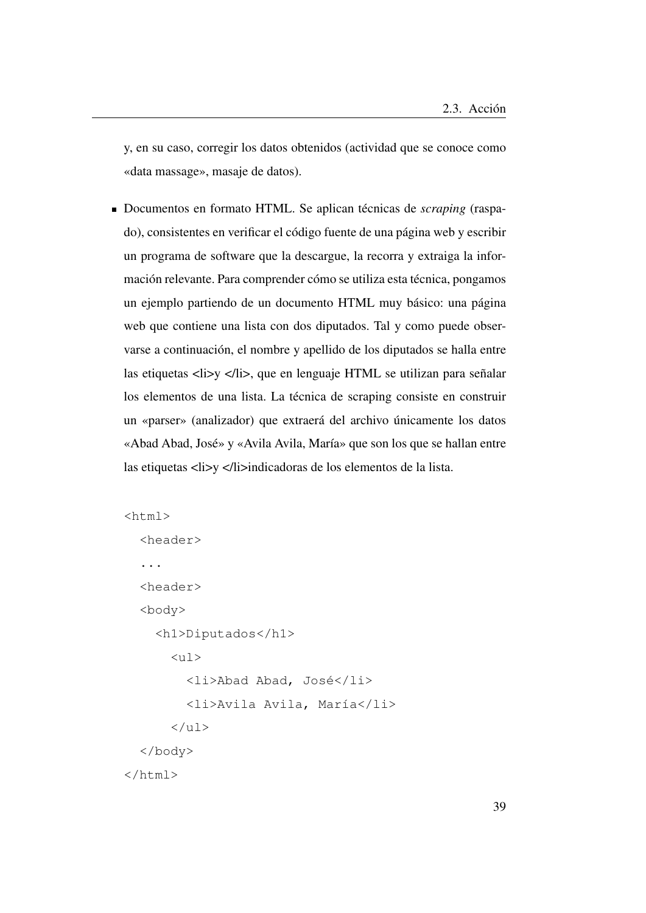y, en su caso, corregir los datos obtenidos (actividad que se conoce como «data massage», masaje de datos).

- Documentos en formato HTML. Se aplican técnicas de *scraping* (raspado), consistentes en verificar el código fuente de una página web y escribir un programa de software que la descargue, la recorra y extraiga la información relevante. Para comprender cómo se utiliza esta técnica, pongamos un ejemplo partiendo de un documento HTML muy básico: una página web que contiene una lista con dos diputados. Tal y como puede observarse a continuación, el nombre y apellido de los diputados se halla entre las etiquetas <li>y </li>, que en lenguaje HTML se utilizan para señalar los elementos de una lista. La técnica de scraping consiste en construir un «parser» (analizador) que extraerá del archivo únicamente los datos «Abad Abad, José» y «Avila Avila, María» que son los que se hallan entre las etiquetas <li>y </li>indicadoras de los elementos de la lista.

```
<html>
  <header>
  ...
  <header>
  <body>
    <h1>Diputados</h1>
      <ul>
        <li>Abad Abad, José</li>
        <li>Avila Avila, María</li>
      </ul>
  </body>
</html>
```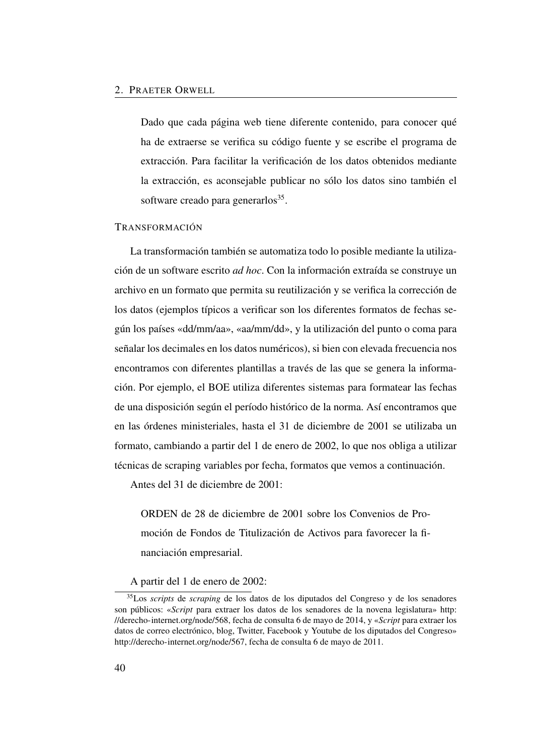Dado que cada página web tiene diferente contenido, para conocer qué ha de extraerse se verifica su código fuente y se escribe el programa de extracción. Para facilitar la verificación de los datos obtenidos mediante la extracción, es aconsejable publicar no sólo los datos sino también el software creado para generarlos[35].

### TRANSFORMACIÓN

La transformación también se automatiza todo lo posible mediante la utilización de un software escrito *ad hoc*. Con la información extraída se construye un archivo en un formato que permita su reutilización y se verifica la corrección de los datos (ejemplos típicos a verificar son los diferentes formatos de fechas según los países «dd/mm/aa», «aa/mm/dd», y la utilización del punto o coma para señalar los decimales en los datos numéricos), si bien con elevada frecuencia nos encontramos con diferentes plantillas a través de las que se genera la información. Por ejemplo, el BOE utiliza diferentes sistemas para formatear las fechas de una disposición según el período histórico de la norma. Así encontramos que en las órdenes ministeriales, hasta el 31 de diciembre de 2001 se utilizaba un formato, cambiando a partir del 1 de enero de 2002, lo que nos obliga a utilizar técnicas de scraping variables por fecha, formatos que vemos a continuación.

Antes del 31 de diciembre de 2001:

> ORDEN de 28 de diciembre de 2001 sobre los Convenios de Promoción de Fondos de Titulización de Activos para favorecer la financiación empresarial.

A partir del 1 de enero de 2002:

[35] Los *scripts* de *scraping* de los datos de los diputados del Congreso y de los senadores son públicos: «*Script* para extraer los datos de los senadores de la novena legislatura» http://derecho-internet.org/node/568, fecha de consulta 6 de mayo de 2014, y «*Script* para extraer los datos de correo electrónico, blog, Twitter, Facebook y Youtube de los diputados del Congreso» http://derecho-internet.org/node/567, fecha de consulta 6 de mayo de 2011.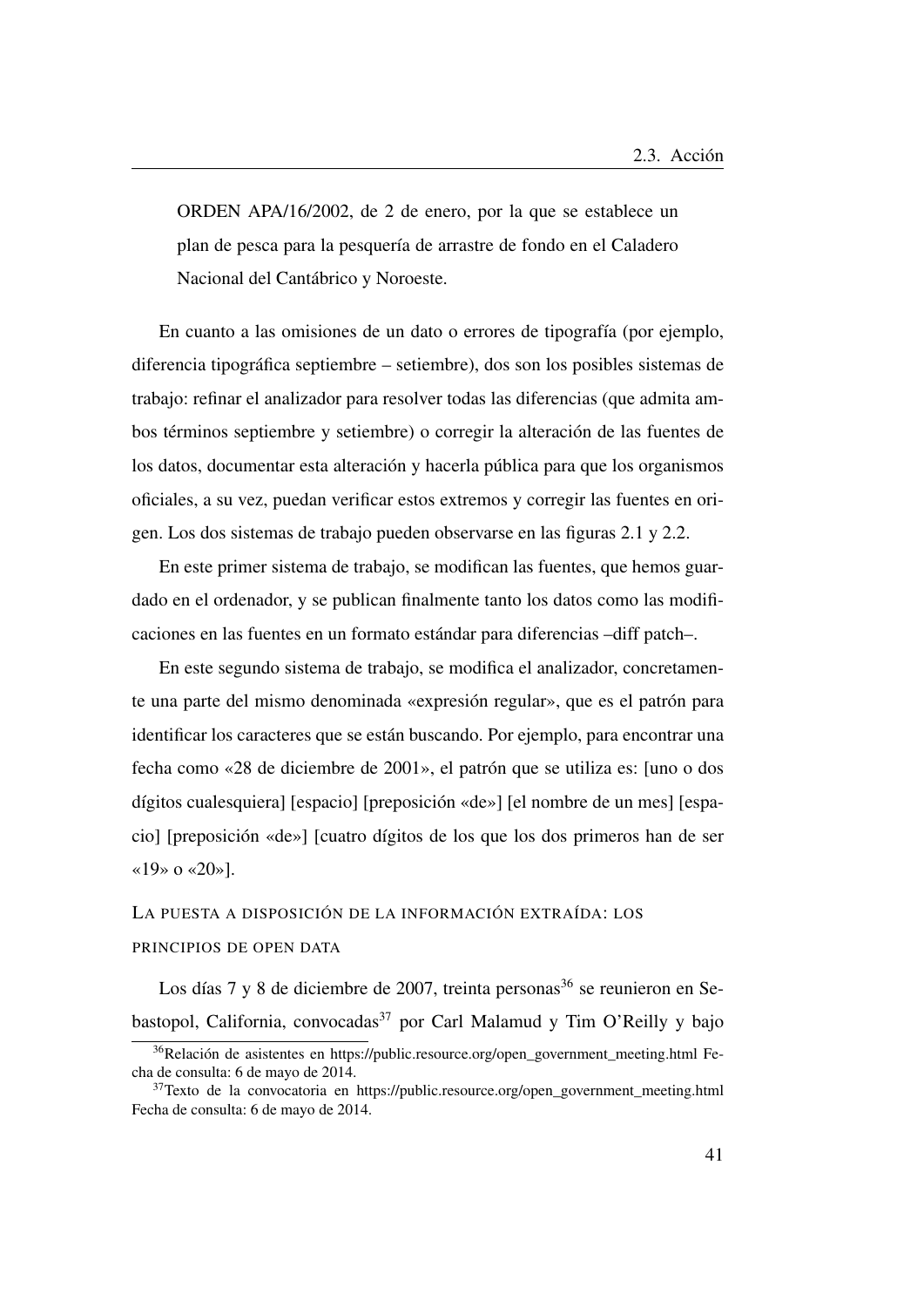> ORDEN APA/16/2002, de 2 de enero, por la que se establece un plan de pesca para la pesquería de arrastre de fondo en el Caladero Nacional del Cantábrico y Noroeste.

En cuanto a las omisiones de un dato o errores de tipografía (por ejemplo, diferencia tipográfica septiembre – setiembre), dos son los posibles sistemas de trabajo: refinar el analizador para resolver todas las diferencias (que admita ambos términos septiembre y setiembre) o corregir la alteración de las fuentes de los datos, documentar esta alteración y hacerla pública para que los organismos oficiales, a su vez, puedan verificar estos extremos y corregir las fuentes en origen. Los dos sistemas de trabajo pueden observarse en las figuras 2.1 y 2.2.

En este primer sistema de trabajo, se modifican las fuentes, que hemos guardado en el ordenador, y se publican finalmente tanto los datos como las modificaciones en las fuentes en un formato estándar para diferencias –diff patch–.

En este segundo sistema de trabajo, se modifica el analizador, concretamente una parte del mismo denominada «expresión regular», que es el patrón para identificar los caracteres que se están buscando. Por ejemplo, para encontrar una fecha como «28 de diciembre de 2001», el patrón que se utiliza es: [uno o dos dígitos cualesquiera] [espacio] [preposición «de»] [el nombre de un mes] [espacio] [preposición «de»] [cuatro dígitos de los que los dos primeros han de ser «19» o «20»].

### La puesta a disposición de la información extraída: los principios de open data

Los días 7 y 8 de diciembre de 2007, treinta personas[36] se reunieron en Sebastopol, California, convocadas[37] por Carl Malamud y Tim O'Reilly y bajo

[36]Relación de asistentes en https://public.resource.org/open_government_meeting.html Fecha de consulta: 6 de mayo de 2014.

[37]Texto de la convocatoria en https://public.resource.org/open_government_meeting.html Fecha de consulta: 6 de mayo de 2014.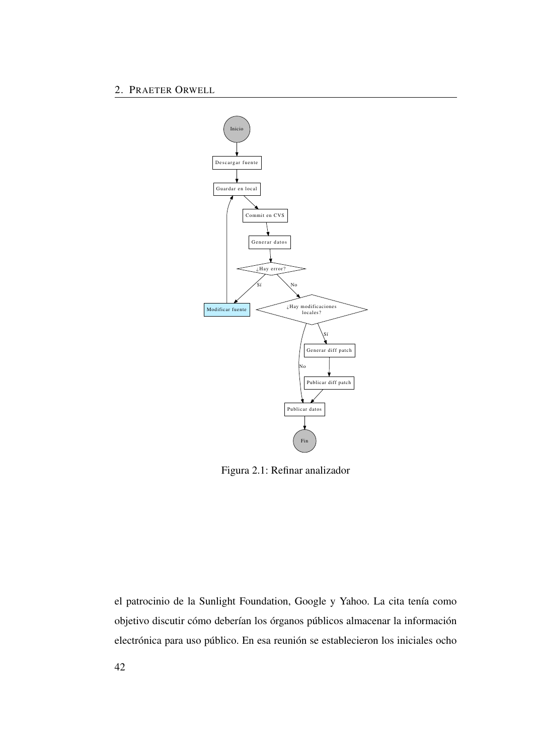Figura 2.1: Refinar analizador

el patrocinio de la Sunlight Foundation, Google y Yahoo. La cita tenía como objetivo discutir cómo deberían los órganos públicos almacenar la información electrónica para uso público. En esa reunión se establecieron los iniciales ocho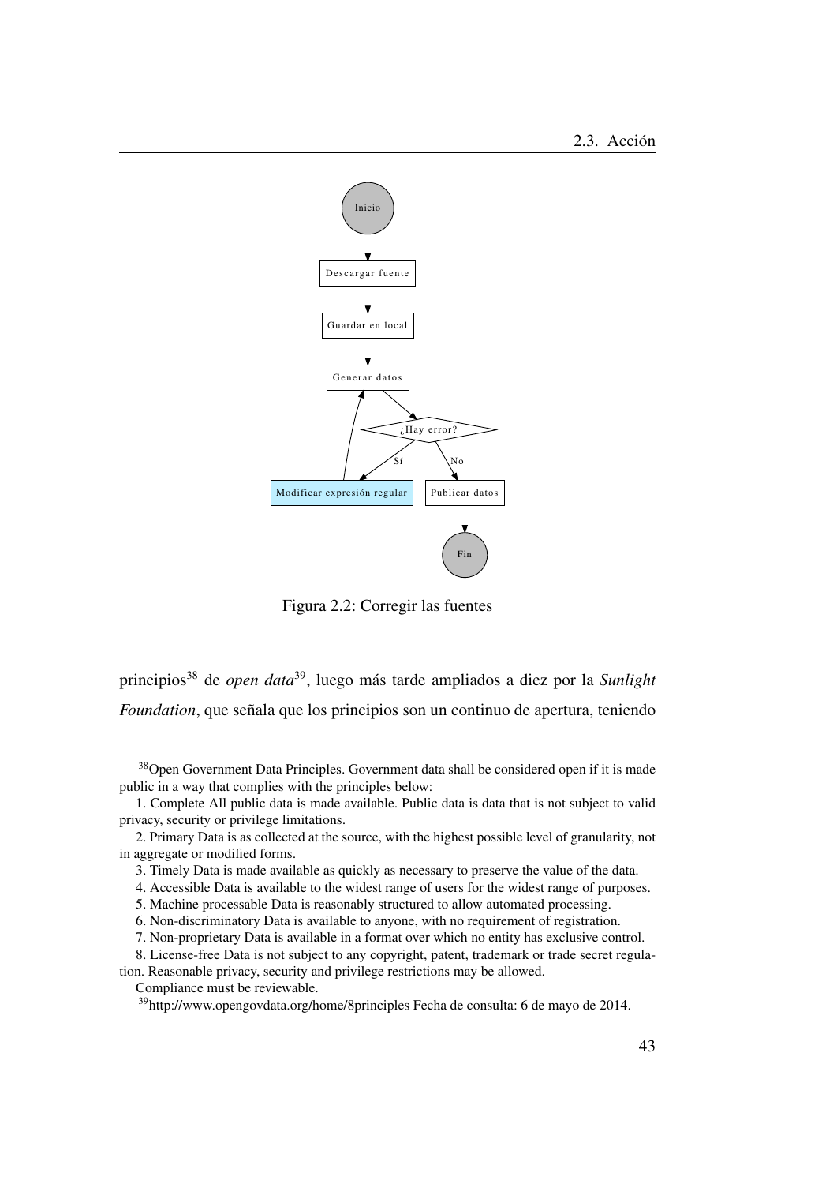Figura 2.2: Corregir las fuentes

principios[38] de *open data*[39], luego más tarde ampliados a diez por la *Sunlight Foundation*, que señala que los principios son un continuo de apertura, teniendo

[38] Open Government Data Principles. Government data shall be considered open if it is made public in a way that complies with the principles below:

1. Complete All public data is made available. Public data is data that is not subject to valid privacy, security or privilege limitations.
2. Primary Data is as collected at the source, with the highest possible level of granularity, not in aggregate or modified forms.
3. Timely Data is made available as quickly as necessary to preserve the value of the data.
4. Accessible Data is available to the widest range of users for the widest range of purposes.
5. Machine processable Data is reasonably structured to allow automated processing.
6. Non-discriminatory Data is available to anyone, with no requirement of registration.
7. Non-proprietary Data is available in a format over which no entity has exclusive control.
8. License-free Data is not subject to any copyright, patent, trademark or trade secret regulation. Reasonable privacy, security and privilege restrictions may be allowed.

Compliance must be reviewable.

[39] http://www.opengovdata.org/home/8principles Fecha de consulta: 6 de mayo de 2014.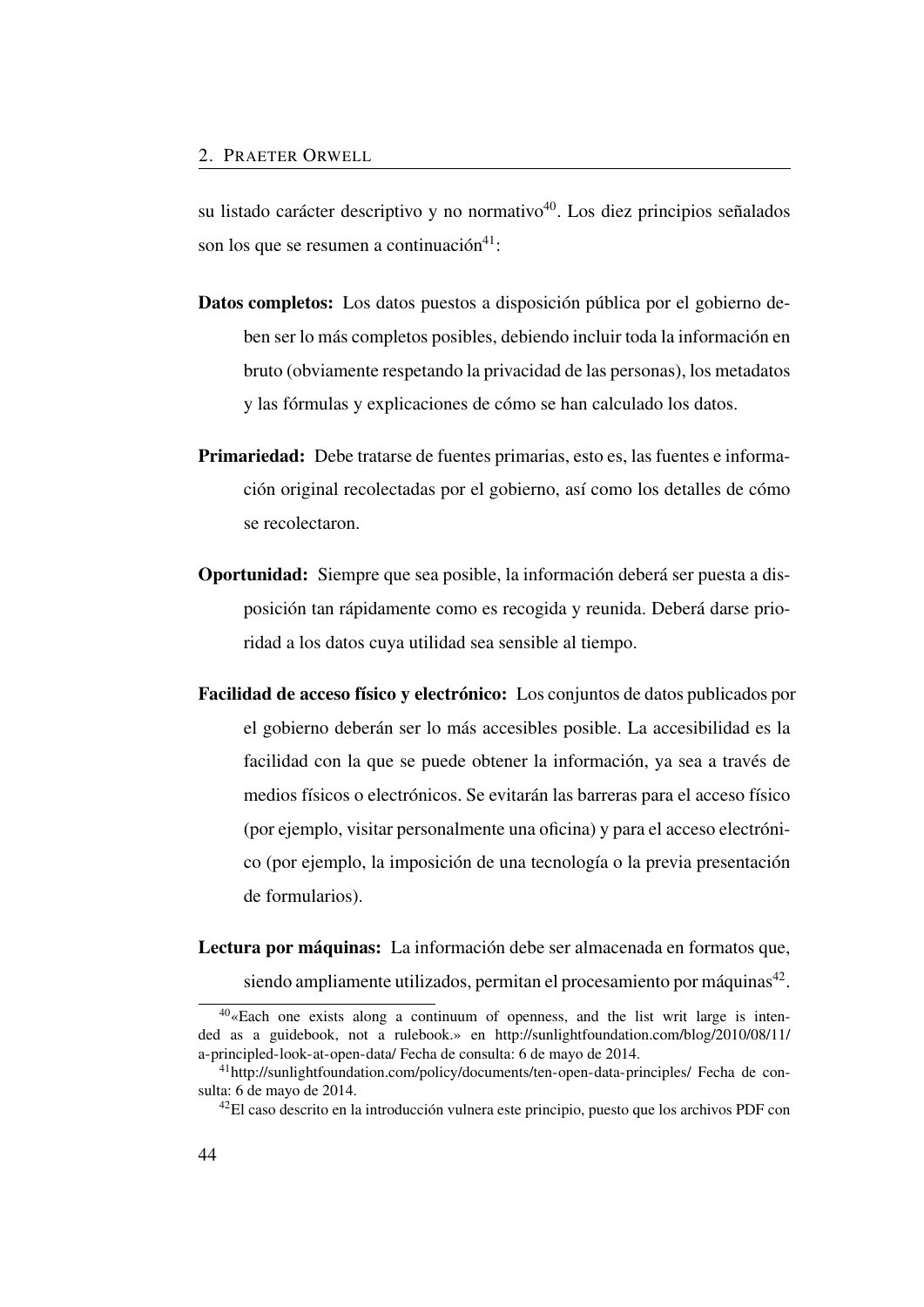su listado carácter descriptivo y no normativo[40]. Los diez principios señalados son los que se resumen a continuación[41]:

**Datos completos:** Los datos puestos a disposición pública por el gobierno deben ser lo más completos posibles, debiendo incluir toda la información en bruto (obviamente respetando la privacidad de las personas), los metadatos y las fórmulas y explicaciones de cómo se han calculado los datos.

**Primariedad:** Debe tratarse de fuentes primarias, esto es, las fuentes e información original recolectadas por el gobierno, así como los detalles de cómo se recolectaron.

**Oportunidad:** Siempre que sea posible, la información deberá ser puesta a disposición tan rápidamente como es recogida y reunida. Deberá darse prioridad a los datos cuya utilidad sea sensible al tiempo.

**Facilidad de acceso físico y electrónico:** Los conjuntos de datos publicados por el gobierno deberán ser lo más accesibles posible. La accesibilidad es la facilidad con la que se puede obtener la información, ya sea a través de medios físicos o electrónicos. Se evitarán las barreras para el acceso físico (por ejemplo, visitar personalmente una oficina) y para el acceso electrónico (por ejemplo, la imposición de una tecnología o la previa presentación de formularios).

**Lectura por máquinas:** La información debe ser almacenada en formatos que, siendo ampliamente utilizados, permitan el procesamiento por máquinas[42].

---

[40] «Each one exists along a continuum of openness, and the list writ large is intended as a guidebook, not a rulebook.» en http://sunlightfoundation.com/blog/2010/08/11/a-principled-look-at-open-data/ Fecha de consulta: 6 de mayo de 2014.

[41] http://sunlightfoundation.com/policy/documents/ten-open-data-principles/ Fecha de consulta: 6 de mayo de 2014.

[42] El caso descrito en la introducción vulnera este principio, puesto que los archivos PDF con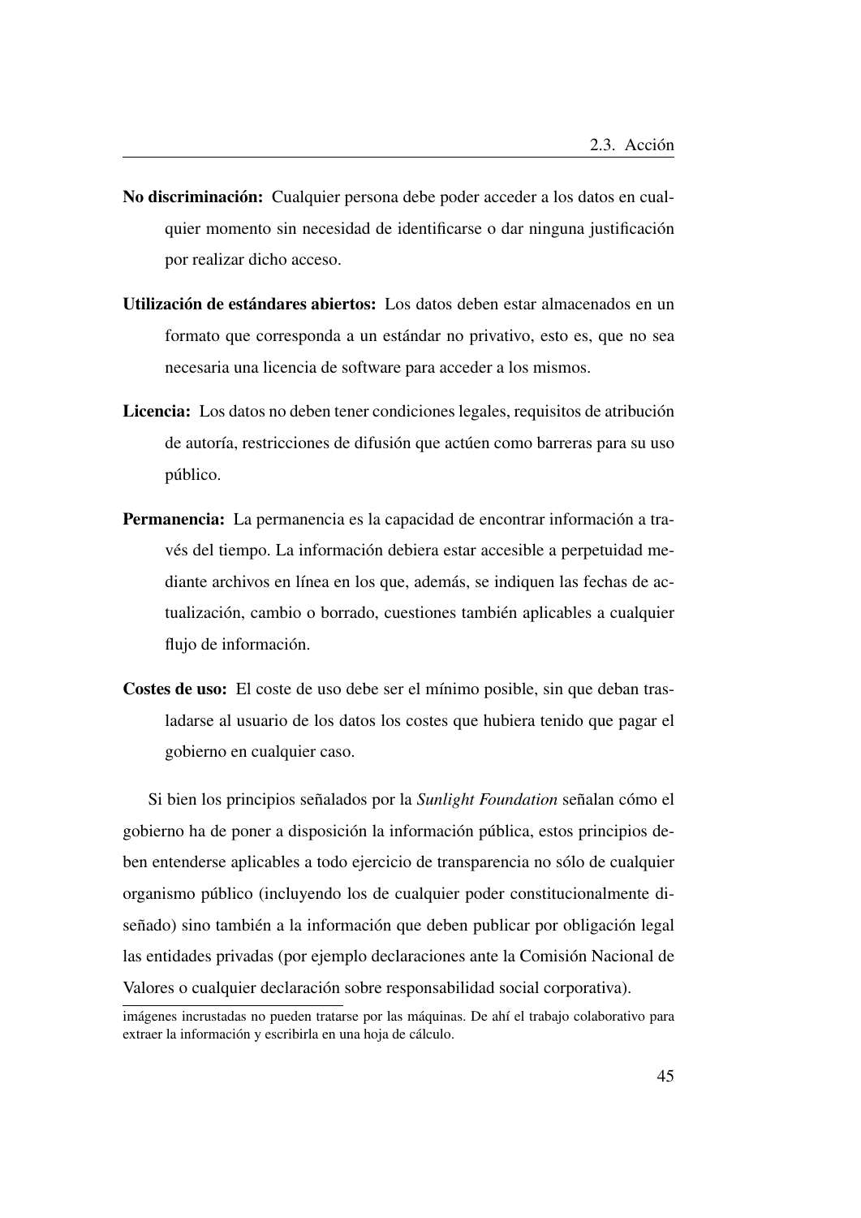**No discriminación:** Cualquier persona debe poder acceder a los datos en cualquier momento sin necesidad de identificarse o dar ninguna justificación por realizar dicho acceso.

**Utilización de estándares abiertos:** Los datos deben estar almacenados en un formato que corresponda a un estándar no privativo, esto es, que no sea necesaria una licencia de software para acceder a los mismos.

**Licencia:** Los datos no deben tener condiciones legales, requisitos de atribución de autoría, restricciones de difusión que actúen como barreras para su uso público.

**Permanencia:** La permanencia es la capacidad de encontrar información a través del tiempo. La información debiera estar accesible a perpetuidad mediante archivos en línea en los que, además, se indiquen las fechas de actualización, cambio o borrado, cuestiones también aplicables a cualquier flujo de información.

**Costes de uso:** El coste de uso debe ser el mínimo posible, sin que deban trasladarse al usuario de los datos los costes que hubiera tenido que pagar el gobierno en cualquier caso.

Si bien los principios señalados por la *Sunlight Foundation* señalan cómo el gobierno ha de poner a disposición la información pública, estos principios deben entenderse aplicables a todo ejercicio de transparencia no sólo de cualquier organismo público (incluyendo los de cualquier poder constitucionalmente diseñado) sino también a la información que deben publicar por obligación legal las entidades privadas (por ejemplo declaraciones ante la Comisión Nacional de Valores o cualquier declaración sobre responsabilidad social corporativa).

imágenes incrustadas no pueden tratarse por las máquinas. De ahí el trabajo colaborativo para extraer la información y escribirla en una hoja de cálculo.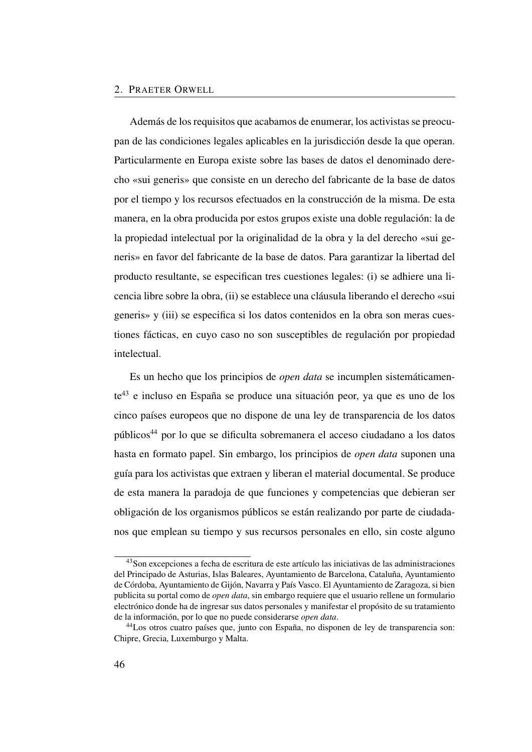Además de los requisitos que acabamos de enumerar, los activistas se preocupan de las condiciones legales aplicables en la jurisdicción desde la que operan. Particularmente en Europa existe sobre las bases de datos el denominado derecho «sui generis» que consiste en un derecho del fabricante de la base de datos por el tiempo y los recursos efectuados en la construcción de la misma. De esta manera, en la obra producida por estos grupos existe una doble regulación: la de la propiedad intelectual por la originalidad de la obra y la del derecho «sui generis» en favor del fabricante de la base de datos. Para garantizar la libertad del producto resultante, se especifican tres cuestiones legales: (i) se adhiere una licencia libre sobre la obra, (ii) se establece una cláusula liberando el derecho «sui generis» y (iii) se especifica si los datos contenidos en la obra son meras cuestiones fácticas, en cuyo caso no son susceptibles de regulación por propiedad intelectual.

Es un hecho que los principios de *open data* se incumplen sistemáticamente[43] e incluso en España se produce una situación peor, ya que es uno de los cinco países europeos que no dispone de una ley de transparencia de los datos públicos[44] por lo que se dificulta sobremanera el acceso ciudadano a los datos hasta en formato papel. Sin embargo, los principios de *open data* suponen una guía para los activistas que extraen y liberan el material documental. Se produce de esta manera la paradoja de que funciones y competencias que debieran ser obligación de los organismos públicos se están realizando por parte de ciudadanos que emplean su tiempo y sus recursos personales en ello, sin coste alguno

[43] Son excepciones a fecha de escritura de este artículo las iniciativas de las administraciones del Principado de Asturias, Islas Baleares, Ayuntamiento de Barcelona, Cataluña, Ayuntamiento de Córdoba, Ayuntamiento de Gijón, Navarra y País Vasco. El Ayuntamiento de Zaragoza, si bien publicita su portal como de *open data*, sin embargo requiere que el usuario rellene un formulario electrónico donde ha de ingresar sus datos personales y manifestar el propósito de su tratamiento de la información, por lo que no puede considerarse *open data*.

[44] Los otros cuatro países que, junto con España, no disponen de ley de transparencia son: Chipre, Grecia, Luxemburgo y Malta.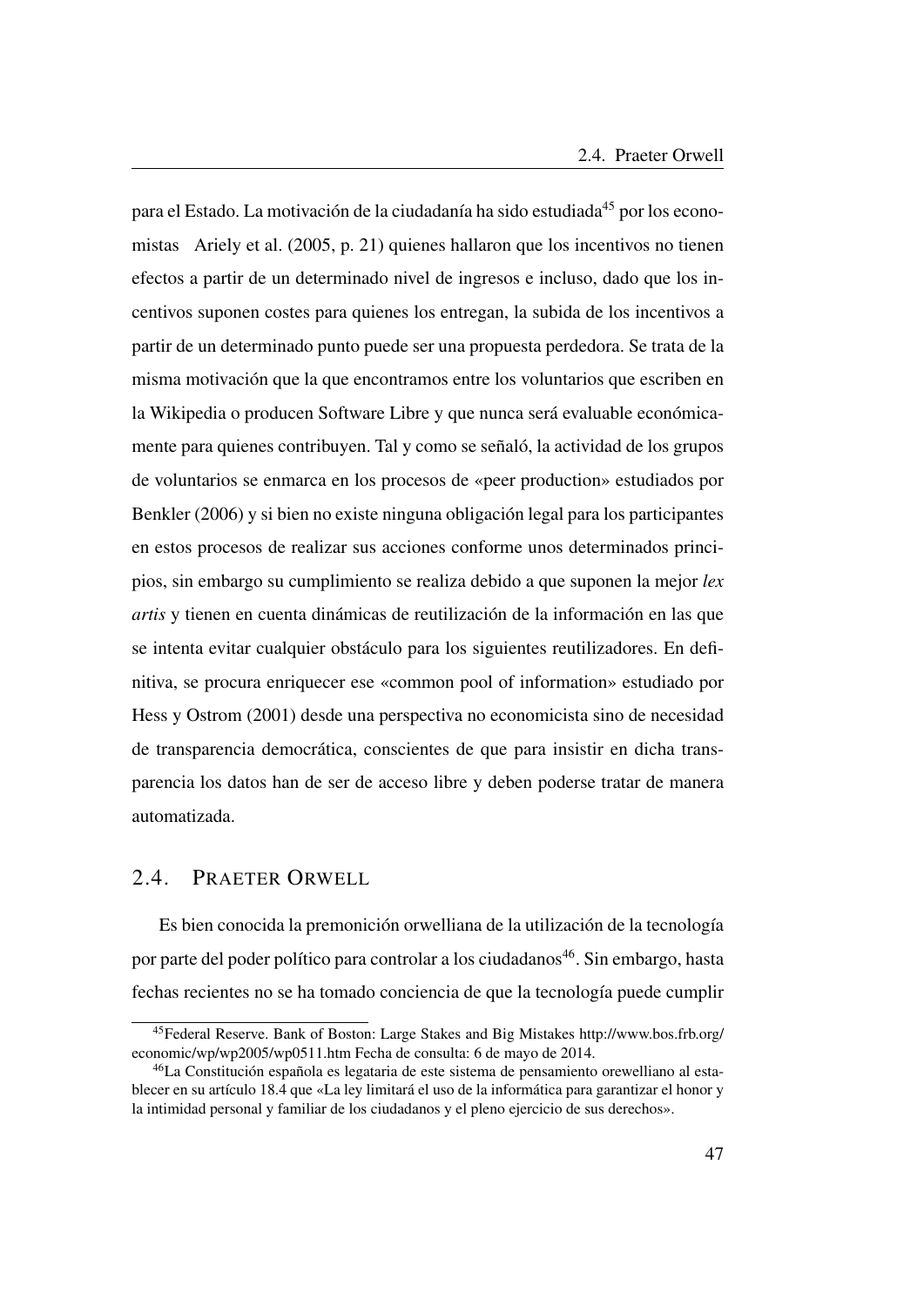para el Estado. La motivación de la ciudadanía ha sido estudiada[45] por los economistas Ariely et al. (2005, p. 21) quienes hallaron que los incentivos no tienen efectos a partir de un determinado nivel de ingresos e incluso, dado que los incentivos suponen costes para quienes los entregan, la subida de los incentivos a partir de un determinado punto puede ser una propuesta perdedora. Se trata de la misma motivación que la que encontramos entre los voluntarios que escriben en la Wikipedia o producen Software Libre y que nunca será evaluable económicamente para quienes contribuyen. Tal y como se señaló, la actividad de los grupos de voluntarios se enmarca en los procesos de «peer production» estudiados por Benkler (2006) y si bien no existe ninguna obligación legal para los participantes en estos procesos de realizar sus acciones conforme unos determinados principios, sin embargo su cumplimiento se realiza debido a que suponen la mejor *lex artis* y tienen en cuenta dinámicas de reutilización de la información en las que se intenta evitar cualquier obstáculo para los siguientes reutilizadores. En definitiva, se procura enriquecer ese «common pool of information» estudiado por Hess y Ostrom (2001) desde una perspectiva no economicista sino de necesidad de transparencia democrática, conscientes de que para insistir en dicha transparencia los datos han de ser de acceso libre y deben poderse tratar de manera automatizada.

## 2.4. PRAETER ORWELL

Es bien conocida la premonición orwelliana de la utilización de la tecnología por parte del poder político para controlar a los ciudadanos[46]. Sin embargo, hasta fechas recientes no se ha tomado conciencia de que la tecnología puede cumplir

[45] Federal Reserve. Bank of Boston: Large Stakes and Big Mistakes http://www.bos.frb.org/economic/wp/wp2005/wp0511.htm Fecha de consulta: 6 de mayo de 2014.

[46] La Constitución española es legataria de este sistema de pensamiento orewelliano al establecer en su artículo 18.4 que «La ley limitará el uso de la informática para garantizar el honor y la intimidad personal y familiar de los ciudadanos y el pleno ejercicio de sus derechos».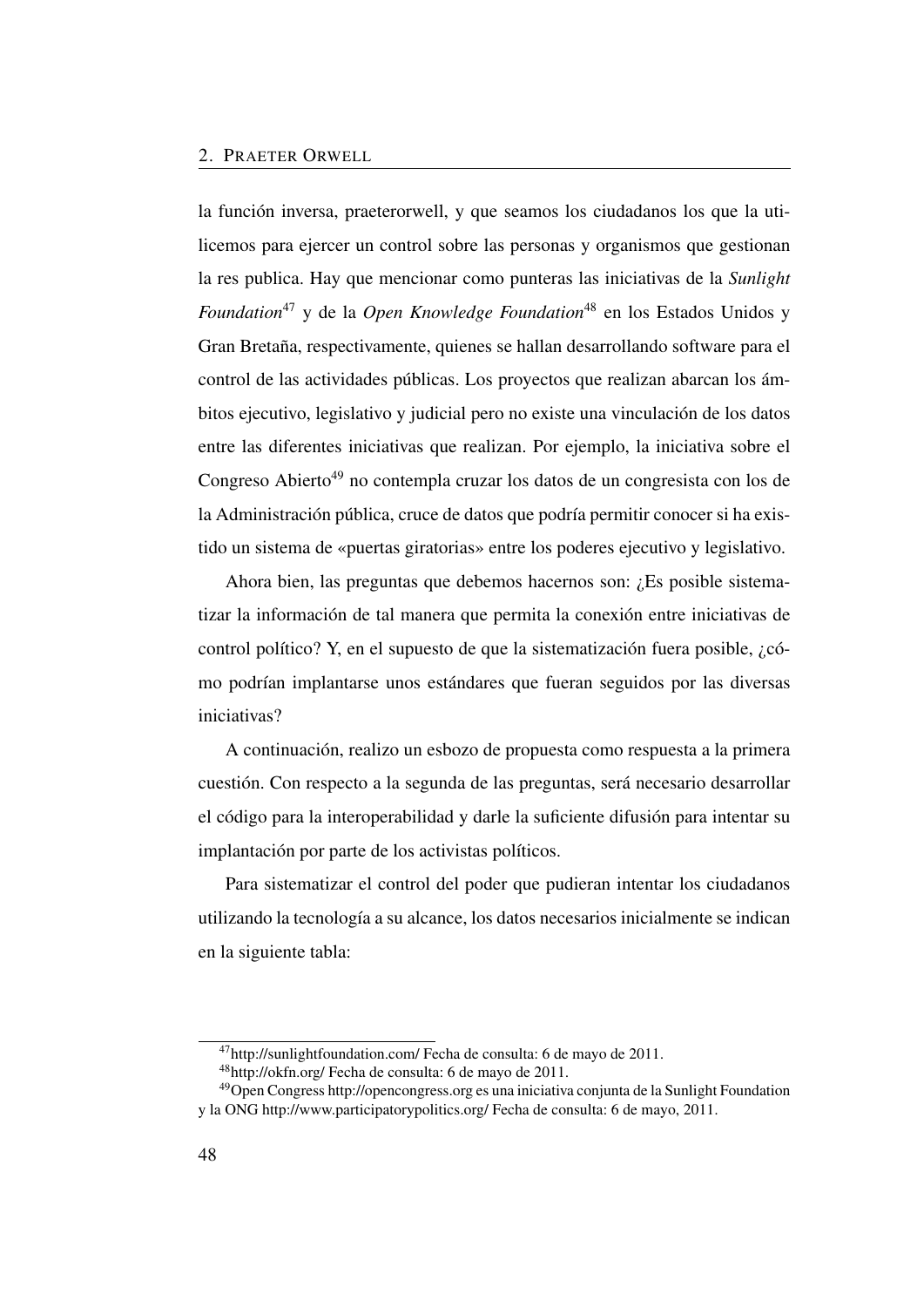la función inversa, praeterorwell, y que seamos los ciudadanos los que la utilicemos para ejercer un control sobre las personas y organismos que gestionan la res publica. Hay que mencionar como punteras las iniciativas de la *Sunlight Foundation*[47] y de la *Open Knowledge Foundation*[48] en los Estados Unidos y Gran Bretaña, respectivamente, quienes se hallan desarrollando software para el control de las actividades públicas. Los proyectos que realizan abarcan los ámbitos ejecutivo, legislativo y judicial pero no existe una vinculación de los datos entre las diferentes iniciativas que realizan. Por ejemplo, la iniciativa sobre el Congreso Abierto[49] no contempla cruzar los datos de un congresista con los de la Administración pública, cruce de datos que podría permitir conocer si ha existido un sistema de «puertas giratorias» entre los poderes ejecutivo y legislativo.

Ahora bien, las preguntas que debemos hacernos son: ¿Es posible sistematizar la información de tal manera que permita la conexión entre iniciativas de control político? Y, en el supuesto de que la sistematización fuera posible, ¿cómo podrían implantarse unos estándares que fueran seguidos por las diversas iniciativas?

A continuación, realizo un esbozo de propuesta como respuesta a la primera cuestión. Con respecto a la segunda de las preguntas, será necesario desarrollar el código para la interoperabilidad y darle la suficiente difusión para intentar su implantación por parte de los activistas políticos.

Para sistematizar el control del poder que pudieran intentar los ciudadanos utilizando la tecnología a su alcance, los datos necesarios inicialmente se indican en la siguiente tabla:

[47] http://sunlightfoundation.com/ Fecha de consulta: 6 de mayo de 2011.

[48] http://okfn.org/ Fecha de consulta: 6 de mayo de 2011.

[49] Open Congress http://opencongress.org es una iniciativa conjunta de la Sunlight Foundation y la ONG http://www.participatorypolitics.org/ Fecha de consulta: 6 de mayo, 2011.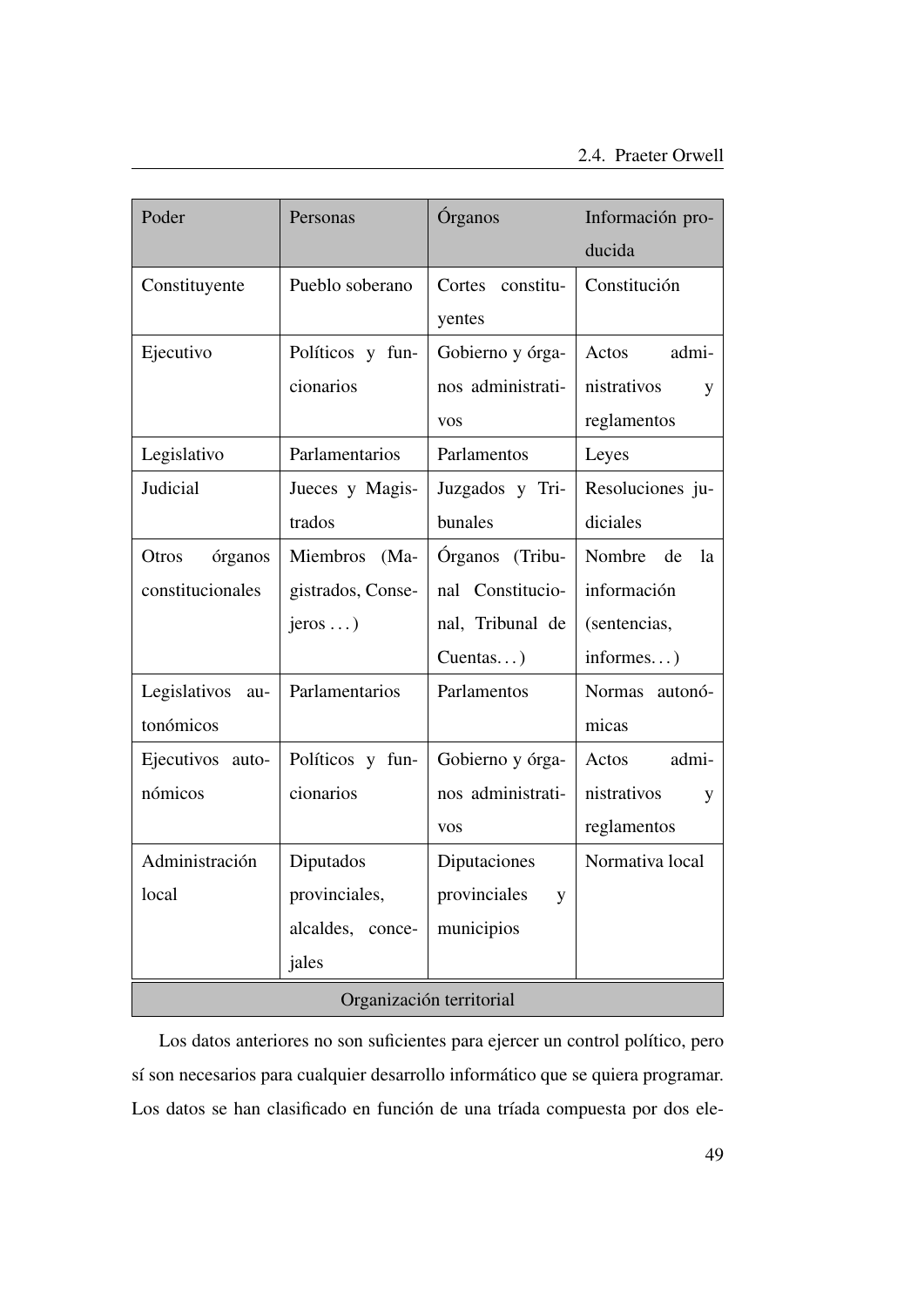| Poder | Personas | Órganos | Información producida |
|---|---|---|---|
| Constituyente | Pueblo soberano | Cortes constituyentes | Constitución |
| Ejecutivo | Políticos y funcionarios | Gobierno y órganos administrativos | Actos administrativos y reglamentos |
| Legislativo | Parlamentarios | Parlamentos | Leyes |
| Judicial | Jueces y Magistrados | Juzgados y Tribunales | Resoluciones judiciales |
| Otros órganos constitucionales | Miembros (Magistrados, Consejeros ...) | Órganos (Tribunal Constitucional, Tribunal de Cuentas...) | Nombre de la información (sentencias, informes...) |
| Legislativos autonómicos | Parlamentarios | Parlamentos | Normas autonómicas |
| Ejecutivos autonómicos | Políticos y funcionarios | Gobierno y órganos administrativos | Actos administrativos y reglamentos |
| Administración local | Diputados provinciales, alcaldes, concejales | Diputaciones provinciales y municipios | Normativa local |
| Organización territorial | | | |

Los datos anteriores no son suficientes para ejercer un control político, pero sí son necesarios para cualquier desarrollo informático que se quiera programar. Los datos se han clasificado en función de una tríada compuesta por dos ele-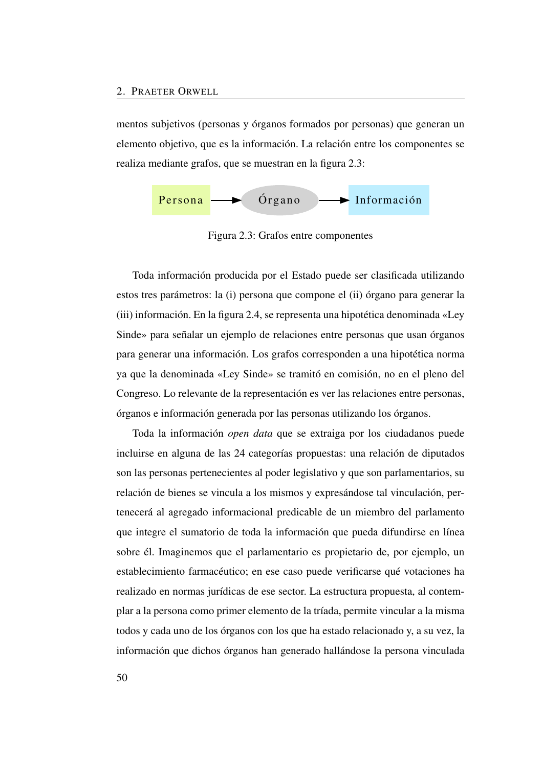mentos subjetivos (personas y órganos formados por personas) que generan un elemento objetivo, que es la información. La relación entre los componentes se realiza mediante grafos, que se muestran en la figura 2.3:

Persona → Órgano → Información

Figura 2.3: Grafos entre componentes

Toda información producida por el Estado puede ser clasificada utilizando estos tres parámetros: la (i) persona que compone el (ii) órgano para generar la (iii) información. En la figura 2.4, se representa una hipotética denominada «Ley Sinde» para señalar un ejemplo de relaciones entre personas que usan órganos para generar una información. Los grafos corresponden a una hipotética norma ya que la denominada «Ley Sinde» se tramitó en comisión, no en el pleno del Congreso. Lo relevante de la representación es ver las relaciones entre personas, órganos e información generada por las personas utilizando los órganos.

Toda la información *open data* que se extraiga por los ciudadanos puede incluirse en alguna de las 24 categorías propuestas: una relación de diputados son las personas pertenecientes al poder legislativo y que son parlamentarios, su relación de bienes se vincula a los mismos y expresándose tal vinculación, pertenecerá al agregado informacional predicable de un miembro del parlamento que integre el sumatorio de toda la información que pueda difundirse en línea sobre él. Imaginemos que el parlamentario es propietario de, por ejemplo, un establecimiento farmacéutico; en ese caso puede verificarse qué votaciones ha realizado en normas jurídicas de ese sector. La estructura propuesta, al contemplar a la persona como primer elemento de la tríada, permite vincular a la misma todos y cada uno de los órganos con los que ha estado relacionado y, a su vez, la información que dichos órganos han generado hallándose la persona vinculada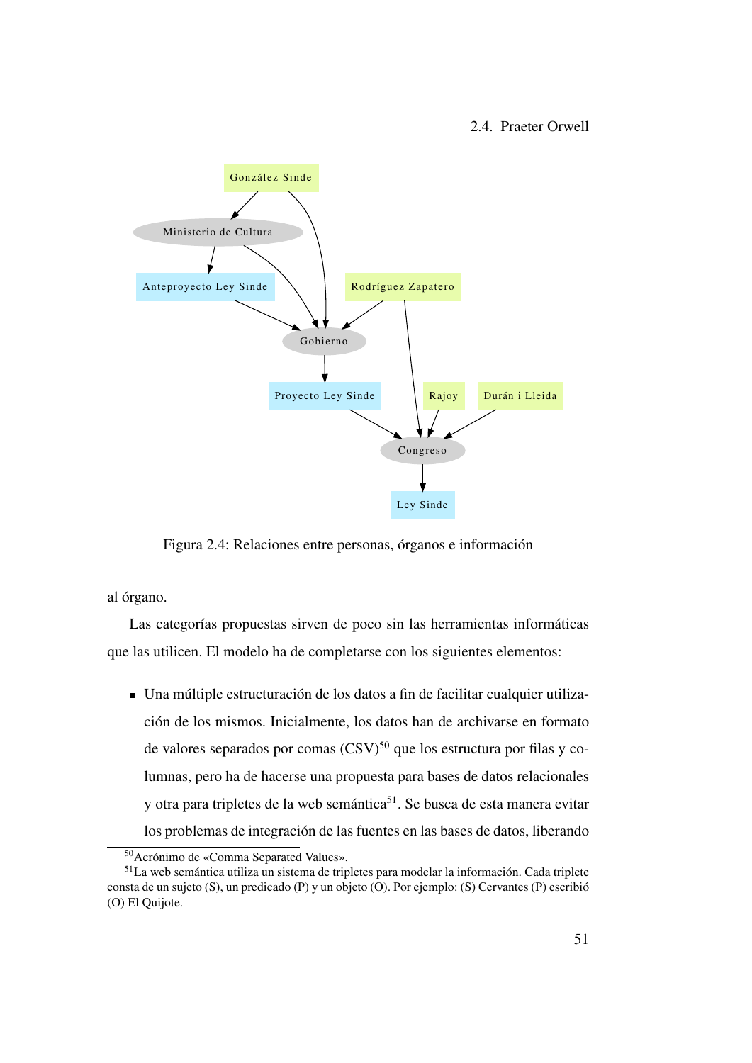Figura 2.4: Relaciones entre personas, órganos e información

al órgano.

Las categorías propuestas sirven de poco sin las herramientas informáticas que las utilicen. El modelo ha de completarse con los siguientes elementos:

- Una múltiple estructuración de los datos a fin de facilitar cualquier utilización de los mismos. Inicialmente, los datos han de archivarse en formato de valores separados por comas (CSV)[50] que los estructura por filas y columnas, pero ha de hacerse una propuesta para bases de datos relacionales y otra para tripletes de la web semántica[51]. Se busca de esta manera evitar los problemas de integración de las fuentes en las bases de datos, liberando

[50] Acrónimo de «Comma Separated Values».

[51] La web semántica utiliza un sistema de tripletes para modelar la información. Cada triplete consta de un sujeto (S), un predicado (P) y un objeto (O). Por ejemplo: (S) Cervantes (P) escribió (O) El Quijote.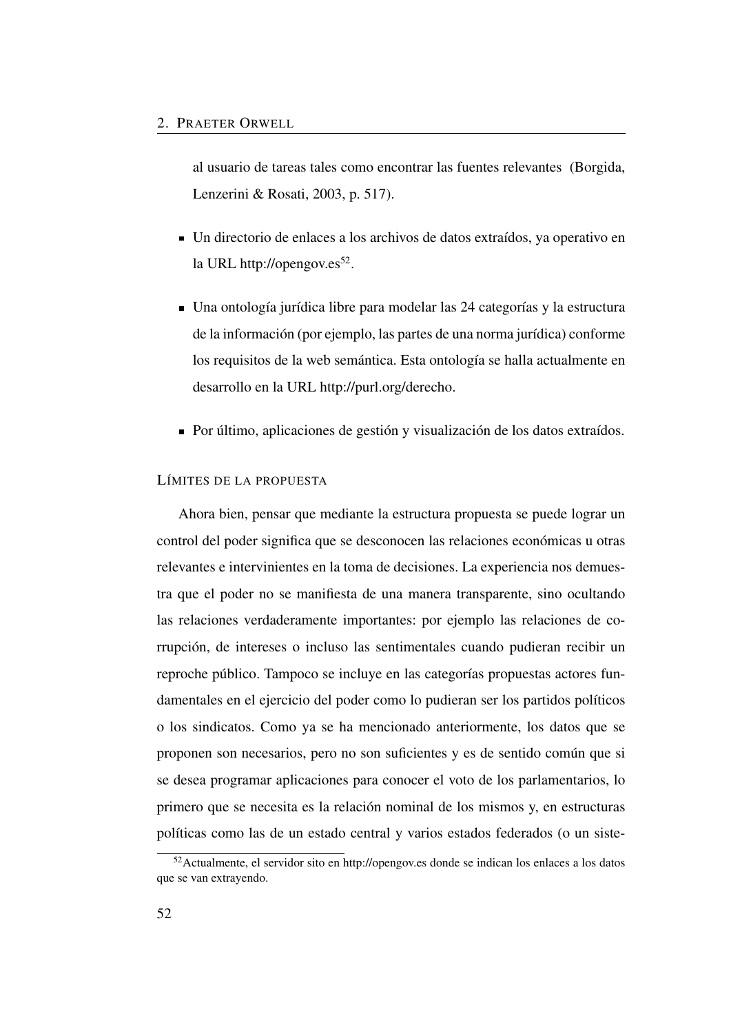al usuario de tareas tales como encontrar las fuentes relevantes (Borgida, Lenzerini & Rosati, 2003, p. 517).

- Un directorio de enlaces a los archivos de datos extraídos, ya operativo en la URL http://opengov.es[52].

- Una ontología jurídica libre para modelar las 24 categorías y la estructura de la información (por ejemplo, las partes de una norma jurídica) conforme los requisitos de la web semántica. Esta ontología se halla actualmente en desarrollo en la URL http://purl.org/derecho.

- Por último, aplicaciones de gestión y visualización de los datos extraídos.

### Límites de la propuesta

Ahora bien, pensar que mediante la estructura propuesta se puede lograr un control del poder significa que se desconocen las relaciones económicas u otras relevantes e intervinientes en la toma de decisiones. La experiencia nos demuestra que el poder no se manifiesta de una manera transparente, sino ocultando las relaciones verdaderamente importantes: por ejemplo las relaciones de corrupción, de intereses o incluso las sentimentales cuando pudieran recibir un reproche público. Tampoco se incluye en las categorías propuestas actores fundamentales en el ejercicio del poder como lo pudieran ser los partidos políticos o los sindicatos. Como ya se ha mencionado anteriormente, los datos que se proponen son necesarios, pero no son suficientes y es de sentido común que si se desea programar aplicaciones para conocer el voto de los parlamentarios, lo primero que se necesita es la relación nominal de los mismos y, en estructuras políticas como las de un estado central y varios estados federados (o un siste-

[52] Actualmente, el servidor sito en http://opengov.es donde se indican los enlaces a los datos que se van extrayendo.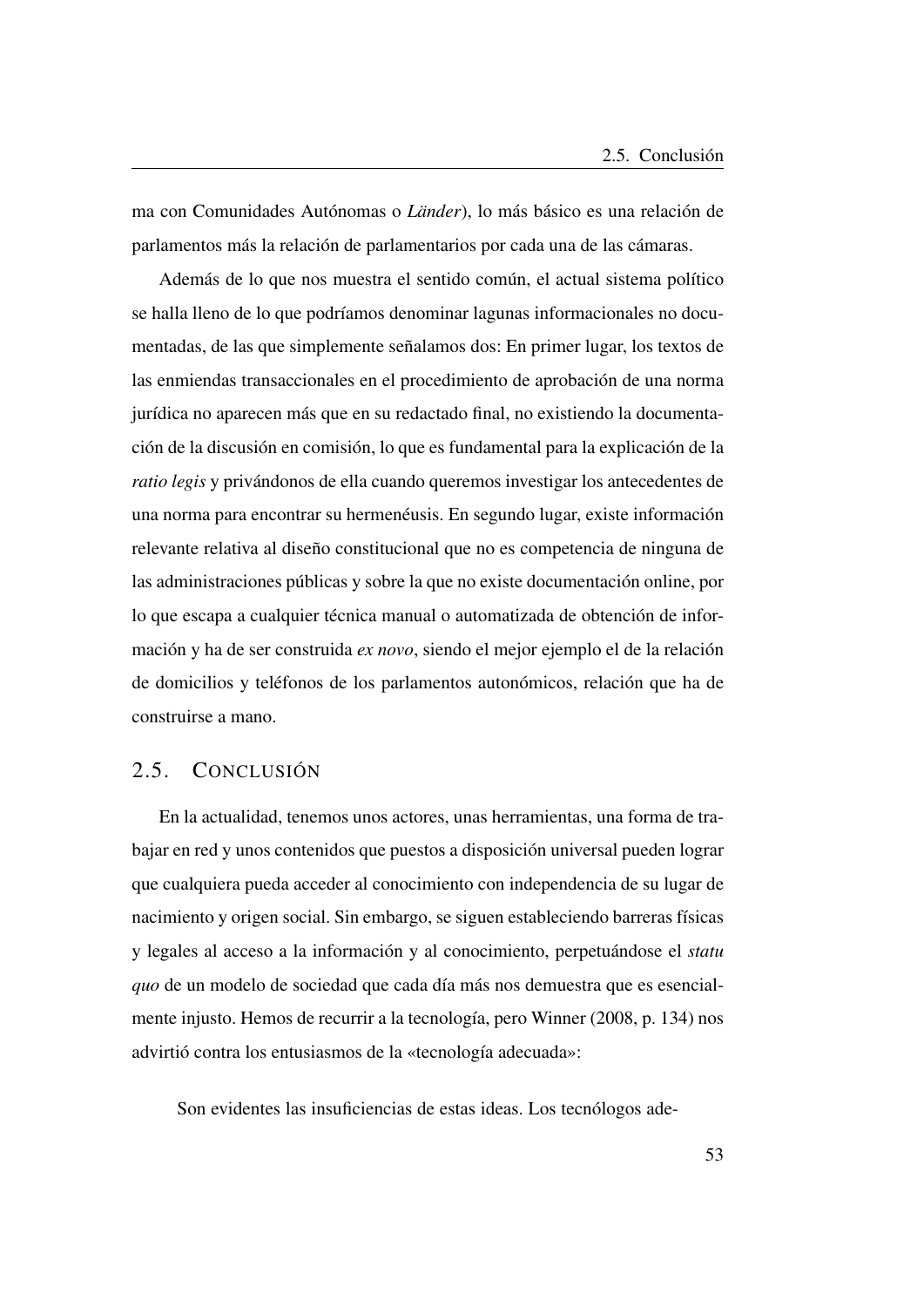ma con Comunidades Autónomas o *Länder*), lo más básico es una relación de parlamentos más la relación de parlamentarios por cada una de las cámaras.

Además de lo que nos muestra el sentido común, el actual sistema político se halla lleno de lo que podríamos denominar lagunas informacionales no documentadas, de las que simplemente señalamos dos: En primer lugar, los textos de las enmiendas transaccionales en el procedimiento de aprobación de una norma jurídica no aparecen más que en su redactado final, no existiendo la documentación de la discusión en comisión, lo que es fundamental para la explicación de la *ratio legis* y privándonos de ella cuando queremos investigar los antecedentes de una norma para encontrar su hermenéusis. En segundo lugar, existe información relevante relativa al diseño constitucional que no es competencia de ninguna de las administraciones públicas y sobre la que no existe documentación online, por lo que escapa a cualquier técnica manual o automatizada de obtención de información y ha de ser construida *ex novo*, siendo el mejor ejemplo el de la relación de domicilios y teléfonos de los parlamentos autonómicos, relación que ha de construirse a mano.

## 2.5. Conclusión

En la actualidad, tenemos unos actores, unas herramientas, una forma de trabajar en red y unos contenidos que puestos a disposición universal pueden lograr que cualquiera pueda acceder al conocimiento con independencia de su lugar de nacimiento y origen social. Sin embargo, se siguen estableciendo barreras físicas y legales al acceso a la información y al conocimiento, perpetuándose el *statu quo* de un modelo de sociedad que cada día más nos demuestra que es esencialmente injusto. Hemos de recurrir a la tecnología, pero Winner (2008, p. 134) nos advirtió contra los entusiasmos de la «tecnología adecuada»:

> Son evidentes las insuficiencias de estas ideas. Los tecnólogos ade-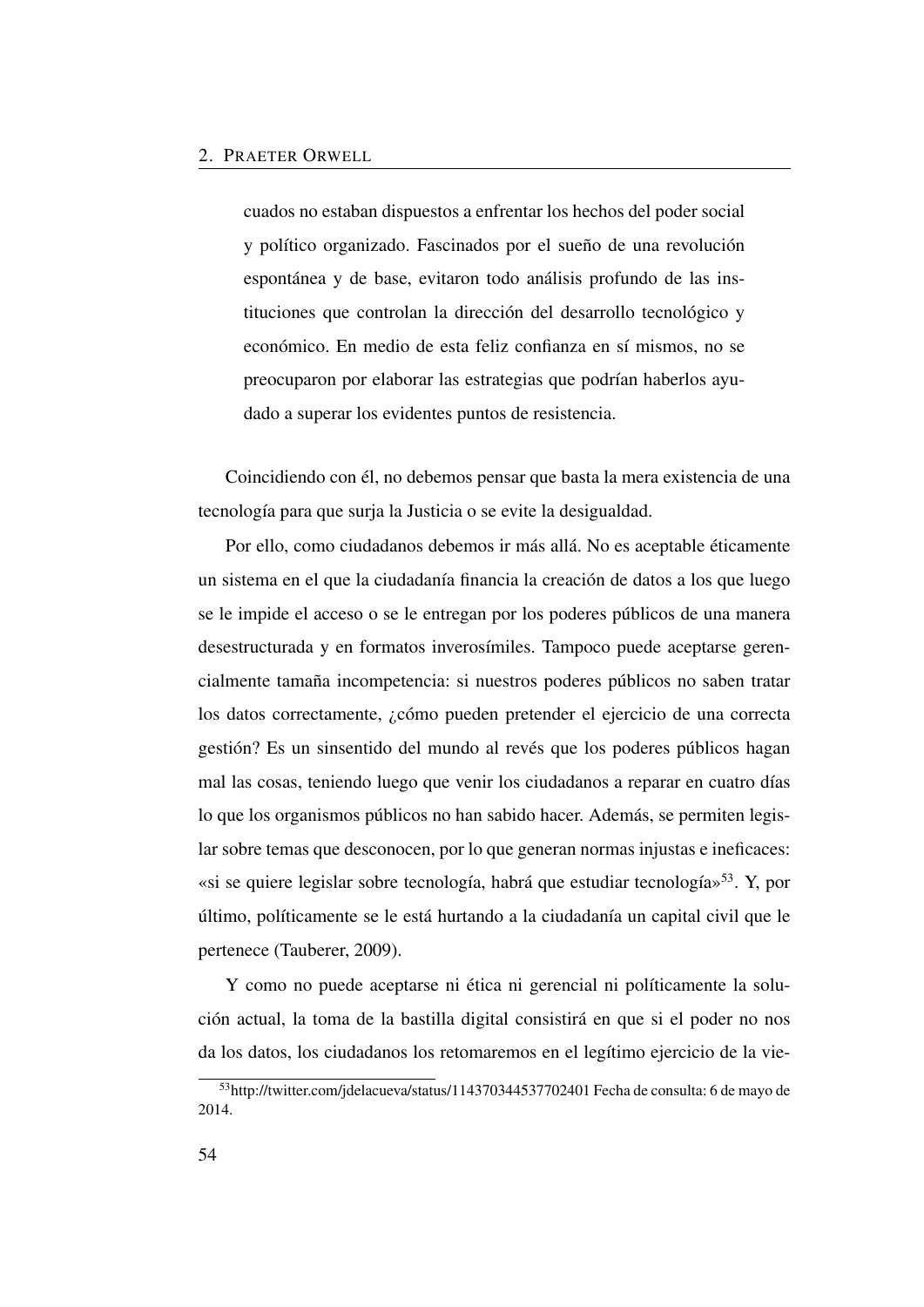> cuados no estaban dispuestos a enfrentar los hechos del poder social y político organizado. Fascinados por el sueño de una revolución espontánea y de base, evitaron todo análisis profundo de las instituciones que controlan la dirección del desarrollo tecnológico y económico. En medio de esta feliz confianza en sí mismos, no se preocuparon por elaborar las estrategias que podrían haberlos ayudado a superar los evidentes puntos de resistencia.

Coincidiendo con él, no debemos pensar que basta la mera existencia de una tecnología para que surja la Justicia o se evite la desigualdad.

Por ello, como ciudadanos debemos ir más allá. No es aceptable éticamente un sistema en el que la ciudadanía financia la creación de datos a los que luego se le impide el acceso o se le entregan por los poderes públicos de una manera desestructurada y en formatos inverosímiles. Tampoco puede aceptarse gerencialmente tamaña incompetencia: si nuestros poderes públicos no saben tratar los datos correctamente, ¿cómo pueden pretender el ejercicio de una correcta gestión? Es un sinsentido del mundo al revés que los poderes públicos hagan mal las cosas, teniendo luego que venir los ciudadanos a reparar en cuatro días lo que los organismos públicos no han sabido hacer. Además, se permiten legislar sobre temas que desconocen, por lo que generan normas injustas e ineficaces: «si se quiere legislar sobre tecnología, habrá que estudiar tecnología»[53]. Y, por último, políticamente se le está hurtando a la ciudadanía un capital civil que le pertenece (Tauberer, 2009).

Y como no puede aceptarse ni ética ni gerencial ni políticamente la solución actual, la toma de la bastilla digital consistirá en que si el poder no nos da los datos, los ciudadanos los retomaremos en el legítimo ejercicio de la vie-

[53] http://twitter.com/jdelacueva/status/114370344537702401 Fecha de consulta: 6 de mayo de 2014.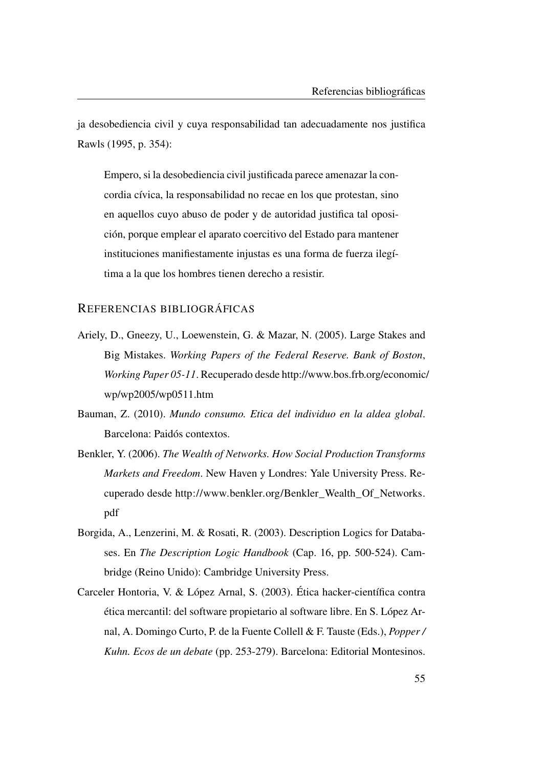ja desobediencia civil y cuya responsabilidad tan adecuadamente nos justifica Rawls (1995, p. 354):

> Empero, si la desobediencia civil justificada parece amenazar la concordia cívica, la responsabilidad no recae en los que protestan, sino en aquellos cuyo abuso de poder y de autoridad justifica tal oposición, porque emplear el aparato coercitivo del Estado para mantener instituciones manifiestamente injustas es una forma de fuerza ilegítima a la que los hombres tienen derecho a resistir.

## REFERENCIAS BIBLIOGRÁFICAS

Ariely, D., Gneezy, U., Loewenstein, G. & Mazar, N. (2005). Large Stakes and Big Mistakes. *Working Papers of the Federal Reserve. Bank of Boston*, *Working Paper 05-11*. Recuperado desde http://www.bos.frb.org/economic/wp/wp2005/wp0511.htm

Bauman, Z. (2010). *Mundo consumo. Etica del individuo en la aldea global*. Barcelona: Paidós contextos.

Benkler, Y. (2006). *The Wealth of Networks. How Social Production Transforms Markets and Freedom*. New Haven y Londres: Yale University Press. Recuperado desde http://www.benkler.org/Benkler_Wealth_Of_Networks.pdf

Borgida, A., Lenzerini, M. & Rosati, R. (2003). Description Logics for Databases. En *The Description Logic Handbook* (Cap. 16, pp. 500-524). Cambridge (Reino Unido): Cambridge University Press.

Carceler Hontoria, V. & López Arnal, S. (2003). Ética hacker-científica contra ética mercantil: del software propietario al software libre. En S. López Arnal, A. Domingo Curto, P. de la Fuente Collell & F. Tauste (Eds.), *Popper / Kuhn. Ecos de un debate* (pp. 253-279). Barcelona: Editorial Montesinos.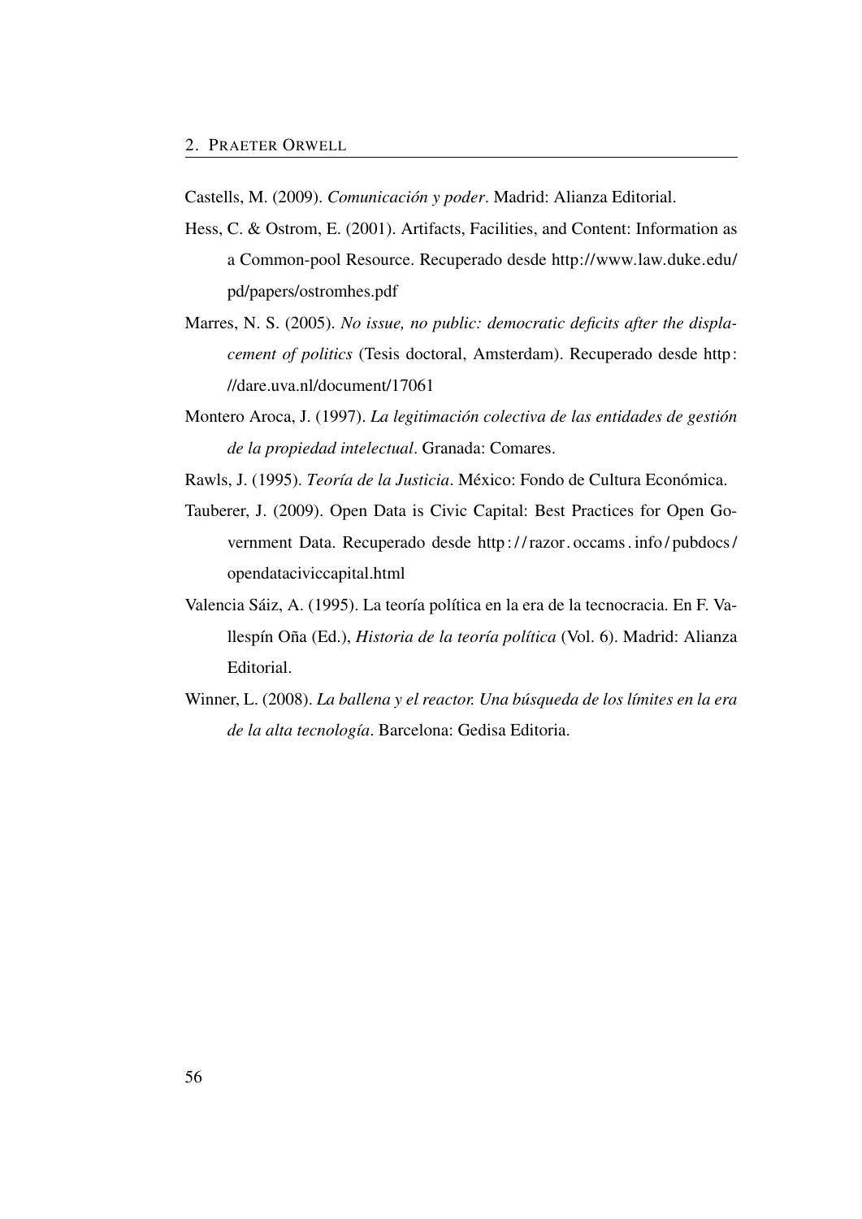Castells, M. (2009). *Comunicación y poder*. Madrid: Alianza Editorial.

Hess, C. & Ostrom, E. (2001). Artifacts, Facilities, and Content: Information as a Common-pool Resource. Recuperado desde http://www.law.duke.edu/pd/papers/ostromhes.pdf

Marres, N. S. (2005). *No issue, no public: democratic deficits after the displacement of politics* (Tesis doctoral, Amsterdam). Recuperado desde http://dare.uva.nl/document/17061

Montero Aroca, J. (1997). *La legitimación colectiva de las entidades de gestión de la propiedad intelectual*. Granada: Comares.

Rawls, J. (1995). *Teoría de la Justicia*. México: Fondo de Cultura Económica.

Tauberer, J. (2009). Open Data is Civic Capital: Best Practices for Open Government Data. Recuperado desde http://razor.occams.info/pubdocs/opendataciviccapital.html

Valencia Sáiz, A. (1995). La teoría política en la era de la tecnocracia. En F. Vallespín Oña (Ed.), *Historia de la teoría política* (Vol. 6). Madrid: Alianza Editorial.

Winner, L. (2008). *La ballena y el reactor. Una búsqueda de los límites en la era de la alta tecnología*. Barcelona: Gedisa Editoria.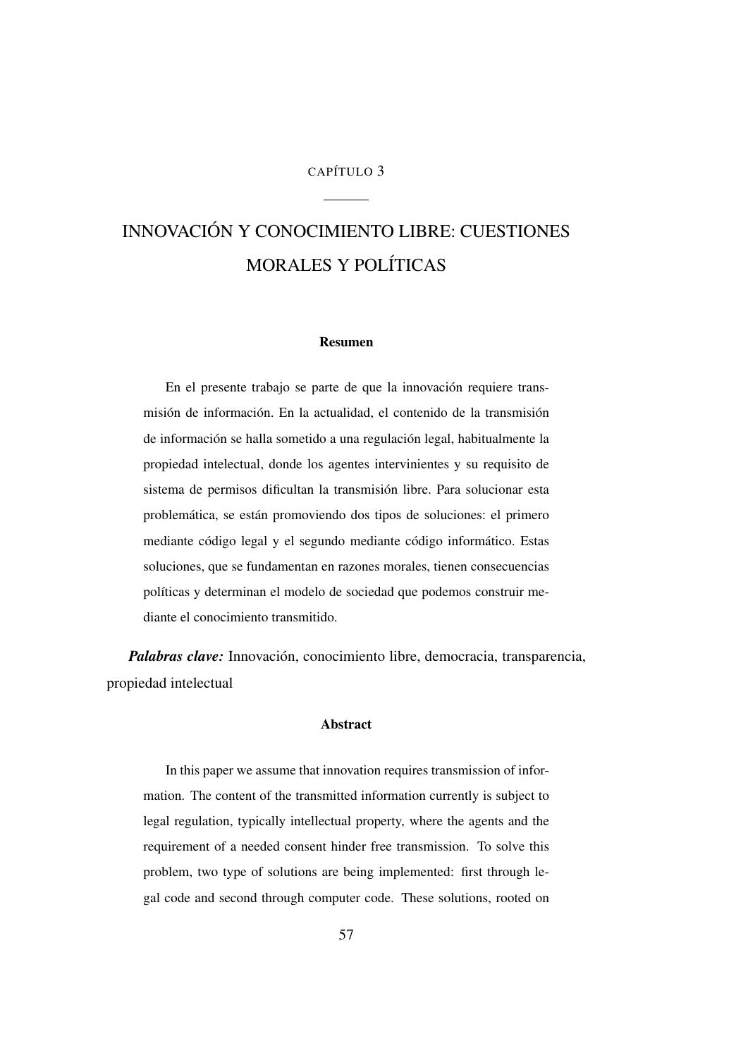CAPÍTULO 3

# INNOVACIÓN Y CONOCIMIENTO LIBRE: CUESTIONES MORALES Y POLÍTICAS

#### Resumen

En el presente trabajo se parte de que la innovación requiere transmisión de información. En la actualidad, el contenido de la transmisión de información se halla sometido a una regulación legal, habitualmente la propiedad intelectual, donde los agentes intervinientes y su requisito de sistema de permisos dificultan la transmisión libre. Para solucionar esta problemática, se están promoviendo dos tipos de soluciones: el primero mediante código legal y el segundo mediante código informático. Estas soluciones, que se fundamentan en razones morales, tienen consecuencias políticas y determinan el modelo de sociedad que podemos construir mediante el conocimiento transmitido.

***Palabras clave:*** Innovación, conocimiento libre, democracia, transparencia, propiedad intelectual

#### Abstract

In this paper we assume that innovation requires transmission of information. The content of the transmitted information currently is subject to legal regulation, typically intellectual property, where the agents and the requirement of a needed consent hinder free transmission. To solve this problem, two type of solutions are being implemented: first through legal code and second through computer code. These solutions, rooted on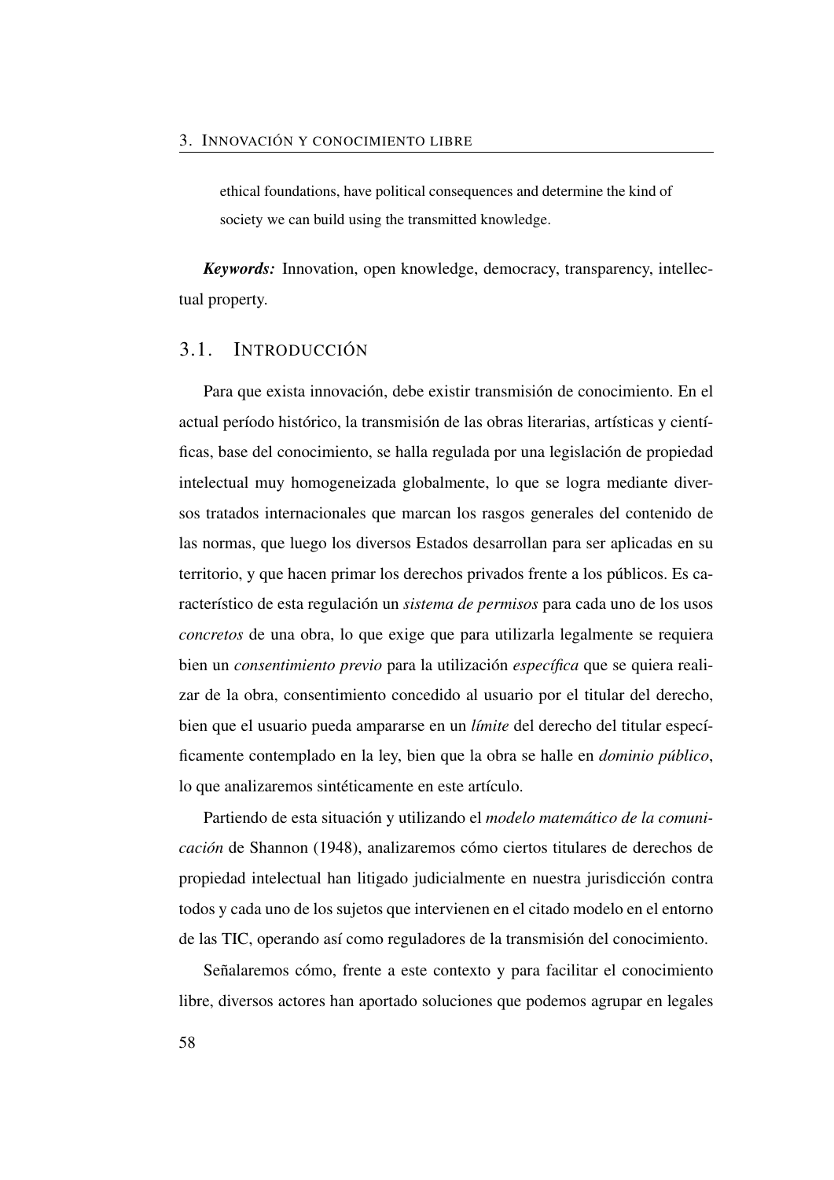ethical foundations, have political consequences and determine the kind of society we can build using the transmitted knowledge.

***Keywords:*** Innovation, open knowledge, democracy, transparency, intellectual property.

## 3.1. INTRODUCCIÓN

Para que exista innovación, debe existir transmisión de conocimiento. En el actual período histórico, la transmisión de las obras literarias, artísticas y científicas, base del conocimiento, se halla regulada por una legislación de propiedad intelectual muy homogeneizada globalmente, lo que se logra mediante diversos tratados internacionales que marcan los rasgos generales del contenido de las normas, que luego los diversos Estados desarrollan para ser aplicadas en su territorio, y que hacen primar los derechos privados frente a los públicos. Es característico de esta regulación un *sistema de permisos* para cada uno de los usos *concretos* de una obra, lo que exige que para utilizarla legalmente se requiera bien un *consentimiento previo* para la utilización *específica* que se quiera realizar de la obra, consentimiento concedido al usuario por el titular del derecho, bien que el usuario pueda ampararse en un *límite* del derecho del titular específicamente contemplado en la ley, bien que la obra se halle en *dominio público*, lo que analizaremos sintéticamente en este artículo.

Partiendo de esta situación y utilizando el *modelo matemático de la comunicación* de Shannon (1948), analizaremos cómo ciertos titulares de derechos de propiedad intelectual han litigado judicialmente en nuestra jurisdicción contra todos y cada uno de los sujetos que intervienen en el citado modelo en el entorno de las TIC, operando así como reguladores de la transmisión del conocimiento.

Señalaremos cómo, frente a este contexto y para facilitar el conocimiento libre, diversos actores han aportado soluciones que podemos agrupar en legales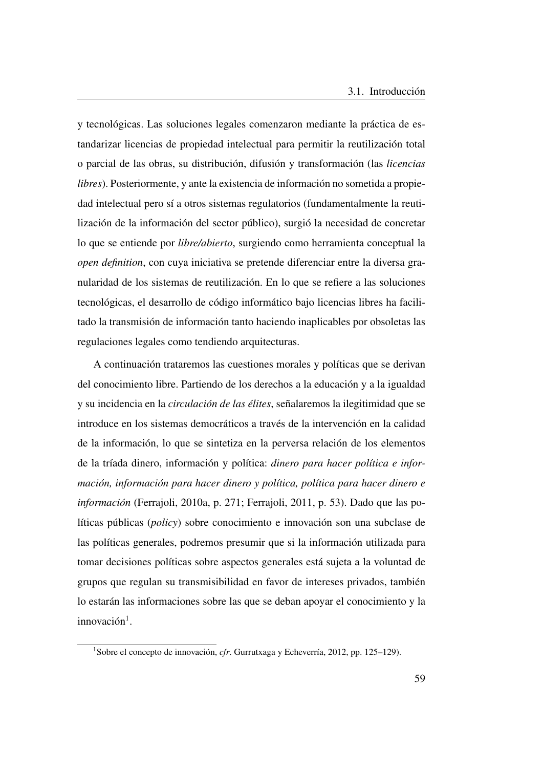y tecnológicas. Las soluciones legales comenzaron mediante la práctica de estandarizar licencias de propiedad intelectual para permitir la reutilización total o parcial de las obras, su distribución, difusión y transformación (las *licencias libres*). Posteriormente, y ante la existencia de información no sometida a propiedad intelectual pero sí a otros sistemas regulatorios (fundamentalmente la reutilización de la información del sector público), surgió la necesidad de concretar lo que se entiende por *libre/abierto*, surgiendo como herramienta conceptual la *open definition*, con cuya iniciativa se pretende diferenciar entre la diversa granularidad de los sistemas de reutilización. En lo que se refiere a las soluciones tecnológicas, el desarrollo de código informático bajo licencias libres ha facilitado la transmisión de información tanto haciendo inaplicables por obsoletas las regulaciones legales como tendiendo arquitecturas.

A continuación trataremos las cuestiones morales y políticas que se derivan del conocimiento libre. Partiendo de los derechos a la educación y a la igualdad y su incidencia en la *circulación de las élites*, señalaremos la ilegitimidad que se introduce en los sistemas democráticos a través de la intervención en la calidad de la información, lo que se sintetiza en la perversa relación de los elementos de la tríada dinero, información y política: *dinero para hacer política e información, información para hacer dinero y política, política para hacer dinero e información* (Ferrajoli, 2010a, p. 271; Ferrajoli, 2011, p. 53). Dado que las políticas públicas (*policy*) sobre conocimiento e innovación son una subclase de las políticas generales, podremos presumir que si la información utilizada para tomar decisiones políticas sobre aspectos generales está sujeta a la voluntad de grupos que regulan su transmisibilidad en favor de intereses privados, también lo estarán las informaciones sobre las que se deban apoyar el conocimiento y la innovación[1].

[1] Sobre el concepto de innovación, *cfr*. Gurrutxaga y Echeverría, 2012, pp. 125–129).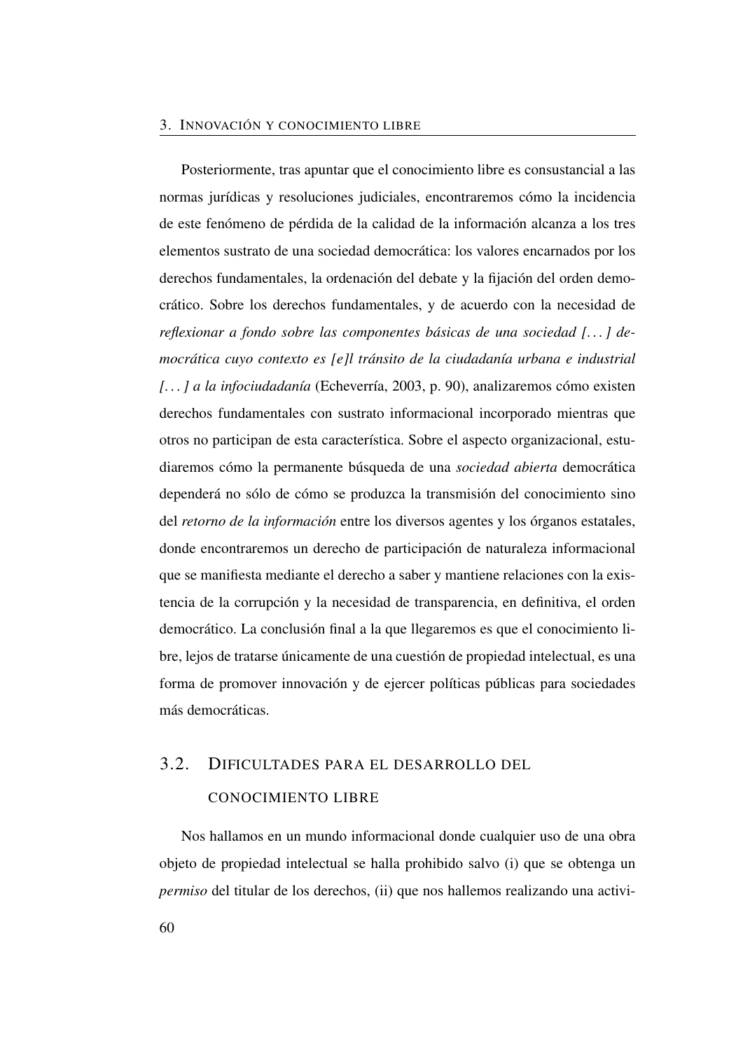Posteriormente, tras apuntar que el conocimiento libre es consustancial a las normas jurídicas y resoluciones judiciales, encontraremos cómo la incidencia de este fenómeno de pérdida de la calidad de la información alcanza a los tres elementos sustrato de una sociedad democrática: los valores encarnados por los derechos fundamentales, la ordenación del debate y la fijación del orden democrático. Sobre los derechos fundamentales, y de acuerdo con la necesidad de *reflexionar a fondo sobre las componentes básicas de una sociedad [...] democrática cuyo contexto es [e]l tránsito de la ciudadanía urbana e industrial [...] a la infociudadanía* (Echeverría, 2003, p. 90), analizaremos cómo existen derechos fundamentales con sustrato informacional incorporado mientras que otros no participan de esta característica. Sobre el aspecto organizacional, estudiaremos cómo la permanente búsqueda de una *sociedad abierta* democrática dependerá no sólo de cómo se produzca la transmisión del conocimiento sino del *retorno de la información* entre los diversos agentes y los órganos estatales, donde encontraremos un derecho de participación de naturaleza informacional que se manifiesta mediante el derecho a saber y mantiene relaciones con la existencia de la corrupción y la necesidad de transparencia, en definitiva, el orden democrático. La conclusión final a la que llegaremos es que el conocimiento libre, lejos de tratarse únicamente de una cuestión de propiedad intelectual, es una forma de promover innovación y de ejercer políticas públicas para sociedades más democráticas.

## 3.2. Dificultades para el desarrollo del conocimiento libre

Nos hallamos en un mundo informacional donde cualquier uso de una obra objeto de propiedad intelectual se halla prohibido salvo (i) que se obtenga un *permiso* del titular de los derechos, (ii) que nos hallemos realizando una activi-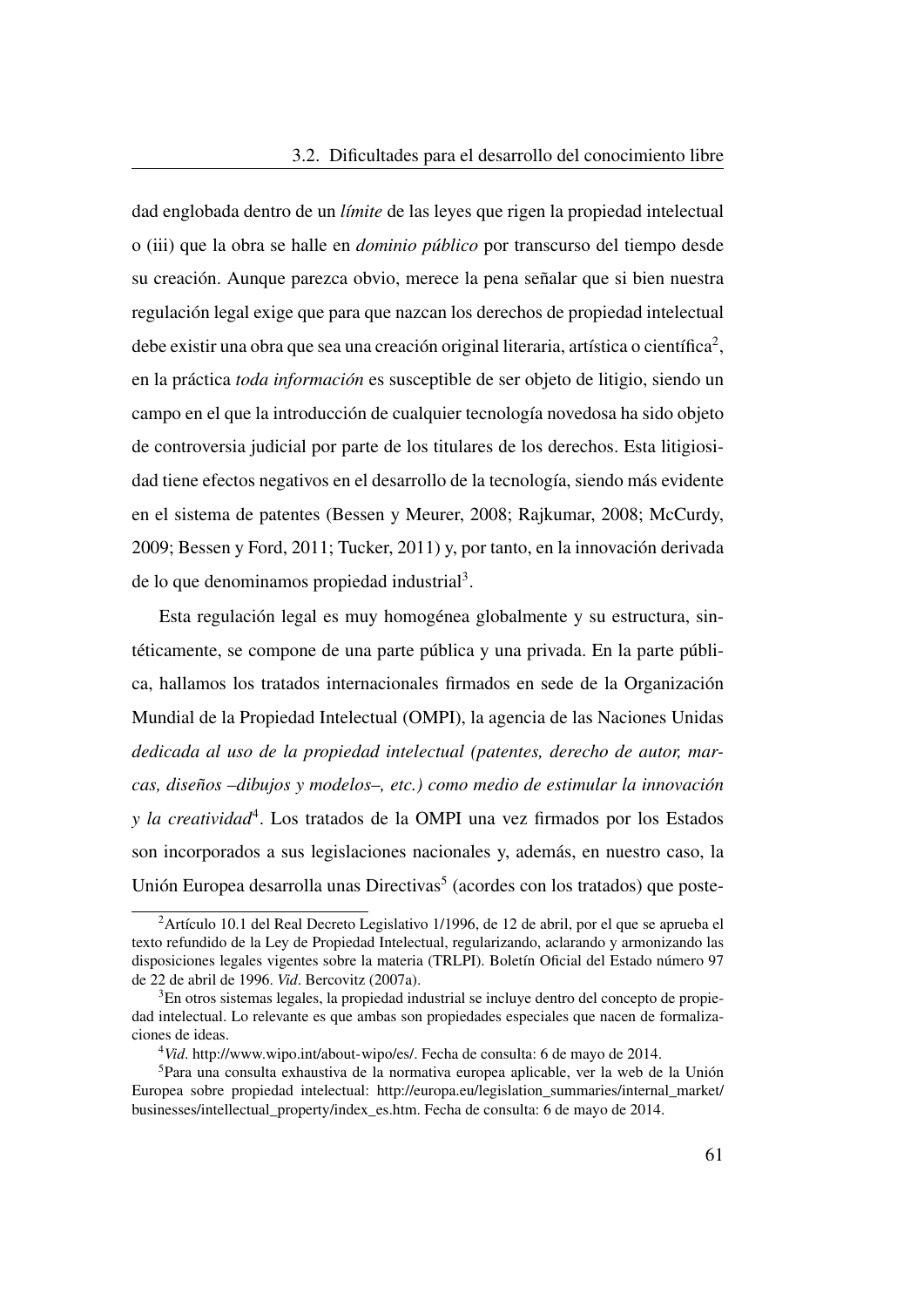dad englobada dentro de un *límite* de las leyes que rigen la propiedad intelectual o (iii) que la obra se halle en *dominio público* por transcurso del tiempo desde su creación. Aunque parezca obvio, merece la pena señalar que si bien nuestra regulación legal exige que para que nazcan los derechos de propiedad intelectual debe existir una obra que sea una creación original literaria, artística o científica[2], en la práctica *toda información* es susceptible de ser objeto de litigio, siendo un campo en el que la introducción de cualquier tecnología novedosa ha sido objeto de controversia judicial por parte de los titulares de los derechos. Esta litigiosidad tiene efectos negativos en el desarrollo de la tecnología, siendo más evidente en el sistema de patentes (Bessen y Meurer, 2008; Rajkumar, 2008; McCurdy, 2009; Bessen y Ford, 2011; Tucker, 2011) y, por tanto, en la innovación derivada de lo que denominamos propiedad industrial[3].

Esta regulación legal es muy homogénea globalmente y su estructura, sintéticamente, se compone de una parte pública y una privada. En la parte pública, hallamos los tratados internacionales firmados en sede de la Organización Mundial de la Propiedad Intelectual (OMPI), la agencia de las Naciones Unidas *dedicada al uso de la propiedad intelectual (patentes, derecho de autor, marcas, diseños –dibujos y modelos–, etc.) como medio de estimular la innovación y la creatividad*[4]. Los tratados de la OMPI una vez firmados por los Estados son incorporados a sus legislaciones nacionales y, además, en nuestro caso, la Unión Europea desarrolla unas Directivas[5] (acordes con los tratados) que poste-

---

[2] Artículo 10.1 del Real Decreto Legislativo 1/1996, de 12 de abril, por el que se aprueba el texto refundido de la Ley de Propiedad Intelectual, regularizando, aclarando y armonizando las disposiciones legales vigentes sobre la materia (TRLPI). Boletín Oficial del Estado número 97 de 22 de abril de 1996. *Vid*. Bercovitz (2007a).

[3] En otros sistemas legales, la propiedad industrial se incluye dentro del concepto de propiedad intelectual. Lo relevante es que ambas son propiedades especiales que nacen de formalizaciones de ideas.

[4] *Vid*. http://www.wipo.int/about-wipo/es/. Fecha de consulta: 6 de mayo de 2014.

[5] Para una consulta exhaustiva de la normativa europea aplicable, ver la web de la Unión Europea sobre propiedad intelectual: http://europa.eu/legislation_summaries/internal_market/businesses/intellectual_property/index_es.htm. Fecha de consulta: 6 de mayo de 2014.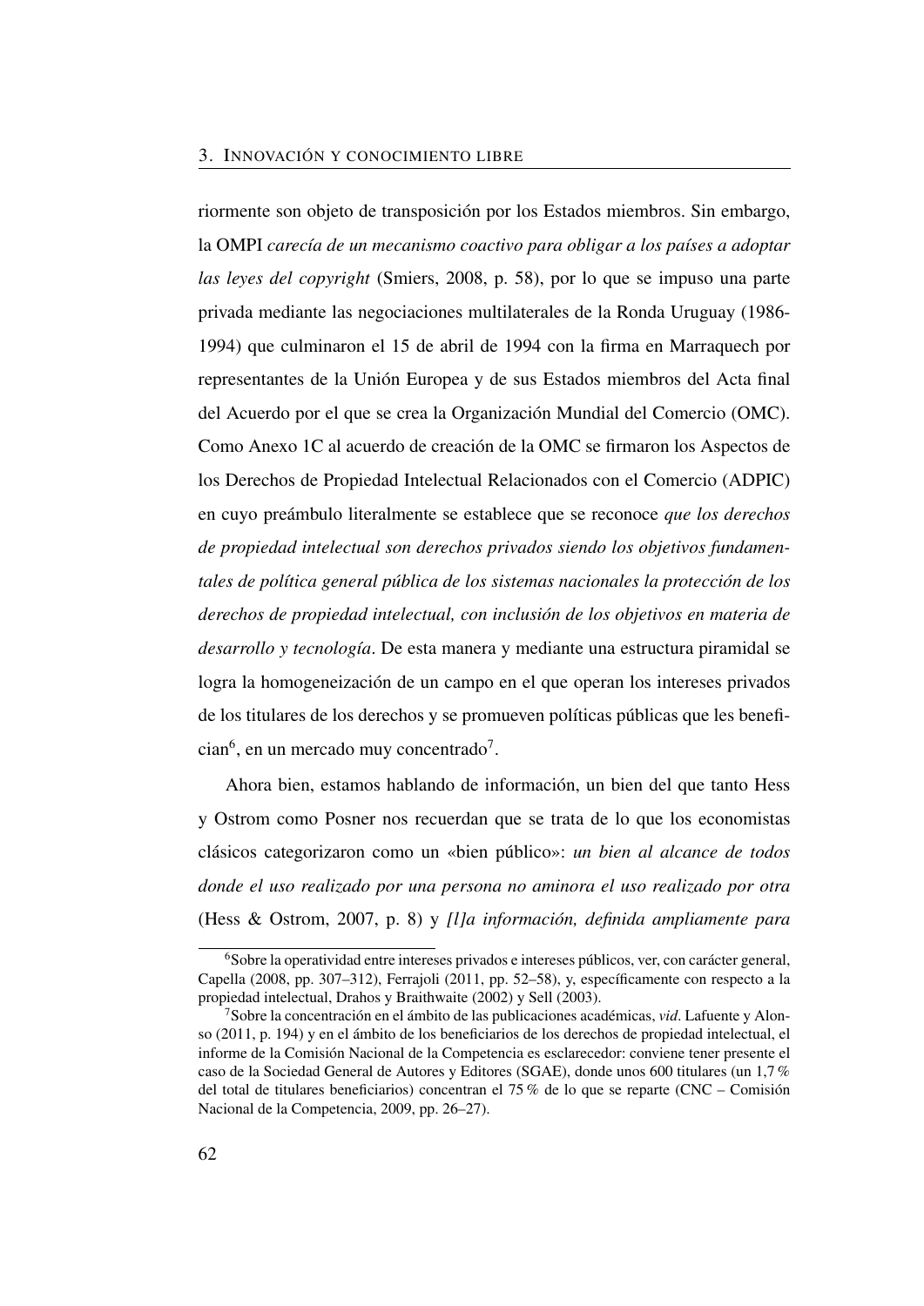riormente son objeto de transposición por los Estados miembros. Sin embargo, la OMPI *carecía de un mecanismo coactivo para obligar a los países a adoptar las leyes del copyright* (Smiers, 2008, p. 58), por lo que se impuso una parte privada mediante las negociaciones multilaterales de la Ronda Uruguay (1986-1994) que culminaron el 15 de abril de 1994 con la firma en Marraquech por representantes de la Unión Europea y de sus Estados miembros del Acta final del Acuerdo por el que se crea la Organización Mundial del Comercio (OMC). Como Anexo 1C al acuerdo de creación de la OMC se firmaron los Aspectos de los Derechos de Propiedad Intelectual Relacionados con el Comercio (ADPIC) en cuyo preámbulo literalmente se establece que se reconoce *que los derechos de propiedad intelectual son derechos privados siendo los objetivos fundamentales de política general pública de los sistemas nacionales la protección de los derechos de propiedad intelectual, con inclusión de los objetivos en materia de desarrollo y tecnología*. De esta manera y mediante una estructura piramidal se logra la homogeneización de un campo en el que operan los intereses privados de los titulares de los derechos y se promueven políticas públicas que les benefician[6], en un mercado muy concentrado[7].

Ahora bien, estamos hablando de información, un bien del que tanto Hess y Ostrom como Posner nos recuerdan que se trata de lo que los economistas clásicos categorizaron como un «bien público»: *un bien al alcance de todos donde el uso realizado por una persona no aminora el uso realizado por otra* (Hess & Ostrom, 2007, p. 8) y *[l]a información, definida ampliamente para*

[6] Sobre la operatividad entre intereses privados e intereses públicos, ver, con carácter general, Capella (2008, pp. 307–312), Ferrajoli (2011, pp. 52–58), y, específicamente con respecto a la propiedad intelectual, Drahos y Braithwaite (2002) y Sell (2003).

[7] Sobre la concentración en el ámbito de las publicaciones académicas, *vid*. Lafuente y Alonso (2011, p. 194) y en el ámbito de los beneficiarios de los derechos de propiedad intelectual, el informe de la Comisión Nacional de la Competencia es esclarecedor: conviene tener presente el caso de la Sociedad General de Autores y Editores (SGAE), donde unos 600 titulares (un 1,7 % del total de titulares beneficiarios) concentran el 75 % de lo que se reparte (CNC – Comisión Nacional de la Competencia, 2009, pp. 26–27).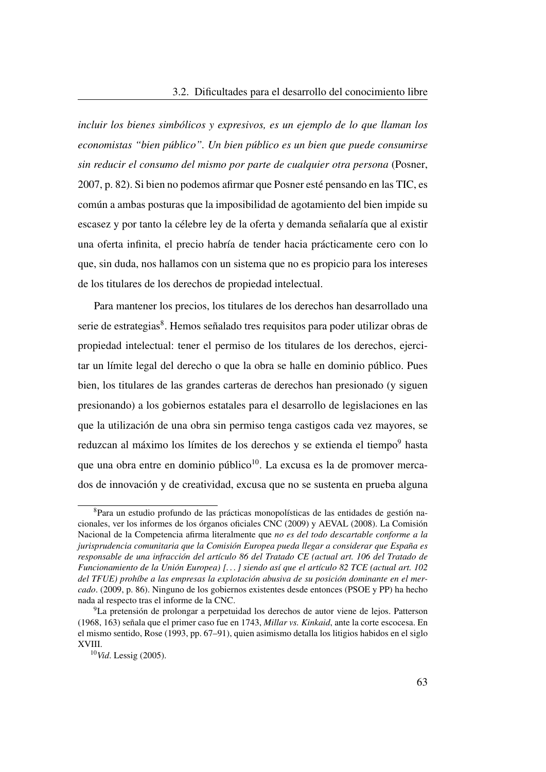*incluir los bienes simbólicos y expresivos, es un ejemplo de lo que llaman los economistas "bien público". Un bien público es un bien que puede consumirse sin reducir el consumo del mismo por parte de cualquier otra persona* (Posner, 2007, p. 82). Si bien no podemos afirmar que Posner esté pensando en las TIC, es común a ambas posturas que la imposibilidad de agotamiento del bien impide su escasez y por tanto la célebre ley de la oferta y demanda señalaría que al existir una oferta infinita, el precio habría de tender hacia prácticamente cero con lo que, sin duda, nos hallamos con un sistema que no es propicio para los intereses de los titulares de los derechos de propiedad intelectual.

Para mantener los precios, los titulares de los derechos han desarrollado una serie de estrategias[8]. Hemos señalado tres requisitos para poder utilizar obras de propiedad intelectual: tener el permiso de los titulares de los derechos, ejercitar un límite legal del derecho o que la obra se halle en dominio público. Pues bien, los titulares de las grandes carteras de derechos han presionado (y siguen presionando) a los gobiernos estatales para el desarrollo de legislaciones en las que la utilización de una obra sin permiso tenga castigos cada vez mayores, se reduzcan al máximo los límites de los derechos y se extienda el tiempo[9] hasta que una obra entre en dominio público[10]. La excusa es la de promover mercados de innovación y de creatividad, excusa que no se sustenta en prueba alguna

---

[8]Para un estudio profundo de las prácticas monopolísticas de las entidades de gestión nacionales, ver los informes de los órganos oficiales CNC (2009) y AEVAL (2008). La Comisión Nacional de la Competencia afirma literalmente que *no es del todo descartable conforme a la jurisprudencia comunitaria que la Comisión Europea pueda llegar a considerar que España es responsable de una infracción del artículo 86 del Tratado CE (actual art. 106 del Tratado de Funcionamiento de la Unión Europea) [. . . ] siendo así que el artículo 82 TCE (actual art. 102 del TFUE) prohíbe a las empresas la explotación abusiva de su posición dominante en el mercado*. (2009, p. 86). Ninguno de los gobiernos existentes desde entonces (PSOE y PP) ha hecho nada al respecto tras el informe de la CNC.

[9]La pretensión de prolongar a perpetuidad los derechos de autor viene de lejos. Patterson (1968, 163) señala que el primer caso fue en 1743, *Millar vs. Kinkaid*, ante la corte escocesa. En el mismo sentido, Rose (1993, pp. 67–91), quien asimismo detalla los litigios habidos en el siglo XVIII.

[10]*Vid*. Lessig (2005).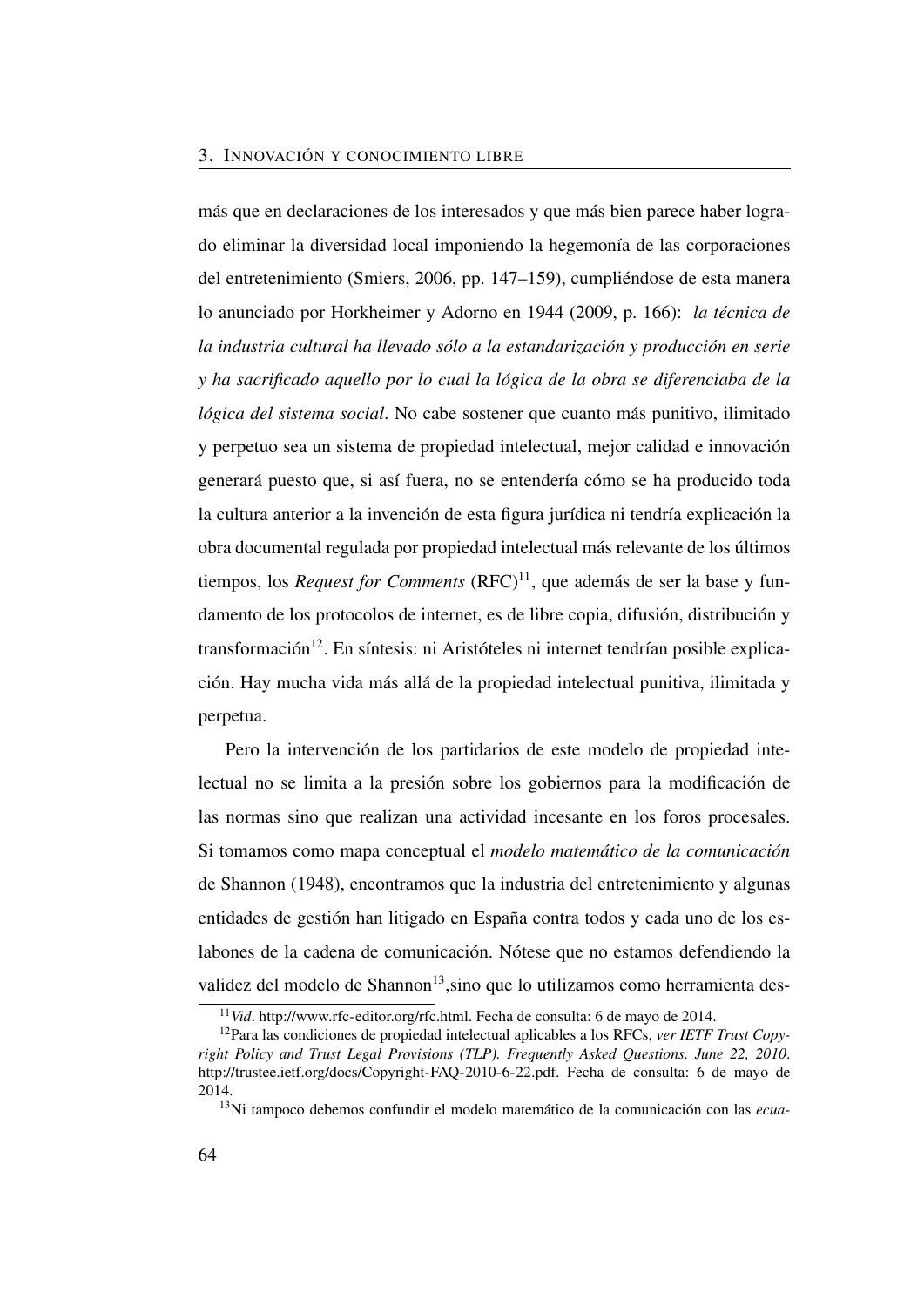más que en declaraciones de los interesados y que más bien parece haber logrado eliminar la diversidad local imponiendo la hegemonía de las corporaciones del entretenimiento (Smiers, 2006, pp. 147–159), cumpliéndose de esta manera lo anunciado por Horkheimer y Adorno en 1944 (2009, p. 166): *la técnica de la industria cultural ha llevado sólo a la estandarización y producción en serie y ha sacrificado aquello por lo cual la lógica de la obra se diferenciaba de la lógica del sistema social*. No cabe sostener que cuanto más punitivo, ilimitado y perpetuo sea un sistema de propiedad intelectual, mejor calidad e innovación generará puesto que, si así fuera, no se entendería cómo se ha producido toda la cultura anterior a la invención de esta figura jurídica ni tendría explicación la obra documental regulada por propiedad intelectual más relevante de los últimos tiempos, los *Request for Comments* (RFC)[11], que además de ser la base y fundamento de los protocolos de internet, es de libre copia, difusión, distribución y transformación[12]. En síntesis: ni Aristóteles ni internet tendrían posible explicación. Hay mucha vida más allá de la propiedad intelectual punitiva, ilimitada y perpetua.

Pero la intervención de los partidarios de este modelo de propiedad intelectual no se limita a la presión sobre los gobiernos para la modificación de las normas sino que realizan una actividad incesante en los foros procesales. Si tomamos como mapa conceptual el *modelo matemático de la comunicación* de Shannon (1948), encontramos que la industria del entretenimiento y algunas entidades de gestión han litigado en España contra todos y cada uno de los eslabones de la cadena de comunicación. Nótese que no estamos defendiendo la validez del modelo de Shannon[13],sino que lo utilizamos como herramienta des-

[11] *Vid*. http://www.rfc-editor.org/rfc.html. Fecha de consulta: 6 de mayo de 2014.

[12] Para las condiciones de propiedad intelectual aplicables a los RFCs, *ver IETF Trust Copyright Policy and Trust Legal Provisions (TLP). Frequently Asked Questions. June 22, 2010*. http://trustee.ietf.org/docs/Copyright-FAQ-2010-6-22.pdf. Fecha de consulta: 6 de mayo de 2014.

[13] Ni tampoco debemos confundir el modelo matemático de la comunicación con las *ecua-*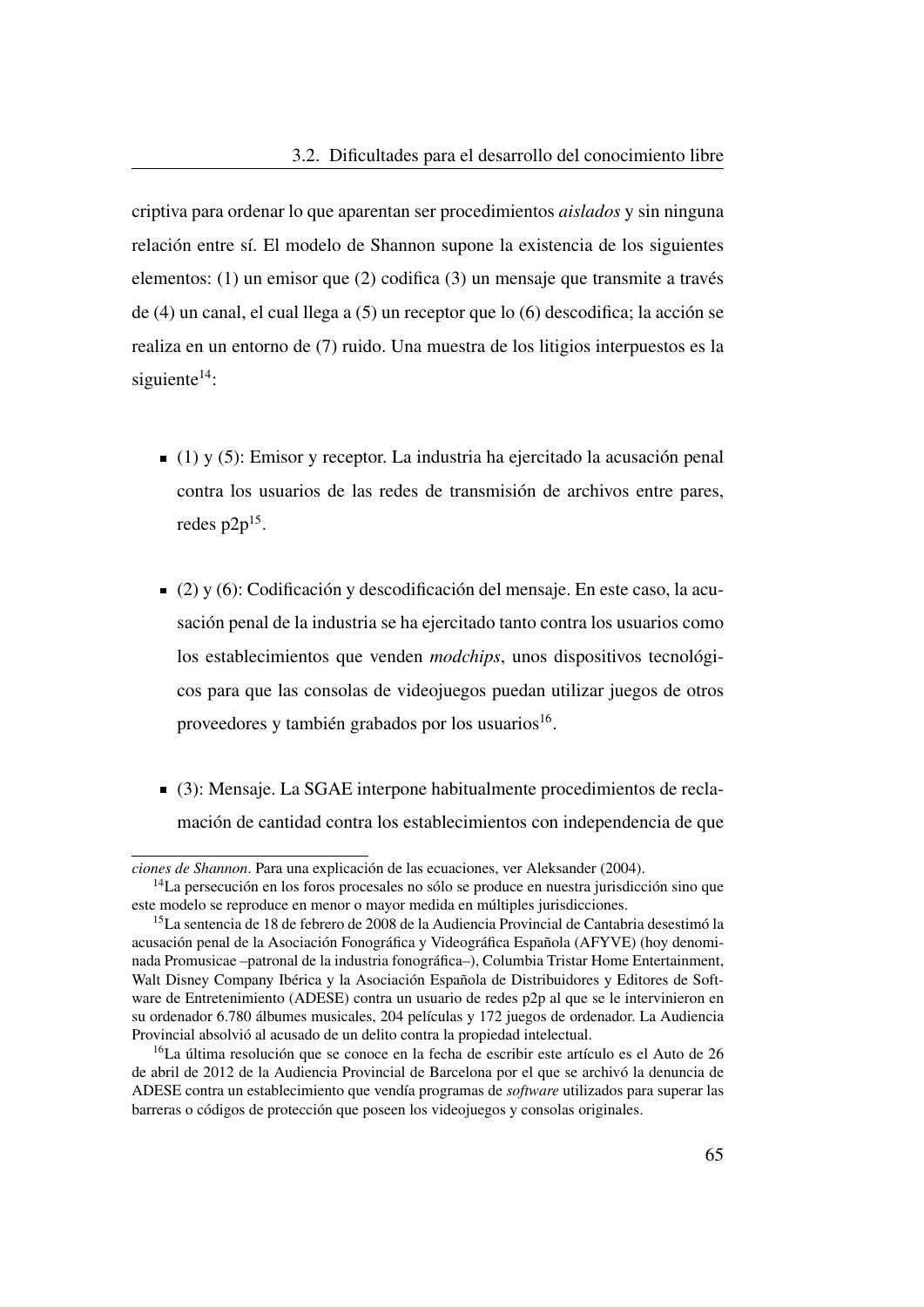criptiva para ordenar lo que aparentan ser procedimientos *aislados* y sin ninguna relación entre sí. El modelo de Shannon supone la existencia de los siguientes elementos: (1) un emisor que (2) codifica (3) un mensaje que transmite a través de (4) un canal, el cual llega a (5) un receptor que lo (6) descodifica; la acción se realiza en un entorno de (7) ruido. Una muestra de los litigios interpuestos es la siguiente[14]:

- (1) y (5): Emisor y receptor. La industria ha ejercitado la acusación penal contra los usuarios de las redes de transmisión de archivos entre pares, redes p2p[15].

- (2) y (6): Codificación y descodificación del mensaje. En este caso, la acusación penal de la industria se ha ejercitado tanto contra los usuarios como los establecimientos que venden *modchips*, unos dispositivos tecnológicos para que las consolas de videojuegos puedan utilizar juegos de otros proveedores y también grabados por los usuarios[16].

- (3): Mensaje. La SGAE interpone habitualmente procedimientos de reclamación de cantidad contra los establecimientos con independencia de que

---

*ciones de Shannon*. Para una explicación de las ecuaciones, ver Aleksander (2004).

[14] La persecución en los foros procesales no sólo se produce en nuestra jurisdicción sino que este modelo se reproduce en menor o mayor medida en múltiples jurisdicciones.

[15] La sentencia de 18 de febrero de 2008 de la Audiencia Provincial de Cantabria desestimó la acusación penal de la Asociación Fonográfica y Videográfica Española (AFYVE) (hoy denominada Promusicae –patronal de la industria fonográfica–), Columbia Tristar Home Entertainment, Walt Disney Company Ibérica y la Asociación Española de Distribuidores y Editores de Software de Entretenimiento (ADESE) contra un usuario de redes p2p al que se le intervinieron en su ordenador 6.780 álbumes musicales, 204 películas y 172 juegos de ordenador. La Audiencia Provincial absolvió al acusado de un delito contra la propiedad intelectual.

[16] La última resolución que se conoce en la fecha de escribir este artículo es el Auto de 26 de abril de 2012 de la Audiencia Provincial de Barcelona por el que se archivó la denuncia de ADESE contra un establecimiento que vendía programas de *software* utilizados para superar las barreras o códigos de protección que poseen los videojuegos y consolas originales.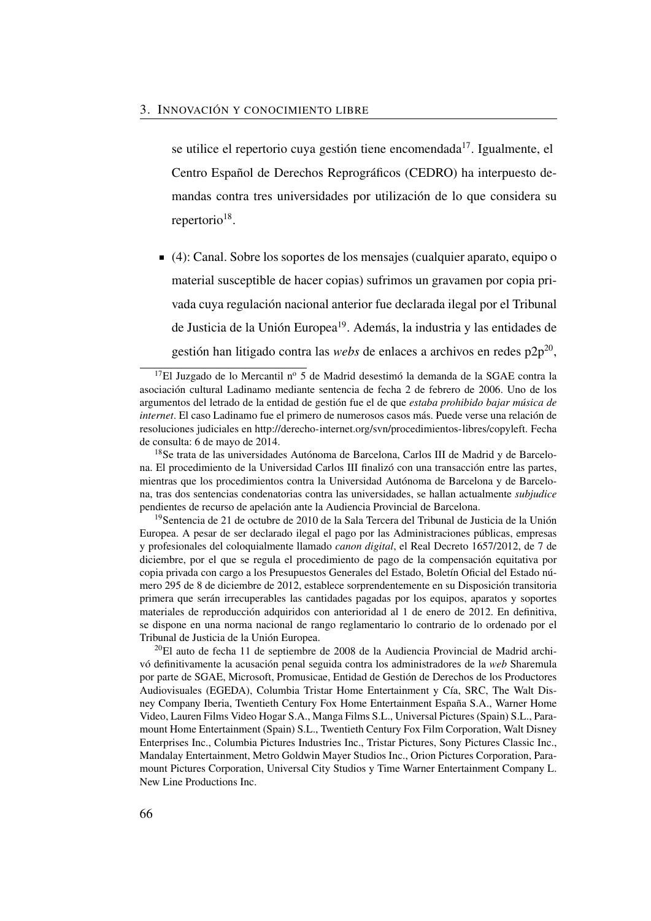se utilice el repertorio cuya gestión tiene encomendada[17]. Igualmente, el Centro Español de Derechos Reprográficos (CEDRO) ha interpuesto demandas contra tres universidades por utilización de lo que considera su repertorio[18].

- (4): Canal. Sobre los soportes de los mensajes (cualquier aparato, equipo o material susceptible de hacer copias) sufrimos un gravamen por copia privada cuya regulación nacional anterior fue declarada ilegal por el Tribunal de Justicia de la Unión Europea[19]. Además, la industria y las entidades de gestión han litigado contra las *webs* de enlaces a archivos en redes p2p[20],

---

[17] El Juzgado de lo Mercantil nº 5 de Madrid desestimó la demanda de la SGAE contra la asociación cultural Ladinamo mediante sentencia de fecha 2 de febrero de 2006. Uno de los argumentos del letrado de la entidad de gestión fue el de que *estaba prohibido bajar música de internet*. El caso Ladinamo fue el primero de numerosos casos más. Puede verse una relación de resoluciones judiciales en http://derecho-internet.org/svn/procedimientos-libres/copyleft. Fecha de consulta: 6 de mayo de 2014.

[18] Se trata de las universidades Autónoma de Barcelona, Carlos III de Madrid y de Barcelona. El procedimiento de la Universidad Carlos III finalizó con una transacción entre las partes, mientras que los procedimientos contra la Universidad Autónoma de Barcelona y de Barcelona, tras dos sentencias condenatorias contra las universidades, se hallan actualmente *subjudice* pendientes de recurso de apelación ante la Audiencia Provincial de Barcelona.

[19] Sentencia de 21 de octubre de 2010 de la Sala Tercera del Tribunal de Justicia de la Unión Europea. A pesar de ser declarado ilegal el pago por las Administraciones públicas, empresas y profesionales del coloquialmente llamado *canon digital*, el Real Decreto 1657/2012, de 7 de diciembre, por el que se regula el procedimiento de pago de la compensación equitativa por copia privada con cargo a los Presupuestos Generales del Estado, Boletín Oficial del Estado número 295 de 8 de diciembre de 2012, establece sorprendentemente en su Disposición transitoria primera que serán irrecuperables las cantidades pagadas por los equipos, aparatos y soportes materiales de reproducción adquiridos con anterioridad al 1 de enero de 2012. En definitiva, se dispone en una norma nacional de rango reglamentario lo contrario de lo ordenado por el Tribunal de Justicia de la Unión Europea.

[20] El auto de fecha 11 de septiembre de 2008 de la Audiencia Provincial de Madrid archivó definitivamente la acusación penal seguida contra los administradores de la *web* Sharemula por parte de SGAE, Microsoft, Promusicae, Entidad de Gestión de Derechos de los Productores Audiovisuales (EGEDA), Columbia Tristar Home Entertainment y Cía, SRC, The Walt Disney Company Iberia, Twentieth Century Fox Home Entertainment España S.A., Warner Home Video, Lauren Films Video Hogar S.A., Manga Films S.L., Universal Pictures (Spain) S.L., Paramount Home Entertainment (Spain) S.L., Twentieth Century Fox Film Corporation, Walt Disney Enterprises Inc., Columbia Pictures Industries Inc., Tristar Pictures, Sony Pictures Classic Inc., Mandalay Entertainment, Metro Goldwin Mayer Studios Inc., Orion Pictures Corporation, Paramount Pictures Corporation, Universal City Studios y Time Warner Entertainment Company L. New Line Productions Inc.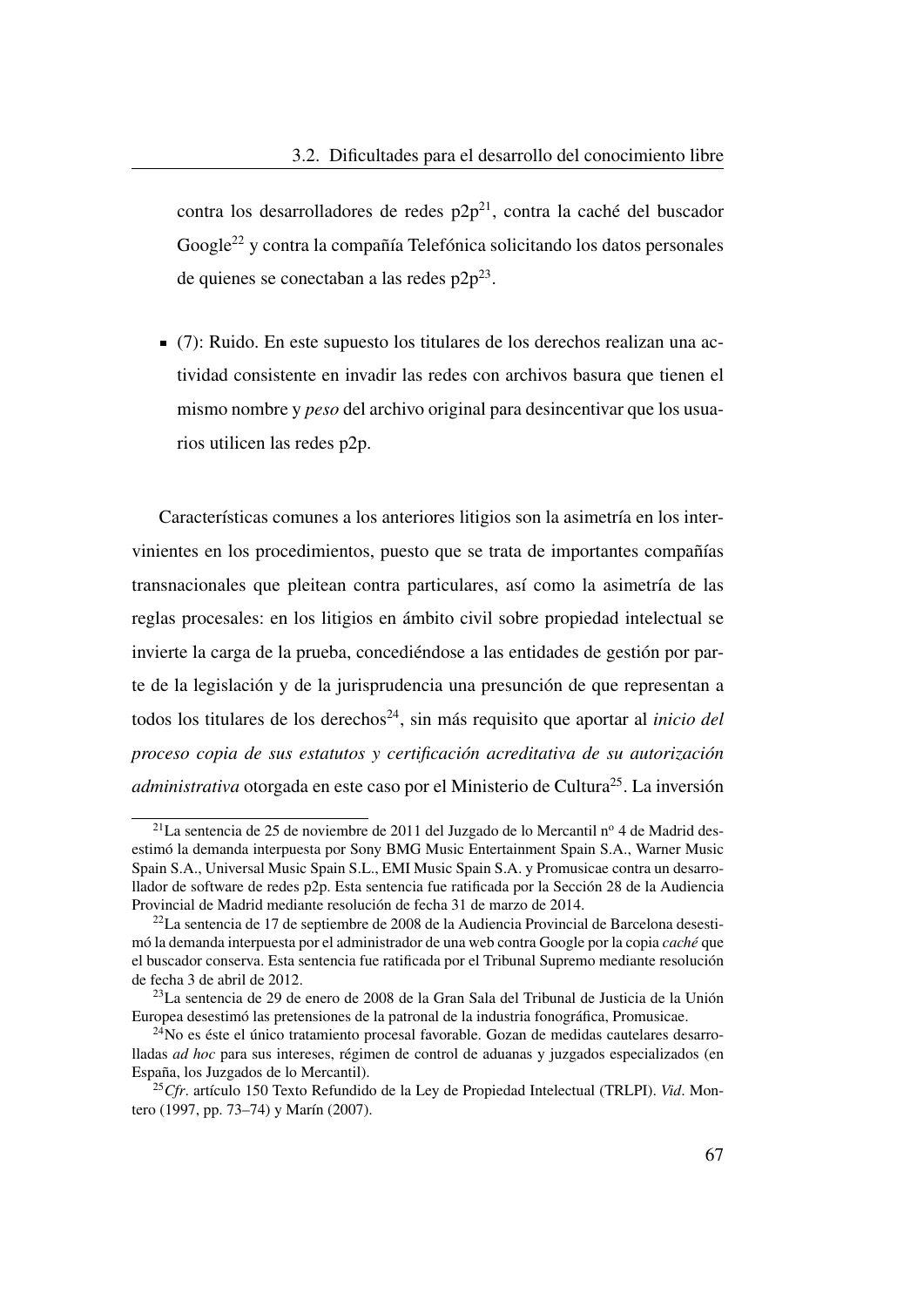contra los desarrolladores de redes p2p[21], contra la caché del buscador Google[22] y contra la compañía Telefónica solicitando los datos personales de quienes se conectaban a las redes p2p[23].

- (7): Ruido. En este supuesto los titulares de los derechos realizan una actividad consistente en invadir las redes con archivos basura que tienen el mismo nombre y *peso* del archivo original para desincentivar que los usuarios utilicen las redes p2p.

Características comunes a los anteriores litigios son la asimetría en los intervinientes en los procedimientos, puesto que se trata de importantes compañías transnacionales que pleitean contra particulares, así como la asimetría de las reglas procesales: en los litigios en ámbito civil sobre propiedad intelectual se invierte la carga de la prueba, concediéndose a las entidades de gestión por parte de la legislación y de la jurisprudencia una presunción de que representan a todos los titulares de los derechos[24], sin más requisito que aportar al *inicio del proceso copia de sus estatutos y certificación acreditativa de su autorización administrativa* otorgada en este caso por el Ministerio de Cultura[25]. La inversión

---

[21] La sentencia de 25 de noviembre de 2011 del Juzgado de lo Mercantil nº 4 de Madrid desestimó la demanda interpuesta por Sony BMG Music Entertainment Spain S.A., Warner Music Spain S.A., Universal Music Spain S.L., EMI Music Spain S.A. y Promusicae contra un desarrollador de software de redes p2p. Esta sentencia fue ratificada por la Sección 28 de la Audiencia Provincial de Madrid mediante resolución de fecha 31 de marzo de 2014.

[22] La sentencia de 17 de septiembre de 2008 de la Audiencia Provincial de Barcelona desestimó la demanda interpuesta por el administrador de una web contra Google por la copia *caché* que el buscador conserva. Esta sentencia fue ratificada por el Tribunal Supremo mediante resolución de fecha 3 de abril de 2012.

[23] La sentencia de 29 de enero de 2008 de la Gran Sala del Tribunal de Justicia de la Unión Europea desestimó las pretensiones de la patronal de la industria fonográfica, Promusicae.

[24] No es éste el único tratamiento procesal favorable. Gozan de medidas cautelares desarrolladas *ad hoc* para sus intereses, régimen de control de aduanas y juzgados especializados (en España, los Juzgados de lo Mercantil).

[25] *Cfr*. artículo 150 Texto Refundido de la Ley de Propiedad Intelectual (TRLPI). *Vid*. Montero (1997, pp. 73–74) y Marín (2007).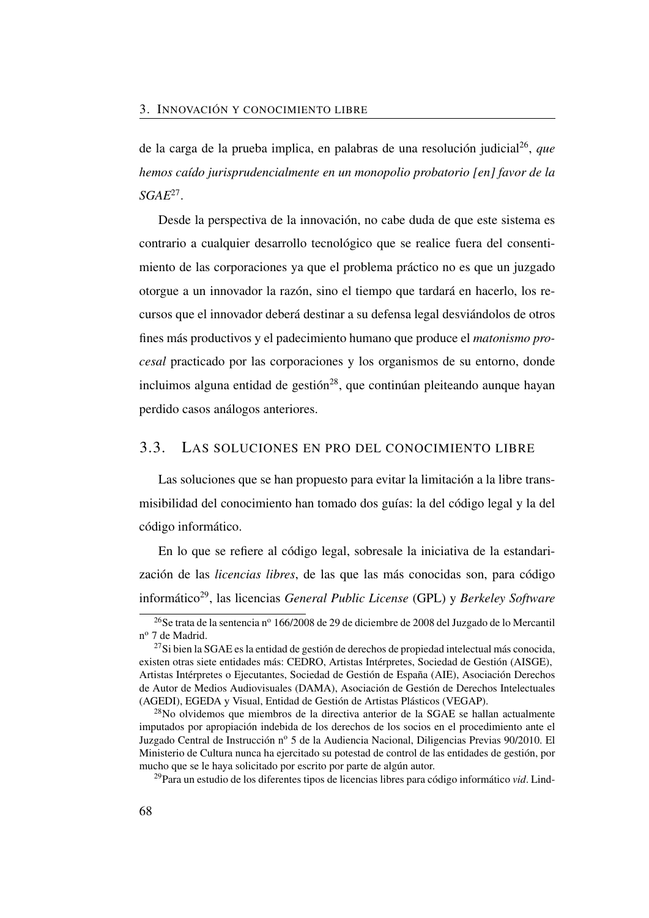de la carga de la prueba implica, en palabras de una resolución judicial[26], *que hemos caído jurisprudencialmente en un monopolio probatorio [en] favor de la SGAE*[27].

Desde la perspectiva de la innovación, no cabe duda de que este sistema es contrario a cualquier desarrollo tecnológico que se realice fuera del consentimiento de las corporaciones ya que el problema práctico no es que un juzgado otorgue a un innovador la razón, sino el tiempo que tardará en hacerlo, los recursos que el innovador deberá destinar a su defensa legal desviándolos de otros fines más productivos y el padecimiento humano que produce el *matonismo procesal* practicado por las corporaciones y los organismos de su entorno, donde incluimos alguna entidad de gestión[28], que continúan pleiteando aunque hayan perdido casos análogos anteriores.

## 3.3. Las soluciones en pro del conocimiento libre

Las soluciones que se han propuesto para evitar la limitación a la libre transmisibilidad del conocimiento han tomado dos guías: la del código legal y la del código informático.

En lo que se refiere al código legal, sobresale la iniciativa de la estandarización de las *licencias libres*, de las que las más conocidas son, para código informático[29], las licencias *General Public License* (GPL) y *Berkeley Software*

---

[26] Se trata de la sentencia nº 166/2008 de 29 de diciembre de 2008 del Juzgado de lo Mercantil nº 7 de Madrid.

[27] Si bien la SGAE es la entidad de gestión de derechos de propiedad intelectual más conocida, existen otras siete entidades más: CEDRO, Artistas Intérpretes, Sociedad de Gestión (AISGE), Artistas Intérpretes o Ejecutantes, Sociedad de Gestión de España (AIE), Asociación Derechos de Autor de Medios Audiovisuales (DAMA), Asociación de Gestión de Derechos Intelectuales (AGEDI), EGEDA y Visual, Entidad de Gestión de Artistas Plásticos (VEGAP).

[28] No olvidemos que miembros de la directiva anterior de la SGAE se hallan actualmente imputados por apropiación indebida de los derechos de los socios en el procedimiento ante el Juzgado Central de Instrucción nº 5 de la Audiencia Nacional, Diligencias Previas 90/2010. El Ministerio de Cultura nunca ha ejercitado su potestad de control de las entidades de gestión, por mucho que se le haya solicitado por escrito por parte de algún autor.

[29] Para un estudio de los diferentes tipos de licencias libres para código informático *vid*. Lind-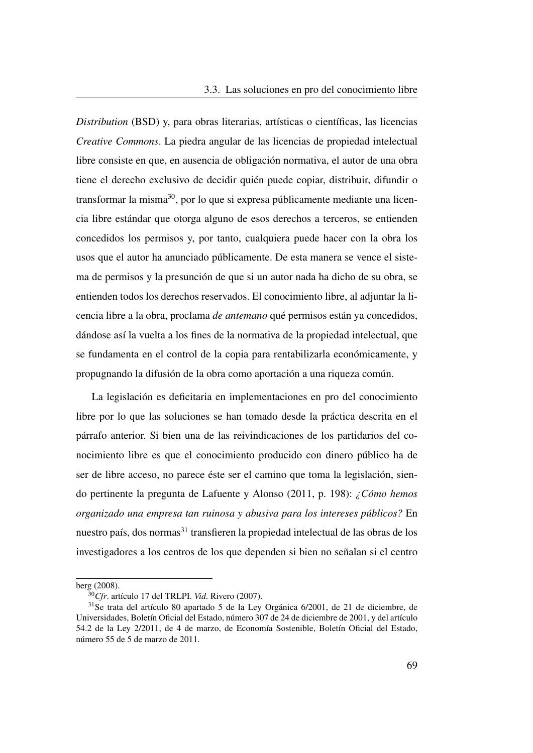*Distribution* (BSD) y, para obras literarias, artísticas o científicas, las licencias *Creative Commons*. La piedra angular de las licencias de propiedad intelectual libre consiste en que, en ausencia de obligación normativa, el autor de una obra tiene el derecho exclusivo de decidir quién puede copiar, distribuir, difundir o transformar la misma[30], por lo que si expresa públicamente mediante una licencia libre estándar que otorga alguno de esos derechos a terceros, se entienden concedidos los permisos y, por tanto, cualquiera puede hacer con la obra los usos que el autor ha anunciado públicamente. De esta manera se vence el sistema de permisos y la presunción de que si un autor nada ha dicho de su obra, se entienden todos los derechos reservados. El conocimiento libre, al adjuntar la licencia libre a la obra, proclama *de antemano* qué permisos están ya concedidos, dándose así la vuelta a los fines de la normativa de la propiedad intelectual, que se fundamenta en el control de la copia para rentabilizarla económicamente, y propugnando la difusión de la obra como aportación a una riqueza común.

La legislación es deficitaria en implementaciones en pro del conocimiento libre por lo que las soluciones se han tomado desde la práctica descrita en el párrafo anterior. Si bien una de las reivindicaciones de los partidarios del conocimiento libre es que el conocimiento producido con dinero público ha de ser de libre acceso, no parece éste ser el camino que toma la legislación, siendo pertinente la pregunta de Lafuente y Alonso (2011, p. 198): *¿Cómo hemos organizado una empresa tan ruinosa y abusiva para los intereses públicos?* En nuestro país, dos normas[31] transfieren la propiedad intelectual de las obras de los investigadores a los centros de los que dependen si bien no señalan si el centro

berg (2008).

[30] *Cfr*. artículo 17 del TRLPI. *Vid*. Rivero (2007).

[31] Se trata del artículo 80 apartado 5 de la Ley Orgánica 6/2001, de 21 de diciembre, de Universidades, Boletín Oficial del Estado, número 307 de 24 de diciembre de 2001, y del artículo 54.2 de la Ley 2/2011, de 4 de marzo, de Economía Sostenible, Boletín Oficial del Estado, número 55 de 5 de marzo de 2011.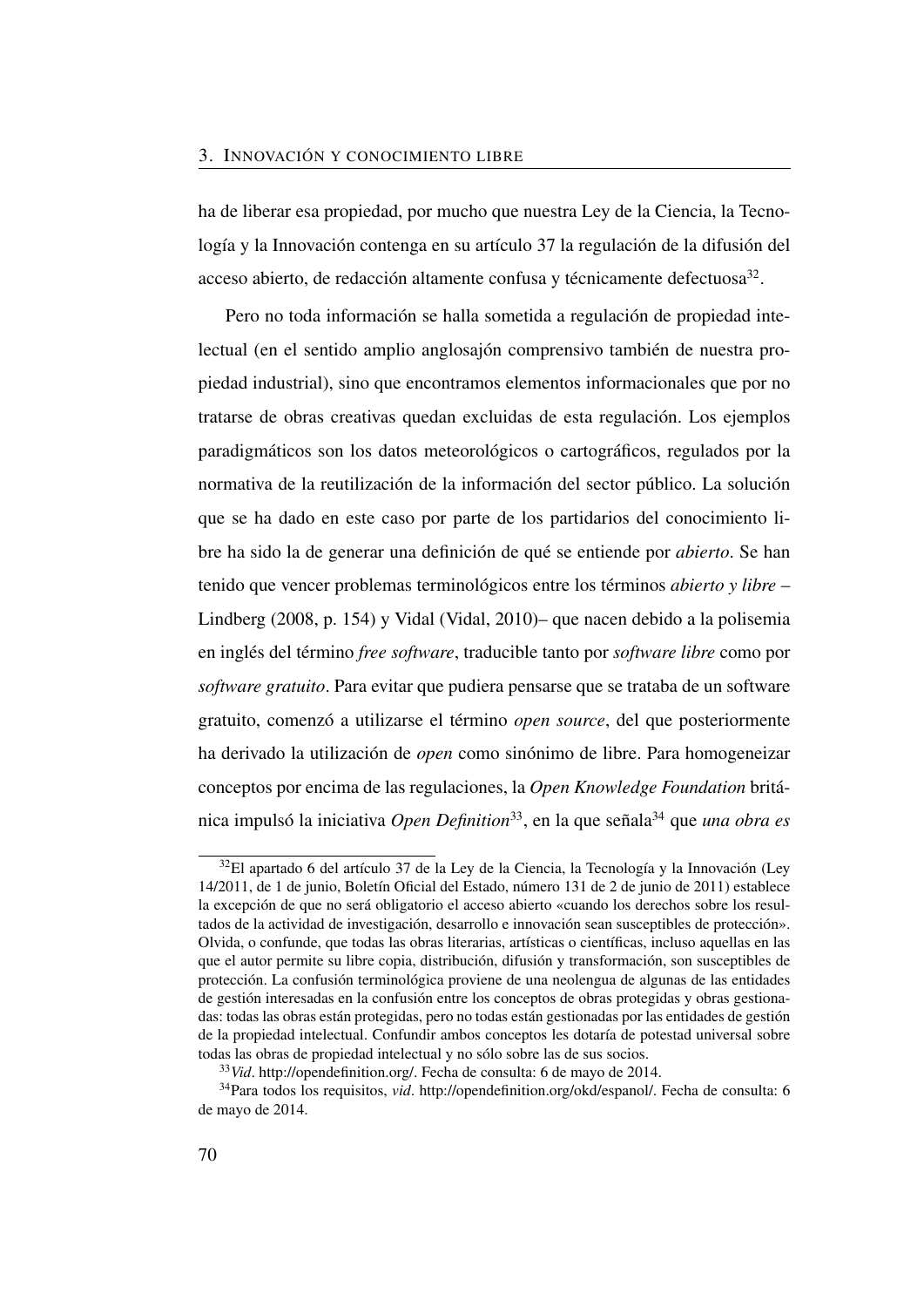ha de liberar esa propiedad, por mucho que nuestra Ley de la Ciencia, la Tecnología y la Innovación contenga en su artículo 37 la regulación de la difusión del acceso abierto, de redacción altamente confusa y técnicamente defectuosa[32].

Pero no toda información se halla sometida a regulación de propiedad intelectual (en el sentido amplio anglosajón comprensivo también de nuestra propiedad industrial), sino que encontramos elementos informacionales que por no tratarse de obras creativas quedan excluidas de esta regulación. Los ejemplos paradigmáticos son los datos meteorológicos o cartográficos, regulados por la normativa de la reutilización de la información del sector público. La solución que se ha dado en este caso por parte de los partidarios del conocimiento libre ha sido la de generar una definición de qué se entiende por *abierto*. Se han tenido que vencer problemas terminológicos entre los términos *abierto y libre* –Lindberg (2008, p. 154) y Vidal (Vidal, 2010)– que nacen debido a la polisemia en inglés del término *free software*, traducible tanto por *software libre* como por *software gratuito*. Para evitar que pudiera pensarse que se trataba de un software gratuito, comenzó a utilizarse el término *open source*, del que posteriormente ha derivado la utilización de *open* como sinónimo de libre. Para homogeneizar conceptos por encima de las regulaciones, la *Open Knowledge Foundation* británica impulsó la iniciativa *Open Definition*[33], en la que señala[34] que *una obra es*

[32] El apartado 6 del artículo 37 de la Ley de la Ciencia, la Tecnología y la Innovación (Ley 14/2011, de 1 de junio, Boletín Oficial del Estado, número 131 de 2 de junio de 2011) establece la excepción de que no será obligatorio el acceso abierto «cuando los derechos sobre los resultados de la actividad de investigación, desarrollo e innovación sean susceptibles de protección». Olvida, o confunde, que todas las obras literarias, artísticas o científicas, incluso aquellas en las que el autor permite su libre copia, distribución, difusión y transformación, son susceptibles de protección. La confusión terminológica proviene de una neolengua de algunas de las entidades de gestión interesadas en la confusión entre los conceptos de obras protegidas y obras gestionadas: todas las obras están protegidas, pero no todas están gestionadas por las entidades de gestión de la propiedad intelectual. Confundir ambos conceptos les dotaría de potestad universal sobre todas las obras de propiedad intelectual y no sólo sobre las de sus socios.

[33] *Vid*. http://opendefinition.org/. Fecha de consulta: 6 de mayo de 2014.

[34] Para todos los requisitos, *vid*. http://opendefinition.org/okd/espanol/. Fecha de consulta: 6 de mayo de 2014.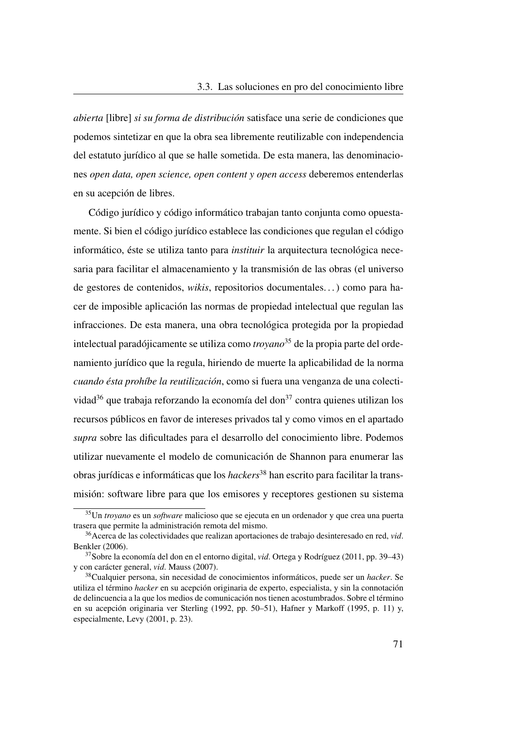*abierta* [libre] *si su forma de distribución* satisface una serie de condiciones que podemos sintetizar en que la obra sea libremente reutilizable con independencia del estatuto jurídico al que se halle sometida. De esta manera, las denominaciones *open data, open science, open content y open access* deberemos entenderlas en su acepción de libres.

Código jurídico y código informático trabajan tanto conjunta como opuestamente. Si bien el código jurídico establece las condiciones que regulan el código informático, éste se utiliza tanto para *instituir* la arquitectura tecnológica necesaria para facilitar el almacenamiento y la transmisión de las obras (el universo de gestores de contenidos, *wikis*, repositorios documentales...) como para hacer de imposible aplicación las normas de propiedad intelectual que regulan las infracciones. De esta manera, una obra tecnológica protegida por la propiedad intelectual paradójicamente se utiliza como *troyano*[35] de la propia parte del ordenamiento jurídico que la regula, hiriendo de muerte la aplicabilidad de la norma *cuando ésta prohíbe la reutilización*, como si fuera una venganza de una colectividad[36] que trabaja reforzando la economía del don[37] contra quienes utilizan los recursos públicos en favor de intereses privados tal y como vimos en el apartado *supra* sobre las dificultades para el desarrollo del conocimiento libre. Podemos utilizar nuevamente el modelo de comunicación de Shannon para enumerar las obras jurídicas e informáticas que los *hackers*[38] han escrito para facilitar la transmisión: software libre para que los emisores y receptores gestionen su sistema

---

[35] Un *troyano* es un *software* malicioso que se ejecuta en un ordenador y que crea una puerta trasera que permite la administración remota del mismo.

[36] Acerca de las colectividades que realizan aportaciones de trabajo desinteresado en red, *vid*. Benkler (2006).

[37] Sobre la economía del don en el entorno digital, *vid*. Ortega y Rodríguez (2011, pp. 39–43) y con carácter general, *vid*. Mauss (2007).

[38] Cualquier persona, sin necesidad de conocimientos informáticos, puede ser un *hacker*. Se utiliza el término *hacker* en su acepción originaria de experto, especialista, y sin la connotación de delincuencia a la que los medios de comunicación nos tienen acostumbrados. Sobre el término en su acepción originaria ver Sterling (1992, pp. 50–51), Hafner y Markoff (1995, p. 11) y, especialmente, Levy (2001, p. 23).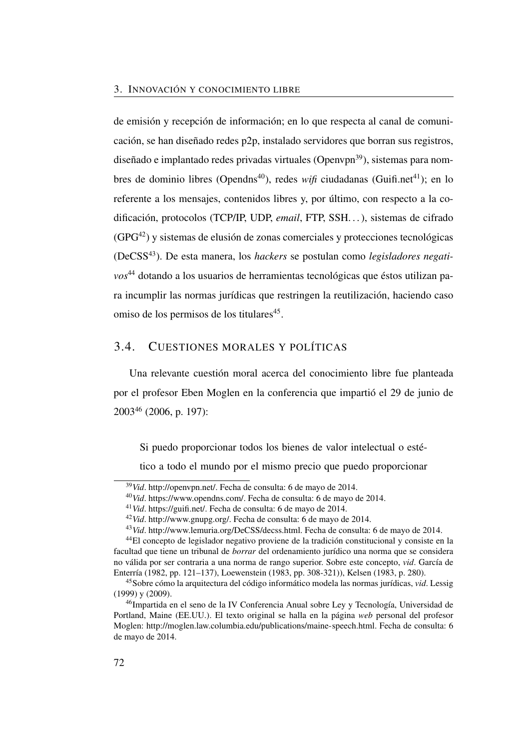de emisión y recepción de información; en lo que respecta al canal de comunicación, se han diseñado redes p2p, instalado servidores que borran sus registros, diseñado e implantado redes privadas virtuales (Openvpn[39]), sistemas para nombres de dominio libres (Opendns[40]), redes *wifi* ciudadanas (Guifi.net[41]); en lo referente a los mensajes, contenidos libres y, por último, con respecto a la codificación, protocolos (TCP/IP, UDP, *email*, FTP, SSH. . . ), sistemas de cifrado (GPG[42]) y sistemas de elusión de zonas comerciales y protecciones tecnológicas (DeCSS[43]). De esta manera, los *hackers* se postulan como *legisladores negativos*[44] dotando a los usuarios de herramientas tecnológicas que éstos utilizan para incumplir las normas jurídicas que restringen la reutilización, haciendo caso omiso de los permisos de los titulares[45].

## 3.4. Cuestiones morales y políticas

Una relevante cuestión moral acerca del conocimiento libre fue planteada por el profesor Eben Moglen en la conferencia que impartió el 29 de junio de 2003[46] (2006, p. 197):

> Si puedo proporcionar todos los bienes de valor intelectual o estético a todo el mundo por el mismo precio que puedo proporcionar

---

[39] *Vid*. http://openvpn.net/. Fecha de consulta: 6 de mayo de 2014.

[40] *Vid*. https://www.opendns.com/. Fecha de consulta: 6 de mayo de 2014.

[41] *Vid*. https://guifi.net/. Fecha de consulta: 6 de mayo de 2014.

[42] *Vid*. http://www.gnupg.org/. Fecha de consulta: 6 de mayo de 2014.

[43] *Vid*. http://www.lemuria.org/DeCSS/decss.html. Fecha de consulta: 6 de mayo de 2014.

[44] El concepto de legislador negativo proviene de la tradición constitucional y consiste en la facultad que tiene un tribunal de *borrar* del ordenamiento jurídico una norma que se considera no válida por ser contraria a una norma de rango superior. Sobre este concepto, *vid*. García de Enterría (1982, pp. 121–137), Loewenstein (1983, pp. 308-321)), Kelsen (1983, p. 280).

[45] Sobre cómo la arquitectura del código informático modela las normas jurídicas, *vid*. Lessig (1999) y (2009).

[46] Impartida en el seno de la IV Conferencia Anual sobre Ley y Tecnología, Universidad de Portland, Maine (EE.UU.). El texto original se halla en la página *web* personal del profesor Moglen: http://moglen.law.columbia.edu/publications/maine-speech.html. Fecha de consulta: 6 de mayo de 2014.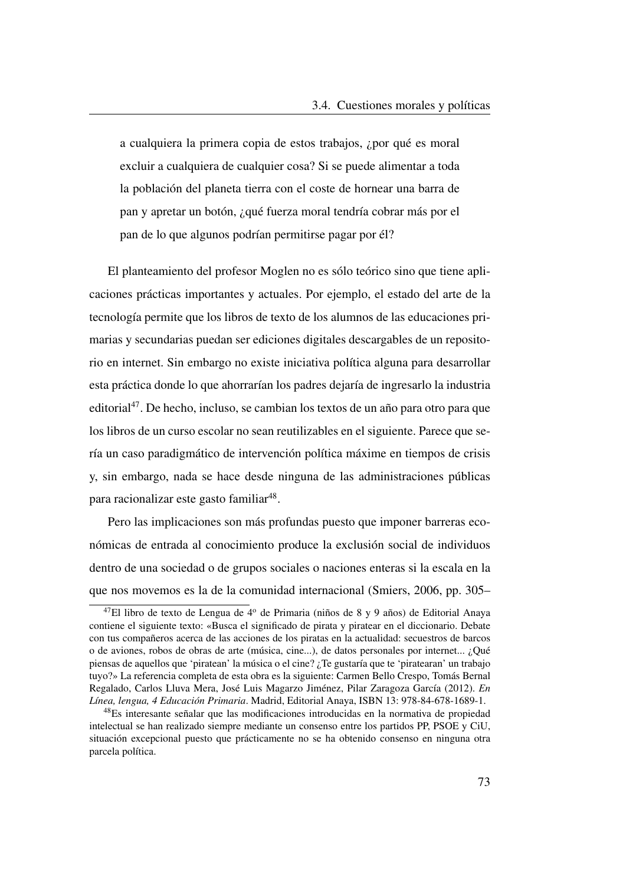> a cualquiera la primera copia de estos trabajos, ¿por qué es moral excluir a cualquiera de cualquier cosa? Si se puede alimentar a toda la población del planeta tierra con el coste de hornear una barra de pan y apretar un botón, ¿qué fuerza moral tendría cobrar más por el pan de lo que algunos podrían permitirse pagar por él?

El planteamiento del profesor Moglen no es sólo teórico sino que tiene aplicaciones prácticas importantes y actuales. Por ejemplo, el estado del arte de la tecnología permite que los libros de texto de los alumnos de las educaciones primarias y secundarias puedan ser ediciones digitales descargables de un repositorio en internet. Sin embargo no existe iniciativa política alguna para desarrollar esta práctica donde lo que ahorrarían los padres dejaría de ingresarlo la industria editorial[47]. De hecho, incluso, se cambian los textos de un año para otro para que los libros de un curso escolar no sean reutilizables en el siguiente. Parece que sería un caso paradigmático de intervención política máxime en tiempos de crisis y, sin embargo, nada se hace desde ninguna de las administraciones públicas para racionalizar este gasto familiar[48].

Pero las implicaciones son más profundas puesto que imponer barreras económicas de entrada al conocimiento produce la exclusión social de individuos dentro de una sociedad o de grupos sociales o naciones enteras si la escala en la que nos movemos es la de la comunidad internacional (Smiers, 2006, pp. 305–

---

[47] El libro de texto de Lengua de 4º de Primaria (niños de 8 y 9 años) de Editorial Anaya contiene el siguiente texto: «Busca el significado de pirata y piratear en el diccionario. Debate con tus compañeros acerca de las acciones de los piratas en la actualidad: secuestros de barcos o de aviones, robos de obras de arte (música, cine...), de datos personales por internet... ¿Qué piensas de aquellos que 'piratean' la música o el cine? ¿Te gustaría que te 'piratearan' un trabajo tuyo?» La referencia completa de esta obra es la siguiente: Carmen Bello Crespo, Tomás Bernal Regalado, Carlos Lluva Mera, José Luis Magarzo Jiménez, Pilar Zaragoza García (2012). *En Línea, lengua, 4 Educación Primaria*. Madrid, Editorial Anaya, ISBN 13: 978-84-678-1689-1.

[48] Es interesante señalar que las modificaciones introducidas en la normativa de propiedad intelectual se han realizado siempre mediante un consenso entre los partidos PP, PSOE y CiU, situación excepcional puesto que prácticamente no se ha obtenido consenso en ninguna otra parcela política.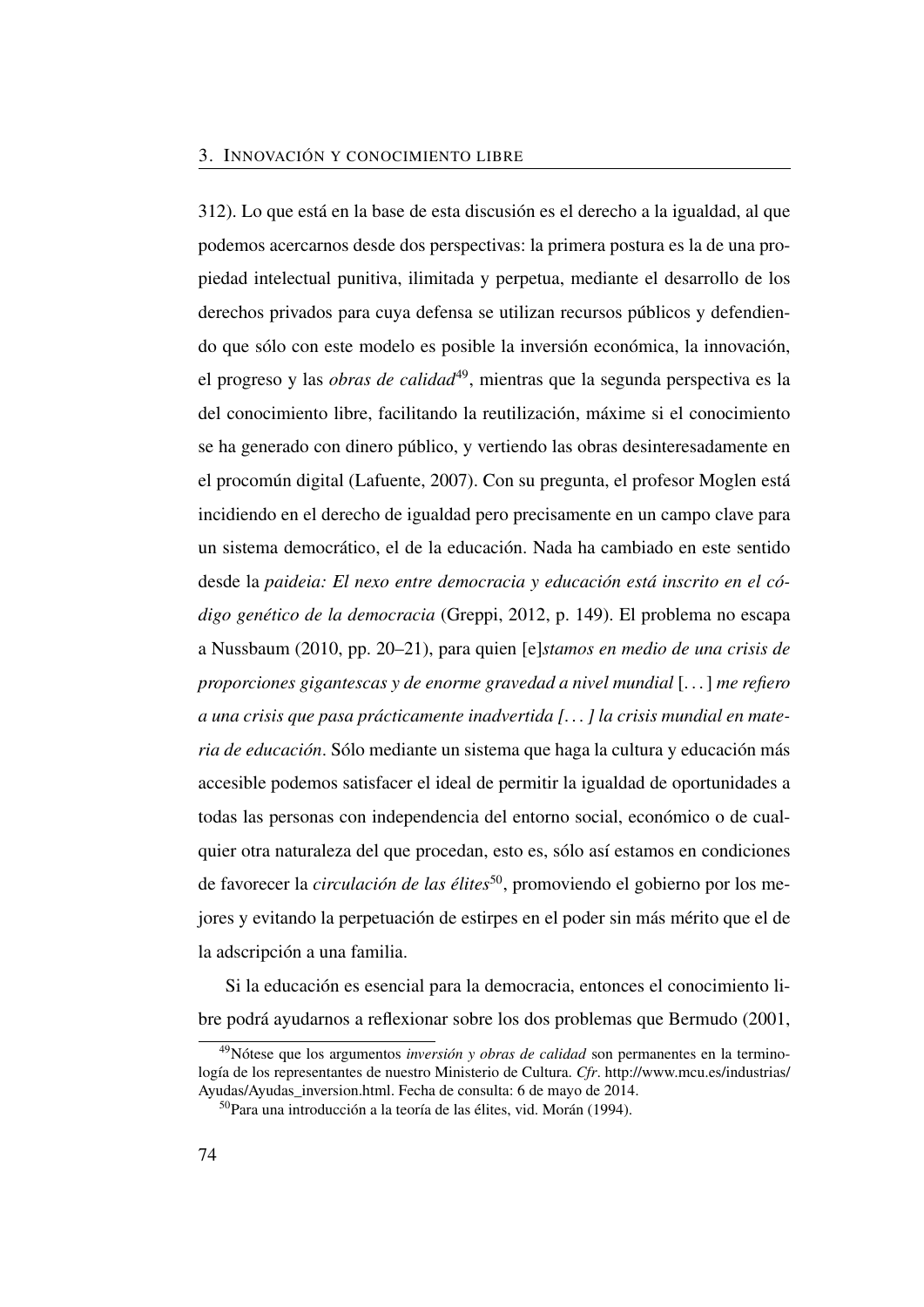312). Lo que está en la base de esta discusión es el derecho a la igualdad, al que podemos acercarnos desde dos perspectivas: la primera postura es la de una propiedad intelectual punitiva, ilimitada y perpetua, mediante el desarrollo de los derechos privados para cuya defensa se utilizan recursos públicos y defendiendo que sólo con este modelo es posible la inversión económica, la innovación, el progreso y las *obras de calidad*[49], mientras que la segunda perspectiva es la del conocimiento libre, facilitando la reutilización, máxime si el conocimiento se ha generado con dinero público, y vertiendo las obras desinteresadamente en el procomún digital (Lafuente, 2007). Con su pregunta, el profesor Moglen está incidiendo en el derecho de igualdad pero precisamente en un campo clave para un sistema democrático, el de la educación. Nada ha cambiado en este sentido desde la *paideia: El nexo entre democracia y educación está inscrito en el código genético de la democracia* (Greppi, 2012, p. 149). El problema no escapa a Nussbaum (2010, pp. 20–21), para quien [e]*stamos en medio de una crisis de proporciones gigantescas y de enorme gravedad a nivel mundial* [...] *me refiero a una crisis que pasa prácticamente inadvertida [...] la crisis mundial en materia de educación*. Sólo mediante un sistema que haga la cultura y educación más accesible podemos satisfacer el ideal de permitir la igualdad de oportunidades a todas las personas con independencia del entorno social, económico o de cualquier otra naturaleza del que procedan, esto es, sólo así estamos en condiciones de favorecer la *circulación de las élites*[50], promoviendo el gobierno por los mejores y evitando la perpetuación de estirpes en el poder sin más mérito que el de la adscripción a una familia.

Si la educación es esencial para la democracia, entonces el conocimiento libre podrá ayudarnos a reflexionar sobre los dos problemas que Bermudo (2001,

---

[49] Nótese que los argumentos *inversión y obras de calidad* son permanentes en la terminología de los representantes de nuestro Ministerio de Cultura. *Cfr*. http://www.mcu.es/industrias/Ayudas/Ayudas_inversion.html. Fecha de consulta: 6 de mayo de 2014.

[50] Para una introducción a la teoría de las élites, vid. Morán (1994).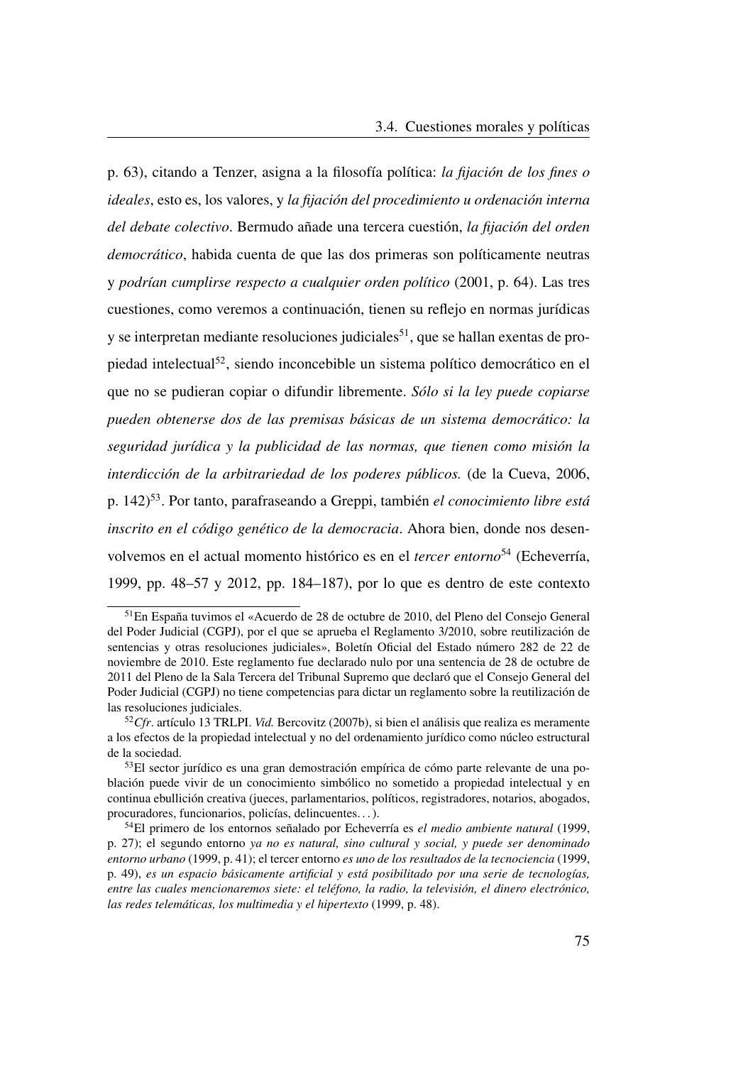p. 63), citando a Tenzer, asigna a la filosofía política: *la fijación de los fines o ideales*, esto es, los valores, y *la fijación del procedimiento u ordenación interna del debate colectivo*. Bermudo añade una tercera cuestión, *la fijación del orden democrático*, habida cuenta de que las dos primeras son políticamente neutras y *podrían cumplirse respecto a cualquier orden político* (2001, p. 64). Las tres cuestiones, como veremos a continuación, tienen su reflejo en normas jurídicas y se interpretan mediante resoluciones judiciales[51], que se hallan exentas de propiedad intelectual[52], siendo inconcebible un sistema político democrático en el que no se pudieran copiar o difundir libremente. *Sólo si la ley puede copiarse pueden obtenerse dos de las premisas básicas de un sistema democrático: la seguridad jurídica y la publicidad de las normas, que tienen como misión la interdicción de la arbitrariedad de los poderes públicos.* (de la Cueva, 2006, p. 142)[53]. Por tanto, parafraseando a Greppi, también *el conocimiento libre está inscrito en el código genético de la democracia*. Ahora bien, donde nos desenvolvemos en el actual momento histórico es en el *tercer entorno*[54] (Echeverría, 1999, pp. 48–57 y 2012, pp. 184–187), por lo que es dentro de este contexto

---

[51] En España tuvimos el «Acuerdo de 28 de octubre de 2010, del Pleno del Consejo General del Poder Judicial (CGPJ), por el que se aprueba el Reglamento 3/2010, sobre reutilización de sentencias y otras resoluciones judiciales», Boletín Oficial del Estado número 282 de 22 de noviembre de 2010. Este reglamento fue declarado nulo por una sentencia de 28 de octubre de 2011 del Pleno de la Sala Tercera del Tribunal Supremo que declaró que el Consejo General del Poder Judicial (CGPJ) no tiene competencias para dictar un reglamento sobre la reutilización de las resoluciones judiciales.

[52] *Cfr*. artículo 13 TRLPI. *Vid.* Bercovitz (2007b), si bien el análisis que realiza es meramente a los efectos de la propiedad intelectual y no del ordenamiento jurídico como núcleo estructural de la sociedad.

[53] El sector jurídico es una gran demostración empírica de cómo parte relevante de una población puede vivir de un conocimiento simbólico no sometido a propiedad intelectual y en continua ebullición creativa (jueces, parlamentarios, políticos, registradores, notarios, abogados, procuradores, funcionarios, policías, delincuentes. . . ).

[54] El primero de los entornos señalado por Echeverría es *el medio ambiente natural* (1999, p. 27); el segundo entorno *ya no es natural, sino cultural y social, y puede ser denominado entorno urbano* (1999, p. 41); el tercer entorno *es uno de los resultados de la tecnociencia* (1999, p. 49), *es un espacio básicamente artificial y está posibilitado por una serie de tecnologías, entre las cuales mencionaremos siete: el teléfono, la radio, la televisión, el dinero electrónico, las redes telemáticas, los multimedia y el hipertexto* (1999, p. 48).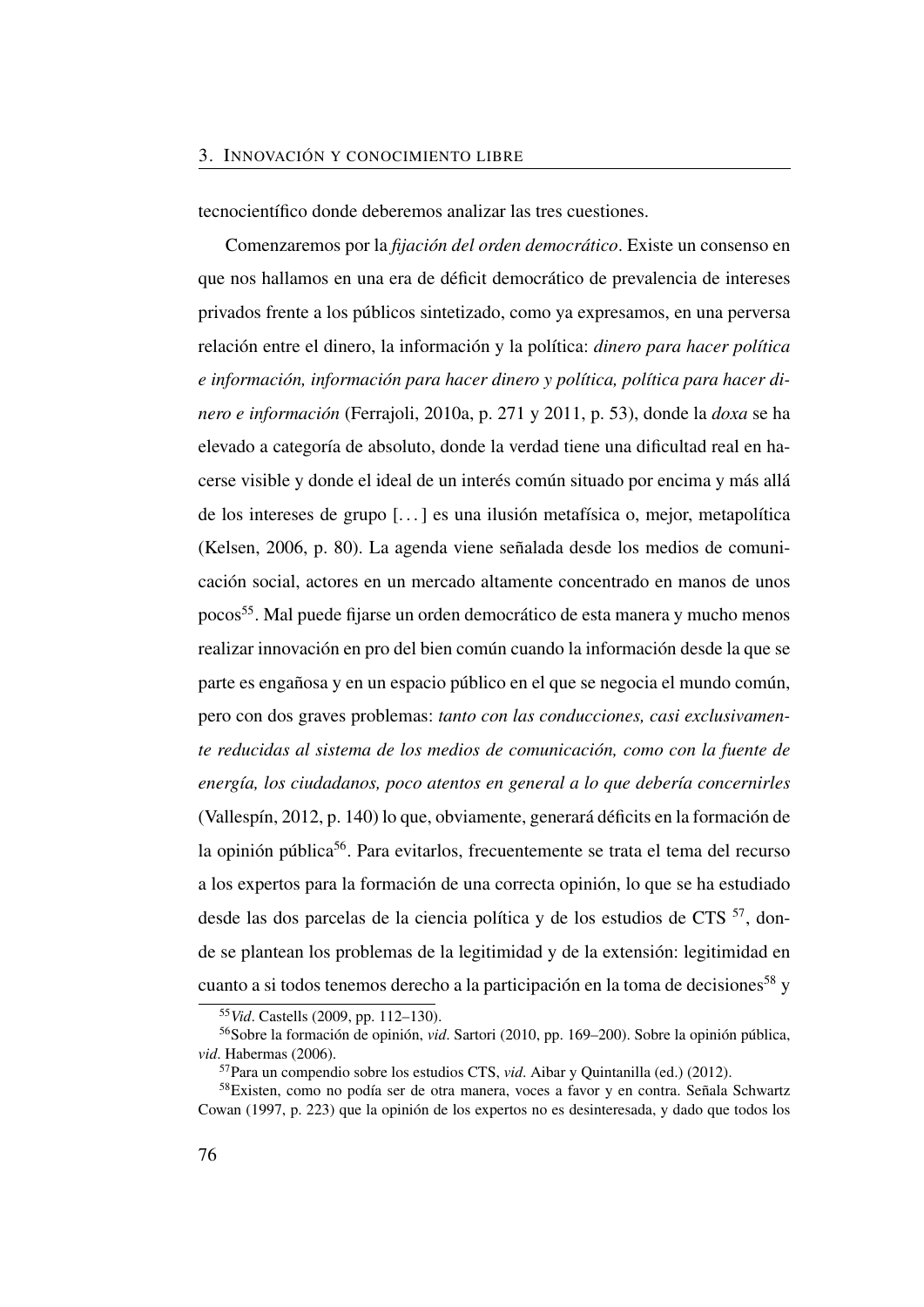tecnocientífico donde deberemos analizar las tres cuestiones.

Comenzaremos por la *fijación del orden democrático*. Existe un consenso en que nos hallamos en una era de déficit democrático de prevalencia de intereses privados frente a los públicos sintetizado, como ya expresamos, en una perversa relación entre el dinero, la información y la política: *dinero para hacer política e información, información para hacer dinero y política, política para hacer dinero e información* (Ferrajoli, 2010a, p. 271 y 2011, p. 53), donde la *doxa* se ha elevado a categoría de absoluto, donde la verdad tiene una dificultad real en hacerse visible y donde el ideal de un interés común situado por encima y más allá de los intereses de grupo [...] es una ilusión metafísica o, mejor, metapolítica (Kelsen, 2006, p. 80). La agenda viene señalada desde los medios de comunicación social, actores en un mercado altamente concentrado en manos de unos pocos[55]. Mal puede fijarse un orden democrático de esta manera y mucho menos realizar innovación en pro del bien común cuando la información desde la que se parte es engañosa y en un espacio público en el que se negocia el mundo común, pero con dos graves problemas: *tanto con las conducciones, casi exclusivamente reducidas al sistema de los medios de comunicación, como con la fuente de energía, los ciudadanos, poco atentos en general a lo que debería concernirles* (Vallespín, 2012, p. 140) lo que, obviamente, generará déficits en la formación de la opinión pública[56]. Para evitarlos, frecuentemente se trata el tema del recurso a los expertos para la formación de una correcta opinión, lo que se ha estudiado desde las dos parcelas de la ciencia política y de los estudios de CTS [57], donde se plantean los problemas de la legitimidad y de la extensión: legitimidad en cuanto a si todos tenemos derecho a la participación en la toma de decisiones[58] y

---

[55] *Vid*. Castells (2009, pp. 112–130).

[56] Sobre la formación de opinión, *vid*. Sartori (2010, pp. 169–200). Sobre la opinión pública, *vid*. Habermas (2006).

[57] Para un compendio sobre los estudios CTS, *vid*. Aibar y Quintanilla (ed.) (2012).

[58] Existen, como no podía ser de otra manera, voces a favor y en contra. Señala Schwartz Cowan (1997, p. 223) que la opinión de los expertos no es desinteresada, y dado que todos los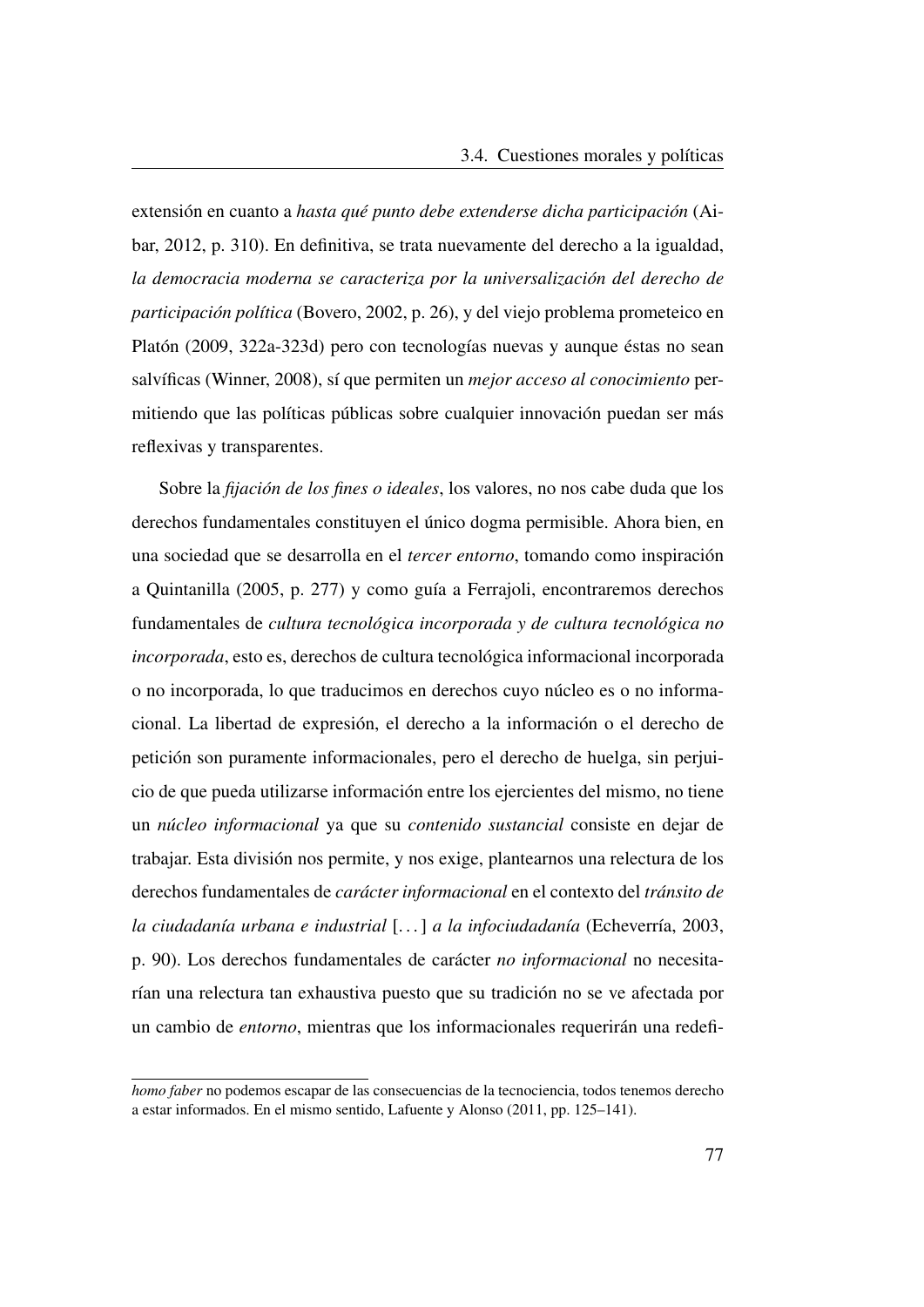extensión en cuanto a *hasta qué punto debe extenderse dicha participación* (Aibar, 2012, p. 310). En definitiva, se trata nuevamente del derecho a la igualdad, *la democracia moderna se caracteriza por la universalización del derecho de participación política* (Bovero, 2002, p. 26), y del viejo problema prometeico en Platón (2009, 322a-323d) pero con tecnologías nuevas y aunque éstas no sean salvíficas (Winner, 2008), sí que permiten un *mejor acceso al conocimiento* permitiendo que las políticas públicas sobre cualquier innovación puedan ser más reflexivas y transparentes.

Sobre la *fijación de los fines o ideales*, los valores, no nos cabe duda que los derechos fundamentales constituyen el único dogma permisible. Ahora bien, en una sociedad que se desarrolla en el *tercer entorno*, tomando como inspiración a Quintanilla (2005, p. 277) y como guía a Ferrajoli, encontraremos derechos fundamentales de *cultura tecnológica incorporada y de cultura tecnológica no incorporada*, esto es, derechos de cultura tecnológica informacional incorporada o no incorporada, lo que traducimos en derechos cuyo núcleo es o no informacional. La libertad de expresión, el derecho a la información o el derecho de petición son puramente informacionales, pero el derecho de huelga, sin perjuicio de que pueda utilizarse información entre los ejercientes del mismo, no tiene un *núcleo informacional* ya que su *contenido sustancial* consiste en dejar de trabajar. Esta división nos permite, y nos exige, plantearnos una relectura de los derechos fundamentales de *carácter informacional* en el contexto del *tránsito de la ciudadanía urbana e industrial* [...] *a la infociudadanía* (Echeverría, 2003, p. 90). Los derechos fundamentales de carácter *no informacional* no necesitarían una relectura tan exhaustiva puesto que su tradición no se ve afectada por un cambio de *entorno*, mientras que los informacionales requerirán una redefi-

*homo faber* no podemos escapar de las consecuencias de la tecnociencia, todos tenemos derecho a estar informados. En el mismo sentido, Lafuente y Alonso (2011, pp. 125–141).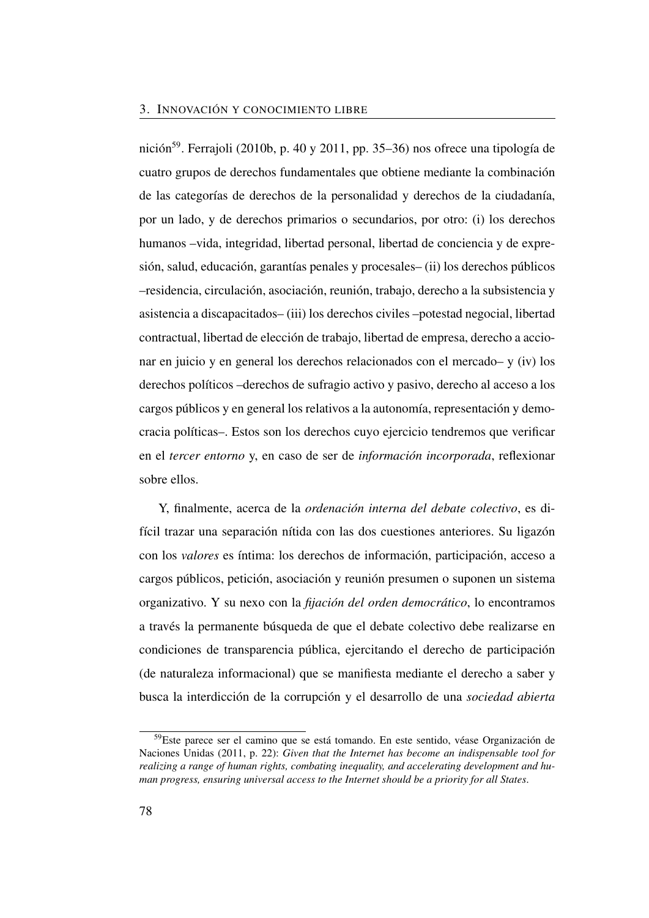nición[59]. Ferrajoli (2010b, p. 40 y 2011, pp. 35–36) nos ofrece una tipología de cuatro grupos de derechos fundamentales que obtiene mediante la combinación de las categorías de derechos de la personalidad y derechos de la ciudadanía, por un lado, y de derechos primarios o secundarios, por otro: (i) los derechos humanos –vida, integridad, libertad personal, libertad de conciencia y de expresión, salud, educación, garantías penales y procesales– (ii) los derechos públicos –residencia, circulación, asociación, reunión, trabajo, derecho a la subsistencia y asistencia a discapacitados– (iii) los derechos civiles –potestad negocial, libertad contractual, libertad de elección de trabajo, libertad de empresa, derecho a accionar en juicio y en general los derechos relacionados con el mercado– y (iv) los derechos políticos –derechos de sufragio activo y pasivo, derecho al acceso a los cargos públicos y en general los relativos a la autonomía, representación y democracia políticas–. Estos son los derechos cuyo ejercicio tendremos que verificar en el *tercer entorno* y, en caso de ser de *información incorporada*, reflexionar sobre ellos.

Y, finalmente, acerca de la *ordenación interna del debate colectivo*, es difícil trazar una separación nítida con las dos cuestiones anteriores. Su ligazón con los *valores* es íntima: los derechos de información, participación, acceso a cargos públicos, petición, asociación y reunión presumen o suponen un sistema organizativo. Y su nexo con la *fijación del orden democrático*, lo encontramos a través la permanente búsqueda de que el debate colectivo debe realizarse en condiciones de transparencia pública, ejercitando el derecho de participación (de naturaleza informacional) que se manifiesta mediante el derecho a saber y busca la interdicción de la corrupción y el desarrollo de una *sociedad abierta*

[59] Este parece ser el camino que se está tomando. En este sentido, véase Organización de Naciones Unidas (2011, p. 22): *Given that the Internet has become an indispensable tool for realizing a range of human rights, combating inequality, and accelerating development and human progress, ensuring universal access to the Internet should be a priority for all States*.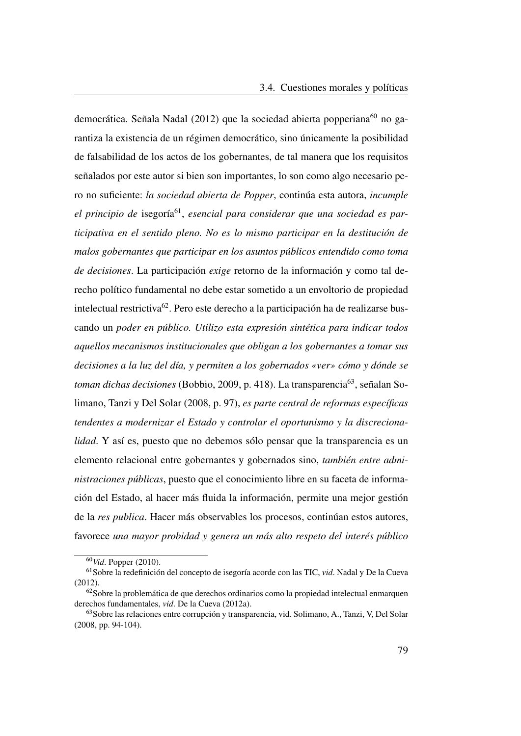democrática. Señala Nadal (2012) que la sociedad abierta popperiana[60] no garantiza la existencia de un régimen democrático, sino únicamente la posibilidad de falsabilidad de los actos de los gobernantes, de tal manera que los requisitos señalados por este autor si bien son importantes, lo son como algo necesario pero no suficiente: *la sociedad abierta de Popper*, continúa esta autora, *incumple el principio de* isegoría[61], *esencial para considerar que una sociedad es participativa en el sentido pleno. No es lo mismo participar en la destitución de malos gobernantes que participar en los asuntos públicos entendido como toma de decisiones*. La participación *exige* retorno de la información y como tal derecho político fundamental no debe estar sometido a un envoltorio de propiedad intelectual restrictiva[62]. Pero este derecho a la participación ha de realizarse buscando un *poder en público. Utilizo esta expresión sintética para indicar todos aquellos mecanismos institucionales que obligan a los gobernantes a tomar sus decisiones a la luz del día, y permiten a los gobernados «ver» cómo y dónde se toman dichas decisiones* (Bobbio, 2009, p. 418). La transparencia[63], señalan Solimano, Tanzi y Del Solar (2008, p. 97), *es parte central de reformas específicas tendentes a modernizar el Estado y controlar el oportunismo y la discrecionalidad*. Y así es, puesto que no debemos sólo pensar que la transparencia es un elemento relacional entre gobernantes y gobernados sino, *también entre administraciones públicas*, puesto que el conocimiento libre en su faceta de información del Estado, al hacer más fluida la información, permite una mejor gestión de la *res publica*. Hacer más observables los procesos, continúan estos autores, favorece *una mayor probidad y genera un más alto respeto del interés público*

---

[60] *Vid*. Popper (2010).

[61] Sobre la redefinición del concepto de isegoría acorde con las TIC, *vid*. Nadal y De la Cueva (2012).

[62] Sobre la problemática de que derechos ordinarios como la propiedad intelectual enmarquen derechos fundamentales, *vid*. De la Cueva (2012a).

[63] Sobre las relaciones entre corrupción y transparencia, vid. Solimano, A., Tanzi, V, Del Solar (2008, pp. 94-104).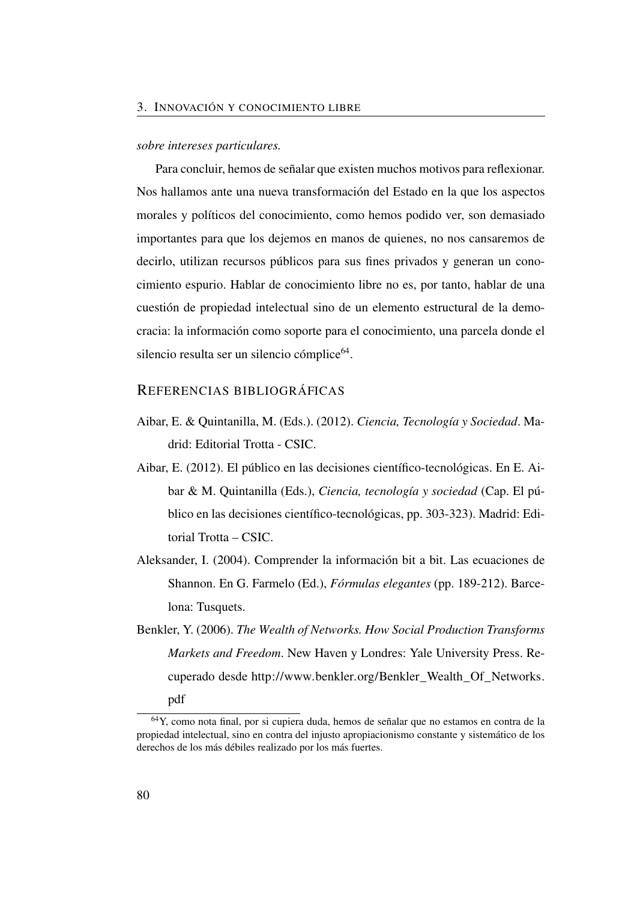*sobre intereses particulares.*

Para concluir, hemos de señalar que existen muchos motivos para reflexionar. Nos hallamos ante una nueva transformación del Estado en la que los aspectos morales y políticos del conocimiento, como hemos podido ver, son demasiado importantes para que los dejemos en manos de quienes, no nos cansaremos de decirlo, utilizan recursos públicos para sus fines privados y generan un conocimiento espurio. Hablar de conocimiento libre no es, por tanto, hablar de una cuestión de propiedad intelectual sino de un elemento estructural de la democracia: la información como soporte para el conocimiento, una parcela donde el silencio resulta ser un silencio cómplice[64].

## Referencias bibliográficas

Aibar, E. & Quintanilla, M. (Eds.). (2012). *Ciencia, Tecnología y Sociedad*. Madrid: Editorial Trotta - CSIC.

Aibar, E. (2012). El público en las decisiones científico-tecnológicas. En E. Aibar & M. Quintanilla (Eds.), *Ciencia, tecnología y sociedad* (Cap. El público en las decisiones científico-tecnológicas, pp. 303-323). Madrid: Editorial Trotta – CSIC.

Aleksander, I. (2004). Comprender la información bit a bit. Las ecuaciones de Shannon. En G. Farmelo (Ed.), *Fórmulas elegantes* (pp. 189-212). Barcelona: Tusquets.

Benkler, Y. (2006). *The Wealth of Networks. How Social Production Transforms Markets and Freedom*. New Haven y Londres: Yale University Press. Recuperado desde http://www.benkler.org/Benkler_Wealth_Of_Networks.pdf

[64] Y, como nota final, por si cupiera duda, hemos de señalar que no estamos en contra de la propiedad intelectual, sino en contra del injusto apropiacionismo constante y sistemático de los derechos de los más débiles realizado por los más fuertes.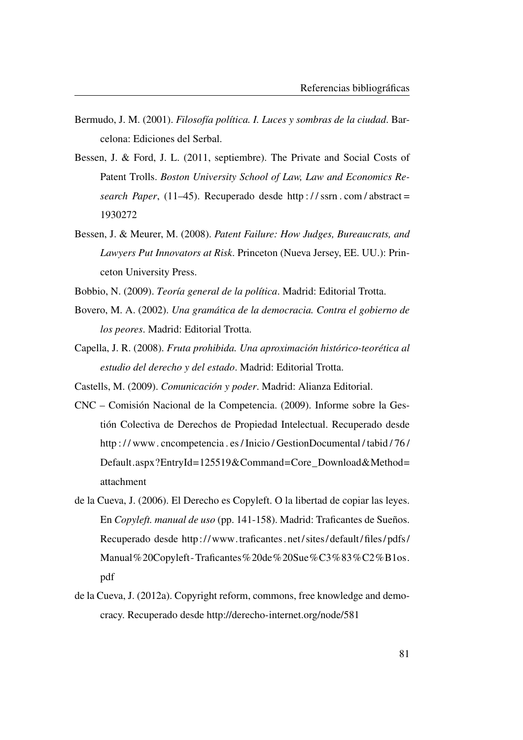Bermudo, J. M. (2001). *Filosofía política. I. Luces y sombras de la ciudad*. Barcelona: Ediciones del Serbal.

Bessen, J. & Ford, J. L. (2011, septiembre). The Private and Social Costs of Patent Trolls. *Boston University School of Law, Law and Economics Research Paper*, (11–45). Recuperado desde http://ssrn.com/abstract=1930272

Bessen, J. & Meurer, M. (2008). *Patent Failure: How Judges, Bureaucrats, and Lawyers Put Innovators at Risk*. Princeton (Nueva Jersey, EE. UU.): Princeton University Press.

Bobbio, N. (2009). *Teoría general de la política*. Madrid: Editorial Trotta.

Bovero, M. A. (2002). *Una gramática de la democracia. Contra el gobierno de los peores*. Madrid: Editorial Trotta.

Capella, J. R. (2008). *Fruta prohibida. Una aproximación histórico-teorética al estudio del derecho y del estado*. Madrid: Editorial Trotta.

Castells, M. (2009). *Comunicación y poder*. Madrid: Alianza Editorial.

CNC – Comisión Nacional de la Competencia. (2009). Informe sobre la Gestión Colectiva de Derechos de Propiedad Intelectual. Recuperado desde http://www.cncompetencia.es/Inicio/GestionDocumental/tabid/76/Default.aspx?EntryId=125519&Command=Core_Download&Method=attachment

de la Cueva, J. (2006). El Derecho es Copyleft. O la libertad de copiar las leyes. En *Copyleft. manual de uso* (pp. 141-158). Madrid: Traficantes de Sueños. Recuperado desde http://www.traficantes.net/sites/default/files/pdfs/Manual%20Copyleft-Traficantes%20de%20Sue%C3%83%C2%B1os.pdf

de la Cueva, J. (2012a). Copyright reform, commons, free knowledge and democracy. Recuperado desde http://derecho-internet.org/node/581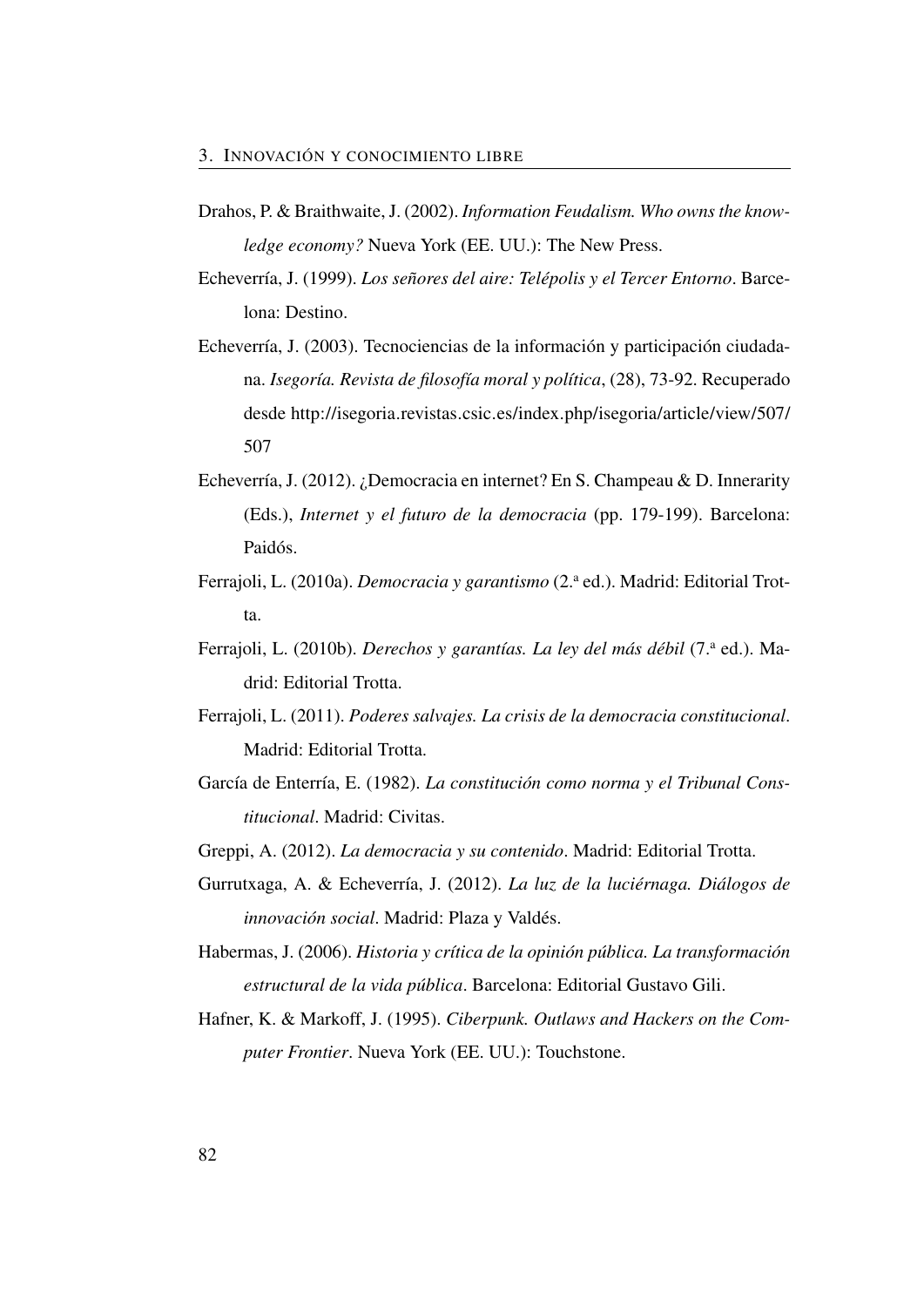Drahos, P. & Braithwaite, J. (2002). *Information Feudalism. Who owns the knowledge economy?* Nueva York (EE. UU.): The New Press.

Echeverría, J. (1999). *Los señores del aire: Telépolis y el Tercer Entorno*. Barcelona: Destino.

Echeverría, J. (2003). Tecnociencias de la información y participación ciudadana. *Isegoría. Revista de filosofía moral y política*, (28), 73-92. Recuperado desde http://isegoria.revistas.csic.es/index.php/isegoria/article/view/507/507

Echeverría, J. (2012). ¿Democracia en internet? En S. Champeau & D. Innerarity (Eds.), *Internet y el futuro de la democracia* (pp. 179-199). Barcelona: Paidós.

Ferrajoli, L. (2010a). *Democracia y garantismo* (2.ª ed.). Madrid: Editorial Trotta.

Ferrajoli, L. (2010b). *Derechos y garantías. La ley del más débil* (7.ª ed.). Madrid: Editorial Trotta.

Ferrajoli, L. (2011). *Poderes salvajes. La crisis de la democracia constitucional*. Madrid: Editorial Trotta.

García de Enterría, E. (1982). *La constitución como norma y el Tribunal Constitucional*. Madrid: Civitas.

Greppi, A. (2012). *La democracia y su contenido*. Madrid: Editorial Trotta.

Gurrutxaga, A. & Echeverría, J. (2012). *La luz de la luciérnaga. Diálogos de innovación social*. Madrid: Plaza y Valdés.

Habermas, J. (2006). *Historia y crítica de la opinión pública. La transformación estructural de la vida pública*. Barcelona: Editorial Gustavo Gili.

Hafner, K. & Markoff, J. (1995). *Ciberpunk. Outlaws and Hackers on the Computer Frontier*. Nueva York (EE. UU.): Touchstone.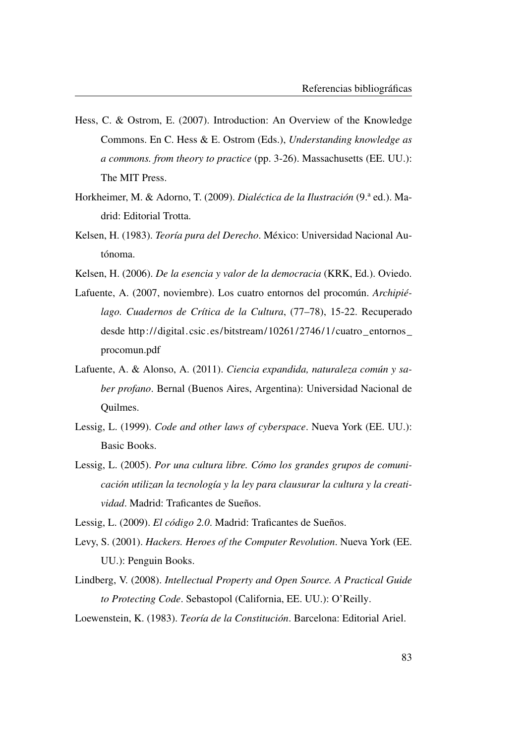Hess, C. & Ostrom, E. (2007). Introduction: An Overview of the Knowledge Commons. En C. Hess & E. Ostrom (Eds.), *Understanding knowledge as a commons. from theory to practice* (pp. 3-26). Massachusetts (EE. UU.): The MIT Press.

Horkheimer, M. & Adorno, T. (2009). *Dialéctica de la Ilustración* (9.ª ed.). Madrid: Editorial Trotta.

Kelsen, H. (1983). *Teoría pura del Derecho*. México: Universidad Nacional Autónoma.

Kelsen, H. (2006). *De la esencia y valor de la democracia* (KRK, Ed.). Oviedo.

Lafuente, A. (2007, noviembre). Los cuatro entornos del procomún. *Archipiélago. Cuadernos de Crítica de la Cultura*, (77–78), 15-22. Recuperado desde http://digital.csic.es/bitstream/10261/2746/1/cuatro_entornos_procomun.pdf

Lafuente, A. & Alonso, A. (2011). *Ciencia expandida, naturaleza común y saber profano*. Bernal (Buenos Aires, Argentina): Universidad Nacional de Quilmes.

Lessig, L. (1999). *Code and other laws of cyberspace*. Nueva York (EE. UU.): Basic Books.

Lessig, L. (2005). *Por una cultura libre. Cómo los grandes grupos de comunicación utilizan la tecnología y la ley para clausurar la cultura y la creatividad*. Madrid: Traficantes de Sueños.

Lessig, L. (2009). *El código 2.0*. Madrid: Traficantes de Sueños.

Levy, S. (2001). *Hackers. Heroes of the Computer Revolution*. Nueva York (EE. UU.): Penguin Books.

Lindberg, V. (2008). *Intellectual Property and Open Source. A Practical Guide to Protecting Code*. Sebastopol (California, EE. UU.): O'Reilly.

Loewenstein, K. (1983). *Teoría de la Constitución*. Barcelona: Editorial Ariel.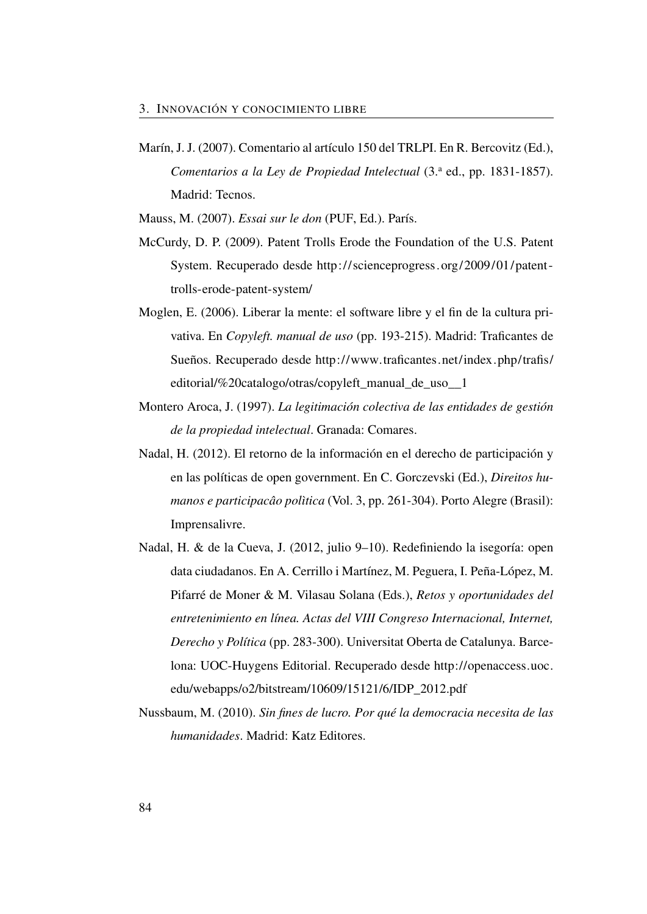Marín, J. J. (2007). Comentario al artículo 150 del TRLPI. En R. Bercovitz (Ed.), *Comentarios a la Ley de Propiedad Intelectual* (3.ª ed., pp. 1831-1857). Madrid: Tecnos.

Mauss, M. (2007). *Essai sur le don* (PUF, Ed.). París.

McCurdy, D. P. (2009). Patent Trolls Erode the Foundation of the U.S. Patent System. Recuperado desde http://scienceprogress.org/2009/01/patent-trolls-erode-patent-system/

Moglen, E. (2006). Liberar la mente: el software libre y el fin de la cultura privativa. En *Copyleft. manual de uso* (pp. 193-215). Madrid: Traficantes de Sueños. Recuperado desde http://www.traficantes.net/index.php/trafis/editorial/%20catalogo/otras/copyleft_manual_de_uso__1

Montero Aroca, J. (1997). *La legitimación colectiva de las entidades de gestión de la propiedad intelectual*. Granada: Comares.

Nadal, H. (2012). El retorno de la información en el derecho de participación y en las políticas de open government. En C. Gorczevski (Ed.), *Direitos humanos e participacâo polìtica* (Vol. 3, pp. 261-304). Porto Alegre (Brasil): Imprensalivre.

Nadal, H. & de la Cueva, J. (2012, julio 9–10). Redefiniendo la isegoría: open data ciudadanos. En A. Cerrillo i Martínez, M. Peguera, I. Peña-López, M. Pifarré de Moner & M. Vilasau Solana (Eds.), *Retos y oportunidades del entretenimiento en línea. Actas del VIII Congreso Internacional, Internet, Derecho y Política* (pp. 283-300). Universitat Oberta de Catalunya. Barcelona: UOC-Huygens Editorial. Recuperado desde http://openaccess.uoc.edu/webapps/o2/bitstream/10609/15121/6/IDP_2012.pdf

Nussbaum, M. (2010). *Sin fines de lucro. Por qué la democracia necesita de las humanidades*. Madrid: Katz Editores.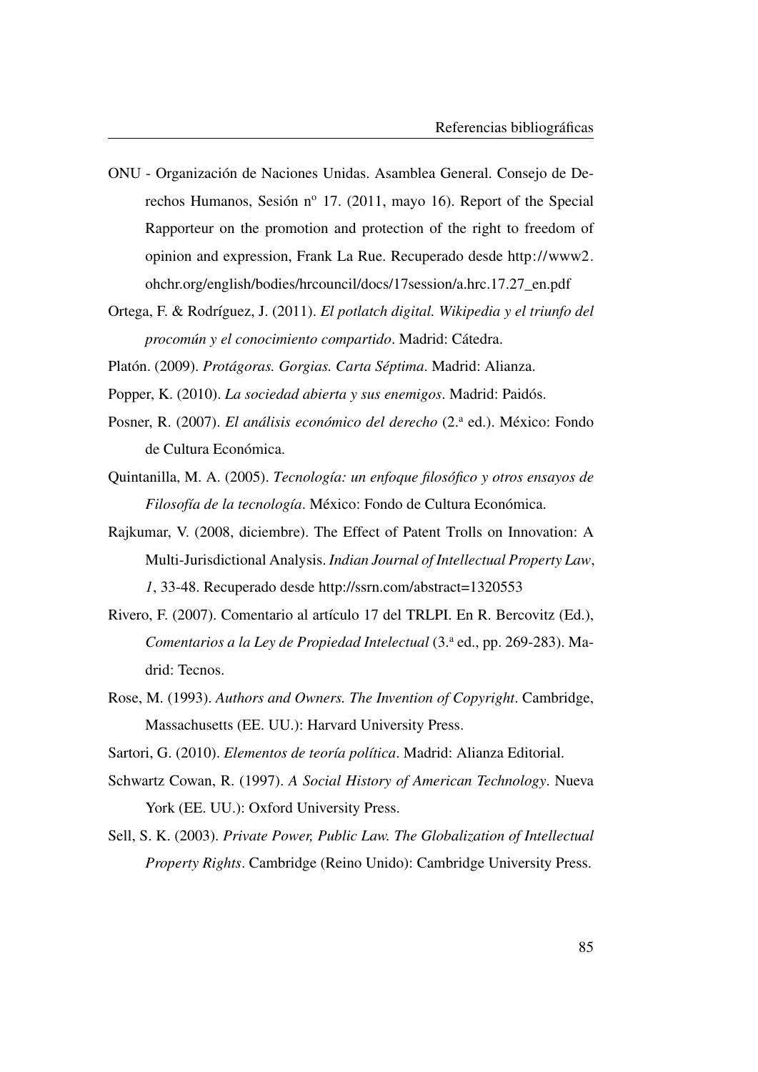ONU - Organización de Naciones Unidas. Asamblea General. Consejo de Derechos Humanos, Sesión nº 17. (2011, mayo 16). Report of the Special Rapporteur on the promotion and protection of the right to freedom of opinion and expression, Frank La Rue. Recuperado desde http://www2.ohchr.org/english/bodies/hrcouncil/docs/17session/a.hrc.17.27_en.pdf

Ortega, F. & Rodríguez, J. (2011). *El potlatch digital. Wikipedia y el triunfo del procomún y el conocimiento compartido*. Madrid: Cátedra.

Platón. (2009). *Protágoras. Gorgias. Carta Séptima*. Madrid: Alianza.

Popper, K. (2010). *La sociedad abierta y sus enemigos*. Madrid: Paidós.

Posner, R. (2007). *El análisis económico del derecho* (2.ª ed.). México: Fondo de Cultura Económica.

Quintanilla, M. A. (2005). *Tecnología: un enfoque filosófico y otros ensayos de Filosofía de la tecnología*. México: Fondo de Cultura Económica.

Rajkumar, V. (2008, diciembre). The Effect of Patent Trolls on Innovation: A Multi-Jurisdictional Analysis. *Indian Journal of Intellectual Property Law*, *1*, 33-48. Recuperado desde http://ssrn.com/abstract=1320553

Rivero, F. (2007). Comentario al artículo 17 del TRLPI. En R. Bercovitz (Ed.), *Comentarios a la Ley de Propiedad Intelectual* (3.ª ed., pp. 269-283). Madrid: Tecnos.

Rose, M. (1993). *Authors and Owners. The Invention of Copyright*. Cambridge, Massachusetts (EE. UU.): Harvard University Press.

Sartori, G. (2010). *Elementos de teoría política*. Madrid: Alianza Editorial.

Schwartz Cowan, R. (1997). *A Social History of American Technology*. Nueva York (EE. UU.): Oxford University Press.

Sell, S. K. (2003). *Private Power, Public Law. The Globalization of Intellectual Property Rights*. Cambridge (Reino Unido): Cambridge University Press.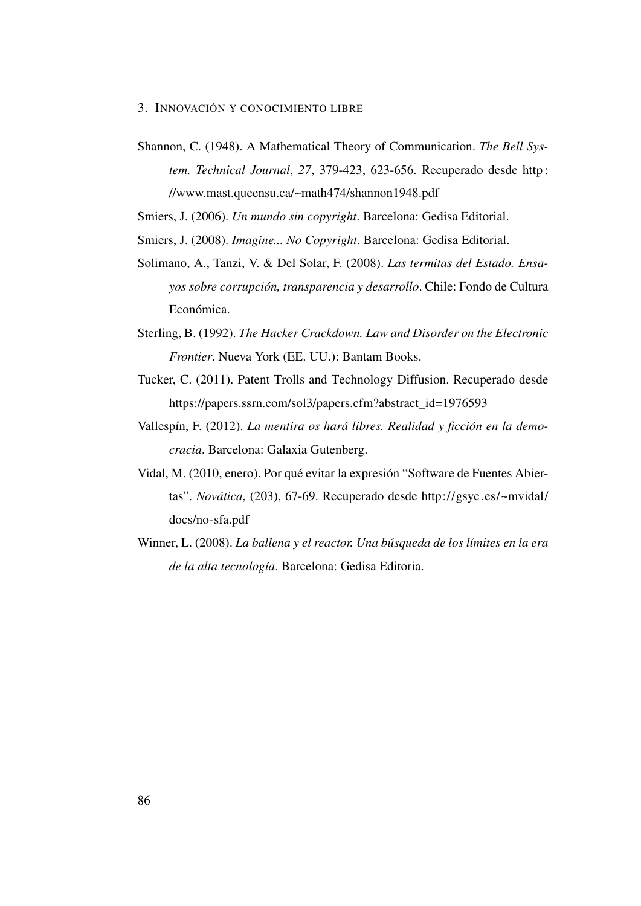Shannon, C. (1948). A Mathematical Theory of Communication. *The Bell System. Technical Journal*, *27*, 379-423, 623-656. Recuperado desde http://www.mast.queensu.ca/~math474/shannon1948.pdf

Smiers, J. (2006). *Un mundo sin copyright*. Barcelona: Gedisa Editorial.

Smiers, J. (2008). *Imagine... No Copyright*. Barcelona: Gedisa Editorial.

Solimano, A., Tanzi, V. & Del Solar, F. (2008). *Las termitas del Estado. Ensayos sobre corrupción, transparencia y desarrollo*. Chile: Fondo de Cultura Económica.

Sterling, B. (1992). *The Hacker Crackdown. Law and Disorder on the Electronic Frontier*. Nueva York (EE. UU.): Bantam Books.

Tucker, C. (2011). Patent Trolls and Technology Diffusion. Recuperado desde https://papers.ssrn.com/sol3/papers.cfm?abstract_id=1976593

Vallespín, F. (2012). *La mentira os hará libres. Realidad y ficción en la democracia*. Barcelona: Galaxia Gutenberg.

Vidal, M. (2010, enero). Por qué evitar la expresión "Software de Fuentes Abiertas". *Novática*, (203), 67-69. Recuperado desde http://gsyc.es/~mvidal/docs/no-sfa.pdf

Winner, L. (2008). *La ballena y el reactor. Una búsqueda de los límites en la era de la alta tecnología*. Barcelona: Gedisa Editoria.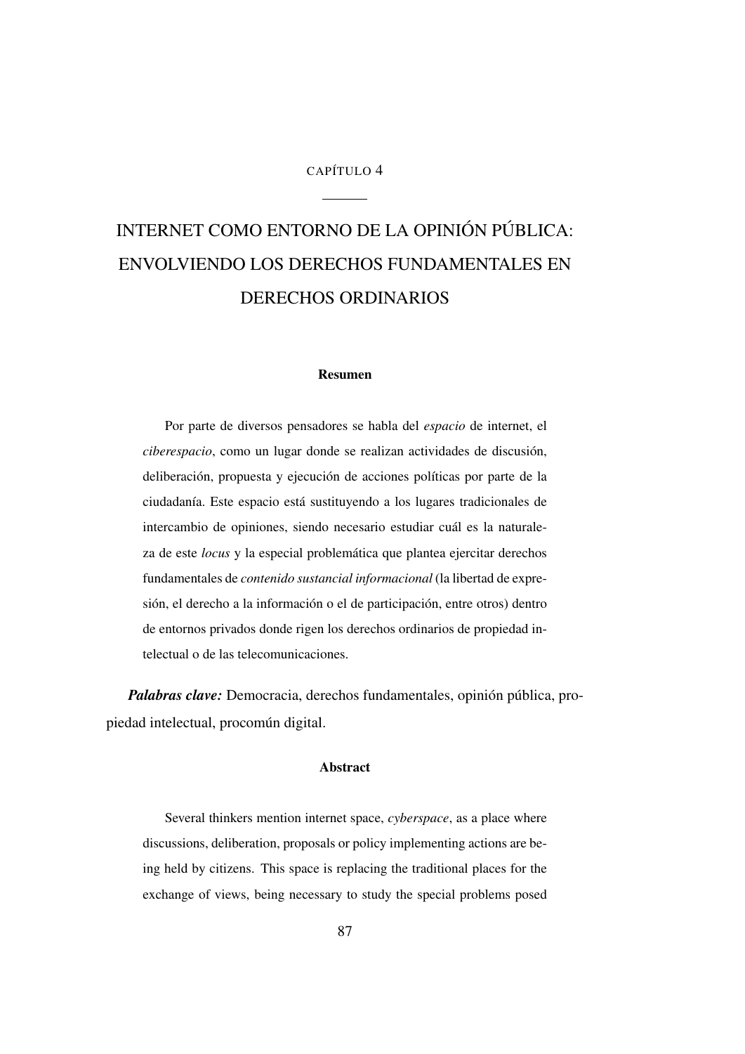CAPÍTULO 4

# INTERNET COMO ENTORNO DE LA OPINIÓN PÚBLICA: ENVOLVIENDO LOS DERECHOS FUNDAMENTALES EN DERECHOS ORDINARIOS

### Resumen

Por parte de diversos pensadores se habla del *espacio* de internet, el *ciberespacio*, como un lugar donde se realizan actividades de discusión, deliberación, propuesta y ejecución de acciones políticas por parte de la ciudadanía. Este espacio está sustituyendo a los lugares tradicionales de intercambio de opiniones, siendo necesario estudiar cuál es la naturaleza de este *locus* y la especial problemática que plantea ejercitar derechos fundamentales de *contenido sustancial informacional* (la libertad de expresión, el derecho a la información o el de participación, entre otros) dentro de entornos privados donde rigen los derechos ordinarios de propiedad intelectual o de las telecomunicaciones.

***Palabras clave:*** Democracia, derechos fundamentales, opinión pública, propiedad intelectual, procomún digital.

### Abstract

Several thinkers mention internet space, *cyberspace*, as a place where discussions, deliberation, proposals or policy implementing actions are being held by citizens. This space is replacing the traditional places for the exchange of views, being necessary to study the special problems posed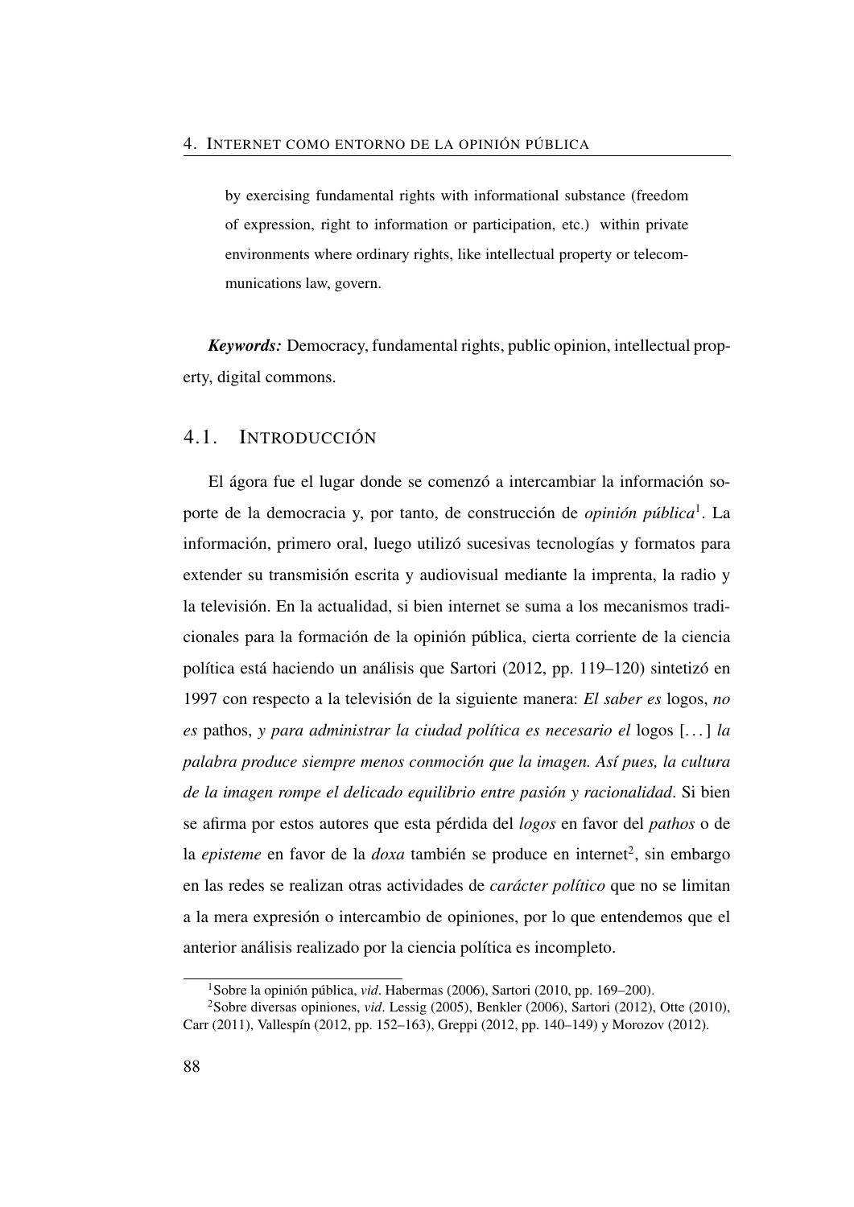by exercising fundamental rights with informational substance (freedom of expression, right to information or participation, etc.) within private environments where ordinary rights, like intellectual property or telecommunications law, govern.

***Keywords:*** Democracy, fundamental rights, public opinion, intellectual property, digital commons.

## 4.1. Introducción

El ágora fue el lugar donde se comenzó a intercambiar la información soporte de la democracia y, por tanto, de construcción de *opinión pública*[1]. La información, primero oral, luego utilizó sucesivas tecnologías y formatos para extender su transmisión escrita y audiovisual mediante la imprenta, la radio y la televisión. En la actualidad, si bien internet se suma a los mecanismos tradicionales para la formación de la opinión pública, cierta corriente de la ciencia política está haciendo un análisis que Sartori (2012, pp. 119–120) sintetizó en 1997 con respecto a la televisión de la siguiente manera: *El saber es* logos, *no es* pathos, *y para administrar la ciudad política es necesario el* logos [. . . ] *la palabra produce siempre menos conmoción que la imagen. Así pues, la cultura de la imagen rompe el delicado equilibrio entre pasión y racionalidad*. Si bien se afirma por estos autores que esta pérdida del *logos* en favor del *pathos* o de la *episteme* en favor de la *doxa* también se produce en internet[2], sin embargo en las redes se realizan otras actividades de *carácter político* que no se limitan a la mera expresión o intercambio de opiniones, por lo que entendemos que el anterior análisis realizado por la ciencia política es incompleto.

[1] Sobre la opinión pública, *vid*. Habermas (2006), Sartori (2010, pp. 169–200).

[2] Sobre diversas opiniones, *vid*. Lessig (2005), Benkler (2006), Sartori (2012), Otte (2010), Carr (2011), Vallespín (2012, pp. 152–163), Greppi (2012, pp. 140–149) y Morozov (2012).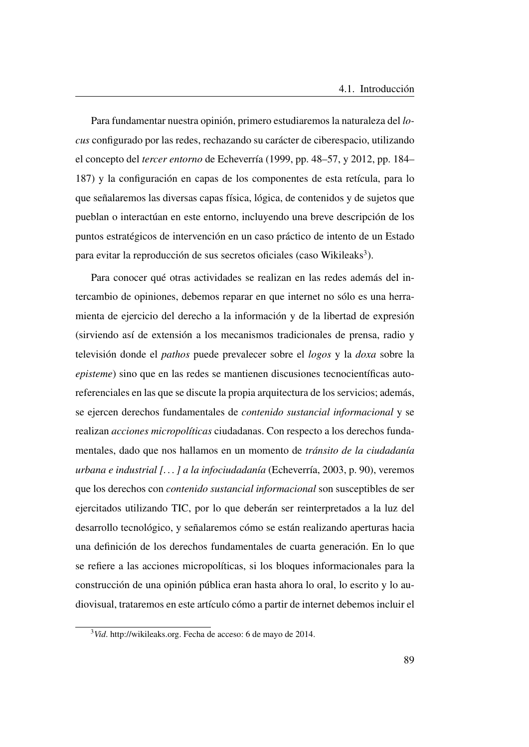Para fundamentar nuestra opinión, primero estudiaremos la naturaleza del *locus* configurado por las redes, rechazando su carácter de ciberespacio, utilizando el concepto del *tercer entorno* de Echeverría (1999, pp. 48–57, y 2012, pp. 184–187) y la configuración en capas de los componentes de esta retícula, para lo que señalaremos las diversas capas física, lógica, de contenidos y de sujetos que pueblan o interactúan en este entorno, incluyendo una breve descripción de los puntos estratégicos de intervención en un caso práctico de intento de un Estado para evitar la reproducción de sus secretos oficiales (caso Wikileaks[3]).

Para conocer qué otras actividades se realizan en las redes además del intercambio de opiniones, debemos reparar en que internet no sólo es una herramienta de ejercicio del derecho a la información y de la libertad de expresión (sirviendo así de extensión a los mecanismos tradicionales de prensa, radio y televisión donde el *pathos* puede prevalecer sobre el *logos* y la *doxa* sobre la *episteme*) sino que en las redes se mantienen discusiones tecnocientíficas autoreferenciales en las que se discute la propia arquitectura de los servicios; además, se ejercen derechos fundamentales de *contenido sustancial informacional* y se realizan *acciones micropolíticas* ciudadanas. Con respecto a los derechos fundamentales, dado que nos hallamos en un momento de *tránsito de la ciudadanía urbana e industrial [. . . ] a la infociudadanía* (Echeverría, 2003, p. 90), veremos que los derechos con *contenido sustancial informacional* son susceptibles de ser ejercitados utilizando TIC, por lo que deberán ser reinterpretados a la luz del desarrollo tecnológico, y señalaremos cómo se están realizando aperturas hacia una definición de los derechos fundamentales de cuarta generación. En lo que se refiere a las acciones micropolíticas, si los bloques informacionales para la construcción de una opinión pública eran hasta ahora lo oral, lo escrito y lo audiovisual, trataremos en este artículo cómo a partir de internet debemos incluir el

[3] *Vid*. http://wikileaks.org. Fecha de acceso: 6 de mayo de 2014.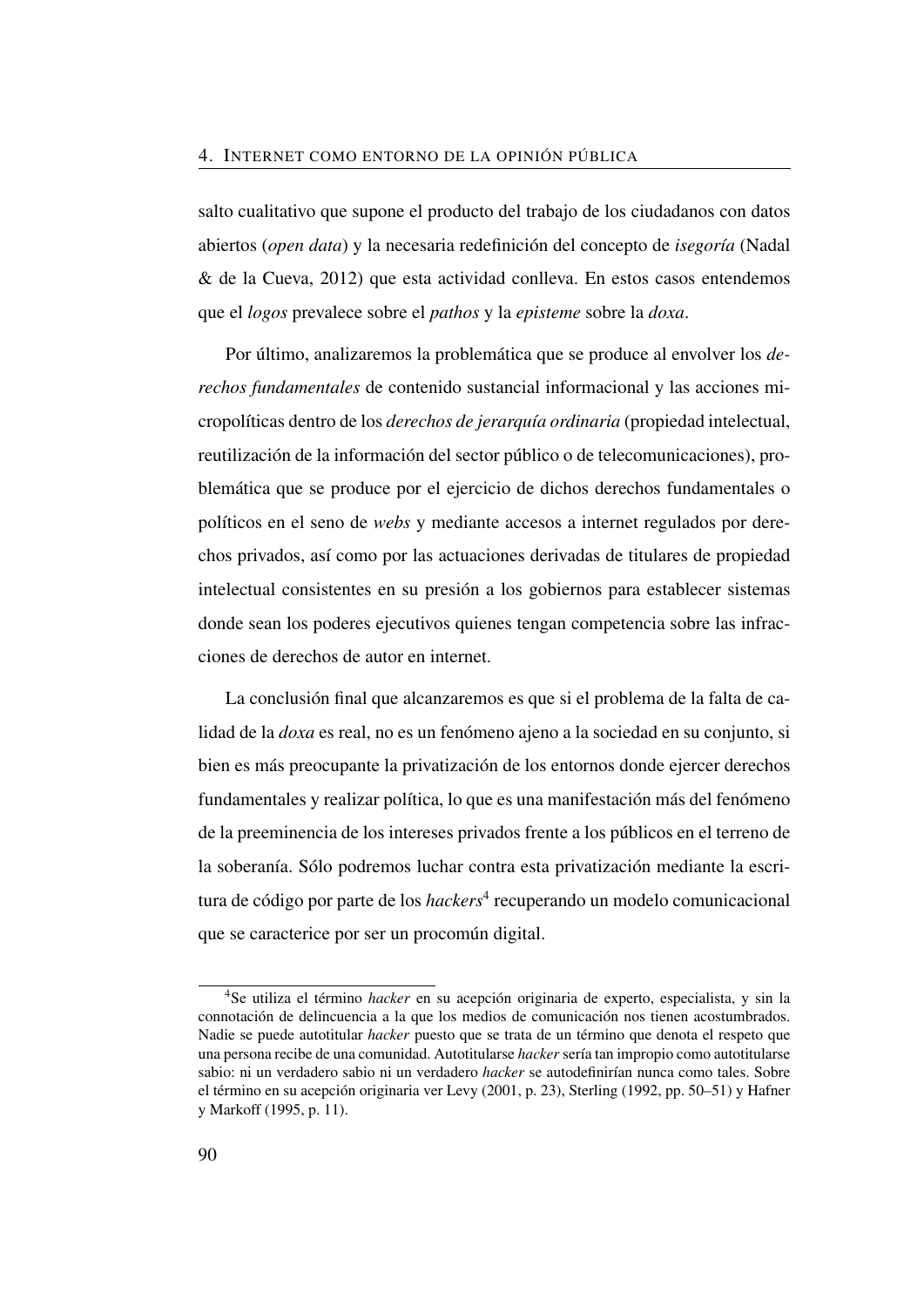salto cualitativo que supone el producto del trabajo de los ciudadanos con datos abiertos (*open data*) y la necesaria redefinición del concepto de *isegoría* (Nadal & de la Cueva, 2012) que esta actividad conlleva. En estos casos entendemos que el *logos* prevalece sobre el *pathos* y la *episteme* sobre la *doxa*.

Por último, analizaremos la problemática que se produce al envolver los *derechos fundamentales* de contenido sustancial informacional y las acciones micropolíticas dentro de los *derechos de jerarquía ordinaria* (propiedad intelectual, reutilización de la información del sector público o de telecomunicaciones), problemática que se produce por el ejercicio de dichos derechos fundamentales o políticos en el seno de *webs* y mediante accesos a internet regulados por derechos privados, así como por las actuaciones derivadas de titulares de propiedad intelectual consistentes en su presión a los gobiernos para establecer sistemas donde sean los poderes ejecutivos quienes tengan competencia sobre las infracciones de derechos de autor en internet.

La conclusión final que alcanzaremos es que si el problema de la falta de calidad de la *doxa* es real, no es un fenómeno ajeno a la sociedad en su conjunto, si bien es más preocupante la privatización de los entornos donde ejercer derechos fundamentales y realizar política, lo que es una manifestación más del fenómeno de la preeminencia de los intereses privados frente a los públicos en el terreno de la soberanía. Sólo podremos luchar contra esta privatización mediante la escritura de código por parte de los *hackers*[4] recuperando un modelo comunicacional que se caracterice por ser un procomún digital.

---

[4]Se utiliza el término *hacker* en su acepción originaria de experto, especialista, y sin la connotación de delincuencia a la que los medios de comunicación nos tienen acostumbrados. Nadie se puede autotitular *hacker* puesto que se trata de un término que denota el respeto que una persona recibe de una comunidad. Autotitularse *hacker* sería tan impropio como autotitularse sabio: ni un verdadero sabio ni un verdadero *hacker* se autodefinirían nunca como tales. Sobre el término en su acepción originaria ver Levy (2001, p. 23), Sterling (1992, pp. 50–51) y Hafner y Markoff (1995, p. 11).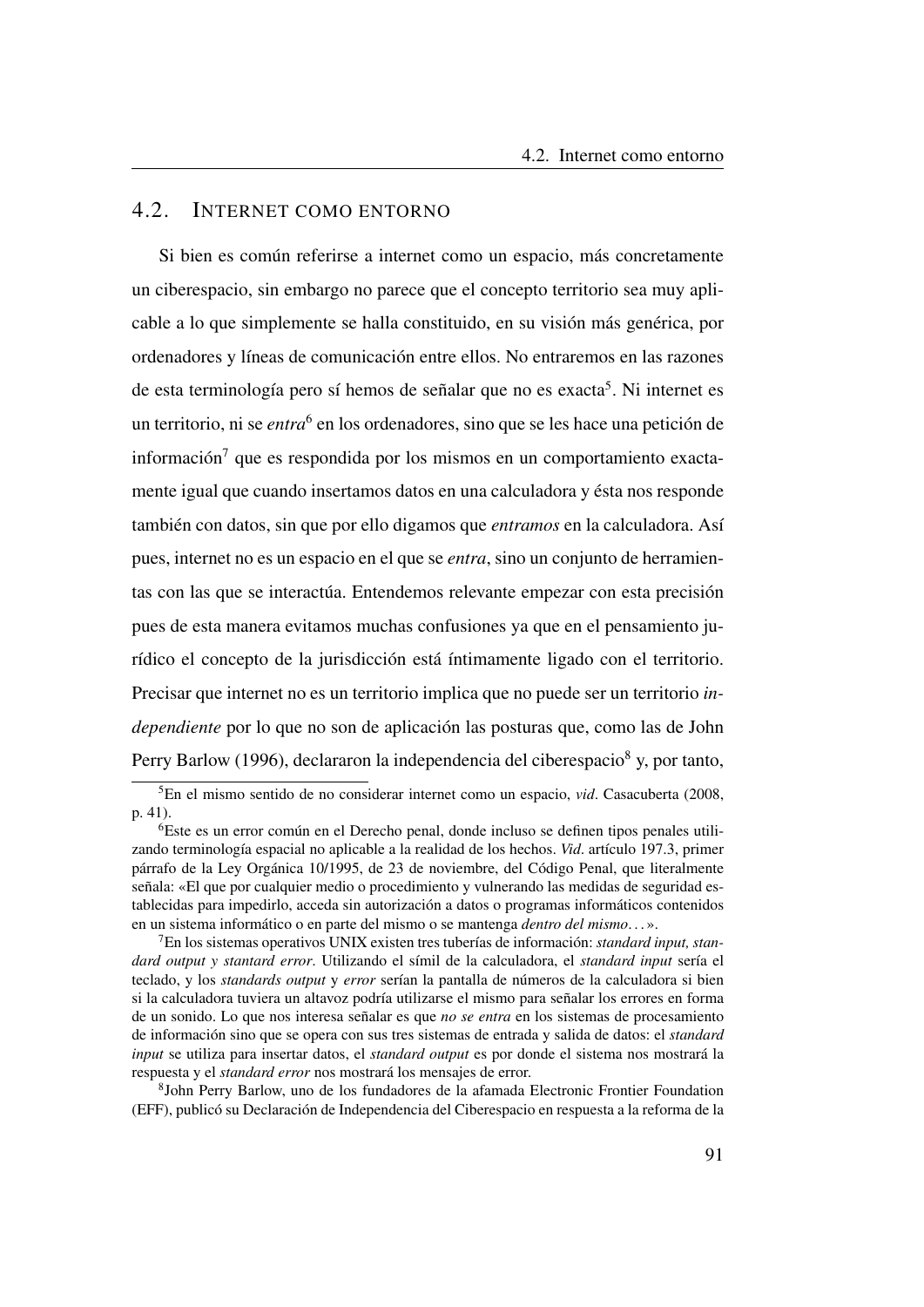## 4.2. Internet como entorno

Si bien es común referirse a internet como un espacio, más concretamente un ciberespacio, sin embargo no parece que el concepto territorio sea muy aplicable a lo que simplemente se halla constituido, en su visión más genérica, por ordenadores y líneas de comunicación entre ellos. No entraremos en las razones de esta terminología pero sí hemos de señalar que no es exacta[5]. Ni internet es un territorio, ni se *entra*[6] en los ordenadores, sino que se les hace una petición de información[7] que es respondida por los mismos en un comportamiento exactamente igual que cuando insertamos datos en una calculadora y ésta nos responde también con datos, sin que por ello digamos que *entramos* en la calculadora. Así pues, internet no es un espacio en el que se *entra*, sino un conjunto de herramientas con las que se interactúa. Entendemos relevante empezar con esta precisión pues de esta manera evitamos muchas confusiones ya que en el pensamiento jurídico el concepto de la jurisdicción está íntimamente ligado con el territorio. Precisar que internet no es un territorio implica que no puede ser un territorio *independiente* por lo que no son de aplicación las posturas que, como las de John Perry Barlow (1996), declararon la independencia del ciberespacio[8] y, por tanto,

---

[5]En el mismo sentido de no considerar internet como un espacio, *vid*. Casacuberta (2008, p. 41).

[6]Este es un error común en el Derecho penal, donde incluso se definen tipos penales utilizando terminología espacial no aplicable a la realidad de los hechos. *Vid*. artículo 197.3, primer párrafo de la Ley Orgánica 10/1995, de 23 de noviembre, del Código Penal, que literalmente señala: «El que por cualquier medio o procedimiento y vulnerando las medidas de seguridad establecidas para impedirlo, acceda sin autorización a datos o programas informáticos contenidos en un sistema informático o en parte del mismo o se mantenga *dentro del mismo*. . . ».

[7]En los sistemas operativos UNIX existen tres tuberías de información: *standard input, standard output y stantard error*. Utilizando el símil de la calculadora, el *standard input* sería el teclado, y los *standards output* y *error* serían la pantalla de números de la calculadora si bien si la calculadora tuviera un altavoz podría utilizarse el mismo para señalar los errores en forma de un sonido. Lo que nos interesa señalar es que *no se entra* en los sistemas de procesamiento de información sino que se opera con sus tres sistemas de entrada y salida de datos: el *standard input* se utiliza para insertar datos, el *standard output* es por donde el sistema nos mostrará la respuesta y el *standard error* nos mostrará los mensajes de error.

[8]John Perry Barlow, uno de los fundadores de la afamada Electronic Frontier Foundation (EFF), publicó su Declaración de Independencia del Ciberespacio en respuesta a la reforma de la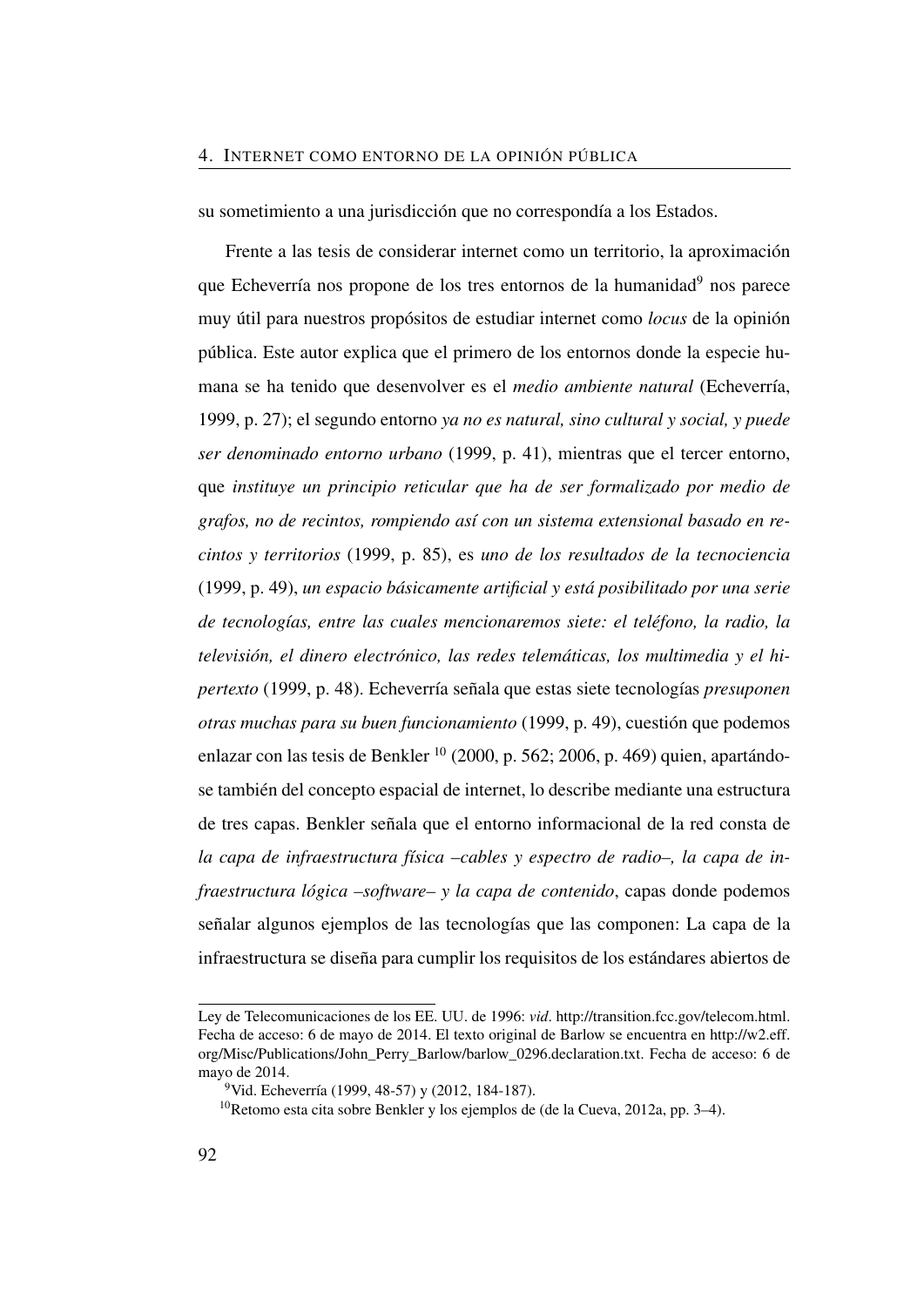su sometimiento a una jurisdicción que no correspondía a los Estados.

Frente a las tesis de considerar internet como un territorio, la aproximación que Echeverría nos propone de los tres entornos de la humanidad[9] nos parece muy útil para nuestros propósitos de estudiar internet como *locus* de la opinión pública. Este autor explica que el primero de los entornos donde la especie humana se ha tenido que desenvolver es el *medio ambiente natural* (Echeverría, 1999, p. 27); el segundo entorno *ya no es natural, sino cultural y social, y puede ser denominado entorno urbano* (1999, p. 41), mientras que el tercer entorno, que *instituye un principio reticular que ha de ser formalizado por medio de grafos, no de recintos, rompiendo así con un sistema extensional basado en recintos y territorios* (1999, p. 85), es *uno de los resultados de la tecnociencia* (1999, p. 49), *un espacio básicamente artificial y está posibilitado por una serie de tecnologías, entre las cuales mencionaremos siete: el teléfono, la radio, la televisión, el dinero electrónico, las redes telemáticas, los multimedia y el hipertexto* (1999, p. 48). Echeverría señala que estas siete tecnologías *presuponen otras muchas para su buen funcionamiento* (1999, p. 49), cuestión que podemos enlazar con las tesis de Benkler [10] (2000, p. 562; 2006, p. 469) quien, apartándose también del concepto espacial de internet, lo describe mediante una estructura de tres capas. Benkler señala que el entorno informacional de la red consta de *la capa de infraestructura física –cables y espectro de radio–, la capa de infraestructura lógica –software– y la capa de contenido*, capas donde podemos señalar algunos ejemplos de las tecnologías que las componen: La capa de la infraestructura se diseña para cumplir los requisitos de los estándares abiertos de

---

Ley de Telecomunicaciones de los EE. UU. de 1996: *vid*. http://transition.fcc.gov/telecom.html. Fecha de acceso: 6 de mayo de 2014. El texto original de Barlow se encuentra en http://w2.eff.org/Misc/Publications/John_Perry_Barlow/barlow_0296.declaration.txt. Fecha de acceso: 6 de mayo de 2014.

[9] Vid. Echeverría (1999, 48-57) y (2012, 184-187).

[10] Retomo esta cita sobre Benkler y los ejemplos de (de la Cueva, 2012a, pp. 3–4).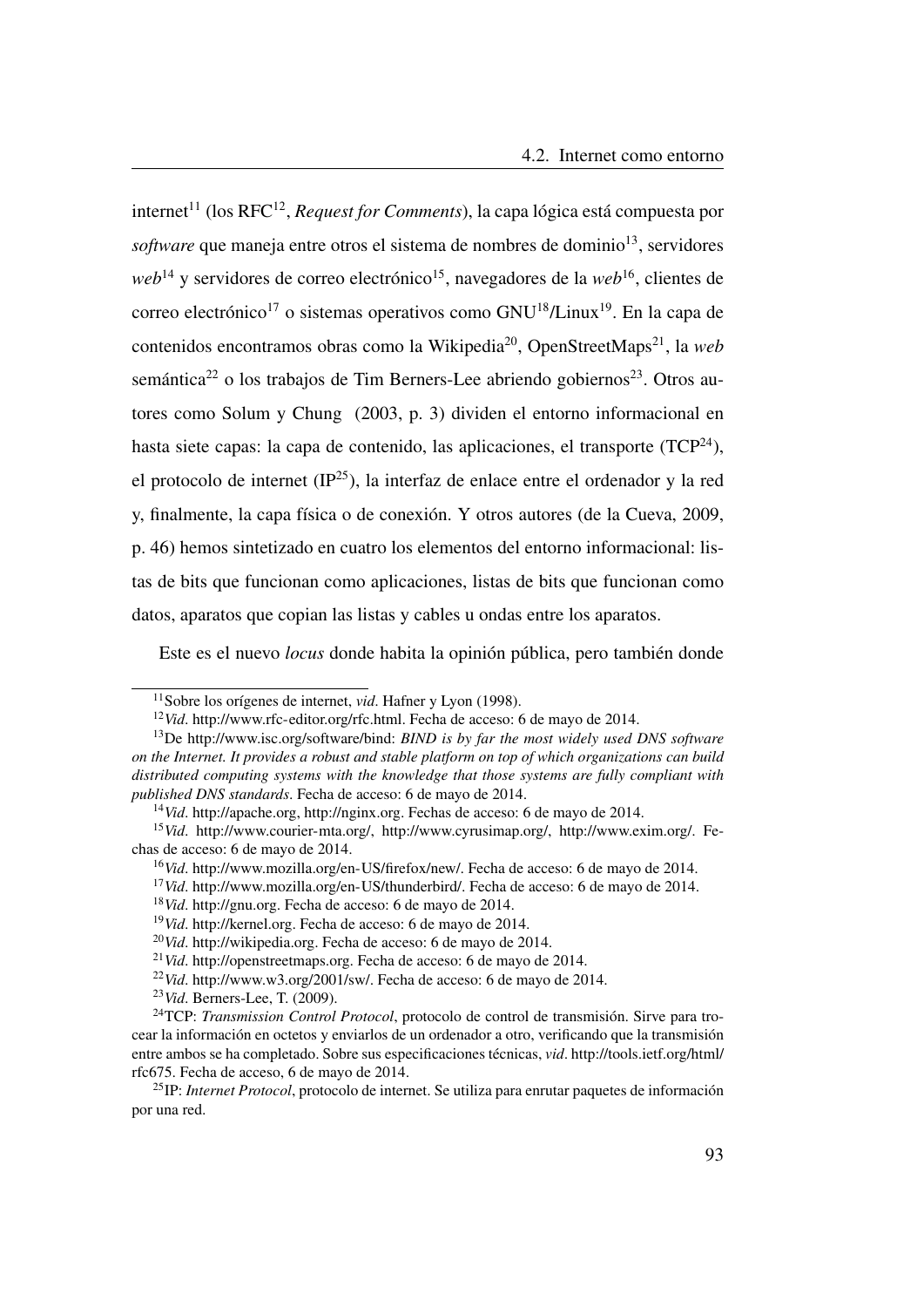internet[11] (los RFC[12], *Request for Comments*), la capa lógica está compuesta por *software* que maneja entre otros el sistema de nombres de dominio[13], servidores *web*[14] y servidores de correo electrónico[15], navegadores de la *web*[16], clientes de correo electrónico[17] o sistemas operativos como GNU[18]/Linux[19]. En la capa de contenidos encontramos obras como la Wikipedia[20], OpenStreetMaps[21], la *web* semántica[22] o los trabajos de Tim Berners-Lee abriendo gobiernos[23]. Otros autores como Solum y Chung (2003, p. 3) dividen el entorno informacional en hasta siete capas: la capa de contenido, las aplicaciones, el transporte (TCP[24]), el protocolo de internet (IP[25]), la interfaz de enlace entre el ordenador y la red y, finalmente, la capa física o de conexión. Y otros autores (de la Cueva, 2009, p. 46) hemos sintetizado en cuatro los elementos del entorno informacional: listas de bits que funcionan como aplicaciones, listas de bits que funcionan como datos, aparatos que copian las listas y cables u ondas entre los aparatos.

Este es el nuevo *locus* donde habita la opinión pública, pero también donde

---

[11] Sobre los orígenes de internet, *vid*. Hafner y Lyon (1998).

[12] *Vid*. http://www.rfc-editor.org/rfc.html. Fecha de acceso: 6 de mayo de 2014.

[13] De http://www.isc.org/software/bind: *BIND is by far the most widely used DNS software on the Internet. It provides a robust and stable platform on top of which organizations can build distributed computing systems with the knowledge that those systems are fully compliant with published DNS standards*. Fecha de acceso: 6 de mayo de 2014.

[14] *Vid*. http://apache.org, http://nginx.org. Fechas de acceso: 6 de mayo de 2014.

[15] *Vid*. http://www.courier-mta.org/, http://www.cyrusimap.org/, http://www.exim.org/. Fechas de acceso: 6 de mayo de 2014.

[16] *Vid*. http://www.mozilla.org/en-US/firefox/new/. Fecha de acceso: 6 de mayo de 2014.

[17] *Vid*. http://www.mozilla.org/en-US/thunderbird/. Fecha de acceso: 6 de mayo de 2014.

[18] *Vid*. http://gnu.org. Fecha de acceso: 6 de mayo de 2014.

[19] *Vid*. http://kernel.org. Fecha de acceso: 6 de mayo de 2014.

[20] *Vid*. http://wikipedia.org. Fecha de acceso: 6 de mayo de 2014.

[21] *Vid*. http://openstreetmaps.org. Fecha de acceso: 6 de mayo de 2014.

[22] *Vid*. http://www.w3.org/2001/sw/. Fecha de acceso: 6 de mayo de 2014.

[23] *Vid*. Berners-Lee, T. (2009).

[24] TCP: *Transmission Control Protocol*, protocolo de control de transmisión. Sirve para trocear la información en octetos y enviarlos de un ordenador a otro, verificando que la transmisión entre ambos se ha completado. Sobre sus especificaciones técnicas, *vid*. http://tools.ietf.org/html/rfc675. Fecha de acceso, 6 de mayo de 2014.

[25] IP: *Internet Protocol*, protocolo de internet. Se utiliza para enrutar paquetes de información por una red.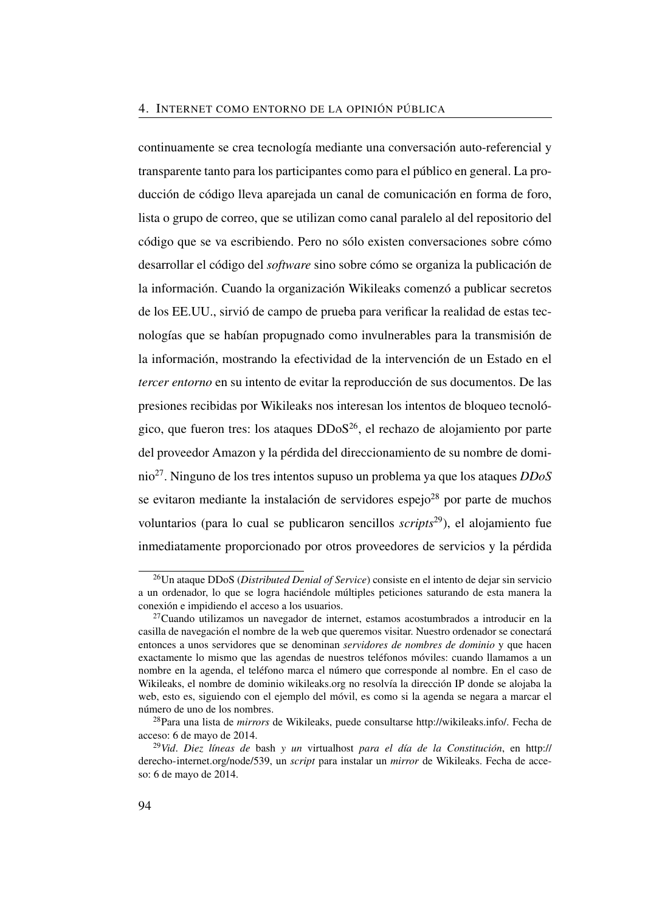continuamente se crea tecnología mediante una conversación auto-referencial y transparente tanto para los participantes como para el público en general. La producción de código lleva aparejada un canal de comunicación en forma de foro, lista o grupo de correo, que se utilizan como canal paralelo al del repositorio del código que se va escribiendo. Pero no sólo existen conversaciones sobre cómo desarrollar el código del *software* sino sobre cómo se organiza la publicación de la información. Cuando la organización Wikileaks comenzó a publicar secretos de los EE.UU., sirvió de campo de prueba para verificar la realidad de estas tecnologías que se habían propugnado como invulnerables para la transmisión de la información, mostrando la efectividad de la intervención de un Estado en el *tercer entorno* en su intento de evitar la reproducción de sus documentos. De las presiones recibidas por Wikileaks nos interesan los intentos de bloqueo tecnológico, que fueron tres: los ataques DDoS[26], el rechazo de alojamiento por parte del proveedor Amazon y la pérdida del direccionamiento de su nombre de dominio[27]. Ninguno de los tres intentos supuso un problema ya que los ataques *DDoS* se evitaron mediante la instalación de servidores espejo[28] por parte de muchos voluntarios (para lo cual se publicaron sencillos *scripts*[29]), el alojamiento fue inmediatamente proporcionado por otros proveedores de servicios y la pérdida

---

[26] Un ataque DDoS (*Distributed Denial of Service*) consiste en el intento de dejar sin servicio a un ordenador, lo que se logra haciéndole múltiples peticiones saturando de esta manera la conexión e impidiendo el acceso a los usuarios.

[27] Cuando utilizamos un navegador de internet, estamos acostumbrados a introducir en la casilla de navegación el nombre de la web que queremos visitar. Nuestro ordenador se conectará entonces a unos servidores que se denominan *servidores de nombres de dominio* y que hacen exactamente lo mismo que las agendas de nuestros teléfonos móviles: cuando llamamos a un nombre en la agenda, el teléfono marca el número que corresponde al nombre. En el caso de Wikileaks, el nombre de dominio wikileaks.org no resolvía la dirección IP donde se alojaba la web, esto es, siguiendo con el ejemplo del móvil, es como si la agenda se negara a marcar el número de uno de los nombres.

[28] Para una lista de *mirrors* de Wikileaks, puede consultarse http://wikileaks.info/. Fecha de acceso: 6 de mayo de 2014.

[29] *Vid*. *Diez líneas de* bash *y un* virtualhost *para el día de la Constitución*, en http://derecho-internet.org/node/539, un *script* para instalar un *mirror* de Wikileaks. Fecha de acceso: 6 de mayo de 2014.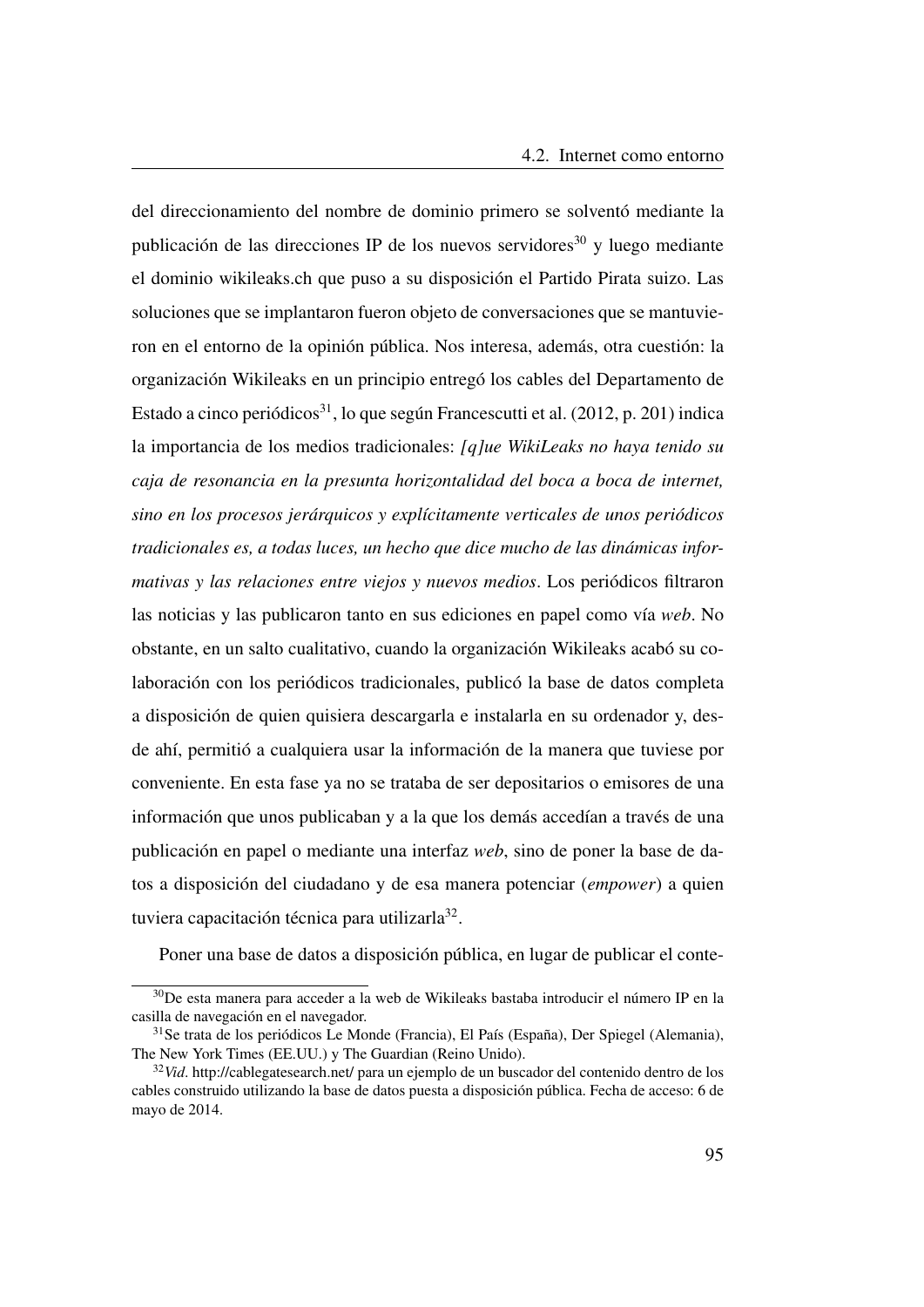del direccionamiento del nombre de dominio primero se solventó mediante la publicación de las direcciones IP de los nuevos servidores[30] y luego mediante el dominio wikileaks.ch que puso a su disposición el Partido Pirata suizo. Las soluciones que se implantaron fueron objeto de conversaciones que se mantuvieron en el entorno de la opinión pública. Nos interesa, además, otra cuestión: la organización Wikileaks en un principio entregó los cables del Departamento de Estado a cinco periódicos[31], lo que según Francescutti et al. (2012, p. 201) indica la importancia de los medios tradicionales: *[q]ue WikiLeaks no haya tenido su caja de resonancia en la presunta horizontalidad del boca a boca de internet, sino en los procesos jerárquicos y explícitamente verticales de unos periódicos tradicionales es, a todas luces, un hecho que dice mucho de las dinámicas informativas y las relaciones entre viejos y nuevos medios*. Los periódicos filtraron las noticias y las publicaron tanto en sus ediciones en papel como vía *web*. No obstante, en un salto cualitativo, cuando la organización Wikileaks acabó su colaboración con los periódicos tradicionales, publicó la base de datos completa a disposición de quien quisiera descargarla e instalarla en su ordenador y, desde ahí, permitió a cualquiera usar la información de la manera que tuviese por conveniente. En esta fase ya no se trataba de ser depositarios o emisores de una información que unos publicaban y a la que los demás accedían a través de una publicación en papel o mediante una interfaz *web*, sino de poner la base de datos a disposición del ciudadano y de esa manera potenciar (*empower*) a quien tuviera capacitación técnica para utilizarla[32].

Poner una base de datos a disposición pública, en lugar de publicar el conte-

---

[30] De esta manera para acceder a la web de Wikileaks bastaba introducir el número IP en la casilla de navegación en el navegador.

[31] Se trata de los periódicos Le Monde (Francia), El País (España), Der Spiegel (Alemania), The New York Times (EE.UU.) y The Guardian (Reino Unido).

[32] *Vid*. http://cablegatesearch.net/ para un ejemplo de un buscador del contenido dentro de los cables construido utilizando la base de datos puesta a disposición pública. Fecha de acceso: 6 de mayo de 2014.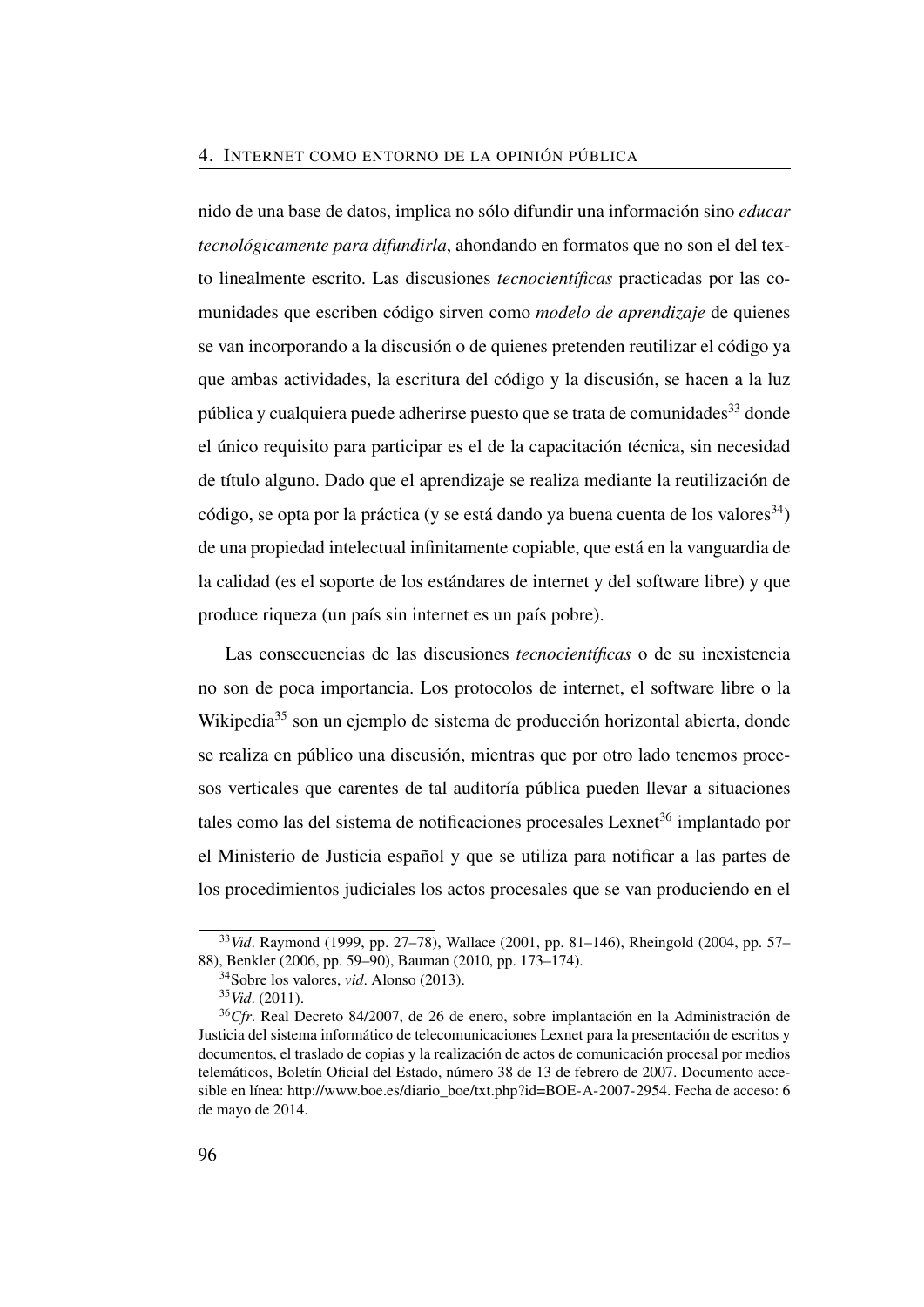nido de una base de datos, implica no sólo difundir una información sino *educar tecnológicamente para difundirla*, ahondando en formatos que no son el del texto linealmente escrito. Las discusiones *tecnocientíficas* practicadas por las comunidades que escriben código sirven como *modelo de aprendizaje* de quienes se van incorporando a la discusión o de quienes pretenden reutilizar el código ya que ambas actividades, la escritura del código y la discusión, se hacen a la luz pública y cualquiera puede adherirse puesto que se trata de comunidades[33] donde el único requisito para participar es el de la capacitación técnica, sin necesidad de título alguno. Dado que el aprendizaje se realiza mediante la reutilización de código, se opta por la práctica (y se está dando ya buena cuenta de los valores[34]) de una propiedad intelectual infinitamente copiable, que está en la vanguardia de la calidad (es el soporte de los estándares de internet y del software libre) y que produce riqueza (un país sin internet es un país pobre).

Las consecuencias de las discusiones *tecnocientíficas* o de su inexistencia no son de poca importancia. Los protocolos de internet, el software libre o la Wikipedia[35] son un ejemplo de sistema de producción horizontal abierta, donde se realiza en público una discusión, mientras que por otro lado tenemos procesos verticales que carentes de tal auditoría pública pueden llevar a situaciones tales como las del sistema de notificaciones procesales Lexnet[36] implantado por el Ministerio de Justicia español y que se utiliza para notificar a las partes de los procedimientos judiciales los actos procesales que se van produciendo en el

---

[33] *Vid*. Raymond (1999, pp. 27–78), Wallace (2001, pp. 81–146), Rheingold (2004, pp. 57–88), Benkler (2006, pp. 59–90), Bauman (2010, pp. 173–174).

[34] Sobre los valores, *vid*. Alonso (2013).

[35] *Vid*. (2011).

[36] *Cfr*. Real Decreto 84/2007, de 26 de enero, sobre implantación en la Administración de Justicia del sistema informático de telecomunicaciones Lexnet para la presentación de escritos y documentos, el traslado de copias y la realización de actos de comunicación procesal por medios telemáticos, Boletín Oficial del Estado, número 38 de 13 de febrero de 2007. Documento accesible en línea: http://www.boe.es/diario_boe/txt.php?id=BOE-A-2007-2954. Fecha de acceso: 6 de mayo de 2014.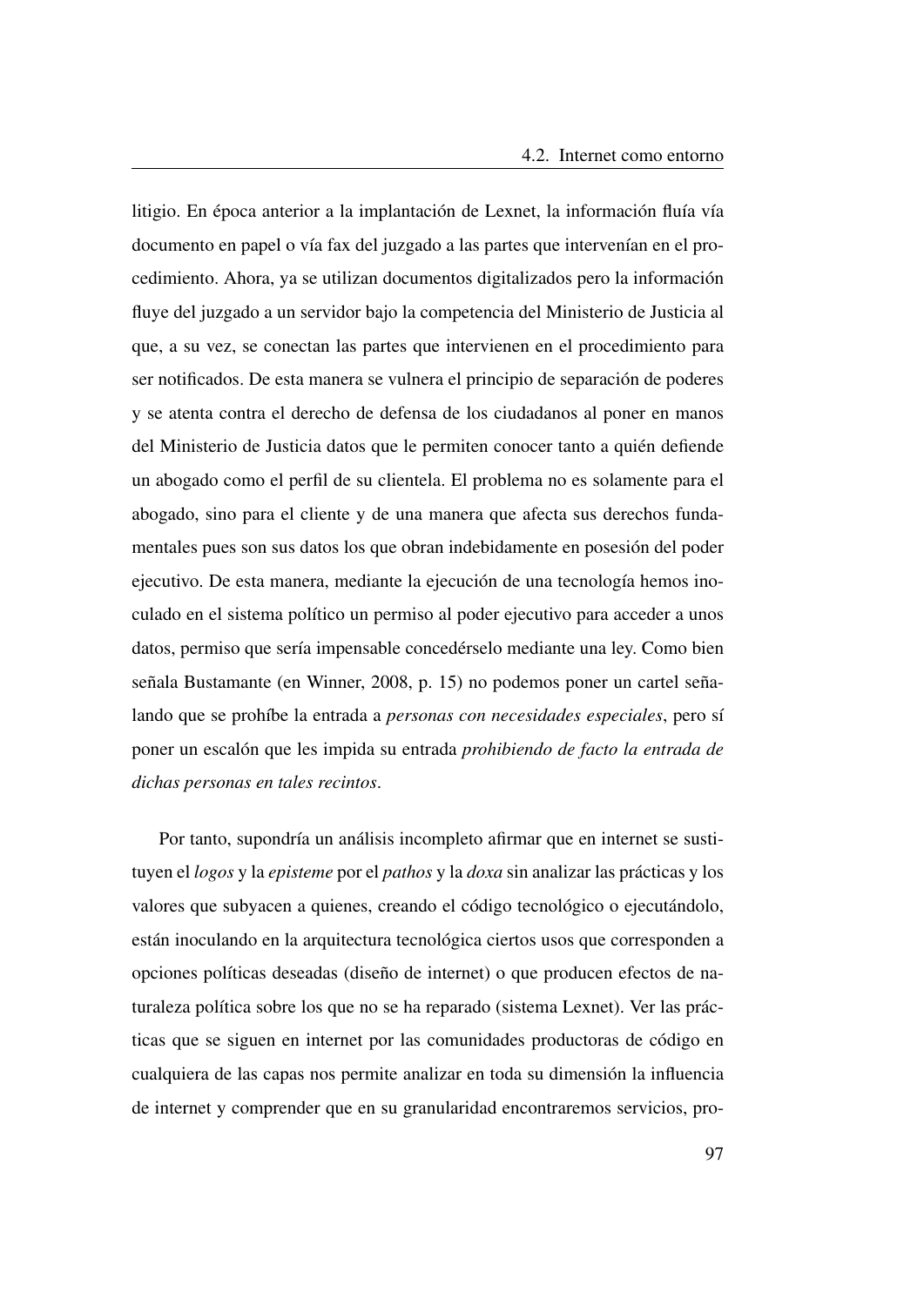litigio. En época anterior a la implantación de Lexnet, la información fluía vía documento en papel o vía fax del juzgado a las partes que intervenían en el procedimiento. Ahora, ya se utilizan documentos digitalizados pero la información fluye del juzgado a un servidor bajo la competencia del Ministerio de Justicia al que, a su vez, se conectan las partes que intervienen en el procedimiento para ser notificados. De esta manera se vulnera el principio de separación de poderes y se atenta contra el derecho de defensa de los ciudadanos al poner en manos del Ministerio de Justicia datos que le permiten conocer tanto a quién defiende un abogado como el perfil de su clientela. El problema no es solamente para el abogado, sino para el cliente y de una manera que afecta sus derechos fundamentales pues son sus datos los que obran indebidamente en posesión del poder ejecutivo. De esta manera, mediante la ejecución de una tecnología hemos inoculado en el sistema político un permiso al poder ejecutivo para acceder a unos datos, permiso que sería impensable concedérselo mediante una ley. Como bien señala Bustamante (en Winner, 2008, p. 15) no podemos poner un cartel señalando que se prohíbe la entrada a *personas con necesidades especiales*, pero sí poner un escalón que les impida su entrada *prohibiendo de facto la entrada de dichas personas en tales recintos*.

Por tanto, supondría un análisis incompleto afirmar que en internet se sustituyen el *logos* y la *episteme* por el *pathos* y la *doxa* sin analizar las prácticas y los valores que subyacen a quienes, creando el código tecnológico o ejecutándolo, están inoculando en la arquitectura tecnológica ciertos usos que corresponden a opciones políticas deseadas (diseño de internet) o que producen efectos de naturaleza política sobre los que no se ha reparado (sistema Lexnet). Ver las prácticas que se siguen en internet por las comunidades productoras de código en cualquiera de las capas nos permite analizar en toda su dimensión la influencia de internet y comprender que en su granularidad encontraremos servicios, pro-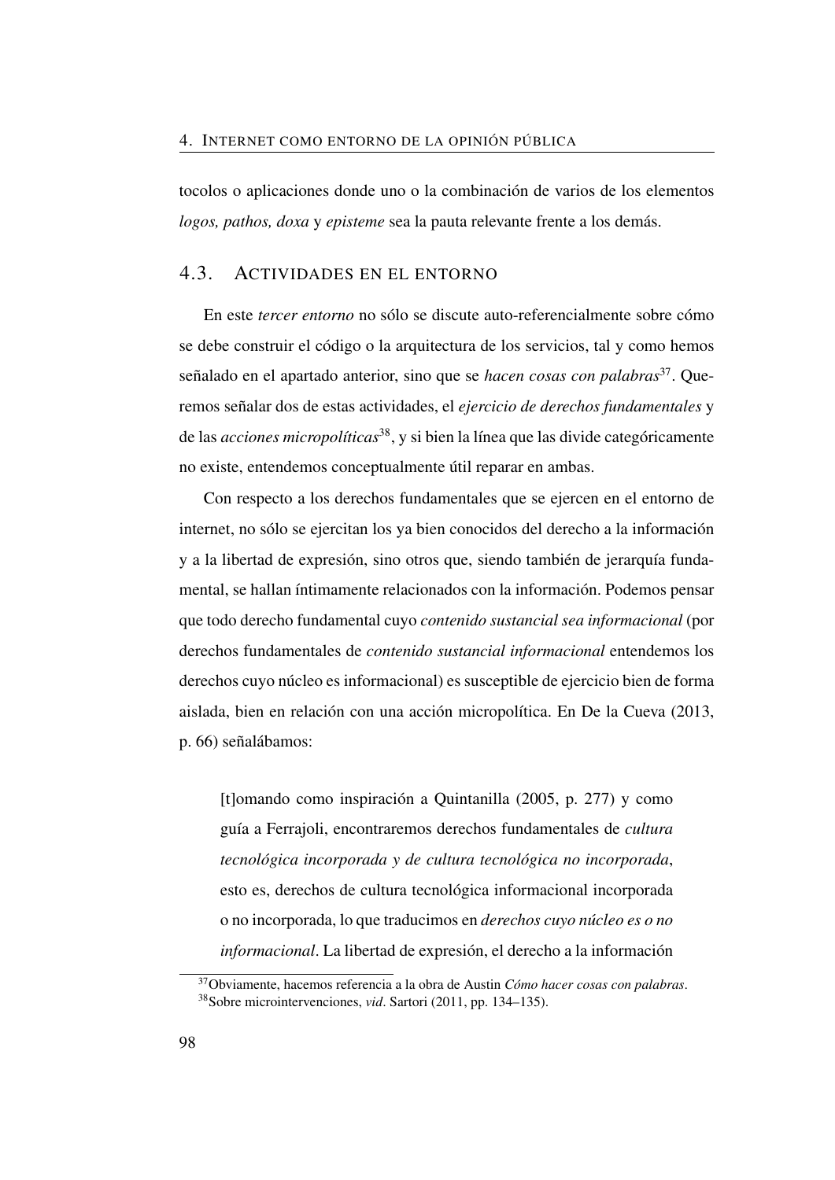tocolos o aplicaciones donde uno o la combinación de varios de los elementos *logos, pathos, doxa* y *episteme* sea la pauta relevante frente a los demás.

## 4.3. Actividades en el entorno

En este *tercer entorno* no sólo se discute auto-referencialmente sobre cómo se debe construir el código o la arquitectura de los servicios, tal y como hemos señalado en el apartado anterior, sino que se *hacen cosas con palabras*[37]. Queremos señalar dos de estas actividades, el *ejercicio de derechos fundamentales* y de las *acciones micropolíticas*[38], y si bien la línea que las divide categóricamente no existe, entendemos conceptualmente útil reparar en ambas.

Con respecto a los derechos fundamentales que se ejercen en el entorno de internet, no sólo se ejercitan los ya bien conocidos del derecho a la información y a la libertad de expresión, sino otros que, siendo también de jerarquía fundamental, se hallan íntimamente relacionados con la información. Podemos pensar que todo derecho fundamental cuyo *contenido sustancial sea informacional* (por derechos fundamentales de *contenido sustancial informacional* entendemos los derechos cuyo núcleo es informacional) es susceptible de ejercicio bien de forma aislada, bien en relación con una acción micropolítica. En De la Cueva (2013, p. 66) señalábamos:

> [t]omando como inspiración a Quintanilla (2005, p. 277) y como guía a Ferrajoli, encontraremos derechos fundamentales de *cultura tecnológica incorporada y de cultura tecnológica no incorporada*, esto es, derechos de cultura tecnológica informacional incorporada o no incorporada, lo que traducimos en *derechos cuyo núcleo es o no informacional*. La libertad de expresión, el derecho a la información

[37] Obviamente, hacemos referencia a la obra de Austin *Cómo hacer cosas con palabras*.

[38] Sobre microintervenciones, *vid*. Sartori (2011, pp. 134–135).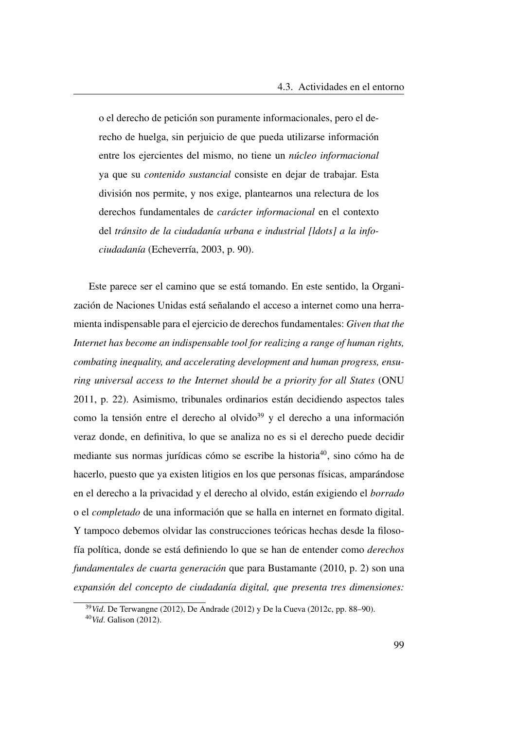o el derecho de petición son puramente informacionales, pero el derecho de huelga, sin perjuicio de que pueda utilizarse información entre los ejercientes del mismo, no tiene un *núcleo informacional* ya que su *contenido sustancial* consiste en dejar de trabajar. Esta división nos permite, y nos exige, plantearnos una relectura de los derechos fundamentales de *carácter informacional* en el contexto del *tránsito de la ciudadanía urbana e industrial [ldots] a la info-ciudadanía* (Echeverría, 2003, p. 90).

Este parece ser el camino que se está tomando. En este sentido, la Organización de Naciones Unidas está señalando el acceso a internet como una herramienta indispensable para el ejercicio de derechos fundamentales: *Given that the Internet has become an indispensable tool for realizing a range of human rights, combating inequality, and accelerating development and human progress, ensuring universal access to the Internet should be a priority for all States* (ONU 2011, p. 22). Asimismo, tribunales ordinarios están decidiendo aspectos tales como la tensión entre el derecho al olvido[39] y el derecho a una información veraz donde, en definitiva, lo que se analiza no es si el derecho puede decidir mediante sus normas jurídicas cómo se escribe la historia[40], sino cómo ha de hacerlo, puesto que ya existen litigios en los que personas físicas, amparándose en el derecho a la privacidad y el derecho al olvido, están exigiendo el *borrado* o el *completado* de una información que se halla en internet en formato digital. Y tampoco debemos olvidar las construcciones teóricas hechas desde la filosofía política, donde se está definiendo lo que se han de entender como *derechos fundamentales de cuarta generación* que para Bustamante (2010, p. 2) son una *expansión del concepto de ciudadanía digital, que presenta tres dimensiones:*

[39] *Vid*. De Terwangne (2012), De Andrade (2012) y De la Cueva (2012c, pp. 88–90).

[40] *Vid*. Galison (2012).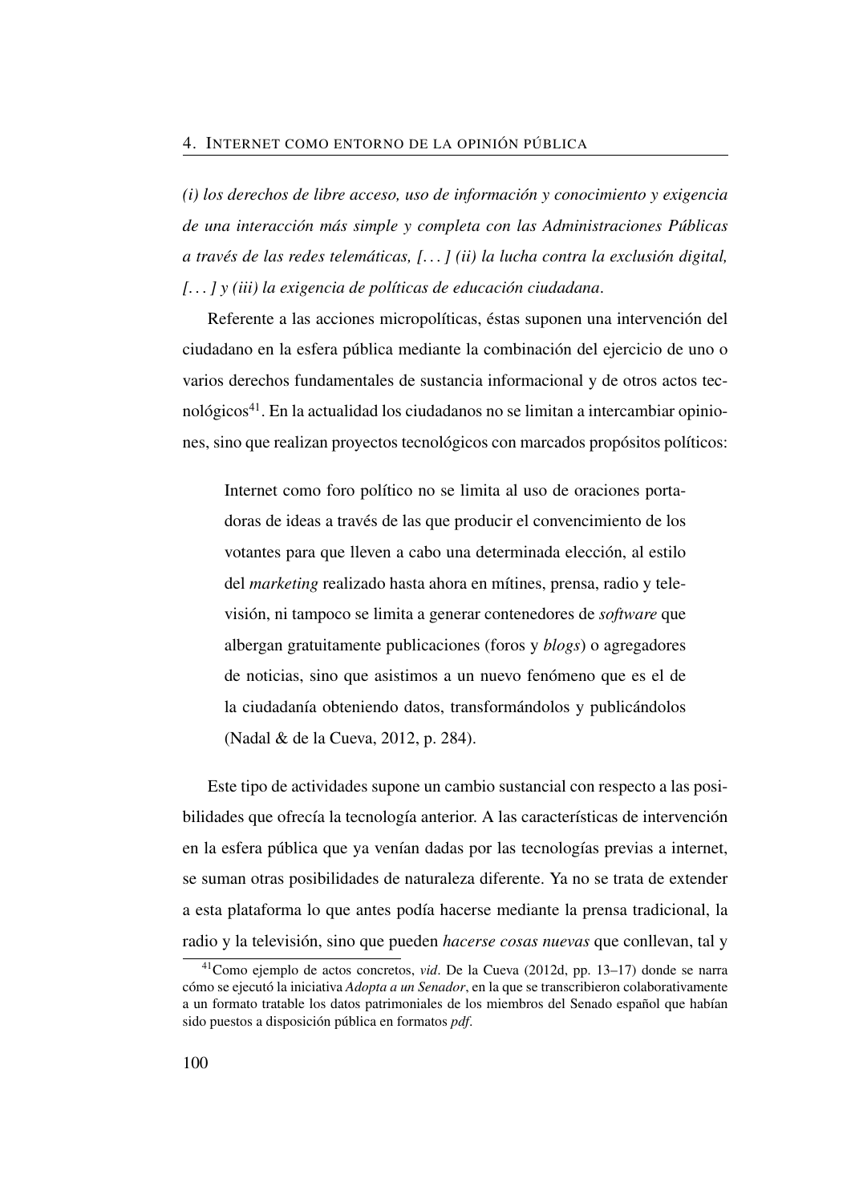*(i) los derechos de libre acceso, uso de información y conocimiento y exigencia de una interacción más simple y completa con las Administraciones Públicas a través de las redes telemáticas, [...] (ii) la lucha contra la exclusión digital, [...] y (iii) la exigencia de políticas de educación ciudadana.*

Referente a las acciones micropolíticas, éstas suponen una intervención del ciudadano en la esfera pública mediante la combinación del ejercicio de uno o varios derechos fundamentales de sustancia informacional y de otros actos tecnológicos[41]. En la actualidad los ciudadanos no se limitan a intercambiar opiniones, sino que realizan proyectos tecnológicos con marcados propósitos políticos:

> Internet como foro político no se limita al uso de oraciones portadoras de ideas a través de las que producir el convencimiento de los votantes para que lleven a cabo una determinada elección, al estilo del *marketing* realizado hasta ahora en mítines, prensa, radio y televisión, ni tampoco se limita a generar contenedores de *software* que albergan gratuitamente publicaciones (foros y *blogs*) o agregadores de noticias, sino que asistimos a un nuevo fenómeno que es el de la ciudadanía obteniendo datos, transformándolos y publicándolos (Nadal & de la Cueva, 2012, p. 284).

Este tipo de actividades supone un cambio sustancial con respecto a las posibilidades que ofrecía la tecnología anterior. A las características de intervención en la esfera pública que ya venían dadas por las tecnologías previas a internet, se suman otras posibilidades de naturaleza diferente. Ya no se trata de extender a esta plataforma lo que antes podía hacerse mediante la prensa tradicional, la radio y la televisión, sino que pueden *hacerse cosas nuevas* que conllevan, tal y

[41] Como ejemplo de actos concretos, *vid*. De la Cueva (2012d, pp. 13–17) donde se narra cómo se ejecutó la iniciativa *Adopta a un Senador*, en la que se transcribieron colaborativamente a un formato tratable los datos patrimoniales de los miembros del Senado español que habían sido puestos a disposición pública en formatos *pdf*.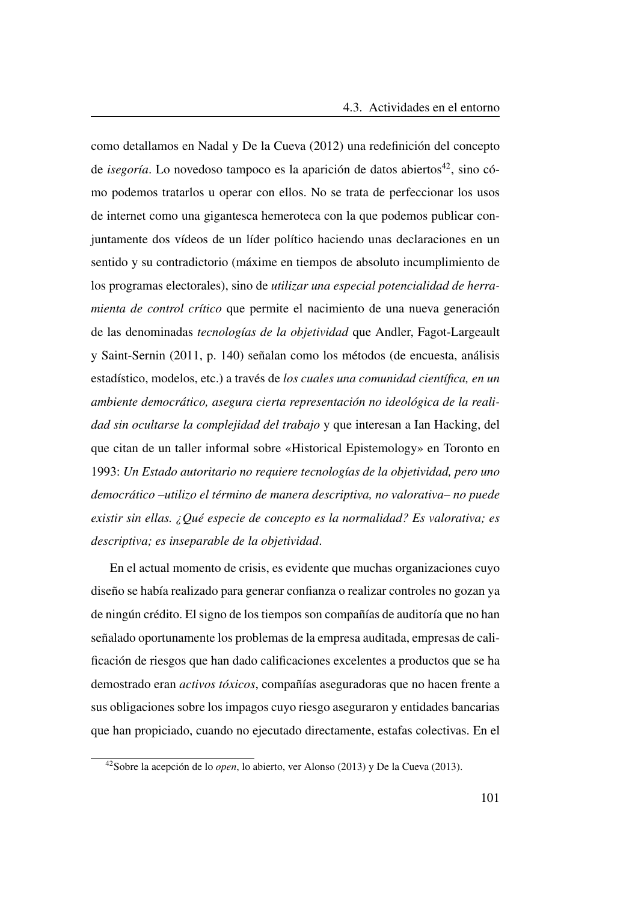como detallamos en Nadal y De la Cueva (2012) una redefinición del concepto de *isegoría*. Lo novedoso tampoco es la aparición de datos abiertos[42], sino cómo podemos tratarlos u operar con ellos. No se trata de perfeccionar los usos de internet como una gigantesca hemeroteca con la que podemos publicar conjuntamente dos vídeos de un líder político haciendo unas declaraciones en un sentido y su contradictorio (máxime en tiempos de absoluto incumplimiento de los programas electorales), sino de *utilizar una especial potencialidad de herramienta de control crítico* que permite el nacimiento de una nueva generación de las denominadas *tecnologías de la objetividad* que Andler, Fagot-Largeault y Saint-Sernin (2011, p. 140) señalan como los métodos (de encuesta, análisis estadístico, modelos, etc.) a través de *los cuales una comunidad científica, en un ambiente democrático, asegura cierta representación no ideológica de la realidad sin ocultarse la complejidad del trabajo* y que interesan a Ian Hacking, del que citan de un taller informal sobre «Historical Epistemology» en Toronto en 1993: *Un Estado autoritario no requiere tecnologías de la objetividad, pero uno democrático –utilizo el término de manera descriptiva, no valorativa– no puede existir sin ellas. ¿Qué especie de concepto es la normalidad? Es valorativa; es descriptiva; es inseparable de la objetividad*.

En el actual momento de crisis, es evidente que muchas organizaciones cuyo diseño se había realizado para generar confianza o realizar controles no gozan ya de ningún crédito. El signo de los tiempos son compañías de auditoría que no han señalado oportunamente los problemas de la empresa auditada, empresas de calificación de riesgos que han dado calificaciones excelentes a productos que se ha demostrado eran *activos tóxicos*, compañías aseguradoras que no hacen frente a sus obligaciones sobre los impagos cuyo riesgo aseguraron y entidades bancarias que han propiciado, cuando no ejecutado directamente, estafas colectivas. En el

[42] Sobre la acepción de lo *open*, lo abierto, ver Alonso (2013) y De la Cueva (2013).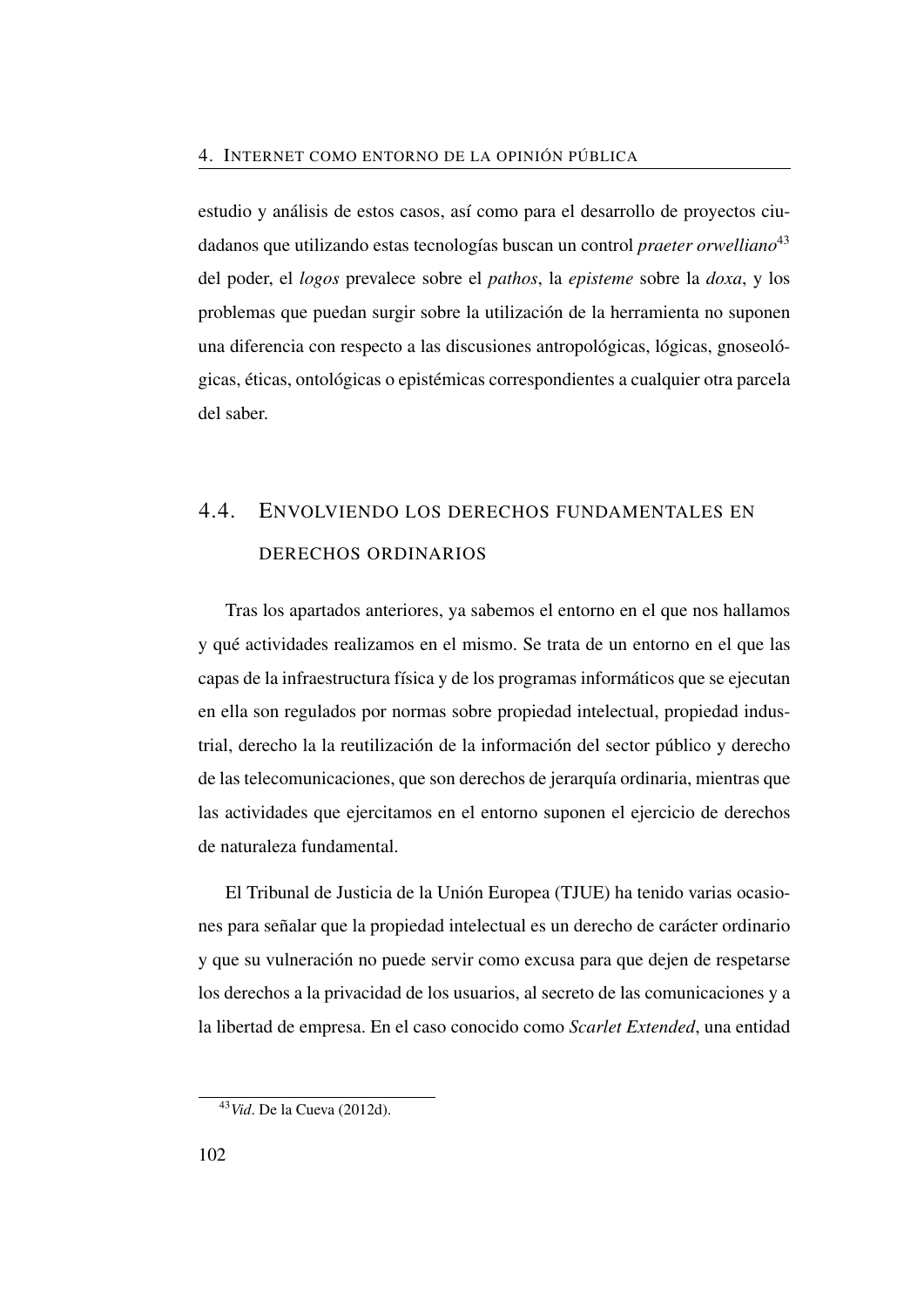estudio y análisis de estos casos, así como para el desarrollo de proyectos ciudadanos que utilizando estas tecnologías buscan un control *praeter orwelliano*[43] del poder, el *logos* prevalece sobre el *pathos*, la *episteme* sobre la *doxa*, y los problemas que puedan surgir sobre la utilización de la herramienta no suponen una diferencia con respecto a las discusiones antropológicas, lógicas, gnoseológicas, éticas, ontológicas o epistémicas correspondientes a cualquier otra parcela del saber.

## 4.4. Envolviendo los derechos fundamentales en derechos ordinarios

Tras los apartados anteriores, ya sabemos el entorno en el que nos hallamos y qué actividades realizamos en el mismo. Se trata de un entorno en el que las capas de la infraestructura física y de los programas informáticos que se ejecutan en ella son regulados por normas sobre propiedad intelectual, propiedad industrial, derecho la la reutilización de la información del sector público y derecho de las telecomunicaciones, que son derechos de jerarquía ordinaria, mientras que las actividades que ejercitamos en el entorno suponen el ejercicio de derechos de naturaleza fundamental.

El Tribunal de Justicia de la Unión Europea (TJUE) ha tenido varias ocasiones para señalar que la propiedad intelectual es un derecho de carácter ordinario y que su vulneración no puede servir como excusa para que dejen de respetarse los derechos a la privacidad de los usuarios, al secreto de las comunicaciones y a la libertad de empresa. En el caso conocido como *Scarlet Extended*, una entidad

[43] *Vid*. De la Cueva (2012d).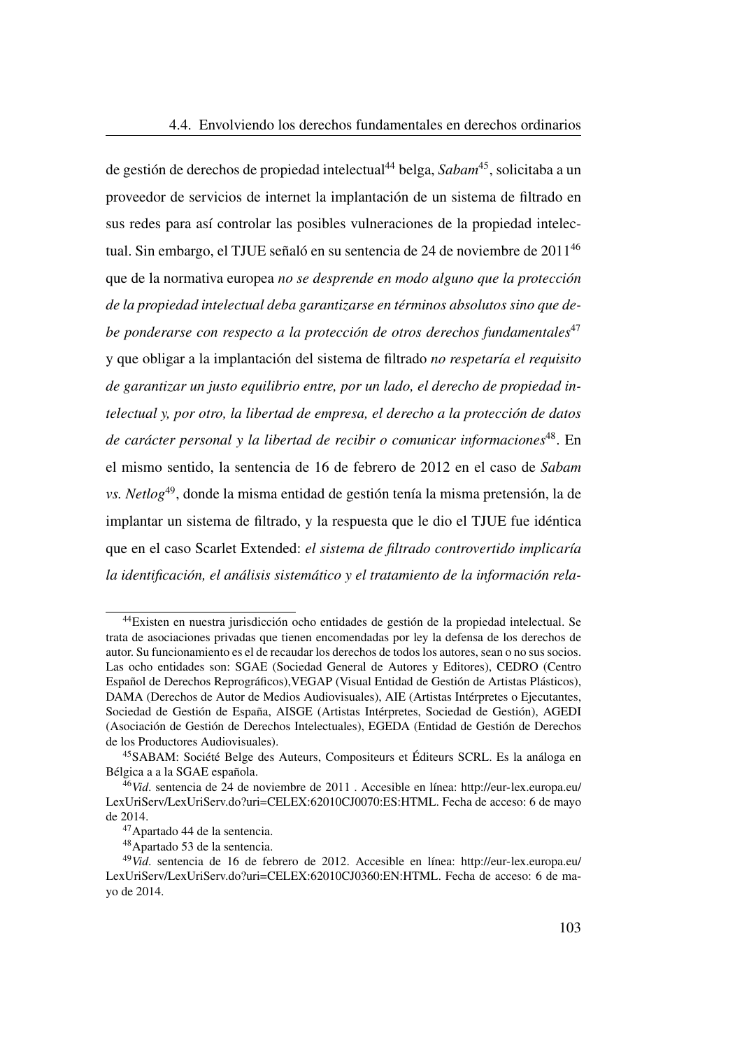de gestión de derechos de propiedad intelectual[44] belga, *Sabam*[45], solicitaba a un proveedor de servicios de internet la implantación de un sistema de filtrado en sus redes para así controlar las posibles vulneraciones de la propiedad intelectual. Sin embargo, el TJUE señaló en su sentencia de 24 de noviembre de 2011[46] que de la normativa europea *no se desprende en modo alguno que la protección de la propiedad intelectual deba garantizarse en términos absolutos sino que debe ponderarse con respecto a la protección de otros derechos fundamentales*[47] y que obligar a la implantación del sistema de filtrado *no respetaría el requisito de garantizar un justo equilibrio entre, por un lado, el derecho de propiedad intelectual y, por otro, la libertad de empresa, el derecho a la protección de datos de carácter personal y la libertad de recibir o comunicar informaciones*[48]. En el mismo sentido, la sentencia de 16 de febrero de 2012 en el caso de *Sabam vs. Netlog*[49], donde la misma entidad de gestión tenía la misma pretensión, la de implantar un sistema de filtrado, y la respuesta que le dio el TJUE fue idéntica que en el caso Scarlet Extended: *el sistema de filtrado controvertido implicaría la identificación, el análisis sistemático y el tratamiento de la información rela-*

---

[44] Existen en nuestra jurisdicción ocho entidades de gestión de la propiedad intelectual. Se trata de asociaciones privadas que tienen encomendadas por ley la defensa de los derechos de autor. Su funcionamiento es el de recaudar los derechos de todos los autores, sean o no sus socios. Las ocho entidades son: SGAE (Sociedad General de Autores y Editores), CEDRO (Centro Español de Derechos Reprográficos),VEGAP (Visual Entidad de Gestión de Artistas Plásticos), DAMA (Derechos de Autor de Medios Audiovisuales), AIE (Artistas Intérpretes o Ejecutantes, Sociedad de Gestión de España, AISGE (Artistas Intérpretes, Sociedad de Gestión), AGEDI (Asociación de Gestión de Derechos Intelectuales), EGEDA (Entidad de Gestión de Derechos de los Productores Audiovisuales).

[45] SABAM: Société Belge des Auteurs, Compositeurs et Éditeurs SCRL. Es la análoga en Bélgica a a la SGAE española.

[46] *Vid*. sentencia de 24 de noviembre de 2011 . Accesible en línea: http://eur-lex.europa.eu/LexUriServ/LexUriServ.do?uri=CELEX:62010CJ0070:ES:HTML. Fecha de acceso: 6 de mayo de 2014.

[47] Apartado 44 de la sentencia.

[48] Apartado 53 de la sentencia.

[49] *Vid*. sentencia de 16 de febrero de 2012. Accesible en línea: http://eur-lex.europa.eu/LexUriServ/LexUriServ.do?uri=CELEX:62010CJ0360:EN:HTML. Fecha de acceso: 6 de mayo de 2014.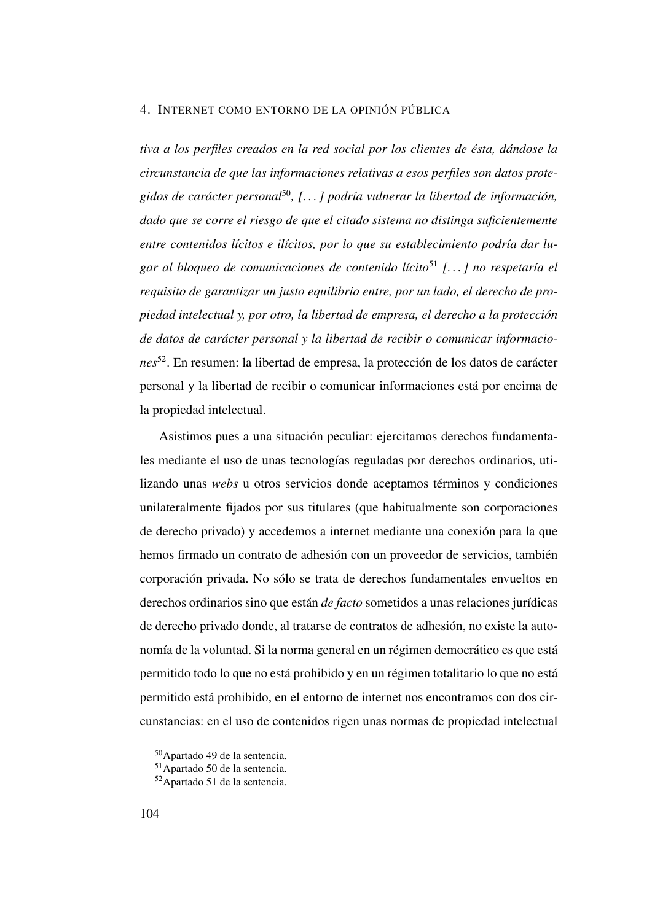*tiva a los perfiles creados en la red social por los clientes de ésta, dándose la circunstancia de que las informaciones relativas a esos perfiles son datos protegidos de carácter personal*[50]*, [...] podría vulnerar la libertad de información, dado que se corre el riesgo de que el citado sistema no distinga suficientemente entre contenidos lícitos e ilícitos, por lo que su establecimiento podría dar lugar al bloqueo de comunicaciones de contenido lícito*[51] *[...] no respetaría el requisito de garantizar un justo equilibrio entre, por un lado, el derecho de propiedad intelectual y, por otro, la libertad de empresa, el derecho a la protección de datos de carácter personal y la libertad de recibir o comunicar informaciones*[52]. En resumen: la libertad de empresa, la protección de los datos de carácter personal y la libertad de recibir o comunicar informaciones está por encima de la propiedad intelectual.

Asistimos pues a una situación peculiar: ejercitamos derechos fundamentales mediante el uso de unas tecnologías reguladas por derechos ordinarios, utilizando unas *webs* u otros servicios donde aceptamos términos y condiciones unilateralmente fijados por sus titulares (que habitualmente son corporaciones de derecho privado) y accedemos a internet mediante una conexión para la que hemos firmado un contrato de adhesión con un proveedor de servicios, también corporación privada. No sólo se trata de derechos fundamentales envueltos en derechos ordinarios sino que están *de facto* sometidos a unas relaciones jurídicas de derecho privado donde, al tratarse de contratos de adhesión, no existe la autonomía de la voluntad. Si la norma general en un régimen democrático es que está permitido todo lo que no está prohibido y en un régimen totalitario lo que no está permitido está prohibido, en el entorno de internet nos encontramos con dos circunstancias: en el uso de contenidos rigen unas normas de propiedad intelectual

---

[50] Apartado 49 de la sentencia.

[51] Apartado 50 de la sentencia.

[52] Apartado 51 de la sentencia.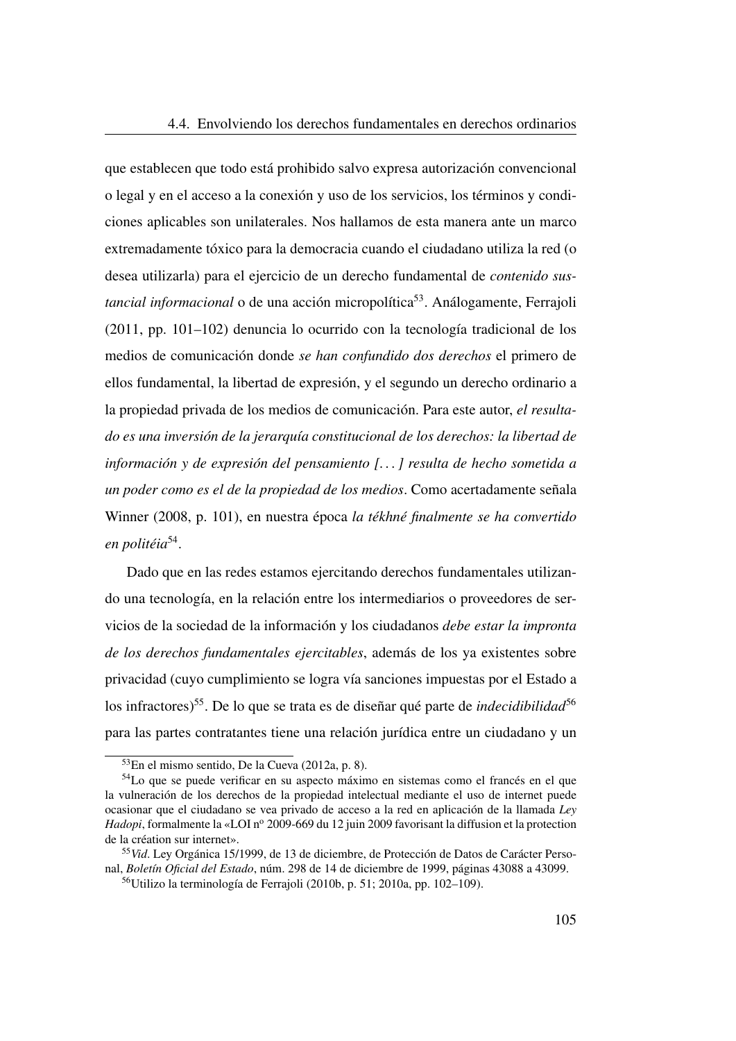que establecen que todo está prohibido salvo expresa autorización convencional o legal y en el acceso a la conexión y uso de los servicios, los términos y condiciones aplicables son unilaterales. Nos hallamos de esta manera ante un marco extremadamente tóxico para la democracia cuando el ciudadano utiliza la red (o desea utilizarla) para el ejercicio de un derecho fundamental de *contenido sustancial informacional* o de una acción micropolítica[53]. Análogamente, Ferrajoli (2011, pp. 101–102) denuncia lo ocurrido con la tecnología tradicional de los medios de comunicación donde *se han confundido dos derechos* el primero de ellos fundamental, la libertad de expresión, y el segundo un derecho ordinario a la propiedad privada de los medios de comunicación. Para este autor, *el resultado es una inversión de la jerarquía constitucional de los derechos: la libertad de información y de expresión del pensamiento [...] resulta de hecho sometida a un poder como es el de la propiedad de los medios*. Como acertadamente señala Winner (2008, p. 101), en nuestra época *la tékhné finalmente se ha convertido en politéia*[54].

Dado que en las redes estamos ejercitando derechos fundamentales utilizando una tecnología, en la relación entre los intermediarios o proveedores de servicios de la sociedad de la información y los ciudadanos *debe estar la impronta de los derechos fundamentales ejercitables*, además de los ya existentes sobre privacidad (cuyo cumplimiento se logra vía sanciones impuestas por el Estado a los infractores)[55]. De lo que se trata es de diseñar qué parte de *indecidibilidad*[56] para las partes contratantes tiene una relación jurídica entre un ciudadano y un

[53] En el mismo sentido, De la Cueva (2012a, p. 8).

[54] Lo que se puede verificar en su aspecto máximo en sistemas como el francés en el que la vulneración de los derechos de la propiedad intelectual mediante el uso de internet puede ocasionar que el ciudadano se vea privado de acceso a la red en aplicación de la llamada *Ley Hadopi*, formalmente la «LOI nº 2009-669 du 12 juin 2009 favorisant la diffusion et la protection de la création sur internet».

[55] *Vid*. Ley Orgánica 15/1999, de 13 de diciembre, de Protección de Datos de Carácter Personal, *Boletín Oficial del Estado*, núm. 298 de 14 de diciembre de 1999, páginas 43088 a 43099.

[56] Utilizo la terminología de Ferrajoli (2010b, p. 51; 2010a, pp. 102–109).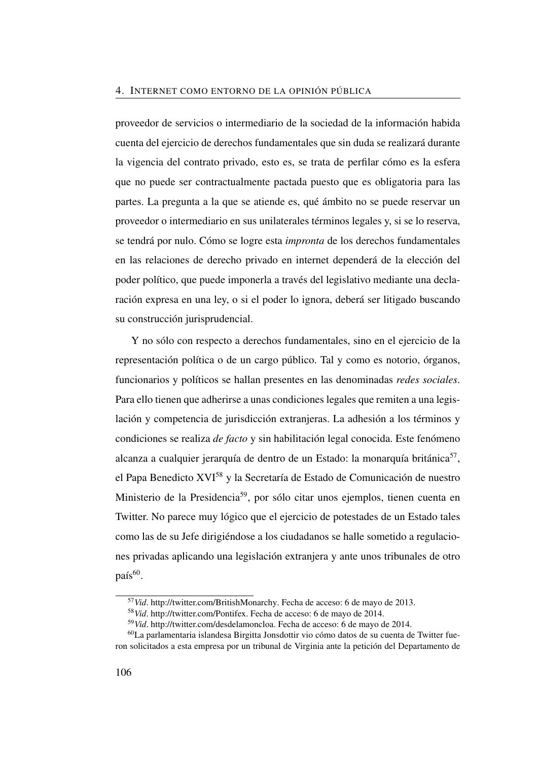proveedor de servicios o intermediario de la sociedad de la información habida cuenta del ejercicio de derechos fundamentales que sin duda se realizará durante la vigencia del contrato privado, esto es, se trata de perfilar cómo es la esfera que no puede ser contractualmente pactada puesto que es obligatoria para las partes. La pregunta a la que se atiende es, qué ámbito no se puede reservar un proveedor o intermediario en sus unilaterales términos legales y, si se lo reserva, se tendrá por nulo. Cómo se logre esta *impronta* de los derechos fundamentales en las relaciones de derecho privado en internet dependerá de la elección del poder político, que puede imponerla a través del legislativo mediante una declaración expresa en una ley, o si el poder lo ignora, deberá ser litigado buscando su construcción jurisprudencial.

Y no sólo con respecto a derechos fundamentales, sino en el ejercicio de la representación política o de un cargo público. Tal y como es notorio, órganos, funcionarios y políticos se hallan presentes en las denominadas *redes sociales*. Para ello tienen que adherirse a unas condiciones legales que remiten a una legislación y competencia de jurisdicción extranjeras. La adhesión a los términos y condiciones se realiza *de facto* y sin habilitación legal conocida. Este fenómeno alcanza a cualquier jerarquía de dentro de un Estado: la monarquía británica[57], el Papa Benedicto XVI[58] y la Secretaría de Estado de Comunicación de nuestro Ministerio de la Presidencia[59], por sólo citar unos ejemplos, tienen cuenta en Twitter. No parece muy lógico que el ejercicio de potestades de un Estado tales como las de su Jefe dirigiéndose a los ciudadanos se halle sometido a regulaciones privadas aplicando una legislación extranjera y ante unos tribunales de otro país[60].

---

[57] *Vid*. http://twitter.com/BritishMonarchy. Fecha de acceso: 6 de mayo de 2013.

[58] *Vid*. http://twitter.com/Pontifex. Fecha de acceso: 6 de mayo de 2014.

[59] *Vid*. http://twitter.com/desdelamoncloa. Fecha de acceso: 6 de mayo de 2014.

[60] La parlamentaria islandesa Birgitta Jonsdottir vio cómo datos de su cuenta de Twitter fueron solicitados a esta empresa por un tribunal de Virginia ante la petición del Departamento de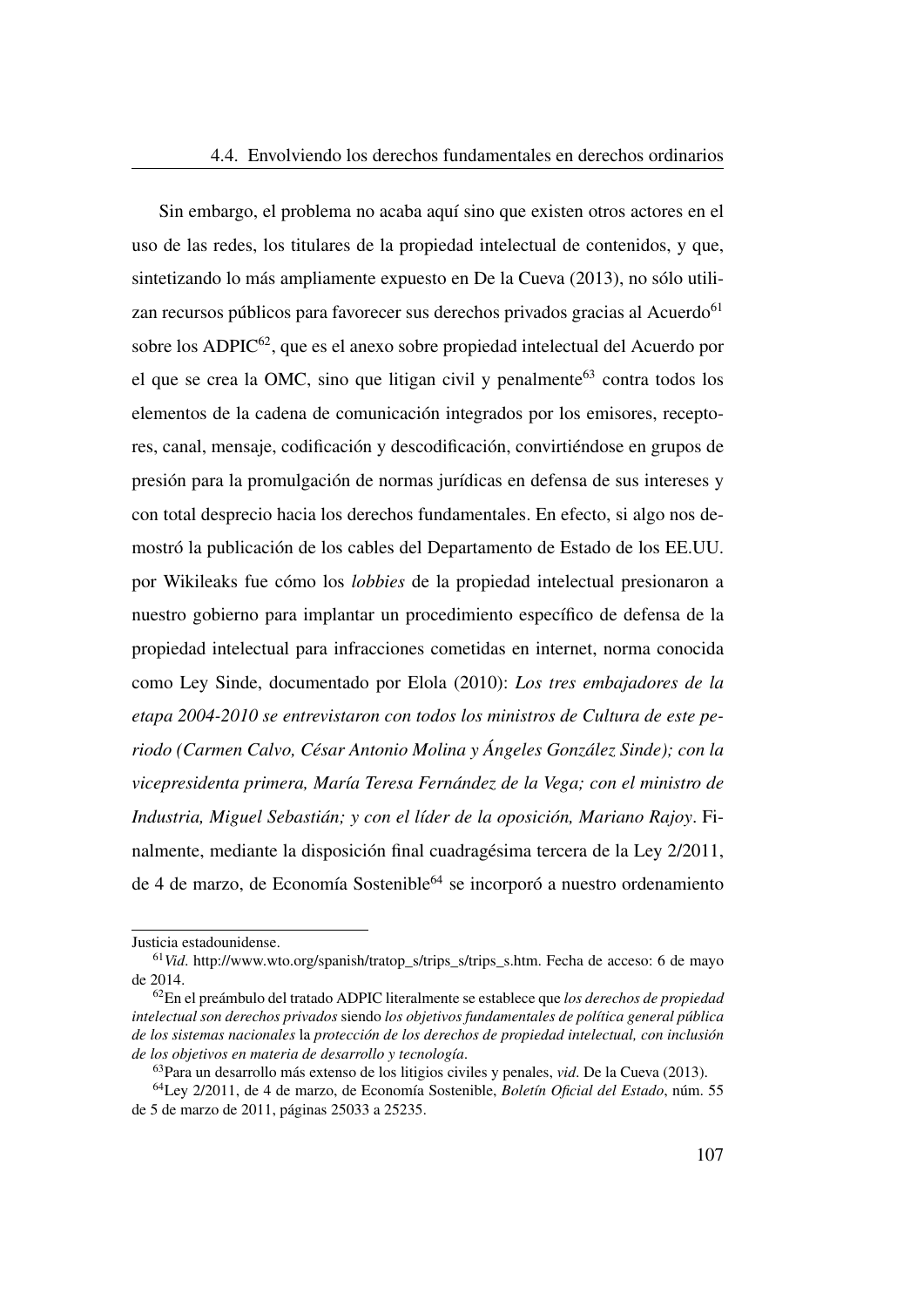Sin embargo, el problema no acaba aquí sino que existen otros actores en el uso de las redes, los titulares de la propiedad intelectual de contenidos, y que, sintetizando lo más ampliamente expuesto en De la Cueva (2013), no sólo utilizan recursos públicos para favorecer sus derechos privados gracias al Acuerdo[61] sobre los ADPIC[62], que es el anexo sobre propiedad intelectual del Acuerdo por el que se crea la OMC, sino que litigan civil y penalmente[63] contra todos los elementos de la cadena de comunicación integrados por los emisores, receptores, canal, mensaje, codificación y descodificación, convirtiéndose en grupos de presión para la promulgación de normas jurídicas en defensa de sus intereses y con total desprecio hacia los derechos fundamentales. En efecto, si algo nos demostró la publicación de los cables del Departamento de Estado de los EE.UU. por Wikileaks fue cómo los *lobbies* de la propiedad intelectual presionaron a nuestro gobierno para implantar un procedimiento específico de defensa de la propiedad intelectual para infracciones cometidas en internet, norma conocida como Ley Sinde, documentado por Elola (2010): *Los tres embajadores de la etapa 2004-2010 se entrevistaron con todos los ministros de Cultura de este periodo (Carmen Calvo, César Antonio Molina y Ángeles González Sinde); con la vicepresidenta primera, María Teresa Fernández de la Vega; con el ministro de Industria, Miguel Sebastián; y con el líder de la oposición, Mariano Rajoy*. Finalmente, mediante la disposición final cuadragésima tercera de la Ley 2/2011, de 4 de marzo, de Economía Sostenible[64] se incorporó a nuestro ordenamiento

---

Justicia estadounidense.

[61] *Vid*. http://www.wto.org/spanish/tratop_s/trips_s/trips_s.htm. Fecha de acceso: 6 de mayo de 2014.

[62] En el preámbulo del tratado ADPIC literalmente se establece que *los derechos de propiedad intelectual son derechos privados* siendo *los objetivos fundamentales de política general pública de los sistemas nacionales* la *protección de los derechos de propiedad intelectual, con inclusión de los objetivos en materia de desarrollo y tecnología*.

[63] Para un desarrollo más extenso de los litigios civiles y penales, *vid*. De la Cueva (2013).

[64] Ley 2/2011, de 4 de marzo, de Economía Sostenible, *Boletín Oficial del Estado*, núm. 55 de 5 de marzo de 2011, páginas 25033 a 25235.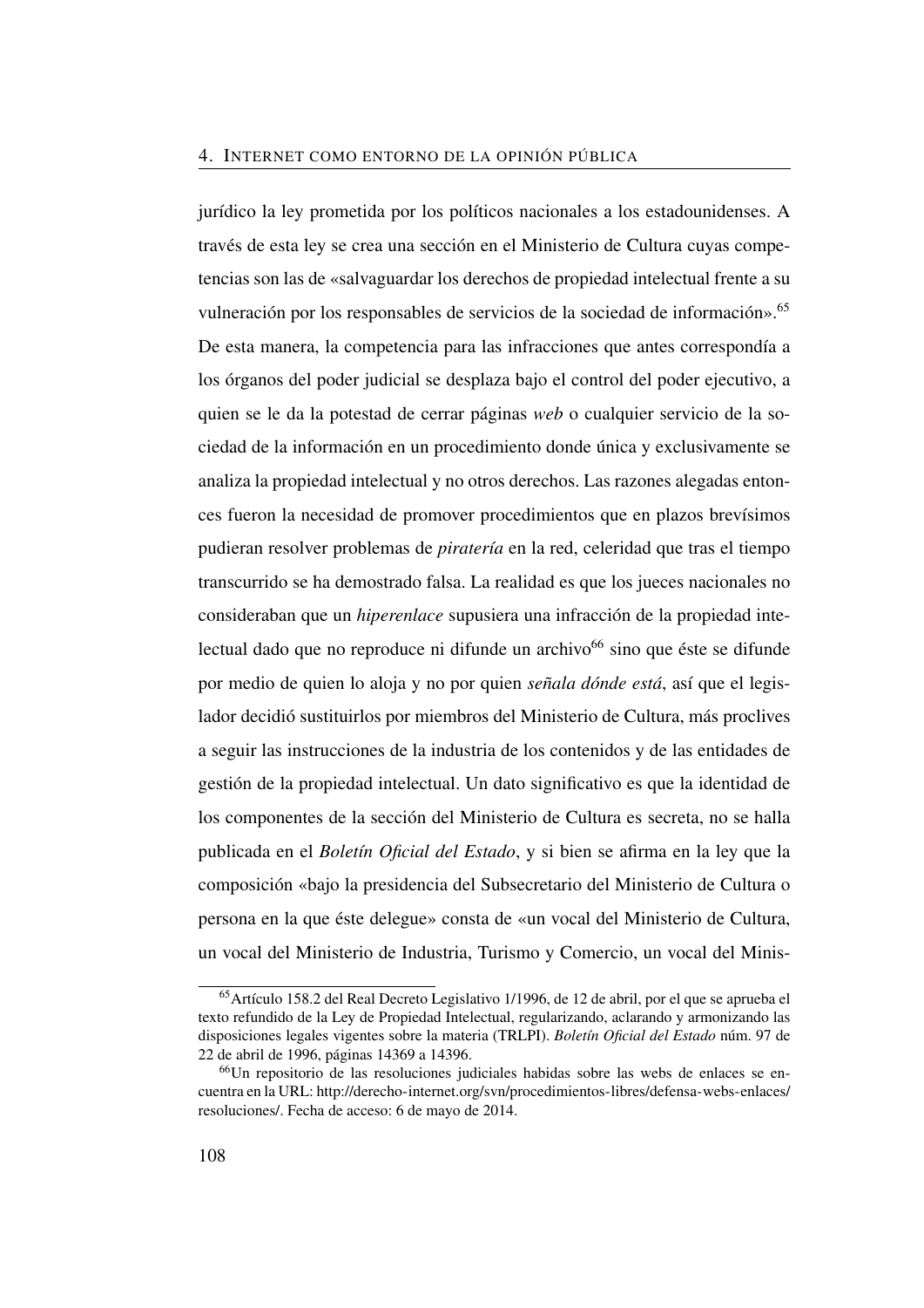jurídico la ley prometida por los políticos nacionales a los estadounidenses. A través de esta ley se crea una sección en el Ministerio de Cultura cuyas competencias son las de «salvaguardar los derechos de propiedad intelectual frente a su vulneración por los responsables de servicios de la sociedad de información».[65] De esta manera, la competencia para las infracciones que antes correspondía a los órganos del poder judicial se desplaza bajo el control del poder ejecutivo, a quien se le da la potestad de cerrar páginas *web* o cualquier servicio de la sociedad de la información en un procedimiento donde única y exclusivamente se analiza la propiedad intelectual y no otros derechos. Las razones alegadas entonces fueron la necesidad de promover procedimientos que en plazos brevísimos pudieran resolver problemas de *piratería* en la red, celeridad que tras el tiempo transcurrido se ha demostrado falsa. La realidad es que los jueces nacionales no consideraban que un *hiperenlace* supusiera una infracción de la propiedad intelectual dado que no reproduce ni difunde un archivo[66] sino que éste se difunde por medio de quien lo aloja y no por quien *señala dónde está*, así que el legislador decidió sustituirlos por miembros del Ministerio de Cultura, más proclives a seguir las instrucciones de la industria de los contenidos y de las entidades de gestión de la propiedad intelectual. Un dato significativo es que la identidad de los componentes de la sección del Ministerio de Cultura es secreta, no se halla publicada en el *Boletín Oficial del Estado*, y si bien se afirma en la ley que la composición «bajo la presidencia del Subsecretario del Ministerio de Cultura o persona en la que éste delegue» consta de «un vocal del Ministerio de Cultura, un vocal del Ministerio de Industria, Turismo y Comercio, un vocal del Minis-

---

[65] Artículo 158.2 del Real Decreto Legislativo 1/1996, de 12 de abril, por el que se aprueba el texto refundido de la Ley de Propiedad Intelectual, regularizando, aclarando y armonizando las disposiciones legales vigentes sobre la materia (TRLPI). *Boletín Oficial del Estado* núm. 97 de 22 de abril de 1996, páginas 14369 a 14396.

[66] Un repositorio de las resoluciones judiciales habidas sobre las webs de enlaces se encuentra en la URL: http://derecho-internet.org/svn/procedimientos-libres/defensa-webs-enlaces/resoluciones/. Fecha de acceso: 6 de mayo de 2014.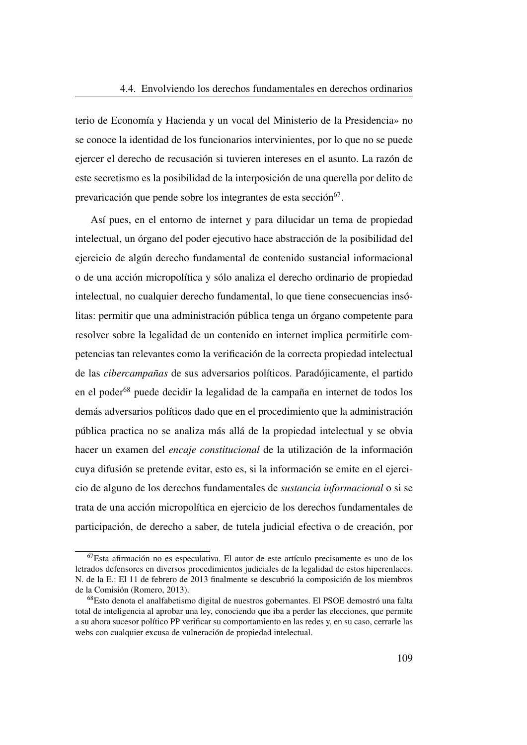terio de Economía y Hacienda y un vocal del Ministerio de la Presidencia» no se conoce la identidad de los funcionarios intervinientes, por lo que no se puede ejercer el derecho de recusación si tuvieren intereses en el asunto. La razón de este secretismo es la posibilidad de la interposición de una querella por delito de prevaricación que pende sobre los integrantes de esta sección[67].

Así pues, en el entorno de internet y para dilucidar un tema de propiedad intelectual, un órgano del poder ejecutivo hace abstracción de la posibilidad del ejercicio de algún derecho fundamental de contenido sustancial informacional o de una acción micropolítica y sólo analiza el derecho ordinario de propiedad intelectual, no cualquier derecho fundamental, lo que tiene consecuencias insólitas: permitir que una administración pública tenga un órgano competente para resolver sobre la legalidad de un contenido en internet implica permitirle competencias tan relevantes como la verificación de la correcta propiedad intelectual de las *cibercampañas* de sus adversarios políticos. Paradójicamente, el partido en el poder[68] puede decidir la legalidad de la campaña en internet de todos los demás adversarios políticos dado que en el procedimiento que la administración pública practica no se analiza más allá de la propiedad intelectual y se obvia hacer un examen del *encaje constitucional* de la utilización de la información cuya difusión se pretende evitar, esto es, si la información se emite en el ejercicio de alguno de los derechos fundamentales de *sustancia informacional* o si se trata de una acción micropolítica en ejercicio de los derechos fundamentales de participación, de derecho a saber, de tutela judicial efectiva o de creación, por

[67] Esta afirmación no es especulativa. El autor de este artículo precisamente es uno de los letrados defensores en diversos procedimientos judiciales de la legalidad de estos hiperenlaces. N. de la E.: El 11 de febrero de 2013 finalmente se descubrió la composición de los miembros de la Comisión (Romero, 2013).

[68] Esto denota el analfabetismo digital de nuestros gobernantes. El PSOE demostró una falta total de inteligencia al aprobar una ley, conociendo que iba a perder las elecciones, que permite a su ahora sucesor político PP verificar su comportamiento en las redes y, en su caso, cerrarle las webs con cualquier excusa de vulneración de propiedad intelectual.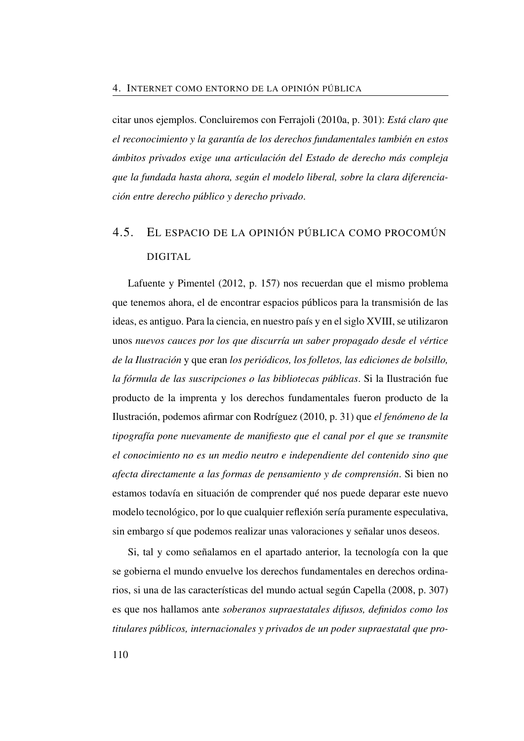citar unos ejemplos. Concluiremos con Ferrajoli (2010a, p. 301): *Está claro que el reconocimiento y la garantía de los derechos fundamentales también en estos ámbitos privados exige una articulación del Estado de derecho más compleja que la fundada hasta ahora, según el modelo liberal, sobre la clara diferenciación entre derecho público y derecho privado*.

## 4.5. El espacio de la opinión pública como procomún digital

Lafuente y Pimentel (2012, p. 157) nos recuerdan que el mismo problema que tenemos ahora, el de encontrar espacios públicos para la transmisión de las ideas, es antiguo. Para la ciencia, en nuestro país y en el siglo XVIII, se utilizaron unos *nuevos cauces por los que discurría un saber propagado desde el vértice de la Ilustración* y que eran *los periódicos, los folletos, las ediciones de bolsillo, la fórmula de las suscripciones o las bibliotecas públicas*. Si la Ilustración fue producto de la imprenta y los derechos fundamentales fueron producto de la Ilustración, podemos afirmar con Rodríguez (2010, p. 31) que *el fenómeno de la tipografía pone nuevamente de manifiesto que el canal por el que se transmite el conocimiento no es un medio neutro e independiente del contenido sino que afecta directamente a las formas de pensamiento y de comprensión*. Si bien no estamos todavía en situación de comprender qué nos puede deparar este nuevo modelo tecnológico, por lo que cualquier reflexión sería puramente especulativa, sin embargo sí que podemos realizar unas valoraciones y señalar unos deseos.

Si, tal y como señalamos en el apartado anterior, la tecnología con la que se gobierna el mundo envuelve los derechos fundamentales en derechos ordinarios, si una de las características del mundo actual según Capella (2008, p. 307) es que nos hallamos ante *soberanos supraestatales difusos, definidos como los titulares públicos, internacionales y privados de un poder supraestatal que pro-*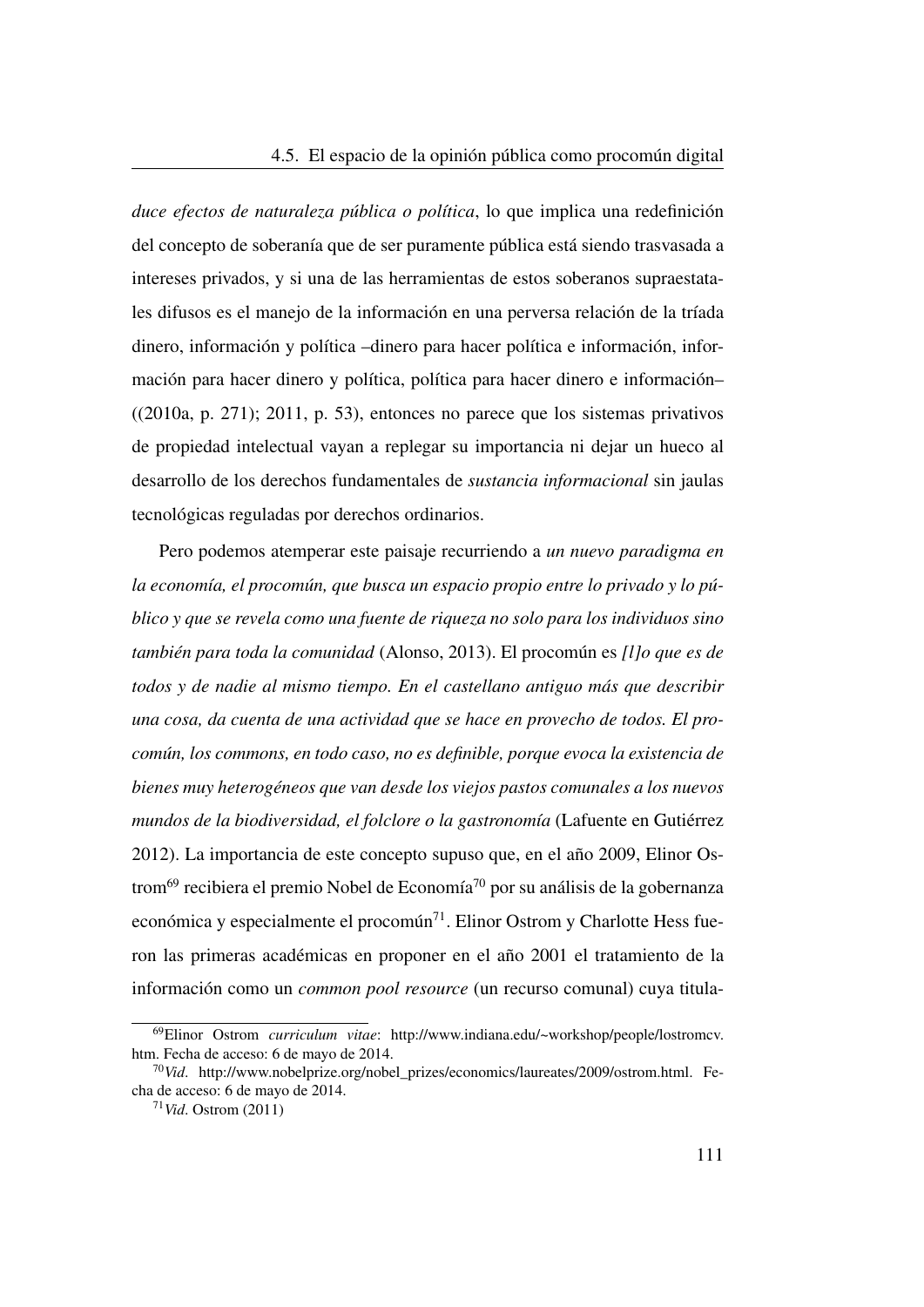*duce efectos de naturaleza pública o política*, lo que implica una redefinición del concepto de soberanía que de ser puramente pública está siendo trasvasada a intereses privados, y si una de las herramientas de estos soberanos supraestatales difusos es el manejo de la información en una perversa relación de la tríada dinero, información y política –dinero para hacer política e información, información para hacer dinero y política, política para hacer dinero e información– ((2010a, p. 271); 2011, p. 53), entonces no parece que los sistemas privativos de propiedad intelectual vayan a replegar su importancia ni dejar un hueco al desarrollo de los derechos fundamentales de *sustancia informacional* sin jaulas tecnológicas reguladas por derechos ordinarios.

Pero podemos atemperar este paisaje recurriendo a *un nuevo paradigma en la economía, el procomún, que busca un espacio propio entre lo privado y lo público y que se revela como una fuente de riqueza no solo para los individuos sino también para toda la comunidad* (Alonso, 2013). El procomún es *[l]o que es de todos y de nadie al mismo tiempo. En el castellano antiguo más que describir una cosa, da cuenta de una actividad que se hace en provecho de todos. El procomún, los commons, en todo caso, no es definible, porque evoca la existencia de bienes muy heterogéneos que van desde los viejos pastos comunales a los nuevos mundos de la biodiversidad, el folclore o la gastronomía* (Lafuente en Gutiérrez 2012). La importancia de este concepto supuso que, en el año 2009, Elinor Ostrom[69] recibiera el premio Nobel de Economía[70] por su análisis de la gobernanza económica y especialmente el procomún[71]. Elinor Ostrom y Charlotte Hess fueron las primeras académicas en proponer en el año 2001 el tratamiento de la información como un *common pool resource* (un recurso comunal) cuya titula-

---

[69] Elinor Ostrom *curriculum vitae*: http://www.indiana.edu/~workshop/people/lostromcv.htm. Fecha de acceso: 6 de mayo de 2014.

[70] *Vid*. http://www.nobelprize.org/nobel_prizes/economics/laureates/2009/ostrom.html. Fecha de acceso: 6 de mayo de 2014.

[71] *Vid*. Ostrom (2011)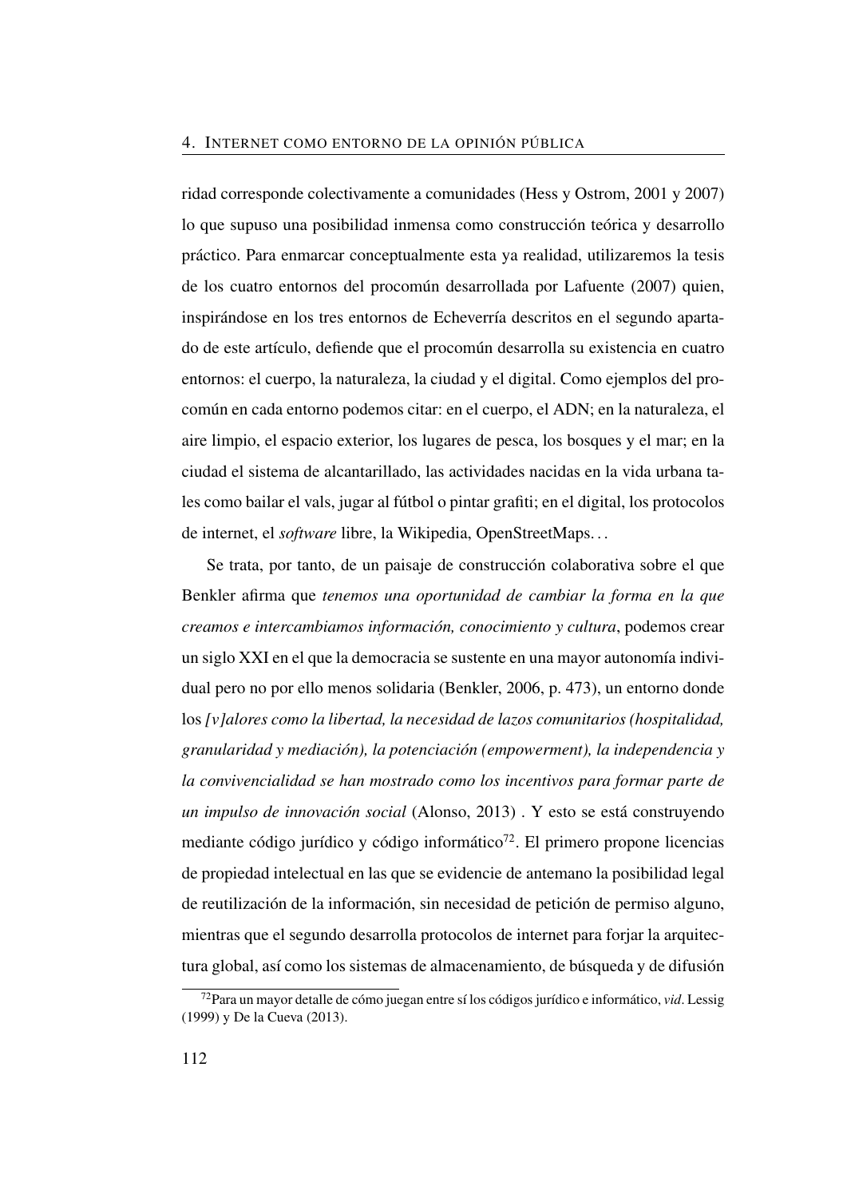ridad corresponde colectivamente a comunidades (Hess y Ostrom, 2001 y 2007) lo que supuso una posibilidad inmensa como construcción teórica y desarrollo práctico. Para enmarcar conceptualmente esta ya realidad, utilizaremos la tesis de los cuatro entornos del procomún desarrollada por Lafuente (2007) quien, inspirándose en los tres entornos de Echeverría descritos en el segundo apartado de este artículo, defiende que el procomún desarrolla su existencia en cuatro entornos: el cuerpo, la naturaleza, la ciudad y el digital. Como ejemplos del procomún en cada entorno podemos citar: en el cuerpo, el ADN; en la naturaleza, el aire limpio, el espacio exterior, los lugares de pesca, los bosques y el mar; en la ciudad el sistema de alcantarillado, las actividades nacidas en la vida urbana tales como bailar el vals, jugar al fútbol o pintar grafiti; en el digital, los protocolos de internet, el *software* libre, la Wikipedia, OpenStreetMaps...

Se trata, por tanto, de un paisaje de construcción colaborativa sobre el que Benkler afirma que *tenemos una oportunidad de cambiar la forma en la que creamos e intercambiamos información, conocimiento y cultura*, podemos crear un siglo XXI en el que la democracia se sustente en una mayor autonomía individual pero no por ello menos solidaria (Benkler, 2006, p. 473), un entorno donde los *[v]alores como la libertad, la necesidad de lazos comunitarios (hospitalidad, granularidad y mediación), la potenciación (empowerment), la independencia y la convivencialidad se han mostrado como los incentivos para formar parte de un impulso de innovación social* (Alonso, 2013) . Y esto se está construyendo mediante código jurídico y código informático[72]. El primero propone licencias de propiedad intelectual en las que se evidencie de antemano la posibilidad legal de reutilización de la información, sin necesidad de petición de permiso alguno, mientras que el segundo desarrolla protocolos de internet para forjar la arquitectura global, así como los sistemas de almacenamiento, de búsqueda y de difusión

[72] Para un mayor detalle de cómo juegan entre sí los códigos jurídico e informático, *vid*. Lessig (1999) y De la Cueva (2013).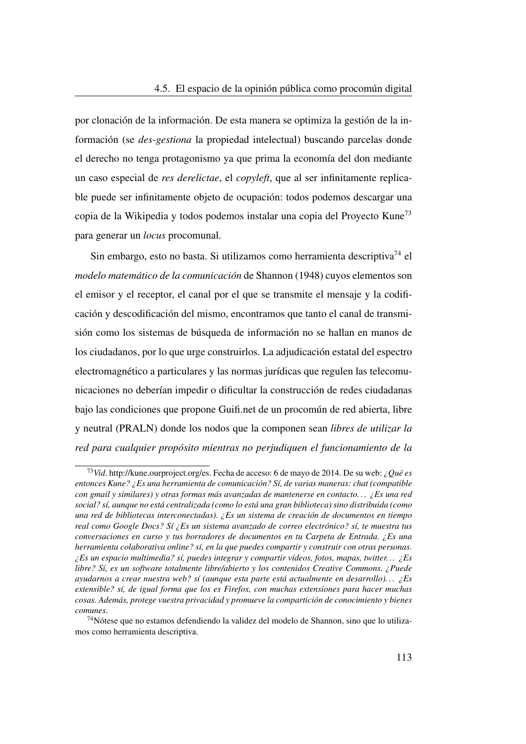por clonación de la información. De esta manera se optimiza la gestión de la información (se *des-gestiona* la propiedad intelectual) buscando parcelas donde el derecho no tenga protagonismo ya que prima la economía del don mediante un caso especial de *res derelictae*, el *copyleft*, que al ser infinitamente replicable puede ser infinitamente objeto de ocupación: todos podemos descargar una copia de la Wikipedia y todos podemos instalar una copia del Proyecto Kune[73] para generar un *locus* procomunal.

Sin embargo, esto no basta. Si utilizamos como herramienta descriptiva[74] el *modelo matemático de la comunicación* de Shannon (1948) cuyos elementos son el emisor y el receptor, el canal por el que se transmite el mensaje y la codificación y descodificación del mismo, encontramos que tanto el canal de transmisión como los sistemas de búsqueda de información no se hallan en manos de los ciudadanos, por lo que urge construirlos. La adjudicación estatal del espectro electromagnético a particulares y las normas jurídicas que regulen las telecomunicaciones no deberían impedir o dificultar la construcción de redes ciudadanas bajo las condiciones que propone Guifi.net de un procomún de red abierta, libre y neutral (PRALN) donde los nodos que la componen sean *libres de utilizar la red para cualquier propósito mientras no perjudiquen el funcionamiento de la*

---

[73] *Vid*. http://kune.ourproject.org/es. Fecha de acceso: 6 de mayo de 2014. De su web: *¿Qué es entonces Kune? ¿Es una herramienta de comunicación? Sí, de varias maneras: chat (compatible con gmail y similares) y otras formas más avanzadas de mantenerse en contacto... ¿Es una red social? sí, aunque no está centralizada (como lo está una gran biblioteca) sino distribuida (como una red de bibliotecas interconectadas). ¿Es un sistema de creación de documentos en tiempo real como Google Docs? Sí ¿Es un sistema avanzado de correo electrónico? sí, te muestra tus conversaciones en curso y tus borradores de documentos en tu Carpeta de Entrada. ¿Es una herramienta colaborativa online? sí, en la que puedes compartir y construir con otras personas. ¿Es un espacio multimedia? sí, puedes integrar y compartir vídeos, fotos, mapas, twitter... ¿Es libre? Sí, es un software totalmente libre/abierto y los contenidos Creative Commons. ¿Puede ayudarnos a crear nuestra web? sí (aunque esta parte está actualmente en desarrollo)... ¿Es extensible? sí, de igual forma que los es Firefox, con muchas extensiones para hacer muchas cosas. Además, protege vuestra privacidad y promueve la compartición de conocimiento y bienes comunes*.

[74] Nótese que no estamos defendiendo la validez del modelo de Shannon, sino que lo utilizamos como herramienta descriptiva.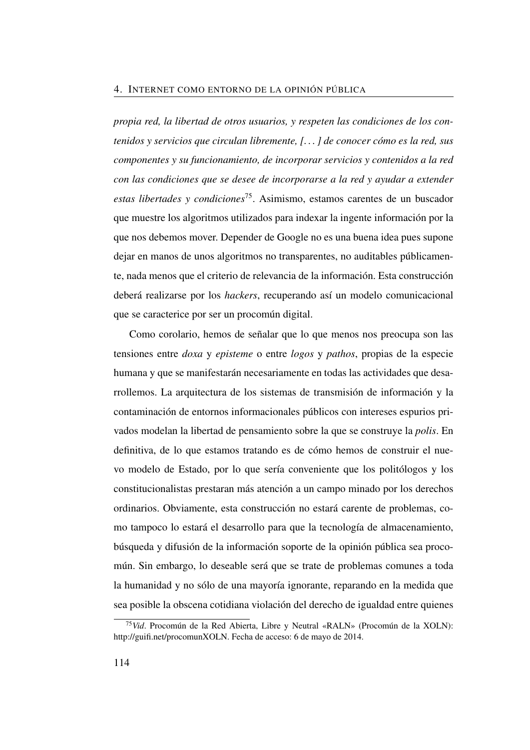*propia red, la libertad de otros usuarios, y respeten las condiciones de los contenidos y servicios que circulan libremente, [. . . ] de conocer cómo es la red, sus componentes y su funcionamiento, de incorporar servicios y contenidos a la red con las condiciones que se desee de incorporarse a la red y ayudar a extender estas libertades y condiciones*[75]. Asimismo, estamos carentes de un buscador que muestre los algoritmos utilizados para indexar la ingente información por la que nos debemos mover. Depender de Google no es una buena idea pues supone dejar en manos de unos algoritmos no transparentes, no auditables públicamente, nada menos que el criterio de relevancia de la información. Esta construcción deberá realizarse por los *hackers*, recuperando así un modelo comunicacional que se caracterice por ser un procomún digital.

Como corolario, hemos de señalar que lo que menos nos preocupa son las tensiones entre *doxa* y *episteme* o entre *logos* y *pathos*, propias de la especie humana y que se manifestarán necesariamente en todas las actividades que desarrollemos. La arquitectura de los sistemas de transmisión de información y la contaminación de entornos informacionales públicos con intereses espurios privados modelan la libertad de pensamiento sobre la que se construye la *polis*. En definitiva, de lo que estamos tratando es de cómo hemos de construir el nuevo modelo de Estado, por lo que sería conveniente que los politólogos y los constitucionalistas prestaran más atención a un campo minado por los derechos ordinarios. Obviamente, esta construcción no estará carente de problemas, como tampoco lo estará el desarrollo para que la tecnología de almacenamiento, búsqueda y difusión de la información soporte de la opinión pública sea procomún. Sin embargo, lo deseable será que se trate de problemas comunes a toda la humanidad y no sólo de una mayoría ignorante, reparando en la medida que sea posible la obscena cotidiana violación del derecho de igualdad entre quienes

[75] *Vid*. Procomún de la Red Abierta, Libre y Neutral «RALN» (Procomún de la XOLN): http://guifi.net/procomunXOLN. Fecha de acceso: 6 de mayo de 2014.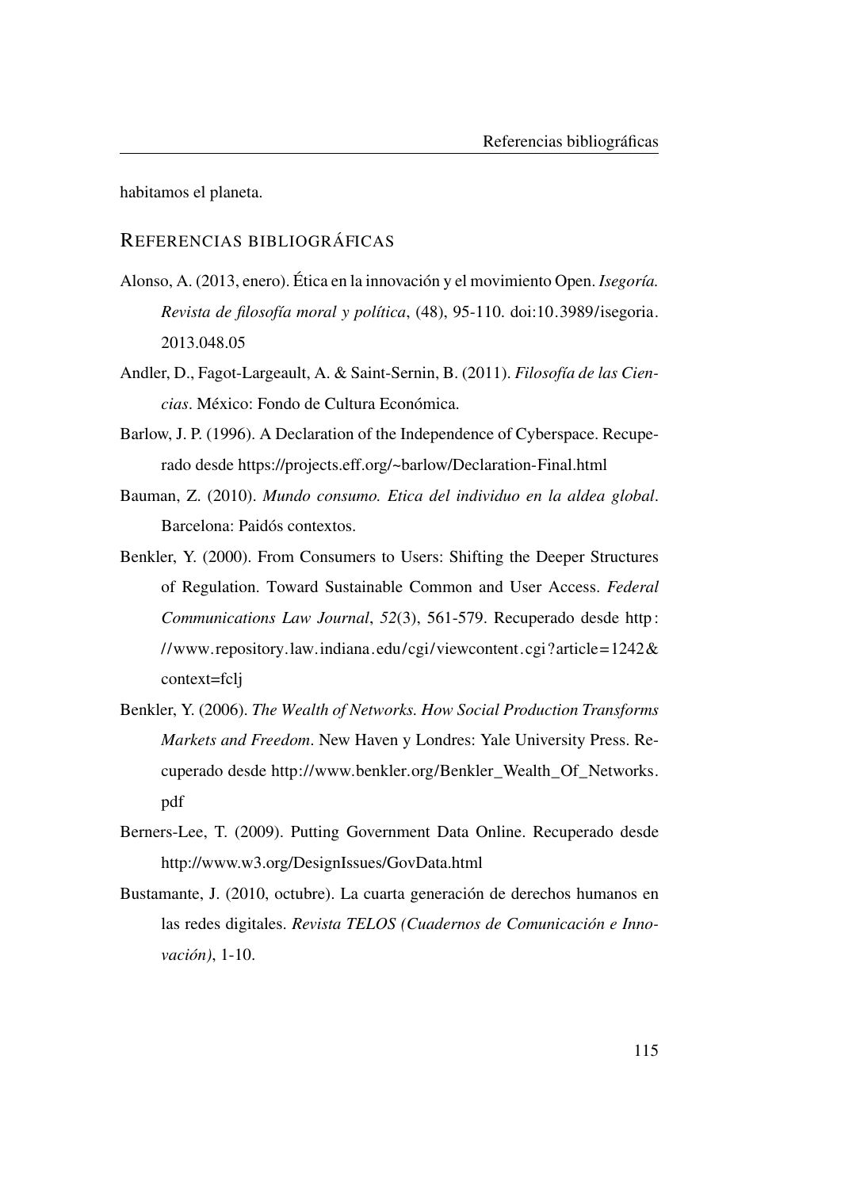habitamos el planeta.

## Referencias bibliográficas

Alonso, A. (2013, enero). Ética en la innovación y el movimiento Open. *Isegoría. Revista de filosofía moral y política*, (48), 95-110. doi:10.3989/isegoria.2013.048.05

Andler, D., Fagot-Largeault, A. & Saint-Sernin, B. (2011). *Filosofía de las Ciencias*. México: Fondo de Cultura Económica.

Barlow, J. P. (1996). A Declaration of the Independence of Cyberspace. Recuperado desde https://projects.eff.org/~barlow/Declaration-Final.html

Bauman, Z. (2010). *Mundo consumo. Etica del individuo en la aldea global*. Barcelona: Paidós contextos.

Benkler, Y. (2000). From Consumers to Users: Shifting the Deeper Structures of Regulation. Toward Sustainable Common and User Access. *Federal Communications Law Journal*, *52*(3), 561-579. Recuperado desde http://www.repository.law.indiana.edu/cgi/viewcontent.cgi?article=1242&context=fclj

Benkler, Y. (2006). *The Wealth of Networks. How Social Production Transforms Markets and Freedom*. New Haven y Londres: Yale University Press. Recuperado desde http://www.benkler.org/Benkler_Wealth_Of_Networks.pdf

Berners-Lee, T. (2009). Putting Government Data Online. Recuperado desde http://www.w3.org/DesignIssues/GovData.html

Bustamante, J. (2010, octubre). La cuarta generación de derechos humanos en las redes digitales. *Revista TELOS (Cuadernos de Comunicación e Innovación)*, 1-10.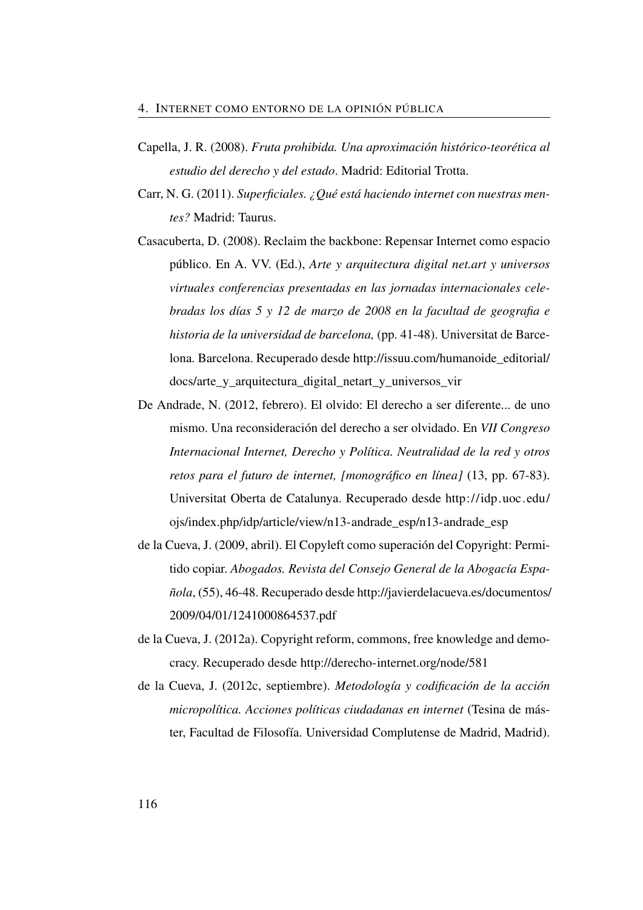Capella, J. R. (2008). *Fruta prohibida. Una aproximación histórico-teorética al estudio del derecho y del estado*. Madrid: Editorial Trotta.

Carr, N. G. (2011). *Superficiales. ¿Qué está haciendo internet con nuestras mentes?* Madrid: Taurus.

Casacuberta, D. (2008). Reclaim the backbone: Repensar Internet como espacio público. En A. VV. (Ed.), *Arte y arquitectura digital net.art y universos virtuales conferencias presentadas en las jornadas internacionales celebradas los días 5 y 12 de marzo de 2008 en la facultad de geografia e historia de la universidad de barcelona,* (pp. 41-48). Universitat de Barcelona. Barcelona. Recuperado desde http://issuu.com/humanoide_editorial/docs/arte_y_arquitectura_digital_netart_y_universos_vir

De Andrade, N. (2012, febrero). El olvido: El derecho a ser diferente... de uno mismo. Una reconsideración del derecho a ser olvidado. En *VII Congreso Internacional Internet, Derecho y Política. Neutralidad de la red y otros retos para el futuro de internet, [monográfico en línea]* (13, pp. 67-83). Universitat Oberta de Catalunya. Recuperado desde http://idp.uoc.edu/ojs/index.php/idp/article/view/n13-andrade_esp/n13-andrade_esp

de la Cueva, J. (2009, abril). El Copyleft como superación del Copyright: Permitido copiar. *Abogados. Revista del Consejo General de la Abogacía Española*, (55), 46-48. Recuperado desde http://javierdelacueva.es/documentos/2009/04/01/1241000864537.pdf

de la Cueva, J. (2012a). Copyright reform, commons, free knowledge and democracy. Recuperado desde http://derecho-internet.org/node/581

de la Cueva, J. (2012c, septiembre). *Metodología y codificación de la acción micropolítica. Acciones políticas ciudadanas en internet* (Tesina de máster, Facultad de Filosofía. Universidad Complutense de Madrid, Madrid).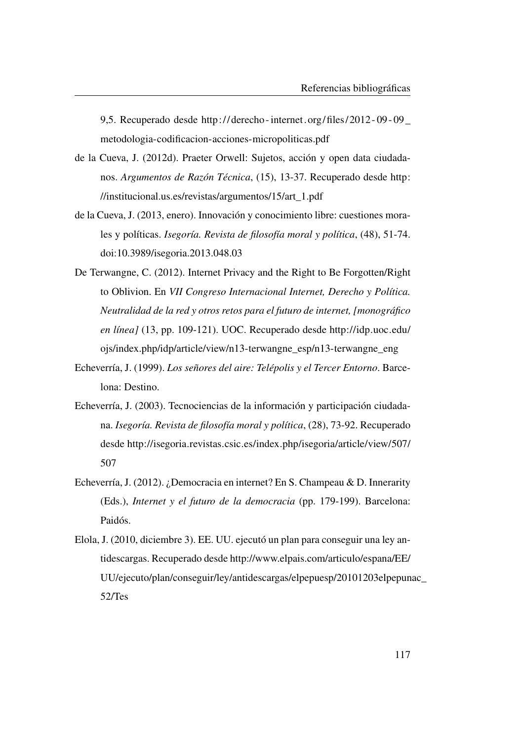9,5. Recuperado desde http://derecho-internet.org/files/2012-09-09_metodologia-codificacion-acciones-micropoliticas.pdf

de la Cueva, J. (2012d). Praeter Orwell: Sujetos, acción y open data ciudadanos. *Argumentos de Razón Técnica*, (15), 13-37. Recuperado desde http://institucional.us.es/revistas/argumentos/15/art_1.pdf

de la Cueva, J. (2013, enero). Innovación y conocimiento libre: cuestiones morales y políticas. *Isegoría. Revista de filosofía moral y política*, (48), 51-74. doi:10.3989/isegoria.2013.048.03

De Terwangne, C. (2012). Internet Privacy and the Right to Be Forgotten/Right to Oblivion. En *VII Congreso Internacional Internet, Derecho y Política. Neutralidad de la red y otros retos para el futuro de internet, [monográfico en línea]* (13, pp. 109-121). UOC. Recuperado desde http://idp.uoc.edu/ojs/index.php/idp/article/view/n13-terwangne_esp/n13-terwangne_eng

Echeverría, J. (1999). *Los señores del aire: Telépolis y el Tercer Entorno*. Barcelona: Destino.

Echeverría, J. (2003). Tecnociencias de la información y participación ciudadana. *Isegoría. Revista de filosofía moral y política*, (28), 73-92. Recuperado desde http://isegoria.revistas.csic.es/index.php/isegoria/article/view/507/507

Echeverría, J. (2012). ¿Democracia en internet? En S. Champeau & D. Innerarity (Eds.), *Internet y el futuro de la democracia* (pp. 179-199). Barcelona: Paidós.

Elola, J. (2010, diciembre 3). EE. UU. ejecutó un plan para conseguir una ley antidescargas. Recuperado desde http://www.elpais.com/articulo/espana/EE/UU/ejecuto/plan/conseguir/ley/antidescargas/elpepuesp/20101203elpepunac_52/Tes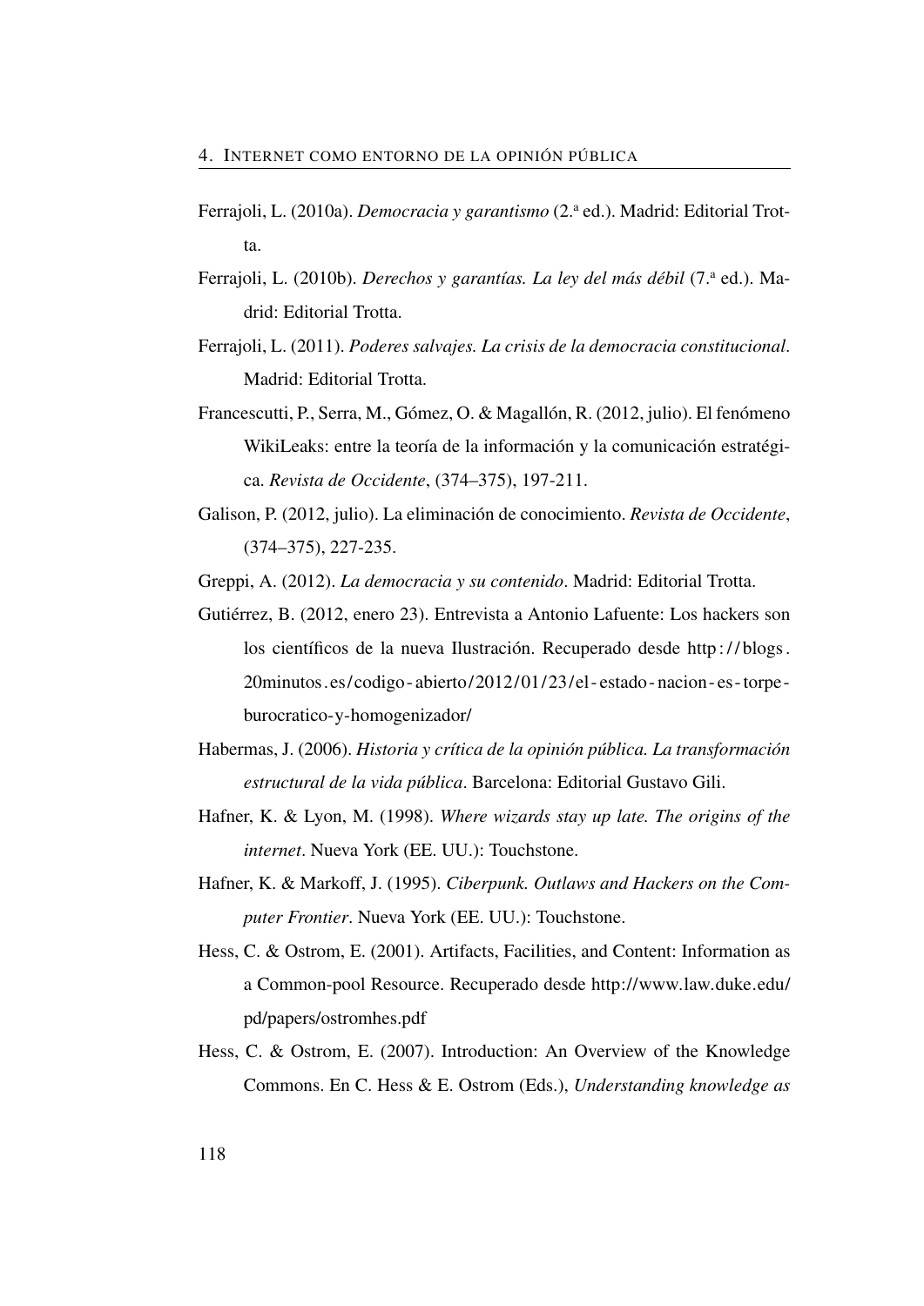Ferrajoli, L. (2010a). *Democracia y garantismo* (2.ª ed.). Madrid: Editorial Trotta.

Ferrajoli, L. (2010b). *Derechos y garantías. La ley del más débil* (7.ª ed.). Madrid: Editorial Trotta.

Ferrajoli, L. (2011). *Poderes salvajes. La crisis de la democracia constitucional*. Madrid: Editorial Trotta.

Francescutti, P., Serra, M., Gómez, O. & Magallón, R. (2012, julio). El fenómeno WikiLeaks: entre la teoría de la información y la comunicación estratégica. *Revista de Occidente*, (374–375), 197-211.

Galison, P. (2012, julio). La eliminación de conocimiento. *Revista de Occidente*, (374–375), 227-235.

Greppi, A. (2012). *La democracia y su contenido*. Madrid: Editorial Trotta.

Gutiérrez, B. (2012, enero 23). Entrevista a Antonio Lafuente: Los hackers son los científicos de la nueva Ilustración. Recuperado desde http://blogs.20minutos.es/codigo-abierto/2012/01/23/el-estado-nacion-es-torpe-burocratico-y-homogenizador/

Habermas, J. (2006). *Historia y crítica de la opinión pública. La transformación estructural de la vida pública*. Barcelona: Editorial Gustavo Gili.

Hafner, K. & Lyon, M. (1998). *Where wizards stay up late. The origins of the internet*. Nueva York (EE. UU.): Touchstone.

Hafner, K. & Markoff, J. (1995). *Ciberpunk. Outlaws and Hackers on the Computer Frontier*. Nueva York (EE. UU.): Touchstone.

Hess, C. & Ostrom, E. (2001). Artifacts, Facilities, and Content: Information as a Common-pool Resource. Recuperado desde http://www.law.duke.edu/pd/papers/ostromhes.pdf

Hess, C. & Ostrom, E. (2007). Introduction: An Overview of the Knowledge Commons. En C. Hess & E. Ostrom (Eds.), *Understanding knowledge as*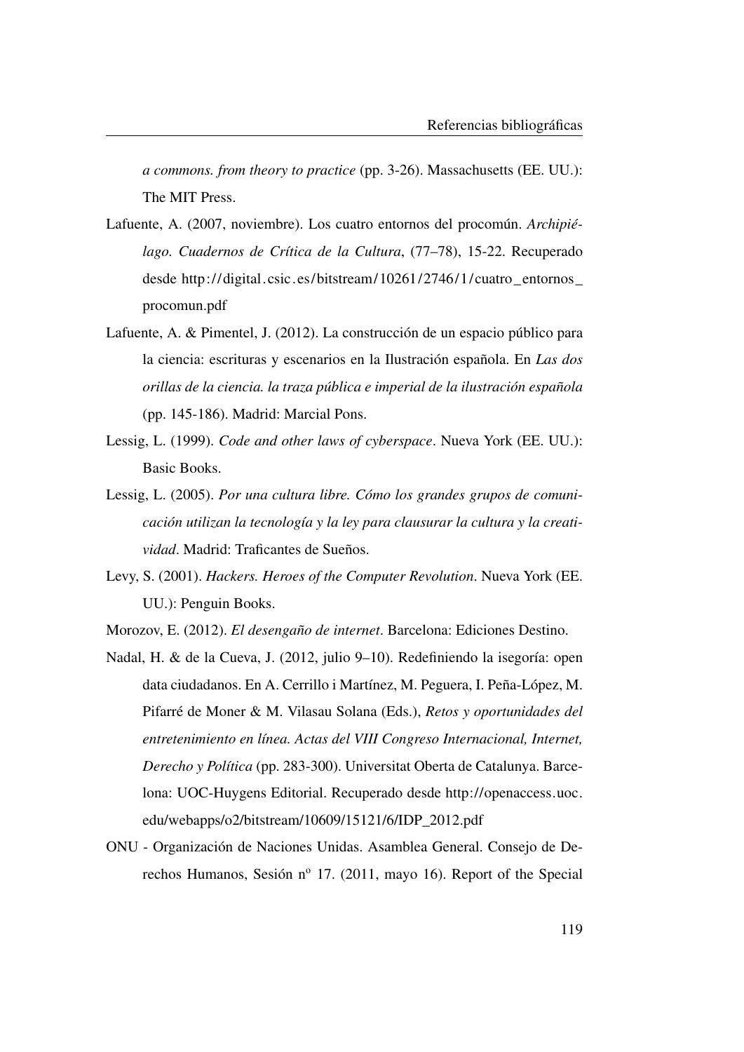*a commons. from theory to practice* (pp. 3-26). Massachusetts (EE. UU.): The MIT Press.

Lafuente, A. (2007, noviembre). Los cuatro entornos del procomún. *Archipiélago. Cuadernos de Crítica de la Cultura*, (77–78), 15-22. Recuperado desde http://digital.csic.es/bitstream/10261/2746/1/cuatro_entornos_procomun.pdf

Lafuente, A. & Pimentel, J. (2012). La construcción de un espacio público para la ciencia: escrituras y escenarios en la Ilustración española. En *Las dos orillas de la ciencia. la traza pública e imperial de la ilustración española* (pp. 145-186). Madrid: Marcial Pons.

Lessig, L. (1999). *Code and other laws of cyberspace*. Nueva York (EE. UU.): Basic Books.

Lessig, L. (2005). *Por una cultura libre. Cómo los grandes grupos de comunicación utilizan la tecnología y la ley para clausurar la cultura y la creatividad*. Madrid: Traficantes de Sueños.

Levy, S. (2001). *Hackers. Heroes of the Computer Revolution*. Nueva York (EE. UU.): Penguin Books.

Morozov, E. (2012). *El desengaño de internet*. Barcelona: Ediciones Destino.

Nadal, H. & de la Cueva, J. (2012, julio 9–10). Redefiniendo la isegoría: open data ciudadanos. En A. Cerrillo i Martínez, M. Peguera, I. Peña-López, M. Pifarré de Moner & M. Vilasau Solana (Eds.), *Retos y oportunidades del entretenimiento en línea. Actas del VIII Congreso Internacional, Internet, Derecho y Política* (pp. 283-300). Universitat Oberta de Catalunya. Barcelona: UOC-Huygens Editorial. Recuperado desde http://openaccess.uoc.edu/webapps/o2/bitstream/10609/15121/6/IDP_2012.pdf

ONU - Organización de Naciones Unidas. Asamblea General. Consejo de Derechos Humanos, Sesión nº 17. (2011, mayo 16). Report of the Special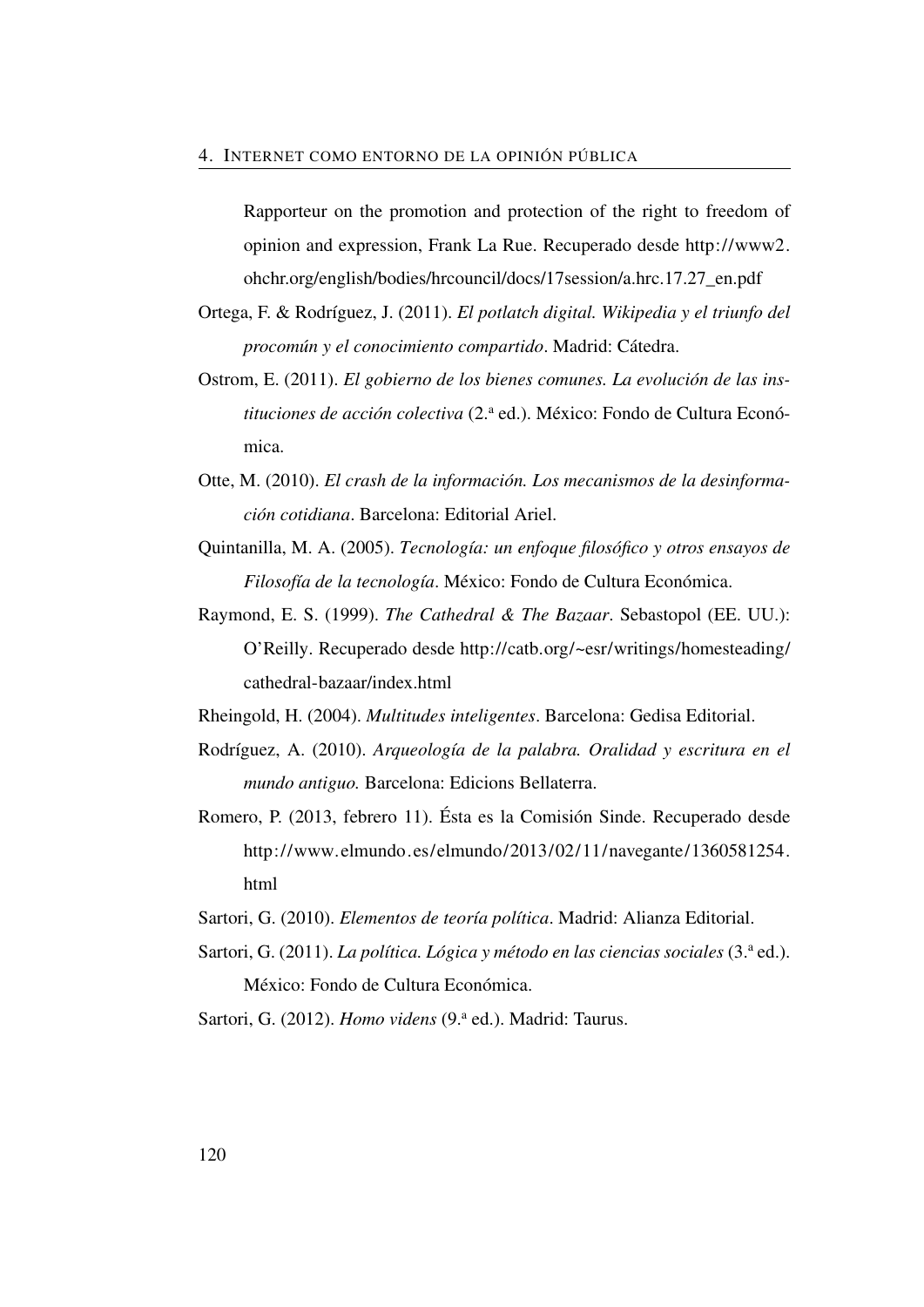Rapporteur on the promotion and protection of the right to freedom of opinion and expression, Frank La Rue. Recuperado desde http://www2.ohchr.org/english/bodies/hrcouncil/docs/17session/a.hrc.17.27_en.pdf

Ortega, F. & Rodríguez, J. (2011). *El potlatch digital. Wikipedia y el triunfo del procomún y el conocimiento compartido*. Madrid: Cátedra.

Ostrom, E. (2011). *El gobierno de los bienes comunes. La evolución de las instituciones de acción colectiva* (2.ª ed.). México: Fondo de Cultura Económica.

Otte, M. (2010). *El crash de la información. Los mecanismos de la desinformación cotidiana*. Barcelona: Editorial Ariel.

Quintanilla, M. A. (2005). *Tecnología: un enfoque filosófico y otros ensayos de Filosofía de la tecnología*. México: Fondo de Cultura Económica.

Raymond, E. S. (1999). *The Cathedral & The Bazaar*. Sebastopol (EE. UU.): O'Reilly. Recuperado desde http://catb.org/~esr/writings/homesteading/cathedral-bazaar/index.html

Rheingold, H. (2004). *Multitudes inteligentes*. Barcelona: Gedisa Editorial.

Rodríguez, A. (2010). *Arqueología de la palabra. Oralidad y escritura en el mundo antiguo.* Barcelona: Edicions Bellaterra.

Romero, P. (2013, febrero 11). Ésta es la Comisión Sinde. Recuperado desde http://www.elmundo.es/elmundo/2013/02/11/navegante/1360581254.html

Sartori, G. (2010). *Elementos de teoría política*. Madrid: Alianza Editorial.

Sartori, G. (2011). *La política. Lógica y método en las ciencias sociales* (3.ª ed.). México: Fondo de Cultura Económica.

Sartori, G. (2012). *Homo videns* (9.ª ed.). Madrid: Taurus.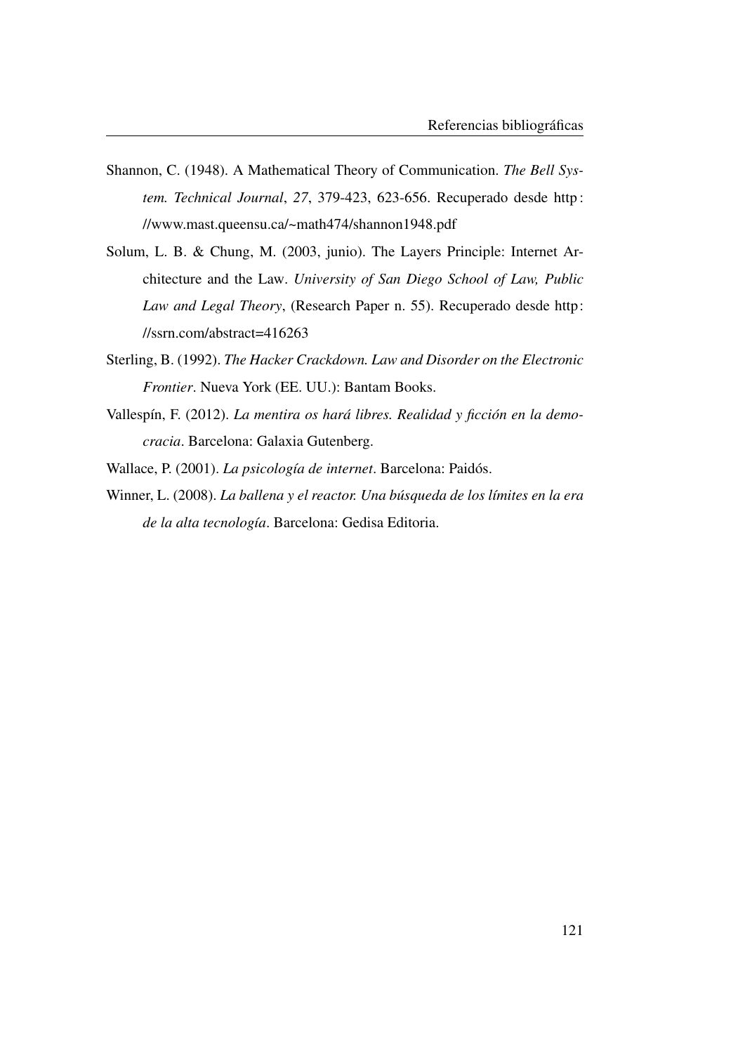Shannon, C. (1948). A Mathematical Theory of Communication. *The Bell System. Technical Journal*, *27*, 379-423, 623-656. Recuperado desde http://www.mast.queensu.ca/~math474/shannon1948.pdf

Solum, L. B. & Chung, M. (2003, junio). The Layers Principle: Internet Architecture and the Law. *University of San Diego School of Law, Public Law and Legal Theory*, (Research Paper n. 55). Recuperado desde http://ssrn.com/abstract=416263

Sterling, B. (1992). *The Hacker Crackdown. Law and Disorder on the Electronic Frontier*. Nueva York (EE. UU.): Bantam Books.

Vallespín, F. (2012). *La mentira os hará libres. Realidad y ficción en la democracia*. Barcelona: Galaxia Gutenberg.

Wallace, P. (2001). *La psicología de internet*. Barcelona: Paidós.

Winner, L. (2008). *La ballena y el reactor. Una búsqueda de los límites en la era de la alta tecnología*. Barcelona: Gedisa Editoria.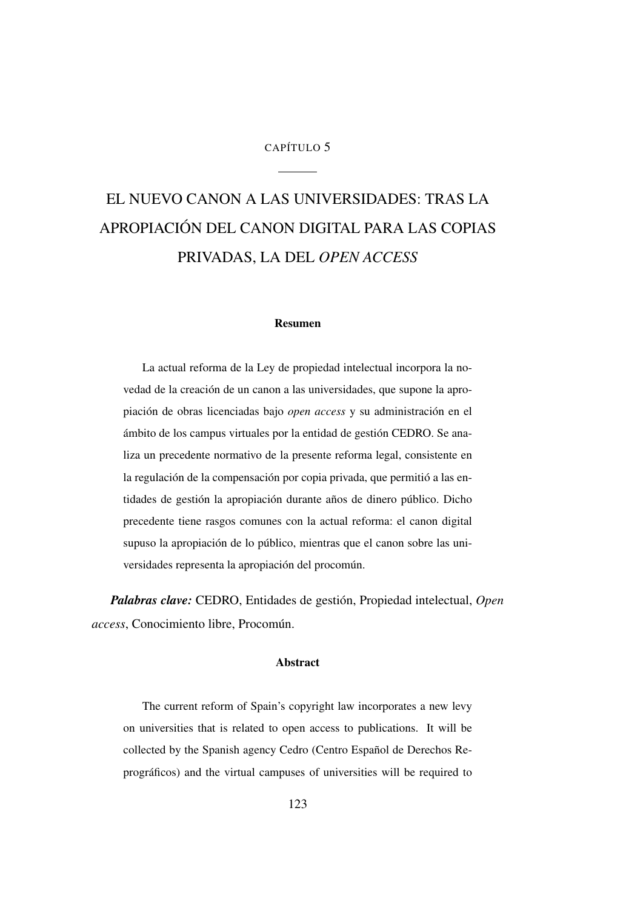CAPÍTULO 5

# EL NUEVO CANON A LAS UNIVERSIDADES: TRAS LA APROPIACIÓN DEL CANON DIGITAL PARA LAS COPIAS PRIVADAS, LA DEL *OPEN ACCESS*

**Resumen**

La actual reforma de la Ley de propiedad intelectual incorpora la novedad de la creación de un canon a las universidades, que supone la apropiación de obras licenciadas bajo *open access* y su administración en el ámbito de los campus virtuales por la entidad de gestión CEDRO. Se analiza un precedente normativo de la presente reforma legal, consistente en la regulación de la compensación por copia privada, que permitió a las entidades de gestión la apropiación durante años de dinero público. Dicho precedente tiene rasgos comunes con la actual reforma: el canon digital supuso la apropiación de lo público, mientras que el canon sobre las universidades representa la apropiación del procomún.

***Palabras clave:*** CEDRO, Entidades de gestión, Propiedad intelectual, *Open access*, Conocimiento libre, Procomún.

**Abstract**

The current reform of Spain's copyright law incorporates a new levy on universities that is related to open access to publications. It will be collected by the Spanish agency Cedro (Centro Español de Derechos Reprográficos) and the virtual campuses of universities will be required to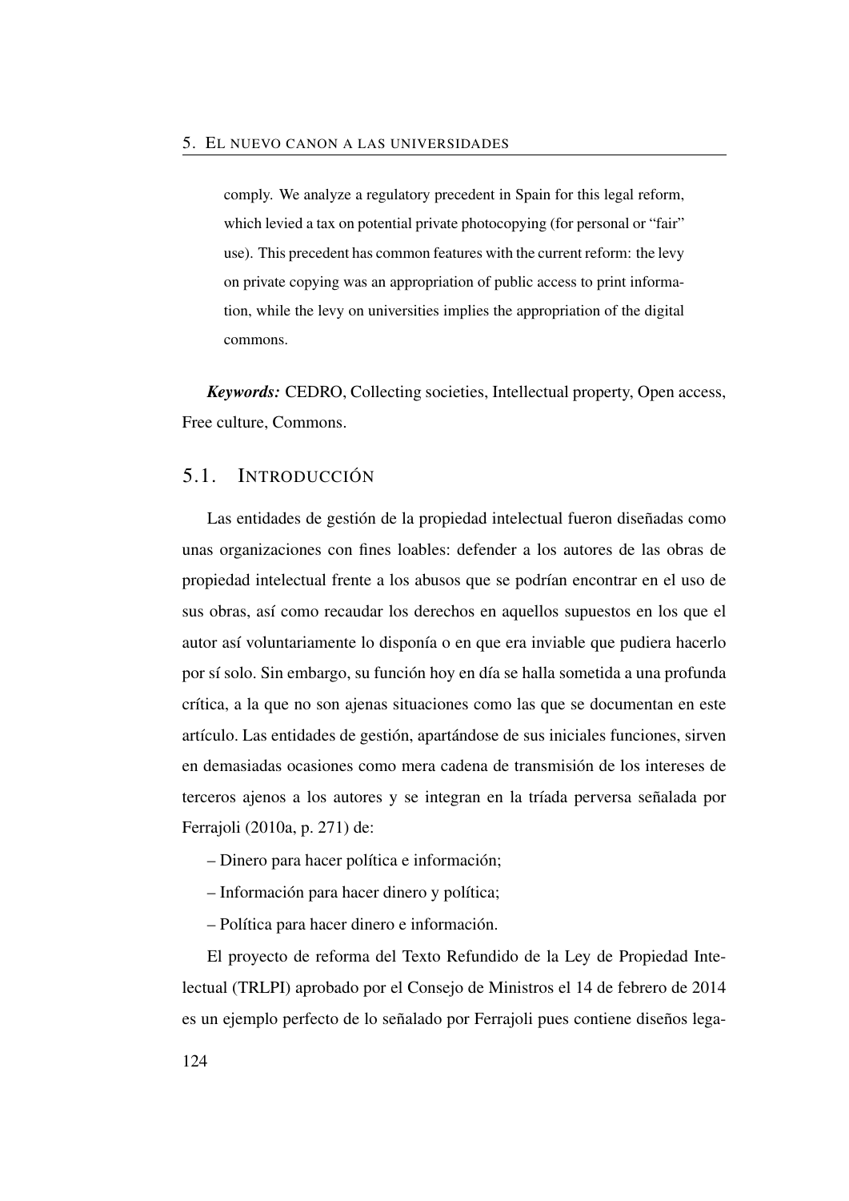comply. We analyze a regulatory precedent in Spain for this legal reform, which levied a tax on potential private photocopying (for personal or "fair" use). This precedent has common features with the current reform: the levy on private copying was an appropriation of public access to print information, while the levy on universities implies the appropriation of the digital commons.

***Keywords:*** CEDRO, Collecting societies, Intellectual property, Open access, Free culture, Commons.

## 5.1. Introducción

Las entidades de gestión de la propiedad intelectual fueron diseñadas como unas organizaciones con fines loables: defender a los autores de las obras de propiedad intelectual frente a los abusos que se podrían encontrar en el uso de sus obras, así como recaudar los derechos en aquellos supuestos en los que el autor así voluntariamente lo disponía o en que era inviable que pudiera hacerlo por sí solo. Sin embargo, su función hoy en día se halla sometida a una profunda crítica, a la que no son ajenas situaciones como las que se documentan en este artículo. Las entidades de gestión, apartándose de sus iniciales funciones, sirven en demasiadas ocasiones como mera cadena de transmisión de los intereses de terceros ajenos a los autores y se integran en la tríada perversa señalada por Ferrajoli (2010a, p. 271) de:

– Dinero para hacer política e información;

– Información para hacer dinero y política;

– Política para hacer dinero e información.

El proyecto de reforma del Texto Refundido de la Ley de Propiedad Intelectual (TRLPI) aprobado por el Consejo de Ministros el 14 de febrero de 2014 es un ejemplo perfecto de lo señalado por Ferrajoli pues contiene diseños lega-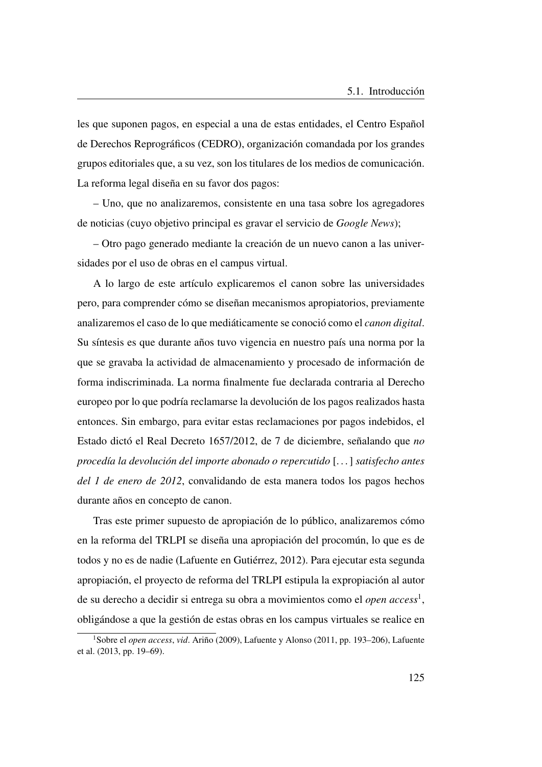les que suponen pagos, en especial a una de estas entidades, el Centro Español de Derechos Reprográficos (CEDRO), organización comandada por los grandes grupos editoriales que, a su vez, son los titulares de los medios de comunicación. La reforma legal diseña en su favor dos pagos:

– Uno, que no analizaremos, consistente en una tasa sobre los agregadores de noticias (cuyo objetivo principal es gravar el servicio de *Google News*);

– Otro pago generado mediante la creación de un nuevo canon a las universidades por el uso de obras en el campus virtual.

A lo largo de este artículo explicaremos el canon sobre las universidades pero, para comprender cómo se diseñan mecanismos apropiatorios, previamente analizaremos el caso de lo que mediáticamente se conoció como el *canon digital*. Su síntesis es que durante años tuvo vigencia en nuestro país una norma por la que se gravaba la actividad de almacenamiento y procesado de información de forma indiscriminada. La norma finalmente fue declarada contraria al Derecho europeo por lo que podría reclamarse la devolución de los pagos realizados hasta entonces. Sin embargo, para evitar estas reclamaciones por pagos indebidos, el Estado dictó el Real Decreto 1657/2012, de 7 de diciembre, señalando que *no procedía la devolución del importe abonado o repercutido* [...] *satisfecho antes del 1 de enero de 2012*, convalidando de esta manera todos los pagos hechos durante años en concepto de canon.

Tras este primer supuesto de apropiación de lo público, analizaremos cómo en la reforma del TRLPI se diseña una apropiación del procomún, lo que es de todos y no es de nadie (Lafuente en Gutiérrez, 2012). Para ejecutar esta segunda apropiación, el proyecto de reforma del TRLPI estipula la expropiación al autor de su derecho a decidir si entrega su obra a movimientos como el *open access*[1], obligándose a que la gestión de estas obras en los campus virtuales se realice en

[1] Sobre el *open access*, *vid*. Ariño (2009), Lafuente y Alonso (2011, pp. 193–206), Lafuente et al. (2013, pp. 19–69).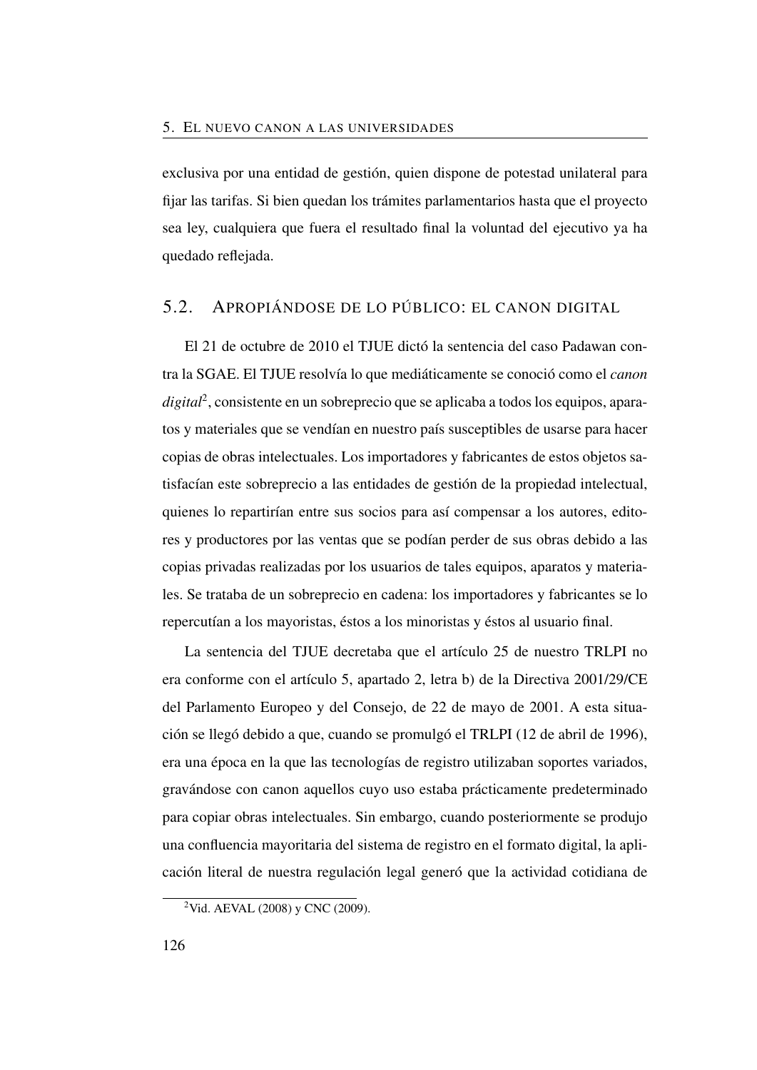exclusiva por una entidad de gestión, quien dispone de potestad unilateral para fijar las tarifas. Si bien quedan los trámites parlamentarios hasta que el proyecto sea ley, cualquiera que fuera el resultado final la voluntad del ejecutivo ya ha quedado reflejada.

## 5.2. Apropiándose de lo público: el canon digital

El 21 de octubre de 2010 el TJUE dictó la sentencia del caso Padawan contra la SGAE. El TJUE resolvía lo que mediáticamente se conoció como el *canon digital*[2], consistente en un sobreprecio que se aplicaba a todos los equipos, aparatos y materiales que se vendían en nuestro país susceptibles de usarse para hacer copias de obras intelectuales. Los importadores y fabricantes de estos objetos satisfacían este sobreprecio a las entidades de gestión de la propiedad intelectual, quienes lo repartirían entre sus socios para así compensar a los autores, editores y productores por las ventas que se podían perder de sus obras debido a las copias privadas realizadas por los usuarios de tales equipos, aparatos y materiales. Se trataba de un sobreprecio en cadena: los importadores y fabricantes se lo repercutían a los mayoristas, éstos a los minoristas y éstos al usuario final.

La sentencia del TJUE decretaba que el artículo 25 de nuestro TRLPI no era conforme con el artículo 5, apartado 2, letra b) de la Directiva 2001/29/CE del Parlamento Europeo y del Consejo, de 22 de mayo de 2001. A esta situación se llegó debido a que, cuando se promulgó el TRLPI (12 de abril de 1996), era una época en la que las tecnologías de registro utilizaban soportes variados, gravándose con canon aquellos cuyo uso estaba prácticamente predeterminado para copiar obras intelectuales. Sin embargo, cuando posteriormente se produjo una confluencia mayoritaria del sistema de registro en el formato digital, la aplicación literal de nuestra regulación legal generó que la actividad cotidiana de

[2] Vid. AEVAL (2008) y CNC (2009).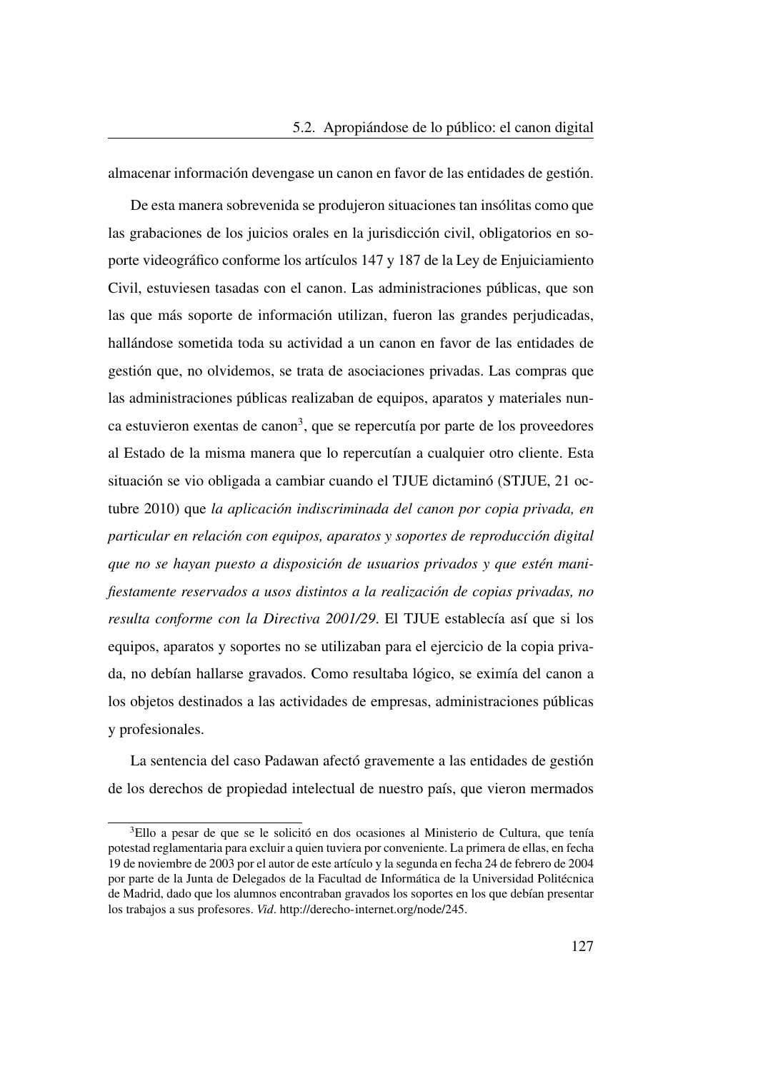almacenar información devengase un canon en favor de las entidades de gestión.

De esta manera sobrevenida se produjeron situaciones tan insólitas como que las grabaciones de los juicios orales en la jurisdicción civil, obligatorios en soporte videográfico conforme los artículos 147 y 187 de la Ley de Enjuiciamiento Civil, estuviesen tasadas con el canon. Las administraciones públicas, que son las que más soporte de información utilizan, fueron las grandes perjudicadas, hallándose sometida toda su actividad a un canon en favor de las entidades de gestión que, no olvidemos, se trata de asociaciones privadas. Las compras que las administraciones públicas realizaban de equipos, aparatos y materiales nunca estuvieron exentas de canon[3], que se repercutía por parte de los proveedores al Estado de la misma manera que lo repercutían a cualquier otro cliente. Esta situación se vio obligada a cambiar cuando el TJUE dictaminó (STJUE, 21 octubre 2010) que *la aplicación indiscriminada del canon por copia privada, en particular en relación con equipos, aparatos y soportes de reproducción digital que no se hayan puesto a disposición de usuarios privados y que estén manifiestamente reservados a usos distintos a la realización de copias privadas, no resulta conforme con la Directiva 2001/29*. El TJUE establecía así que si los equipos, aparatos y soportes no se utilizaban para el ejercicio de la copia privada, no debían hallarse gravados. Como resultaba lógico, se eximía del canon a los objetos destinados a las actividades de empresas, administraciones públicas y profesionales.

La sentencia del caso Padawan afectó gravemente a las entidades de gestión de los derechos de propiedad intelectual de nuestro país, que vieron mermados

[3]Ello a pesar de que se le solicitó en dos ocasiones al Ministerio de Cultura, que tenía potestad reglamentaria para excluir a quien tuviera por conveniente. La primera de ellas, en fecha 19 de noviembre de 2003 por el autor de este artículo y la segunda en fecha 24 de febrero de 2004 por parte de la Junta de Delegados de la Facultad de Informática de la Universidad Politécnica de Madrid, dado que los alumnos encontraban gravados los soportes en los que debían presentar los trabajos a sus profesores. *Vid*. http://derecho-internet.org/node/245.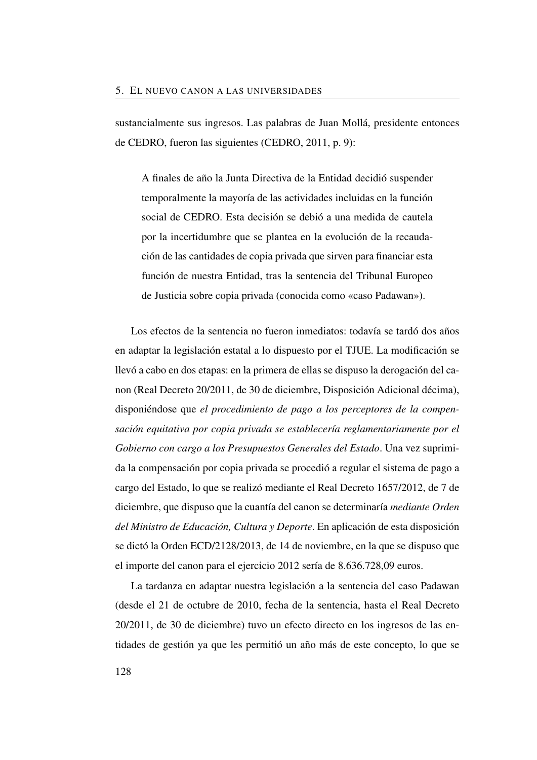sustancialmente sus ingresos. Las palabras de Juan Mollá, presidente entonces de CEDRO, fueron las siguientes (CEDRO, 2011, p. 9):

> A finales de año la Junta Directiva de la Entidad decidió suspender temporalmente la mayoría de las actividades incluidas en la función social de CEDRO. Esta decisión se debió a una medida de cautela por la incertidumbre que se plantea en la evolución de la recaudación de las cantidades de copia privada que sirven para financiar esta función de nuestra Entidad, tras la sentencia del Tribunal Europeo de Justicia sobre copia privada (conocida como «caso Padawan»).

Los efectos de la sentencia no fueron inmediatos: todavía se tardó dos años en adaptar la legislación estatal a lo dispuesto por el TJUE. La modificación se llevó a cabo en dos etapas: en la primera de ellas se dispuso la derogación del canon (Real Decreto 20/2011, de 30 de diciembre, Disposición Adicional décima), disponiéndose que *el procedimiento de pago a los perceptores de la compensación equitativa por copia privada se establecería reglamentariamente por el Gobierno con cargo a los Presupuestos Generales del Estado*. Una vez suprimida la compensación por copia privada se procedió a regular el sistema de pago a cargo del Estado, lo que se realizó mediante el Real Decreto 1657/2012, de 7 de diciembre, que dispuso que la cuantía del canon se determinaría *mediante Orden del Ministro de Educación, Cultura y Deporte*. En aplicación de esta disposición se dictó la Orden ECD/2128/2013, de 14 de noviembre, en la que se dispuso que el importe del canon para el ejercicio 2012 sería de 8.636.728,09 euros.

La tardanza en adaptar nuestra legislación a la sentencia del caso Padawan (desde el 21 de octubre de 2010, fecha de la sentencia, hasta el Real Decreto 20/2011, de 30 de diciembre) tuvo un efecto directo en los ingresos de las entidades de gestión ya que les permitió un año más de este concepto, lo que se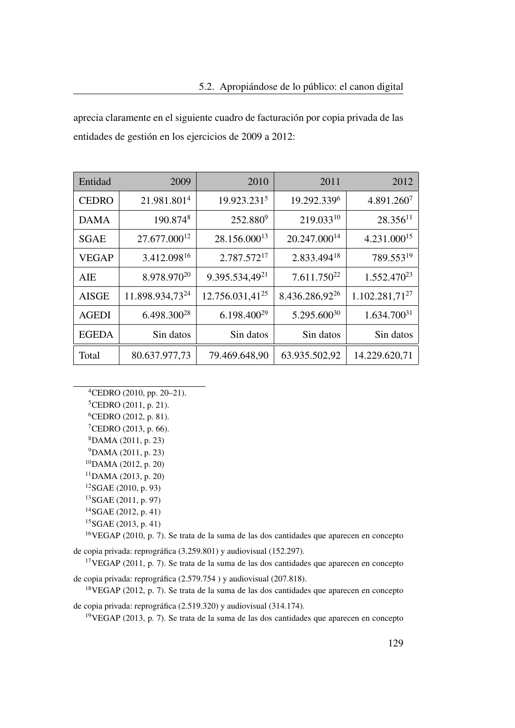aprecia claramente en el siguiente cuadro de facturación por copia privada de las entidades de gestión en los ejercicios de 2009 a 2012:

| Entidad | 2009 | 2010 | 2011 | 2012 |
|---|---|---|---|---|
| CEDRO | 21.981.801[4] | 19.923.231[5] | 19.292.339[6] | 4.891.260[7] |
| DAMA | 190.874[8] | 252.880[9] | 219.033[10] | 28.356[11] |
| SGAE | 27.677.000[12] | 28.156.000[13] | 20.247.000[14] | 4.231.000[15] |
| VEGAP | 3.412.098[16] | 2.787.572[17] | 2.833.494[18] | 789.553[19] |
| AIE | 8.978.970[20] | 9.395.534,49[21] | 7.611.750[22] | 1.552.470[23] |
| AISGE | 11.898.934,73[24] | 12.756.031,41[25] | 8.436.286,92[26] | 1.102.281,71[27] |
| AGEDI | 6.498.300[28] | 6.198.400[29] | 5.295.600[30] | 1.634.700[31] |
| EGEDA | Sin datos | Sin datos | Sin datos | Sin datos |
| Total | 80.637.977,73 | 79.469.648,90 | 63.935.502,92 | 14.229.620,71 |

[4] CEDRO (2010, pp. 20–21).

[5] CEDRO (2011, p. 21).

[6] CEDRO (2012, p. 81).

[7] CEDRO (2013, p. 66).

[8] DAMA (2011, p. 23)

[9] DAMA (2011, p. 23)

[10] DAMA (2012, p. 20)

[11] DAMA (2013, p. 20)

[12] SGAE (2010, p. 93)

[13] SGAE (2011, p. 97)

[14] SGAE (2012, p. 41)

[15] SGAE (2013, p. 41)

[16] VEGAP (2010, p. 7). Se trata de la suma de las dos cantidades que aparecen en concepto de copia privada: reprográfica (3.259.801) y audiovisual (152.297).

[17] VEGAP (2011, p. 7). Se trata de la suma de las dos cantidades que aparecen en concepto de copia privada: reprográfica (2.579.754 ) y audiovisual (207.818).

[18] VEGAP (2012, p. 7). Se trata de la suma de las dos cantidades que aparecen en concepto de copia privada: reprográfica (2.519.320) y audiovisual (314.174).

[19] VEGAP (2013, p. 7). Se trata de la suma de las dos cantidades que aparecen en concepto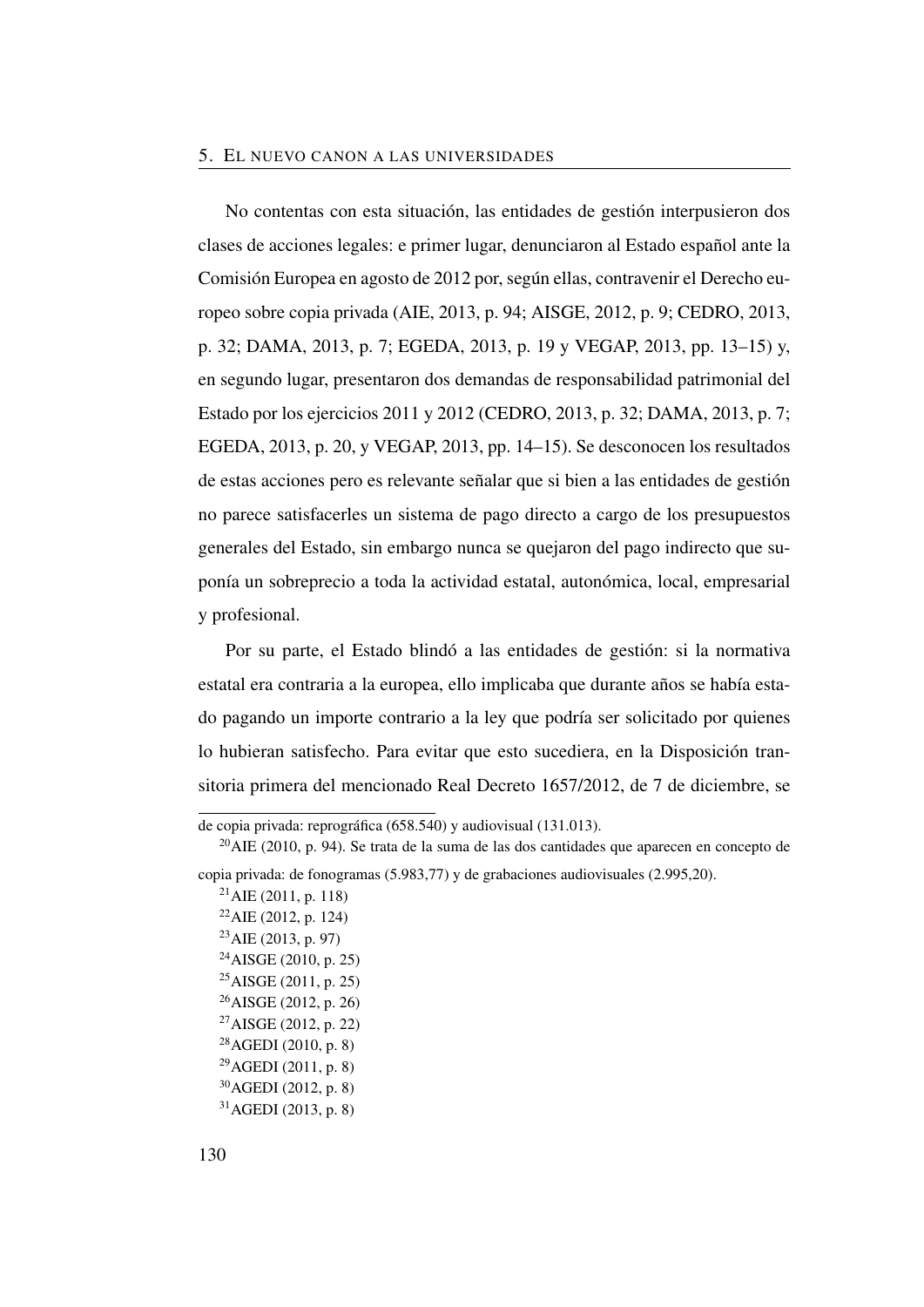No contentas con esta situación, las entidades de gestión interpusieron dos clases de acciones legales: e primer lugar, denunciaron al Estado español ante la Comisión Europea en agosto de 2012 por, según ellas, contravenir el Derecho europeo sobre copia privada (AIE, 2013, p. 94; AISGE, 2012, p. 9; CEDRO, 2013, p. 32; DAMA, 2013, p. 7; EGEDA, 2013, p. 19 y VEGAP, 2013, pp. 13–15) y, en segundo lugar, presentaron dos demandas de responsabilidad patrimonial del Estado por los ejercicios 2011 y 2012 (CEDRO, 2013, p. 32; DAMA, 2013, p. 7; EGEDA, 2013, p. 20, y VEGAP, 2013, pp. 14–15). Se desconocen los resultados de estas acciones pero es relevante señalar que si bien a las entidades de gestión no parece satisfacerles un sistema de pago directo a cargo de los presupuestos generales del Estado, sin embargo nunca se quejaron del pago indirecto que suponía un sobreprecio a toda la actividad estatal, autonómica, local, empresarial y profesional.

Por su parte, el Estado blindó a las entidades de gestión: si la normativa estatal era contraria a la europea, ello implicaba que durante años se había estado pagando un importe contrario a la ley que podría ser solicitado por quienes lo hubieran satisfecho. Para evitar que esto sucediera, en la Disposición transitoria primera del mencionado Real Decreto 1657/2012, de 7 de diciembre, se

---

de copia privada: reprográfica (658.540) y audiovisual (131.013).

[20] AIE (2010, p. 94). Se trata de la suma de las dos cantidades que aparecen en concepto de copia privada: de fonogramas (5.983,77) y de grabaciones audiovisuales (2.995,20).

[21] AIE (2011, p. 118)

[22] AIE (2012, p. 124)

[23] AIE (2013, p. 97)

[24] AISGE (2010, p. 25)

[25] AISGE (2011, p. 25)

[26] AISGE (2012, p. 26)

[27] AISGE (2012, p. 22)

[28] AGEDI (2010, p. 8)

[29] AGEDI (2011, p. 8)

[30] AGEDI (2012, p. 8)

[31] AGEDI (2013, p. 8)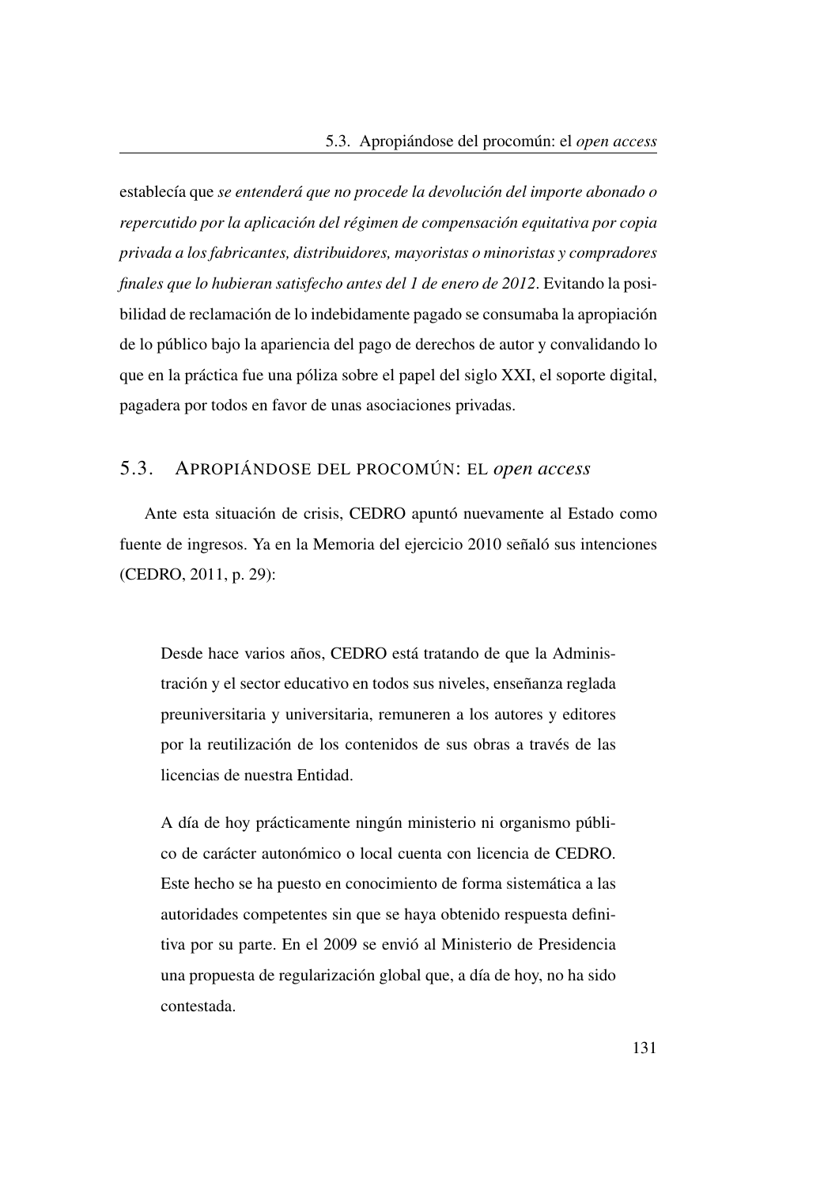establecía que *se entenderá que no procede la devolución del importe abonado o repercutido por la aplicación del régimen de compensación equitativa por copia privada a los fabricantes, distribuidores, mayoristas o minoristas y compradores finales que lo hubieran satisfecho antes del 1 de enero de 2012*. Evitando la posibilidad de reclamación de lo indebidamente pagado se consumaba la apropiación de lo público bajo la apariencia del pago de derechos de autor y convalidando lo que en la práctica fue una póliza sobre el papel del siglo XXI, el soporte digital, pagadera por todos en favor de unas asociaciones privadas.

## 5.3. Apropiándose del procomún: el *open access*

Ante esta situación de crisis, CEDRO apuntó nuevamente al Estado como fuente de ingresos. Ya en la Memoria del ejercicio 2010 señaló sus intenciones (CEDRO, 2011, p. 29):

> Desde hace varios años, CEDRO está tratando de que la Administración y el sector educativo en todos sus niveles, enseñanza reglada preuniversitaria y universitaria, remuneren a los autores y editores por la reutilización de los contenidos de sus obras a través de las licencias de nuestra Entidad.
>
> A día de hoy prácticamente ningún ministerio ni organismo público de carácter autonómico o local cuenta con licencia de CEDRO. Este hecho se ha puesto en conocimiento de forma sistemática a las autoridades competentes sin que se haya obtenido respuesta definitiva por su parte. En el 2009 se envió al Ministerio de Presidencia una propuesta de regularización global que, a día de hoy, no ha sido contestada.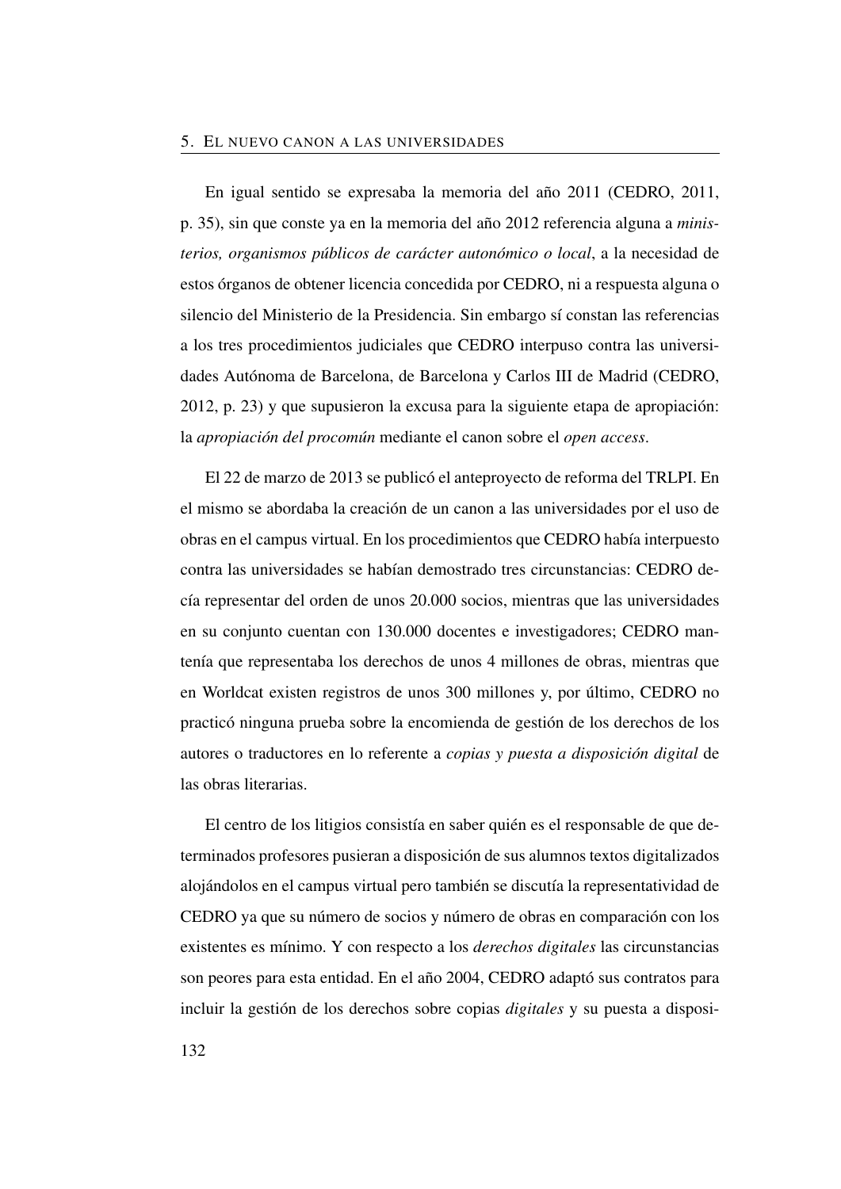En igual sentido se expresaba la memoria del año 2011 (CEDRO, 2011, p. 35), sin que conste ya en la memoria del año 2012 referencia alguna a *ministerios, organismos públicos de carácter autonómico o local*, a la necesidad de estos órganos de obtener licencia concedida por CEDRO, ni a respuesta alguna o silencio del Ministerio de la Presidencia. Sin embargo sí constan las referencias a los tres procedimientos judiciales que CEDRO interpuso contra las universidades Autónoma de Barcelona, de Barcelona y Carlos III de Madrid (CEDRO, 2012, p. 23) y que supusieron la excusa para la siguiente etapa de apropiación: la *apropiación del procomún* mediante el canon sobre el *open access*.

El 22 de marzo de 2013 se publicó el anteproyecto de reforma del TRLPI. En el mismo se abordaba la creación de un canon a las universidades por el uso de obras en el campus virtual. En los procedimientos que CEDRO había interpuesto contra las universidades se habían demostrado tres circunstancias: CEDRO decía representar del orden de unos 20.000 socios, mientras que las universidades en su conjunto cuentan con 130.000 docentes e investigadores; CEDRO mantenía que representaba los derechos de unos 4 millones de obras, mientras que en Worldcat existen registros de unos 300 millones y, por último, CEDRO no practicó ninguna prueba sobre la encomienda de gestión de los derechos de los autores o traductores en lo referente a *copias y puesta a disposición digital* de las obras literarias.

El centro de los litigios consistía en saber quién es el responsable de que determinados profesores pusieran a disposición de sus alumnos textos digitalizados alojándolos en el campus virtual pero también se discutía la representatividad de CEDRO ya que su número de socios y número de obras en comparación con los existentes es mínimo. Y con respecto a los *derechos digitales* las circunstancias son peores para esta entidad. En el año 2004, CEDRO adaptó sus contratos para incluir la gestión de los derechos sobre copias *digitales* y su puesta a disposi-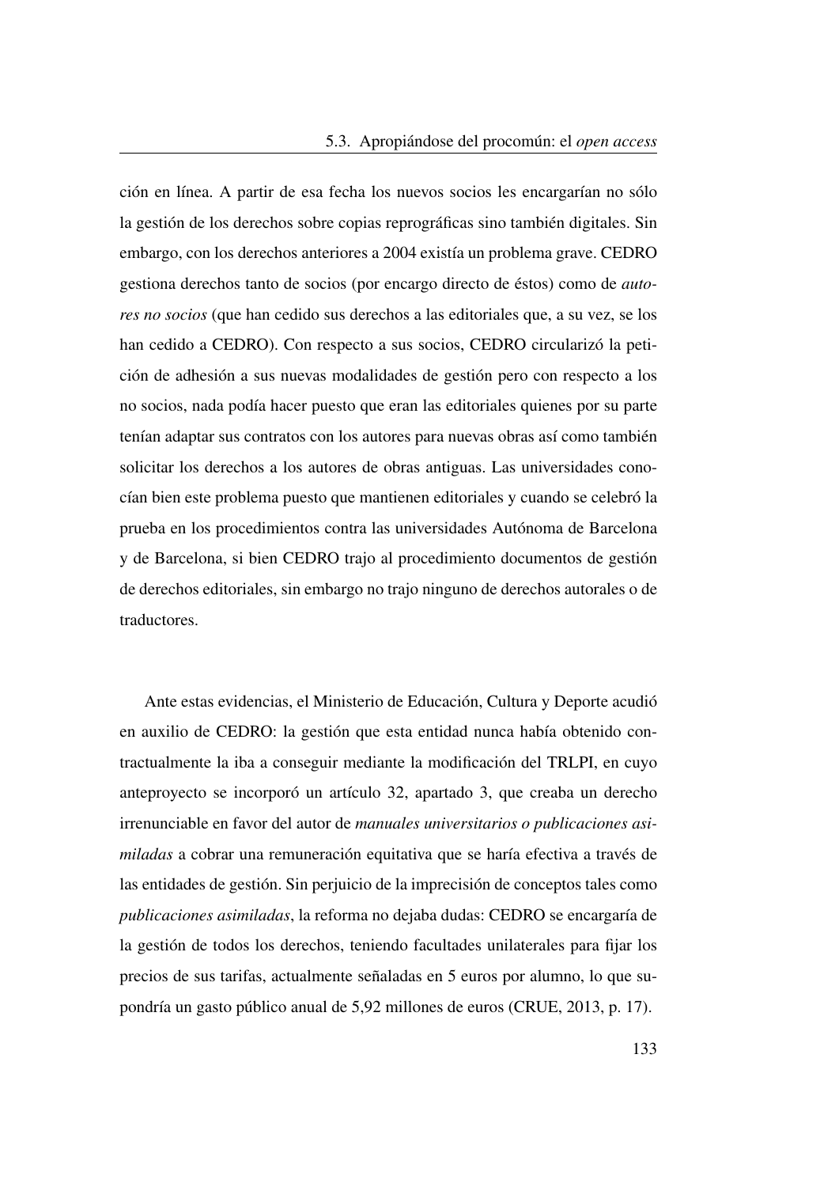ción en línea. A partir de esa fecha los nuevos socios les encargarían no sólo la gestión de los derechos sobre copias reprográficas sino también digitales. Sin embargo, con los derechos anteriores a 2004 existía un problema grave. CEDRO gestiona derechos tanto de socios (por encargo directo de éstos) como de *autores no socios* (que han cedido sus derechos a las editoriales que, a su vez, se los han cedido a CEDRO). Con respecto a sus socios, CEDRO circularizó la petición de adhesión a sus nuevas modalidades de gestión pero con respecto a los no socios, nada podía hacer puesto que eran las editoriales quienes por su parte tenían adaptar sus contratos con los autores para nuevas obras así como también solicitar los derechos a los autores de obras antiguas. Las universidades conocían bien este problema puesto que mantienen editoriales y cuando se celebró la prueba en los procedimientos contra las universidades Autónoma de Barcelona y de Barcelona, si bien CEDRO trajo al procedimiento documentos de gestión de derechos editoriales, sin embargo no trajo ninguno de derechos autorales o de traductores.

Ante estas evidencias, el Ministerio de Educación, Cultura y Deporte acudió en auxilio de CEDRO: la gestión que esta entidad nunca había obtenido contractualmente la iba a conseguir mediante la modificación del TRLPI, en cuyo anteproyecto se incorporó un artículo 32, apartado 3, que creaba un derecho irrenunciable en favor del autor de *manuales universitarios o publicaciones asimiladas* a cobrar una remuneración equitativa que se haría efectiva a través de las entidades de gestión. Sin perjuicio de la imprecisión de conceptos tales como *publicaciones asimiladas*, la reforma no dejaba dudas: CEDRO se encargaría de la gestión de todos los derechos, teniendo facultades unilaterales para fijar los precios de sus tarifas, actualmente señaladas en 5 euros por alumno, lo que supondría un gasto público anual de 5,92 millones de euros (CRUE, 2013, p. 17).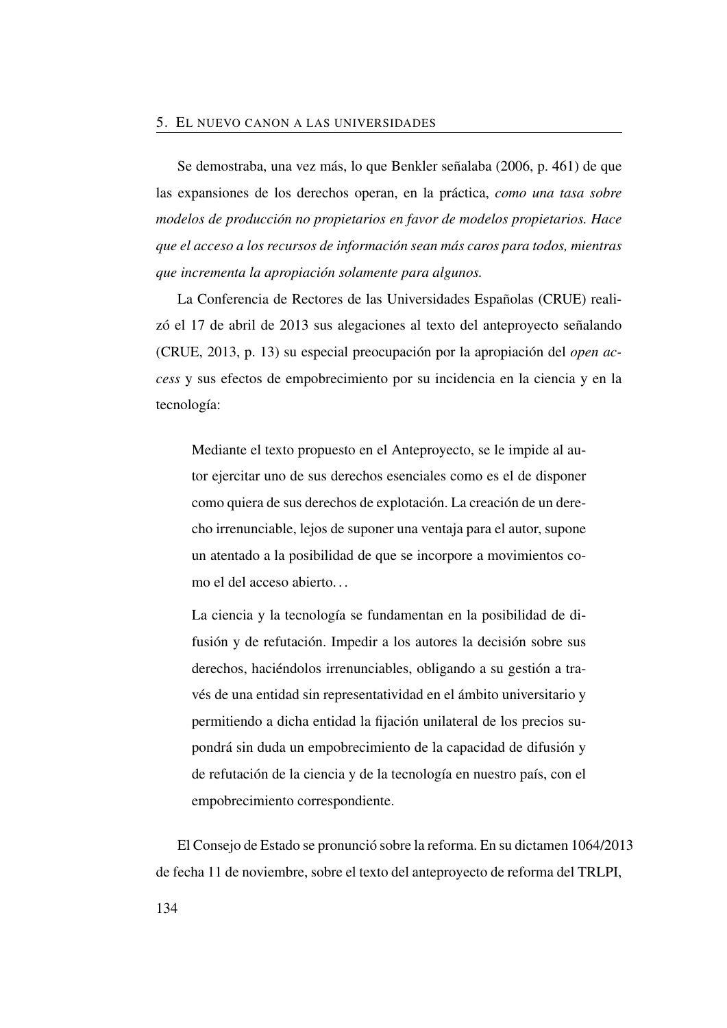Se demostraba, una vez más, lo que Benkler señalaba (2006, p. 461) de que las expansiones de los derechos operan, en la práctica, *como una tasa sobre modelos de producción no propietarios en favor de modelos propietarios. Hace que el acceso a los recursos de información sean más caros para todos, mientras que incrementa la apropiación solamente para algunos.*

La Conferencia de Rectores de las Universidades Españolas (CRUE) realizó el 17 de abril de 2013 sus alegaciones al texto del anteproyecto señalando (CRUE, 2013, p. 13) su especial preocupación por la apropiación del *open access* y sus efectos de empobrecimiento por su incidencia en la ciencia y en la tecnología:

> Mediante el texto propuesto en el Anteproyecto, se le impide al autor ejercitar uno de sus derechos esenciales como es el de disponer como quiera de sus derechos de explotación. La creación de un derecho irrenunciable, lejos de suponer una ventaja para el autor, supone un atentado a la posibilidad de que se incorpore a movimientos como el del acceso abierto...
>
> La ciencia y la tecnología se fundamentan en la posibilidad de difusión y de refutación. Impedir a los autores la decisión sobre sus derechos, haciéndolos irrenunciables, obligando a su gestión a través de una entidad sin representatividad en el ámbito universitario y permitiendo a dicha entidad la fijación unilateral de los precios supondrá sin duda un empobrecimiento de la capacidad de difusión y de refutación de la ciencia y de la tecnología en nuestro país, con el empobrecimiento correspondiente.

El Consejo de Estado se pronunció sobre la reforma. En su dictamen 1064/2013 de fecha 11 de noviembre, sobre el texto del anteproyecto de reforma del TRLPI,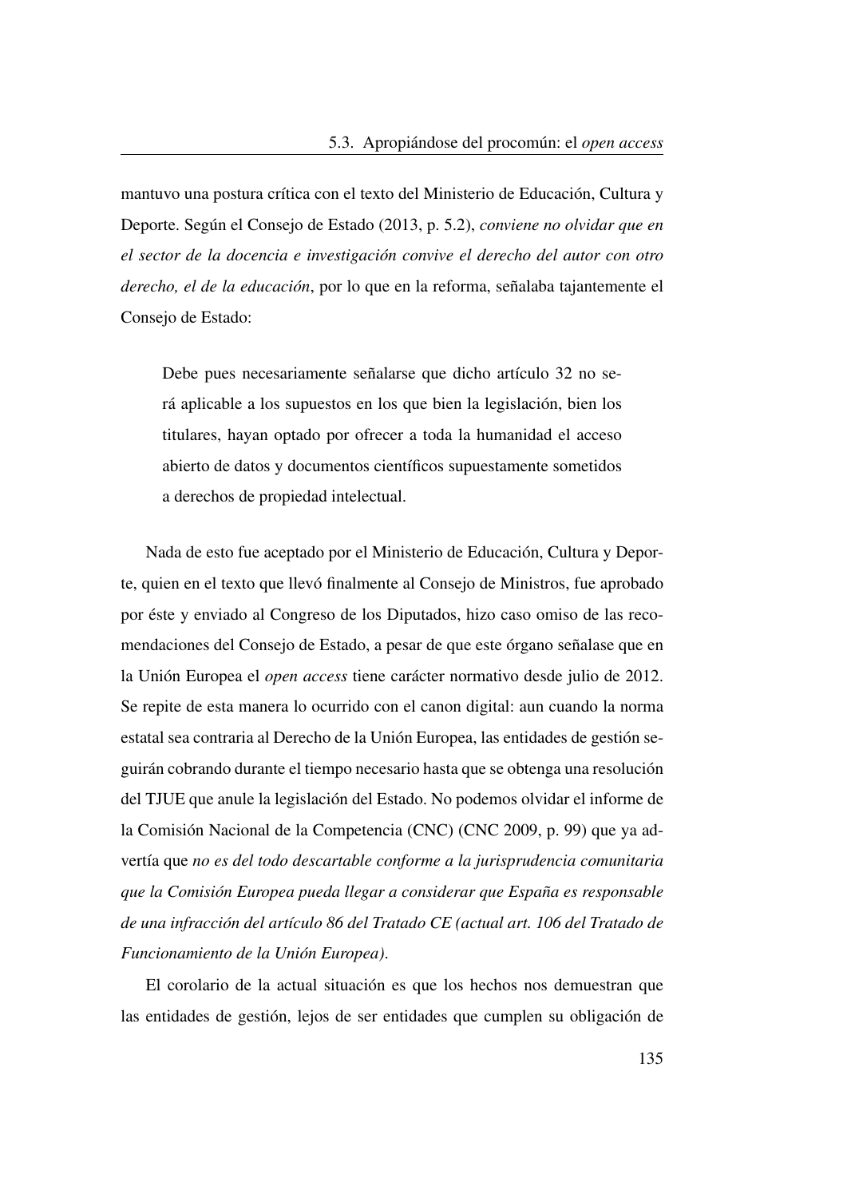mantuvo una postura crítica con el texto del Ministerio de Educación, Cultura y Deporte. Según el Consejo de Estado (2013, p. 5.2), *conviene no olvidar que en el sector de la docencia e investigación convive el derecho del autor con otro derecho, el de la educación*, por lo que en la reforma, señalaba tajantemente el Consejo de Estado:

> Debe pues necesariamente señalarse que dicho artículo 32 no será aplicable a los supuestos en los que bien la legislación, bien los titulares, hayan optado por ofrecer a toda la humanidad el acceso abierto de datos y documentos científicos supuestamente sometidos a derechos de propiedad intelectual.

Nada de esto fue aceptado por el Ministerio de Educación, Cultura y Deporte, quien en el texto que llevó finalmente al Consejo de Ministros, fue aprobado por éste y enviado al Congreso de los Diputados, hizo caso omiso de las recomendaciones del Consejo de Estado, a pesar de que este órgano señalase que en la Unión Europea el *open access* tiene carácter normativo desde julio de 2012. Se repite de esta manera lo ocurrido con el canon digital: aun cuando la norma estatal sea contraria al Derecho de la Unión Europea, las entidades de gestión seguirán cobrando durante el tiempo necesario hasta que se obtenga una resolución del TJUE que anule la legislación del Estado. No podemos olvidar el informe de la Comisión Nacional de la Competencia (CNC) (CNC 2009, p. 99) que ya advertía que *no es del todo descartable conforme a la jurisprudencia comunitaria que la Comisión Europea pueda llegar a considerar que España es responsable de una infracción del artículo 86 del Tratado CE (actual art. 106 del Tratado de Funcionamiento de la Unión Europea)*.

El corolario de la actual situación es que los hechos nos demuestran que las entidades de gestión, lejos de ser entidades que cumplen su obligación de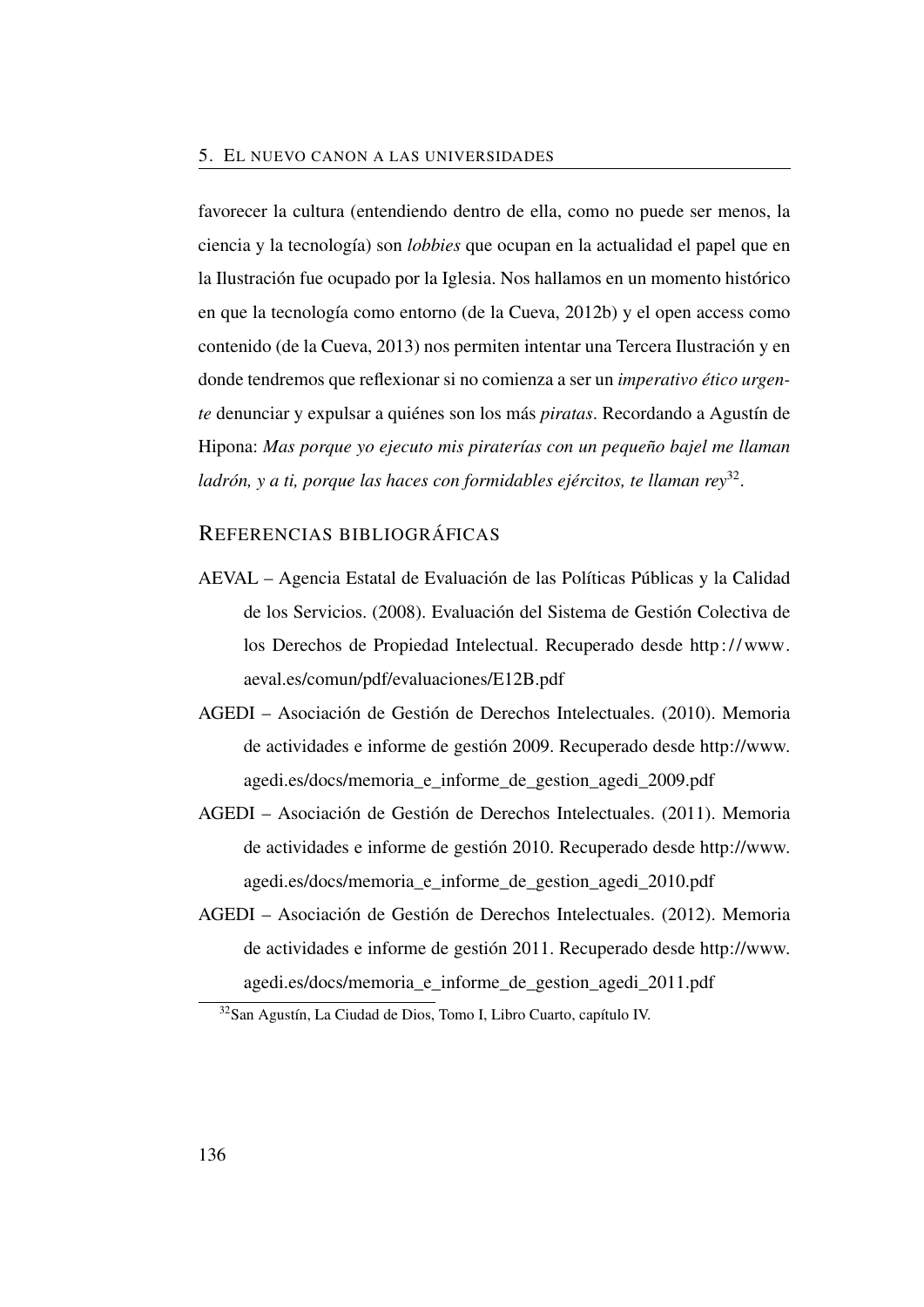favorecer la cultura (entendiendo dentro de ella, como no puede ser menos, la ciencia y la tecnología) son *lobbies* que ocupan en la actualidad el papel que en la Ilustración fue ocupado por la Iglesia. Nos hallamos en un momento histórico en que la tecnología como entorno (de la Cueva, 2012b) y el open access como contenido (de la Cueva, 2013) nos permiten intentar una Tercera Ilustración y en donde tendremos que reflexionar si no comienza a ser un *imperativo ético urgente* denunciar y expulsar a quiénes son los más *piratas*. Recordando a Agustín de Hipona: *Mas porque yo ejecuto mis piraterías con un pequeño bajel me llaman ladrón, y a ti, porque las haces con formidables ejércitos, te llaman rey*[32].

## Referencias bibliográficas

AEVAL – Agencia Estatal de Evaluación de las Políticas Públicas y la Calidad de los Servicios. (2008). Evaluación del Sistema de Gestión Colectiva de los Derechos de Propiedad Intelectual. Recuperado desde http://www.aeval.es/comun/pdf/evaluaciones/E12B.pdf

AGEDI – Asociación de Gestión de Derechos Intelectuales. (2010). Memoria de actividades e informe de gestión 2009. Recuperado desde http://www.agedi.es/docs/memoria_e_informe_de_gestion_agedi_2009.pdf

AGEDI – Asociación de Gestión de Derechos Intelectuales. (2011). Memoria de actividades e informe de gestión 2010. Recuperado desde http://www.agedi.es/docs/memoria_e_informe_de_gestion_agedi_2010.pdf

AGEDI – Asociación de Gestión de Derechos Intelectuales. (2012). Memoria de actividades e informe de gestión 2011. Recuperado desde http://www.agedi.es/docs/memoria_e_informe_de_gestion_agedi_2011.pdf

[32] San Agustín, La Ciudad de Dios, Tomo I, Libro Cuarto, capítulo IV.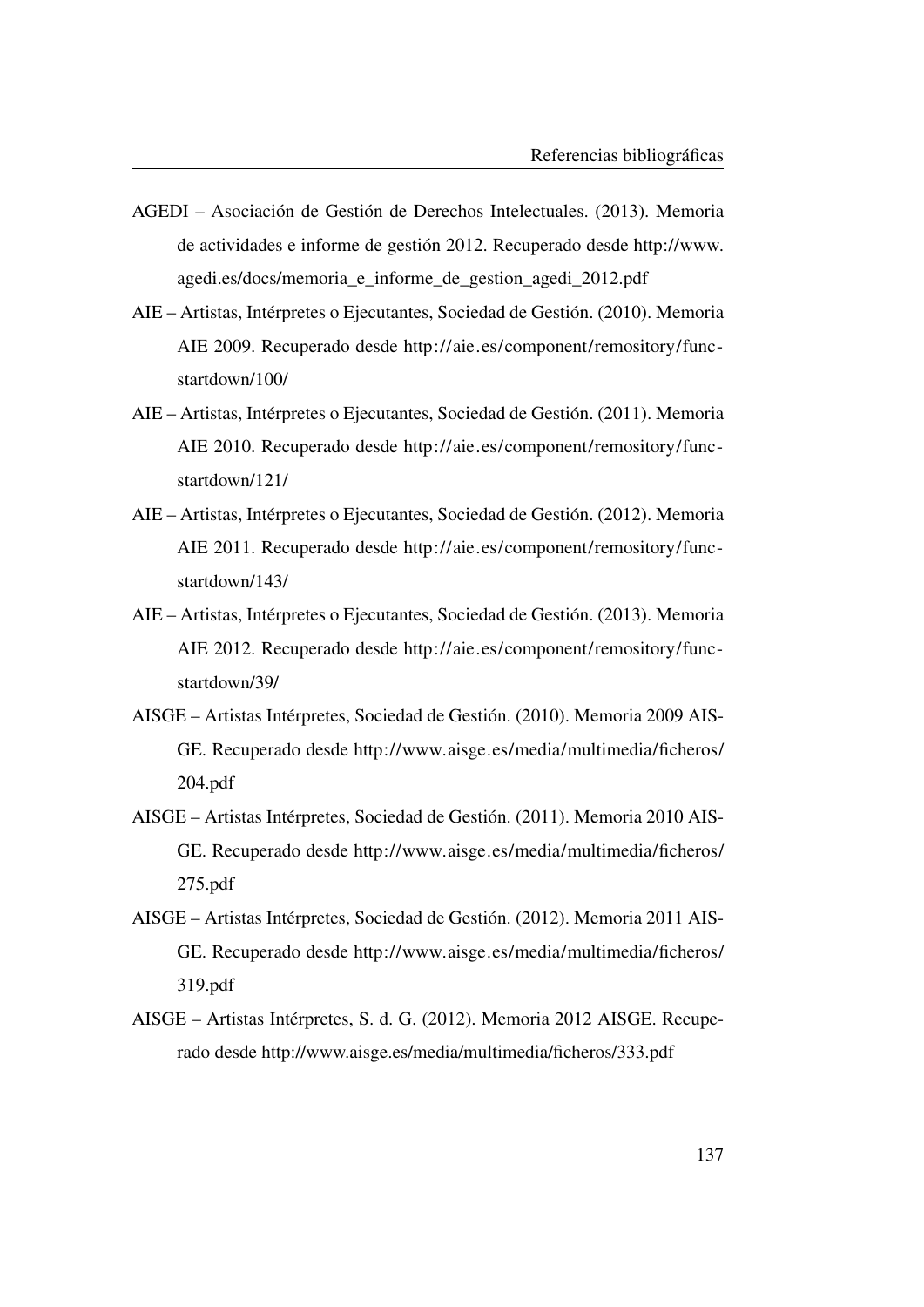AGEDI – Asociación de Gestión de Derechos Intelectuales. (2013). Memoria de actividades e informe de gestión 2012. Recuperado desde http://www.agedi.es/docs/memoria_e_informe_de_gestion_agedi_2012.pdf

AIE – Artistas, Intérpretes o Ejecutantes, Sociedad de Gestión. (2010). Memoria AIE 2009. Recuperado desde http://aie.es/component/remository/func-startdown/100/

AIE – Artistas, Intérpretes o Ejecutantes, Sociedad de Gestión. (2011). Memoria AIE 2010. Recuperado desde http://aie.es/component/remository/func-startdown/121/

AIE – Artistas, Intérpretes o Ejecutantes, Sociedad de Gestión. (2012). Memoria AIE 2011. Recuperado desde http://aie.es/component/remository/func-startdown/143/

AIE – Artistas, Intérpretes o Ejecutantes, Sociedad de Gestión. (2013). Memoria AIE 2012. Recuperado desde http://aie.es/component/remository/func-startdown/39/

AISGE – Artistas Intérpretes, Sociedad de Gestión. (2010). Memoria 2009 AISGE. Recuperado desde http://www.aisge.es/media/multimedia/ficheros/204.pdf

AISGE – Artistas Intérpretes, Sociedad de Gestión. (2011). Memoria 2010 AISGE. Recuperado desde http://www.aisge.es/media/multimedia/ficheros/275.pdf

AISGE – Artistas Intérpretes, Sociedad de Gestión. (2012). Memoria 2011 AISGE. Recuperado desde http://www.aisge.es/media/multimedia/ficheros/319.pdf

AISGE – Artistas Intérpretes, S. d. G. (2012). Memoria 2012 AISGE. Recuperado desde http://www.aisge.es/media/multimedia/ficheros/333.pdf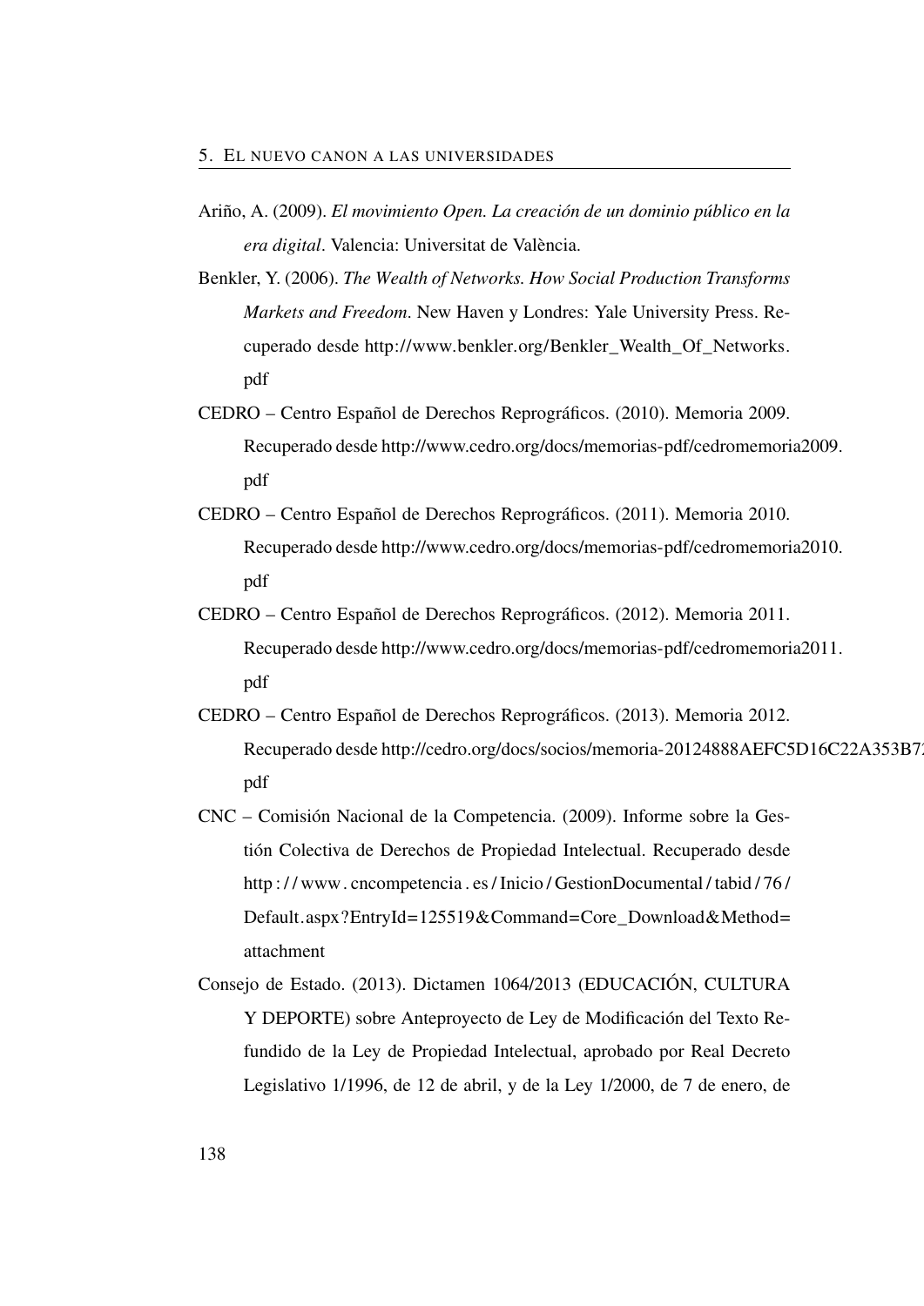Ariño, A. (2009). *El movimiento Open. La creación de un dominio público en la era digital*. Valencia: Universitat de València.

Benkler, Y. (2006). *The Wealth of Networks. How Social Production Transforms Markets and Freedom*. New Haven y Londres: Yale University Press. Recuperado desde http://www.benkler.org/Benkler_Wealth_Of_Networks.pdf

CEDRO – Centro Español de Derechos Reprográficos. (2010). Memoria 2009. Recuperado desde http://www.cedro.org/docs/memorias-pdf/cedromemoria2009.pdf

CEDRO – Centro Español de Derechos Reprográficos. (2011). Memoria 2010. Recuperado desde http://www.cedro.org/docs/memorias-pdf/cedromemoria2010.pdf

CEDRO – Centro Español de Derechos Reprográficos. (2012). Memoria 2011. Recuperado desde http://www.cedro.org/docs/memorias-pdf/cedromemoria2011.pdf

CEDRO – Centro Español de Derechos Reprográficos. (2013). Memoria 2012. Recuperado desde http://cedro.org/docs/socios/memoria-20124888AEFC5D16C22A353B7 pdf

CNC – Comisión Nacional de la Competencia. (2009). Informe sobre la Gestión Colectiva de Derechos de Propiedad Intelectual. Recuperado desde http://www.cncompetencia.es/Inicio/GestionDocumental/tabid/76/Default.aspx?EntryId=125519&Command=Core_Download&Method=attachment

Consejo de Estado. (2013). Dictamen 1064/2013 (EDUCACIÓN, CULTURA Y DEPORTE) sobre Anteproyecto de Ley de Modificación del Texto Refundido de la Ley de Propiedad Intelectual, aprobado por Real Decreto Legislativo 1/1996, de 12 de abril, y de la Ley 1/2000, de 7 de enero, de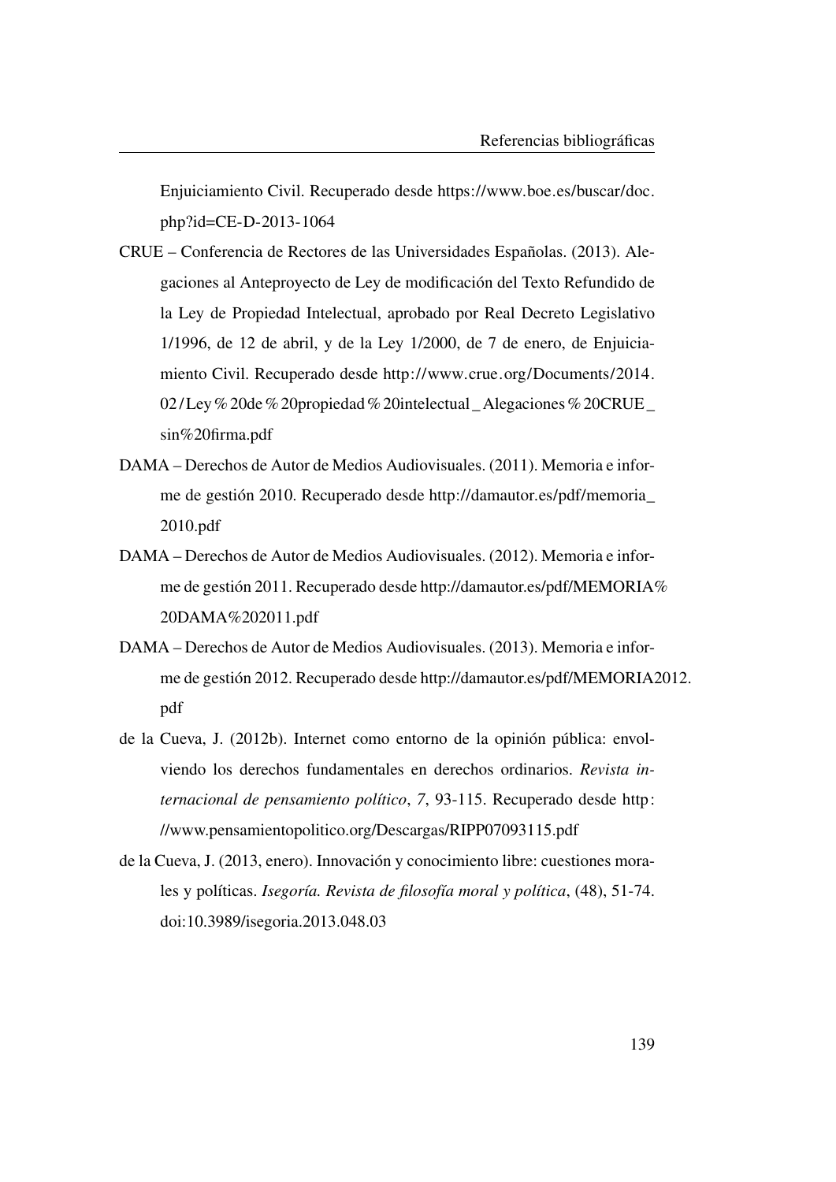Enjuiciamiento Civil. Recuperado desde https://www.boe.es/buscar/doc.php?id=CE-D-2013-1064

CRUE – Conferencia de Rectores de las Universidades Españolas. (2013). Alegaciones al Anteproyecto de Ley de modificación del Texto Refundido de la Ley de Propiedad Intelectual, aprobado por Real Decreto Legislativo 1/1996, de 12 de abril, y de la Ley 1/2000, de 7 de enero, de Enjuiciamiento Civil. Recuperado desde http://www.crue.org/Documents/2014.02/Ley%20de%20propiedad%20intelectual_Alegaciones%20CRUE_sin%20firma.pdf

DAMA – Derechos de Autor de Medios Audiovisuales. (2011). Memoria e informe de gestión 2010. Recuperado desde http://damautor.es/pdf/memoria_2010.pdf

DAMA – Derechos de Autor de Medios Audiovisuales. (2012). Memoria e informe de gestión 2011. Recuperado desde http://damautor.es/pdf/MEMORIA%20DAMA%202011.pdf

DAMA – Derechos de Autor de Medios Audiovisuales. (2013). Memoria e informe de gestión 2012. Recuperado desde http://damautor.es/pdf/MEMORIA2012.pdf

de la Cueva, J. (2012b). Internet como entorno de la opinión pública: envolviendo los derechos fundamentales en derechos ordinarios. *Revista internacional de pensamiento político*, *7*, 93-115. Recuperado desde http://www.pensamientopolitico.org/Descargas/RIPP07093115.pdf

de la Cueva, J. (2013, enero). Innovación y conocimiento libre: cuestiones morales y políticas. *Isegoría. Revista de filosofía moral y política*, (48), 51-74. doi:10.3989/isegoria.2013.048.03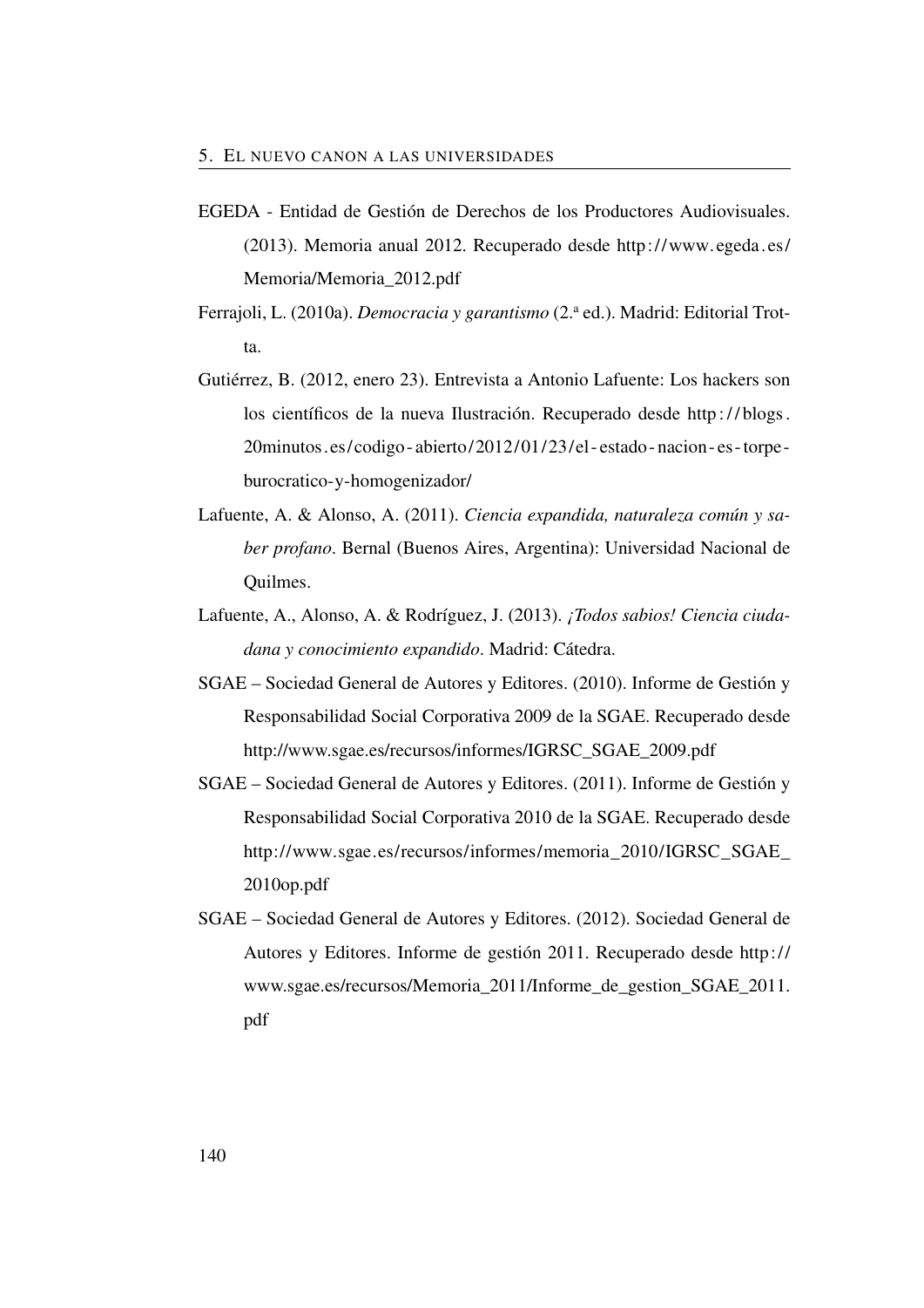EGEDA - Entidad de Gestión de Derechos de los Productores Audiovisuales. (2013). Memoria anual 2012. Recuperado desde http://www.egeda.es/Memoria/Memoria_2012.pdf

Ferrajoli, L. (2010a). *Democracia y garantismo* (2.ª ed.). Madrid: Editorial Trotta.

Gutiérrez, B. (2012, enero 23). Entrevista a Antonio Lafuente: Los hackers son los científicos de la nueva Ilustración. Recuperado desde http://blogs.20minutos.es/codigo-abierto/2012/01/23/el-estado-nacion-es-torpe-burocratico-y-homogenizador/

Lafuente, A. & Alonso, A. (2011). *Ciencia expandida, naturaleza común y saber profano*. Bernal (Buenos Aires, Argentina): Universidad Nacional de Quilmes.

Lafuente, A., Alonso, A. & Rodríguez, J. (2013). *¡Todos sabios! Ciencia ciudadana y conocimiento expandido*. Madrid: Cátedra.

SGAE – Sociedad General de Autores y Editores. (2010). Informe de Gestión y Responsabilidad Social Corporativa 2009 de la SGAE. Recuperado desde http://www.sgae.es/recursos/informes/IGRSC_SGAE_2009.pdf

SGAE – Sociedad General de Autores y Editores. (2011). Informe de Gestión y Responsabilidad Social Corporativa 2010 de la SGAE. Recuperado desde http://www.sgae.es/recursos/informes/memoria_2010/IGRSC_SGAE_2010op.pdf

SGAE – Sociedad General de Autores y Editores. (2012). Sociedad General de Autores y Editores. Informe de gestión 2011. Recuperado desde http://www.sgae.es/recursos/Memoria_2011/Informe_de_gestion_SGAE_2011.pdf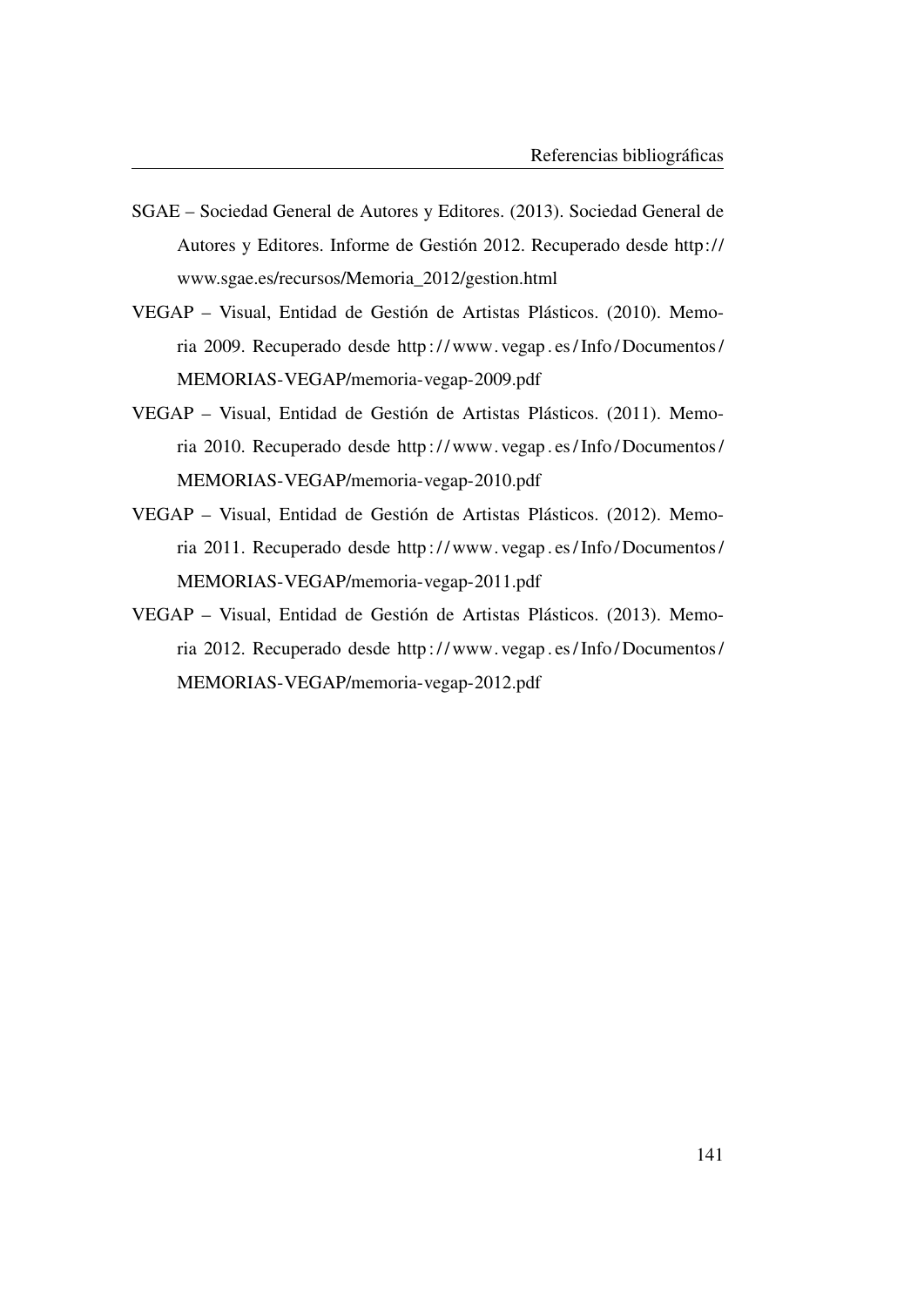SGAE – Sociedad General de Autores y Editores. (2013). Sociedad General de Autores y Editores. Informe de Gestión 2012. Recuperado desde http://www.sgae.es/recursos/Memoria_2012/gestion.html

VEGAP – Visual, Entidad de Gestión de Artistas Plásticos. (2010). Memoria 2009. Recuperado desde http://www.vegap.es/Info/Documentos/MEMORIAS-VEGAP/memoria-vegap-2009.pdf

VEGAP – Visual, Entidad de Gestión de Artistas Plásticos. (2011). Memoria 2010. Recuperado desde http://www.vegap.es/Info/Documentos/MEMORIAS-VEGAP/memoria-vegap-2010.pdf

VEGAP – Visual, Entidad de Gestión de Artistas Plásticos. (2012). Memoria 2011. Recuperado desde http://www.vegap.es/Info/Documentos/MEMORIAS-VEGAP/memoria-vegap-2011.pdf

VEGAP – Visual, Entidad de Gestión de Artistas Plásticos. (2013). Memoria 2012. Recuperado desde http://www.vegap.es/Info/Documentos/MEMORIAS-VEGAP/memoria-vegap-2012.pdf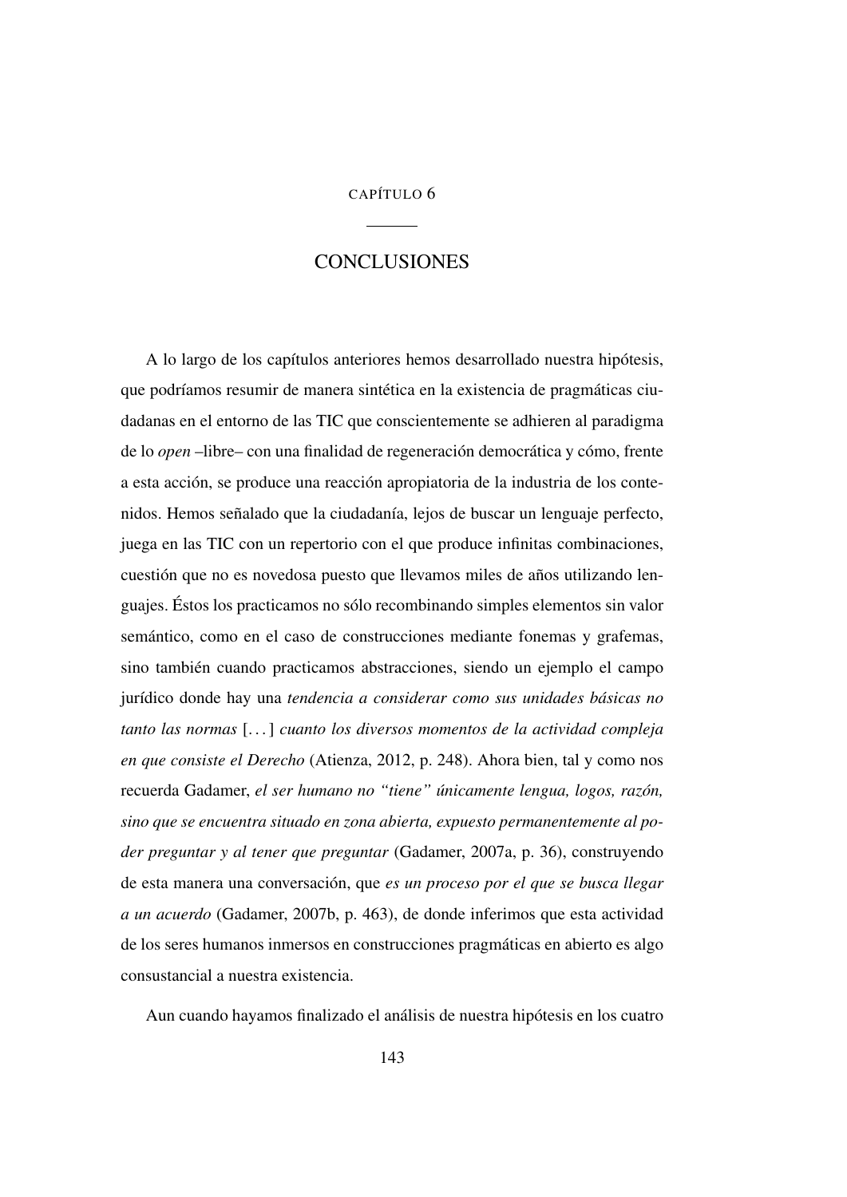CAPÍTULO 6

# CONCLUSIONES

A lo largo de los capítulos anteriores hemos desarrollado nuestra hipótesis, que podríamos resumir de manera sintética en la existencia de pragmáticas ciudadanas en el entorno de las TIC que conscientemente se adhieren al paradigma de lo *open* –libre– con una finalidad de regeneración democrática y cómo, frente a esta acción, se produce una reacción apropiatoria de la industria de los contenidos. Hemos señalado que la ciudadanía, lejos de buscar un lenguaje perfecto, juega en las TIC con un repertorio con el que produce infinitas combinaciones, cuestión que no es novedosa puesto que llevamos miles de años utilizando lenguajes. Éstos los practicamos no sólo recombinando simples elementos sin valor semántico, como en el caso de construcciones mediante fonemas y grafemas, sino también cuando practicamos abstracciones, siendo un ejemplo el campo jurídico donde hay una *tendencia a considerar como sus unidades básicas no tanto las normas* [...] *cuanto los diversos momentos de la actividad compleja en que consiste el Derecho* (Atienza, 2012, p. 248). Ahora bien, tal y como nos recuerda Gadamer, *el ser humano no "tiene" únicamente lengua, logos, razón, sino que se encuentra situado en zona abierta, expuesto permanentemente al poder preguntar y al tener que preguntar* (Gadamer, 2007a, p. 36), construyendo de esta manera una conversación, que *es un proceso por el que se busca llegar a un acuerdo* (Gadamer, 2007b, p. 463), de donde inferimos que esta actividad de los seres humanos inmersos en construcciones pragmáticas en abierto es algo consustancial a nuestra existencia.

Aun cuando hayamos finalizado el análisis de nuestra hipótesis en los cuatro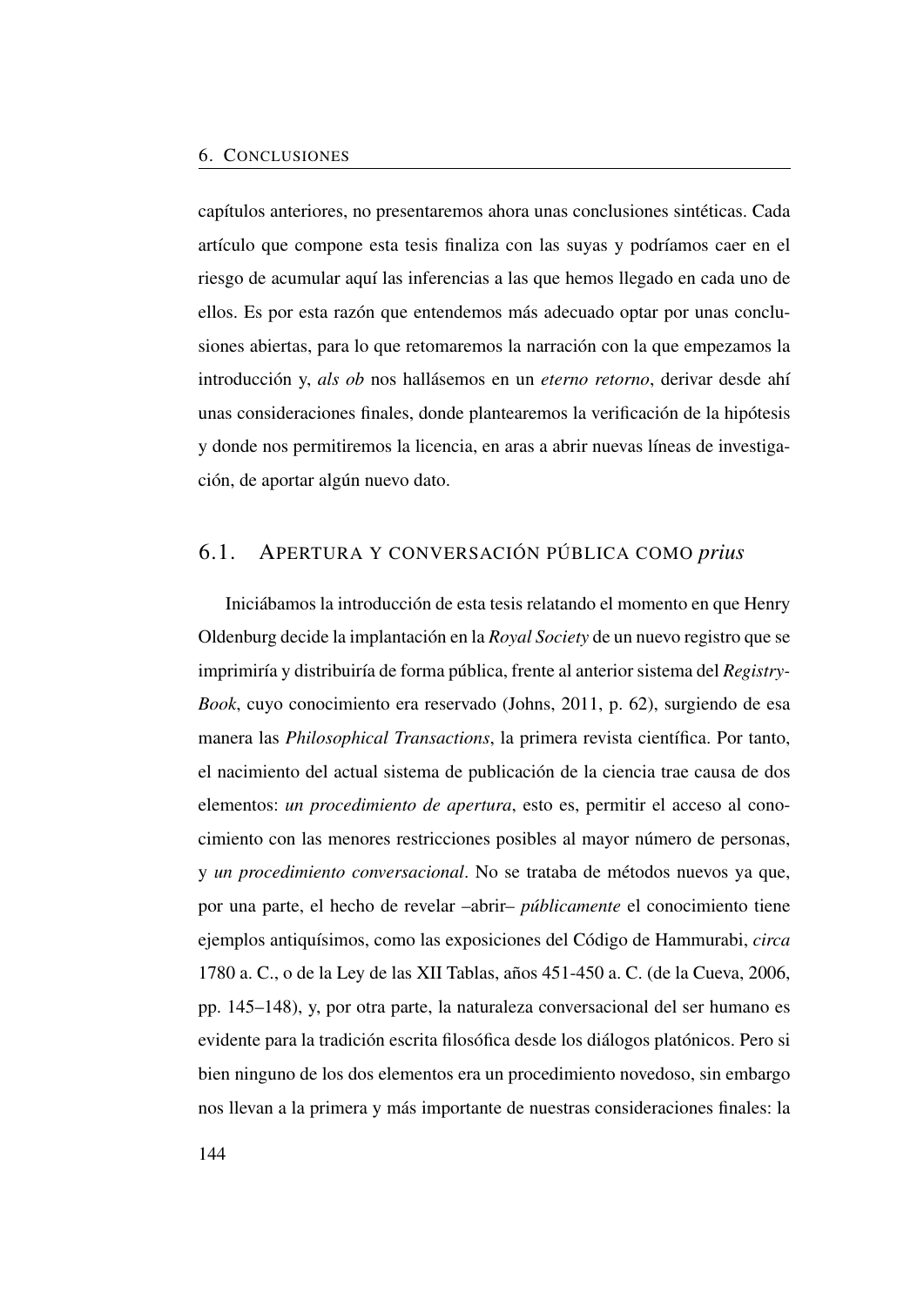capítulos anteriores, no presentaremos ahora unas conclusiones sintéticas. Cada artículo que compone esta tesis finaliza con las suyas y podríamos caer en el riesgo de acumular aquí las inferencias a las que hemos llegado en cada uno de ellos. Es por esta razón que entendemos más adecuado optar por unas conclusiones abiertas, para lo que retomaremos la narración con la que empezamos la introducción y, *als ob* nos hallásemos en un *eterno retorno*, derivar desde ahí unas consideraciones finales, donde plantearemos la verificación de la hipótesis y donde nos permitiremos la licencia, en aras a abrir nuevas líneas de investigación, de aportar algún nuevo dato.

## 6.1. Apertura y conversación pública como *prius*

Iniciábamos la introducción de esta tesis relatando el momento en que Henry Oldenburg decide la implantación en la *Royal Society* de un nuevo registro que se imprimiría y distribuiría de forma pública, frente al anterior sistema del *Registry-Book*, cuyo conocimiento era reservado (Johns, 2011, p. 62), surgiendo de esa manera las *Philosophical Transactions*, la primera revista científica. Por tanto, el nacimiento del actual sistema de publicación de la ciencia trae causa de dos elementos: *un procedimiento de apertura*, esto es, permitir el acceso al conocimiento con las menores restricciones posibles al mayor número de personas, y *un procedimiento conversacional*. No se trataba de métodos nuevos ya que, por una parte, el hecho de revelar –abrir– *públicamente* el conocimiento tiene ejemplos antiquísimos, como las exposiciones del Código de Hammurabi, *circa* 1780 a. C., o de la Ley de las XII Tablas, años 451-450 a. C. (de la Cueva, 2006, pp. 145–148), y, por otra parte, la naturaleza conversacional del ser humano es evidente para la tradición escrita filosófica desde los diálogos platónicos. Pero si bien ninguno de los dos elementos era un procedimiento novedoso, sin embargo nos llevan a la primera y más importante de nuestras consideraciones finales: la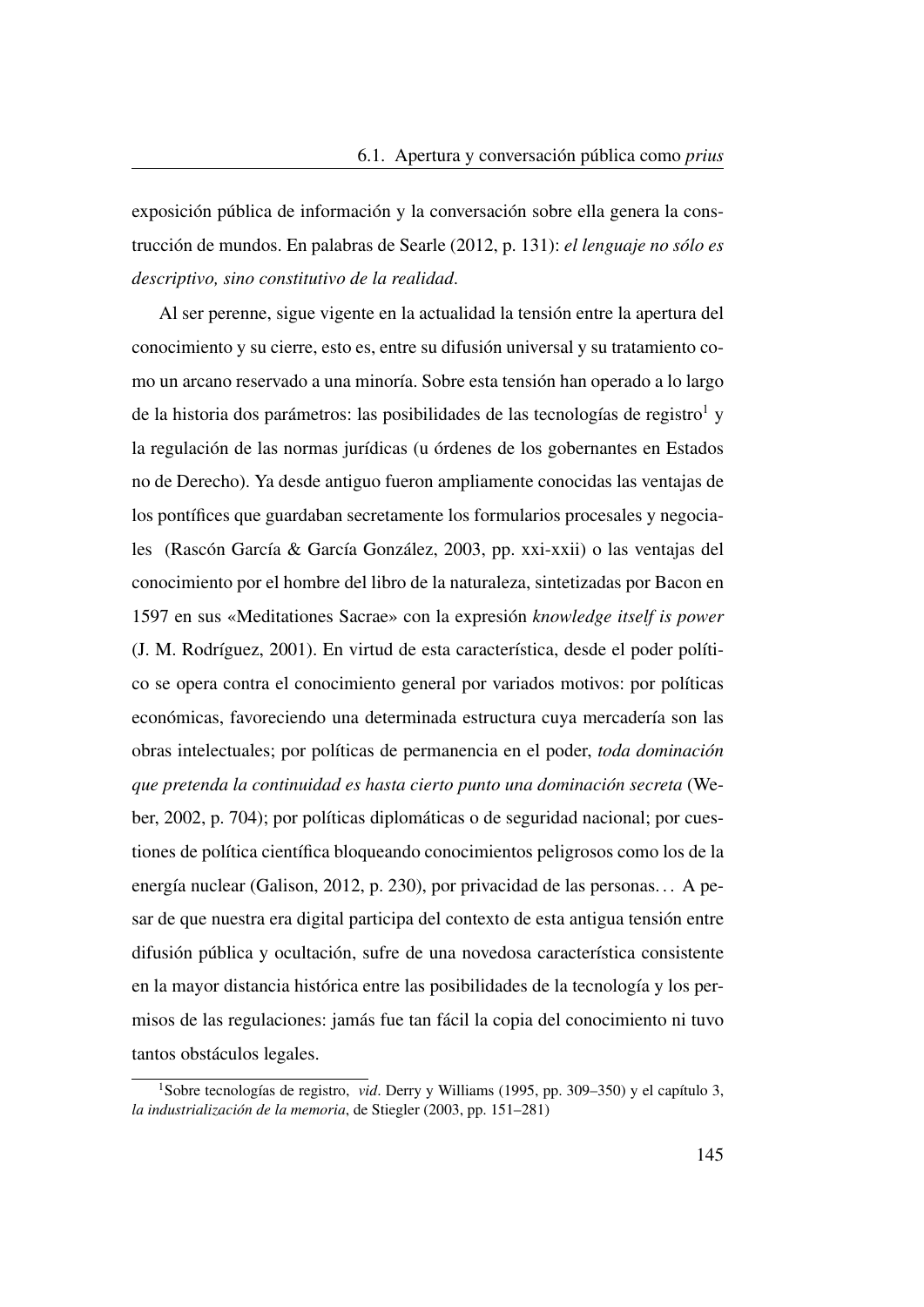exposición pública de información y la conversación sobre ella genera la construcción de mundos. En palabras de Searle (2012, p. 131): *el lenguaje no sólo es descriptivo, sino constitutivo de la realidad*.

Al ser perenne, sigue vigente en la actualidad la tensión entre la apertura del conocimiento y su cierre, esto es, entre su difusión universal y su tratamiento como un arcano reservado a una minoría. Sobre esta tensión han operado a lo largo de la historia dos parámetros: las posibilidades de las tecnologías de registro[1] y la regulación de las normas jurídicas (u órdenes de los gobernantes en Estados no de Derecho). Ya desde antiguo fueron ampliamente conocidas las ventajas de los pontífices que guardaban secretamente los formularios procesales y negociales (Rascón García & García González, 2003, pp. xxi-xxii) o las ventajas del conocimiento por el hombre del libro de la naturaleza, sintetizadas por Bacon en 1597 en sus «Meditationes Sacrae» con la expresión *knowledge itself is power* (J. M. Rodríguez, 2001). En virtud de esta característica, desde el poder político se opera contra el conocimiento general por variados motivos: por políticas económicas, favoreciendo una determinada estructura cuya mercadería son las obras intelectuales; por políticas de permanencia en el poder, *toda dominación que pretenda la continuidad es hasta cierto punto una dominación secreta* (Weber, 2002, p. 704); por políticas diplomáticas o de seguridad nacional; por cuestiones de política científica bloqueando conocimientos peligrosos como los de la energía nuclear (Galison, 2012, p. 230), por privacidad de las personas… A pesar de que nuestra era digital participa del contexto de esta antigua tensión entre difusión pública y ocultación, sufre de una novedosa característica consistente en la mayor distancia histórica entre las posibilidades de la tecnología y los permisos de las regulaciones: jamás fue tan fácil la copia del conocimiento ni tuvo tantos obstáculos legales.

[1] Sobre tecnologías de registro, *vid*. Derry y Williams (1995, pp. 309–350) y el capítulo 3, *la industrialización de la memoria*, de Stiegler (2003, pp. 151–281)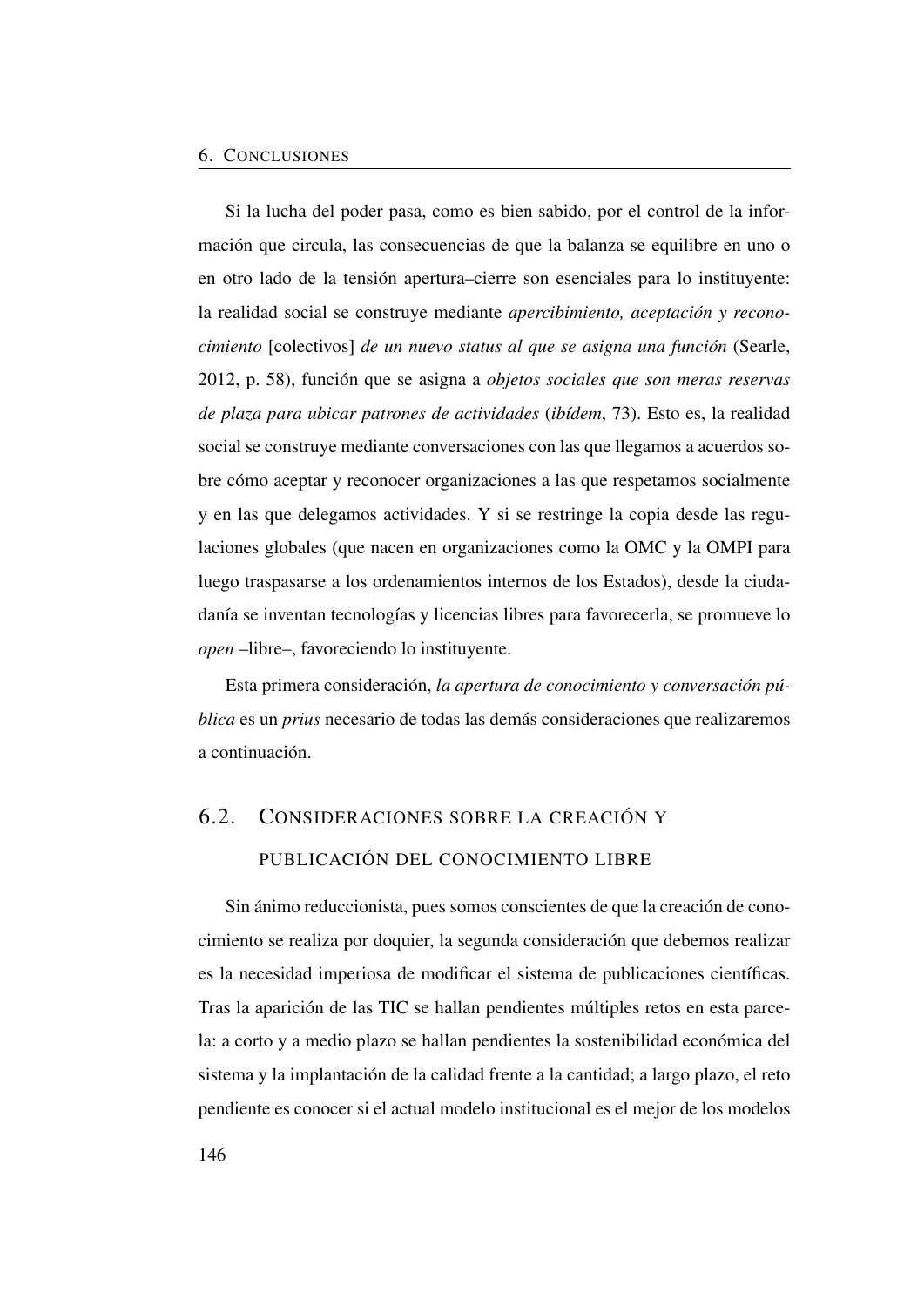Si la lucha del poder pasa, como es bien sabido, por el control de la información que circula, las consecuencias de que la balanza se equilibre en uno o en otro lado de la tensión apertura–cierre son esenciales para lo instituyente: la realidad social se construye mediante *apercibimiento, aceptación y reconocimiento* [colectivos] *de un nuevo status al que se asigna una función* (Searle, 2012, p. 58), función que se asigna a *objetos sociales que son meras reservas de plaza para ubicar patrones de actividades* (*ibídem*, 73). Esto es, la realidad social se construye mediante conversaciones con las que llegamos a acuerdos sobre cómo aceptar y reconocer organizaciones a las que respetamos socialmente y en las que delegamos actividades. Y si se restringe la copia desde las regulaciones globales (que nacen en organizaciones como la OMC y la OMPI para luego traspasarse a los ordenamientos internos de los Estados), desde la ciudadanía se inventan tecnologías y licencias libres para favorecerla, se promueve lo *open* –libre–, favoreciendo lo instituyente.

Esta primera consideración, *la apertura de conocimiento y conversación pública* es un *prius* necesario de todas las demás consideraciones que realizaremos a continuación.

## 6.2. Consideraciones sobre la creación y publicación del conocimiento libre

Sin ánimo reduccionista, pues somos conscientes de que la creación de conocimiento se realiza por doquier, la segunda consideración que debemos realizar es la necesidad imperiosa de modificar el sistema de publicaciones científicas. Tras la aparición de las TIC se hallan pendientes múltiples retos en esta parcela: a corto y a medio plazo se hallan pendientes la sostenibilidad económica del sistema y la implantación de la calidad frente a la cantidad; a largo plazo, el reto pendiente es conocer si el actual modelo institucional es el mejor de los modelos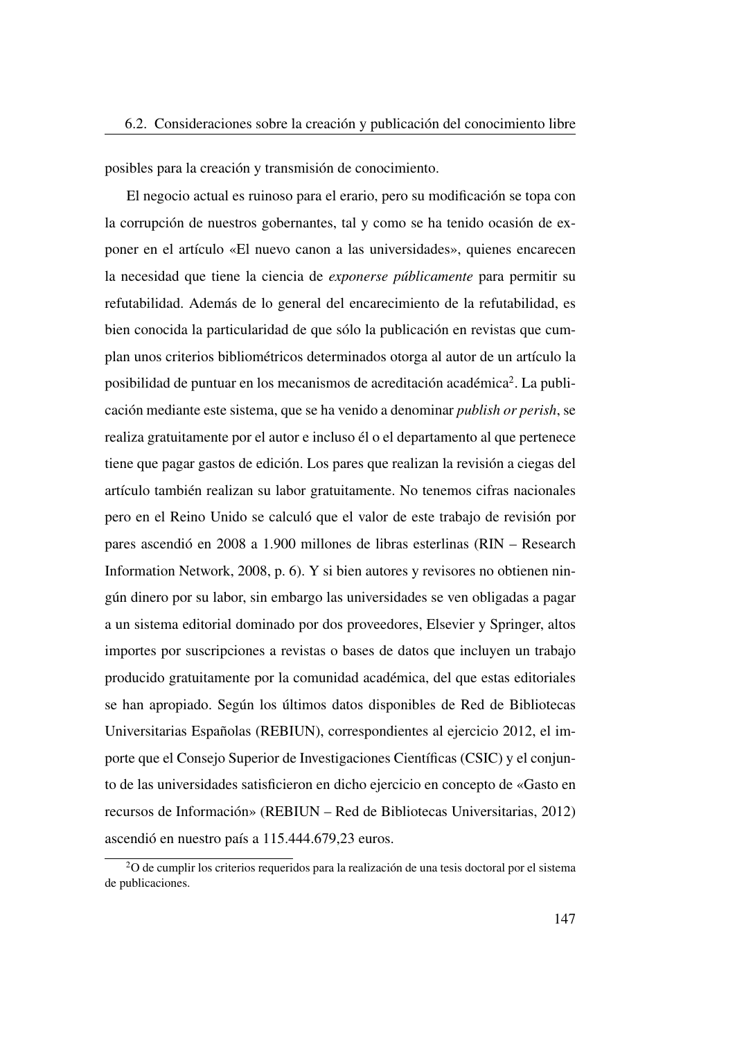posibles para la creación y transmisión de conocimiento.

El negocio actual es ruinoso para el erario, pero su modificación se topa con la corrupción de nuestros gobernantes, tal y como se ha tenido ocasión de exponer en el artículo «El nuevo canon a las universidades», quienes encarecen la necesidad que tiene la ciencia de *exponerse públicamente* para permitir su refutabilidad. Además de lo general del encarecimiento de la refutabilidad, es bien conocida la particularidad de que sólo la publicación en revistas que cumplan unos criterios bibliométricos determinados otorga al autor de un artículo la posibilidad de puntuar en los mecanismos de acreditación académica[2]. La publicación mediante este sistema, que se ha venido a denominar *publish or perish*, se realiza gratuitamente por el autor e incluso él o el departamento al que pertenece tiene que pagar gastos de edición. Los pares que realizan la revisión a ciegas del artículo también realizan su labor gratuitamente. No tenemos cifras nacionales pero en el Reino Unido se calculó que el valor de este trabajo de revisión por pares ascendió en 2008 a 1.900 millones de libras esterlinas (RIN – Research Information Network, 2008, p. 6). Y si bien autores y revisores no obtienen ningún dinero por su labor, sin embargo las universidades se ven obligadas a pagar a un sistema editorial dominado por dos proveedores, Elsevier y Springer, altos importes por suscripciones a revistas o bases de datos que incluyen un trabajo producido gratuitamente por la comunidad académica, del que estas editoriales se han apropiado. Según los últimos datos disponibles de Red de Bibliotecas Universitarias Españolas (REBIUN), correspondientes al ejercicio 2012, el importe que el Consejo Superior de Investigaciones Científicas (CSIC) y el conjunto de las universidades satisficieron en dicho ejercicio en concepto de «Gasto en recursos de Información» (REBIUN – Red de Bibliotecas Universitarias, 2012) ascendió en nuestro país a 115.444.679,23 euros.

[2] O de cumplir los criterios requeridos para la realización de una tesis doctoral por el sistema de publicaciones.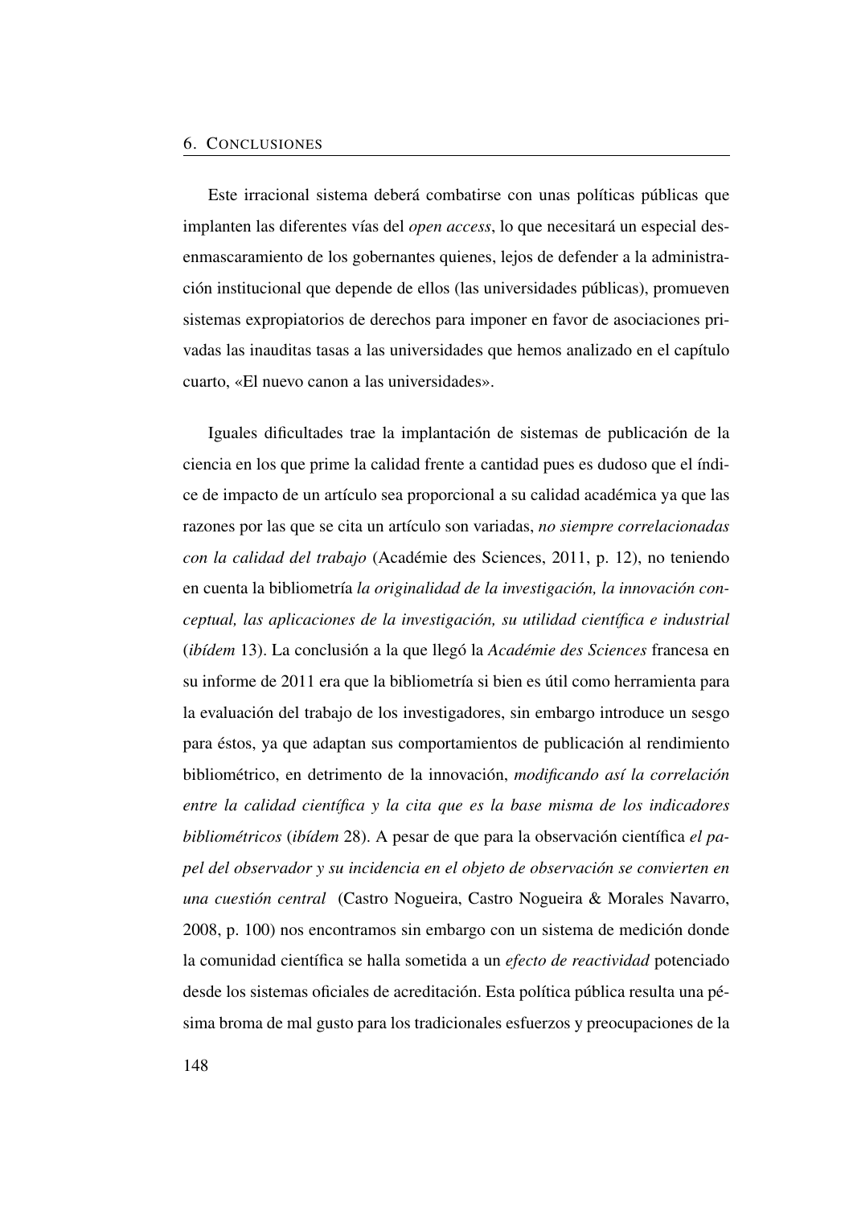Este irracional sistema deberá combatirse con unas políticas públicas que implanten las diferentes vías del *open access*, lo que necesitará un especial desenmascaramiento de los gobernantes quienes, lejos de defender a la administración institucional que depende de ellos (las universidades públicas), promueven sistemas expropiatorios de derechos para imponer en favor de asociaciones privadas las inauditas tasas a las universidades que hemos analizado en el capítulo cuarto, «El nuevo canon a las universidades».

Iguales dificultades trae la implantación de sistemas de publicación de la ciencia en los que prime la calidad frente a cantidad pues es dudoso que el índice de impacto de un artículo sea proporcional a su calidad académica ya que las razones por las que se cita un artículo son variadas, *no siempre correlacionadas con la calidad del trabajo* (Académie des Sciences, 2011, p. 12), no teniendo en cuenta la bibliometría *la originalidad de la investigación, la innovación conceptual, las aplicaciones de la investigación, su utilidad científica e industrial* (*ibídem* 13). La conclusión a la que llegó la *Académie des Sciences* francesa en su informe de 2011 era que la bibliometría si bien es útil como herramienta para la evaluación del trabajo de los investigadores, sin embargo introduce un sesgo para éstos, ya que adaptan sus comportamientos de publicación al rendimiento bibliométrico, en detrimento de la innovación, *modificando así la correlación entre la calidad científica y la cita que es la base misma de los indicadores bibliométricos* (*ibídem* 28). A pesar de que para la observación científica *el papel del observador y su incidencia en el objeto de observación se convierten en una cuestión central* (Castro Nogueira, Castro Nogueira & Morales Navarro, 2008, p. 100) nos encontramos sin embargo con un sistema de medición donde la comunidad científica se halla sometida a un *efecto de reactividad* potenciado desde los sistemas oficiales de acreditación. Esta política pública resulta una pésima broma de mal gusto para los tradicionales esfuerzos y preocupaciones de la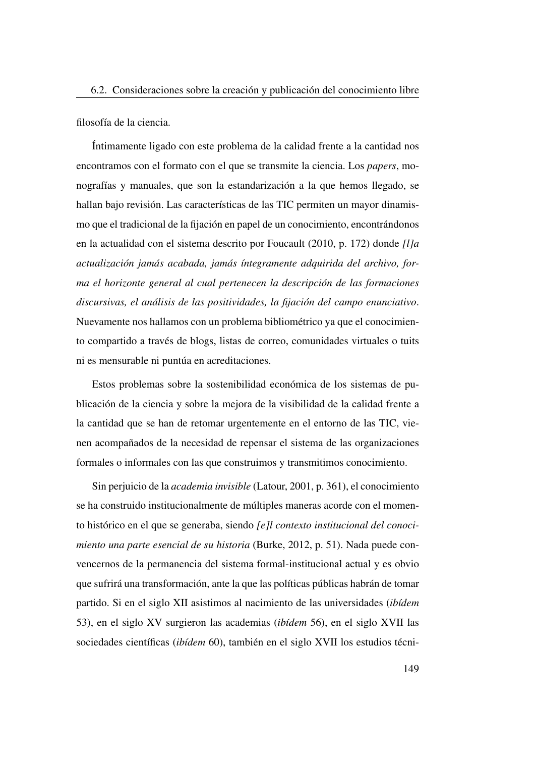filosofía de la ciencia.

Íntimamente ligado con este problema de la calidad frente a la cantidad nos encontramos con el formato con el que se transmite la ciencia. Los *papers*, monografías y manuales, que son la estandarización a la que hemos llegado, se hallan bajo revisión. Las características de las TIC permiten un mayor dinamismo que el tradicional de la fijación en papel de un conocimiento, encontrándonos en la actualidad con el sistema descrito por Foucault (2010, p. 172) donde *[l]a actualización jamás acabada, jamás íntegramente adquirida del archivo, forma el horizonte general al cual pertenecen la descripción de las formaciones discursivas, el análisis de las positividades, la fijación del campo enunciativo*. Nuevamente nos hallamos con un problema bibliométrico ya que el conocimiento compartido a través de blogs, listas de correo, comunidades virtuales o tuits ni es mensurable ni puntúa en acreditaciones.

Estos problemas sobre la sostenibilidad económica de los sistemas de publicación de la ciencia y sobre la mejora de la visibilidad de la calidad frente a la cantidad que se han de retomar urgentemente en el entorno de las TIC, vienen acompañados de la necesidad de repensar el sistema de las organizaciones formales o informales con las que construimos y transmitimos conocimiento.

Sin perjuicio de la *academia invisible* (Latour, 2001, p. 361), el conocimiento se ha construido institucionalmente de múltiples maneras acorde con el momento histórico en el que se generaba, siendo *[e]l contexto institucional del conocimiento una parte esencial de su historia* (Burke, 2012, p. 51). Nada puede convencernos de la permanencia del sistema formal-institucional actual y es obvio que sufrirá una transformación, ante la que las políticas públicas habrán de tomar partido. Si en el siglo XII asistimos al nacimiento de las universidades (*ibídem* 53), en el siglo XV surgieron las academias (*ibídem* 56), en el siglo XVII las sociedades científicas (*ibídem* 60), también en el siglo XVII los estudios técni-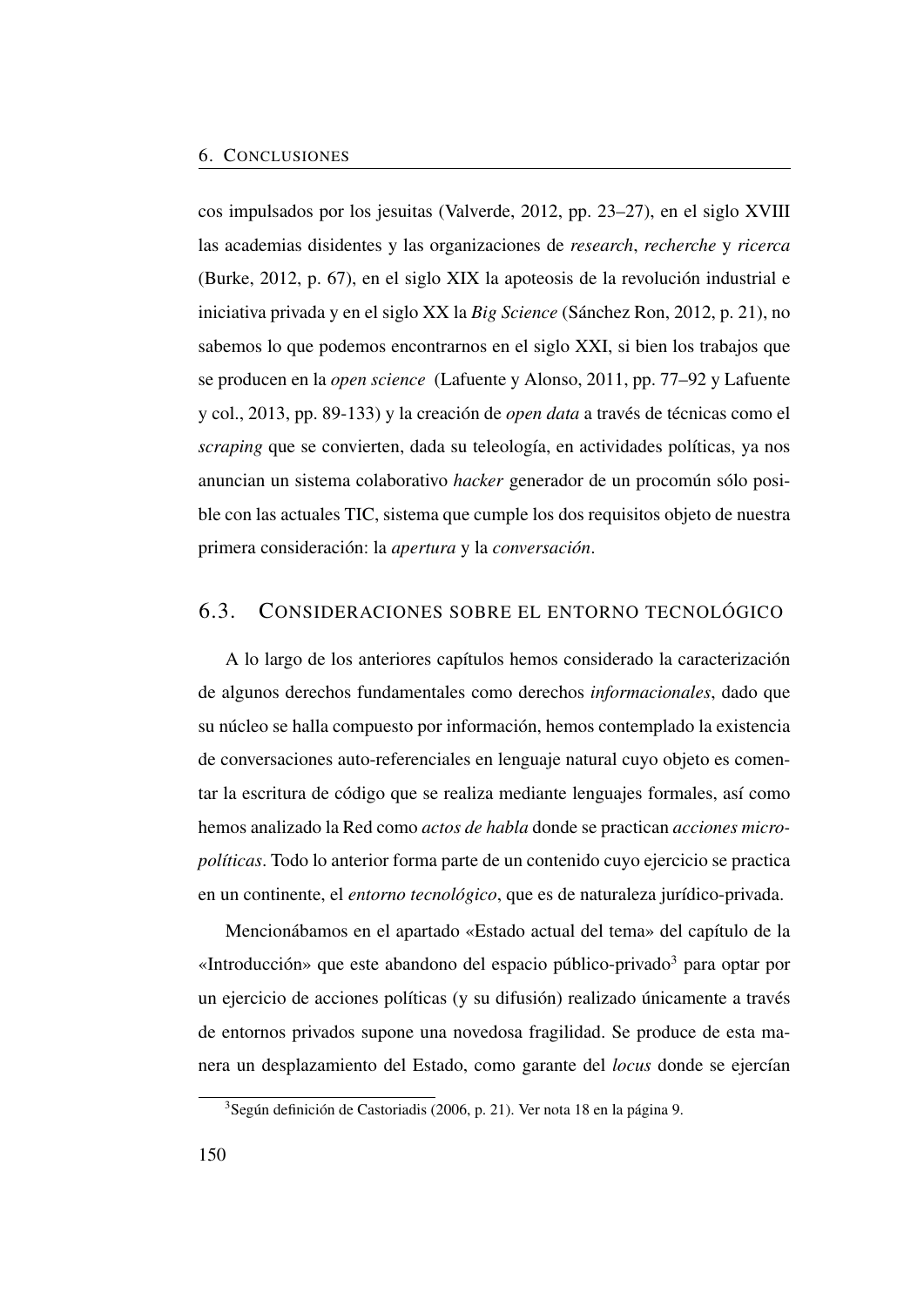cos impulsados por los jesuitas (Valverde, 2012, pp. 23–27), en el siglo XVIII las academias disidentes y las organizaciones de *research*, *recherche* y *ricerca* (Burke, 2012, p. 67), en el siglo XIX la apoteosis de la revolución industrial e iniciativa privada y en el siglo XX la *Big Science* (Sánchez Ron, 2012, p. 21), no sabemos lo que podemos encontrarnos en el siglo XXI, si bien los trabajos que se producen en la *open science* (Lafuente y Alonso, 2011, pp. 77–92 y Lafuente y col., 2013, pp. 89-133) y la creación de *open data* a través de técnicas como el *scraping* que se convierten, dada su teleología, en actividades políticas, ya nos anuncian un sistema colaborativo *hacker* generador de un procomún sólo posible con las actuales TIC, sistema que cumple los dos requisitos objeto de nuestra primera consideración: la *apertura* y la *conversación*.

## 6.3. Consideraciones sobre el entorno tecnológico

A lo largo de los anteriores capítulos hemos considerado la caracterización de algunos derechos fundamentales como derechos *informacionales*, dado que su núcleo se halla compuesto por información, hemos contemplado la existencia de conversaciones auto-referenciales en lenguaje natural cuyo objeto es comentar la escritura de código que se realiza mediante lenguajes formales, así como hemos analizado la Red como *actos de habla* donde se practican *acciones micropolíticas*. Todo lo anterior forma parte de un contenido cuyo ejercicio se practica en un continente, el *entorno tecnológico*, que es de naturaleza jurídico-privada.

Mencionábamos en el apartado «Estado actual del tema» del capítulo de la «Introducción» que este abandono del espacio público-privado[3] para optar por un ejercicio de acciones políticas (y su difusión) realizado únicamente a través de entornos privados supone una novedosa fragilidad. Se produce de esta manera un desplazamiento del Estado, como garante del *locus* donde se ejercían

[3] Según definición de Castoriadis (2006, p. 21). Ver nota 18 en la página 9.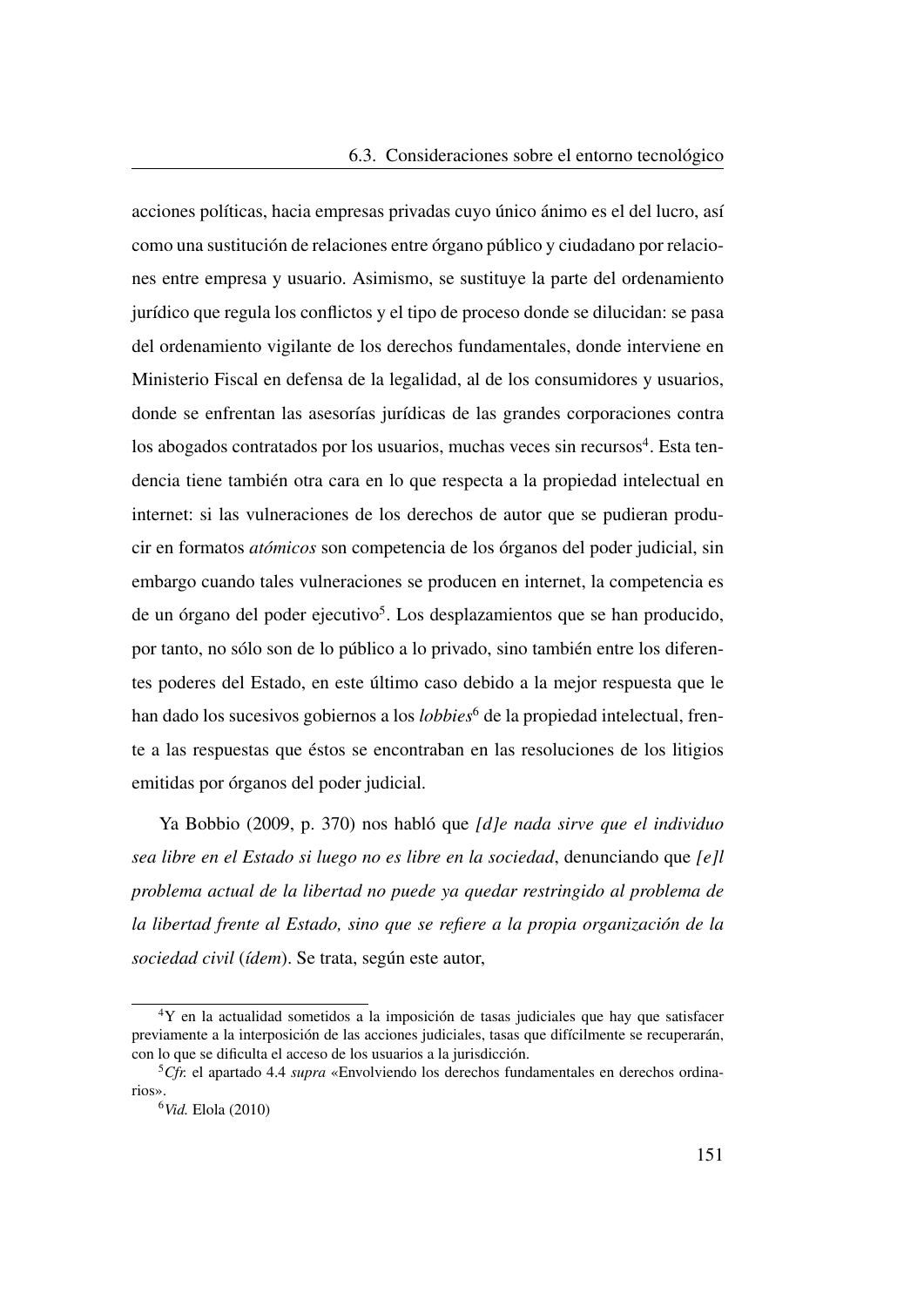acciones políticas, hacia empresas privadas cuyo único ánimo es el del lucro, así como una sustitución de relaciones entre órgano público y ciudadano por relaciones entre empresa y usuario. Asimismo, se sustituye la parte del ordenamiento jurídico que regula los conflictos y el tipo de proceso donde se dilucidan: se pasa del ordenamiento vigilante de los derechos fundamentales, donde interviene en Ministerio Fiscal en defensa de la legalidad, al de los consumidores y usuarios, donde se enfrentan las asesorías jurídicas de las grandes corporaciones contra los abogados contratados por los usuarios, muchas veces sin recursos[4]. Esta tendencia tiene también otra cara en lo que respecta a la propiedad intelectual en internet: si las vulneraciones de los derechos de autor que se pudieran producir en formatos *atómicos* son competencia de los órganos del poder judicial, sin embargo cuando tales vulneraciones se producen en internet, la competencia es de un órgano del poder ejecutivo[5]. Los desplazamientos que se han producido, por tanto, no sólo son de lo público a lo privado, sino también entre los diferentes poderes del Estado, en este último caso debido a la mejor respuesta que le han dado los sucesivos gobiernos a los *lobbies*[6] de la propiedad intelectual, frente a las respuestas que éstos se encontraban en las resoluciones de los litigios emitidas por órganos del poder judicial.

Ya Bobbio (2009, p. 370) nos habló que *[d]e nada sirve que el individuo sea libre en el Estado si luego no es libre en la sociedad*, denunciando que *[e]l problema actual de la libertad no puede ya quedar restringido al problema de la libertad frente al Estado, sino que se refiere a la propia organización de la sociedad civil* (*ídem*). Se trata, según este autor,

---

[4] Y en la actualidad sometidos a la imposición de tasas judiciales que hay que satisfacer previamente a la interposición de las acciones judiciales, tasas que difícilmente se recuperarán, con lo que se dificulta el acceso de los usuarios a la jurisdicción.

[5] *Cfr.* el apartado 4.4 *supra* «Envolviendo los derechos fundamentales en derechos ordinarios».

[6] *Vid.* Elola (2010)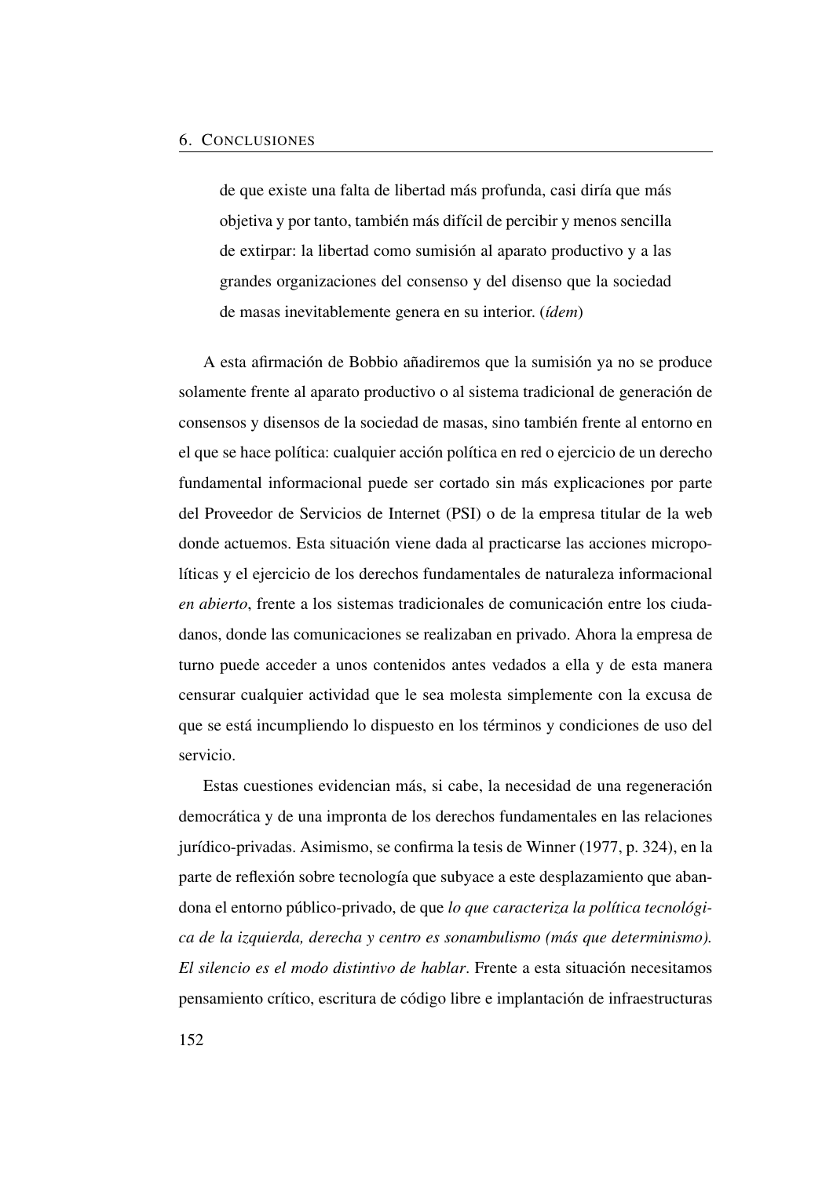> de que existe una falta de libertad más profunda, casi diría que más objetiva y por tanto, también más difícil de percibir y menos sencilla de extirpar: la libertad como sumisión al aparato productivo y a las grandes organizaciones del consenso y del disenso que la sociedad de masas inevitablemente genera en su interior. (*ídem*)

A esta afirmación de Bobbio añadiremos que la sumisión ya no se produce solamente frente al aparato productivo o al sistema tradicional de generación de consensos y disensos de la sociedad de masas, sino también frente al entorno en el que se hace política: cualquier acción política en red o ejercicio de un derecho fundamental informacional puede ser cortado sin más explicaciones por parte del Proveedor de Servicios de Internet (PSI) o de la empresa titular de la web donde actuemos. Esta situación viene dada al practicarse las acciones micropolíticas y el ejercicio de los derechos fundamentales de naturaleza informacional *en abierto*, frente a los sistemas tradicionales de comunicación entre los ciudadanos, donde las comunicaciones se realizaban en privado. Ahora la empresa de turno puede acceder a unos contenidos antes vedados a ella y de esta manera censurar cualquier actividad que le sea molesta simplemente con la excusa de que se está incumpliendo lo dispuesto en los términos y condiciones de uso del servicio.

Estas cuestiones evidencian más, si cabe, la necesidad de una regeneración democrática y de una impronta de los derechos fundamentales en las relaciones jurídico-privadas. Asimismo, se confirma la tesis de Winner (1977, p. 324), en la parte de reflexión sobre tecnología que subyace a este desplazamiento que abandona el entorno público-privado, de que *lo que caracteriza la política tecnológica de la izquierda, derecha y centro es sonambulismo (más que determinismo). El silencio es el modo distintivo de hablar*. Frente a esta situación necesitamos pensamiento crítico, escritura de código libre e implantación de infraestructuras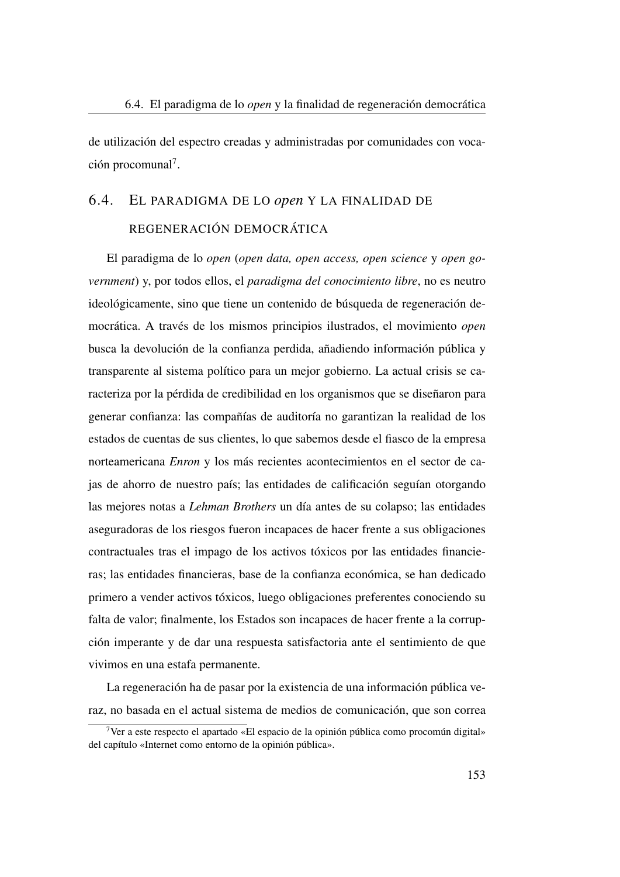de utilización del espectro creadas y administradas por comunidades con vocación procomunal[7].

## 6.4. El paradigma de lo *open* y la finalidad de regeneración democrática

El paradigma de lo *open* (*open data, open access, open science* y *open government*) y, por todos ellos, el *paradigma del conocimiento libre*, no es neutro ideológicamente, sino que tiene un contenido de búsqueda de regeneración democrática. A través de los mismos principios ilustrados, el movimiento *open* busca la devolución de la confianza perdida, añadiendo información pública y transparente al sistema político para un mejor gobierno. La actual crisis se caracteriza por la pérdida de credibilidad en los organismos que se diseñaron para generar confianza: las compañías de auditoría no garantizan la realidad de los estados de cuentas de sus clientes, lo que sabemos desde el fiasco de la empresa norteamericana *Enron* y los más recientes acontecimientos en el sector de cajas de ahorro de nuestro país; las entidades de calificación seguían otorgando las mejores notas a *Lehman Brothers* un día antes de su colapso; las entidades aseguradoras de los riesgos fueron incapaces de hacer frente a sus obligaciones contractuales tras el impago de los activos tóxicos por las entidades financieras; las entidades financieras, base de la confianza económica, se han dedicado primero a vender activos tóxicos, luego obligaciones preferentes conociendo su falta de valor; finalmente, los Estados son incapaces de hacer frente a la corrupción imperante y de dar una respuesta satisfactoria ante el sentimiento de que vivimos en una estafa permanente.

La regeneración ha de pasar por la existencia de una información pública veraz, no basada en el actual sistema de medios de comunicación, que son correa

---

[7] Ver a este respecto el apartado «El espacio de la opinión pública como procomún digital» del capítulo «Internet como entorno de la opinión pública».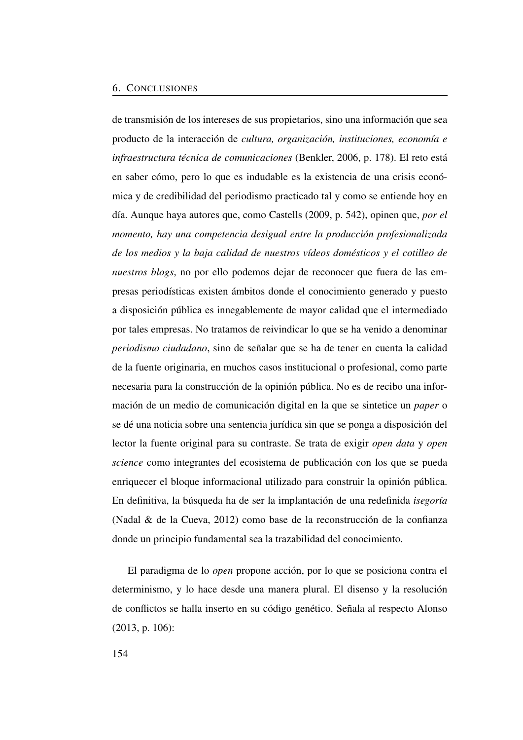de transmisión de los intereses de sus propietarios, sino una información que sea producto de la interacción de *cultura, organización, instituciones, economía e infraestructura técnica de comunicaciones* (Benkler, 2006, p. 178). El reto está en saber cómo, pero lo que es indudable es la existencia de una crisis económica y de credibilidad del periodismo practicado tal y como se entiende hoy en día. Aunque haya autores que, como Castells (2009, p. 542), opinen que, *por el momento, hay una competencia desigual entre la producción profesionalizada de los medios y la baja calidad de nuestros vídeos domésticos y el cotilleo de nuestros blogs*, no por ello podemos dejar de reconocer que fuera de las empresas periodísticas existen ámbitos donde el conocimiento generado y puesto a disposición pública es innegablemente de mayor calidad que el intermediado por tales empresas. No tratamos de reivindicar lo que se ha venido a denominar *periodismo ciudadano*, sino de señalar que se ha de tener en cuenta la calidad de la fuente originaria, en muchos casos institucional o profesional, como parte necesaria para la construcción de la opinión pública. No es de recibo una información de un medio de comunicación digital en la que se sintetice un *paper* o se dé una noticia sobre una sentencia jurídica sin que se ponga a disposición del lector la fuente original para su contraste. Se trata de exigir *open data* y *open science* como integrantes del ecosistema de publicación con los que se pueda enriquecer el bloque informacional utilizado para construir la opinión pública. En definitiva, la búsqueda ha de ser la implantación de una redefinida *isegoría* (Nadal & de la Cueva, 2012) como base de la reconstrucción de la confianza donde un principio fundamental sea la trazabilidad del conocimiento.

El paradigma de lo *open* propone acción, por lo que se posiciona contra el determinismo, y lo hace desde una manera plural. El disenso y la resolución de conflictos se halla inserto en su código genético. Señala al respecto Alonso (2013, p. 106):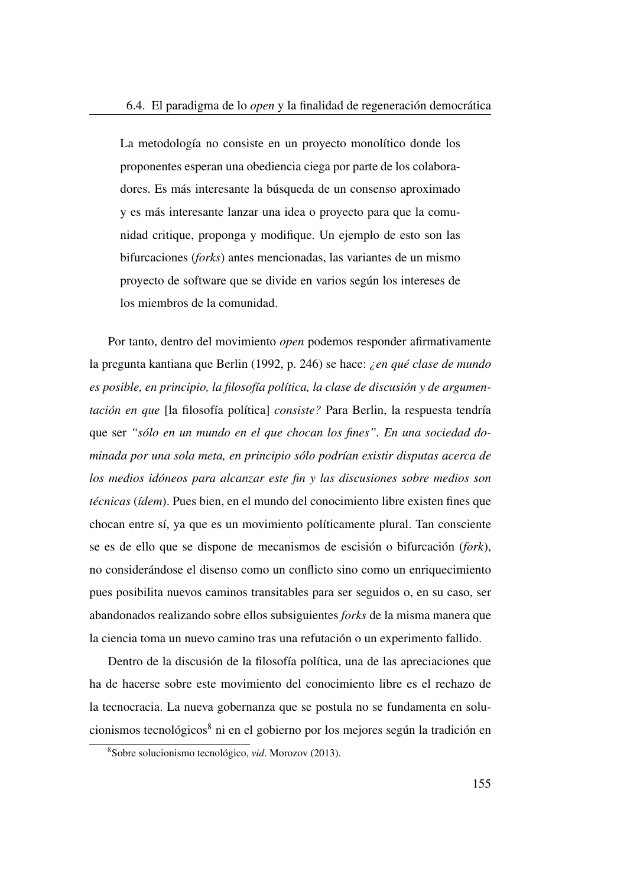> La metodología no consiste en un proyecto monolítico donde los proponentes esperan una obediencia ciega por parte de los colaboradores. Es más interesante la búsqueda de un consenso aproximado y es más interesante lanzar una idea o proyecto para que la comunidad critique, proponga y modifique. Un ejemplo de esto son las bifurcaciones (*forks*) antes mencionadas, las variantes de un mismo proyecto de software que se divide en varios según los intereses de los miembros de la comunidad.

Por tanto, dentro del movimiento *open* podemos responder afirmativamente la pregunta kantiana que Berlin (1992, p. 246) se hace: *¿en qué clase de mundo es posible, en principio, la filosofía política, la clase de discusión y de argumentación en que* [la filosofía política] *consiste?* Para Berlin, la respuesta tendría que ser *"sólo en un mundo en el que chocan los fines". En una sociedad dominada por una sola meta, en principio sólo podrían existir disputas acerca de los medios idóneos para alcanzar este fin y las discusiones sobre medios son técnicas* (*ídem*). Pues bien, en el mundo del conocimiento libre existen fines que chocan entre sí, ya que es un movimiento políticamente plural. Tan consciente se es de ello que se dispone de mecanismos de escisión o bifurcación (*fork*), no considerándose el disenso como un conflicto sino como un enriquecimiento pues posibilita nuevos caminos transitables para ser seguidos o, en su caso, ser abandonados realizando sobre ellos subsiguientes *forks* de la misma manera que la ciencia toma un nuevo camino tras una refutación o un experimento fallido.

Dentro de la discusión de la filosofía política, una de las apreciaciones que ha de hacerse sobre este movimiento del conocimiento libre es el rechazo de la tecnocracia. La nueva gobernanza que se postula no se fundamenta en solucionismos tecnológicos[8] ni en el gobierno por los mejores según la tradición en

[8] Sobre solucionismo tecnológico, *vid*. Morozov (2013).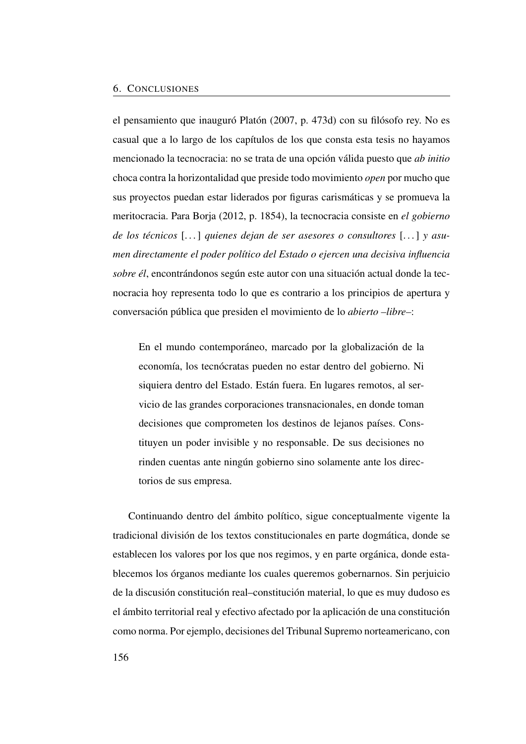el pensamiento que inauguró Platón (2007, p. 473d) con su filósofo rey. No es casual que a lo largo de los capítulos de los que consta esta tesis no hayamos mencionado la tecnocracia: no se trata de una opción válida puesto que *ab initio* choca contra la horizontalidad que preside todo movimiento *open* por mucho que sus proyectos puedan estar liderados por figuras carismáticas y se promueva la meritocracia. Para Borja (2012, p. 1854), la tecnocracia consiste en *el gobierno de los técnicos* [...] *quienes dejan de ser asesores o consultores* [...] *y asumen directamente el poder político del Estado o ejercen una decisiva influencia sobre él*, encontrándonos según este autor con una situación actual donde la tecnocracia hoy representa todo lo que es contrario a los principios de apertura y conversación pública que presiden el movimiento de lo *abierto –libre–*:

> En el mundo contemporáneo, marcado por la globalización de la economía, los tecnócratas pueden no estar dentro del gobierno. Ni siquiera dentro del Estado. Están fuera. En lugares remotos, al servicio de las grandes corporaciones transnacionales, en donde toman decisiones que comprometen los destinos de lejanos países. Constituyen un poder invisible y no responsable. De sus decisiones no rinden cuentas ante ningún gobierno sino solamente ante los directorios de sus empresa.

Continuando dentro del ámbito político, sigue conceptualmente vigente la tradicional división de los textos constitucionales en parte dogmática, donde se establecen los valores por los que nos regimos, y en parte orgánica, donde establecemos los órganos mediante los cuales queremos gobernarnos. Sin perjuicio de la discusión constitución real–constitución material, lo que es muy dudoso es el ámbito territorial real y efectivo afectado por la aplicación de una constitución como norma. Por ejemplo, decisiones del Tribunal Supremo norteamericano, con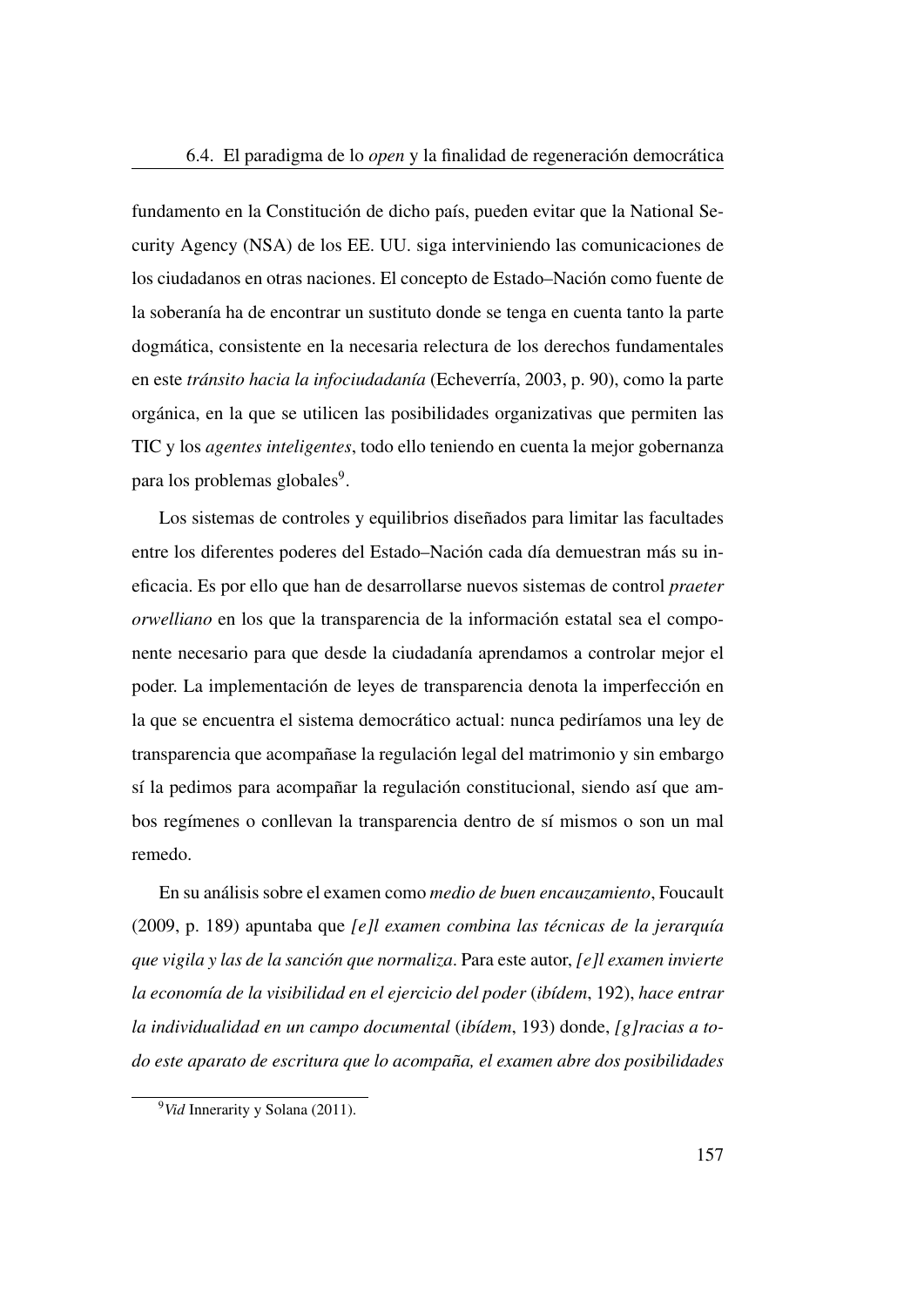fundamento en la Constitución de dicho país, pueden evitar que la National Security Agency (NSA) de los EE. UU. siga interviniendo las comunicaciones de los ciudadanos en otras naciones. El concepto de Estado–Nación como fuente de la soberanía ha de encontrar un sustituto donde se tenga en cuenta tanto la parte dogmática, consistente en la necesaria relectura de los derechos fundamentales en este *tránsito hacia la infociudadanía* (Echeverría, 2003, p. 90), como la parte orgánica, en la que se utilicen las posibilidades organizativas que permiten las TIC y los *agentes inteligentes*, todo ello teniendo en cuenta la mejor gobernanza para los problemas globales[9].

Los sistemas de controles y equilibrios diseñados para limitar las facultades entre los diferentes poderes del Estado–Nación cada día demuestran más su ineficacia. Es por ello que han de desarrollarse nuevos sistemas de control *praeter orwelliano* en los que la transparencia de la información estatal sea el componente necesario para que desde la ciudadanía aprendamos a controlar mejor el poder. La implementación de leyes de transparencia denota la imperfección en la que se encuentra el sistema democrático actual: nunca pediríamos una ley de transparencia que acompañase la regulación legal del matrimonio y sin embargo sí la pedimos para acompañar la regulación constitucional, siendo así que ambos regímenes o conllevan la transparencia dentro de sí mismos o son un mal remedo.

En su análisis sobre el examen como *medio de buen encauzamiento*, Foucault (2009, p. 189) apuntaba que *[e]l examen combina las técnicas de la jerarquía que vigila y las de la sanción que normaliza*. Para este autor, *[e]l examen invierte la economía de la visibilidad en el ejercicio del poder* (*ibídem*, 192), *hace entrar la individualidad en un campo documental* (*ibídem*, 193) donde, *[g]racias a todo este aparato de escritura que lo acompaña, el examen abre dos posibilidades*

[9] *Vid* Innerarity y Solana (2011).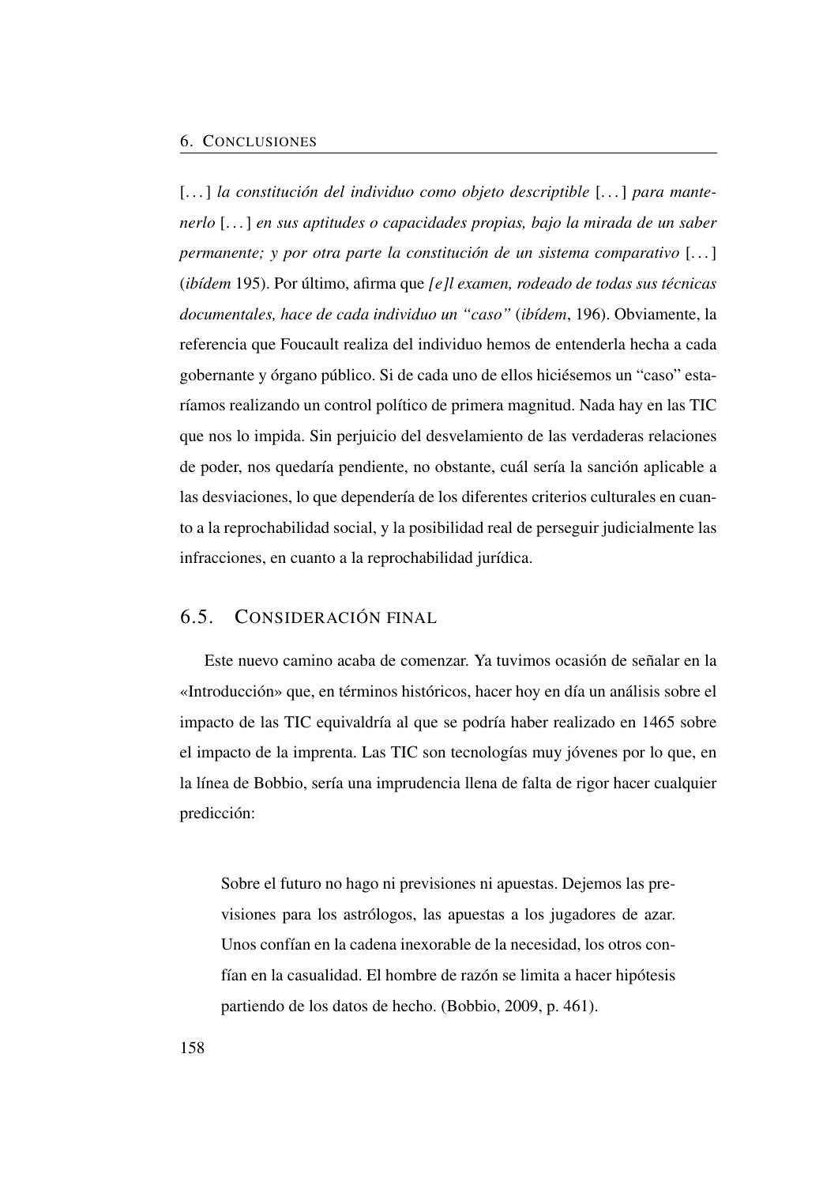[. . . ] *la constitución del individuo como objeto descriptible* [. . . ] *para mantenerlo* [. . . ] *en sus aptitudes o capacidades propias, bajo la mirada de un saber permanente; y por otra parte la constitución de un sistema comparativo* [. . . ] (*ibídem* 195). Por último, afirma que *[e]l examen, rodeado de todas sus técnicas documentales, hace de cada individuo un "caso"* (*ibídem*, 196). Obviamente, la referencia que Foucault realiza del individuo hemos de entenderla hecha a cada gobernante y órgano público. Si de cada uno de ellos hiciésemos un "caso" estaríamos realizando un control político de primera magnitud. Nada hay en las TIC que nos lo impida. Sin perjuicio del desvelamiento de las verdaderas relaciones de poder, nos quedaría pendiente, no obstante, cuál sería la sanción aplicable a las desviaciones, lo que dependería de los diferentes criterios culturales en cuanto a la reprochabilidad social, y la posibilidad real de perseguir judicialmente las infracciones, en cuanto a la reprochabilidad jurídica.

## 6.5. CONSIDERACIÓN FINAL

Este nuevo camino acaba de comenzar. Ya tuvimos ocasión de señalar en la «Introducción» que, en términos históricos, hacer hoy en día un análisis sobre el impacto de las TIC equivaldría al que se podría haber realizado en 1465 sobre el impacto de la imprenta. Las TIC son tecnologías muy jóvenes por lo que, en la línea de Bobbio, sería una imprudencia llena de falta de rigor hacer cualquier predicción:

> Sobre el futuro no hago ni previsiones ni apuestas. Dejemos las previsiones para los astrólogos, las apuestas a los jugadores de azar. Unos confían en la cadena inexorable de la necesidad, los otros confían en la casualidad. El hombre de razón se limita a hacer hipótesis partiendo de los datos de hecho. (Bobbio, 2009, p. 461).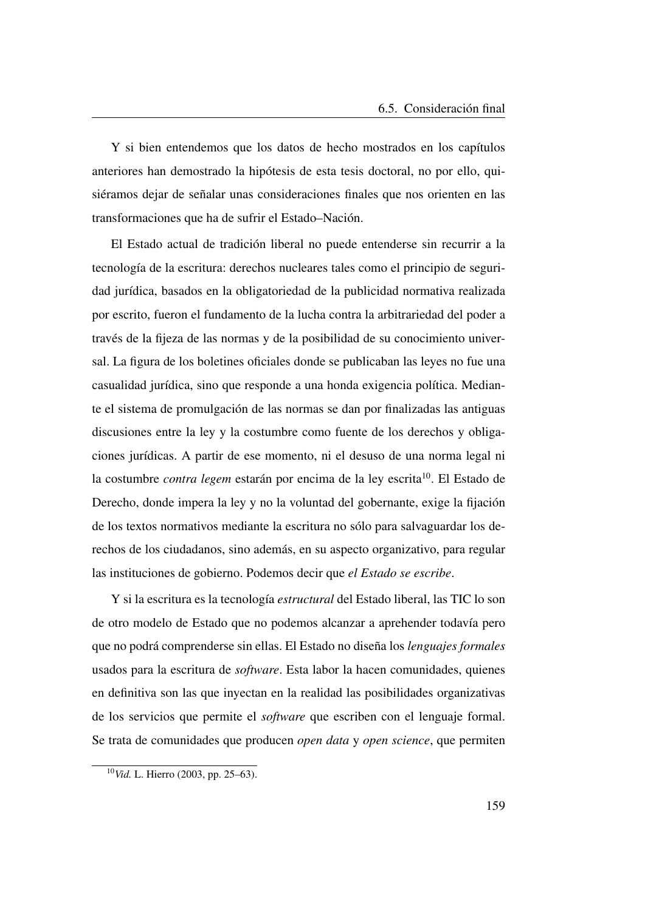Y si bien entendemos que los datos de hecho mostrados en los capítulos anteriores han demostrado la hipótesis de esta tesis doctoral, no por ello, quisiéramos dejar de señalar unas consideraciones finales que nos orienten en las transformaciones que ha de sufrir el Estado–Nación.

El Estado actual de tradición liberal no puede entenderse sin recurrir a la tecnología de la escritura: derechos nucleares tales como el principio de seguridad jurídica, basados en la obligatoriedad de la publicidad normativa realizada por escrito, fueron el fundamento de la lucha contra la arbitrariedad del poder a través de la fijeza de las normas y de la posibilidad de su conocimiento universal. La figura de los boletines oficiales donde se publicaban las leyes no fue una casualidad jurídica, sino que responde a una honda exigencia política. Mediante el sistema de promulgación de las normas se dan por finalizadas las antiguas discusiones entre la ley y la costumbre como fuente de los derechos y obligaciones jurídicas. A partir de ese momento, ni el desuso de una norma legal ni la costumbre *contra legem* estarán por encima de la ley escrita[10]. El Estado de Derecho, donde impera la ley y no la voluntad del gobernante, exige la fijación de los textos normativos mediante la escritura no sólo para salvaguardar los derechos de los ciudadanos, sino además, en su aspecto organizativo, para regular las instituciones de gobierno. Podemos decir que *el Estado se escribe*.

Y si la escritura es la tecnología *estructural* del Estado liberal, las TIC lo son de otro modelo de Estado que no podemos alcanzar a aprehender todavía pero que no podrá comprenderse sin ellas. El Estado no diseña los *lenguajes formales* usados para la escritura de *software*. Esta labor la hacen comunidades, quienes en definitiva son las que inyectan en la realidad las posibilidades organizativas de los servicios que permite el *software* que escriben con el lenguaje formal. Se trata de comunidades que producen *open data* y *open science*, que permiten

[10] *Vid.* L. Hierro (2003, pp. 25–63).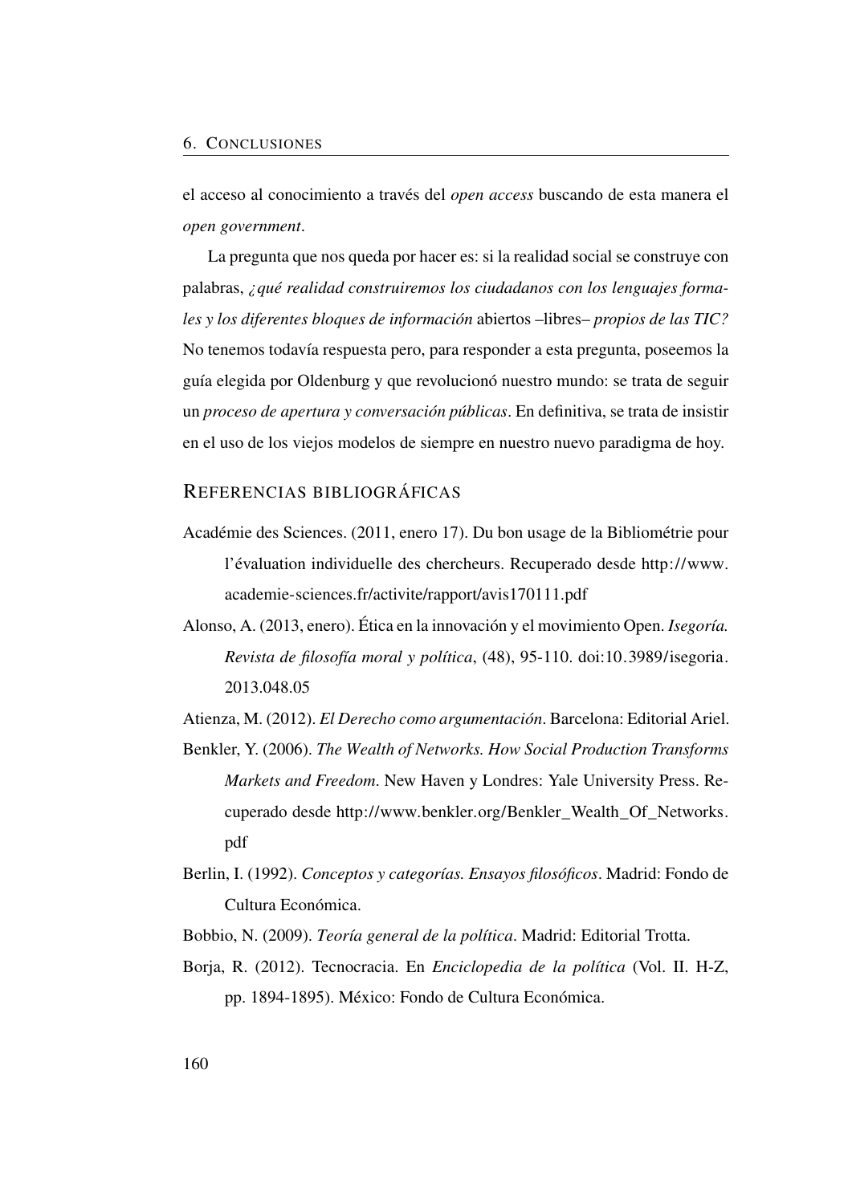el acceso al conocimiento a través del *open access* buscando de esta manera el *open government*.

La pregunta que nos queda por hacer es: si la realidad social se construye con palabras, *¿qué realidad construiremos los ciudadanos con los lenguajes formales y los diferentes bloques de información* abiertos –libres– *propios de las TIC?* No tenemos todavía respuesta pero, para responder a esta pregunta, poseemos la guía elegida por Oldenburg y que revolucionó nuestro mundo: se trata de seguir un *proceso de apertura y conversación públicas*. En definitiva, se trata de insistir en el uso de los viejos modelos de siempre en nuestro nuevo paradigma de hoy.

## REFERENCIAS BIBLIOGRÁFICAS

Académie des Sciences. (2011, enero 17). Du bon usage de la Bibliométrie pour l'évaluation individuelle des chercheurs. Recuperado desde http://www.academie-sciences.fr/activite/rapport/avis170111.pdf

Alonso, A. (2013, enero). Ética en la innovación y el movimiento Open. *Isegoría. Revista de filosofía moral y política*, (48), 95-110. doi:10.3989/isegoria.2013.048.05

Atienza, M. (2012). *El Derecho como argumentación*. Barcelona: Editorial Ariel.

Benkler, Y. (2006). *The Wealth of Networks. How Social Production Transforms Markets and Freedom*. New Haven y Londres: Yale University Press. Recuperado desde http://www.benkler.org/Benkler_Wealth_Of_Networks.pdf

Berlin, I. (1992). *Conceptos y categorías. Ensayos filosóficos*. Madrid: Fondo de Cultura Económica.

Bobbio, N. (2009). *Teoría general de la política*. Madrid: Editorial Trotta.

Borja, R. (2012). Tecnocracia. En *Enciclopedia de la política* (Vol. II. H-Z, pp. 1894-1895). México: Fondo de Cultura Económica.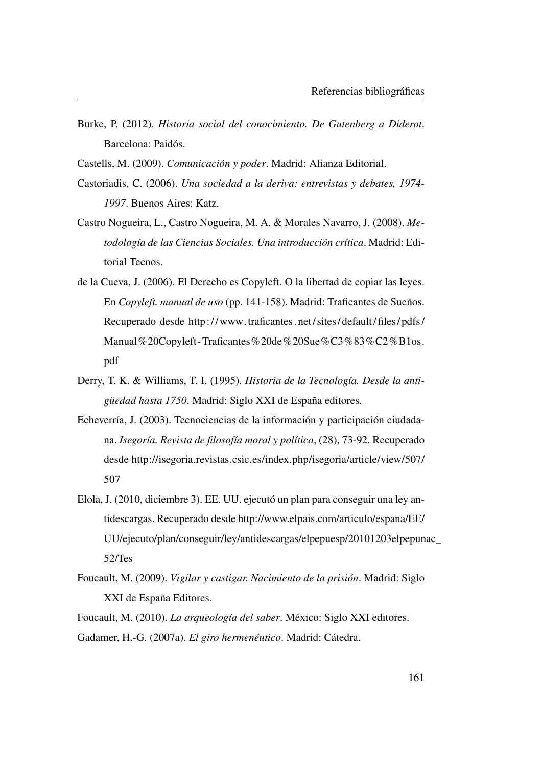Burke, P. (2012). *Historia social del conocimiento. De Gutenberg a Diderot*. Barcelona: Paidós.

Castells, M. (2009). *Comunicación y poder*. Madrid: Alianza Editorial.

Castoriadis, C. (2006). *Una sociedad a la deriva: entrevistas y debates, 1974-1997*. Buenos Aires: Katz.

Castro Nogueira, L., Castro Nogueira, M. A. & Morales Navarro, J. (2008). *Metodología de las Ciencias Sociales. Una introducción crítica*. Madrid: Editorial Tecnos.

de la Cueva, J. (2006). El Derecho es Copyleft. O la libertad de copiar las leyes. En *Copyleft. manual de uso* (pp. 141-158). Madrid: Traficantes de Sueños. Recuperado desde http://www.traficantes.net/sites/default/files/pdfs/Manual%20Copyleft-Traficantes%20de%20Sue%C3%83%C2%B1os.pdf

Derry, T. K. & Williams, T. I. (1995). *Historia de la Tecnología. Desde la antigüedad hasta 1750*. Madrid: Siglo XXI de España editores.

Echeverría, J. (2003). Tecnociencias de la información y participación ciudadana. *Isegoría. Revista de filosofía moral y política*, (28), 73-92. Recuperado desde http://isegoria.revistas.csic.es/index.php/isegoria/article/view/507/507

Elola, J. (2010, diciembre 3). EE. UU. ejecutó un plan para conseguir una ley antidescargas. Recuperado desde http://www.elpais.com/articulo/espana/EE/UU/ejecuto/plan/conseguir/ley/antidescargas/elpepuesp/20101203elpepunac_52/Tes

Foucault, M. (2009). *Vigilar y castigar. Nacimiento de la prisión*. Madrid: Siglo XXI de España Editores.

Foucault, M. (2010). *La arqueología del saber*. México: Siglo XXI editores.

Gadamer, H.-G. (2007a). *El giro hermenéutico*. Madrid: Cátedra.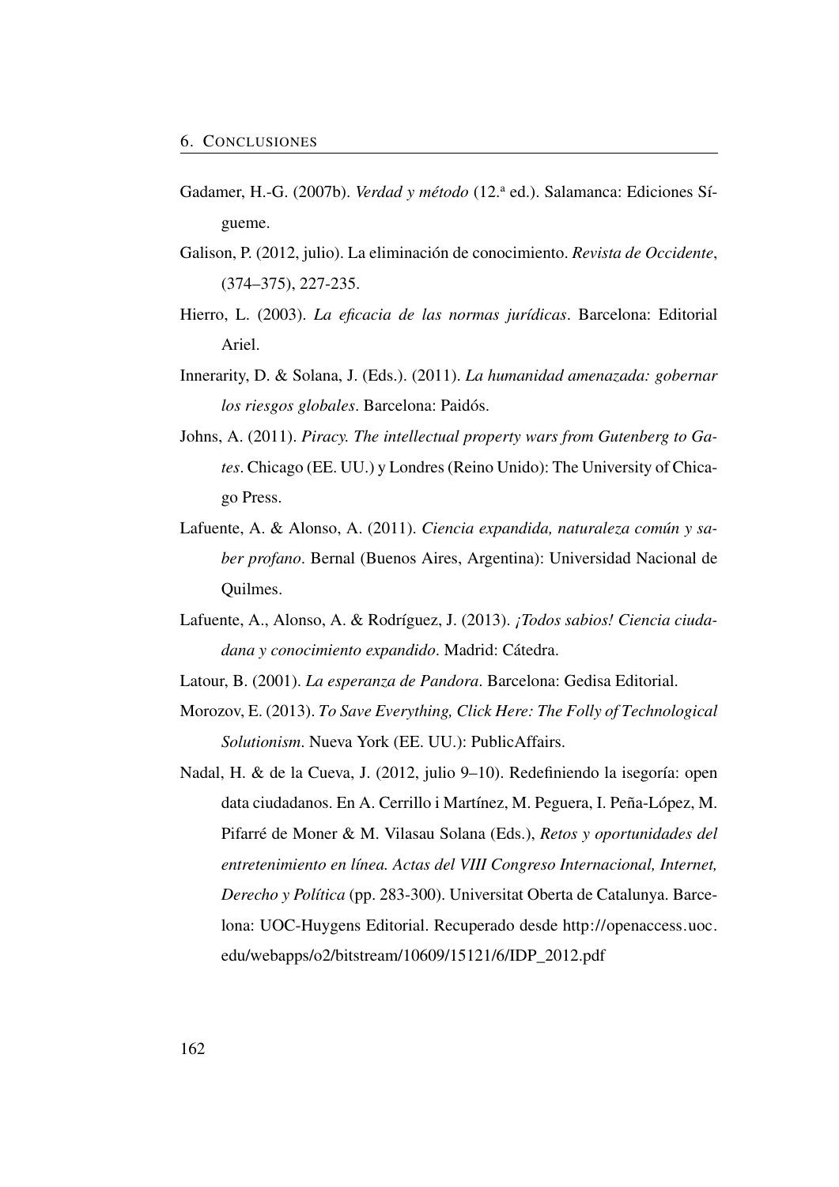Gadamer, H.-G. (2007b). *Verdad y método* (12.ª ed.). Salamanca: Ediciones Sígueme.

Galison, P. (2012, julio). La eliminación de conocimiento. *Revista de Occidente*, (374–375), 227-235.

Hierro, L. (2003). *La eficacia de las normas jurídicas*. Barcelona: Editorial Ariel.

Innerarity, D. & Solana, J. (Eds.). (2011). *La humanidad amenazada: gobernar los riesgos globales*. Barcelona: Paidós.

Johns, A. (2011). *Piracy. The intellectual property wars from Gutenberg to Gates*. Chicago (EE. UU.) y Londres (Reino Unido): The University of Chicago Press.

Lafuente, A. & Alonso, A. (2011). *Ciencia expandida, naturaleza común y saber profano*. Bernal (Buenos Aires, Argentina): Universidad Nacional de Quilmes.

Lafuente, A., Alonso, A. & Rodríguez, J. (2013). *¡Todos sabios! Ciencia ciudadana y conocimiento expandido*. Madrid: Cátedra.

Latour, B. (2001). *La esperanza de Pandora*. Barcelona: Gedisa Editorial.

Morozov, E. (2013). *To Save Everything, Click Here: The Folly of Technological Solutionism*. Nueva York (EE. UU.): PublicAffairs.

Nadal, H. & de la Cueva, J. (2012, julio 9–10). Redefiniendo la isegoría: open data ciudadanos. En A. Cerrillo i Martínez, M. Peguera, I. Peña-López, M. Pifarré de Moner & M. Vilasau Solana (Eds.), *Retos y oportunidades del entretenimiento en línea. Actas del VIII Congreso Internacional, Internet, Derecho y Política* (pp. 283-300). Universitat Oberta de Catalunya. Barcelona: UOC-Huygens Editorial. Recuperado desde http://openaccess.uoc.edu/webapps/o2/bitstream/10609/15121/6/IDP_2012.pdf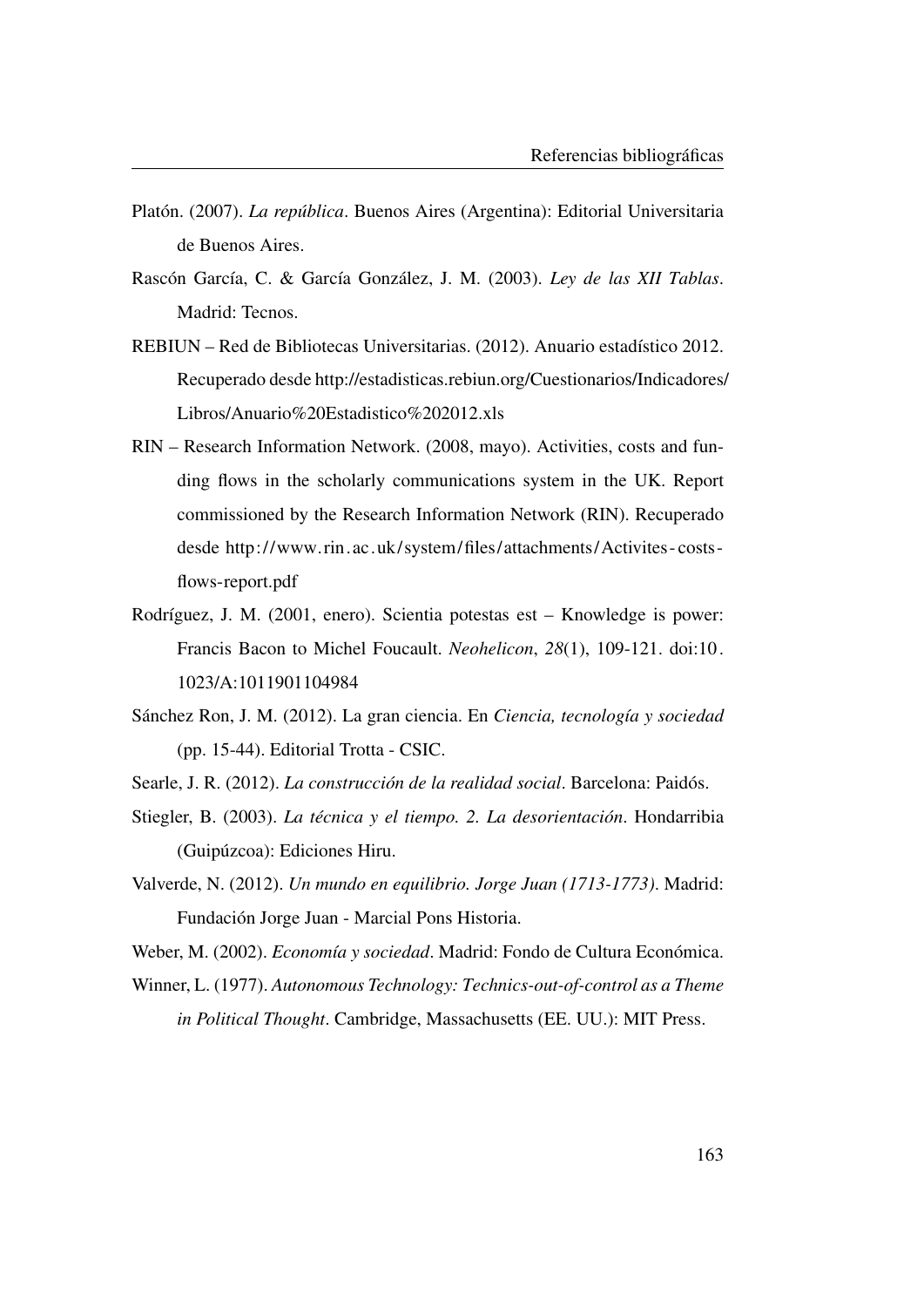Platón. (2007). *La república*. Buenos Aires (Argentina): Editorial Universitaria de Buenos Aires.

Rascón García, C. & García González, J. M. (2003). *Ley de las XII Tablas*. Madrid: Tecnos.

REBIUN – Red de Bibliotecas Universitarias. (2012). Anuario estadístico 2012. Recuperado desde http://estadisticas.rebiun.org/Cuestionarios/Indicadores/Libros/Anuario%20Estadistico%202012.xls

RIN – Research Information Network. (2008, mayo). Activities, costs and funding flows in the scholarly communications system in the UK. Report commissioned by the Research Information Network (RIN). Recuperado desde http://www.rin.ac.uk/system/files/attachments/Activites-costs-flows-report.pdf

Rodríguez, J. M. (2001, enero). Scientia potestas est – Knowledge is power: Francis Bacon to Michel Foucault. *Neohelicon*, *28*(1), 109-121. doi:10.1023/A:1011901104984

Sánchez Ron, J. M. (2012). La gran ciencia. En *Ciencia, tecnología y sociedad* (pp. 15-44). Editorial Trotta - CSIC.

Searle, J. R. (2012). *La construcción de la realidad social*. Barcelona: Paidós.

Stiegler, B. (2003). *La técnica y el tiempo. 2. La desorientación*. Hondarribia (Guipúzcoa): Ediciones Hiru.

Valverde, N. (2012). *Un mundo en equilibrio. Jorge Juan (1713-1773)*. Madrid: Fundación Jorge Juan - Marcial Pons Historia.

Weber, M. (2002). *Economía y sociedad*. Madrid: Fondo de Cultura Económica.

Winner, L. (1977). *Autonomous Technology: Technics-out-of-control as a Theme in Political Thought*. Cambridge, Massachusetts (EE. UU.): MIT Press.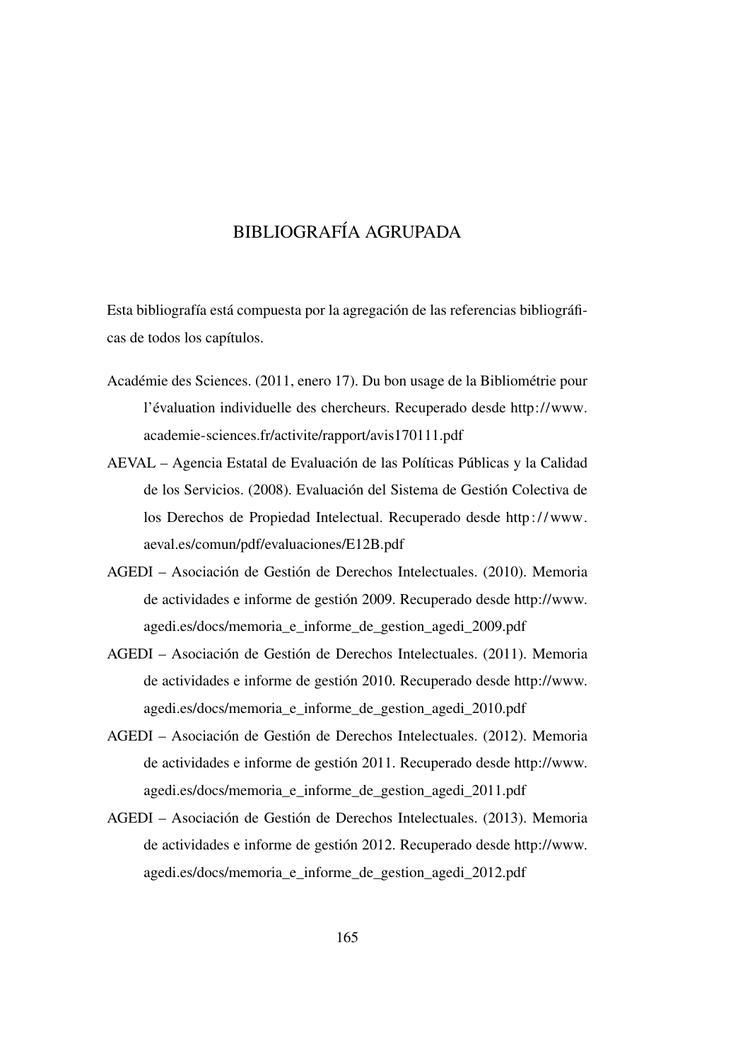# BIBLIOGRAFÍA AGRUPADA

Esta bibliografía está compuesta por la agregación de las referencias bibliográficas de todos los capítulos.

Académie des Sciences. (2011, enero 17). Du bon usage de la Bibliométrie pour l'évaluation individuelle des chercheurs. Recuperado desde http://www.academie-sciences.fr/activite/rapport/avis170111.pdf

AEVAL – Agencia Estatal de Evaluación de las Políticas Públicas y la Calidad de los Servicios. (2008). Evaluación del Sistema de Gestión Colectiva de los Derechos de Propiedad Intelectual. Recuperado desde http://www.aeval.es/comun/pdf/evaluaciones/E12B.pdf

AGEDI – Asociación de Gestión de Derechos Intelectuales. (2010). Memoria de actividades e informe de gestión 2009. Recuperado desde http://www.agedi.es/docs/memoria_e_informe_de_gestion_agedi_2009.pdf

AGEDI – Asociación de Gestión de Derechos Intelectuales. (2011). Memoria de actividades e informe de gestión 2010. Recuperado desde http://www.agedi.es/docs/memoria_e_informe_de_gestion_agedi_2010.pdf

AGEDI – Asociación de Gestión de Derechos Intelectuales. (2012). Memoria de actividades e informe de gestión 2011. Recuperado desde http://www.agedi.es/docs/memoria_e_informe_de_gestion_agedi_2011.pdf

AGEDI – Asociación de Gestión de Derechos Intelectuales. (2013). Memoria de actividades e informe de gestión 2012. Recuperado desde http://www.agedi.es/docs/memoria_e_informe_de_gestion_agedi_2012.pdf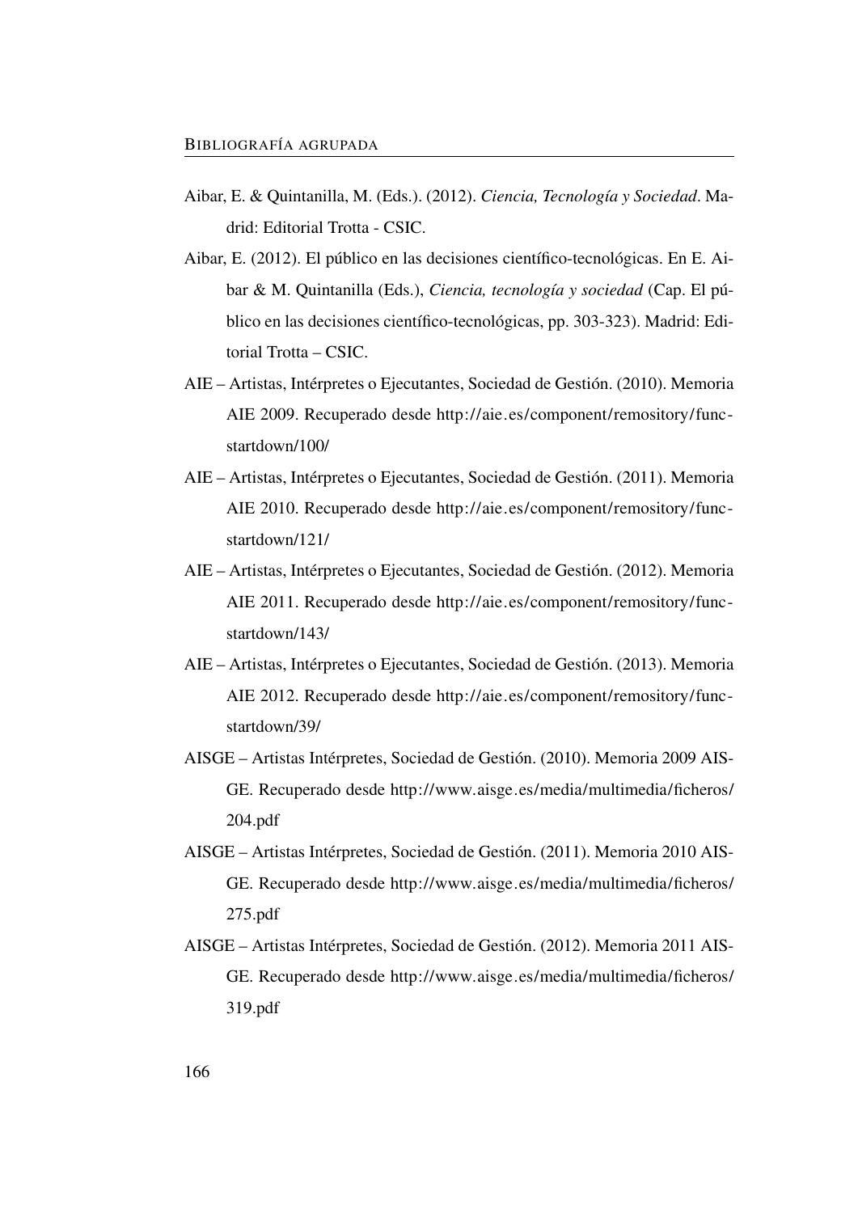Aibar, E. & Quintanilla, M. (Eds.). (2012). *Ciencia, Tecnología y Sociedad*. Madrid: Editorial Trotta - CSIC.

Aibar, E. (2012). El público en las decisiones científico-tecnológicas. En E. Aibar & M. Quintanilla (Eds.), *Ciencia, tecnología y sociedad* (Cap. El público en las decisiones científico-tecnológicas, pp. 303-323). Madrid: Editorial Trotta – CSIC.

AIE – Artistas, Intérpretes o Ejecutantes, Sociedad de Gestión. (2010). Memoria AIE 2009. Recuperado desde http://aie.es/component/remository/func-startdown/100/

AIE – Artistas, Intérpretes o Ejecutantes, Sociedad de Gestión. (2011). Memoria AIE 2010. Recuperado desde http://aie.es/component/remository/func-startdown/121/

AIE – Artistas, Intérpretes o Ejecutantes, Sociedad de Gestión. (2012). Memoria AIE 2011. Recuperado desde http://aie.es/component/remository/func-startdown/143/

AIE – Artistas, Intérpretes o Ejecutantes, Sociedad de Gestión. (2013). Memoria AIE 2012. Recuperado desde http://aie.es/component/remository/func-startdown/39/

AISGE – Artistas Intérpretes, Sociedad de Gestión. (2010). Memoria 2009 AISGE. Recuperado desde http://www.aisge.es/media/multimedia/ficheros/204.pdf

AISGE – Artistas Intérpretes, Sociedad de Gestión. (2011). Memoria 2010 AISGE. Recuperado desde http://www.aisge.es/media/multimedia/ficheros/275.pdf

AISGE – Artistas Intérpretes, Sociedad de Gestión. (2012). Memoria 2011 AISGE. Recuperado desde http://www.aisge.es/media/multimedia/ficheros/319.pdf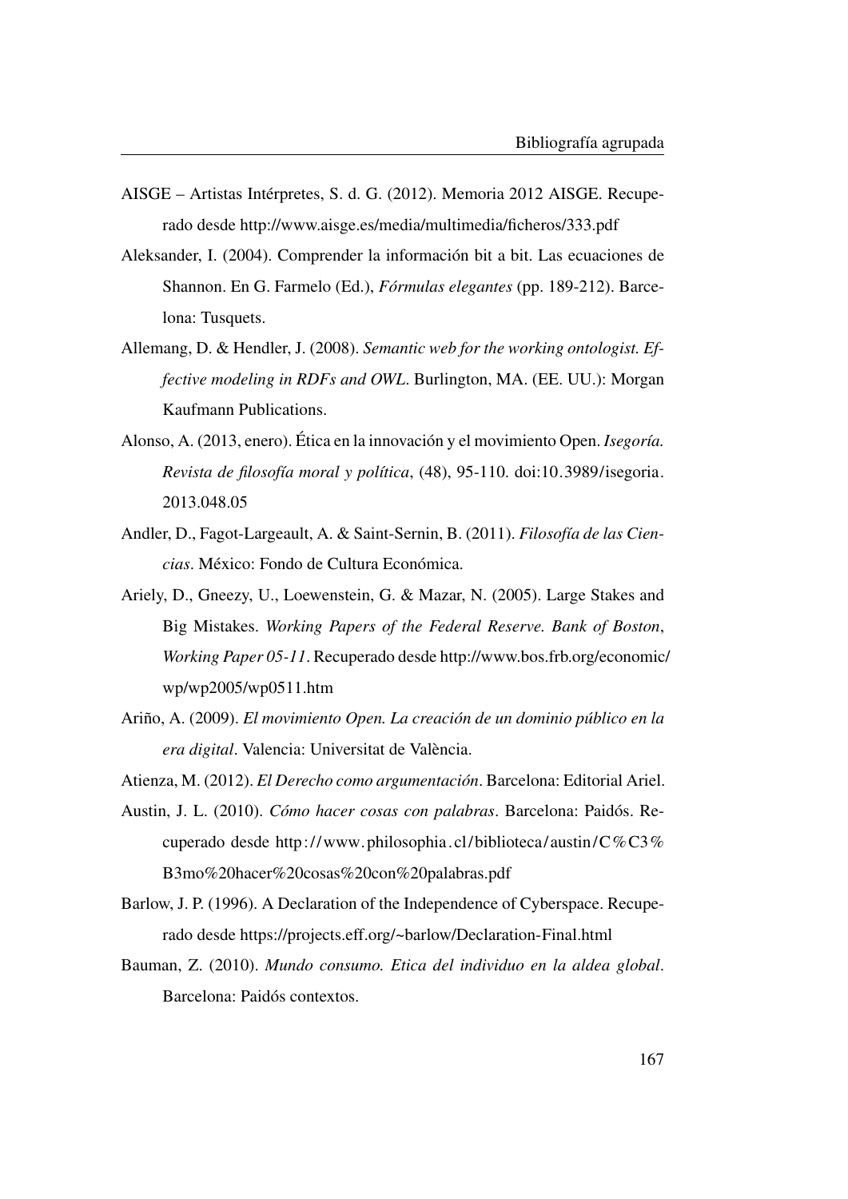AISGE – Artistas Intérpretes, S. d. G. (2012). Memoria 2012 AISGE. Recuperado desde http://www.aisge.es/media/multimedia/ficheros/333.pdf

Aleksander, I. (2004). Comprender la información bit a bit. Las ecuaciones de Shannon. En G. Farmelo (Ed.), *Fórmulas elegantes* (pp. 189-212). Barcelona: Tusquets.

Allemang, D. & Hendler, J. (2008). *Semantic web for the working ontologist. Effective modeling in RDFs and OWL*. Burlington, MA. (EE. UU.): Morgan Kaufmann Publications.

Alonso, A. (2013, enero). Ética en la innovación y el movimiento Open. *Isegoría. Revista de filosofía moral y política*, (48), 95-110. doi:10.3989/isegoria.2013.048.05

Andler, D., Fagot-Largeault, A. & Saint-Sernin, B. (2011). *Filosofía de las Ciencias*. México: Fondo de Cultura Económica.

Ariely, D., Gneezy, U., Loewenstein, G. & Mazar, N. (2005). Large Stakes and Big Mistakes. *Working Papers of the Federal Reserve. Bank of Boston*, *Working Paper 05-11*. Recuperado desde http://www.bos.frb.org/economic/wp/wp2005/wp0511.htm

Ariño, A. (2009). *El movimiento Open. La creación de un dominio público en la era digital*. Valencia: Universitat de València.

Atienza, M. (2012). *El Derecho como argumentación*. Barcelona: Editorial Ariel.

Austin, J. L. (2010). *Cómo hacer cosas con palabras*. Barcelona: Paidós. Recuperado desde http://www.philosophia.cl/biblioteca/austin/C%C3%B3mo%20hacer%20cosas%20con%20palabras.pdf

Barlow, J. P. (1996). A Declaration of the Independence of Cyberspace. Recuperado desde https://projects.eff.org/~barlow/Declaration-Final.html

Bauman, Z. (2010). *Mundo consumo. Etica del individuo en la aldea global*. Barcelona: Paidós contextos.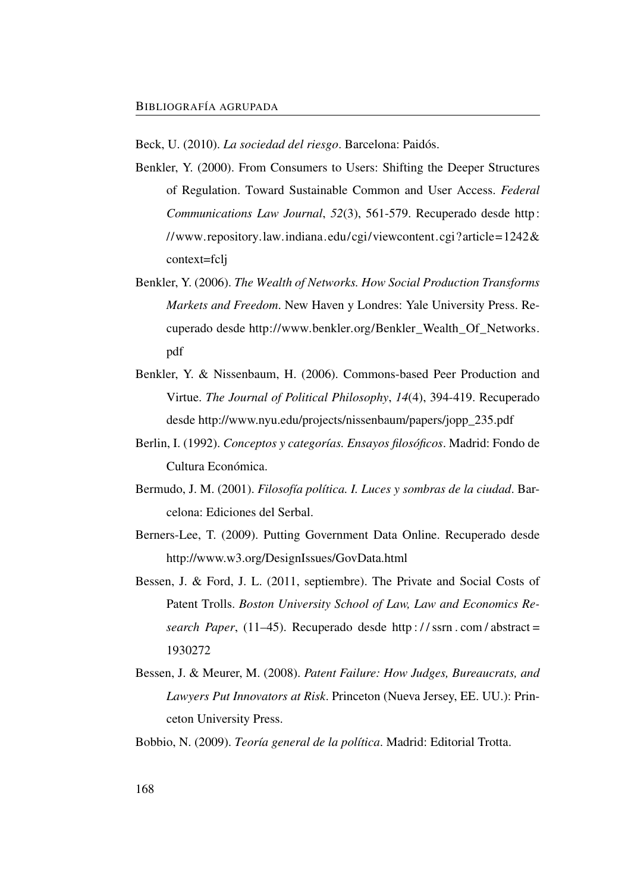Beck, U. (2010). *La sociedad del riesgo*. Barcelona: Paidós.

Benkler, Y. (2000). From Consumers to Users: Shifting the Deeper Structures of Regulation. Toward Sustainable Common and User Access. *Federal Communications Law Journal*, *52*(3), 561-579. Recuperado desde http://www.repository.law.indiana.edu/cgi/viewcontent.cgi?article=1242&context=fclj

Benkler, Y. (2006). *The Wealth of Networks. How Social Production Transforms Markets and Freedom*. New Haven y Londres: Yale University Press. Recuperado desde http://www.benkler.org/Benkler_Wealth_Of_Networks.pdf

Benkler, Y. & Nissenbaum, H. (2006). Commons-based Peer Production and Virtue. *The Journal of Political Philosophy*, *14*(4), 394-419. Recuperado desde http://www.nyu.edu/projects/nissenbaum/papers/jopp_235.pdf

Berlin, I. (1992). *Conceptos y categorías. Ensayos filosóficos*. Madrid: Fondo de Cultura Económica.

Bermudo, J. M. (2001). *Filosofía política. I. Luces y sombras de la ciudad*. Barcelona: Ediciones del Serbal.

Berners-Lee, T. (2009). Putting Government Data Online. Recuperado desde http://www.w3.org/DesignIssues/GovData.html

Bessen, J. & Ford, J. L. (2011, septiembre). The Private and Social Costs of Patent Trolls. *Boston University School of Law, Law and Economics Research Paper*, (11–45). Recuperado desde http://ssrn.com/abstract=1930272

Bessen, J. & Meurer, M. (2008). *Patent Failure: How Judges, Bureaucrats, and Lawyers Put Innovators at Risk*. Princeton (Nueva Jersey, EE. UU.): Princeton University Press.

Bobbio, N. (2009). *Teoría general de la política*. Madrid: Editorial Trotta.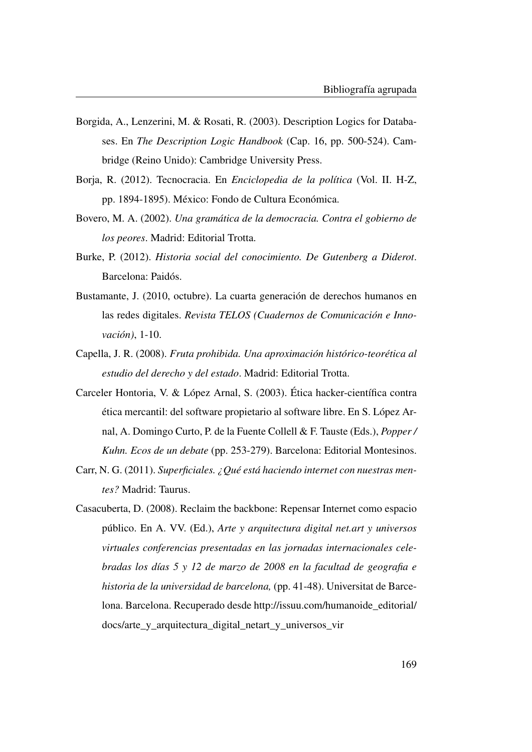Borgida, A., Lenzerini, M. & Rosati, R. (2003). Description Logics for Databases. En *The Description Logic Handbook* (Cap. 16, pp. 500-524). Cambridge (Reino Unido): Cambridge University Press.

Borja, R. (2012). Tecnocracia. En *Enciclopedia de la política* (Vol. II. H-Z, pp. 1894-1895). México: Fondo de Cultura Económica.

Bovero, M. A. (2002). *Una gramática de la democracia. Contra el gobierno de los peores*. Madrid: Editorial Trotta.

Burke, P. (2012). *Historia social del conocimiento. De Gutenberg a Diderot*. Barcelona: Paidós.

Bustamante, J. (2010, octubre). La cuarta generación de derechos humanos en las redes digitales. *Revista TELOS (Cuadernos de Comunicación e Innovación)*, 1-10.

Capella, J. R. (2008). *Fruta prohibida. Una aproximación histórico-teorética al estudio del derecho y del estado*. Madrid: Editorial Trotta.

Carceler Hontoria, V. & López Arnal, S. (2003). Ética hacker-científica contra ética mercantil: del software propietario al software libre. En S. López Arnal, A. Domingo Curto, P. de la Fuente Collell & F. Tauste (Eds.), *Popper / Kuhn. Ecos de un debate* (pp. 253-279). Barcelona: Editorial Montesinos.

Carr, N. G. (2011). *Superficiales. ¿Qué está haciendo internet con nuestras mentes?* Madrid: Taurus.

Casacuberta, D. (2008). Reclaim the backbone: Repensar Internet como espacio público. En A. VV. (Ed.), *Arte y arquitectura digital net.art y universos virtuales conferencias presentadas en las jornadas internacionales celebradas los días 5 y 12 de marzo de 2008 en la facultad de geografia e historia de la universidad de barcelona,* (pp. 41-48). Universitat de Barcelona. Barcelona. Recuperado desde http://issuu.com/humanoide_editorial/docs/arte_y_arquitectura_digital_netart_y_universos_vir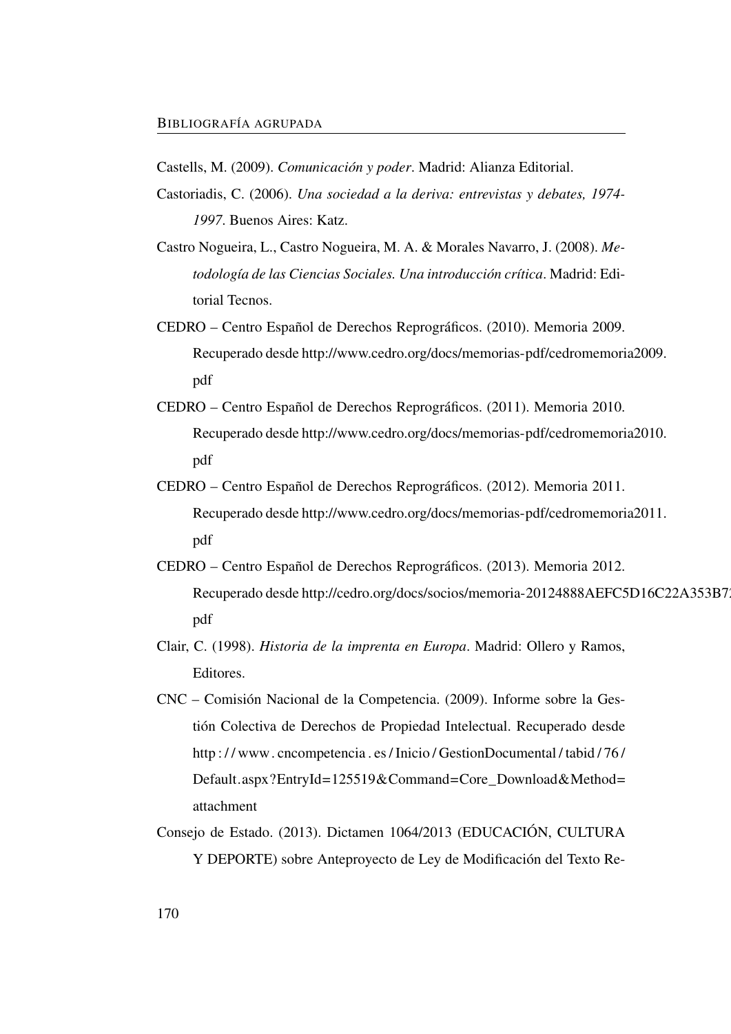Castells, M. (2009). *Comunicación y poder*. Madrid: Alianza Editorial.

Castoriadis, C. (2006). *Una sociedad a la deriva: entrevistas y debates, 1974-1997*. Buenos Aires: Katz.

Castro Nogueira, L., Castro Nogueira, M. A. & Morales Navarro, J. (2008). *Metodología de las Ciencias Sociales. Una introducción crítica*. Madrid: Editorial Tecnos.

CEDRO – Centro Español de Derechos Reprográficos. (2010). Memoria 2009. Recuperado desde http://www.cedro.org/docs/memorias-pdf/cedromemoria2009.pdf

CEDRO – Centro Español de Derechos Reprográficos. (2011). Memoria 2010. Recuperado desde http://www.cedro.org/docs/memorias-pdf/cedromemoria2010.pdf

CEDRO – Centro Español de Derechos Reprográficos. (2012). Memoria 2011. Recuperado desde http://www.cedro.org/docs/memorias-pdf/cedromemoria2011.pdf

CEDRO – Centro Español de Derechos Reprográficos. (2013). Memoria 2012. Recuperado desde http://cedro.org/docs/socios/memoria-20124888AEFC5D16C22A353B7 pdf

Clair, C. (1998). *Historia de la imprenta en Europa*. Madrid: Ollero y Ramos, Editores.

CNC – Comisión Nacional de la Competencia. (2009). Informe sobre la Gestión Colectiva de Derechos de Propiedad Intelectual. Recuperado desde http://www.cncompetencia.es/Inicio/GestionDocumental/tabid/76/Default.aspx?EntryId=125519&Command=Core_Download&Method=attachment

Consejo de Estado. (2013). Dictamen 1064/2013 (EDUCACIÓN, CULTURA Y DEPORTE) sobre Anteproyecto de Ley de Modificación del Texto Re-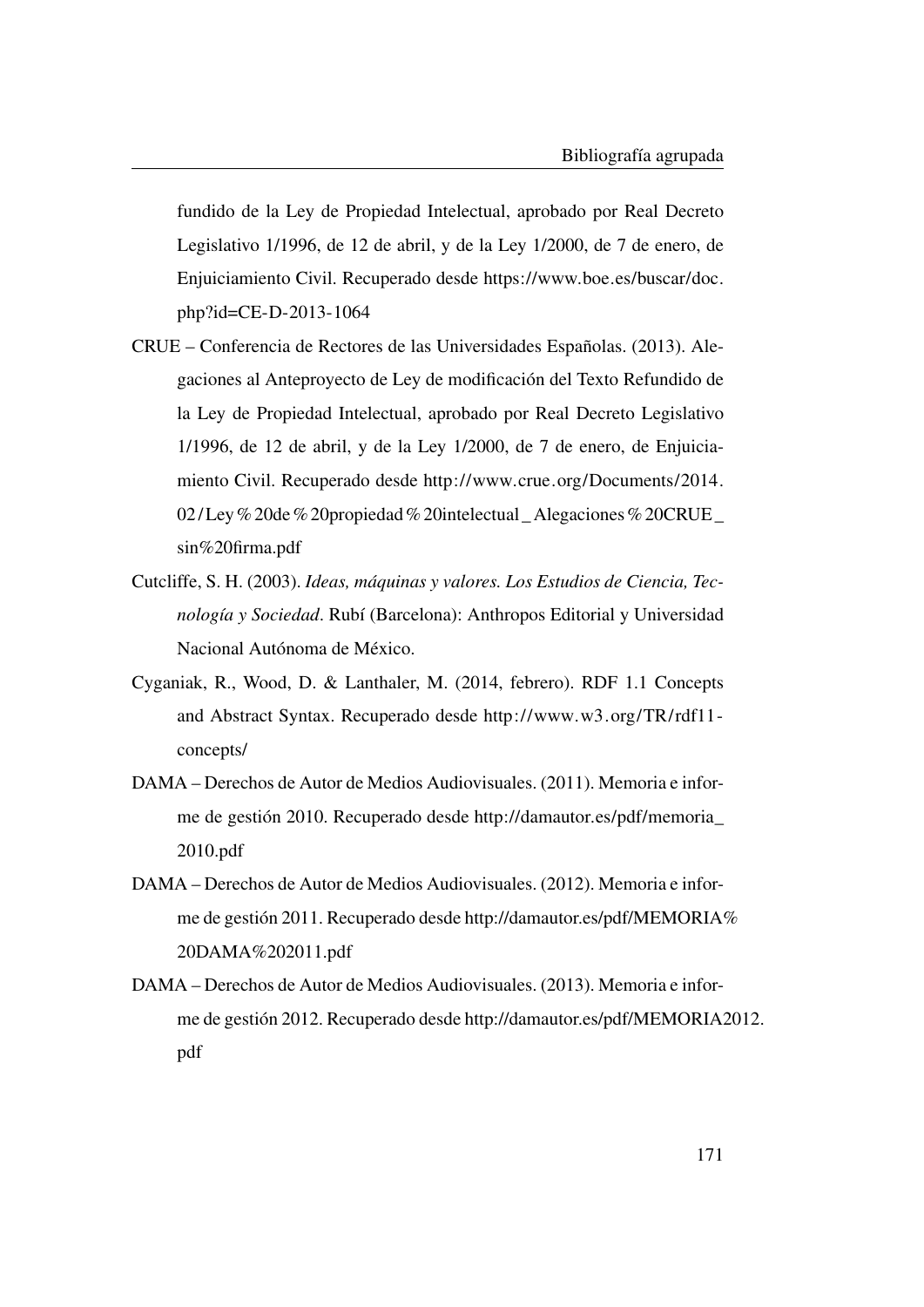fundido de la Ley de Propiedad Intelectual, aprobado por Real Decreto Legislativo 1/1996, de 12 de abril, y de la Ley 1/2000, de 7 de enero, de Enjuiciamiento Civil. Recuperado desde https://www.boe.es/buscar/doc.php?id=CE-D-2013-1064

CRUE – Conferencia de Rectores de las Universidades Españolas. (2013). Alegaciones al Anteproyecto de Ley de modificación del Texto Refundido de la Ley de Propiedad Intelectual, aprobado por Real Decreto Legislativo 1/1996, de 12 de abril, y de la Ley 1/2000, de 7 de enero, de Enjuiciamiento Civil. Recuperado desde http://www.crue.org/Documents/2014.02/Ley%20de%20propiedad%20intelectual_Alegaciones%20CRUE_sin%20firma.pdf

Cutcliffe, S. H. (2003). *Ideas, máquinas y valores. Los Estudios de Ciencia, Tecnología y Sociedad*. Rubí (Barcelona): Anthropos Editorial y Universidad Nacional Autónoma de México.

Cyganiak, R., Wood, D. & Lanthaler, M. (2014, febrero). RDF 1.1 Concepts and Abstract Syntax. Recuperado desde http://www.w3.org/TR/rdf11-concepts/

DAMA – Derechos de Autor de Medios Audiovisuales. (2011). Memoria e informe de gestión 2010. Recuperado desde http://damautor.es/pdf/memoria_2010.pdf

DAMA – Derechos de Autor de Medios Audiovisuales. (2012). Memoria e informe de gestión 2011. Recuperado desde http://damautor.es/pdf/MEMORIA%20DAMA%202011.pdf

DAMA – Derechos de Autor de Medios Audiovisuales. (2013). Memoria e informe de gestión 2012. Recuperado desde http://damautor.es/pdf/MEMORIA2012.pdf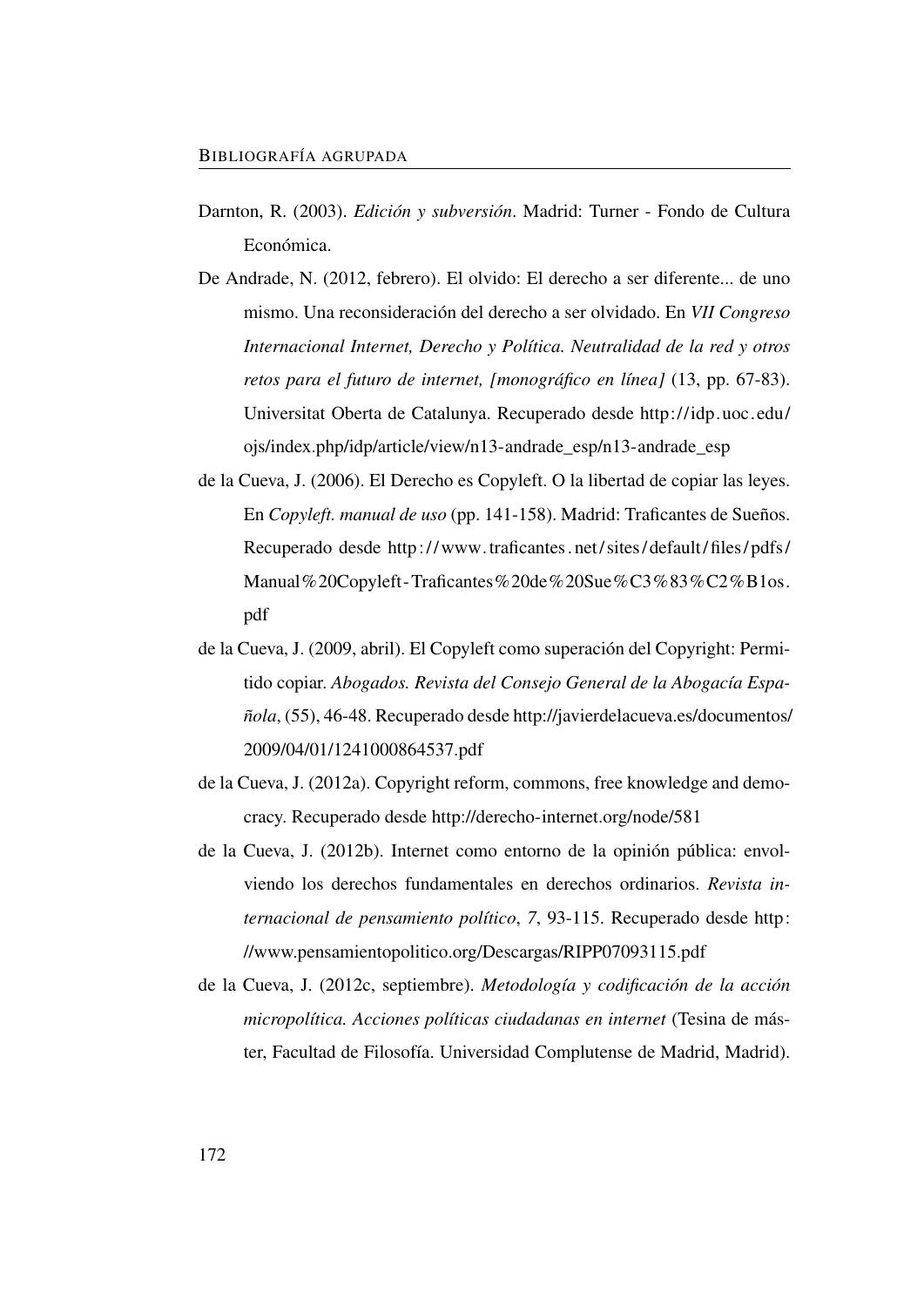Darnton, R. (2003). *Edición y subversión*. Madrid: Turner - Fondo de Cultura Económica.

De Andrade, N. (2012, febrero). El olvido: El derecho a ser diferente... de uno mismo. Una reconsideración del derecho a ser olvidado. En *VII Congreso Internacional Internet, Derecho y Política. Neutralidad de la red y otros retos para el futuro de internet, [monográfico en línea]* (13, pp. 67-83). Universitat Oberta de Catalunya. Recuperado desde http://idp.uoc.edu/ojs/index.php/idp/article/view/n13-andrade_esp/n13-andrade_esp

de la Cueva, J. (2006). El Derecho es Copyleft. O la libertad de copiar las leyes. En *Copyleft. manual de uso* (pp. 141-158). Madrid: Traficantes de Sueños. Recuperado desde http://www.traficantes.net/sites/default/files/pdfs/Manual%20Copyleft-Traficantes%20de%20Sue%C3%83%C2%B1os.pdf

de la Cueva, J. (2009, abril). El Copyleft como superación del Copyright: Permitido copiar. *Abogados. Revista del Consejo General de la Abogacía Española*, (55), 46-48. Recuperado desde http://javierdelacueva.es/documentos/2009/04/01/1241000864537.pdf

de la Cueva, J. (2012a). Copyright reform, commons, free knowledge and democracy. Recuperado desde http://derecho-internet.org/node/581

de la Cueva, J. (2012b). Internet como entorno de la opinión pública: envolviendo los derechos fundamentales en derechos ordinarios. *Revista internacional de pensamiento político*, *7*, 93-115. Recuperado desde http://www.pensamientopolitico.org/Descargas/RIPP07093115.pdf

de la Cueva, J. (2012c, septiembre). *Metodología y codificación de la acción micropolítica. Acciones políticas ciudadanas en internet* (Tesina de máster, Facultad de Filosofía. Universidad Complutense de Madrid, Madrid).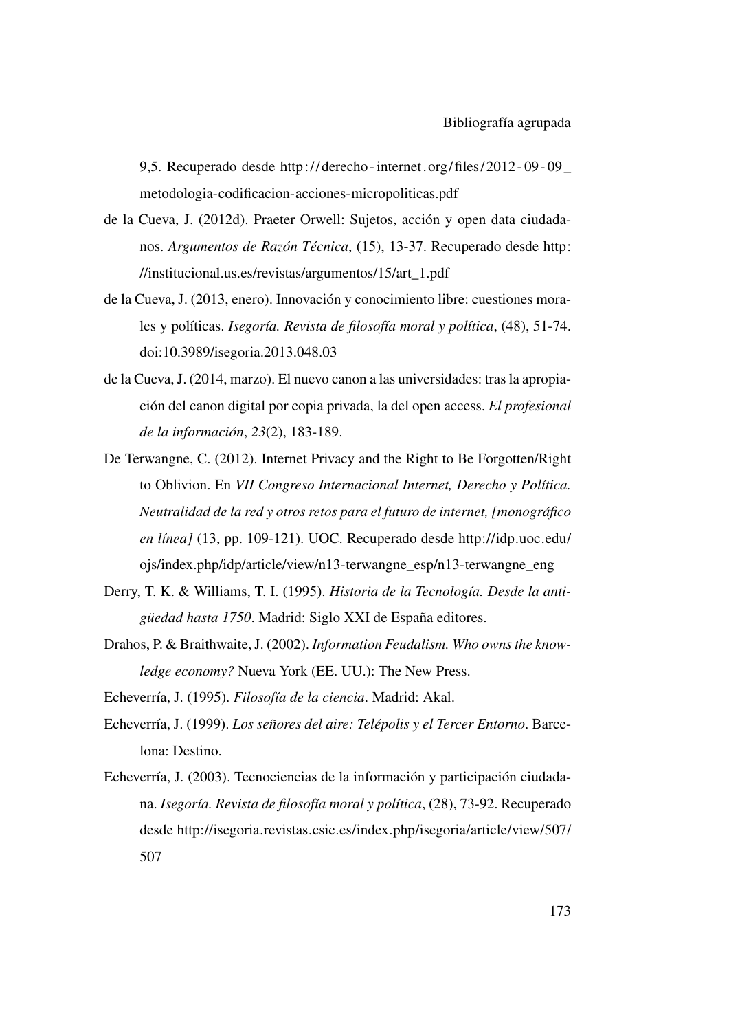9,5. Recuperado desde http://derecho-internet.org/files/2012-09-09_metodologia-codificacion-acciones-micropoliticas.pdf

de la Cueva, J. (2012d). Praeter Orwell: Sujetos, acción y open data ciudadanos. *Argumentos de Razón Técnica*, (15), 13-37. Recuperado desde http://institucional.us.es/revistas/argumentos/15/art_1.pdf

de la Cueva, J. (2013, enero). Innovación y conocimiento libre: cuestiones morales y políticas. *Isegoría. Revista de filosofía moral y política*, (48), 51-74. doi:10.3989/isegoria.2013.048.03

de la Cueva, J. (2014, marzo). El nuevo canon a las universidades: tras la apropiación del canon digital por copia privada, la del open access. *El profesional de la información*, *23*(2), 183-189.

De Terwangne, C. (2012). Internet Privacy and the Right to Be Forgotten/Right to Oblivion. En *VII Congreso Internacional Internet, Derecho y Política. Neutralidad de la red y otros retos para el futuro de internet, [monográfico en línea]* (13, pp. 109-121). UOC. Recuperado desde http://idp.uoc.edu/ojs/index.php/idp/article/view/n13-terwangne_esp/n13-terwangne_eng

Derry, T. K. & Williams, T. I. (1995). *Historia de la Tecnología. Desde la antigüedad hasta 1750*. Madrid: Siglo XXI de España editores.

Drahos, P. & Braithwaite, J. (2002). *Information Feudalism. Who owns the knowledge economy?* Nueva York (EE. UU.): The New Press.

Echeverría, J. (1995). *Filosofía de la ciencia*. Madrid: Akal.

Echeverría, J. (1999). *Los señores del aire: Telépolis y el Tercer Entorno*. Barcelona: Destino.

Echeverría, J. (2003). Tecnociencias de la información y participación ciudadana. *Isegoría. Revista de filosofía moral y política*, (28), 73-92. Recuperado desde http://isegoria.revistas.csic.es/index.php/isegoria/article/view/507/507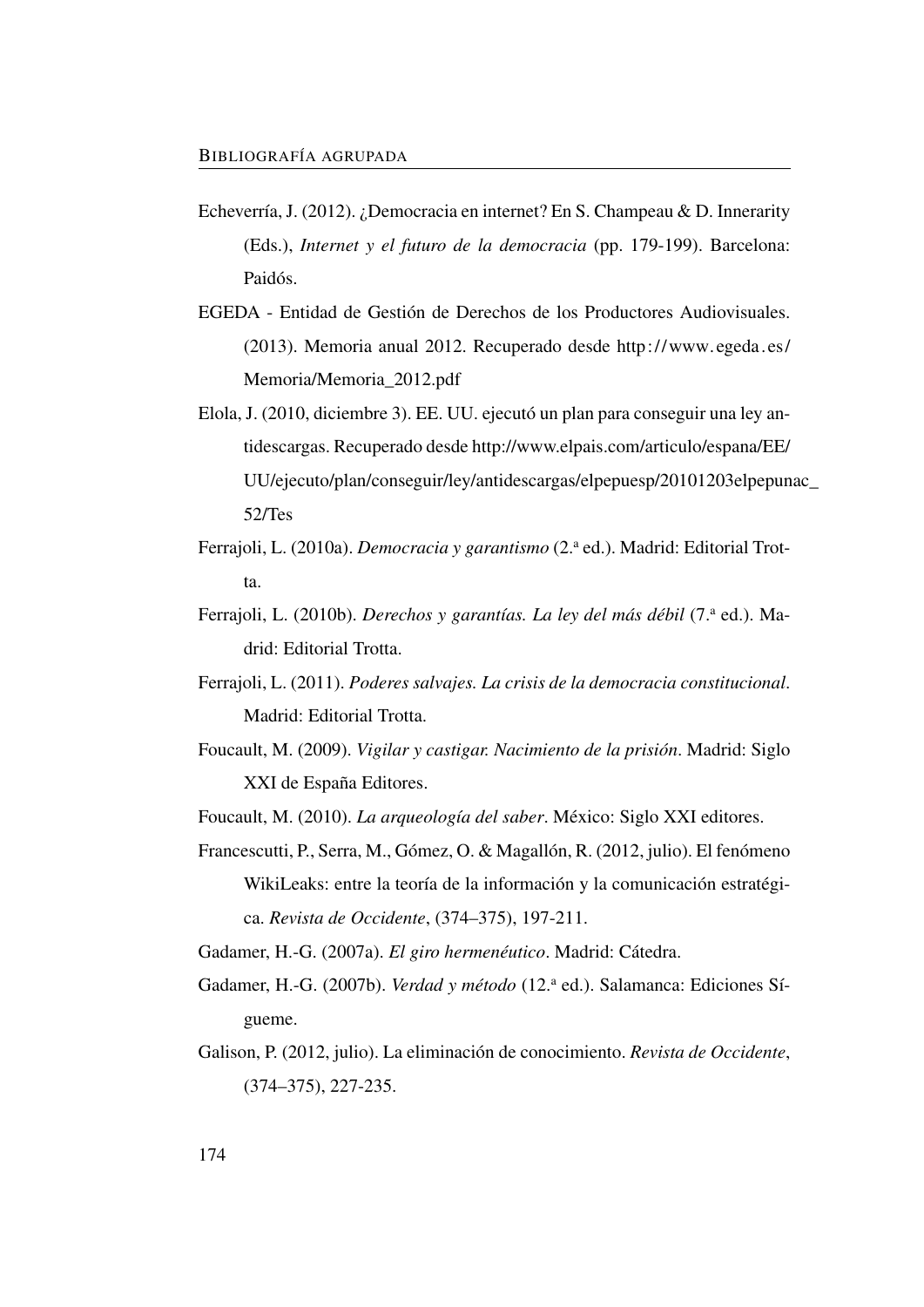Echeverría, J. (2012). ¿Democracia en internet? En S. Champeau & D. Innerarity (Eds.), *Internet y el futuro de la democracia* (pp. 179-199). Barcelona: Paidós.

EGEDA - Entidad de Gestión de Derechos de los Productores Audiovisuales. (2013). Memoria anual 2012. Recuperado desde http://www.egeda.es/Memoria/Memoria_2012.pdf

Elola, J. (2010, diciembre 3). EE. UU. ejecutó un plan para conseguir una ley antidescargas. Recuperado desde http://www.elpais.com/articulo/espana/EE/UU/ejecuto/plan/conseguir/ley/antidescargas/elpepuesp/20101203elpepunac_52/Tes

Ferrajoli, L. (2010a). *Democracia y garantismo* (2.ª ed.). Madrid: Editorial Trotta.

Ferrajoli, L. (2010b). *Derechos y garantías. La ley del más débil* (7.ª ed.). Madrid: Editorial Trotta.

Ferrajoli, L. (2011). *Poderes salvajes. La crisis de la democracia constitucional*. Madrid: Editorial Trotta.

Foucault, M. (2009). *Vigilar y castigar. Nacimiento de la prisión*. Madrid: Siglo XXI de España Editores.

Foucault, M. (2010). *La arqueología del saber*. México: Siglo XXI editores.

Francescutti, P., Serra, M., Gómez, O. & Magallón, R. (2012, julio). El fenómeno WikiLeaks: entre la teoría de la información y la comunicación estratégica. *Revista de Occidente*, (374–375), 197-211.

Gadamer, H.-G. (2007a). *El giro hermenéutico*. Madrid: Cátedra.

Gadamer, H.-G. (2007b). *Verdad y método* (12.ª ed.). Salamanca: Ediciones Sígueme.

Galison, P. (2012, julio). La eliminación de conocimiento. *Revista de Occidente*, (374–375), 227-235.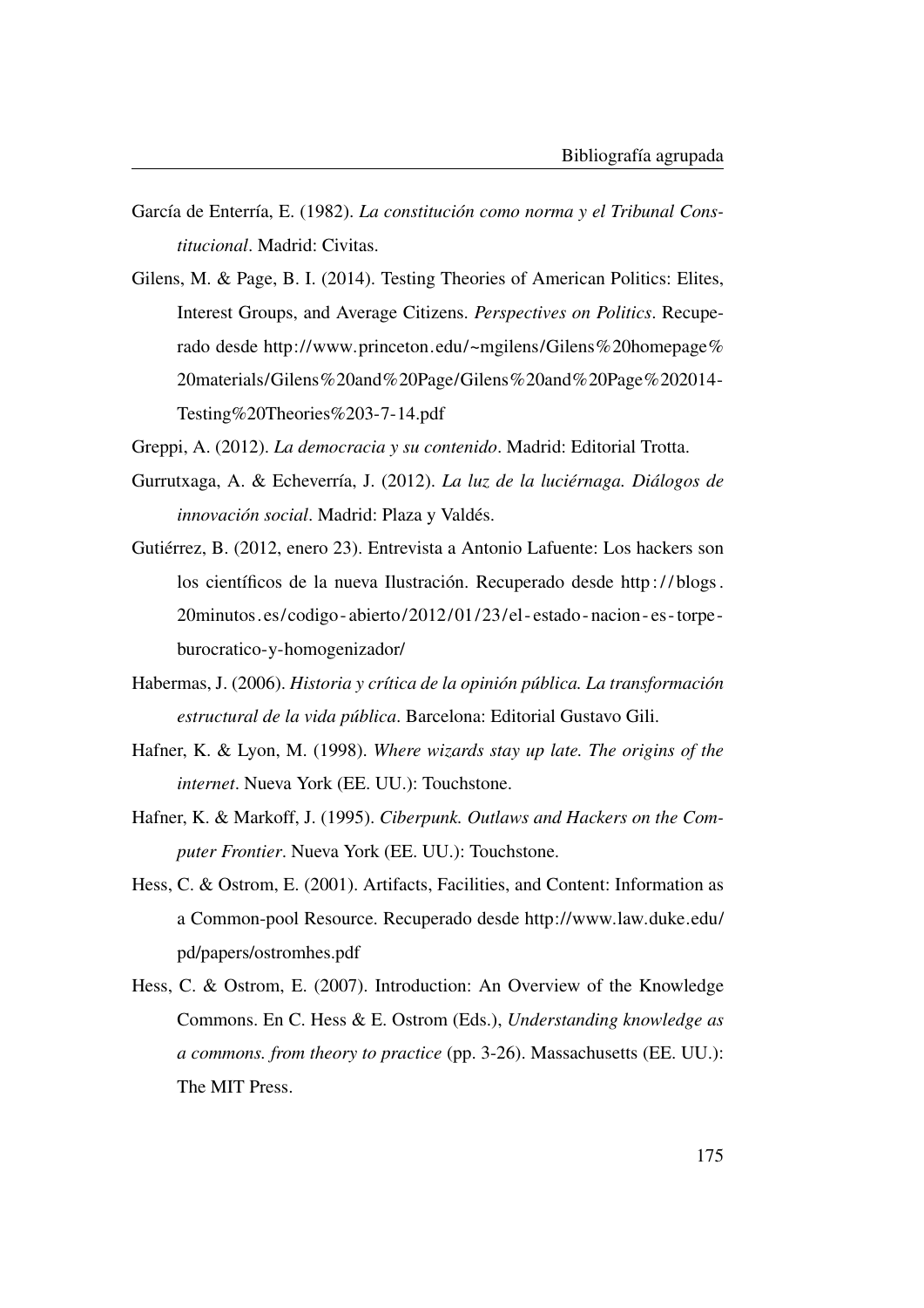García de Enterría, E. (1982). *La constitución como norma y el Tribunal Constitucional*. Madrid: Civitas.

Gilens, M. & Page, B. I. (2014). Testing Theories of American Politics: Elites, Interest Groups, and Average Citizens. *Perspectives on Politics*. Recuperado desde http://www.princeton.edu/~mgilens/Gilens%20homepage%20materials/Gilens%20and%20Page/Gilens%20and%20Page%202014-Testing%20Theories%203-7-14.pdf

Greppi, A. (2012). *La democracia y su contenido*. Madrid: Editorial Trotta.

Gurrutxaga, A. & Echeverría, J. (2012). *La luz de la luciérnaga. Diálogos de innovación social*. Madrid: Plaza y Valdés.

Gutiérrez, B. (2012, enero 23). Entrevista a Antonio Lafuente: Los hackers son los científicos de la nueva Ilustración. Recuperado desde http://blogs.20minutos.es/codigo-abierto/2012/01/23/el-estado-nacion-es-torpe-burocratico-y-homogenizador/

Habermas, J. (2006). *Historia y crítica de la opinión pública. La transformación estructural de la vida pública*. Barcelona: Editorial Gustavo Gili.

Hafner, K. & Lyon, M. (1998). *Where wizards stay up late. The origins of the internet*. Nueva York (EE. UU.): Touchstone.

Hafner, K. & Markoff, J. (1995). *Ciberpunk. Outlaws and Hackers on the Computer Frontier*. Nueva York (EE. UU.): Touchstone.

Hess, C. & Ostrom, E. (2001). Artifacts, Facilities, and Content: Information as a Common-pool Resource. Recuperado desde http://www.law.duke.edu/pd/papers/ostromhes.pdf

Hess, C. & Ostrom, E. (2007). Introduction: An Overview of the Knowledge Commons. En C. Hess & E. Ostrom (Eds.), *Understanding knowledge as a commons. from theory to practice* (pp. 3-26). Massachusetts (EE. UU.): The MIT Press.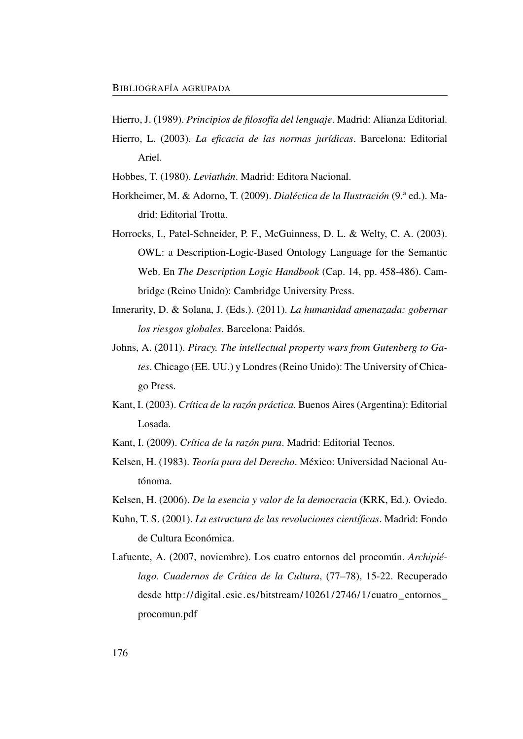Hierro, J. (1989). *Principios de filosofía del lenguaje*. Madrid: Alianza Editorial.

Hierro, L. (2003). *La eficacia de las normas jurídicas*. Barcelona: Editorial Ariel.

Hobbes, T. (1980). *Leviathán*. Madrid: Editora Nacional.

Horkheimer, M. & Adorno, T. (2009). *Dialéctica de la Ilustración* (9.ª ed.). Madrid: Editorial Trotta.

Horrocks, I., Patel-Schneider, P. F., McGuinness, D. L. & Welty, C. A. (2003). OWL: a Description-Logic-Based Ontology Language for the Semantic Web. En *The Description Logic Handbook* (Cap. 14, pp. 458-486). Cambridge (Reino Unido): Cambridge University Press.

Innerarity, D. & Solana, J. (Eds.). (2011). *La humanidad amenazada: gobernar los riesgos globales*. Barcelona: Paidós.

Johns, A. (2011). *Piracy. The intellectual property wars from Gutenberg to Gates*. Chicago (EE. UU.) y Londres (Reino Unido): The University of Chicago Press.

Kant, I. (2003). *Crítica de la razón práctica*. Buenos Aires (Argentina): Editorial Losada.

Kant, I. (2009). *Crítica de la razón pura*. Madrid: Editorial Tecnos.

Kelsen, H. (1983). *Teoría pura del Derecho*. México: Universidad Nacional Autónoma.

Kelsen, H. (2006). *De la esencia y valor de la democracia* (KRK, Ed.). Oviedo.

Kuhn, T. S. (2001). *La estructura de las revoluciones científicas*. Madrid: Fondo de Cultura Económica.

Lafuente, A. (2007, noviembre). Los cuatro entornos del procomún. *Archipiélago. Cuadernos de Crítica de la Cultura*, (77–78), 15-22. Recuperado desde http://digital.csic.es/bitstream/10261/2746/1/cuatro_entornos_procomun.pdf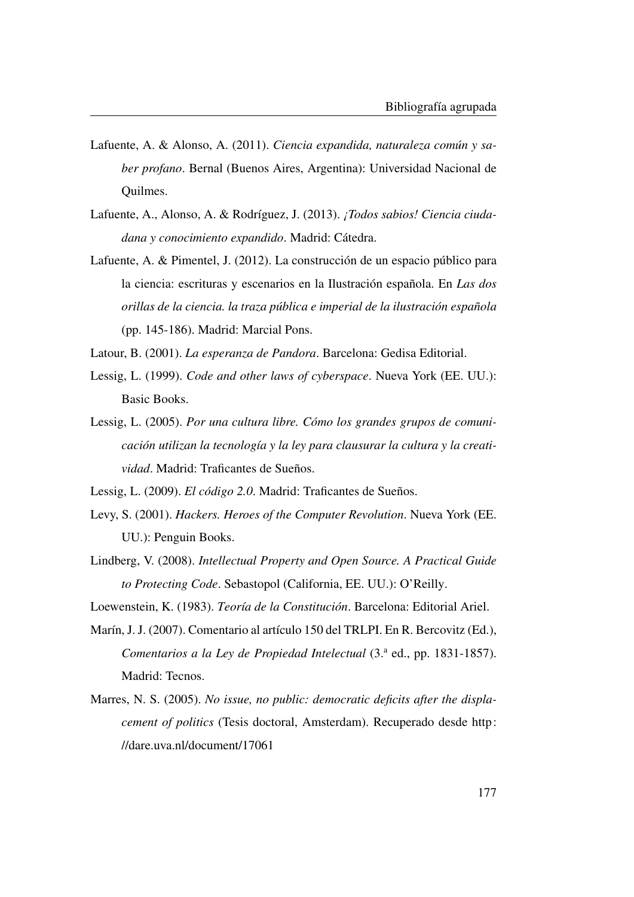Lafuente, A. & Alonso, A. (2011). *Ciencia expandida, naturaleza común y saber profano*. Bernal (Buenos Aires, Argentina): Universidad Nacional de Quilmes.

Lafuente, A., Alonso, A. & Rodríguez, J. (2013). *¡Todos sabios! Ciencia ciudadana y conocimiento expandido*. Madrid: Cátedra.

Lafuente, A. & Pimentel, J. (2012). La construcción de un espacio público para la ciencia: escrituras y escenarios en la Ilustración española. En *Las dos orillas de la ciencia. la traza pública e imperial de la ilustración española* (pp. 145-186). Madrid: Marcial Pons.

Latour, B. (2001). *La esperanza de Pandora*. Barcelona: Gedisa Editorial.

Lessig, L. (1999). *Code and other laws of cyberspace*. Nueva York (EE. UU.): Basic Books.

Lessig, L. (2005). *Por una cultura libre. Cómo los grandes grupos de comunicación utilizan la tecnología y la ley para clausurar la cultura y la creatividad*. Madrid: Traficantes de Sueños.

Lessig, L. (2009). *El código 2.0*. Madrid: Traficantes de Sueños.

Levy, S. (2001). *Hackers. Heroes of the Computer Revolution*. Nueva York (EE. UU.): Penguin Books.

Lindberg, V. (2008). *Intellectual Property and Open Source. A Practical Guide to Protecting Code*. Sebastopol (California, EE. UU.): O'Reilly.

Loewenstein, K. (1983). *Teoría de la Constitución*. Barcelona: Editorial Ariel.

Marín, J. J. (2007). Comentario al artículo 150 del TRLPI. En R. Bercovitz (Ed.), *Comentarios a la Ley de Propiedad Intelectual* (3.ª ed., pp. 1831-1857). Madrid: Tecnos.

Marres, N. S. (2005). *No issue, no public: democratic deficits after the displacement of politics* (Tesis doctoral, Amsterdam). Recuperado desde http://dare.uva.nl/document/17061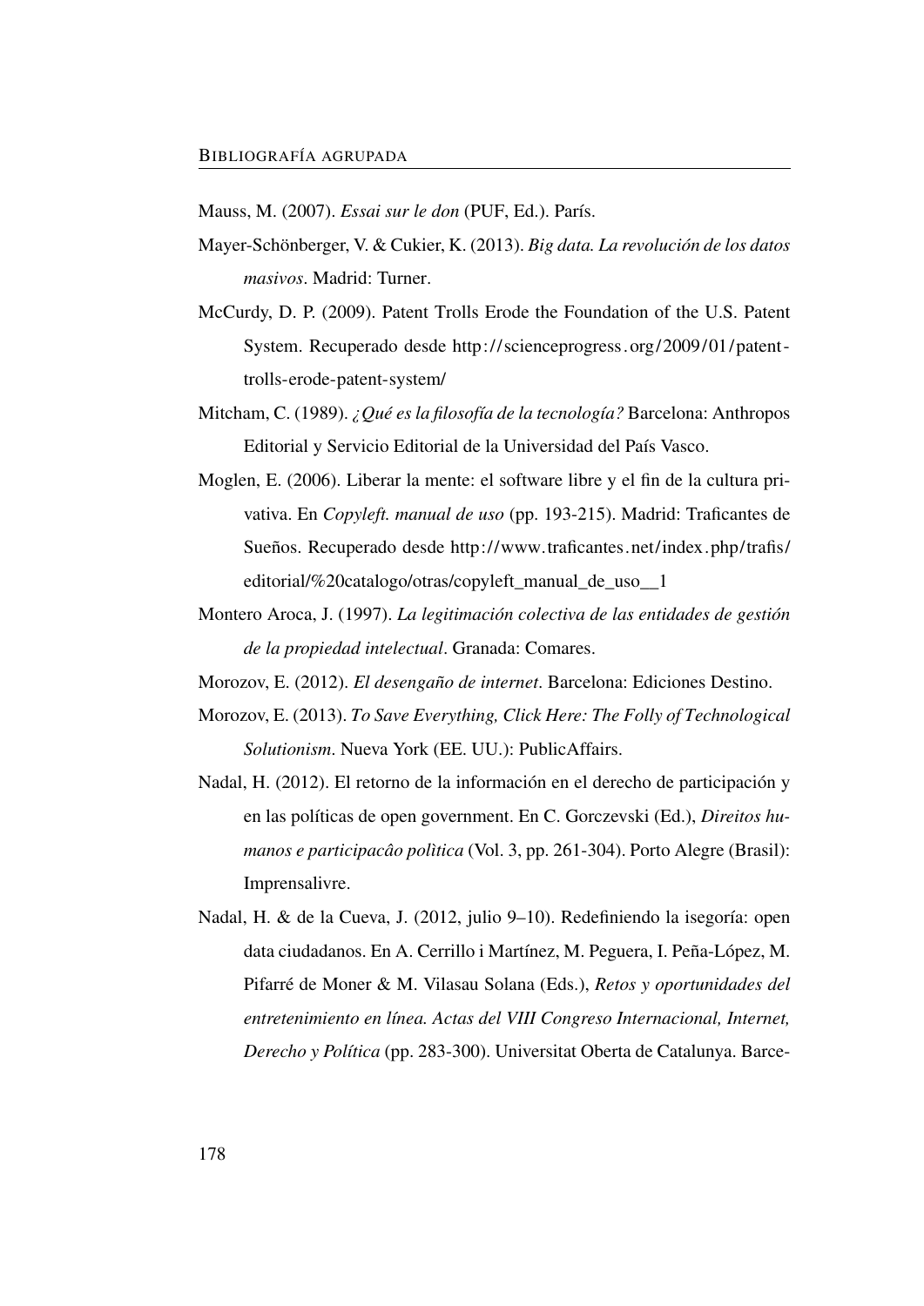Mauss, M. (2007). *Essai sur le don* (PUF, Ed.). París.

Mayer-Schönberger, V. & Cukier, K. (2013). *Big data. La revolución de los datos masivos*. Madrid: Turner.

McCurdy, D. P. (2009). Patent Trolls Erode the Foundation of the U.S. Patent System. Recuperado desde http://scienceprogress.org/2009/01/patent-trolls-erode-patent-system/

Mitcham, C. (1989). *¿Qué es la filosofía de la tecnología?* Barcelona: Anthropos Editorial y Servicio Editorial de la Universidad del País Vasco.

Moglen, E. (2006). Liberar la mente: el software libre y el fin de la cultura privativa. En *Copyleft. manual de uso* (pp. 193-215). Madrid: Traficantes de Sueños. Recuperado desde http://www.traficantes.net/index.php/trafis/editorial/%20catalogo/otras/copyleft_manual_de_uso__1

Montero Aroca, J. (1997). *La legitimación colectiva de las entidades de gestión de la propiedad intelectual*. Granada: Comares.

Morozov, E. (2012). *El desengaño de internet*. Barcelona: Ediciones Destino.

Morozov, E. (2013). *To Save Everything, Click Here: The Folly of Technological Solutionism*. Nueva York (EE. UU.): PublicAffairs.

Nadal, H. (2012). El retorno de la información en el derecho de participación y en las políticas de open government. En C. Gorczevski (Ed.), *Direitos humanos e participacâo polìtica* (Vol. 3, pp. 261-304). Porto Alegre (Brasil): Imprensalivre.

Nadal, H. & de la Cueva, J. (2012, julio 9–10). Redefiniendo la isegoría: open data ciudadanos. En A. Cerrillo i Martínez, M. Peguera, I. Peña-López, M. Pifarré de Moner & M. Vilasau Solana (Eds.), *Retos y oportunidades del entretenimiento en línea. Actas del VIII Congreso Internacional, Internet, Derecho y Política* (pp. 283-300). Universitat Oberta de Catalunya. Barce-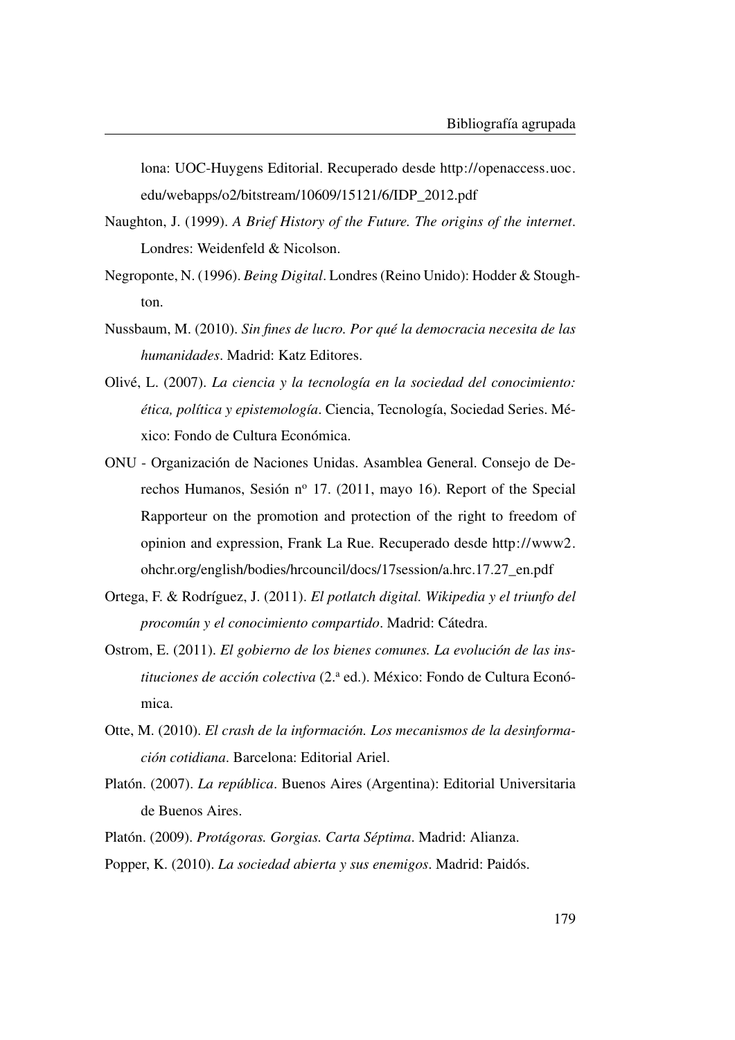lona: UOC-Huygens Editorial. Recuperado desde http://openaccess.uoc.edu/webapps/o2/bitstream/10609/15121/6/IDP_2012.pdf

Naughton, J. (1999). *A Brief History of the Future. The origins of the internet*. Londres: Weidenfeld & Nicolson.

Negroponte, N. (1996). *Being Digital*. Londres (Reino Unido): Hodder & Stoughton.

Nussbaum, M. (2010). *Sin fines de lucro. Por qué la democracia necesita de las humanidades*. Madrid: Katz Editores.

Olivé, L. (2007). *La ciencia y la tecnología en la sociedad del conocimiento: ética, política y epistemología*. Ciencia, Tecnología, Sociedad Series. México: Fondo de Cultura Económica.

ONU - Organización de Naciones Unidas. Asamblea General. Consejo de Derechos Humanos, Sesión nº 17. (2011, mayo 16). Report of the Special Rapporteur on the promotion and protection of the right to freedom of opinion and expression, Frank La Rue. Recuperado desde http://www2.ohchr.org/english/bodies/hrcouncil/docs/17session/a.hrc.17.27_en.pdf

Ortega, F. & Rodríguez, J. (2011). *El potlatch digital. Wikipedia y el triunfo del procomún y el conocimiento compartido*. Madrid: Cátedra.

Ostrom, E. (2011). *El gobierno de los bienes comunes. La evolución de las instituciones de acción colectiva* (2.ª ed.). México: Fondo de Cultura Económica.

Otte, M. (2010). *El crash de la información. Los mecanismos de la desinformación cotidiana*. Barcelona: Editorial Ariel.

Platón. (2007). *La república*. Buenos Aires (Argentina): Editorial Universitaria de Buenos Aires.

Platón. (2009). *Protágoras. Gorgias. Carta Séptima*. Madrid: Alianza.

Popper, K. (2010). *La sociedad abierta y sus enemigos*. Madrid: Paidós.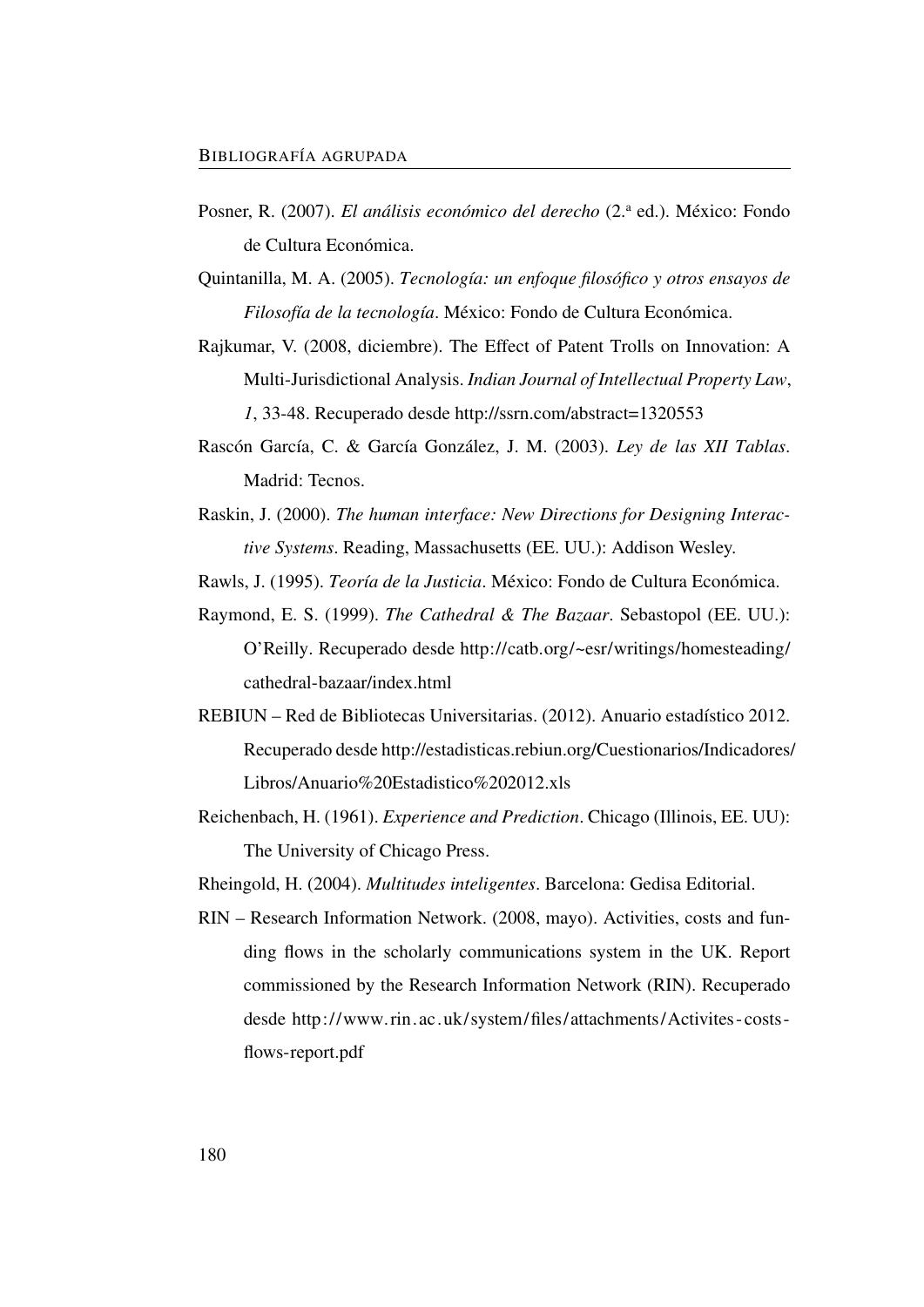Posner, R. (2007). *El análisis económico del derecho* (2.ª ed.). México: Fondo de Cultura Económica.

Quintanilla, M. A. (2005). *Tecnología: un enfoque filosófico y otros ensayos de Filosofía de la tecnología*. México: Fondo de Cultura Económica.

Rajkumar, V. (2008, diciembre). The Effect of Patent Trolls on Innovation: A Multi-Jurisdictional Analysis. *Indian Journal of Intellectual Property Law*, *1*, 33-48. Recuperado desde http://ssrn.com/abstract=1320553

Rascón García, C. & García González, J. M. (2003). *Ley de las XII Tablas*. Madrid: Tecnos.

Raskin, J. (2000). *The human interface: New Directions for Designing Interactive Systems*. Reading, Massachusetts (EE. UU.): Addison Wesley.

Rawls, J. (1995). *Teoría de la Justicia*. México: Fondo de Cultura Económica.

Raymond, E. S. (1999). *The Cathedral & The Bazaar*. Sebastopol (EE. UU.): O'Reilly. Recuperado desde http://catb.org/~esr/writings/homesteading/cathedral-bazaar/index.html

REBIUN – Red de Bibliotecas Universitarias. (2012). Anuario estadístico 2012. Recuperado desde http://estadisticas.rebiun.org/Cuestionarios/Indicadores/Libros/Anuario%20Estadistico%202012.xls

Reichenbach, H. (1961). *Experience and Prediction*. Chicago (Illinois, EE. UU): The University of Chicago Press.

Rheingold, H. (2004). *Multitudes inteligentes*. Barcelona: Gedisa Editorial.

RIN – Research Information Network. (2008, mayo). Activities, costs and funding flows in the scholarly communications system in the UK. Report commissioned by the Research Information Network (RIN). Recuperado desde http://www.rin.ac.uk/system/files/attachments/Activites-costs-flows-report.pdf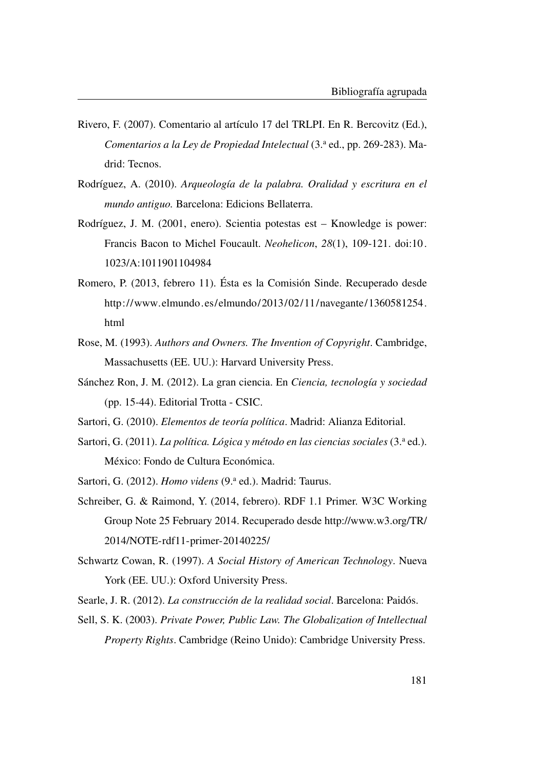Rivero, F. (2007). Comentario al artículo 17 del TRLPI. En R. Bercovitz (Ed.), *Comentarios a la Ley de Propiedad Intelectual* (3.ª ed., pp. 269-283). Madrid: Tecnos.

Rodríguez, A. (2010). *Arqueología de la palabra. Oralidad y escritura en el mundo antiguo.* Barcelona: Edicions Bellaterra.

Rodríguez, J. M. (2001, enero). Scientia potestas est – Knowledge is power: Francis Bacon to Michel Foucault. *Neohelicon*, *28*(1), 109-121. doi:10.1023/A:1011901104984

Romero, P. (2013, febrero 11). Ésta es la Comisión Sinde. Recuperado desde http://www.elmundo.es/elmundo/2013/02/11/navegante/1360581254.html

Rose, M. (1993). *Authors and Owners. The Invention of Copyright*. Cambridge, Massachusetts (EE. UU.): Harvard University Press.

Sánchez Ron, J. M. (2012). La gran ciencia. En *Ciencia, tecnología y sociedad* (pp. 15-44). Editorial Trotta - CSIC.

Sartori, G. (2010). *Elementos de teoría política*. Madrid: Alianza Editorial.

Sartori, G. (2011). *La política. Lógica y método en las ciencias sociales* (3.ª ed.). México: Fondo de Cultura Económica.

Sartori, G. (2012). *Homo videns* (9.ª ed.). Madrid: Taurus.

Schreiber, G. & Raimond, Y. (2014, febrero). RDF 1.1 Primer. W3C Working Group Note 25 February 2014. Recuperado desde http://www.w3.org/TR/2014/NOTE-rdf11-primer-20140225/

Schwartz Cowan, R. (1997). *A Social History of American Technology*. Nueva York (EE. UU.): Oxford University Press.

Searle, J. R. (2012). *La construcción de la realidad social*. Barcelona: Paidós.

Sell, S. K. (2003). *Private Power, Public Law. The Globalization of Intellectual Property Rights*. Cambridge (Reino Unido): Cambridge University Press.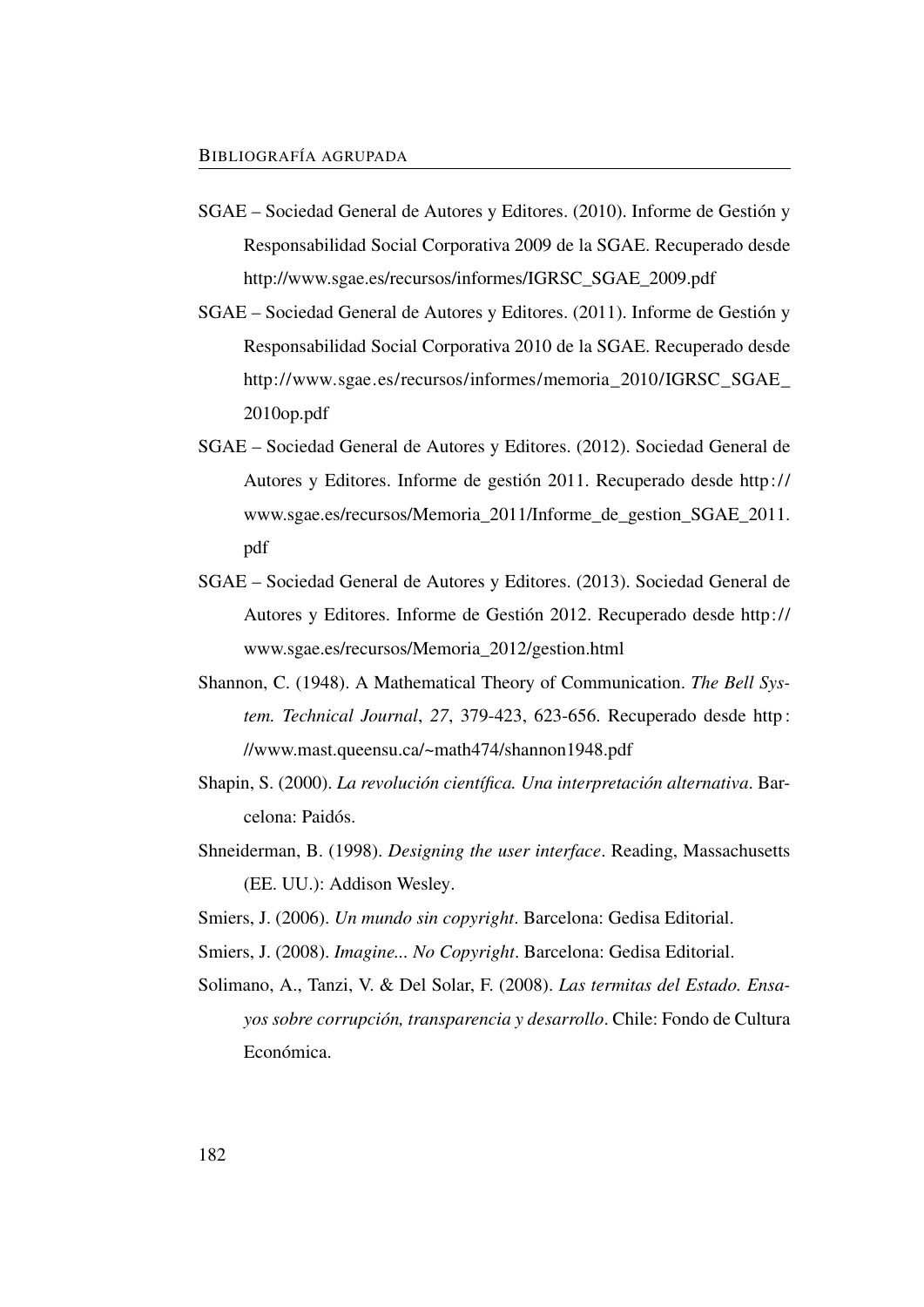SGAE – Sociedad General de Autores y Editores. (2010). Informe de Gestión y Responsabilidad Social Corporativa 2009 de la SGAE. Recuperado desde http://www.sgae.es/recursos/informes/IGRSC_SGAE_2009.pdf

SGAE – Sociedad General de Autores y Editores. (2011). Informe de Gestión y Responsabilidad Social Corporativa 2010 de la SGAE. Recuperado desde http://www.sgae.es/recursos/informes/memoria_2010/IGRSC_SGAE_2010op.pdf

SGAE – Sociedad General de Autores y Editores. (2012). Sociedad General de Autores y Editores. Informe de gestión 2011. Recuperado desde http://www.sgae.es/recursos/Memoria_2011/Informe_de_gestion_SGAE_2011.pdf

SGAE – Sociedad General de Autores y Editores. (2013). Sociedad General de Autores y Editores. Informe de Gestión 2012. Recuperado desde http://www.sgae.es/recursos/Memoria_2012/gestion.html

Shannon, C. (1948). A Mathematical Theory of Communication. *The Bell System. Technical Journal*, *27*, 379-423, 623-656. Recuperado desde http://www.mast.queensu.ca/~math474/shannon1948.pdf

Shapin, S. (2000). *La revolución científica. Una interpretación alternativa*. Barcelona: Paidós.

Shneiderman, B. (1998). *Designing the user interface*. Reading, Massachusetts (EE. UU.): Addison Wesley.

Smiers, J. (2006). *Un mundo sin copyright*. Barcelona: Gedisa Editorial.

Smiers, J. (2008). *Imagine... No Copyright*. Barcelona: Gedisa Editorial.

Solimano, A., Tanzi, V. & Del Solar, F. (2008). *Las termitas del Estado. Ensayos sobre corrupción, transparencia y desarrollo*. Chile: Fondo de Cultura Económica.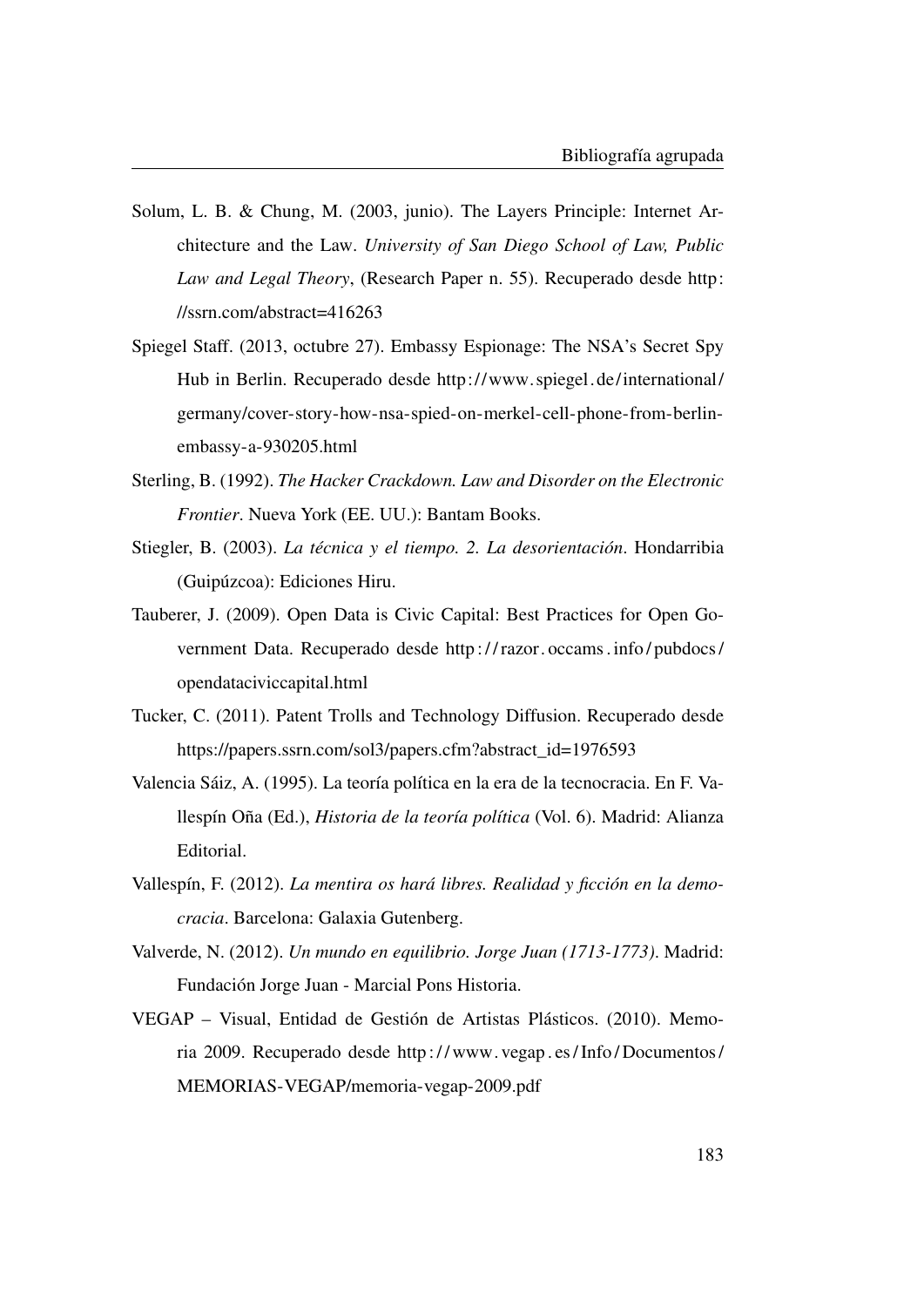Solum, L. B. & Chung, M. (2003, junio). The Layers Principle: Internet Architecture and the Law. *University of San Diego School of Law, Public Law and Legal Theory*, (Research Paper n. 55). Recuperado desde http://ssrn.com/abstract=416263

Spiegel Staff. (2013, octubre 27). Embassy Espionage: The NSA's Secret Spy Hub in Berlin. Recuperado desde http://www.spiegel.de/international/germany/cover-story-how-nsa-spied-on-merkel-cell-phone-from-berlin-embassy-a-930205.html

Sterling, B. (1992). *The Hacker Crackdown. Law and Disorder on the Electronic Frontier*. Nueva York (EE. UU.): Bantam Books.

Stiegler, B. (2003). *La técnica y el tiempo. 2. La desorientación*. Hondarribia (Guipúzcoa): Ediciones Hiru.

Tauberer, J. (2009). Open Data is Civic Capital: Best Practices for Open Government Data. Recuperado desde http://razor.occams.info/pubdocs/opendataciviccapital.html

Tucker, C. (2011). Patent Trolls and Technology Diffusion. Recuperado desde https://papers.ssrn.com/sol3/papers.cfm?abstract_id=1976593

Valencia Sáiz, A. (1995). La teoría política en la era de la tecnocracia. En F. Vallespín Oña (Ed.), *Historia de la teoría política* (Vol. 6). Madrid: Alianza Editorial.

Vallespín, F. (2012). *La mentira os hará libres. Realidad y ficción en la democracia*. Barcelona: Galaxia Gutenberg.

Valverde, N. (2012). *Un mundo en equilibrio. Jorge Juan (1713-1773)*. Madrid: Fundación Jorge Juan - Marcial Pons Historia.

VEGAP – Visual, Entidad de Gestión de Artistas Plásticos. (2010). Memoria 2009. Recuperado desde http://www.vegap.es/Info/Documentos/MEMORIAS-VEGAP/memoria-vegap-2009.pdf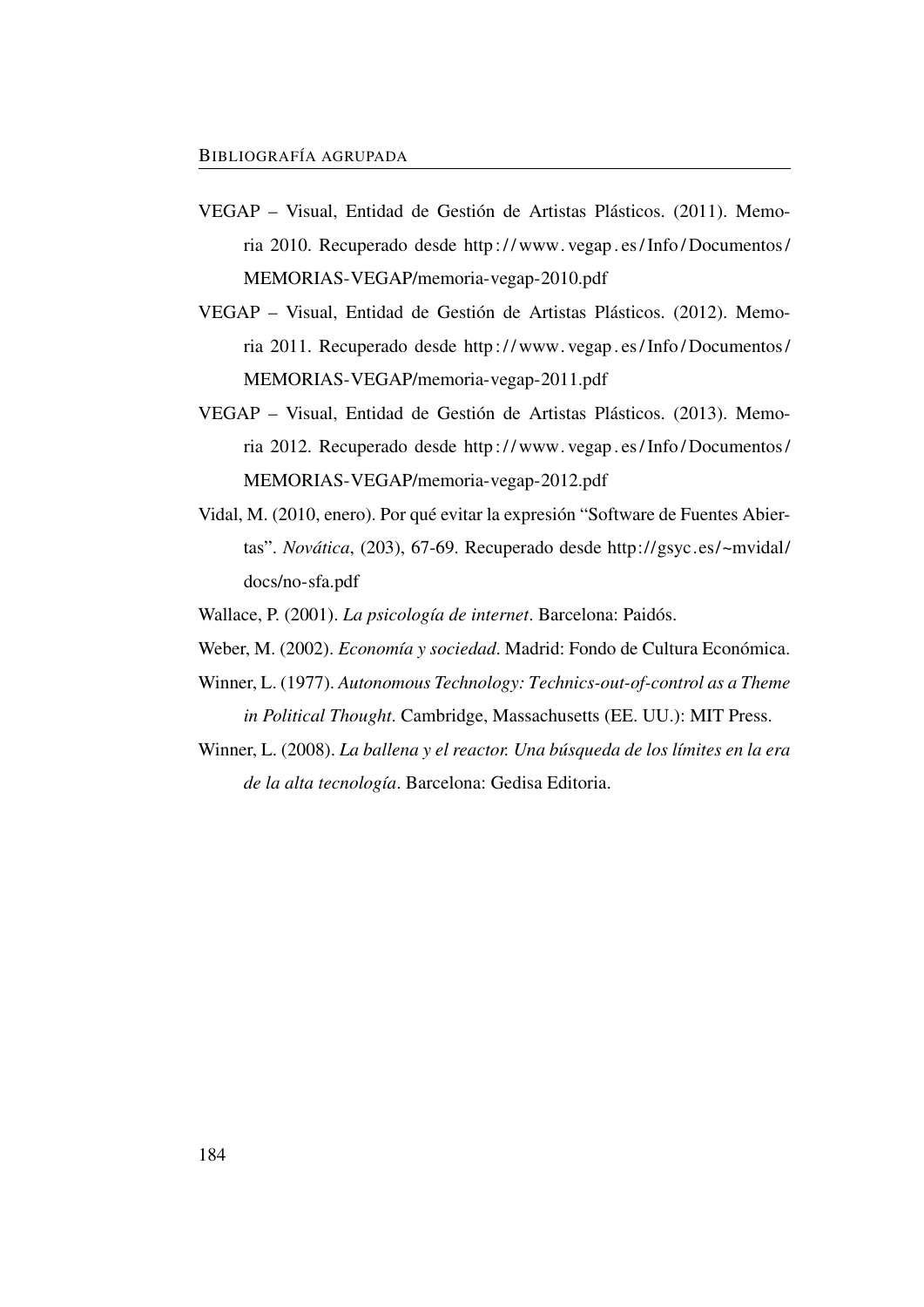VEGAP – Visual, Entidad de Gestión de Artistas Plásticos. (2011). Memoria 2010. Recuperado desde http://www.vegap.es/Info/Documentos/MEMORIAS-VEGAP/memoria-vegap-2010.pdf

VEGAP – Visual, Entidad de Gestión de Artistas Plásticos. (2012). Memoria 2011. Recuperado desde http://www.vegap.es/Info/Documentos/MEMORIAS-VEGAP/memoria-vegap-2011.pdf

VEGAP – Visual, Entidad de Gestión de Artistas Plásticos. (2013). Memoria 2012. Recuperado desde http://www.vegap.es/Info/Documentos/MEMORIAS-VEGAP/memoria-vegap-2012.pdf

Vidal, M. (2010, enero). Por qué evitar la expresión "Software de Fuentes Abiertas". *Novática*, (203), 67-69. Recuperado desde http://gsyc.es/~mvidal/docs/no-sfa.pdf

Wallace, P. (2001). *La psicología de internet*. Barcelona: Paidós.

Weber, M. (2002). *Economía y sociedad*. Madrid: Fondo de Cultura Económica.

Winner, L. (1977). *Autonomous Technology: Technics-out-of-control as a Theme in Political Thought*. Cambridge, Massachusetts (EE. UU.): MIT Press.

Winner, L. (2008). *La ballena y el reactor. Una búsqueda de los límites en la era de la alta tecnología*. Barcelona: Gedisa Editoria.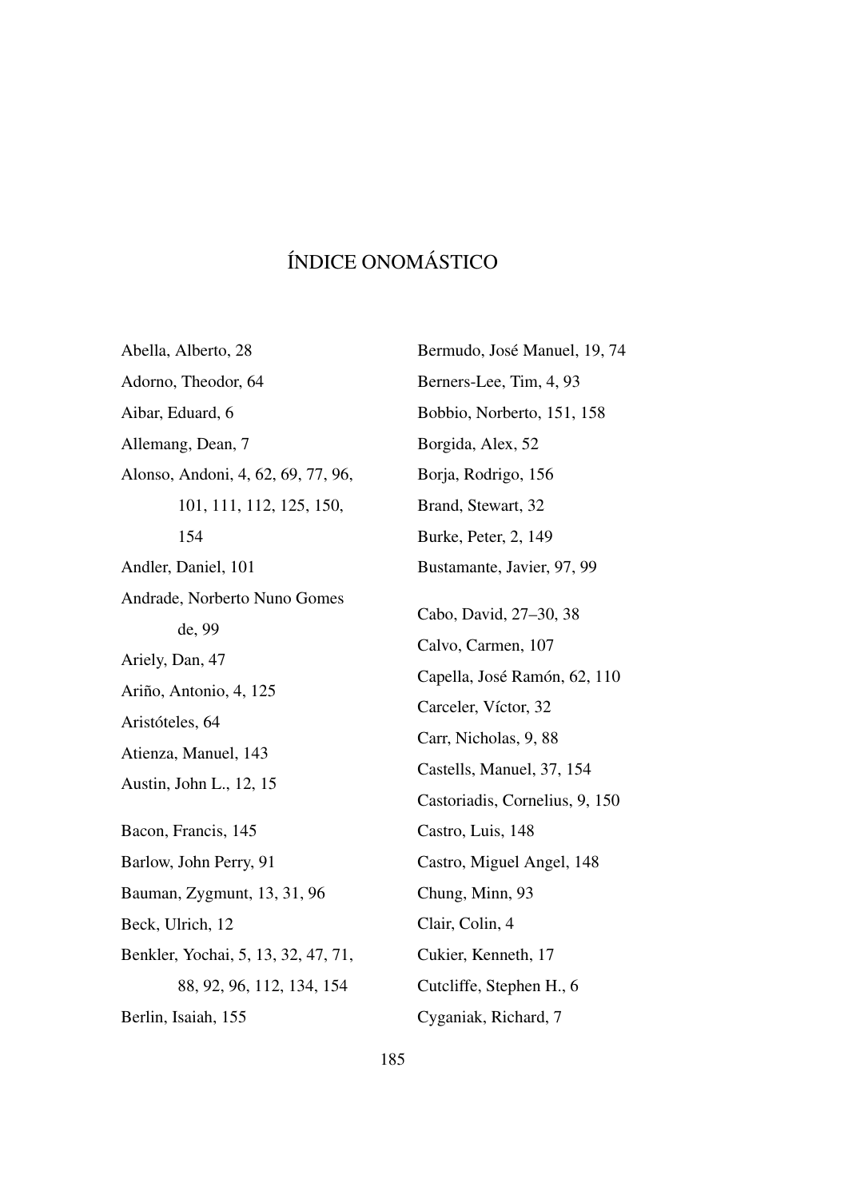# ÍNDICE ONOMÁSTICO

Abella, Alberto, 28
Adorno, Theodor, 64
Aibar, Eduard, 6
Allemang, Dean, 7
Alonso, Andoni, 4, 62, 69, 77, 96, 101, 111, 112, 125, 150, 154
Andler, Daniel, 101
Andrade, Norberto Nuno Gomes de, 99
Ariely, Dan, 47
Ariño, Antonio, 4, 125
Aristóteles, 64
Atienza, Manuel, 143
Austin, John L., 12, 15

Bacon, Francis, 145
Barlow, John Perry, 91
Bauman, Zygmunt, 13, 31, 96
Beck, Ulrich, 12
Benkler, Yochai, 5, 13, 32, 47, 71, 88, 92, 96, 112, 134, 154
Berlin, Isaiah, 155
Bermudo, José Manuel, 19, 74
Berners-Lee, Tim, 4, 93
Bobbio, Norberto, 151, 158
Borgida, Alex, 52
Borja, Rodrigo, 156
Brand, Stewart, 32
Burke, Peter, 2, 149
Bustamante, Javier, 97, 99

Cabo, David, 27–30, 38
Calvo, Carmen, 107
Capella, José Ramón, 62, 110
Carceler, Víctor, 32
Carr, Nicholas, 9, 88
Castells, Manuel, 37, 154
Castoriadis, Cornelius, 9, 150
Castro, Luis, 148
Castro, Miguel Angel, 148
Chung, Minn, 93
Clair, Colin, 4
Cukier, Kenneth, 17
Cutcliffe, Stephen H., 6
Cyganiak, Richard, 7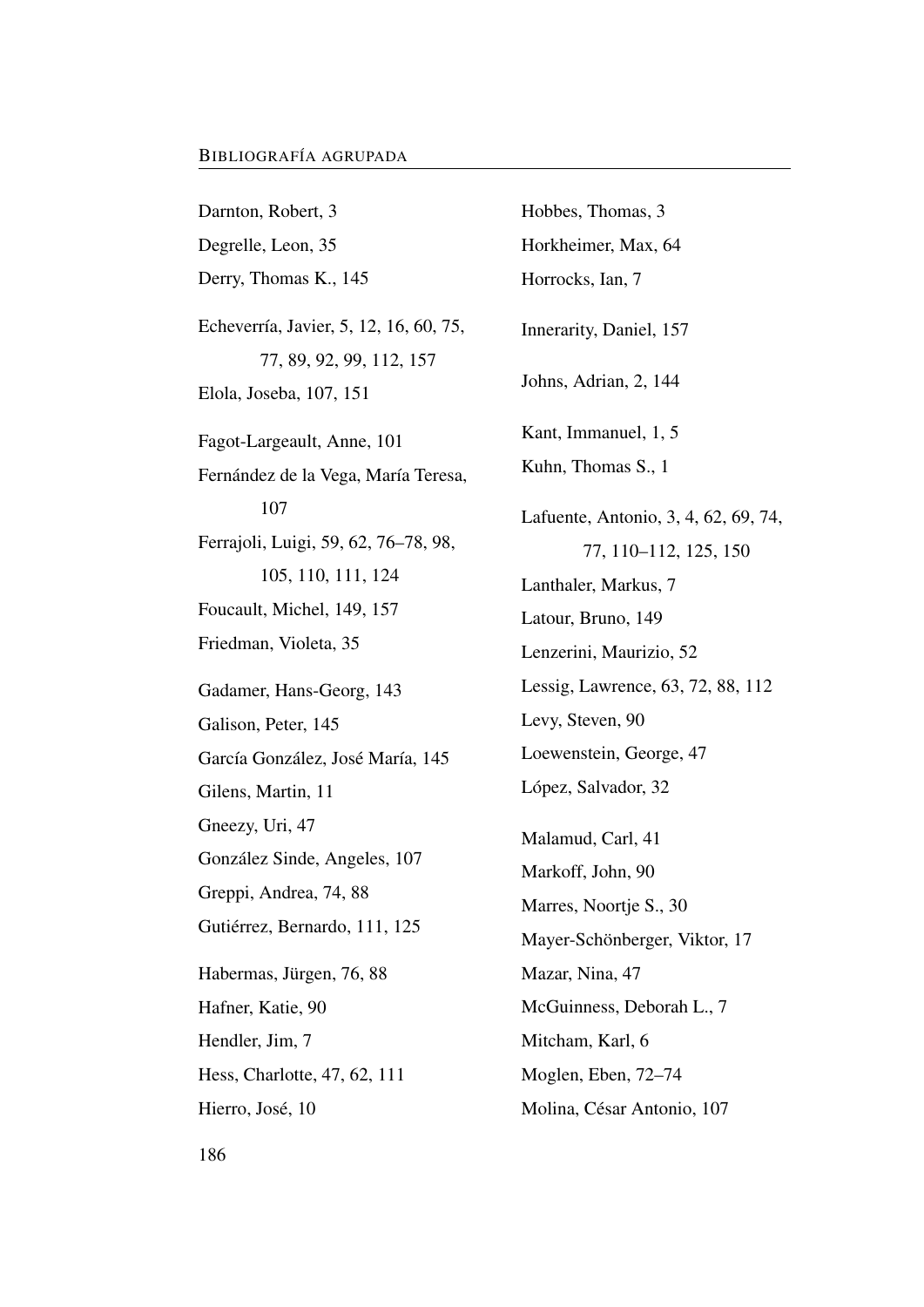Darnton, Robert, 3
Degrelle, Leon, 35
Derry, Thomas K., 145

Echeverría, Javier, 5, 12, 16, 60, 75, 77, 89, 92, 99, 112, 157
Elola, Joseba, 107, 151

Fagot-Largeault, Anne, 101
Fernández de la Vega, María Teresa, 107
Ferrajoli, Luigi, 59, 62, 76–78, 98, 105, 110, 111, 124
Foucault, Michel, 149, 157
Friedman, Violeta, 35

Gadamer, Hans-Georg, 143
Galison, Peter, 145
García González, José María, 145
Gilens, Martin, 11
Gneezy, Uri, 47
González Sinde, Angeles, 107
Greppi, Andrea, 74, 88
Gutiérrez, Bernardo, 111, 125

Habermas, Jürgen, 76, 88
Hafner, Katie, 90
Hendler, Jim, 7
Hess, Charlotte, 47, 62, 111
Hierro, José, 10
Hobbes, Thomas, 3
Horkheimer, Max, 64
Horrocks, Ian, 7

Innerarity, Daniel, 157

Johns, Adrian, 2, 144

Kant, Immanuel, 1, 5
Kuhn, Thomas S., 1

Lafuente, Antonio, 3, 4, 62, 69, 74, 77, 110–112, 125, 150
Lanthaler, Markus, 7
Latour, Bruno, 149
Lenzerini, Maurizio, 52
Lessig, Lawrence, 63, 72, 88, 112
Levy, Steven, 90
Loewenstein, George, 47
López, Salvador, 32

Malamud, Carl, 41
Markoff, John, 90
Marres, Noortje S., 30
Mayer-Schönberger, Viktor, 17
Mazar, Nina, 47
McGuinness, Deborah L., 7
Mitcham, Karl, 6
Moglen, Eben, 72–74
Molina, César Antonio, 107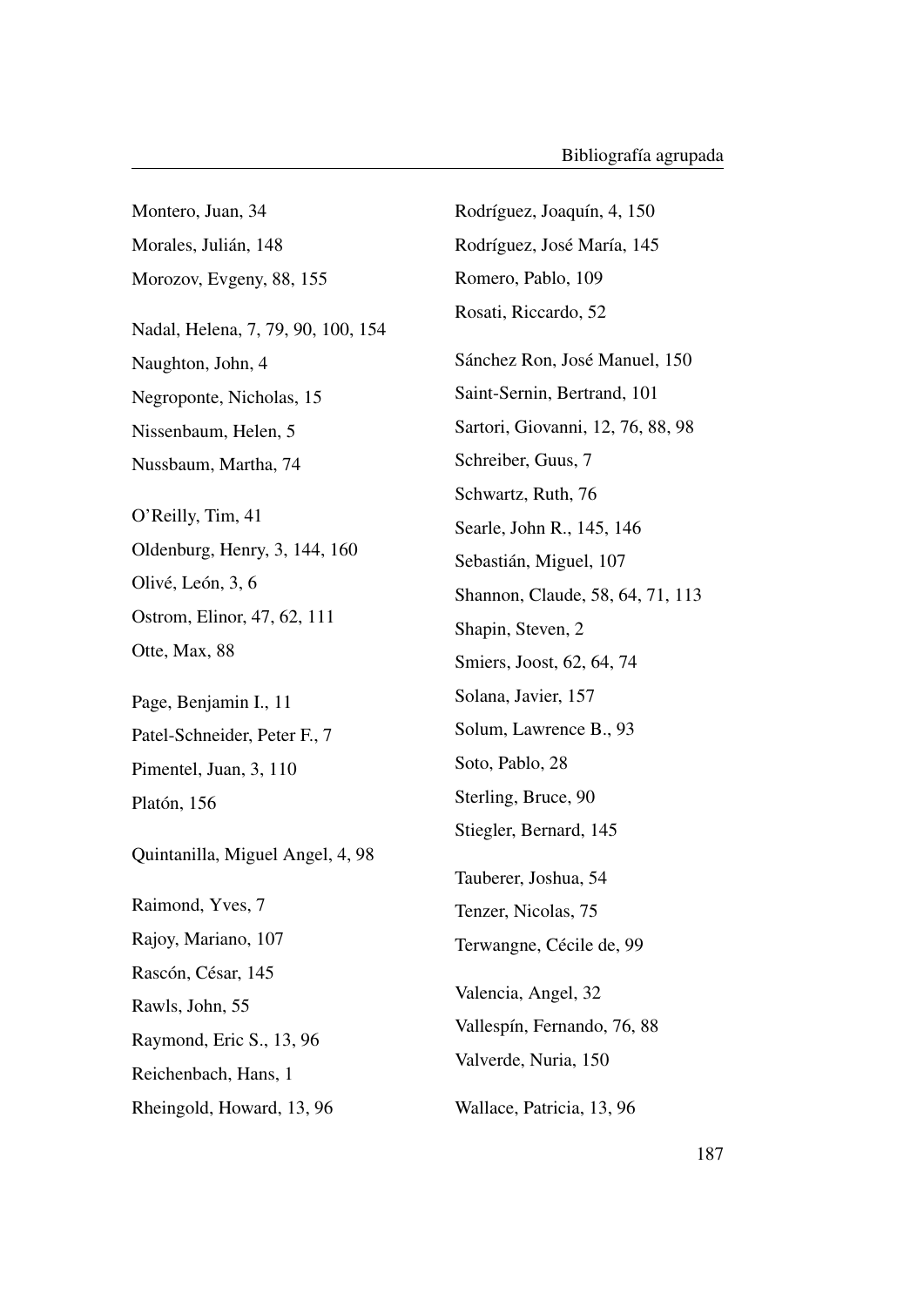Montero, Juan, 34

Morales, Julián, 148

Morozov, Evgeny, 88, 155

Nadal, Helena, 7, 79, 90, 100, 154

Naughton, John, 4

Negroponte, Nicholas, 15

Nissenbaum, Helen, 5

Nussbaum, Martha, 74

O'Reilly, Tim, 41

Oldenburg, Henry, 3, 144, 160

Olivé, León, 3, 6

Ostrom, Elinor, 47, 62, 111

Otte, Max, 88

Page, Benjamin I., 11

Patel-Schneider, Peter F., 7

Pimentel, Juan, 3, 110

Platón, 156

Quintanilla, Miguel Angel, 4, 98

Raimond, Yves, 7

Rajoy, Mariano, 107

Rascón, César, 145

Rawls, John, 55

Raymond, Eric S., 13, 96

Reichenbach, Hans, 1

Rheingold, Howard, 13, 96

Rodríguez, Joaquín, 4, 150

Rodríguez, José María, 145

Romero, Pablo, 109

Rosati, Riccardo, 52

Sánchez Ron, José Manuel, 150

Saint-Sernin, Bertrand, 101

Sartori, Giovanni, 12, 76, 88, 98

Schreiber, Guus, 7

Schwartz, Ruth, 76

Searle, John R., 145, 146

Sebastián, Miguel, 107

Shannon, Claude, 58, 64, 71, 113

Shapin, Steven, 2

Smiers, Joost, 62, 64, 74

Solana, Javier, 157

Solum, Lawrence B., 93

Soto, Pablo, 28

Sterling, Bruce, 90

Stiegler, Bernard, 145

Tauberer, Joshua, 54

Tenzer, Nicolas, 75

Terwangne, Cécile de, 99

Valencia, Angel, 32

Vallespín, Fernando, 76, 88

Valverde, Nuria, 150

Wallace, Patricia, 13, 96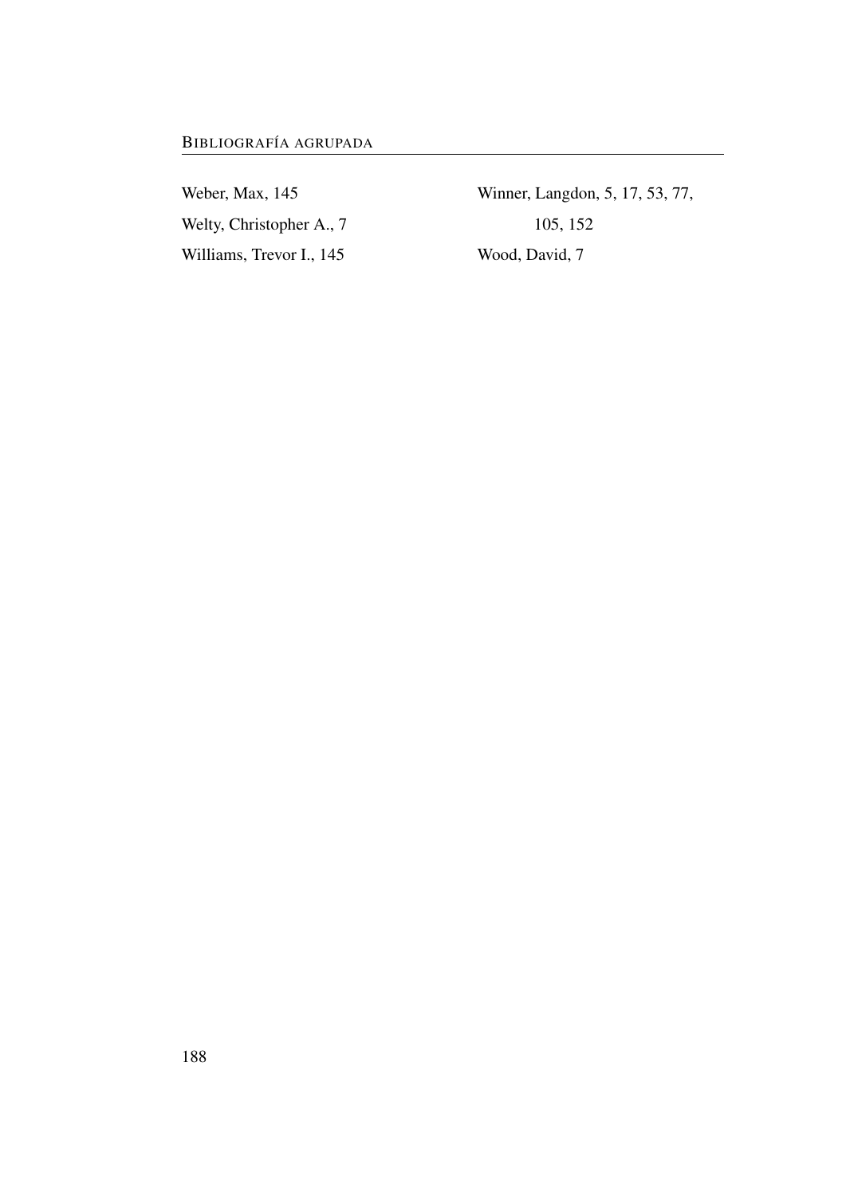Weber, Max, 145

Welty, Christopher A., 7

Williams, Trevor I., 145

Winner, Langdon, 5, 17, 53, 77, 105, 152

Wood, David, 7